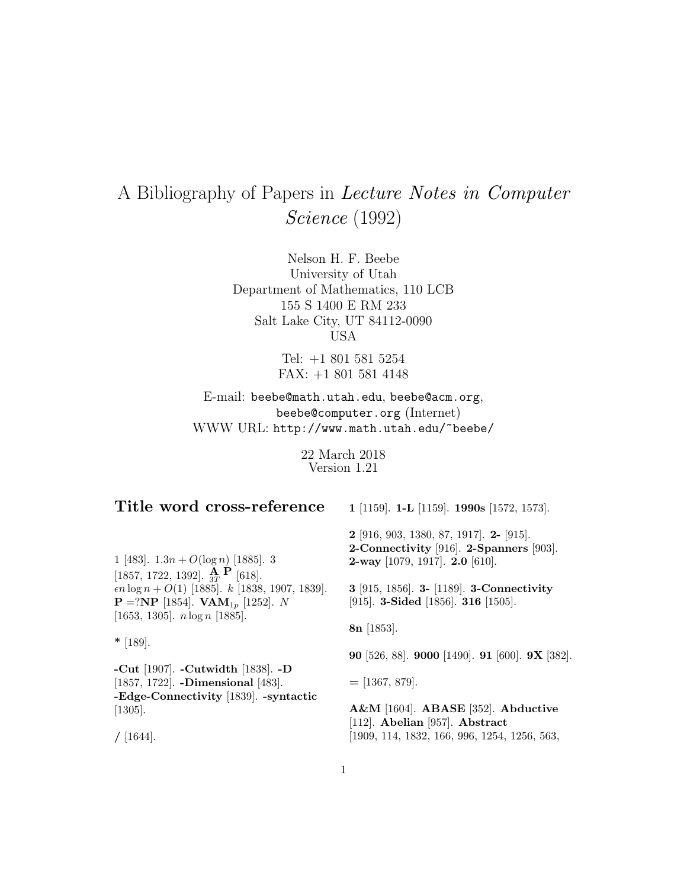# A Bibliography of Papers in *Lecture Notes in Computer Science* (1992)

Nelson H. F. Beebe
University of Utah
Department of Mathematics, 110 LCB
155 S 1400 E RM 233
Salt Lake City, UT 84112-0090
USA

Tel: +1 801 581 5254
FAX: +1 801 581 4148

E-mail: beebe@math.utah.edu, beebe@acm.org, beebe@computer.org (Internet)
WWW URL: http://www.math.utah.edu/~beebe/

22 March 2018
Version 1.21

## Title word cross-reference

1 [483]. $1.3n + O(\log n)$ [1885]. 3 [1857, 1722, 1392]. $\underset{3T}{\mathbf{A}}\ \mathbf{P}$ [618]. $\epsilon n \log n + O(1)$ [1885]. $k$ [1838, 1907, 1839]. $\mathbf{P} =?\mathbf{NP}$ [1854]. $\mathbf{VAM}_{1p}$ [1252]. $N$ [1653, 1305]. $n \log n$ [1885].

**\*** [189].

**-Cut** [1907]. **-Cutwidth** [1838]. **-D** [1857, 1722]. **-Dimensional** [483]. **-Edge-Connectivity** [1839]. **-syntactic** [1305].

**/** [1644].

**1** [1159]. **1-L** [1159]. **1990s** [1572, 1573].

**2** [916, 903, 1380, 87, 1917]. **2-** [915]. **2-Connectivity** [916]. **2-Spanners** [903]. **2-way** [1079, 1917]. **2.0** [610].

**3** [915, 1856]. **3-** [1189]. **3-Connectivity** [915]. **3-Sided** [1856]. **316** [1505].

**8n** [1853].

**90** [526, 88]. **9000** [1490]. **91** [600]. **9X** [382].

**=** [1367, 879].

**A&M** [1604]. **ABASE** [352]. **Abductive** [112]. **Abelian** [957]. **Abstract** [1909, 114, 1832, 166, 996, 1254, 1256, 563,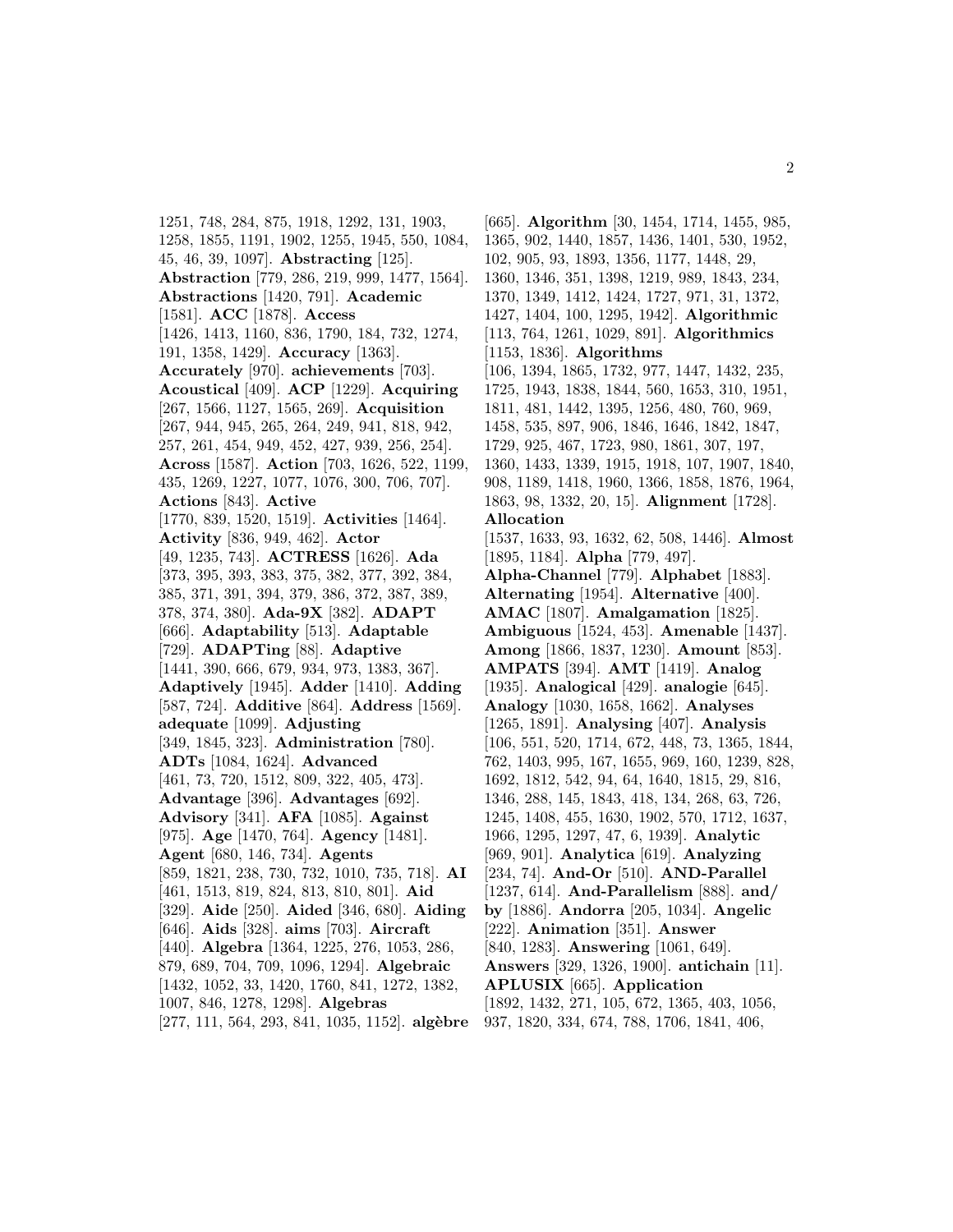1251, 748, 284, 875, 1918, 1292, 131, 1903, 1258, 1855, 1191, 1902, 1255, 1945, 550, 1084, 45, 46, 39, 1097]. **Abstracting** [125]. **Abstraction** [779, 286, 219, 999, 1477, 1564]. **Abstractions** [1420, 791]. **Academic** [1581]. **ACC** [1878]. **Access** [1426, 1413, 1160, 836, 1790, 184, 732, 1274, 191, 1358, 1429]. **Accuracy** [1363]. **Accurately** [970]. **achievements** [703]. **Acoustical** [409]. **ACP** [1229]. **Acquiring** [267, 1566, 1127, 1565, 269]. **Acquisition** [267, 944, 945, 265, 264, 249, 941, 818, 942, 257, 261, 454, 949, 452, 427, 939, 256, 254]. **Across** [1587]. **Action** [703, 1626, 522, 1199, 435, 1269, 1227, 1077, 1076, 300, 706, 707]. **Actions** [843]. **Active** [1770, 839, 1520, 1519]. **Activities** [1464]. **Activity** [836, 949, 462]. **Actor** [49, 1235, 743]. **ACTRESS** [1626]. **Ada** [373, 395, 393, 383, 375, 382, 377, 392, 384, 385, 371, 391, 394, 379, 386, 372, 387, 389, 378, 374, 380]. **Ada-9X** [382]. **ADAPT** [666]. **Adaptability** [513]. **Adaptable** [729]. **ADAPTing** [88]. **Adaptive** [1441, 390, 666, 679, 934, 973, 1383, 367]. **Adaptively** [1945]. **Adder** [1410]. **Adding** [587, 724]. **Additive** [864]. **Address** [1569]. **adequate** [1099]. **Adjusting** [349, 1845, 323]. **Administration** [780]. **ADTs** [1084, 1624]. **Advanced** [461, 73, 720, 1512, 809, 322, 405, 473]. **Advantage** [396]. **Advantages** [692]. **Advisory** [341]. **AFA** [1085]. **Against** [975]. **Age** [1470, 764]. **Agency** [1481]. **Agent** [680, 146, 734]. **Agents** [859, 1821, 238, 730, 732, 1010, 735, 718]. **AI** [461, 1513, 819, 824, 813, 810, 801]. **Aid** [329]. **Aide** [250]. **Aided** [346, 680]. **Aiding** [646]. **Aids** [328]. **aims** [703]. **Aircraft** [440]. **Algebra** [1364, 1225, 276, 1053, 286, 879, 689, 704, 709, 1096, 1294]. **Algebraic** [1432, 1052, 33, 1420, 1760, 841, 1272, 1382, 1007, 846, 1278, 1298]. **Algebras** [277, 111, 564, 293, 841, 1035, 1152]. **algèbre** [665]. **Algorithm** [30, 1454, 1714, 1455, 985, 1365, 902, 1440, 1857, 1436, 1401, 530, 1952, 102, 905, 93, 1893, 1356, 1177, 1448, 29, 1360, 1346, 351, 1398, 1219, 989, 1843, 234, 1370, 1349, 1412, 1424, 1727, 971, 31, 1372, 1427, 1404, 100, 1295, 1942]. **Algorithmic** [113, 764, 1261, 1029, 891]. **Algorithmics** [1153, 1836]. **Algorithms** [106, 1394, 1865, 1732, 977, 1447, 1432, 235, 1725, 1943, 1838, 1844, 560, 1653, 310, 1951, 1811, 481, 1442, 1395, 1256, 480, 760, 969, 1458, 535, 897, 906, 1846, 1646, 1842, 1847, 1729, 925, 467, 1723, 980, 1861, 307, 197, 1360, 1433, 1339, 1915, 1918, 107, 1907, 1840, 908, 1189, 1418, 1960, 1366, 1858, 1876, 1964, 1863, 98, 1332, 20, 15]. **Alignment** [1728]. **Allocation** [1537, 1633, 93, 1632, 62, 508, 1446]. **Almost** [1895, 1184]. **Alpha** [779, 497]. **Alpha-Channel** [779]. **Alphabet** [1883]. **Alternating** [1954]. **Alternative** [400]. **AMAC** [1807]. **Amalgamation** [1825]. **Ambiguous** [1524, 453]. **Amenable** [1437]. **Among** [1866, 1837, 1230]. **Amount** [853]. **AMPATS** [394]. **AMT** [1419]. **Analog** [1935]. **Analogical** [429]. **analogie** [645]. **Analogy** [1030, 1658, 1662]. **Analyses** [1265, 1891]. **Analysing** [407]. **Analysis** [106, 551, 520, 1714, 672, 448, 73, 1365, 1844, 762, 1403, 995, 167, 1655, 969, 160, 1239, 828, 1692, 1812, 542, 94, 64, 1640, 1815, 29, 816, 1346, 288, 145, 1843, 418, 134, 268, 63, 726, 1245, 1408, 455, 1630, 1902, 570, 1712, 1637, 1966, 1295, 1297, 47, 6, 1939]. **Analytic** [969, 901]. **Analytica** [619]. **Analyzing** [234, 74]. **And-Or** [510]. **AND-Parallel** [1237, 614]. **And-Parallelism** [888]. **and/by** [1886]. **Andorra** [205, 1034]. **Angelic** [222]. **Animation** [351]. **Answer** [840, 1283]. **Answering** [1061, 649]. **Answers** [329, 1326, 1900]. **antichain** [11]. **APLUSIX** [665]. **Application** [1892, 1432, 271, 105, 672, 1365, 403, 1056, 937, 1820, 334, 674, 788, 1706, 1841, 406,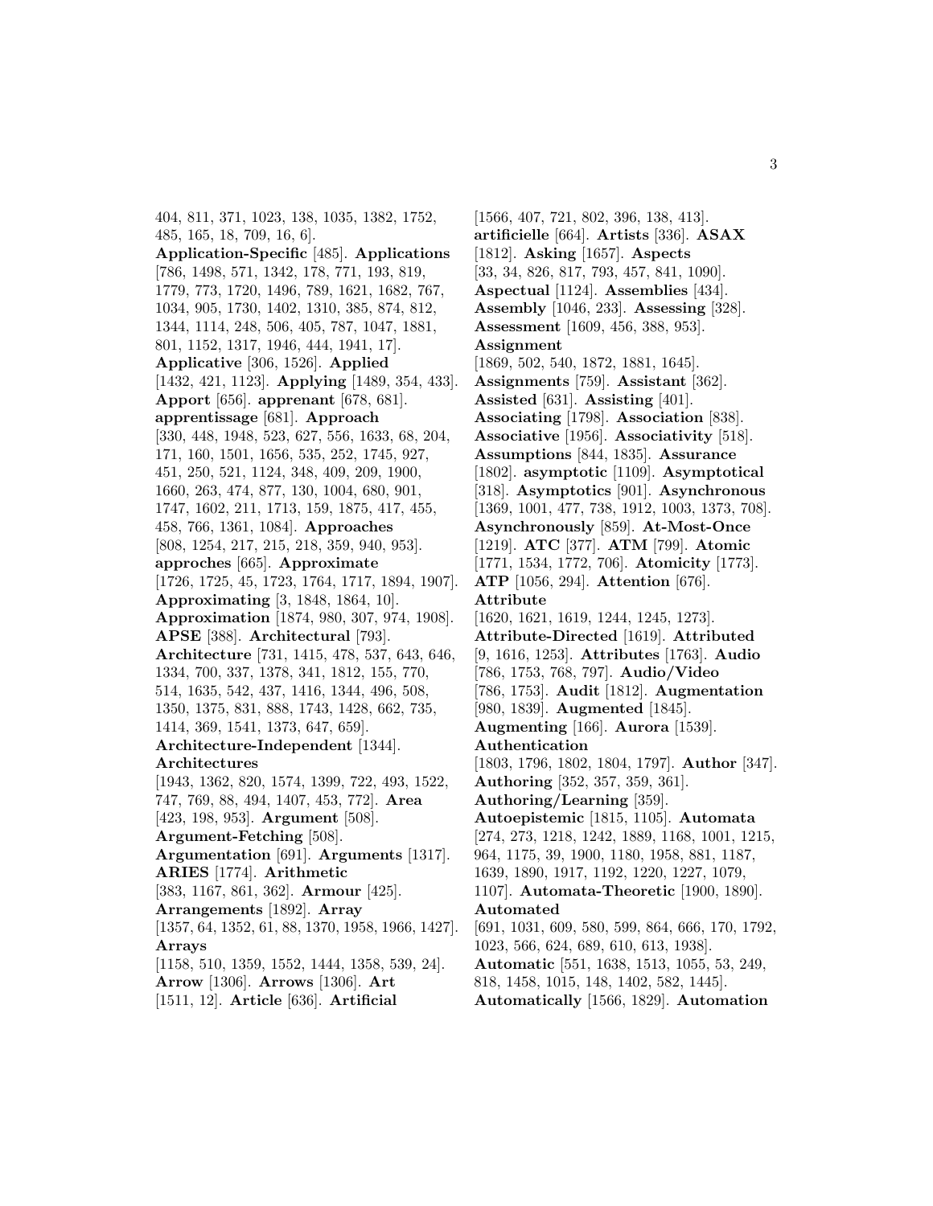404, 811, 371, 1023, 138, 1035, 1382, 1752, 485, 165, 18, 709, 16, 6]. **Application-Specific** [485]. **Applications** [786, 1498, 571, 1342, 178, 771, 193, 819, 1779, 773, 1720, 1496, 789, 1621, 1682, 767, 1034, 905, 1730, 1402, 1310, 385, 874, 812, 1344, 1114, 248, 506, 405, 787, 1047, 1881, 801, 1152, 1317, 1946, 444, 1941, 17]. **Applicative** [306, 1526]. **Applied** [1432, 421, 1123]. **Applying** [1489, 354, 433]. **Apport** [656]. **apprenant** [678, 681]. **apprentissage** [681]. **Approach** [330, 448, 1948, 523, 627, 556, 1633, 68, 204, 171, 160, 1501, 1656, 535, 252, 1745, 927, 451, 250, 521, 1124, 348, 409, 209, 1900, 1660, 263, 474, 877, 130, 1004, 680, 901, 1747, 1602, 211, 1713, 159, 1875, 417, 455, 458, 766, 1361, 1084]. **Approaches** [808, 1254, 217, 215, 218, 359, 940, 953]. **approches** [665]. **Approximate** [1726, 1725, 45, 1723, 1764, 1717, 1894, 1907]. **Approximating** [3, 1848, 1864, 10]. **Approximation** [1874, 980, 307, 974, 1908]. **APSE** [388]. **Architectural** [793]. **Architecture** [731, 1415, 478, 537, 643, 646, 1334, 700, 337, 1378, 341, 1812, 155, 770, 514, 1635, 542, 437, 1416, 1344, 496, 508, 1350, 1375, 831, 888, 1743, 1428, 662, 735, 1414, 369, 1541, 1373, 647, 659]. **Architecture-Independent** [1344]. **Architectures** [1943, 1362, 820, 1574, 1399, 722, 493, 1522, 747, 769, 88, 494, 1407, 453, 772]. **Area** [423, 198, 953]. **Argument** [508]. **Argument-Fetching** [508]. **Argumentation** [691]. **Arguments** [1317]. **ARIES** [1774]. **Arithmetic** [383, 1167, 861, 362]. **Armour** [425]. **Arrangements** [1892]. **Array** [1357, 64, 1352, 61, 88, 1370, 1958, 1966, 1427]. **Arrays** [1158, 510, 1359, 1552, 1444, 1358, 539, 24]. **Arrow** [1306]. **Arrows** [1306]. **Art** [1511, 12]. **Article** [636]. **Artificial** [1566, 407, 721, 802, 396, 138, 413]. **artificielle** [664]. **Artists** [336]. **ASAX** [1812]. **Asking** [1657]. **Aspects** [33, 34, 826, 817, 793, 457, 841, 1090]. **Aspectual** [1124]. **Assemblies** [434]. **Assembly** [1046, 233]. **Assessing** [328]. **Assessment** [1609, 456, 388, 953]. **Assignment** [1869, 502, 540, 1872, 1881, 1645]. **Assignments** [759]. **Assistant** [362]. **Assisted** [631]. **Assisting** [401]. **Associating** [1798]. **Association** [838]. **Associative** [1956]. **Associativity** [518]. **Assumptions** [844, 1835]. **Assurance** [1802]. **asymptotic** [1109]. **Asymptotical** [318]. **Asymptotics** [901]. **Asynchronous** [1369, 1001, 477, 738, 1912, 1003, 1373, 708]. **Asynchronously** [859]. **At-Most-Once** [1219]. **ATC** [377]. **ATM** [799]. **Atomic** [1771, 1534, 1772, 706]. **Atomicity** [1773]. **ATP** [1056, 294]. **Attention** [676]. **Attribute** [1620, 1621, 1619, 1244, 1245, 1273]. **Attribute-Directed** [1619]. **Attributed** [9, 1616, 1253]. **Attributes** [1763]. **Audio** [786, 1753, 768, 797]. **Audio/Video** [786, 1753]. **Audit** [1812]. **Augmentation** [980, 1839]. **Augmented** [1845]. **Augmenting** [166]. **Aurora** [1539]. **Authentication** [1803, 1796, 1802, 1804, 1797]. **Author** [347]. **Authoring** [352, 357, 359, 361]. **Authoring/Learning** [359]. **Autoepistemic** [1815, 1105]. **Automata** [274, 273, 1218, 1242, 1889, 1168, 1001, 1215, 964, 1175, 39, 1900, 1180, 1958, 881, 1187, 1639, 1890, 1917, 1192, 1220, 1227, 1079, 1107]. **Automata-Theoretic** [1900, 1890]. **Automated** [691, 1031, 609, 580, 599, 864, 666, 170, 1792, 1023, 566, 624, 689, 610, 613, 1938]. **Automatic** [551, 1638, 1513, 1055, 53, 249, 818, 1458, 1015, 148, 1402, 582, 1445]. **Automatically** [1566, 1829]. **Automation**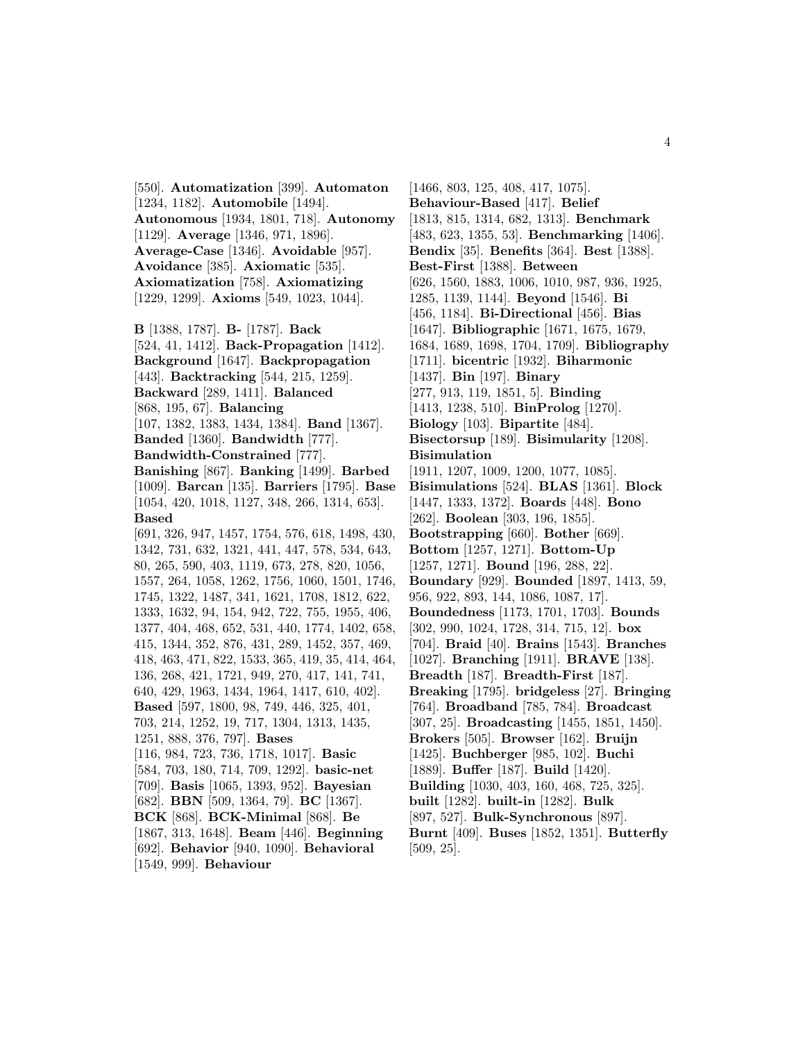[550]. **Automatization** [399]. **Automaton** [1234, 1182]. **Automobile** [1494]. **Autonomous** [1934, 1801, 718]. **Autonomy** [1129]. **Average** [1346, 971, 1896]. **Average-Case** [1346]. **Avoidable** [957]. **Avoidance** [385]. **Axiomatic** [535]. **Axiomatization** [758]. **Axiomatizing** [1229, 1299]. **Axioms** [549, 1023, 1044].

**B** [1388, 1787]. **B-** [1787]. **Back** [524, 41, 1412]. **Back-Propagation** [1412]. **Background** [1647]. **Backpropagation** [443]. **Backtracking** [544, 215, 1259]. **Backward** [289, 1411]. **Balanced** [868, 195, 67]. **Balancing** [107, 1382, 1383, 1434, 1384]. **Band** [1367]. **Banded** [1360]. **Bandwidth** [777]. **Bandwidth-Constrained** [777]. **Banishing** [867]. **Banking** [1499]. **Barbed** [1009]. **Barcan** [135]. **Barriers** [1795]. **Base** [1054, 420, 1018, 1127, 348, 266, 1314, 653]. **Based** [691, 326, 947, 1457, 1754, 576, 618, 1498, 430, 1342, 731, 632, 1321, 441, 447, 578, 534, 643, 80, 265, 590, 403, 1119, 673, 278, 820, 1056, 1557, 264, 1058, 1262, 1756, 1060, 1501, 1746, 1745, 1322, 1487, 341, 1621, 1708, 1812, 622, 1333, 1632, 94, 154, 942, 722, 755, 1955, 406, 1377, 404, 468, 652, 531, 440, 1774, 1402, 658, 415, 1344, 352, 876, 431, 289, 1452, 357, 469, 418, 463, 471, 822, 1533, 365, 419, 35, 414, 464, 136, 268, 421, 1721, 949, 270, 417, 141, 741, 640, 429, 1963, 1434, 1964, 1417, 610, 402]. **Based** [597, 1800, 98, 749, 446, 325, 401, 703, 214, 1252, 19, 717, 1304, 1313, 1435, 1251, 888, 376, 797]. **Bases** [116, 984, 723, 736, 1718, 1017]. **Basic** [584, 703, 180, 714, 709, 1292]. **basic-net** [709]. **Basis** [1065, 1393, 952]. **Bayesian** [682]. **BBN** [509, 1364, 79]. **BC** [1367]. **BCK** [868]. **BCK-Minimal** [868]. **Be** [1867, 313, 1648]. **Beam** [446]. **Beginning** [692]. **Behavior** [940, 1090]. **Behavioral** [1549, 999]. **Behaviour** [1466, 803, 125, 408, 417, 1075]. **Behaviour-Based** [417]. **Belief** [1813, 815, 1314, 682, 1313]. **Benchmark** [483, 623, 1355, 53]. **Benchmarking** [1406]. **Bendix** [35]. **Benefits** [364]. **Best** [1388]. **Best-First** [1388]. **Between** [626, 1560, 1883, 1006, 1010, 987, 936, 1925, 1285, 1139, 1144]. **Beyond** [1546]. **Bi** [456, 1184]. **Bi-Directional** [456]. **Bias** [1647]. **Bibliographic** [1671, 1675, 1679, 1684, 1689, 1698, 1704, 1709]. **Bibliography** [1711]. **bicentric** [1932]. **Biharmonic** [1437]. **Bin** [197]. **Binary** [277, 913, 119, 1851, 5]. **Binding** [1413, 1238, 510]. **BinProlog** [1270]. **Biology** [103]. **Bipartite** [484]. **Bisectorsup** [189]. **Bisimularity** [1208]. **Bisimulation** [1911, 1207, 1009, 1200, 1077, 1085]. **Bisimulations** [524]. **BLAS** [1361]. **Block** [1447, 1333, 1372]. **Boards** [448]. **Bono** [262]. **Boolean** [303, 196, 1855]. **Bootstrapping** [660]. **Bother** [669]. **Bottom** [1257, 1271]. **Bottom-Up** [1257, 1271]. **Bound** [196, 288, 22]. **Boundary** [929]. **Bounded** [1897, 1413, 59, 956, 922, 893, 144, 1086, 1087, 17]. **Boundedness** [1173, 1701, 1703]. **Bounds** [302, 990, 1024, 1728, 314, 715, 12]. **box** [704]. **Braid** [40]. **Brains** [1543]. **Branches** [1027]. **Branching** [1911]. **BRAVE** [138]. **Breadth** [187]. **Breadth-First** [187]. **Breaking** [1795]. **bridgeless** [27]. **Bringing** [764]. **Broadband** [785, 784]. **Broadcast** [307, 25]. **Broadcasting** [1455, 1851, 1450]. **Brokers** [505]. **Browser** [162]. **Bruijn** [1425]. **Buchberger** [985, 102]. **Buchi** [1889]. **Buffer** [187]. **Build** [1420]. **Building** [1030, 403, 160, 468, 725, 325]. **built** [1282]. **built-in** [1282]. **Bulk** [897, 527]. **Bulk-Synchronous** [897]. **Burnt** [409]. **Buses** [1852, 1351]. **Butterfly** [509, 25].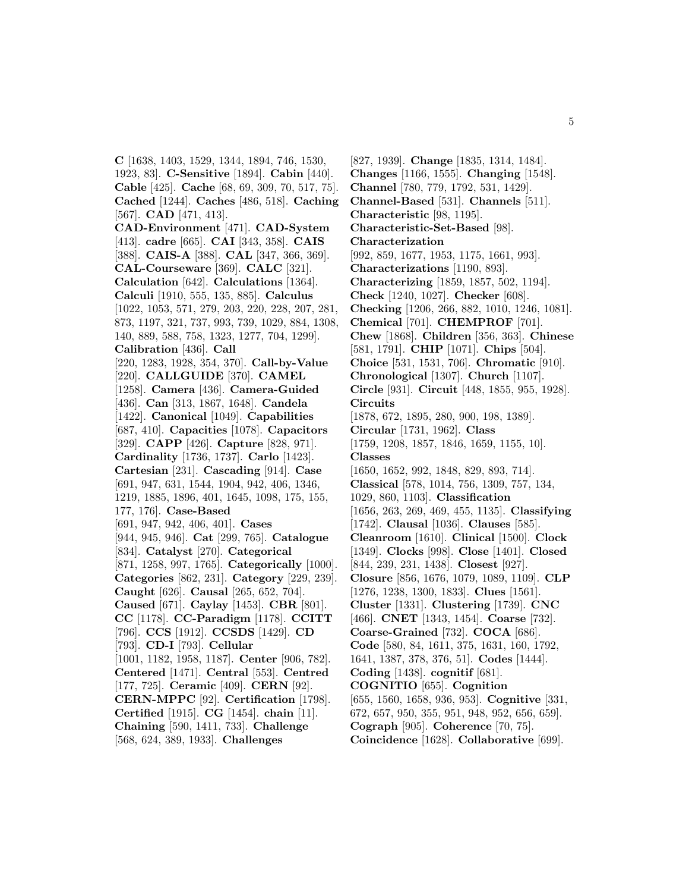**C** [1638, 1403, 1529, 1344, 1894, 746, 1530, 1923, 83]. **C-Sensitive** [1894]. **Cabin** [440]. **Cable** [425]. **Cache** [68, 69, 309, 70, 517, 75]. **Cached** [1244]. **Caches** [486, 518]. **Caching** [567]. **CAD** [471, 413]. **CAD-Environment** [471]. **CAD-System** [413]. **cadre** [665]. **CAI** [343, 358]. **CAIS** [388]. **CAIS-A** [388]. **CAL** [347, 366, 369]. **CAL-Courseware** [369]. **CALC** [321]. **Calculation** [642]. **Calculations** [1364]. **Calculi** [1910, 555, 135, 885]. **Calculus** [1022, 1053, 571, 279, 203, 220, 228, 207, 281, 873, 1197, 321, 737, 993, 739, 1029, 884, 1308, 140, 889, 588, 758, 1323, 1277, 704, 1299]. **Calibration** [436]. **Call** [220, 1283, 1928, 354, 370]. **Call-by-Value** [220]. **CALLGUIDE** [370]. **CAMEL** [1258]. **Camera** [436]. **Camera-Guided** [436]. **Can** [313, 1867, 1648]. **Candela** [1422]. **Canonical** [1049]. **Capabilities** [687, 410]. **Capacities** [1078]. **Capacitors** [329]. **CAPP** [426]. **Capture** [828, 971]. **Cardinality** [1736, 1737]. **Carlo** [1423]. **Cartesian** [231]. **Cascading** [914]. **Case** [691, 947, 631, 1544, 1904, 942, 406, 1346, 1219, 1885, 1896, 401, 1645, 1098, 175, 155, 177, 176]. **Case-Based** [691, 947, 942, 406, 401]. **Cases** [944, 945, 946]. **Cat** [299, 765]. **Catalogue** [834]. **Catalyst** [270]. **Categorical** [871, 1258, 997, 1765]. **Categorically** [1000]. **Categories** [862, 231]. **Category** [229, 239]. **Caught** [626]. **Causal** [265, 652, 704]. **Caused** [671]. **Caylay** [1453]. **CBR** [801]. **CC** [1178]. **CC-Paradigm** [1178]. **CCITT** [796]. **CCS** [1912]. **CCSDS** [1429]. **CD** [793]. **CD-I** [793]. **Cellular** [1001, 1182, 1958, 1187]. **Center** [906, 782]. **Centered** [1471]. **Central** [553]. **Centred** [177, 725]. **Ceramic** [409]. **CERN** [92]. **CERN-MPPC** [92]. **Certification** [1798]. **Certified** [1915]. **CG** [1454]. **chain** [11]. **Chaining** [590, 1411, 733]. **Challenge** [568, 624, 389, 1933]. **Challenges** [827, 1939]. **Change** [1835, 1314, 1484]. **Changes** [1166, 1555]. **Changing** [1548]. **Channel** [780, 779, 1792, 531, 1429]. **Channel-Based** [531]. **Channels** [511]. **Characteristic** [98, 1195]. **Characteristic-Set-Based** [98]. **Characterization** [992, 859, 1677, 1953, 1175, 1661, 993]. **Characterizations** [1190, 893]. **Characterizing** [1859, 1857, 502, 1194]. **Check** [1240, 1027]. **Checker** [608]. **Checking** [1206, 266, 882, 1010, 1246, 1081]. **Chemical** [701]. **CHEMPROF** [701]. **Chew** [1868]. **Children** [356, 363]. **Chinese** [581, 1791]. **CHIP** [1071]. **Chips** [504]. **Choice** [531, 1531, 706]. **Chromatic** [910]. **Chronological** [1307]. **Church** [1107]. **Circle** [931]. **Circuit** [448, 1855, 955, 1928]. **Circuits** [1878, 672, 1895, 280, 900, 198, 1389]. **Circular** [1731, 1962]. **Class** [1759, 1208, 1857, 1846, 1659, 1155, 10]. **Classes** [1650, 1652, 992, 1848, 829, 893, 714]. **Classical** [578, 1014, 756, 1309, 757, 134, 1029, 860, 1103]. **Classification** [1656, 263, 269, 469, 455, 1135]. **Classifying** [1742]. **Clausal** [1036]. **Clauses** [585]. **Cleanroom** [1610]. **Clinical** [1500]. **Clock** [1349]. **Clocks** [998]. **Close** [1401]. **Closed** [844, 239, 231, 1438]. **Closest** [927]. **Closure** [856, 1676, 1079, 1089, 1109]. **CLP** [1276, 1238, 1300, 1833]. **Clues** [1561]. **Cluster** [1331]. **Clustering** [1739]. **CNC** [466]. **CNET** [1343, 1454]. **Coarse** [732]. **Coarse-Grained** [732]. **COCA** [686]. **Code** [580, 84, 1611, 375, 1631, 160, 1792, 1641, 1387, 378, 376, 51]. **Codes** [1444]. **Coding** [1438]. **cognitif** [681]. **COGNITIO** [655]. **Cognition** [655, 1560, 1658, 936, 953]. **Cognitive** [331, 672, 657, 950, 355, 951, 948, 952, 656, 659]. **Cograph** [905]. **Coherence** [70, 75]. **Coincidence** [1628]. **Collaborative** [699].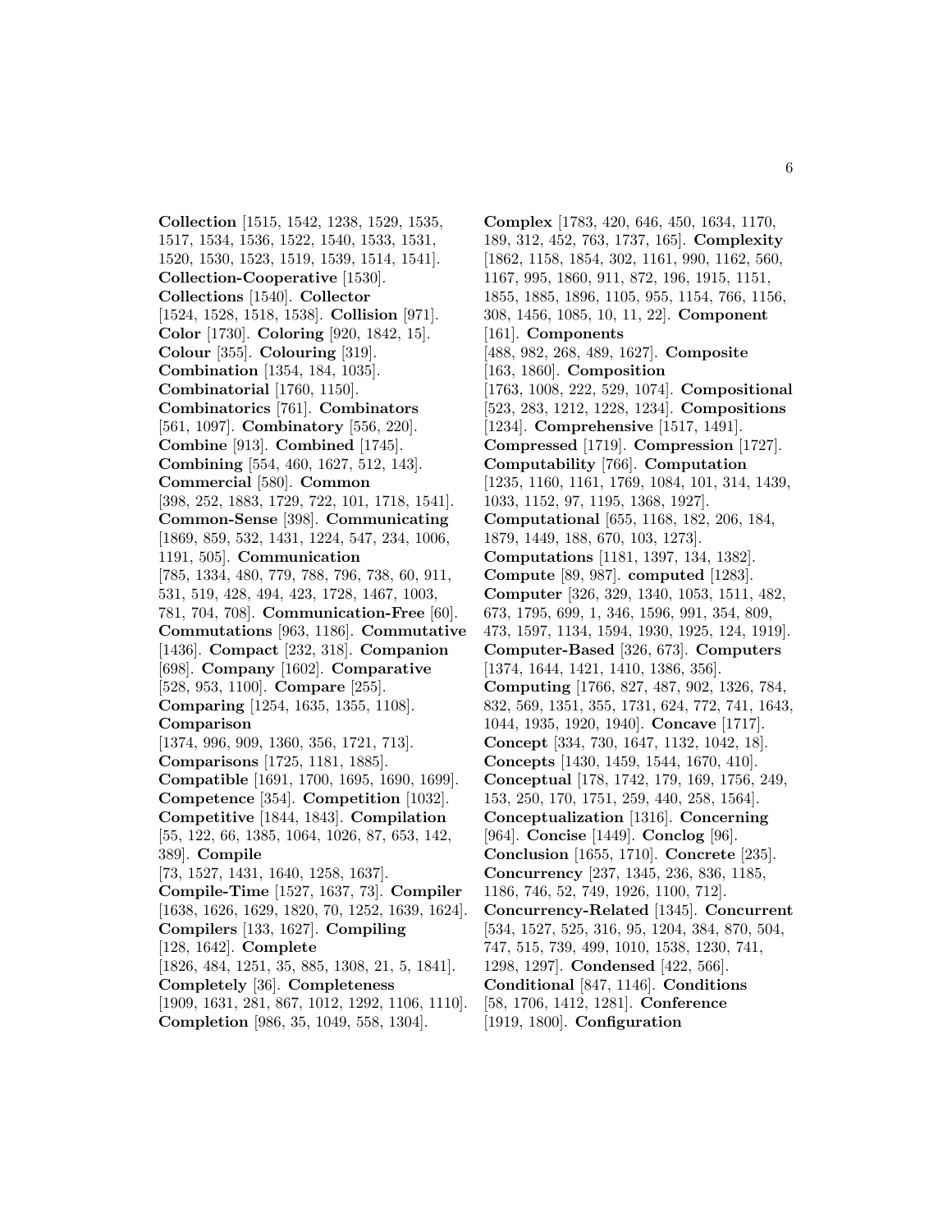**Collection** [1515, 1542, 1238, 1529, 1535, 1517, 1534, 1536, 1522, 1540, 1533, 1531, 1520, 1530, 1523, 1519, 1539, 1514, 1541]. **Collection-Cooperative** [1530]. **Collections** [1540]. **Collector** [1524, 1528, 1518, 1538]. **Collision** [971]. **Color** [1730]. **Coloring** [920, 1842, 15]. **Colour** [355]. **Colouring** [319]. **Combination** [1354, 184, 1035]. **Combinatorial** [1760, 1150]. **Combinatorics** [761]. **Combinators** [561, 1097]. **Combinatory** [556, 220]. **Combine** [913]. **Combined** [1745]. **Combining** [554, 460, 1627, 512, 143]. **Commercial** [580]. **Common** [398, 252, 1883, 1729, 722, 101, 1718, 1541]. **Common-Sense** [398]. **Communicating** [1869, 859, 532, 1431, 1224, 547, 234, 1006, 1191, 505]. **Communication** [785, 1334, 480, 779, 788, 796, 738, 60, 911, 531, 519, 428, 494, 423, 1728, 1467, 1003, 781, 704, 708]. **Communication-Free** [60]. **Commutations** [963, 1186]. **Commutative** [1436]. **Compact** [232, 318]. **Companion** [698]. **Company** [1602]. **Comparative** [528, 953, 1100]. **Compare** [255]. **Comparing** [1254, 1635, 1355, 1108]. **Comparison** [1374, 996, 909, 1360, 356, 1721, 713]. **Comparisons** [1725, 1181, 1885]. **Compatible** [1691, 1700, 1695, 1690, 1699]. **Competence** [354]. **Competition** [1032]. **Competitive** [1844, 1843]. **Compilation** [55, 122, 66, 1385, 1064, 1026, 87, 653, 142, 389]. **Compile** [73, 1527, 1431, 1640, 1258, 1637]. **Compile-Time** [1527, 1637, 73]. **Compiler** [1638, 1626, 1629, 1820, 70, 1252, 1639, 1624]. **Compilers** [133, 1627]. **Compiling** [128, 1642]. **Complete** [1826, 484, 1251, 35, 885, 1308, 21, 5, 1841]. **Completely** [36]. **Completeness** [1909, 1631, 281, 867, 1012, 1292, 1106, 1110]. **Completion** [986, 35, 1049, 558, 1304].

**Complex** [1783, 420, 646, 450, 1634, 1170, 189, 312, 452, 763, 1737, 165]. **Complexity** [1862, 1158, 1854, 302, 1161, 990, 1162, 560, 1167, 995, 1860, 911, 872, 196, 1915, 1151, 1855, 1885, 1896, 1105, 955, 1154, 766, 1156, 308, 1456, 1085, 10, 11, 22]. **Component** [161]. **Components** [488, 982, 268, 489, 1627]. **Composite** [163, 1860]. **Composition** [1763, 1008, 222, 529, 1074]. **Compositional** [523, 283, 1212, 1228, 1234]. **Compositions** [1234]. **Comprehensive** [1517, 1491]. **Compressed** [1719]. **Compression** [1727]. **Computability** [766]. **Computation** [1235, 1160, 1161, 1769, 1084, 101, 314, 1439, 1033, 1152, 97, 1195, 1368, 1927]. **Computational** [655, 1168, 182, 206, 184, 1879, 1449, 188, 670, 103, 1273]. **Computations** [1181, 1397, 134, 1382]. **Compute** [89, 987]. **computed** [1283]. **Computer** [326, 329, 1340, 1053, 1511, 482, 673, 1795, 699, 1, 346, 1596, 991, 354, 809, 473, 1597, 1134, 1594, 1930, 1925, 124, 1919]. **Computer-Based** [326, 673]. **Computers** [1374, 1644, 1421, 1410, 1386, 356]. **Computing** [1766, 827, 487, 902, 1326, 784, 832, 569, 1351, 355, 1731, 624, 772, 741, 1643, 1044, 1935, 1920, 1940]. **Concave** [1717]. **Concept** [334, 730, 1647, 1132, 1042, 18]. **Concepts** [1430, 1459, 1544, 1670, 410]. **Conceptual** [178, 1742, 179, 169, 1756, 249, 153, 250, 170, 1751, 259, 440, 258, 1564]. **Conceptualization** [1316]. **Concerning** [964]. **Concise** [1449]. **Conclog** [96]. **Conclusion** [1655, 1710]. **Concrete** [235]. **Concurrency** [237, 1345, 236, 836, 1185, 1186, 746, 52, 749, 1926, 1100, 712]. **Concurrency-Related** [1345]. **Concurrent** [534, 1527, 525, 316, 95, 1204, 384, 870, 504, 747, 515, 739, 499, 1010, 1538, 1230, 741, 1298, 1297]. **Condensed** [422, 566]. **Conditional** [847, 1146]. **Conditions** [58, 1706, 1412, 1281]. **Conference** [1919, 1800]. **Configuration**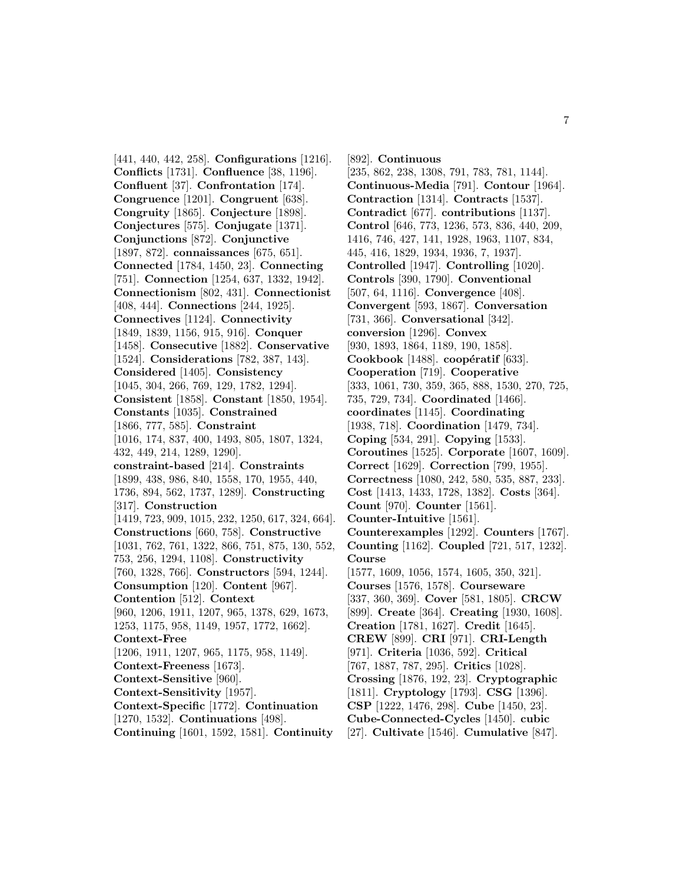[441, 440, 442, 258]. **Configurations** [1216]. **Conflicts** [1731]. **Confluence** [38, 1196]. **Confluent** [37]. **Confrontation** [174]. **Congruence** [1201]. **Congruent** [638]. **Congruity** [1865]. **Conjecture** [1898]. **Conjectures** [575]. **Conjugate** [1371]. **Conjunctions** [872]. **Conjunctive** [1897, 872]. **connaissances** [675, 651]. **Connected** [1784, 1450, 23]. **Connecting** [751]. **Connection** [1254, 637, 1332, 1942]. **Connectionism** [802, 431]. **Connectionist** [408, 444]. **Connections** [244, 1925]. **Connectives** [1124]. **Connectivity** [1849, 1839, 1156, 915, 916]. **Conquer** [1458]. **Consecutive** [1882]. **Conservative** [1524]. **Considerations** [782, 387, 143]. **Considered** [1405]. **Consistency** [1045, 304, 266, 769, 129, 1782, 1294]. **Consistent** [1858]. **Constant** [1850, 1954]. **Constants** [1035]. **Constrained** [1866, 777, 585]. **Constraint** [1016, 174, 837, 400, 1493, 805, 1807, 1324, 432, 449, 214, 1289, 1290]. **constraint-based** [214]. **Constraints** [1899, 438, 986, 840, 1558, 170, 1955, 440, 1736, 894, 562, 1737, 1289]. **Constructing** [317]. **Construction** [1419, 723, 909, 1015, 232, 1250, 617, 324, 664]. **Constructions** [660, 758]. **Constructive** [1031, 762, 761, 1322, 866, 751, 875, 130, 552, 753, 256, 1294, 1108]. **Constructivity** [760, 1328, 766]. **Constructors** [594, 1244]. **Consumption** [120]. **Content** [967]. **Contention** [512]. **Context** [960, 1206, 1911, 1207, 965, 1378, 629, 1673, 1253, 1175, 958, 1149, 1957, 1772, 1662]. **Context-Free** [1206, 1911, 1207, 965, 1175, 958, 1149]. **Context-Freeness** [1673]. **Context-Sensitive** [960]. **Context-Sensitivity** [1957]. **Context-Specific** [1772]. **Continuation** [1270, 1532]. **Continuations** [498]. **Continuing** [1601, 1592, 1581]. **Continuity** [892]. **Continuous** [235, 862, 238, 1308, 791, 783, 781, 1144]. **Continuous-Media** [791]. **Contour** [1964]. **Contraction** [1314]. **Contracts** [1537]. **Contradict** [677]. **contributions** [1137]. **Control** [646, 773, 1236, 573, 836, 440, 209, 1416, 746, 427, 141, 1928, 1963, 1107, 834, 445, 416, 1829, 1934, 1936, 7, 1937]. **Controlled** [1947]. **Controlling** [1020]. **Controls** [390, 1790]. **Conventional** [507, 64, 1116]. **Convergence** [408]. **Convergent** [593, 1867]. **Conversation** [731, 366]. **Conversational** [342]. **conversion** [1296]. **Convex** [930, 1893, 1864, 1189, 190, 1858]. **Cookbook** [1488]. **coopératif** [633]. **Cooperation** [719]. **Cooperative** [333, 1061, 730, 359, 365, 888, 1530, 270, 725, 735, 729, 734]. **Coordinated** [1466]. **coordinates** [1145]. **Coordinating** [1938, 718]. **Coordination** [1479, 734]. **Coping** [534, 291]. **Copying** [1533]. **Coroutines** [1525]. **Corporate** [1607, 1609]. **Correct** [1629]. **Correction** [799, 1955]. **Correctness** [1080, 242, 580, 535, 887, 233]. **Cost** [1413, 1433, 1728, 1382]. **Costs** [364]. **Count** [970]. **Counter** [1561]. **Counter-Intuitive** [1561]. **Counterexamples** [1292]. **Counters** [1767]. **Counting** [1162]. **Coupled** [721, 517, 1232]. **Course** [1577, 1609, 1056, 1574, 1605, 350, 321]. **Courses** [1576, 1578]. **Courseware** [337, 360, 369]. **Cover** [581, 1805]. **CRCW** [899]. **Create** [364]. **Creating** [1930, 1608]. **Creation** [1781, 1627]. **Credit** [1645]. **CREW** [899]. **CRI** [971]. **CRI-Length** [971]. **Criteria** [1036, 592]. **Critical** [767, 1887, 787, 295]. **Critics** [1028]. **Crossing** [1876, 192, 23]. **Cryptographic** [1811]. **Cryptology** [1793]. **CSG** [1396]. **CSP** [1222, 1476, 298]. **Cube** [1450, 23]. **Cube-Connected-Cycles** [1450]. **cubic** [27]. **Cultivate** [1546]. **Cumulative** [847].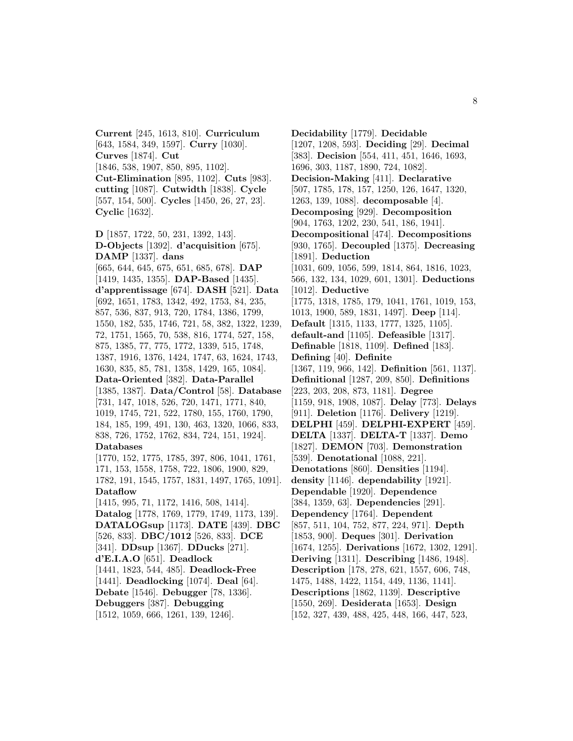**Current** [245, 1613, 810]. **Curriculum** [643, 1584, 349, 1597]. **Curry** [1030]. **Curves** [1874]. **Cut** [1846, 538, 1907, 850, 895, 1102]. **Cut-Elimination** [895, 1102]. **Cuts** [983]. **cutting** [1087]. **Cutwidth** [1838]. **Cycle** [557, 154, 500]. **Cycles** [1450, 26, 27, 23]. **Cyclic** [1632].

**D** [1857, 1722, 50, 231, 1392, 143]. **D-Objects** [1392]. **d'acquisition** [675]. **DAMP** [1337]. **dans** [665, 644, 645, 675, 651, 685, 678]. **DAP** [1419, 1435, 1355]. **DAP-Based** [1435]. **d'apprentissage** [674]. **DASH** [521]. **Data** [692, 1651, 1783, 1342, 492, 1753, 84, 235, 857, 536, 837, 913, 720, 1784, 1386, 1799, 1550, 182, 535, 1746, 721, 58, 382, 1322, 1239, 72, 1751, 1565, 70, 538, 816, 1774, 527, 158, 875, 1385, 77, 775, 1772, 1339, 515, 1748, 1387, 1916, 1376, 1424, 1747, 63, 1624, 1743, 1630, 835, 85, 781, 1358, 1429, 165, 1084]. **Data-Oriented** [382]. **Data-Parallel** [1385, 1387]. **Data/Control** [58]. **Database** [731, 147, 1018, 526, 720, 1471, 1771, 840, 1019, 1745, 721, 522, 1780, 155, 1760, 1790, 184, 185, 199, 491, 130, 463, 1320, 1066, 833, 838, 726, 1752, 1762, 834, 724, 151, 1924]. **Databases** [1770, 152, 1775, 1785, 397, 806, 1041, 1761, 171, 153, 1558, 1758, 722, 1806, 1900, 829, 1782, 191, 1545, 1757, 1831, 1497, 1765, 1091]. **Dataflow** [1415, 995, 71, 1172, 1416, 508, 1414]. **Datalog** [1778, 1769, 1779, 1749, 1173, 139]. **DATALOGsup** [1173]. **DATE** [439]. **DBC** [526, 833]. **DBC/1012** [526, 833]. **DCE** [341]. **DDsup** [1367]. **DDucks** [271]. **d'E.I.A.O** [651]. **Deadlock** [1441, 1823, 544, 485]. **Deadlock-Free** [1441]. **Deadlocking** [1074]. **Deal** [64]. **Debate** [1546]. **Debugger** [78, 1336]. **Debuggers** [387]. **Debugging** [1512, 1059, 666, 1261, 139, 1246].

**Decidability** [1779]. **Decidable** [1207, 1208, 593]. **Deciding** [29]. **Decimal** [383]. **Decision** [554, 411, 451, 1646, 1693, 1696, 303, 1187, 1890, 724, 1082]. **Decision-Making** [411]. **Declarative** [507, 1785, 178, 157, 1250, 126, 1647, 1320, 1263, 139, 1088]. **decomposable** [4]. **Decomposing** [929]. **Decomposition** [904, 1763, 1202, 230, 541, 186, 1941]. **Decompositional** [474]. **Decompositions** [930, 1765]. **Decoupled** [1375]. **Decreasing** [1891]. **Deduction** [1031, 609, 1056, 599, 1814, 864, 1816, 1023, 566, 132, 134, 1029, 601, 1301]. **Deductions** [1012]. **Deductive** [1775, 1318, 1785, 179, 1041, 1761, 1019, 153, 1013, 1900, 589, 1831, 1497]. **Deep** [114]. **Default** [1315, 1133, 1777, 1325, 1105]. **default-and** [1105]. **Defeasible** [1317]. **Definable** [1818, 1109]. **Defined** [183]. **Defining** [40]. **Definite** [1367, 119, 966, 142]. **Definition** [561, 1137]. **Definitional** [1287, 209, 850]. **Definitions** [223, 203, 208, 873, 1181]. **Degree** [1159, 918, 1908, 1087]. **Delay** [773]. **Delays** [911]. **Deletion** [1176]. **Delivery** [1219]. **DELPHI** [459]. **DELPHI-EXPERT** [459]. **DELTA** [1337]. **DELTA-T** [1337]. **Demo** [1827]. **DEMON** [703]. **Demonstration** [539]. **Denotational** [1088, 221]. **Denotations** [860]. **Densities** [1194]. **density** [1146]. **dependability** [1921]. **Dependable** [1920]. **Dependence** [384, 1359, 63]. **Dependencies** [291]. **Dependency** [1764]. **Dependent** [857, 511, 104, 752, 877, 224, 971]. **Depth** [1853, 900]. **Deques** [301]. **Derivation** [1674, 1255]. **Derivations** [1672, 1302, 1291]. **Deriving** [1311]. **Describing** [1486, 1948]. **Description** [178, 278, 621, 1557, 606, 748, 1475, 1488, 1422, 1154, 449, 1136, 1141]. **Descriptions** [1862, 1139]. **Descriptive** [1550, 269]. **Desiderata** [1653]. **Design** [152, 327, 439, 488, 425, 448, 166, 447, 523,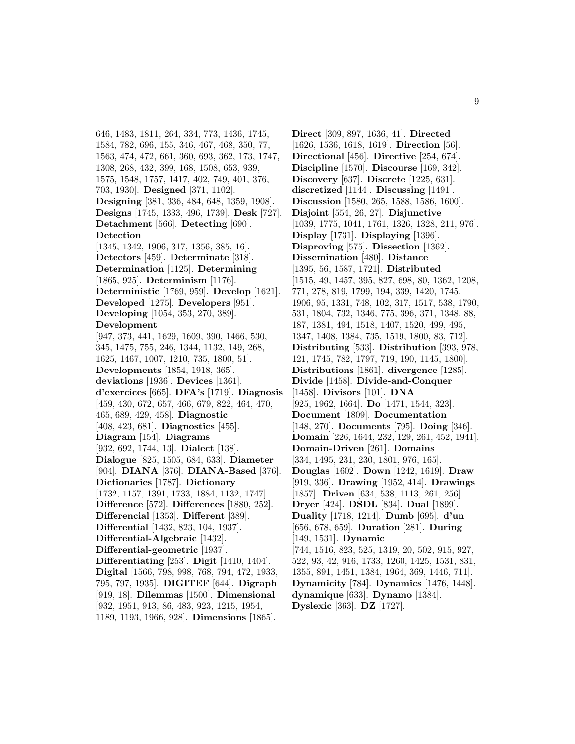646, 1483, 1811, 264, 334, 773, 1436, 1745, 1584, 782, 696, 155, 346, 467, 468, 350, 77, 1563, 474, 472, 661, 360, 693, 362, 173, 1747, 1308, 268, 432, 399, 168, 1508, 653, 939, 1575, 1548, 1757, 1417, 402, 749, 401, 376, 703, 1930]. **Designed** [371, 1102]. **Designing** [381, 336, 484, 648, 1359, 1908]. **Designs** [1745, 1333, 496, 1739]. **Desk** [727]. **Detachment** [566]. **Detecting** [690]. **Detection** [1345, 1342, 1906, 317, 1356, 385, 16]. **Detectors** [459]. **Determinate** [318]. **Determination** [1125]. **Determining** [1865, 925]. **Determinism** [1176]. **Deterministic** [1769, 959]. **Develop** [1621]. **Developed** [1275]. **Developers** [951]. **Developing** [1054, 353, 270, 389]. **Development** [947, 373, 441, 1629, 1609, 390, 1466, 530, 345, 1475, 755, 246, 1344, 1132, 149, 268, 1625, 1467, 1007, 1210, 735, 1800, 51]. **Developments** [1854, 1918, 365]. **deviations** [1936]. **Devices** [1361]. **d'exercices** [665]. **DFA's** [1719]. **Diagnosis** [459, 430, 672, 657, 466, 679, 822, 464, 470, 465, 689, 429, 458]. **Diagnostic** [408, 423, 681]. **Diagnostics** [455]. **Diagram** [154]. **Diagrams** [932, 692, 1744, 13]. **Dialect** [138]. **Dialogue** [825, 1505, 684, 633]. **Diameter** [904]. **DIANA** [376]. **DIANA-Based** [376]. **Dictionaries** [1787]. **Dictionary** [1732, 1157, 1391, 1733, 1884, 1132, 1747]. **Difference** [572]. **Differences** [1880, 252]. **Differencial** [1353]. **Different** [389]. **Differential** [1432, 823, 104, 1937]. **Differential-Algebraic** [1432]. **Differential-geometric** [1937]. **Differentiating** [253]. **Digit** [1410, 1404]. **Digital** [1566, 798, 998, 768, 794, 472, 1933, 795, 797, 1935]. **DIGITEF** [644]. **Digraph** [919, 18]. **Dilemmas** [1500]. **Dimensional** [932, 1951, 913, 86, 483, 923, 1215, 1954, 1189, 1193, 1966, 928]. **Dimensions** [1865].

**Direct** [309, 897, 1636, 41]. **Directed** [1626, 1536, 1618, 1619]. **Direction** [56]. **Directional** [456]. **Directive** [254, 674]. **Discipline** [1570]. **Discourse** [169, 342]. **Discovery** [637]. **Discrete** [1225, 631]. **discretized** [1144]. **Discussing** [1491]. **Discussion** [1580, 265, 1588, 1586, 1600]. **Disjoint** [554, 26, 27]. **Disjunctive** [1039, 1775, 1041, 1761, 1326, 1328, 211, 976]. **Display** [1731]. **Displaying** [1396]. **Disproving** [575]. **Dissection** [1362]. **Dissemination** [480]. **Distance** [1395, 56, 1587, 1721]. **Distributed** [1515, 49, 1457, 395, 827, 698, 80, 1362, 1208, 771, 278, 819, 1799, 194, 339, 1420, 1745, 1906, 95, 1331, 748, 102, 317, 1517, 538, 1790, 531, 1804, 732, 1346, 775, 396, 371, 1348, 88, 187, 1381, 494, 1518, 1407, 1520, 499, 495, 1347, 1408, 1384, 735, 1519, 1800, 83, 712]. **Distributing** [533]. **Distribution** [393, 978, 121, 1745, 782, 1797, 719, 190, 1145, 1800]. **Distributions** [1861]. **divergence** [1285]. **Divide** [1458]. **Divide-and-Conquer** [1458]. **Divisors** [101]. **DNA** [925, 1962, 1664]. **Do** [1471, 1544, 323]. **Document** [1809]. **Documentation** [148, 270]. **Documents** [795]. **Doing** [346]. **Domain** [226, 1644, 232, 129, 261, 452, 1941]. **Domain-Driven** [261]. **Domains** [334, 1495, 231, 230, 1801, 976, 165]. **Douglas** [1602]. **Down** [1242, 1619]. **Draw** [919, 336]. **Drawing** [1952, 414]. **Drawings** [1857]. **Driven** [634, 538, 1113, 261, 256]. **Dryer** [424]. **DSDL** [834]. **Dual** [1899]. **Duality** [1718, 1214]. **Dumb** [695]. **d'un** [656, 678, 659]. **Duration** [281]. **During** [149, 1531]. **Dynamic** [744, 1516, 823, 525, 1319, 20, 502, 915, 927, 522, 93, 42, 916, 1733, 1260, 1425, 1531, 831, 1355, 891, 1451, 1384, 1964, 369, 1446, 711]. **Dynamicity** [784]. **Dynamics** [1476, 1448]. **dynamique** [633]. **Dynamo** [1384]. **Dyslexic** [363]. **DZ** [1727].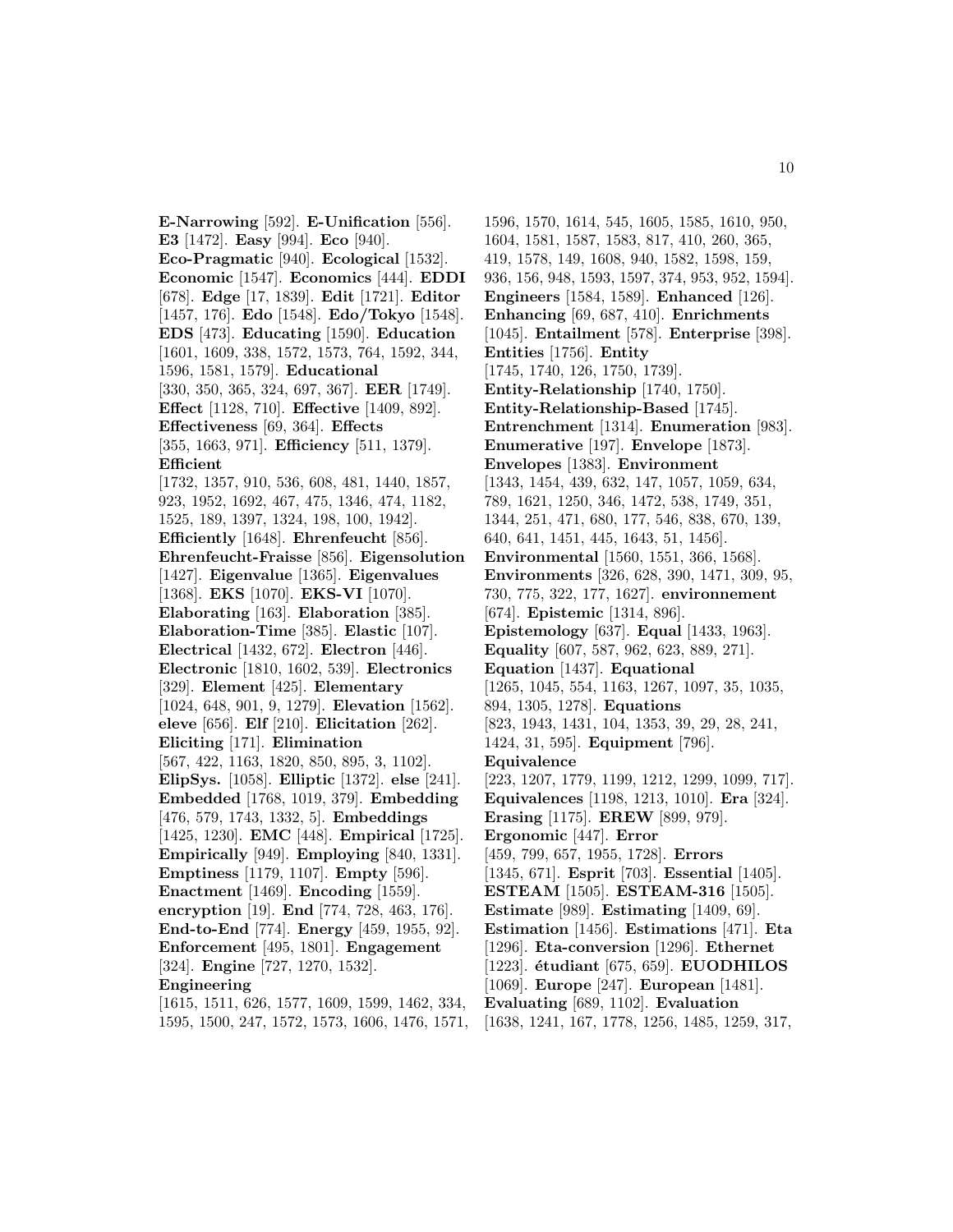**E-Narrowing** [592]. **E-Unification** [556]. **E3** [1472]. **Easy** [994]. **Eco** [940]. **Eco-Pragmatic** [940]. **Ecological** [1532]. **Economic** [1547]. **Economics** [444]. **EDDI** [678]. **Edge** [17, 1839]. **Edit** [1721]. **Editor** [1457, 176]. **Edo** [1548]. **Edo/Tokyo** [1548]. **EDS** [473]. **Educating** [1590]. **Education** [1601, 1609, 338, 1572, 1573, 764, 1592, 344, 1596, 1581, 1579]. **Educational** [330, 350, 365, 324, 697, 367]. **EER** [1749]. **Effect** [1128, 710]. **Effective** [1409, 892]. **Effectiveness** [69, 364]. **Effects** [355, 1663, 971]. **Efficiency** [511, 1379]. **Efficient** [1732, 1357, 910, 536, 608, 481, 1440, 1857, 923, 1952, 1692, 467, 475, 1346, 474, 1182, 1525, 189, 1397, 1324, 198, 100, 1942]. **Efficiently** [1648]. **Ehrenfeucht** [856]. **Ehrenfeucht-Fraisse** [856]. **Eigensolution** [1427]. **Eigenvalue** [1365]. **Eigenvalues** [1368]. **EKS** [1070]. **EKS-VI** [1070]. **Elaborating** [163]. **Elaboration** [385]. **Elaboration-Time** [385]. **Elastic** [107]. **Electrical** [1432, 672]. **Electron** [446]. **Electronic** [1810, 1602, 539]. **Electronics** [329]. **Element** [425]. **Elementary** [1024, 648, 901, 9, 1279]. **Elevation** [1562]. **eleve** [656]. **Elf** [210]. **Elicitation** [262]. **Eliciting** [171]. **Elimination** [567, 422, 1163, 1820, 850, 895, 3, 1102]. **ElipSys.** [1058]. **Elliptic** [1372]. **else** [241]. **Embedded** [1768, 1019, 379]. **Embedding** [476, 579, 1743, 1332, 5]. **Embeddings** [1425, 1230]. **EMC** [448]. **Empirical** [1725]. **Empirically** [949]. **Employing** [840, 1331]. **Emptiness** [1179, 1107]. **Empty** [596]. **Enactment** [1469]. **Encoding** [1559]. **encryption** [19]. **End** [774, 728, 463, 176]. **End-to-End** [774]. **Energy** [459, 1955, 92]. **Enforcement** [495, 1801]. **Engagement** [324]. **Engine** [727, 1270, 1532]. **Engineering** [1615, 1511, 626, 1577, 1609, 1599, 1462, 334, 1595, 1500, 247, 1572, 1573, 1606, 1476, 1571, 1596, 1570, 1614, 545, 1605, 1585, 1610, 950, 1604, 1581, 1587, 1583, 817, 410, 260, 365, 419, 1578, 149, 1608, 940, 1582, 1598, 159, 936, 156, 948, 1593, 1597, 374, 953, 952, 1594]. **Engineers** [1584, 1589]. **Enhanced** [126]. **Enhancing** [69, 687, 410]. **Enrichments** [1045]. **Entailment** [578]. **Enterprise** [398]. **Entities** [1756]. **Entity** [1745, 1740, 126, 1750, 1739]. **Entity-Relationship** [1740, 1750]. **Entity-Relationship-Based** [1745]. **Entrenchment** [1314]. **Enumeration** [983]. **Enumerative** [197]. **Envelope** [1873]. **Envelopes** [1383]. **Environment** [1343, 1454, 439, 632, 147, 1057, 1059, 634, 789, 1621, 1250, 346, 1472, 538, 1749, 351, 1344, 251, 471, 680, 177, 546, 838, 670, 139, 640, 641, 1451, 445, 1643, 51, 1456]. **Environmental** [1560, 1551, 366, 1568]. **Environments** [326, 628, 390, 1471, 309, 95, 730, 775, 322, 177, 1627]. **environnement** [674]. **Epistemic** [1314, 896]. **Epistemology** [637]. **Equal** [1433, 1963]. **Equality** [607, 587, 962, 623, 889, 271]. **Equation** [1437]. **Equational** [1265, 1045, 554, 1163, 1267, 1097, 35, 1035, 894, 1305, 1278]. **Equations** [823, 1943, 1431, 104, 1353, 39, 29, 28, 241, 1424, 31, 595]. **Equipment** [796]. **Equivalence** [223, 1207, 1779, 1199, 1212, 1299, 1099, 717]. **Equivalences** [1198, 1213, 1010]. **Era** [324]. **Erasing** [1175]. **EREW** [899, 979]. **Ergonomic** [447]. **Error** [459, 799, 657, 1955, 1728]. **Errors** [1345, 671]. **Esprit** [703]. **Essential** [1405]. **ESTEAM** [1505]. **ESTEAM-316** [1505]. **Estimate** [989]. **Estimating** [1409, 69]. **Estimation** [1456]. **Estimations** [471]. **Eta** [1296]. **Eta-conversion** [1296]. **Ethernet** [1223]. **étudiant** [675, 659]. **EUODHILOS** [1069]. **Europe** [247]. **European** [1481]. **Evaluating** [689, 1102]. **Evaluation** [1638, 1241, 167, 1778, 1256, 1485, 1259, 317,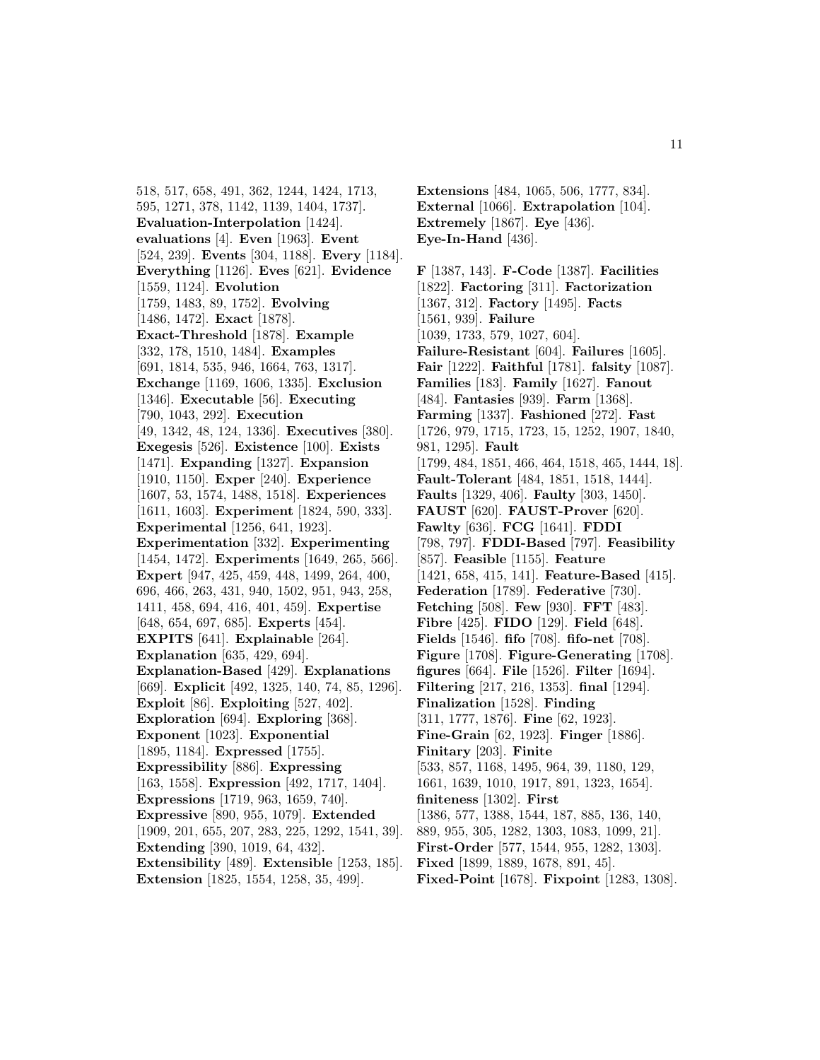518, 517, 658, 491, 362, 1244, 1424, 1713, 595, 1271, 378, 1142, 1139, 1404, 1737]. **Evaluation-Interpolation** [1424]. **evaluations** [4]. **Even** [1963]. **Event** [524, 239]. **Events** [304, 1188]. **Every** [1184]. **Everything** [1126]. **Eves** [621]. **Evidence** [1559, 1124]. **Evolution** [1759, 1483, 89, 1752]. **Evolving** [1486, 1472]. **Exact** [1878]. **Exact-Threshold** [1878]. **Example** [332, 178, 1510, 1484]. **Examples** [691, 1814, 535, 946, 1664, 763, 1317]. **Exchange** [1169, 1606, 1335]. **Exclusion** [1346]. **Executable** [56]. **Executing** [790, 1043, 292]. **Execution** [49, 1342, 48, 124, 1336]. **Executives** [380]. **Exegesis** [526]. **Existence** [100]. **Exists** [1471]. **Expanding** [1327]. **Expansion** [1910, 1150]. **Exper** [240]. **Experience** [1607, 53, 1574, 1488, 1518]. **Experiences** [1611, 1603]. **Experiment** [1824, 590, 333]. **Experimental** [1256, 641, 1923]. **Experimentation** [332]. **Experimenting** [1454, 1472]. **Experiments** [1649, 265, 566]. **Expert** [947, 425, 459, 448, 1499, 264, 400, 696, 466, 263, 431, 940, 1502, 951, 943, 258, 1411, 458, 694, 416, 401, 459]. **Expertise** [648, 654, 697, 685]. **Experts** [454]. **EXPITS** [641]. **Explainable** [264]. **Explanation** [635, 429, 694]. **Explanation-Based** [429]. **Explanations** [669]. **Explicit** [492, 1325, 140, 74, 85, 1296]. **Exploit** [86]. **Exploiting** [527, 402]. **Exploration** [694]. **Exploring** [368]. **Exponent** [1023]. **Exponential** [1895, 1184]. **Expressed** [1755]. **Expressibility** [886]. **Expressing** [163, 1558]. **Expression** [492, 1717, 1404]. **Expressions** [1719, 963, 1659, 740]. **Expressive** [890, 955, 1079]. **Extended** [1909, 201, 655, 207, 283, 225, 1292, 1541, 39]. **Extending** [390, 1019, 64, 432]. **Extensibility** [489]. **Extensible** [1253, 185]. **Extension** [1825, 1554, 1258, 35, 499].

**Extensions** [484, 1065, 506, 1777, 834]. **External** [1066]. **Extrapolation** [104]. **Extremely** [1867]. **Eye** [436]. **Eye-In-Hand** [436].

**F** [1387, 143]. **F-Code** [1387]. **Facilities** [1822]. **Factoring** [311]. **Factorization** [1367, 312]. **Factory** [1495]. **Facts** [1561, 939]. **Failure** [1039, 1733, 579, 1027, 604]. **Failure-Resistant** [604]. **Failures** [1605]. **Fair** [1222]. **Faithful** [1781]. **falsity** [1087]. **Families** [183]. **Family** [1627]. **Fanout** [484]. **Fantasies** [939]. **Farm** [1368]. **Farming** [1337]. **Fashioned** [272]. **Fast** [1726, 979, 1715, 1723, 15, 1252, 1907, 1840, 981, 1295]. **Fault** [1799, 484, 1851, 466, 464, 1518, 465, 1444, 18]. **Fault-Tolerant** [484, 1851, 1518, 1444]. **Faults** [1329, 406]. **Faulty** [303, 1450]. **FAUST** [620]. **FAUST-Prover** [620]. **Fawlty** [636]. **FCG** [1641]. **FDDI** [798, 797]. **FDDI-Based** [797]. **Feasibility** [857]. **Feasible** [1155]. **Feature** [1421, 658, 415, 141]. **Feature-Based** [415]. **Federation** [1789]. **Federative** [730]. **Fetching** [508]. **Few** [930]. **FFT** [483]. **Fibre** [425]. **FIDO** [129]. **Field** [648]. **Fields** [1546]. **fifo** [708]. **fifo-net** [708]. **Figure** [1708]. **Figure-Generating** [1708]. **figures** [664]. **File** [1526]. **Filter** [1694]. **Filtering** [217, 216, 1353]. **final** [1294]. **Finalization** [1528]. **Finding** [311, 1777, 1876]. **Fine** [62, 1923]. **Fine-Grain** [62, 1923]. **Finger** [1886]. **Finitary** [203]. **Finite** [533, 857, 1168, 1495, 964, 39, 1180, 129, 1661, 1639, 1010, 1917, 891, 1323, 1654]. **finiteness** [1302]. **First** [1386, 577, 1388, 1544, 187, 885, 136, 140, 889, 955, 305, 1282, 1303, 1083, 1099, 21]. **First-Order** [577, 1544, 955, 1282, 1303]. **Fixed** [1899, 1889, 1678, 891, 45]. **Fixed-Point** [1678]. **Fixpoint** [1283, 1308].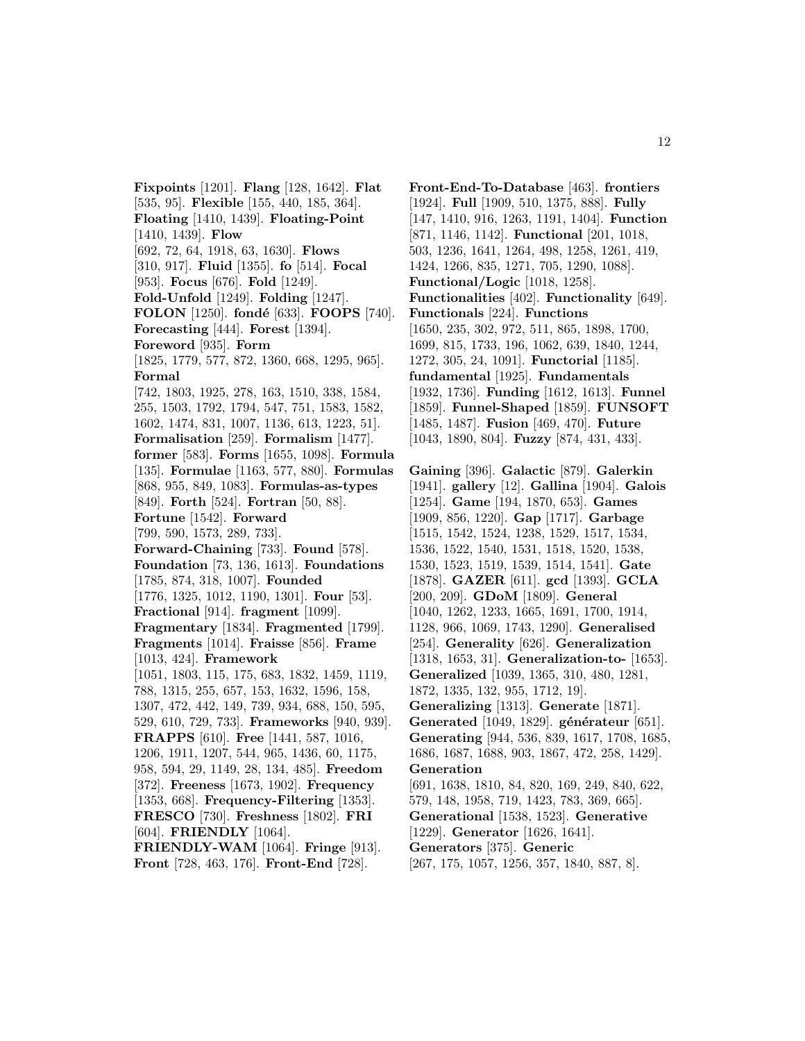**Fixpoints** [1201]. **Flang** [128, 1642]. **Flat** [535, 95]. **Flexible** [155, 440, 185, 364]. **Floating** [1410, 1439]. **Floating-Point** [1410, 1439]. **Flow** [692, 72, 64, 1918, 63, 1630]. **Flows** [310, 917]. **Fluid** [1355]. **fo** [514]. **Focal** [953]. **Focus** [676]. **Fold** [1249]. **Fold-Unfold** [1249]. **Folding** [1247]. **FOLON** [1250]. **fondé** [633]. **FOOPS** [740]. **Forecasting** [444]. **Forest** [1394]. **Foreword** [935]. **Form** [1825, 1779, 577, 872, 1360, 668, 1295, 965]. **Formal** [742, 1803, 1925, 278, 163, 1510, 338, 1584, 255, 1503, 1792, 1794, 547, 751, 1583, 1582, 1602, 1474, 831, 1007, 1136, 613, 1223, 51]. **Formalisation** [259]. **Formalism** [1477]. **former** [583]. **Forms** [1655, 1098]. **Formula** [135]. **Formulae** [1163, 577, 880]. **Formulas** [868, 955, 849, 1083]. **Formulas-as-types** [849]. **Forth** [524]. **Fortran** [50, 88]. **Fortune** [1542]. **Forward** [799, 590, 1573, 289, 733]. **Forward-Chaining** [733]. **Found** [578]. **Foundation** [73, 136, 1613]. **Foundations** [1785, 874, 318, 1007]. **Founded** [1776, 1325, 1012, 1190, 1301]. **Four** [53]. **Fractional** [914]. **fragment** [1099]. **Fragmentary** [1834]. **Fragmented** [1799]. **Fragments** [1014]. **Fraisse** [856]. **Frame** [1013, 424]. **Framework** [1051, 1803, 115, 175, 683, 1832, 1459, 1119, 788, 1315, 255, 657, 153, 1632, 1596, 158, 1307, 472, 442, 149, 739, 934, 688, 150, 595, 529, 610, 729, 733]. **Frameworks** [940, 939]. **FRAPPS** [610]. **Free** [1441, 587, 1016, 1206, 1911, 1207, 544, 965, 1436, 60, 1175, 958, 594, 29, 1149, 28, 134, 485]. **Freedom** [372]. **Freeness** [1673, 1902]. **Frequency** [1353, 668]. **Frequency-Filtering** [1353]. **FRESCO** [730]. **Freshness** [1802]. **FRI** [604]. **FRIENDLY** [1064]. **FRIENDLY-WAM** [1064]. **Fringe** [913]. **Front** [728, 463, 176]. **Front-End** [728]. **Front-End-To-Database** [463]. **frontiers** [1924]. **Full** [1909, 510, 1375, 888]. **Fully** [147, 1410, 916, 1263, 1191, 1404]. **Function** [871, 1146, 1142]. **Functional** [201, 1018, 503, 1236, 1641, 1264, 498, 1258, 1261, 419, 1424, 1266, 835, 1271, 705, 1290, 1088]. **Functional/Logic** [1018, 1258]. **Functionalities** [402]. **Functionality** [649]. **Functionals** [224]. **Functions** [1650, 235, 302, 972, 511, 865, 1898, 1700, 1699, 815, 1733, 196, 1062, 639, 1840, 1244, 1272, 305, 24, 1091]. **Functorial** [1185]. **fundamental** [1925]. **Fundamentals** [1932, 1736]. **Funding** [1612, 1613]. **Funnel** [1859]. **Funnel-Shaped** [1859]. **FUNSOFT** [1485, 1487]. **Fusion** [469, 470]. **Future** [1043, 1890, 804]. **Fuzzy** [874, 431, 433].

**Gaining** [396]. **Galactic** [879]. **Galerkin** [1941]. **gallery** [12]. **Gallina** [1904]. **Galois** [1254]. **Game** [194, 1870, 653]. **Games** [1909, 856, 1220]. **Gap** [1717]. **Garbage** [1515, 1542, 1524, 1238, 1529, 1517, 1534, 1536, 1522, 1540, 1531, 1518, 1520, 1538, 1530, 1523, 1519, 1539, 1514, 1541]. **Gate** [1878]. **GAZER** [611]. **gcd** [1393]. **GCLA** [200, 209]. **GDoM** [1809]. **General** [1040, 1262, 1233, 1665, 1691, 1700, 1914, 1128, 966, 1069, 1743, 1290]. **Generalised** [254]. **Generality** [626]. **Generalization** [1318, 1653, 31]. **Generalization-to-** [1653]. **Generalized** [1039, 1365, 310, 480, 1281, 1872, 1335, 132, 955, 1712, 19]. **Generalizing** [1313]. **Generate** [1871]. **Generated** [1049, 1829]. **générateur** [651]. **Generating** [944, 536, 839, 1617, 1708, 1685, 1686, 1687, 1688, 903, 1867, 472, 258, 1429]. **Generation** [691, 1638, 1810, 84, 820, 169, 249, 840, 622, 579, 148, 1958, 719, 1423, 783, 369, 665]. **Generational** [1538, 1523]. **Generative** [1229]. **Generator** [1626, 1641]. **Generators** [375]. **Generic** [267, 175, 1057, 1256, 357, 1840, 887, 8].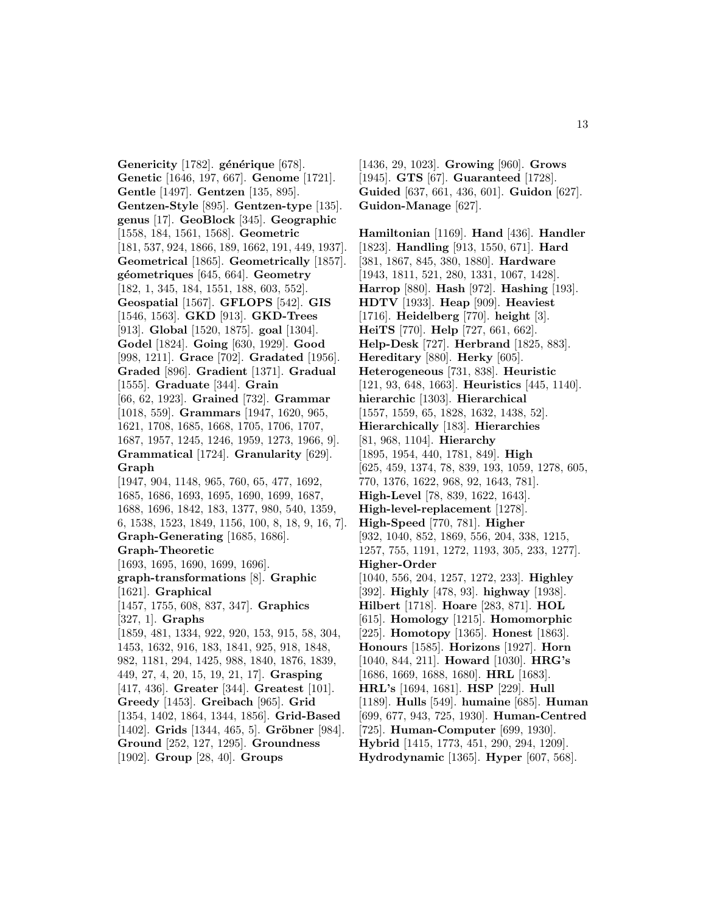**Genericity** [1782]. **générique** [678]. **Genetic** [1646, 197, 667]. **Genome** [1721]. **Gentle** [1497]. **Gentzen** [135, 895]. **Gentzen-Style** [895]. **Gentzen-type** [135]. **genus** [17]. **GeoBlock** [345]. **Geographic** [1558, 184, 1561, 1568]. **Geometric** [181, 537, 924, 1866, 189, 1662, 191, 449, 1937]. **Geometrical** [1865]. **Geometrically** [1857]. **géometriques** [645, 664]. **Geometry** [182, 1, 345, 184, 1551, 188, 603, 552]. **Geospatial** [1567]. **GFLOPS** [542]. **GIS** [1546, 1563]. **GKD** [913]. **GKD-Trees** [913]. **Global** [1520, 1875]. **goal** [1304]. **Godel** [1824]. **Going** [630, 1929]. **Good** [998, 1211]. **Grace** [702]. **Gradated** [1956]. **Graded** [896]. **Gradient** [1371]. **Gradual** [1555]. **Graduate** [344]. **Grain** [66, 62, 1923]. **Grained** [732]. **Grammar** [1018, 559]. **Grammars** [1947, 1620, 965, 1621, 1708, 1685, 1668, 1705, 1706, 1707, 1687, 1957, 1245, 1246, 1959, 1273, 1966, 9]. **Grammatical** [1724]. **Granularity** [629]. **Graph** [1947, 904, 1148, 965, 760, 65, 477, 1692, 1685, 1686, 1693, 1695, 1690, 1699, 1687, 1688, 1696, 1842, 183, 1377, 980, 540, 1359, 6, 1538, 1523, 1849, 1156, 100, 8, 18, 9, 16, 7]. **Graph-Generating** [1685, 1686]. **Graph-Theoretic** [1693, 1695, 1690, 1699, 1696]. **graph-transformations** [8]. **Graphic** [1621]. **Graphical** [1457, 1755, 608, 837, 347]. **Graphics** [327, 1]. **Graphs** [1859, 481, 1334, 922, 920, 153, 915, 58, 304, 1453, 1632, 916, 183, 1841, 925, 918, 1848, 982, 1181, 294, 1425, 988, 1840, 1876, 1839, 449, 27, 4, 20, 15, 19, 21, 17]. **Grasping** [417, 436]. **Greater** [344]. **Greatest** [101]. **Greedy** [1453]. **Greibach** [965]. **Grid** [1354, 1402, 1864, 1344, 1856]. **Grid-Based** [1402]. **Grids** [1344, 465, 5]. **Gröbner** [984]. **Ground** [252, 127, 1295]. **Groundness** [1902]. **Group** [28, 40]. **Groups** [1436, 29, 1023]. **Growing** [960]. **Grows** [1945]. **GTS** [67]. **Guaranteed** [1728]. **Guided** [637, 661, 436, 601]. **Guidon** [627]. **Guidon-Manage** [627].

**Hamiltonian** [1169]. **Hand** [436]. **Handler** [1823]. **Handling** [913, 1550, 671]. **Hard** [381, 1867, 845, 380, 1880]. **Hardware** [1943, 1811, 521, 280, 1331, 1067, 1428]. **Harrop** [880]. **Hash** [972]. **Hashing** [193]. **HDTV** [1933]. **Heap** [909]. **Heaviest** [1716]. **Heidelberg** [770]. **height** [3]. **HeiTS** [770]. **Help** [727, 661, 662]. **Help-Desk** [727]. **Herbrand** [1825, 883]. **Hereditary** [880]. **Herky** [605]. **Heterogeneous** [731, 838]. **Heuristic** [121, 93, 648, 1663]. **Heuristics** [445, 1140]. **hierarchic** [1303]. **Hierarchical** [1557, 1559, 65, 1828, 1632, 1438, 52]. **Hierarchically** [183]. **Hierarchies** [81, 968, 1104]. **Hierarchy** [1895, 1954, 440, 1781, 849]. **High** [625, 459, 1374, 78, 839, 193, 1059, 1278, 605, 770, 1376, 1622, 968, 92, 1643, 781]. **High-Level** [78, 839, 1622, 1643]. **High-level-replacement** [1278]. **High-Speed** [770, 781]. **Higher** [932, 1040, 852, 1869, 556, 204, 338, 1215, 1257, 755, 1191, 1272, 1193, 305, 233, 1277]. **Higher-Order** [1040, 556, 204, 1257, 1272, 233]. **Highley** [392]. **Highly** [478, 93]. **highway** [1938]. **Hilbert** [1718]. **Hoare** [283, 871]. **HOL** [615]. **Homology** [1215]. **Homomorphic** [225]. **Homotopy** [1365]. **Honest** [1863]. **Honours** [1585]. **Horizons** [1927]. **Horn** [1040, 844, 211]. **Howard** [1030]. **HRG's** [1686, 1669, 1688, 1680]. **HRL** [1683]. **HRL's** [1694, 1681]. **HSP** [229]. **Hull** [1189]. **Hulls** [549]. **humaine** [685]. **Human** [699, 677, 943, 725, 1930]. **Human-Centred** [725]. **Human-Computer** [699, 1930]. **Hybrid** [1415, 1773, 451, 290, 294, 1209]. **Hydrodynamic** [1365]. **Hyper** [607, 568].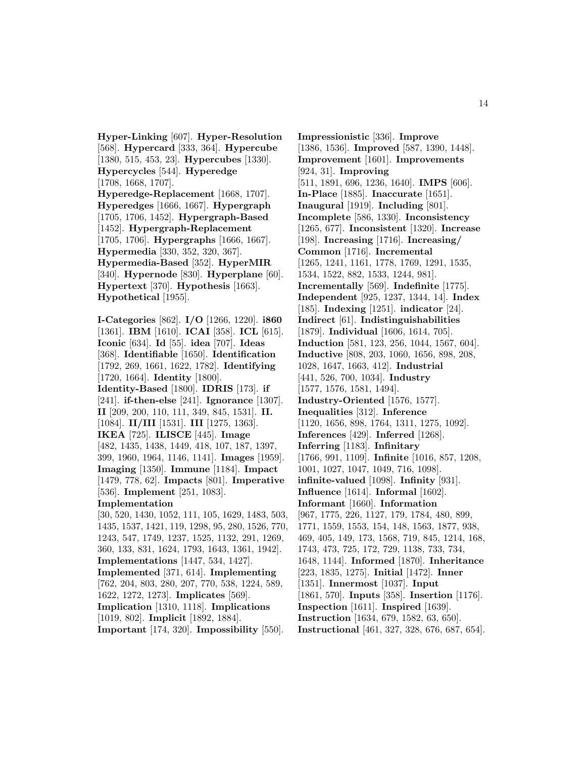**Hyper-Linking** [607]. **Hyper-Resolution** [568]. **Hypercard** [333, 364]. **Hypercube** [1380, 515, 453, 23]. **Hypercubes** [1330]. **Hypercycles** [544]. **Hyperedge** [1708, 1668, 1707]. **Hyperedge-Replacement** [1668, 1707]. **Hyperedges** [1666, 1667]. **Hypergraph** [1705, 1706, 1452]. **Hypergraph-Based** [1452]. **Hypergraph-Replacement** [1705, 1706]. **Hypergraphs** [1666, 1667]. **Hypermedia** [330, 352, 320, 367]. **Hypermedia-Based** [352]. **HyperMIR** [340]. **Hypernode** [830]. **Hyperplane** [60]. **Hypertext** [370]. **Hypothesis** [1663]. **Hypothetical** [1955].

**I-Categories** [862]. **I/O** [1266, 1220]. **i860** [1361]. **IBM** [1610]. **ICAI** [358]. **ICL** [615]. **Iconic** [634]. **Id** [55]. **idea** [707]. **Ideas** [368]. **Identifiable** [1650]. **Identification** [1792, 269, 1661, 1622, 1782]. **Identifying** [1720, 1664]. **Identity** [1800]. **Identity-Based** [1800]. **IDRIS** [173]. **if** [241]. **if-then-else** [241]. **Ignorance** [1307]. **II** [209, 200, 110, 111, 349, 845, 1531]. **II.** [1084]. **II/III** [1531]. **III** [1275, 1363]. **IKEA** [725]. **ILISCE** [445]. **Image** [482, 1435, 1438, 1449, 418, 107, 187, 1397, 399, 1960, 1964, 1146, 1141]. **Images** [1959]. **Imaging** [1350]. **Immune** [1184]. **Impact** [1479, 778, 62]. **Impacts** [801]. **Imperative** [536]. **Implement** [251, 1083]. **Implementation** [30, 520, 1430, 1052, 111, 105, 1629, 1483, 503, 1435, 1537, 1421, 119, 1298, 95, 280, 1526, 770, 1243, 547, 1749, 1237, 1525, 1132, 291, 1269, 360, 133, 831, 1624, 1793, 1643, 1361, 1942]. **Implementations** [1447, 534, 1427]. **Implemented** [371, 614]. **Implementing** [762, 204, 803, 280, 207, 770, 538, 1224, 589, 1622, 1272, 1273]. **Implicates** [569]. **Implication** [1310, 1118]. **Implications** [1019, 802]. **Implicit** [1892, 1884]. **Important** [174, 320]. **Impossibility** [550].

**Impressionistic** [336]. **Improve** [1386, 1536]. **Improved** [587, 1390, 1448]. **Improvement** [1601]. **Improvements** [924, 31]. **Improving** [511, 1891, 696, 1236, 1640]. **IMPS** [606]. **In-Place** [1885]. **Inaccurate** [1651]. **Inaugural** [1919]. **Including** [801]. **Incomplete** [586, 1330]. **Inconsistency** [1265, 677]. **Inconsistent** [1320]. **Increase** [198]. **Increasing** [1716]. **Increasing/ Common** [1716]. **Incremental** [1265, 1241, 1161, 1778, 1769, 1291, 1535, 1534, 1522, 882, 1533, 1244, 981]. **Incrementally** [569]. **Indefinite** [1775]. **Independent** [925, 1237, 1344, 14]. **Index** [185]. **Indexing** [1251]. **indicator** [24]. **Indirect** [61]. **Indistinguishabilities** [1879]. **Individual** [1606, 1614, 705]. **Induction** [581, 123, 256, 1044, 1567, 604]. **Inductive** [808, 203, 1060, 1656, 898, 208, 1028, 1647, 1663, 412]. **Industrial** [441, 526, 700, 1034]. **Industry** [1577, 1576, 1581, 1494]. **Industry-Oriented** [1576, 1577]. **Inequalities** [312]. **Inference** [1120, 1656, 898, 1764, 1311, 1275, 1092]. **Inferences** [429]. **Inferred** [1268]. **Inferring** [1183]. **Infinitary** [1766, 991, 1109]. **Infinite** [1016, 857, 1208, 1001, 1027, 1047, 1049, 716, 1098]. **infinite-valued** [1098]. **Infinity** [931]. **Influence** [1614]. **Informal** [1602]. **Informant** [1660]. **Information** [967, 1775, 226, 1127, 179, 1784, 480, 899, 1771, 1559, 1553, 154, 148, 1563, 1877, 938, 469, 405, 149, 173, 1568, 719, 845, 1214, 168, 1743, 473, 725, 172, 729, 1138, 733, 734, 1648, 1144]. **Informed** [1870]. **Inheritance** [223, 1835, 1275]. **Initial** [1472]. **Inner** [1351]. **Innermost** [1037]. **Input** [1861, 570]. **Inputs** [358]. **Insertion** [1176]. **Inspection** [1611]. **Inspired** [1639]. **Instruction** [1634, 679, 1582, 63, 650]. **Instructional** [461, 327, 328, 676, 687, 654].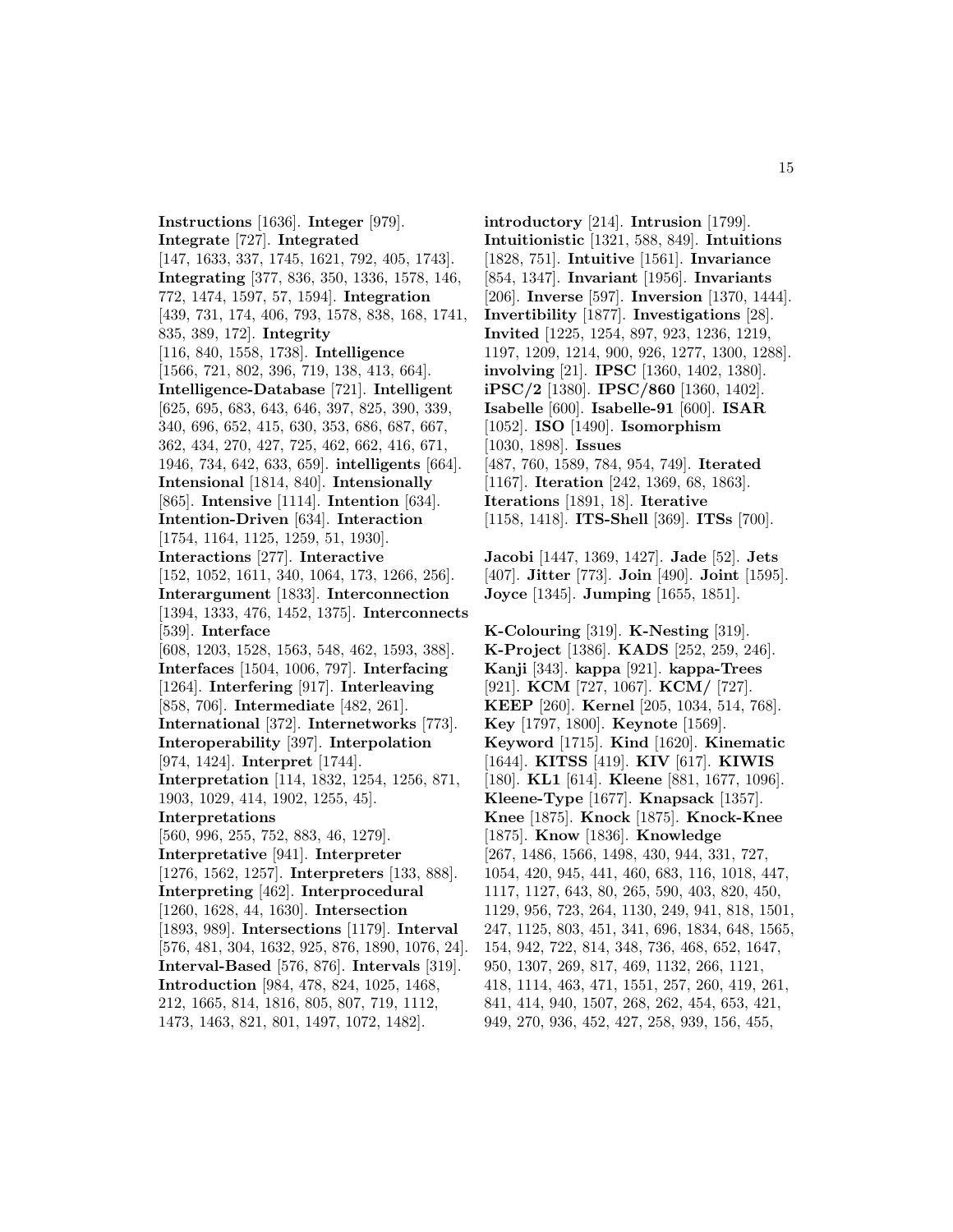**Instructions** [1636]. **Integer** [979]. **Integrate** [727]. **Integrated** [147, 1633, 337, 1745, 1621, 792, 405, 1743]. **Integrating** [377, 836, 350, 1336, 1578, 146, 772, 1474, 1597, 57, 1594]. **Integration** [439, 731, 174, 406, 793, 1578, 838, 168, 1741, 835, 389, 172]. **Integrity** [116, 840, 1558, 1738]. **Intelligence** [1566, 721, 802, 396, 719, 138, 413, 664]. **Intelligence-Database** [721]. **Intelligent** [625, 695, 683, 643, 646, 397, 825, 390, 339, 340, 696, 652, 415, 630, 353, 686, 687, 667, 362, 434, 270, 427, 725, 462, 662, 416, 671, 1946, 734, 642, 633, 659]. **intelligents** [664]. **Intensional** [1814, 840]. **Intensionally** [865]. **Intensive** [1114]. **Intention** [634]. **Intention-Driven** [634]. **Interaction** [1754, 1164, 1125, 1259, 51, 1930]. **Interactions** [277]. **Interactive** [152, 1052, 1611, 340, 1064, 173, 1266, 256]. **Interargument** [1833]. **Interconnection** [1394, 1333, 476, 1452, 1375]. **Interconnects** [539]. **Interface** [608, 1203, 1528, 1563, 548, 462, 1593, 388]. **Interfaces** [1504, 1006, 797]. **Interfacing** [1264]. **Interfering** [917]. **Interleaving** [858, 706]. **Intermediate** [482, 261]. **International** [372]. **Internetworks** [773]. **Interoperability** [397]. **Interpolation** [974, 1424]. **Interpret** [1744]. **Interpretation** [114, 1832, 1254, 1256, 871, 1903, 1029, 414, 1902, 1255, 45]. **Interpretations** [560, 996, 255, 752, 883, 46, 1279]. **Interpretative** [941]. **Interpreter** [1276, 1562, 1257]. **Interpreters** [133, 888]. **Interpreting** [462]. **Interprocedural** [1260, 1628, 44, 1630]. **Intersection** [1893, 989]. **Intersections** [1179]. **Interval** [576, 481, 304, 1632, 925, 876, 1890, 1076, 24]. **Interval-Based** [576, 876]. **Intervals** [319]. **Introduction** [984, 478, 824, 1025, 1468, 212, 1665, 814, 1816, 805, 807, 719, 1112, 1473, 1463, 821, 801, 1497, 1072, 1482].

**introductory** [214]. **Intrusion** [1799]. **Intuitionistic** [1321, 588, 849]. **Intuitions** [1828, 751]. **Intuitive** [1561]. **Invariance** [854, 1347]. **Invariant** [1956]. **Invariants** [206]. **Inverse** [597]. **Inversion** [1370, 1444]. **Invertibility** [1877]. **Investigations** [28]. **Invited** [1225, 1254, 897, 923, 1236, 1219, 1197, 1209, 1214, 900, 926, 1277, 1300, 1288]. **involving** [21]. **IPSC** [1360, 1402, 1380]. **iPSC/2** [1380]. **IPSC/860** [1360, 1402]. **Isabelle** [600]. **Isabelle-91** [600]. **ISAR** [1052]. **ISO** [1490]. **Isomorphism** [1030, 1898]. **Issues** [487, 760, 1589, 784, 954, 749]. **Iterated** [1167]. **Iteration** [242, 1369, 68, 1863]. **Iterations** [1891, 18]. **Iterative** [1158, 1418]. **ITS-Shell** [369]. **ITSs** [700].

**Jacobi** [1447, 1369, 1427]. **Jade** [52]. **Jets** [407]. **Jitter** [773]. **Join** [490]. **Joint** [1595]. **Joyce** [1345]. **Jumping** [1655, 1851].

**K-Colouring** [319]. **K-Nesting** [319]. **K-Project** [1386]. **KADS** [252, 259, 246]. **Kanji** [343]. **kappa** [921]. **kappa-Trees** [921]. **KCM** [727, 1067]. **KCM/** [727]. **KEEP** [260]. **Kernel** [205, 1034, 514, 768]. **Key** [1797, 1800]. **Keynote** [1569]. **Keyword** [1715]. **Kind** [1620]. **Kinematic** [1644]. **KITSS** [419]. **KIV** [617]. **KIWIS** [180]. **KL1** [614]. **Kleene** [881, 1677, 1096]. **Kleene-Type** [1677]. **Knapsack** [1357]. **Knee** [1875]. **Knock** [1875]. **Knock-Knee** [1875]. **Know** [1836]. **Knowledge** [267, 1486, 1566, 1498, 430, 944, 331, 727, 1054, 420, 945, 441, 460, 683, 116, 1018, 447, 1117, 1127, 643, 80, 265, 590, 403, 820, 450, 1129, 956, 723, 264, 1130, 249, 941, 818, 1501, 247, 1125, 803, 451, 341, 696, 1834, 648, 1565, 154, 942, 722, 814, 348, 736, 468, 652, 1647, 950, 1307, 269, 817, 469, 1132, 266, 1121, 418, 1114, 463, 471, 1551, 257, 260, 419, 261, 841, 414, 940, 1507, 268, 262, 454, 653, 421, 949, 270, 936, 452, 427, 258, 939, 156, 455,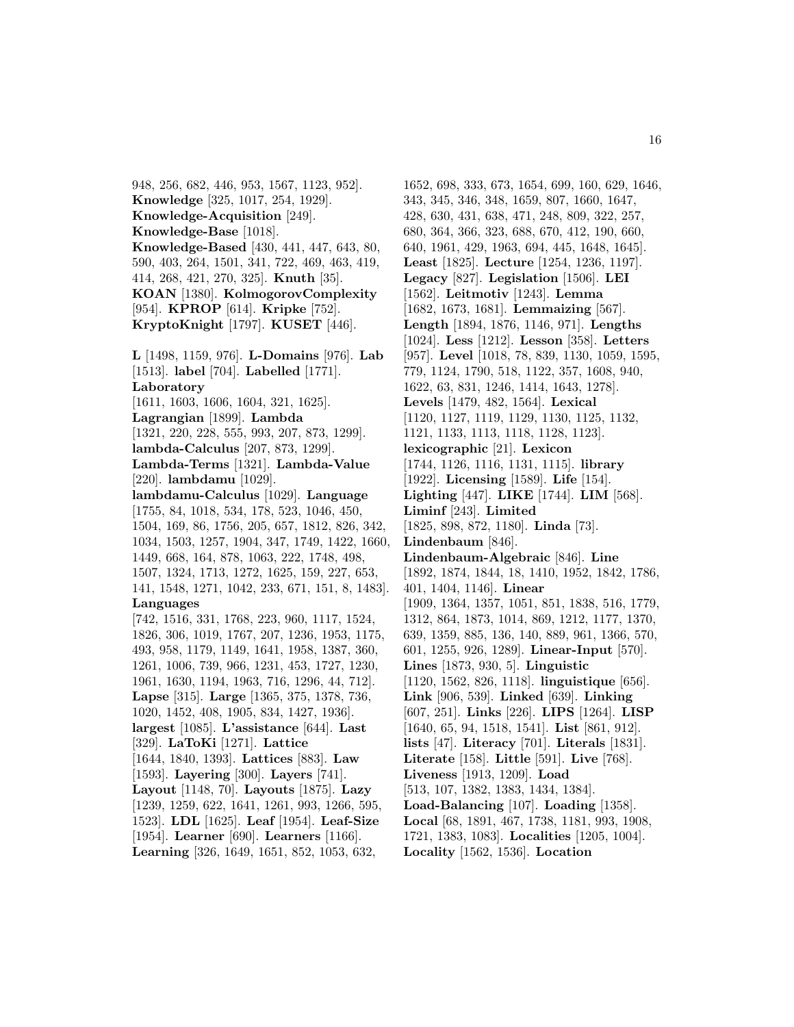948, 256, 682, 446, 953, 1567, 1123, 952]. **Knowledge** [325, 1017, 254, 1929]. **Knowledge-Acquisition** [249]. **Knowledge-Base** [1018]. **Knowledge-Based** [430, 441, 447, 643, 80, 590, 403, 264, 1501, 341, 722, 469, 463, 419, 414, 268, 421, 270, 325]. **Knuth** [35]. **KOAN** [1380]. **KolmogorovComplexity** [954]. **KPROP** [614]. **Kripke** [752]. **KryptoKnight** [1797]. **KUSET** [446].

**L** [1498, 1159, 976]. **L-Domains** [976]. **Lab** [1513]. **label** [704]. **Labelled** [1771]. **Laboratory** [1611, 1603, 1606, 1604, 321, 1625]. **Lagrangian** [1899]. **Lambda** [1321, 220, 228, 555, 993, 207, 873, 1299]. **lambda-Calculus** [207, 873, 1299]. **Lambda-Terms** [1321]. **Lambda-Value** [220]. **lambdamu** [1029]. **lambdamu-Calculus** [1029]. **Language** [1755, 84, 1018, 534, 178, 523, 1046, 450, 1504, 169, 86, 1756, 205, 657, 1812, 826, 342, 1034, 1503, 1257, 1904, 347, 1749, 1422, 1660, 1449, 668, 164, 878, 1063, 222, 1748, 498, 1507, 1324, 1713, 1272, 1625, 159, 227, 653, 141, 1548, 1271, 1042, 233, 671, 151, 8, 1483]. **Languages** [742, 1516, 331, 1768, 223, 960, 1117, 1524, 1826, 306, 1019, 1767, 207, 1236, 1953, 1175, 493, 958, 1179, 1149, 1641, 1958, 1387, 360, 1261, 1006, 739, 966, 1231, 453, 1727, 1230, 1961, 1630, 1194, 1963, 716, 1296, 44, 712]. **Lapse** [315]. **Large** [1365, 375, 1378, 736, 1020, 1452, 408, 1905, 834, 1427, 1936]. **largest** [1085]. **L'assistance** [644]. **Last** [329]. **LaToKi** [1271]. **Lattice** [1644, 1840, 1393]. **Lattices** [883]. **Law** [1593]. **Layering** [300]. **Layers** [741]. **Layout** [1148, 70]. **Layouts** [1875]. **Lazy** [1239, 1259, 622, 1641, 1261, 993, 1266, 595, 1523]. **LDL** [1625]. **Leaf** [1954]. **Leaf-Size** [1954]. **Learner** [690]. **Learners** [1166]. **Learning** [326, 1649, 1651, 852, 1053, 632, 1652, 698, 333, 673, 1654, 699, 160, 629, 1646, 343, 345, 346, 348, 1659, 807, 1660, 1647, 428, 630, 431, 638, 471, 248, 809, 322, 257, 680, 364, 366, 323, 688, 670, 412, 190, 660, 640, 1961, 429, 1963, 694, 445, 1648, 1645]. **Least** [1825]. **Lecture** [1254, 1236, 1197]. **Legacy** [827]. **Legislation** [1506]. **LEI** [1562]. **Leitmotiv** [1243]. **Lemma** [1682, 1673, 1681]. **Lemmaizing** [567]. **Length** [1894, 1876, 1146, 971]. **Lengths** [1024]. **Less** [1212]. **Lesson** [358]. **Letters** [957]. **Level** [1018, 78, 839, 1130, 1059, 1595, 779, 1124, 1790, 518, 1122, 357, 1608, 940, 1622, 63, 831, 1246, 1414, 1643, 1278]. **Levels** [1479, 482, 1564]. **Lexical** [1120, 1127, 1119, 1129, 1130, 1125, 1132, 1121, 1133, 1113, 1118, 1128, 1123]. **lexicographic** [21]. **Lexicon** [1744, 1126, 1116, 1131, 1115]. **library** [1922]. **Licensing** [1589]. **Life** [154]. **Lighting** [447]. **LIKE** [1744]. **LIM** [568]. **Liminf** [243]. **Limited** [1825, 898, 872, 1180]. **Linda** [73]. **Lindenbaum** [846]. **Lindenbaum-Algebraic** [846]. **Line** [1892, 1874, 1844, 18, 1410, 1952, 1842, 1786, 401, 1404, 1146]. **Linear** [1909, 1364, 1357, 1051, 851, 1838, 516, 1779, 1312, 864, 1873, 1014, 869, 1212, 1177, 1370, 639, 1359, 885, 136, 140, 889, 961, 1366, 570, 601, 1255, 926, 1289]. **Linear-Input** [570]. **Lines** [1873, 930, 5]. **Linguistic** [1120, 1562, 826, 1118]. **linguistique** [656]. **Link** [906, 539]. **Linked** [639]. **Linking** [607, 251]. **Links** [226]. **LIPS** [1264]. **LISP** [1640, 65, 94, 1518, 1541]. **List** [861, 912]. **lists** [47]. **Literacy** [701]. **Literals** [1831]. **Literate** [158]. **Little** [591]. **Live** [768]. **Liveness** [1913, 1209]. **Load** [513, 107, 1382, 1383, 1434, 1384]. **Load-Balancing** [107]. **Loading** [1358]. **Local** [68, 1891, 467, 1738, 1181, 993, 1908, 1721, 1383, 1083]. **Localities** [1205, 1004]. **Locality** [1562, 1536]. **Location**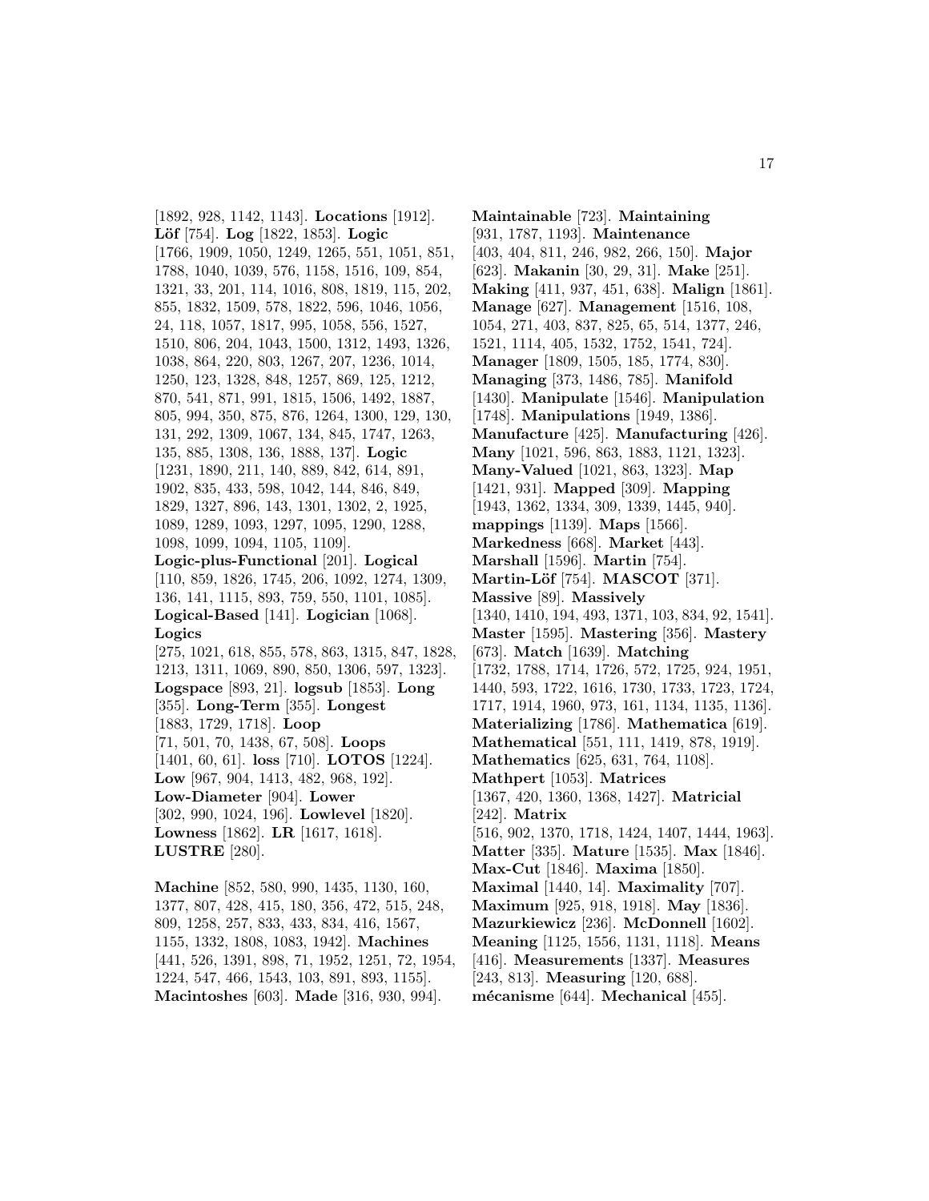[1892, 928, 1142, 1143]. **Locations** [1912]. **Löf** [754]. **Log** [1822, 1853]. **Logic** [1766, 1909, 1050, 1249, 1265, 551, 1051, 851, 1788, 1040, 1039, 576, 1158, 1516, 109, 854, 1321, 33, 201, 114, 1016, 808, 1819, 115, 202, 855, 1832, 1509, 578, 1822, 596, 1046, 1056, 24, 118, 1057, 1817, 995, 1058, 556, 1527, 1510, 806, 204, 1043, 1500, 1312, 1493, 1326, 1038, 864, 220, 803, 1267, 207, 1236, 1014, 1250, 123, 1328, 848, 1257, 869, 125, 1212, 870, 541, 871, 991, 1815, 1506, 1492, 1887, 805, 994, 350, 875, 876, 1264, 1300, 129, 130, 131, 292, 1309, 1067, 134, 845, 1747, 1263, 135, 885, 1308, 136, 1888, 137]. **Logic** [1231, 1890, 211, 140, 889, 842, 614, 891, 1902, 835, 433, 598, 1042, 144, 846, 849, 1829, 1327, 896, 143, 1301, 1302, 2, 1925, 1089, 1289, 1093, 1297, 1095, 1290, 1288, 1098, 1099, 1094, 1105, 1109]. **Logic-plus-Functional** [201]. **Logical** [110, 859, 1826, 1745, 206, 1092, 1274, 1309, 136, 141, 1115, 893, 759, 550, 1101, 1085]. **Logical-Based** [141]. **Logician** [1068]. **Logics** [275, 1021, 618, 855, 578, 863, 1315, 847, 1828, 1213, 1311, 1069, 890, 850, 1306, 597, 1323]. **Logspace** [893, 21]. **logsub** [1853]. **Long** [355]. **Long-Term** [355]. **Longest** [1883, 1729, 1718]. **Loop** [71, 501, 70, 1438, 67, 508]. **Loops** [1401, 60, 61]. **loss** [710]. **LOTOS** [1224]. **Low** [967, 904, 1413, 482, 968, 192]. **Low-Diameter** [904]. **Lower** [302, 990, 1024, 196]. **Lowlevel** [1820]. **Lowness** [1862]. **LR** [1617, 1618]. **LUSTRE** [280].

**Machine** [852, 580, 990, 1435, 1130, 160, 1377, 807, 428, 415, 180, 356, 472, 515, 248, 809, 1258, 257, 833, 433, 834, 416, 1567, 1155, 1332, 1808, 1083, 1942]. **Machines** [441, 526, 1391, 898, 71, 1952, 1251, 72, 1954, 1224, 547, 466, 1543, 103, 891, 893, 1155]. **Macintoshes** [603]. **Made** [316, 930, 994]. **Maintainable** [723]. **Maintaining** [931, 1787, 1193]. **Maintenance** [403, 404, 811, 246, 982, 266, 150]. **Major** [623]. **Makanin** [30, 29, 31]. **Make** [251]. **Making** [411, 937, 451, 638]. **Malign** [1861]. **Manage** [627]. **Management** [1516, 108, 1054, 271, 403, 837, 825, 65, 514, 1377, 246, 1521, 1114, 405, 1532, 1752, 1541, 724]. **Manager** [1809, 1505, 185, 1774, 830]. **Managing** [373, 1486, 785]. **Manifold** [1430]. **Manipulate** [1546]. **Manipulation** [1748]. **Manipulations** [1949, 1386]. **Manufacture** [425]. **Manufacturing** [426]. **Many** [1021, 596, 863, 1883, 1121, 1323]. **Many-Valued** [1021, 863, 1323]. **Map** [1421, 931]. **Mapped** [309]. **Mapping** [1943, 1362, 1334, 309, 1339, 1445, 940]. **mappings** [1139]. **Maps** [1566]. **Markedness** [668]. **Market** [443]. **Marshall** [1596]. **Martin** [754]. **Martin-Löf** [754]. **MASCOT** [371]. **Massive** [89]. **Massively** [1340, 1410, 194, 493, 1371, 103, 834, 92, 1541]. **Master** [1595]. **Mastering** [356]. **Mastery** [673]. **Match** [1639]. **Matching** [1732, 1788, 1714, 1726, 572, 1725, 924, 1951, 1440, 593, 1722, 1616, 1730, 1733, 1723, 1724, 1717, 1914, 1960, 973, 161, 1134, 1135, 1136]. **Materializing** [1786]. **Mathematica** [619]. **Mathematical** [551, 111, 1419, 878, 1919]. **Mathematics** [625, 631, 764, 1108]. **Mathpert** [1053]. **Matrices** [1367, 420, 1360, 1368, 1427]. **Matricial** [242]. **Matrix** [516, 902, 1370, 1718, 1424, 1407, 1444, 1963]. **Matter** [335]. **Mature** [1535]. **Max** [1846]. **Max-Cut** [1846]. **Maxima** [1850]. **Maximal** [1440, 14]. **Maximality** [707]. **Maximum** [925, 918, 1918]. **May** [1836]. **Mazurkiewicz** [236]. **McDonnell** [1602]. **Meaning** [1125, 1556, 1131, 1118]. **Means** [416]. **Measurements** [1337]. **Measures** [243, 813]. **Measuring** [120, 688]. **mécanisme** [644]. **Mechanical** [455].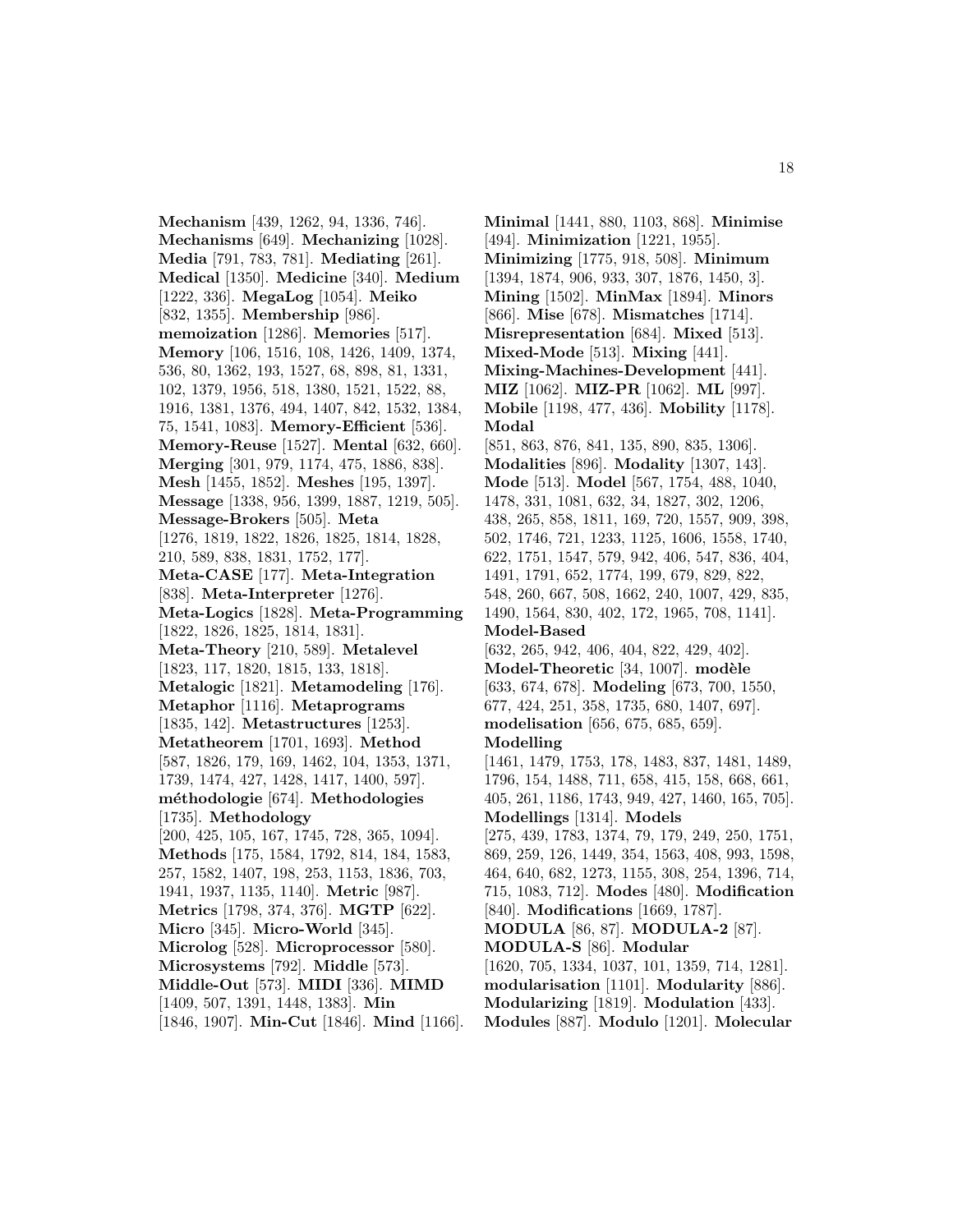**Mechanism** [439, 1262, 94, 1336, 746]. **Mechanisms** [649]. **Mechanizing** [1028]. **Media** [791, 783, 781]. **Mediating** [261]. **Medical** [1350]. **Medicine** [340]. **Medium** [1222, 336]. **MegaLog** [1054]. **Meiko** [832, 1355]. **Membership** [986]. **memoization** [1286]. **Memories** [517]. **Memory** [106, 1516, 108, 1426, 1409, 1374, 536, 80, 1362, 193, 1527, 68, 898, 81, 1331, 102, 1379, 1956, 518, 1380, 1521, 1522, 88, 1916, 1381, 1376, 494, 1407, 842, 1532, 1384, 75, 1541, 1083]. **Memory-Efficient** [536]. **Memory-Reuse** [1527]. **Mental** [632, 660]. **Merging** [301, 979, 1174, 475, 1886, 838]. **Mesh** [1455, 1852]. **Meshes** [195, 1397]. **Message** [1338, 956, 1399, 1887, 1219, 505]. **Message-Brokers** [505]. **Meta** [1276, 1819, 1822, 1826, 1825, 1814, 1828, 210, 589, 838, 1831, 1752, 177]. **Meta-CASE** [177]. **Meta-Integration** [838]. **Meta-Interpreter** [1276]. **Meta-Logics** [1828]. **Meta-Programming** [1822, 1826, 1825, 1814, 1831]. **Meta-Theory** [210, 589]. **Metalevel** [1823, 117, 1820, 1815, 133, 1818]. **Metalogic** [1821]. **Metamodeling** [176]. **Metaphor** [1116]. **Metaprograms** [1835, 142]. **Metastructures** [1253]. **Metatheorem** [1701, 1693]. **Method** [587, 1826, 179, 169, 1462, 104, 1353, 1371, 1739, 1474, 427, 1428, 1417, 1400, 597]. **méthodologie** [674]. **Methodologies** [1735]. **Methodology** [200, 425, 105, 167, 1745, 728, 365, 1094]. **Methods** [175, 1584, 1792, 814, 184, 1583, 257, 1582, 1407, 198, 253, 1153, 1836, 703, 1941, 1937, 1135, 1140]. **Metric** [987]. **Metrics** [1798, 374, 376]. **MGTP** [622]. **Micro** [345]. **Micro-World** [345]. **Microlog** [528]. **Microprocessor** [580]. **Microsystems** [792]. **Middle** [573]. **Middle-Out** [573]. **MIDI** [336]. **MIMD** [1409, 507, 1391, 1448, 1383]. **Min** [1846, 1907]. **Min-Cut** [1846]. **Mind** [1166]. **Minimal** [1441, 880, 1103, 868]. **Minimise** [494]. **Minimization** [1221, 1955]. **Minimizing** [1775, 918, 508]. **Minimum** [1394, 1874, 906, 933, 307, 1876, 1450, 3]. **Mining** [1502]. **MinMax** [1894]. **Minors** [866]. **Mise** [678]. **Mismatches** [1714]. **Misrepresentation** [684]. **Mixed** [513]. **Mixed-Mode** [513]. **Mixing** [441]. **Mixing-Machines-Development** [441]. **MIZ** [1062]. **MIZ-PR** [1062]. **ML** [997]. **Mobile** [1198, 477, 436]. **Mobility** [1178]. **Modal** [851, 863, 876, 841, 135, 890, 835, 1306]. **Modalities** [896]. **Modality** [1307, 143]. **Mode** [513]. **Model** [567, 1754, 488, 1040, 1478, 331, 1081, 632, 34, 1827, 302, 1206, 438, 265, 858, 1811, 169, 720, 1557, 909, 398, 502, 1746, 721, 1233, 1125, 1606, 1558, 1740, 622, 1751, 1547, 579, 942, 406, 547, 836, 404, 1491, 1791, 652, 1774, 199, 679, 829, 822, 548, 260, 667, 508, 1662, 240, 1007, 429, 835, 1490, 1564, 830, 402, 172, 1965, 708, 1141]. **Model-Based** [632, 265, 942, 406, 404, 822, 429, 402]. **Model-Theoretic** [34, 1007]. **modèle** [633, 674, 678]. **Modeling** [673, 700, 1550, 677, 424, 251, 358, 1735, 680, 1407, 697]. **modelisation** [656, 675, 685, 659]. **Modelling** [1461, 1479, 1753, 178, 1483, 837, 1481, 1489, 1796, 154, 1488, 711, 658, 415, 158, 668, 661, 405, 261, 1186, 1743, 949, 427, 1460, 165, 705]. **Modellings** [1314]. **Models** [275, 439, 1783, 1374, 79, 179, 249, 250, 1751, 869, 259, 126, 1449, 354, 1563, 408, 993, 1598, 464, 640, 682, 1273, 1155, 308, 254, 1396, 714, 715, 1083, 712]. **Modes** [480]. **Modification** [840]. **Modifications** [1669, 1787]. **MODULA** [86, 87]. **MODULA-2** [87]. **MODULA-S** [86]. **Modular** [1620, 705, 1334, 1037, 101, 1359, 714, 1281]. **modularisation** [1101]. **Modularity** [886]. **Modularizing** [1819]. **Modulation** [433]. **Modules** [887]. **Modulo** [1201]. **Molecular**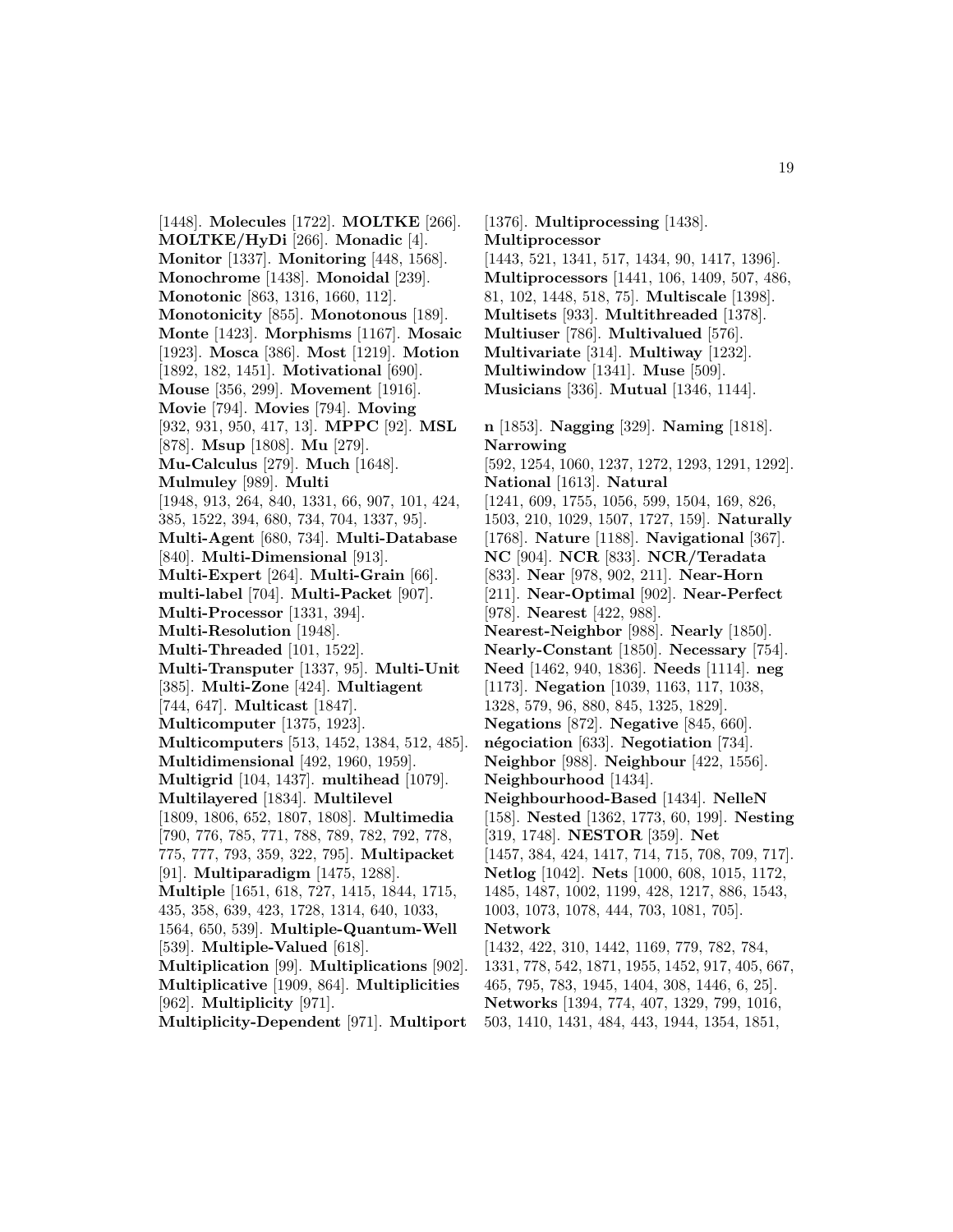[1448]. **Molecules** [1722]. **MOLTKE** [266]. **MOLTKE/HyDi** [266]. **Monadic** [4]. **Monitor** [1337]. **Monitoring** [448, 1568]. **Monochrome** [1438]. **Monoidal** [239]. **Monotonic** [863, 1316, 1660, 112]. **Monotonicity** [855]. **Monotonous** [189]. **Monte** [1423]. **Morphisms** [1167]. **Mosaic** [1923]. **Mosca** [386]. **Most** [1219]. **Motion** [1892, 182, 1451]. **Motivational** [690]. **Mouse** [356, 299]. **Movement** [1916]. **Movie** [794]. **Movies** [794]. **Moving** [932, 931, 950, 417, 13]. **MPPC** [92]. **MSL** [878]. **Msup** [1808]. **Mu** [279]. **Mu-Calculus** [279]. **Much** [1648]. **Mulmuley** [989]. **Multi** [1948, 913, 264, 840, 1331, 66, 907, 101, 424, 385, 1522, 394, 680, 734, 704, 1337, 95]. **Multi-Agent** [680, 734]. **Multi-Database** [840]. **Multi-Dimensional** [913]. **Multi-Expert** [264]. **Multi-Grain** [66]. **multi-label** [704]. **Multi-Packet** [907]. **Multi-Processor** [1331, 394]. **Multi-Resolution** [1948]. **Multi-Threaded** [101, 1522]. **Multi-Transputer** [1337, 95]. **Multi-Unit** [385]. **Multi-Zone** [424]. **Multiagent** [744, 647]. **Multicast** [1847]. **Multicomputer** [1375, 1923]. **Multicomputers** [513, 1452, 1384, 512, 485]. **Multidimensional** [492, 1960, 1959]. **Multigrid** [104, 1437]. **multihead** [1079]. **Multilayered** [1834]. **Multilevel** [1809, 1806, 652, 1807, 1808]. **Multimedia** [790, 776, 785, 771, 788, 789, 782, 792, 778, 775, 777, 793, 359, 322, 795]. **Multipacket** [91]. **Multiparadigm** [1475, 1288]. **Multiple** [1651, 618, 727, 1415, 1844, 1715, 435, 358, 639, 423, 1728, 1314, 640, 1033, 1564, 650, 539]. **Multiple-Quantum-Well** [539]. **Multiple-Valued** [618]. **Multiplication** [99]. **Multiplications** [902]. **Multiplicative** [1909, 864]. **Multiplicities** [962]. **Multiplicity** [971]. **Multiplicity-Dependent** [971]. **Multiport** [1376]. **Multiprocessing** [1438]. **Multiprocessor** [1443, 521, 1341, 517, 1434, 90, 1417, 1396]. **Multiprocessors** [1441, 106, 1409, 507, 486, 81, 102, 1448, 518, 75]. **Multiscale** [1398]. **Multisets** [933]. **Multithreaded** [1378]. **Multiuser** [786]. **Multivalued** [576]. **Multivariate** [314]. **Multiway** [1232]. **Multiwindow** [1341]. **Muse** [509]. **Musicians** [336]. **Mutual** [1346, 1144].

**n** [1853]. **Nagging** [329]. **Naming** [1818]. **Narrowing** [592, 1254, 1060, 1237, 1272, 1293, 1291, 1292]. **National** [1613]. **Natural** [1241, 609, 1755, 1056, 599, 1504, 169, 826, 1503, 210, 1029, 1507, 1727, 159]. **Naturally** [1768]. **Nature** [1188]. **Navigational** [367]. **NC** [904]. **NCR** [833]. **NCR/Teradata** [833]. **Near** [978, 902, 211]. **Near-Horn** [211]. **Near-Optimal** [902]. **Near-Perfect** [978]. **Nearest** [422, 988]. **Nearest-Neighbor** [988]. **Nearly** [1850]. **Nearly-Constant** [1850]. **Necessary** [754]. **Need** [1462, 940, 1836]. **Needs** [1114]. **neg** [1173]. **Negation** [1039, 1163, 117, 1038, 1328, 579, 96, 880, 845, 1325, 1829]. **Negations** [872]. **Negative** [845, 660]. **négociation** [633]. **Negotiation** [734]. **Neighbor** [988]. **Neighbour** [422, 1556]. **Neighbourhood** [1434]. **Neighbourhood-Based** [1434]. **NelleN** [158]. **Nested** [1362, 1773, 60, 199]. **Nesting** [319, 1748]. **NESTOR** [359]. **Net** [1457, 384, 424, 1417, 714, 715, 708, 709, 717]. **Netlog** [1042]. **Nets** [1000, 608, 1015, 1172, 1485, 1487, 1002, 1199, 428, 1217, 886, 1543, 1003, 1073, 1078, 444, 703, 1081, 705]. **Network** [1432, 422, 310, 1442, 1169, 779, 782, 784, 1331, 778, 542, 1871, 1955, 1452, 917, 405, 667, 465, 795, 783, 1945, 1404, 308, 1446, 6, 25]. **Networks** [1394, 774, 407, 1329, 799, 1016, 503, 1410, 1431, 484, 443, 1944, 1354, 1851,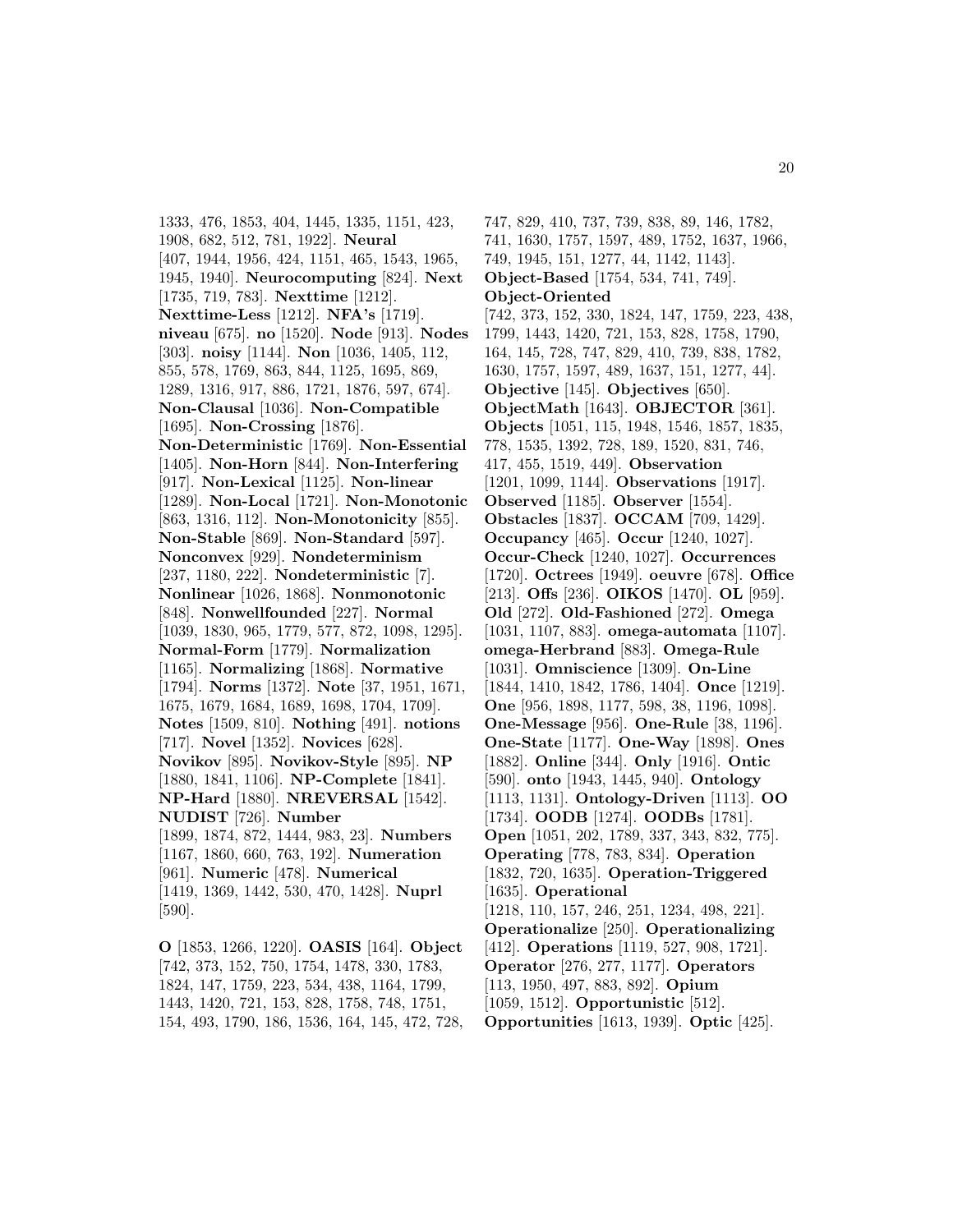1333, 476, 1853, 404, 1445, 1335, 1151, 423, 1908, 682, 512, 781, 1922]. **Neural** [407, 1944, 1956, 424, 1151, 465, 1543, 1965, 1945, 1940]. **Neurocomputing** [824]. **Next** [1735, 719, 783]. **Nexttime** [1212]. **Nexttime-Less** [1212]. **NFA's** [1719]. **niveau** [675]. **no** [1520]. **Node** [913]. **Nodes** [303]. **noisy** [1144]. **Non** [1036, 1405, 112, 855, 578, 1769, 863, 844, 1125, 1695, 869, 1289, 1316, 917, 886, 1721, 1876, 597, 674]. **Non-Clausal** [1036]. **Non-Compatible** [1695]. **Non-Crossing** [1876]. **Non-Deterministic** [1769]. **Non-Essential** [1405]. **Non-Horn** [844]. **Non-Interfering** [917]. **Non-Lexical** [1125]. **Non-linear** [1289]. **Non-Local** [1721]. **Non-Monotonic** [863, 1316, 112]. **Non-Monotonicity** [855]. **Non-Stable** [869]. **Non-Standard** [597]. **Nonconvex** [929]. **Nondeterminism** [237, 1180, 222]. **Nondeterministic** [7]. **Nonlinear** [1026, 1868]. **Nonmonotonic** [848]. **Nonwellfounded** [227]. **Normal** [1039, 1830, 965, 1779, 577, 872, 1098, 1295]. **Normal-Form** [1779]. **Normalization** [1165]. **Normalizing** [1868]. **Normative** [1794]. **Norms** [1372]. **Note** [37, 1951, 1671, 1675, 1679, 1684, 1689, 1698, 1704, 1709]. **Notes** [1509, 810]. **Nothing** [491]. **notions** [717]. **Novel** [1352]. **Novices** [628]. **Novikov** [895]. **Novikov-Style** [895]. **NP** [1880, 1841, 1106]. **NP-Complete** [1841]. **NP-Hard** [1880]. **NREVERSAL** [1542]. **NUDIST** [726]. **Number** [1899, 1874, 872, 1444, 983, 23]. **Numbers** [1167, 1860, 660, 763, 192]. **Numeration** [961]. **Numeric** [478]. **Numerical** [1419, 1369, 1442, 530, 470, 1428]. **Nuprl** [590].

**O** [1853, 1266, 1220]. **OASIS** [164]. **Object** [742, 373, 152, 750, 1754, 1478, 330, 1783, 1824, 147, 1759, 223, 534, 438, 1164, 1799, 1443, 1420, 721, 153, 828, 1758, 748, 1751, 154, 493, 1790, 186, 1536, 164, 145, 472, 728, 747, 829, 410, 737, 739, 838, 89, 146, 1782, 741, 1630, 1757, 1597, 489, 1752, 1637, 1966, 749, 1945, 151, 1277, 44, 1142, 1143]. **Object-Based** [1754, 534, 741, 749]. **Object-Oriented** [742, 373, 152, 330, 1824, 147, 1759, 223, 438, 1799, 1443, 1420, 721, 153, 828, 1758, 1790, 164, 145, 728, 747, 829, 410, 739, 838, 1782, 1630, 1757, 1597, 489, 1637, 151, 1277, 44]. **Objective** [145]. **Objectives** [650]. **ObjectMath** [1643]. **OBJECTOR** [361]. **Objects** [1051, 115, 1948, 1546, 1857, 1835, 778, 1535, 1392, 728, 189, 1520, 831, 746, 417, 455, 1519, 449]. **Observation** [1201, 1099, 1144]. **Observations** [1917]. **Observed** [1185]. **Observer** [1554]. **Obstacles** [1837]. **OCCAM** [709, 1429]. **Occupancy** [465]. **Occur** [1240, 1027]. **Occur-Check** [1240, 1027]. **Occurrences** [1720]. **Octrees** [1949]. **oeuvre** [678]. **Office** [213]. **Offs** [236]. **OIKOS** [1470]. **OL** [959]. **Old** [272]. **Old-Fashioned** [272]. **Omega** [1031, 1107, 883]. **omega-automata** [1107]. **omega-Herbrand** [883]. **Omega-Rule** [1031]. **Omniscience** [1309]. **On-Line** [1844, 1410, 1842, 1786, 1404]. **Once** [1219]. **One** [956, 1898, 1177, 598, 38, 1196, 1098]. **One-Message** [956]. **One-Rule** [38, 1196]. **One-State** [1177]. **One-Way** [1898]. **Ones** [1882]. **Online** [344]. **Only** [1916]. **Ontic** [590]. **onto** [1943, 1445, 940]. **Ontology** [1113, 1131]. **Ontology-Driven** [1113]. **OO** [1734]. **OODB** [1274]. **OODBs** [1781]. **Open** [1051, 202, 1789, 337, 343, 832, 775]. **Operating** [778, 783, 834]. **Operation** [1832, 720, 1635]. **Operation-Triggered** [1635]. **Operational** [1218, 110, 157, 246, 251, 1234, 498, 221]. **Operationalize** [250]. **Operationalizing** [412]. **Operations** [1119, 527, 908, 1721]. **Operator** [276, 277, 1177]. **Operators** [113, 1950, 497, 883, 892]. **Opium** [1059, 1512]. **Opportunistic** [512]. **Opportunities** [1613, 1939]. **Optic** [425].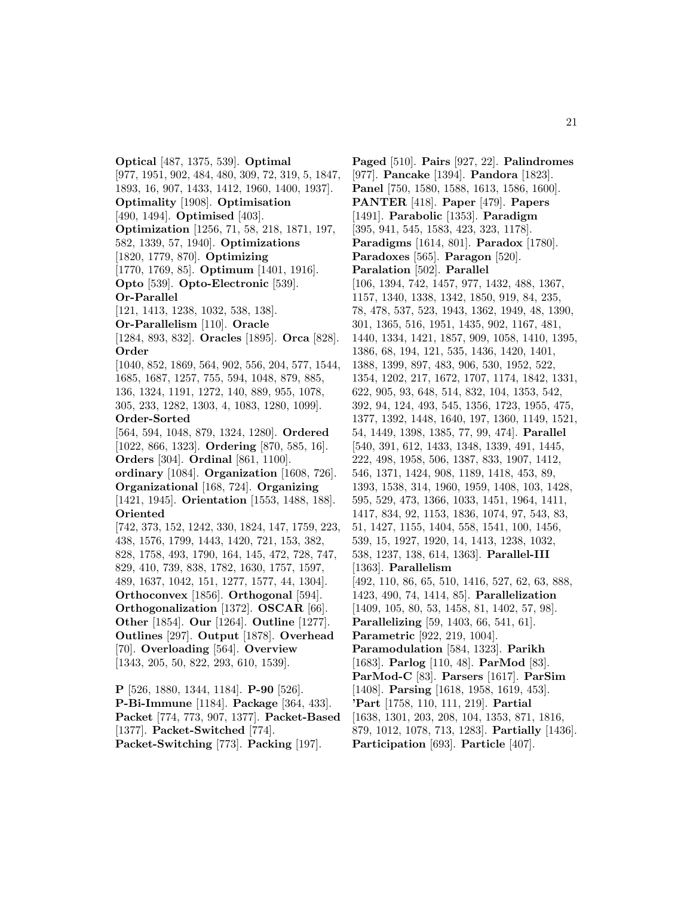**Optical** [487, 1375, 539]. **Optimal** [977, 1951, 902, 484, 480, 309, 72, 319, 5, 1847, 1893, 16, 907, 1433, 1412, 1960, 1400, 1937]. **Optimality** [1908]. **Optimisation** [490, 1494]. **Optimised** [403]. **Optimization** [1256, 71, 58, 218, 1871, 197, 582, 1339, 57, 1940]. **Optimizations** [1820, 1779, 870]. **Optimizing** [1770, 1769, 85]. **Optimum** [1401, 1916]. **Opto** [539]. **Opto-Electronic** [539]. **Or-Parallel** [121, 1413, 1238, 1032, 538, 138]. **Or-Parallelism** [110]. **Oracle** [1284, 893, 832]. **Oracles** [1895]. **Orca** [828]. **Order** [1040, 852, 1869, 564, 902, 556, 204, 577, 1544, 1685, 1687, 1257, 755, 594, 1048, 879, 885, 136, 1324, 1191, 1272, 140, 889, 955, 1078, 305, 233, 1282, 1303, 4, 1083, 1280, 1099]. **Order-Sorted** [564, 594, 1048, 879, 1324, 1280]. **Ordered** [1022, 866, 1323]. **Ordering** [870, 585, 16]. **Orders** [304]. **Ordinal** [861, 1100]. **ordinary** [1084]. **Organization** [1608, 726]. **Organizational** [168, 724]. **Organizing** [1421, 1945]. **Orientation** [1553, 1488, 188]. **Oriented** [742, 373, 152, 1242, 330, 1824, 147, 1759, 223, 438, 1576, 1799, 1443, 1420, 721, 153, 382, 828, 1758, 493, 1790, 164, 145, 472, 728, 747, 829, 410, 739, 838, 1782, 1630, 1757, 1597, 489, 1637, 1042, 151, 1277, 1577, 44, 1304]. **Orthoconvex** [1856]. **Orthogonal** [594]. **Orthogonalization** [1372]. **OSCAR** [66]. **Other** [1854]. **Our** [1264]. **Outline** [1277]. **Outlines** [297]. **Output** [1878]. **Overhead** [70]. **Overloading** [564]. **Overview** [1343, 205, 50, 822, 293, 610, 1539].

**P** [526, 1880, 1344, 1184]. **P-90** [526]. **P-Bi-Immune** [1184]. **Package** [364, 433]. **Packet** [774, 773, 907, 1377]. **Packet-Based** [1377]. **Packet-Switched** [774]. **Packet-Switching** [773]. **Packing** [197]. **Paged** [510]. **Pairs** [927, 22]. **Palindromes** [977]. **Pancake** [1394]. **Pandora** [1823]. **Panel** [750, 1580, 1588, 1613, 1586, 1600]. **PANTER** [418]. **Paper** [479]. **Papers** [1491]. **Parabolic** [1353]. **Paradigm** [395, 941, 545, 1583, 423, 323, 1178]. **Paradigms** [1614, 801]. **Paradox** [1780]. **Paradoxes** [565]. **Paragon** [520]. **Paralation** [502]. **Parallel** [106, 1394, 742, 1457, 977, 1432, 488, 1367, 1157, 1340, 1338, 1342, 1850, 919, 84, 235, 78, 478, 537, 523, 1943, 1362, 1949, 48, 1390, 301, 1365, 516, 1951, 1435, 902, 1167, 481, 1440, 1334, 1421, 1857, 909, 1058, 1410, 1395, 1386, 68, 194, 121, 535, 1436, 1420, 1401, 1388, 1399, 897, 483, 906, 530, 1952, 522, 1354, 1202, 217, 1672, 1707, 1174, 1842, 1331, 622, 905, 93, 648, 514, 832, 104, 1353, 542, 392, 94, 124, 493, 545, 1356, 1723, 1955, 475, 1377, 1392, 1448, 1640, 197, 1360, 1149, 1521, 54, 1449, 1398, 1385, 77, 99, 474]. **Parallel** [540, 391, 612, 1433, 1348, 1339, 491, 1445, 222, 498, 1958, 506, 1387, 833, 1907, 1412, 546, 1371, 1424, 908, 1189, 1418, 453, 89, 1393, 1538, 314, 1960, 1959, 1408, 103, 1428, 595, 529, 473, 1366, 1033, 1451, 1964, 1411, 1417, 834, 92, 1153, 1836, 1074, 97, 543, 83, 51, 1427, 1155, 1404, 558, 1541, 100, 1456, 539, 15, 1927, 1920, 14, 1413, 1238, 1032, 538, 1237, 138, 614, 1363]. **Parallel-III** [1363]. **Parallelism** [492, 110, 86, 65, 510, 1416, 527, 62, 63, 888, 1423, 490, 74, 1414, 85]. **Parallelization** [1409, 105, 80, 53, 1458, 81, 1402, 57, 98]. **Parallelizing** [59, 1403, 66, 541, 61]. **Parametric** [922, 219, 1004]. **Paramodulation** [584, 1323]. **Parikh** [1683]. **Parlog** [110, 48]. **ParMod** [83]. **ParMod-C** [83]. **Parsers** [1617]. **ParSim** [1408]. **Parsing** [1618, 1958, 1619, 453]. **'Part** [1758, 110, 111, 219]. **Partial** [1638, 1301, 203, 208, 104, 1353, 871, 1816, 879, 1012, 1078, 713, 1283]. **Partially** [1436]. **Participation** [693]. **Particle** [407].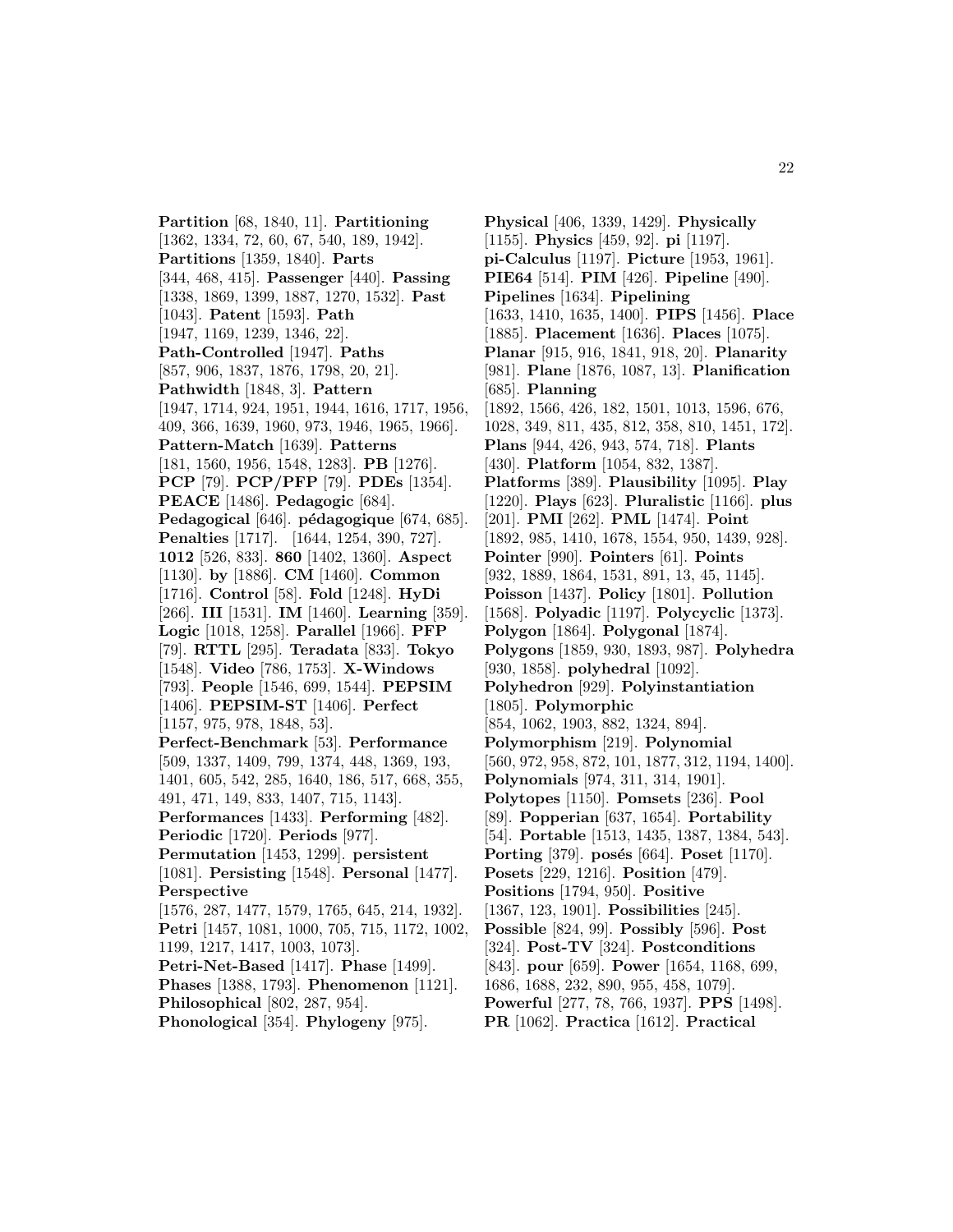**Partition** [68, 1840, 11]. **Partitioning** [1362, 1334, 72, 60, 67, 540, 189, 1942]. **Partitions** [1359, 1840]. **Parts** [344, 468, 415]. **Passenger** [440]. **Passing** [1338, 1869, 1399, 1887, 1270, 1532]. **Past** [1043]. **Patent** [1593]. **Path** [1947, 1169, 1239, 1346, 22]. **Path-Controlled** [1947]. **Paths** [857, 906, 1837, 1876, 1798, 20, 21]. **Pathwidth** [1848, 3]. **Pattern** [1947, 1714, 924, 1951, 1944, 1616, 1717, 1956, 409, 366, 1639, 1960, 973, 1946, 1965, 1966]. **Pattern-Match** [1639]. **Patterns** [181, 1560, 1956, 1548, 1283]. **PB** [1276]. **PCP** [79]. **PCP/PFP** [79]. **PDEs** [1354]. **PEACE** [1486]. **Pedagogic** [684]. **Pedagogical** [646]. **pédagogique** [674, 685]. **Penalties** [1717]. [1644, 1254, 390, 727]. **1012** [526, 833]. **860** [1402, 1360]. **Aspect** [1130]. **by** [1886]. **CM** [1460]. **Common** [1716]. **Control** [58]. **Fold** [1248]. **HyDi** [266]. **III** [1531]. **IM** [1460]. **Learning** [359]. **Logic** [1018, 1258]. **Parallel** [1966]. **PFP** [79]. **RTTL** [295]. **Teradata** [833]. **Tokyo** [1548]. **Video** [786, 1753]. **X-Windows** [793]. **People** [1546, 699, 1544]. **PEPSIM** [1406]. **PEPSIM-ST** [1406]. **Perfect** [1157, 975, 978, 1848, 53]. **Perfect-Benchmark** [53]. **Performance** [509, 1337, 1409, 799, 1374, 448, 1369, 193, 1401, 605, 542, 285, 1640, 186, 517, 668, 355, 491, 471, 149, 833, 1407, 715, 1143]. **Performances** [1433]. **Performing** [482]. **Periodic** [1720]. **Periods** [977]. **Permutation** [1453, 1299]. **persistent** [1081]. **Persisting** [1548]. **Personal** [1477]. **Perspective** [1576, 287, 1477, 1579, 1765, 645, 214, 1932]. **Petri** [1457, 1081, 1000, 705, 715, 1172, 1002, 1199, 1217, 1417, 1003, 1073]. **Petri-Net-Based** [1417]. **Phase** [1499]. **Phases** [1388, 1793]. **Phenomenon** [1121]. **Philosophical** [802, 287, 954]. **Phonological** [354]. **Phylogeny** [975].

**Physical** [406, 1339, 1429]. **Physically** [1155]. **Physics** [459, 92]. **pi** [1197]. **pi-Calculus** [1197]. **Picture** [1953, 1961]. **PIE64** [514]. **PIM** [426]. **Pipeline** [490]. **Pipelines** [1634]. **Pipelining** [1633, 1410, 1635, 1400]. **PIPS** [1456]. **Place** [1885]. **Placement** [1636]. **Places** [1075]. **Planar** [915, 916, 1841, 918, 20]. **Planarity** [981]. **Plane** [1876, 1087, 13]. **Planification** [685]. **Planning** [1892, 1566, 426, 182, 1501, 1013, 1596, 676, 1028, 349, 811, 435, 812, 358, 810, 1451, 172]. **Plans** [944, 426, 943, 574, 718]. **Plants** [430]. **Platform** [1054, 832, 1387]. **Platforms** [389]. **Plausibility** [1095]. **Play** [1220]. **Plays** [623]. **Pluralistic** [1166]. **plus** [201]. **PMI** [262]. **PML** [1474]. **Point** [1892, 985, 1410, 1678, 1554, 950, 1439, 928]. **Pointer** [990]. **Pointers** [61]. **Points** [932, 1889, 1864, 1531, 891, 13, 45, 1145]. **Poisson** [1437]. **Policy** [1801]. **Pollution** [1568]. **Polyadic** [1197]. **Polycyclic** [1373]. **Polygon** [1864]. **Polygonal** [1874]. **Polygons** [1859, 930, 1893, 987]. **Polyhedra** [930, 1858]. **polyhedral** [1092]. **Polyhedron** [929]. **Polyinstantiation** [1805]. **Polymorphic** [854, 1062, 1903, 882, 1324, 894]. **Polymorphism** [219]. **Polynomial** [560, 972, 958, 872, 101, 1877, 312, 1194, 1400]. **Polynomials** [974, 311, 314, 1901]. **Polytopes** [1150]. **Pomsets** [236]. **Pool** [89]. **Popperian** [637, 1654]. **Portability** [54]. **Portable** [1513, 1435, 1387, 1384, 543]. **Porting** [379]. **posés** [664]. **Poset** [1170]. **Posets** [229, 1216]. **Position** [479]. **Positions** [1794, 950]. **Positive** [1367, 123, 1901]. **Possibilities** [245]. **Possible** [824, 99]. **Possibly** [596]. **Post** [324]. **Post-TV** [324]. **Postconditions** [843]. **pour** [659]. **Power** [1654, 1168, 699, 1686, 1688, 232, 890, 955, 458, 1079]. **Powerful** [277, 78, 766, 1937]. **PPS** [1498]. **PR** [1062]. **Practica** [1612]. **Practical**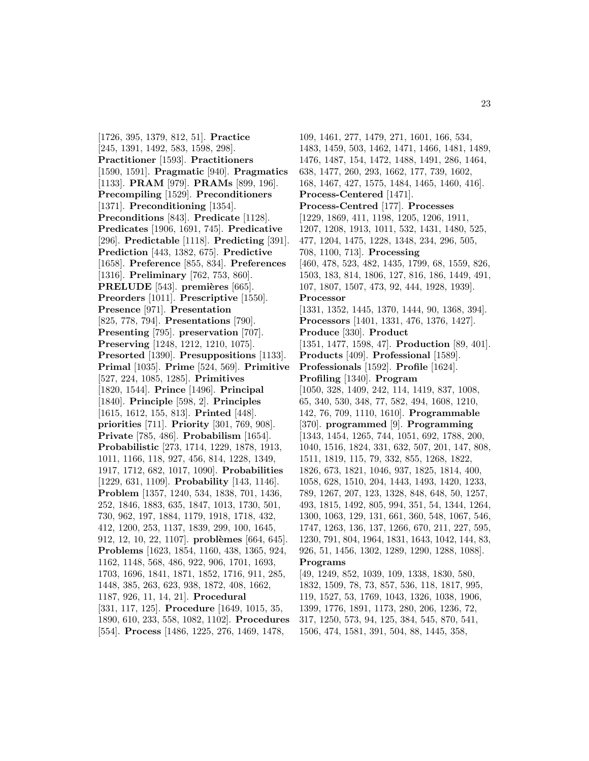[1726, 395, 1379, 812, 51]. **Practice** [245, 1391, 1492, 583, 1598, 298]. **Practitioner** [1593]. **Practitioners** [1590, 1591]. **Pragmatic** [940]. **Pragmatics** [1133]. **PRAM** [979]. **PRAMs** [899, 196]. **Precompiling** [1529]. **Preconditioners** [1371]. **Preconditioning** [1354]. **Preconditions** [843]. **Predicate** [1128]. **Predicates** [1906, 1691, 745]. **Predicative** [296]. **Predictable** [1118]. **Predicting** [391]. **Prediction** [443, 1382, 675]. **Predictive** [1658]. **Preference** [855, 834]. **Preferences** [1316]. **Preliminary** [762, 753, 860]. **PRELUDE** [543]. **premières** [665]. **Preorders** [1011]. **Prescriptive** [1550]. **Presence** [971]. **Presentation** [825, 778, 794]. **Presentations** [790]. **Presenting** [795]. **preservation** [707]. **Preserving** [1248, 1212, 1210, 1075]. **Presorted** [1390]. **Presuppositions** [1133]. **Primal** [1035]. **Prime** [524, 569]. **Primitive** [527, 224, 1085, 1285]. **Primitives** [1820, 1544]. **Prince** [1496]. **Principal** [1840]. **Principle** [598, 2]. **Principles** [1615, 1612, 155, 813]. **Printed** [448]. **priorities** [711]. **Priority** [301, 769, 908]. **Private** [785, 486]. **Probabilism** [1654]. **Probabilistic** [273, 1714, 1229, 1878, 1913, 1011, 1166, 118, 927, 456, 814, 1228, 1349, 1917, 1712, 682, 1017, 1090]. **Probabilities** [1229, 631, 1109]. **Probability** [143, 1146]. **Problem** [1357, 1240, 534, 1838, 701, 1436, 252, 1846, 1883, 635, 1847, 1013, 1730, 501, 730, 962, 197, 1884, 1179, 1918, 1718, 432, 412, 1200, 253, 1137, 1839, 299, 100, 1645, 912, 12, 10, 22, 1107]. **problèmes** [664, 645]. **Problems** [1623, 1854, 1160, 438, 1365, 924, 1162, 1148, 568, 486, 922, 906, 1701, 1693, 1703, 1696, 1841, 1871, 1852, 1716, 911, 285, 1448, 385, 263, 623, 938, 1872, 408, 1662, 1187, 926, 11, 14, 21]. **Procedural** [331, 117, 125]. **Procedure** [1649, 1015, 35, 1890, 610, 233, 558, 1082, 1102]. **Procedures** [554]. **Process** [1486, 1225, 276, 1469, 1478, 109, 1461, 277, 1479, 271, 1601, 166, 534, 1483, 1459, 503, 1462, 1471, 1466, 1481, 1489, 1476, 1487, 154, 1472, 1488, 1491, 286, 1464, 638, 1477, 260, 293, 1662, 177, 739, 1602, 168, 1467, 427, 1575, 1484, 1465, 1460, 416]. **Process-Centered** [1471]. **Process-Centred** [177]. **Processes** [1229, 1869, 411, 1198, 1205, 1206, 1911, 1207, 1208, 1913, 1011, 532, 1431, 1480, 525, 477, 1204, 1475, 1228, 1348, 234, 296, 505, 708, 1100, 713]. **Processing** [460, 478, 523, 482, 1435, 1799, 68, 1559, 826, 1503, 183, 814, 1806, 127, 816, 186, 1449, 491, 107, 1807, 1507, 473, 92, 444, 1928, 1939]. **Processor** [1331, 1352, 1445, 1370, 1444, 90, 1368, 394]. **Processors** [1401, 1331, 476, 1376, 1427]. **Produce** [330]. **Product** [1351, 1477, 1598, 47]. **Production** [89, 401]. **Products** [409]. **Professional** [1589]. **Professionals** [1592]. **Profile** [1624]. **Profiling** [1340]. **Program** [1050, 328, 1409, 242, 114, 1419, 837, 1008, 65, 340, 530, 348, 77, 582, 494, 1608, 1210, 142, 76, 709, 1110, 1610]. **Programmable** [370]. **programmed** [9]. **Programming** [1343, 1454, 1265, 744, 1051, 692, 1788, 200, 1040, 1516, 1824, 331, 632, 507, 201, 147, 808, 1819, 115, 79, 332, 855, 1268, 1822, 1826, 673, 1821, 1046, 937, 1825, 1814, 400, 1058, 628, 1510, 204, 1443, 1493, 1420, 1233, 789, 1267, 207, 123, 1328, 848, 648, 50, 1257, 493, 1815, 1492, 805, 994, 351, 54, 1344, 1264, 1300, 1063, 129, 131, 661, 360, 548, 1067, 546, 1747, 1263, 136, 137, 1266, 670, 211, 227, 595, 1230, 791, 804, 1964, 1831, 1643, 1042, 144, 83, 926, 51, 1456, 1302, 1289, 1290, 1288, 1088]. **Programs** [49, 1249, 852, 1039, 109, 1338, 1830, 580, 1832, 1509, 78, 73, 857, 536, 118, 1817, 995, 119, 1527, 53, 1769, 1043, 1326, 1038, 1906, 1399, 1776, 1891, 1173, 280, 206, 1236, 72, 317, 1250, 573, 94, 125, 384, 545, 870, 541, 1506, 474, 1581, 391, 504, 88, 1445, 358,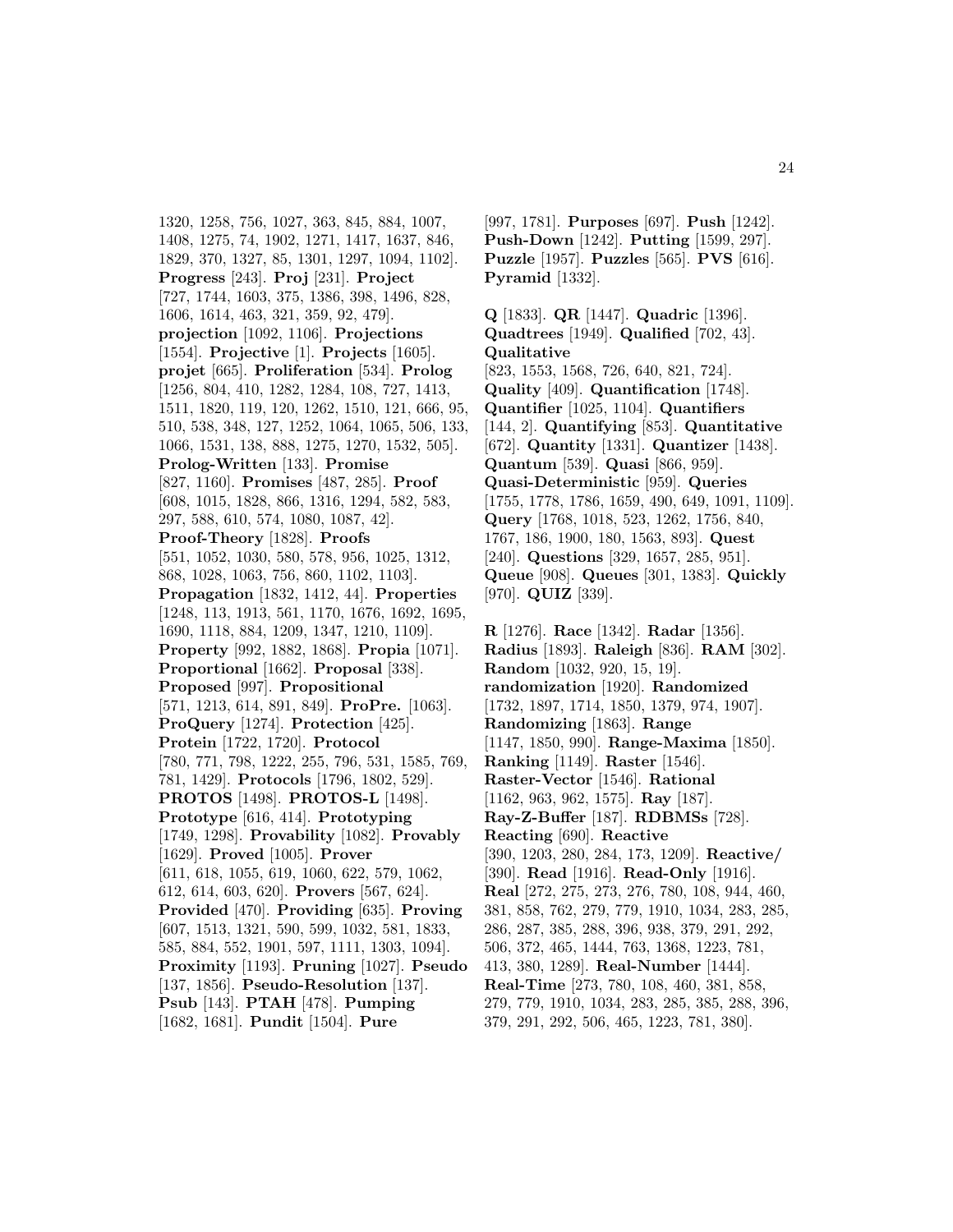1320, 1258, 756, 1027, 363, 845, 884, 1007, 1408, 1275, 74, 1902, 1271, 1417, 1637, 846, 1829, 370, 1327, 85, 1301, 1297, 1094, 1102]. **Progress** [243]. **Proj** [231]. **Project** [727, 1744, 1603, 375, 1386, 398, 1496, 828, 1606, 1614, 463, 321, 359, 92, 479]. **projection** [1092, 1106]. **Projections** [1554]. **Projective** [1]. **Projects** [1605]. **projet** [665]. **Proliferation** [534]. **Prolog** [1256, 804, 410, 1282, 1284, 108, 727, 1413, 1511, 1820, 119, 120, 1262, 1510, 121, 666, 95, 510, 538, 348, 127, 1252, 1064, 1065, 506, 133, 1066, 1531, 138, 888, 1275, 1270, 1532, 505]. **Prolog-Written** [133]. **Promise** [827, 1160]. **Promises** [487, 285]. **Proof** [608, 1015, 1828, 866, 1316, 1294, 582, 583, 297, 588, 610, 574, 1080, 1087, 42]. **Proof-Theory** [1828]. **Proofs** [551, 1052, 1030, 580, 578, 956, 1025, 1312, 868, 1028, 1063, 756, 860, 1102, 1103]. **Propagation** [1832, 1412, 44]. **Properties** [1248, 113, 1913, 561, 1170, 1676, 1692, 1695, 1690, 1118, 884, 1209, 1347, 1210, 1109]. **Property** [992, 1882, 1868]. **Propia** [1071]. **Proportional** [1662]. **Proposal** [338]. **Proposed** [997]. **Propositional** [571, 1213, 614, 891, 849]. **ProPre.** [1063]. **ProQuery** [1274]. **Protection** [425]. **Protein** [1722, 1720]. **Protocol** [780, 771, 798, 1222, 255, 796, 531, 1585, 769, 781, 1429]. **Protocols** [1796, 1802, 529]. **PROTOS** [1498]. **PROTOS-L** [1498]. **Prototype** [616, 414]. **Prototyping** [1749, 1298]. **Provability** [1082]. **Provably** [1629]. **Proved** [1005]. **Prover** [611, 618, 1055, 619, 1060, 622, 579, 1062, 612, 614, 603, 620]. **Provers** [567, 624]. **Provided** [470]. **Providing** [635]. **Proving** [607, 1513, 1321, 590, 599, 1032, 581, 1833, 585, 884, 552, 1901, 597, 1111, 1303, 1094]. **Proximity** [1193]. **Pruning** [1027]. **Pseudo** [137, 1856]. **Pseudo-Resolution** [137]. **Psub** [143]. **PTAH** [478]. **Pumping** [1682, 1681]. **Pundit** [1504]. **Pure** [997, 1781]. **Purposes** [697]. **Push** [1242]. **Push-Down** [1242]. **Putting** [1599, 297]. **Puzzle** [1957]. **Puzzles** [565]. **PVS** [616]. **Pyramid** [1332].

**Q** [1833]. **QR** [1447]. **Quadric** [1396]. **Quadtrees** [1949]. **Qualified** [702, 43]. **Qualitative** [823, 1553, 1568, 726, 640, 821, 724]. **Quality** [409]. **Quantification** [1748]. **Quantifier** [1025, 1104]. **Quantifiers** [144, 2]. **Quantifying** [853]. **Quantitative** [672]. **Quantity** [1331]. **Quantizer** [1438]. **Quantum** [539]. **Quasi** [866, 959]. **Quasi-Deterministic** [959]. **Queries** [1755, 1778, 1786, 1659, 490, 649, 1091, 1109]. **Query** [1768, 1018, 523, 1262, 1756, 840, 1767, 186, 1900, 180, 1563, 893]. **Quest** [240]. **Questions** [329, 1657, 285, 951]. **Queue** [908]. **Queues** [301, 1383]. **Quickly** [970]. **QUIZ** [339].

**R** [1276]. **Race** [1342]. **Radar** [1356]. **Radius** [1893]. **Raleigh** [836]. **RAM** [302]. **Random** [1032, 920, 15, 19]. **randomization** [1920]. **Randomized** [1732, 1897, 1714, 1850, 1379, 974, 1907]. **Randomizing** [1863]. **Range** [1147, 1850, 990]. **Range-Maxima** [1850]. **Ranking** [1149]. **Raster** [1546]. **Raster-Vector** [1546]. **Rational** [1162, 963, 962, 1575]. **Ray** [187]. **Ray-Z-Buffer** [187]. **RDBMSs** [728]. **Reacting** [690]. **Reactive** [390, 1203, 280, 284, 173, 1209]. **Reactive/** [390]. **Read** [1916]. **Read-Only** [1916]. **Real** [272, 275, 273, 276, 780, 108, 944, 460, 381, 858, 762, 279, 779, 1910, 1034, 283, 285, 286, 287, 385, 288, 396, 938, 379, 291, 292, 506, 372, 465, 1444, 763, 1368, 1223, 781, 413, 380, 1289]. **Real-Number** [1444]. **Real-Time** [273, 780, 108, 460, 381, 858, 279, 779, 1910, 1034, 283, 285, 385, 288, 396, 379, 291, 292, 506, 465, 1223, 781, 380].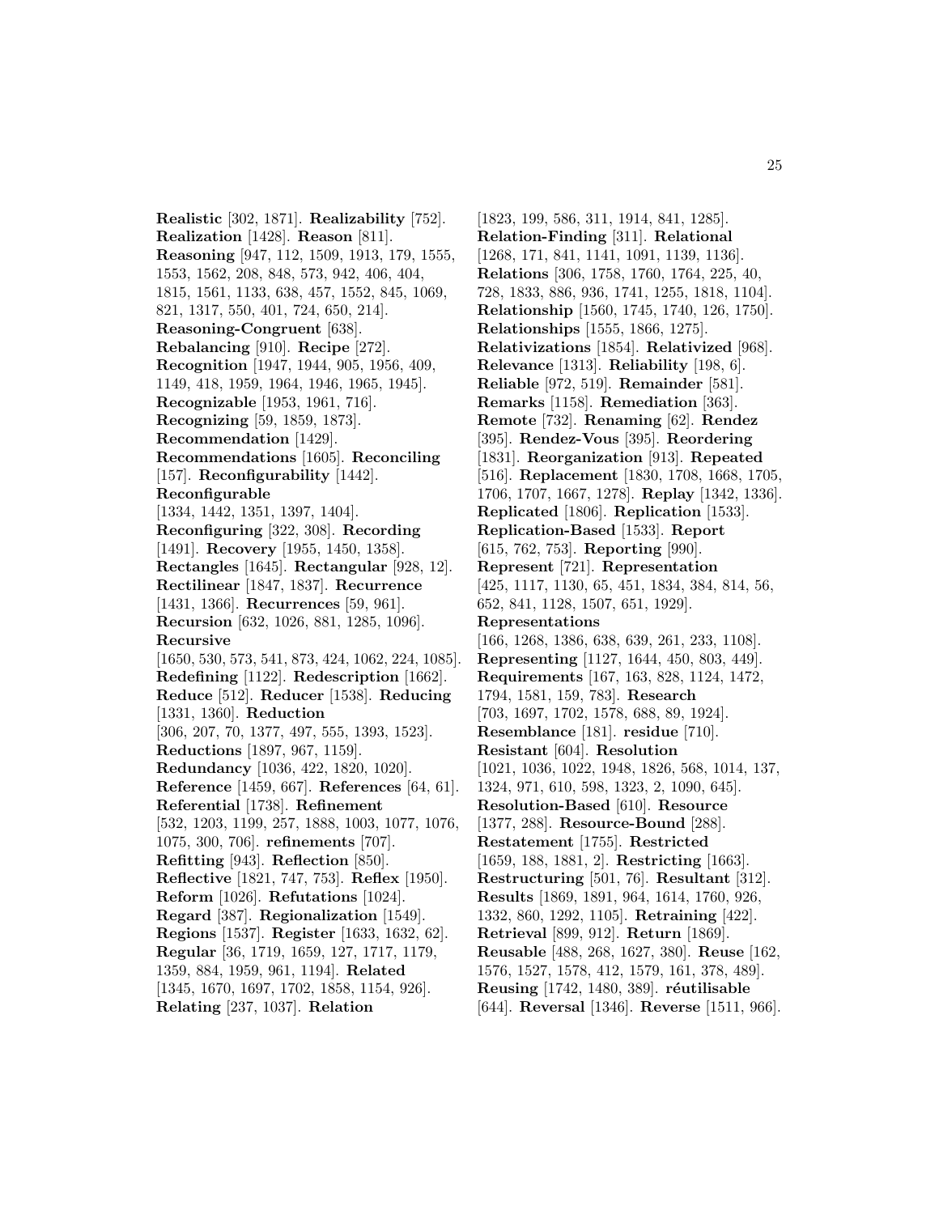**Realistic** [302, 1871]. **Realizability** [752]. **Realization** [1428]. **Reason** [811]. **Reasoning** [947, 112, 1509, 1913, 179, 1555, 1553, 1562, 208, 848, 573, 942, 406, 404, 1815, 1561, 1133, 638, 457, 1552, 845, 1069, 821, 1317, 550, 401, 724, 650, 214]. **Reasoning-Congruent** [638]. **Rebalancing** [910]. **Recipe** [272]. **Recognition** [1947, 1944, 905, 1956, 409, 1149, 418, 1959, 1964, 1946, 1965, 1945]. **Recognizable** [1953, 1961, 716]. **Recognizing** [59, 1859, 1873]. **Recommendation** [1429]. **Recommendations** [1605]. **Reconciling** [157]. **Reconfigurability** [1442]. **Reconfigurable** [1334, 1442, 1351, 1397, 1404]. **Reconfiguring** [322, 308]. **Recording** [1491]. **Recovery** [1955, 1450, 1358]. **Rectangles** [1645]. **Rectangular** [928, 12]. **Rectilinear** [1847, 1837]. **Recurrence** [1431, 1366]. **Recurrences** [59, 961]. **Recursion** [632, 1026, 881, 1285, 1096]. **Recursive** [1650, 530, 573, 541, 873, 424, 1062, 224, 1085]. **Redefining** [1122]. **Redescription** [1662]. **Reduce** [512]. **Reducer** [1538]. **Reducing** [1331, 1360]. **Reduction** [306, 207, 70, 1377, 497, 555, 1393, 1523]. **Reductions** [1897, 967, 1159]. **Redundancy** [1036, 422, 1820, 1020]. **Reference** [1459, 667]. **References** [64, 61]. **Referential** [1738]. **Refinement** [532, 1203, 1199, 257, 1888, 1003, 1077, 1076, 1075, 300, 706]. **refinements** [707]. **Refitting** [943]. **Reflection** [850]. **Reflective** [1821, 747, 753]. **Reflex** [1950]. **Reform** [1026]. **Refutations** [1024]. **Regard** [387]. **Regionalization** [1549]. **Regions** [1537]. **Register** [1633, 1632, 62]. **Regular** [36, 1719, 1659, 127, 1717, 1179, 1359, 884, 1959, 961, 1194]. **Related** [1345, 1670, 1697, 1702, 1858, 1154, 926]. **Relating** [237, 1037]. **Relation** [1823, 199, 586, 311, 1914, 841, 1285]. **Relation-Finding** [311]. **Relational** [1268, 171, 841, 1141, 1091, 1139, 1136]. **Relations** [306, 1758, 1760, 1764, 225, 40, 728, 1833, 886, 936, 1741, 1255, 1818, 1104]. **Relationship** [1560, 1745, 1740, 126, 1750]. **Relationships** [1555, 1866, 1275]. **Relativizations** [1854]. **Relativized** [968]. **Relevance** [1313]. **Reliability** [198, 6]. **Reliable** [972, 519]. **Remainder** [581]. **Remarks** [1158]. **Remediation** [363]. **Remote** [732]. **Renaming** [62]. **Rendez** [395]. **Rendez-Vous** [395]. **Reordering** [1831]. **Reorganization** [913]. **Repeated** [516]. **Replacement** [1830, 1708, 1668, 1705, 1706, 1707, 1667, 1278]. **Replay** [1342, 1336]. **Replicated** [1806]. **Replication** [1533]. **Replication-Based** [1533]. **Report** [615, 762, 753]. **Reporting** [990]. **Represent** [721]. **Representation** [425, 1117, 1130, 65, 451, 1834, 384, 814, 56, 652, 841, 1128, 1507, 651, 1929]. **Representations** [166, 1268, 1386, 638, 639, 261, 233, 1108]. **Representing** [1127, 1644, 450, 803, 449]. **Requirements** [167, 163, 828, 1124, 1472, 1794, 1581, 159, 783]. **Research** [703, 1697, 1702, 1578, 688, 89, 1924]. **Resemblance** [181]. **residue** [710]. **Resistant** [604]. **Resolution** [1021, 1036, 1022, 1948, 1826, 568, 1014, 137, 1324, 971, 610, 598, 1323, 2, 1090, 645]. **Resolution-Based** [610]. **Resource** [1377, 288]. **Resource-Bound** [288]. **Restatement** [1755]. **Restricted** [1659, 188, 1881, 2]. **Restricting** [1663]. **Restructuring** [501, 76]. **Resultant** [312]. **Results** [1869, 1891, 964, 1614, 1760, 926, 1332, 860, 1292, 1105]. **Retraining** [422]. **Retrieval** [899, 912]. **Return** [1869]. **Reusable** [488, 268, 1627, 380]. **Reuse** [162, 1576, 1527, 1578, 412, 1579, 161, 378, 489]. **Reusing** [1742, 1480, 389]. **réutilisable** [644]. **Reversal** [1346]. **Reverse** [1511, 966].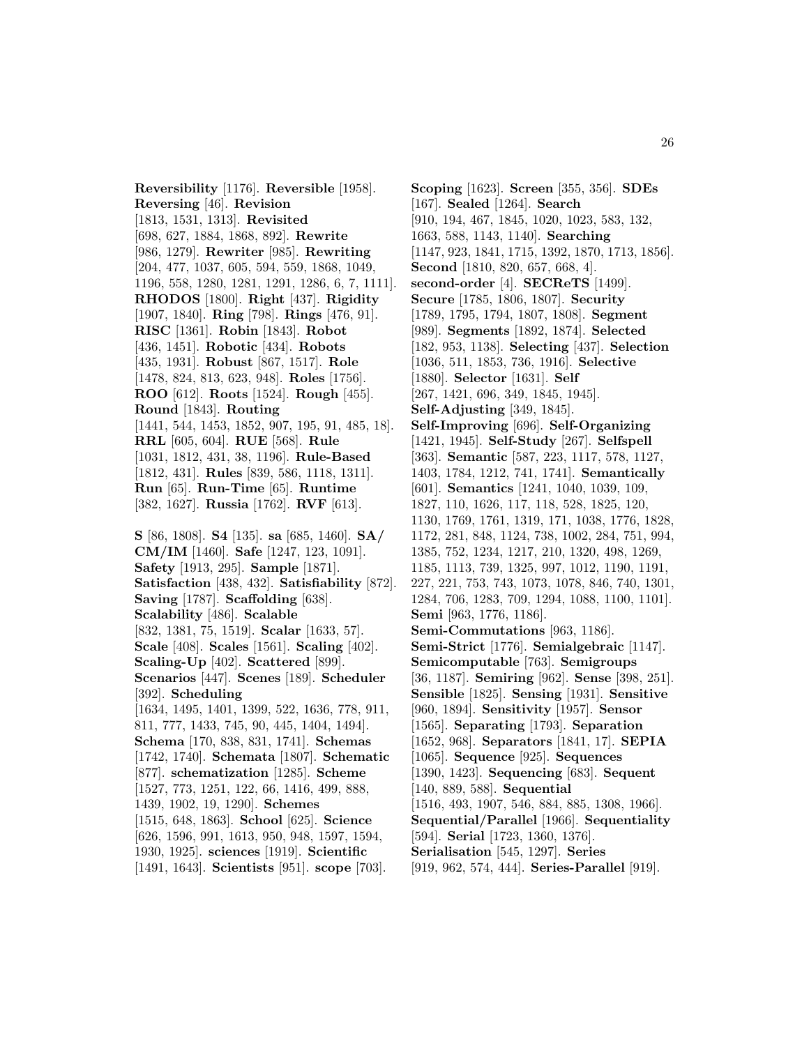**Reversibility** [1176]. **Reversible** [1958]. **Reversing** [46]. **Revision** [1813, 1531, 1313]. **Revisited** [698, 627, 1884, 1868, 892]. **Rewrite** [986, 1279]. **Rewriter** [985]. **Rewriting** [204, 477, 1037, 605, 594, 559, 1868, 1049, 1196, 558, 1280, 1281, 1291, 1286, 6, 7, 1111]. **RHODOS** [1800]. **Right** [437]. **Rigidity** [1907, 1840]. **Ring** [798]. **Rings** [476, 91]. **RISC** [1361]. **Robin** [1843]. **Robot** [436, 1451]. **Robotic** [434]. **Robots** [435, 1931]. **Robust** [867, 1517]. **Role** [1478, 824, 813, 623, 948]. **Roles** [1756]. **ROO** [612]. **Roots** [1524]. **Rough** [455]. **Round** [1843]. **Routing** [1441, 544, 1453, 1852, 907, 195, 91, 485, 18]. **RRL** [605, 604]. **RUE** [568]. **Rule** [1031, 1812, 431, 38, 1196]. **Rule-Based** [1812, 431]. **Rules** [839, 586, 1118, 1311]. **Run** [65]. **Run-Time** [65]. **Runtime** [382, 1627]. **Russia** [1762]. **RVF** [613].

**S** [86, 1808]. **S4** [135]. **sa** [685, 1460]. **SA/CM/IM** [1460]. **Safe** [1247, 123, 1091]. **Safety** [1913, 295]. **Sample** [1871]. **Satisfaction** [438, 432]. **Satisfiability** [872]. **Saving** [1787]. **Scaffolding** [638]. **Scalability** [486]. **Scalable** [832, 1381, 75, 1519]. **Scalar** [1633, 57]. **Scale** [408]. **Scales** [1561]. **Scaling** [402]. **Scaling-Up** [402]. **Scattered** [899]. **Scenarios** [447]. **Scenes** [189]. **Scheduler** [392]. **Scheduling** [1634, 1495, 1401, 1399, 522, 1636, 778, 911, 811, 777, 1433, 745, 90, 445, 1404, 1494]. **Schema** [170, 838, 831, 1741]. **Schemas** [1742, 1740]. **Schemata** [1807]. **Schematic** [877]. **schematization** [1285]. **Scheme** [1527, 773, 1251, 122, 66, 1416, 499, 888, 1439, 1902, 19, 1290]. **Schemes** [1515, 648, 1863]. **School** [625]. **Science** [626, 1596, 991, 1613, 950, 948, 1597, 1594, 1930, 1925]. **sciences** [1919]. **Scientific** [1491, 1643]. **Scientists** [951]. **scope** [703].

**Scoping** [1623]. **Screen** [355, 356]. **SDEs** [167]. **Sealed** [1264]. **Search** [910, 194, 467, 1845, 1020, 1023, 583, 132, 1663, 588, 1143, 1140]. **Searching** [1147, 923, 1841, 1715, 1392, 1870, 1713, 1856]. **Second** [1810, 820, 657, 668, 4]. **second-order** [4]. **SECReTS** [1499]. **Secure** [1785, 1806, 1807]. **Security** [1789, 1795, 1794, 1807, 1808]. **Segment** [989]. **Segments** [1892, 1874]. **Selected** [182, 953, 1138]. **Selecting** [437]. **Selection** [1036, 511, 1853, 736, 1916]. **Selective** [1880]. **Selector** [1631]. **Self** [267, 1421, 696, 349, 1845, 1945]. **Self-Adjusting** [349, 1845]. **Self-Improving** [696]. **Self-Organizing** [1421, 1945]. **Self-Study** [267]. **Selfspell** [363]. **Semantic** [587, 223, 1117, 578, 1127, 1403, 1784, 1212, 741, 1741]. **Semantically** [601]. **Semantics** [1241, 1040, 1039, 109, 1827, 110, 1626, 117, 118, 528, 1825, 120, 1130, 1769, 1761, 1319, 171, 1038, 1776, 1828, 1172, 281, 848, 1124, 738, 1002, 284, 751, 994, 1385, 752, 1234, 1217, 210, 1320, 498, 1269, 1185, 1113, 739, 1325, 997, 1012, 1190, 1191, 227, 221, 753, 743, 1073, 1078, 846, 740, 1301, 1284, 706, 1283, 709, 1294, 1088, 1100, 1101]. **Semi** [963, 1776, 1186]. **Semi-Commutations** [963, 1186]. **Semi-Strict** [1776]. **Semialgebraic** [1147]. **Semicomputable** [763]. **Semigroups** [36, 1187]. **Semiring** [962]. **Sense** [398, 251]. **Sensible** [1825]. **Sensing** [1931]. **Sensitive** [960, 1894]. **Sensitivity** [1957]. **Sensor** [1565]. **Separating** [1793]. **Separation** [1652, 968]. **Separators** [1841, 17]. **SEPIA** [1065]. **Sequence** [925]. **Sequences** [1390, 1423]. **Sequencing** [683]. **Sequent** [140, 889, 588]. **Sequential** [1516, 493, 1907, 546, 884, 885, 1308, 1966]. **Sequential/Parallel** [1966]. **Sequentiality** [594]. **Serial** [1723, 1360, 1376]. **Serialisation** [545, 1297]. **Series** [919, 962, 574, 444]. **Series-Parallel** [919].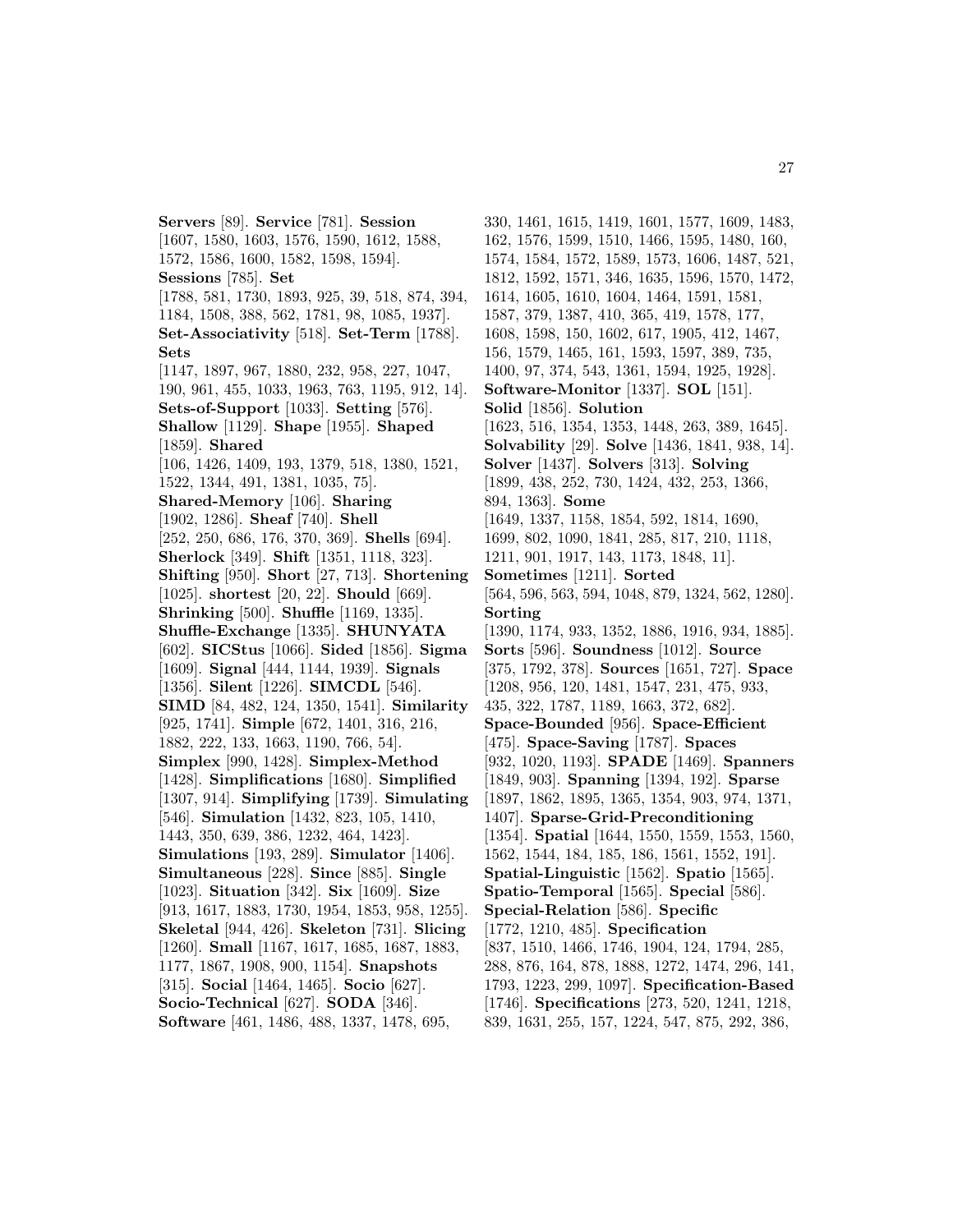**Servers** [89]. **Service** [781]. **Session** [1607, 1580, 1603, 1576, 1590, 1612, 1588, 1572, 1586, 1600, 1582, 1598, 1594]. **Sessions** [785]. **Set** [1788, 581, 1730, 1893, 925, 39, 518, 874, 394, 1184, 1508, 388, 562, 1781, 98, 1085, 1937]. **Set-Associativity** [518]. **Set-Term** [1788]. **Sets** [1147, 1897, 967, 1880, 232, 958, 227, 1047, 190, 961, 455, 1033, 1963, 763, 1195, 912, 14]. **Sets-of-Support** [1033]. **Setting** [576]. **Shallow** [1129]. **Shape** [1955]. **Shaped** [1859]. **Shared** [106, 1426, 1409, 193, 1379, 518, 1380, 1521, 1522, 1344, 491, 1381, 1035, 75]. **Shared-Memory** [106]. **Sharing** [1902, 1286]. **Sheaf** [740]. **Shell** [252, 250, 686, 176, 370, 369]. **Shells** [694]. **Sherlock** [349]. **Shift** [1351, 1118, 323]. **Shifting** [950]. **Short** [27, 713]. **Shortening** [1025]. **shortest** [20, 22]. **Should** [669]. **Shrinking** [500]. **Shuffle** [1169, 1335]. **Shuffle-Exchange** [1335]. **SHUNYATA** [602]. **SICStus** [1066]. **Sided** [1856]. **Sigma** [1609]. **Signal** [444, 1144, 1939]. **Signals** [1356]. **Silent** [1226]. **SIMCDL** [546]. **SIMD** [84, 482, 124, 1350, 1541]. **Similarity** [925, 1741]. **Simple** [672, 1401, 316, 216, 1882, 222, 133, 1663, 1190, 766, 54]. **Simplex** [990, 1428]. **Simplex-Method** [1428]. **Simplifications** [1680]. **Simplified** [1307, 914]. **Simplifying** [1739]. **Simulating** [546]. **Simulation** [1432, 823, 105, 1410, 1443, 350, 639, 386, 1232, 464, 1423]. **Simulations** [193, 289]. **Simulator** [1406]. **Simultaneous** [228]. **Since** [885]. **Single** [1023]. **Situation** [342]. **Six** [1609]. **Size** [913, 1617, 1883, 1730, 1954, 1853, 958, 1255]. **Skeletal** [944, 426]. **Skeleton** [731]. **Slicing** [1260]. **Small** [1167, 1617, 1685, 1687, 1883, 1177, 1867, 1908, 900, 1154]. **Snapshots** [315]. **Social** [1464, 1465]. **Socio** [627]. **Socio-Technical** [627]. **SODA** [346]. **Software** [461, 1486, 488, 1337, 1478, 695, 330, 1461, 1615, 1419, 1601, 1577, 1609, 1483, 162, 1576, 1599, 1510, 1466, 1595, 1480, 160, 1574, 1584, 1572, 1589, 1573, 1606, 1487, 521, 1812, 1592, 1571, 346, 1635, 1596, 1570, 1472, 1614, 1605, 1610, 1604, 1464, 1591, 1581, 1587, 379, 1387, 410, 365, 419, 1578, 177, 1608, 1598, 150, 1602, 617, 1905, 412, 1467, 156, 1579, 1465, 161, 1593, 1597, 389, 735, 1400, 97, 374, 543, 1361, 1594, 1925, 1928]. **Software-Monitor** [1337]. **SOL** [151]. **Solid** [1856]. **Solution** [1623, 516, 1354, 1353, 1448, 263, 389, 1645]. **Solvability** [29]. **Solve** [1436, 1841, 938, 14]. **Solver** [1437]. **Solvers** [313]. **Solving** [1899, 438, 252, 730, 1424, 432, 253, 1366, 894, 1363]. **Some** [1649, 1337, 1158, 1854, 592, 1814, 1690, 1699, 802, 1090, 1841, 285, 817, 210, 1118, 1211, 901, 1917, 143, 1173, 1848, 11]. **Sometimes** [1211]. **Sorted** [564, 596, 563, 594, 1048, 879, 1324, 562, 1280]. **Sorting** [1390, 1174, 933, 1352, 1886, 1916, 934, 1885]. **Sorts** [596]. **Soundness** [1012]. **Source** [375, 1792, 378]. **Sources** [1651, 727]. **Space** [1208, 956, 120, 1481, 1547, 231, 475, 933, 435, 322, 1787, 1189, 1663, 372, 682]. **Space-Bounded** [956]. **Space-Efficient** [475]. **Space-Saving** [1787]. **Spaces** [932, 1020, 1193]. **SPADE** [1469]. **Spanners** [1849, 903]. **Spanning** [1394, 192]. **Sparse** [1897, 1862, 1895, 1365, 1354, 903, 974, 1371, 1407]. **Sparse-Grid-Preconditioning** [1354]. **Spatial** [1644, 1550, 1559, 1553, 1560, 1562, 1544, 184, 185, 186, 1561, 1552, 191]. **Spatial-Linguistic** [1562]. **Spatio** [1565]. **Spatio-Temporal** [1565]. **Special** [586]. **Special-Relation** [586]. **Specific** [1772, 1210, 485]. **Specification** [837, 1510, 1466, 1746, 1904, 124, 1794, 285, 288, 876, 164, 878, 1888, 1272, 1474, 296, 141, 1793, 1223, 299, 1097]. **Specification-Based** [1746]. **Specifications** [273, 520, 1241, 1218, 839, 1631, 255, 157, 1224, 547, 875, 292, 386,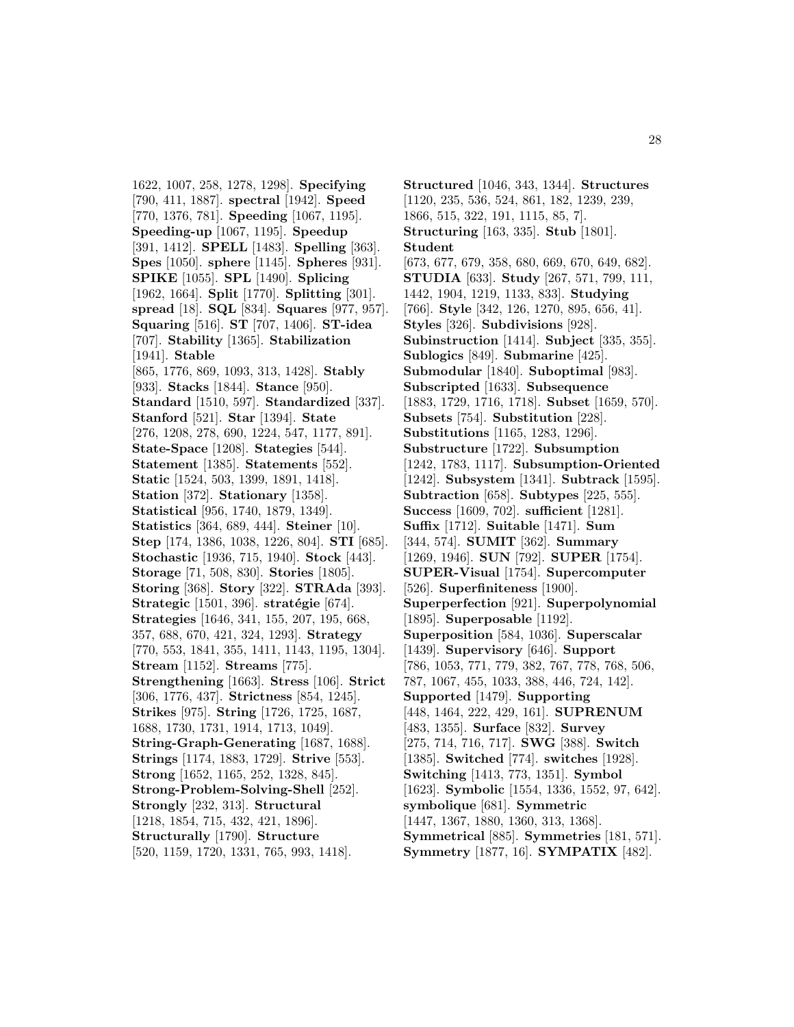1622, 1007, 258, 1278, 1298]. **Specifying** [790, 411, 1887]. **spectral** [1942]. **Speed** [770, 1376, 781]. **Speeding** [1067, 1195]. **Speeding-up** [1067, 1195]. **Speedup** [391, 1412]. **SPELL** [1483]. **Spelling** [363]. **Spes** [1050]. **sphere** [1145]. **Spheres** [931]. **SPIKE** [1055]. **SPL** [1490]. **Splicing** [1962, 1664]. **Split** [1770]. **Splitting** [301]. **spread** [18]. **SQL** [834]. **Squares** [977, 957]. **Squaring** [516]. **ST** [707, 1406]. **ST-idea** [707]. **Stability** [1365]. **Stabilization** [1941]. **Stable** [865, 1776, 869, 1093, 313, 1428]. **Stably** [933]. **Stacks** [1844]. **Stance** [950]. **Standard** [1510, 597]. **Standardized** [337]. **Stanford** [521]. **Star** [1394]. **State** [276, 1208, 278, 690, 1224, 547, 1177, 891]. **State-Space** [1208]. **Stategies** [544]. **Statement** [1385]. **Statements** [552]. **Static** [1524, 503, 1399, 1891, 1418]. **Station** [372]. **Stationary** [1358]. **Statistical** [956, 1740, 1879, 1349]. **Statistics** [364, 689, 444]. **Steiner** [10]. **Step** [174, 1386, 1038, 1226, 804]. **STI** [685]. **Stochastic** [1936, 715, 1940]. **Stock** [443]. **Storage** [71, 508, 830]. **Stories** [1805]. **Storing** [368]. **Story** [322]. **STRAda** [393]. **Strategic** [1501, 396]. **stratégie** [674]. **Strategies** [1646, 341, 155, 207, 195, 668, 357, 688, 670, 421, 324, 1293]. **Strategy** [770, 553, 1841, 355, 1411, 1143, 1195, 1304]. **Stream** [1152]. **Streams** [775]. **Strengthening** [1663]. **Stress** [106]. **Strict** [306, 1776, 437]. **Strictness** [854, 1245]. **Strikes** [975]. **String** [1726, 1725, 1687, 1688, 1730, 1731, 1914, 1713, 1049]. **String-Graph-Generating** [1687, 1688]. **Strings** [1174, 1883, 1729]. **Strive** [553]. **Strong** [1652, 1165, 252, 1328, 845]. **Strong-Problem-Solving-Shell** [252]. **Strongly** [232, 313]. **Structural** [1218, 1854, 715, 432, 421, 1896]. **Structurally** [1790]. **Structure** [520, 1159, 1720, 1331, 765, 993, 1418].

**Structured** [1046, 343, 1344]. **Structures** [1120, 235, 536, 524, 861, 182, 1239, 239, 1866, 515, 322, 191, 1115, 85, 7]. **Structuring** [163, 335]. **Stub** [1801]. **Student** [673, 677, 679, 358, 680, 669, 670, 649, 682]. **STUDIA** [633]. **Study** [267, 571, 799, 111, 1442, 1904, 1219, 1133, 833]. **Studying** [766]. **Style** [342, 126, 1270, 895, 656, 41]. **Styles** [326]. **Subdivisions** [928]. **Subinstruction** [1414]. **Subject** [335, 355]. **Sublogics** [849]. **Submarine** [425]. **Submodular** [1840]. **Suboptimal** [983]. **Subscripted** [1633]. **Subsequence** [1883, 1729, 1716, 1718]. **Subset** [1659, 570]. **Subsets** [754]. **Substitution** [228]. **Substitutions** [1165, 1283, 1296]. **Substructure** [1722]. **Subsumption** [1242, 1783, 1117]. **Subsumption-Oriented** [1242]. **Subsystem** [1341]. **Subtrack** [1595]. **Subtraction** [658]. **Subtypes** [225, 555]. **Success** [1609, 702]. **sufficient** [1281]. **Suffix** [1712]. **Suitable** [1471]. **Sum** [344, 574]. **SUMIT** [362]. **Summary** [1269, 1946]. **SUN** [792]. **SUPER** [1754]. **SUPER-Visual** [1754]. **Supercomputer** [526]. **Superfiniteness** [1900]. **Superperfection** [921]. **Superpolynomial** [1895]. **Superposable** [1192]. **Superposition** [584, 1036]. **Superscalar** [1439]. **Supervisory** [646]. **Support** [786, 1053, 771, 779, 382, 767, 778, 768, 506, 787, 1067, 455, 1033, 388, 446, 724, 142]. **Supported** [1479]. **Supporting** [448, 1464, 222, 429, 161]. **SUPRENUM** [483, 1355]. **Surface** [832]. **Survey** [275, 714, 716, 717]. **SWG** [388]. **Switch** [1385]. **Switched** [774]. **switches** [1928]. **Switching** [1413, 773, 1351]. **Symbol** [1623]. **Symbolic** [1554, 1336, 1552, 97, 642]. **symbolique** [681]. **Symmetric** [1447, 1367, 1880, 1360, 313, 1368]. **Symmetrical** [885]. **Symmetries** [181, 571]. **Symmetry** [1877, 16]. **SYMPATIX** [482].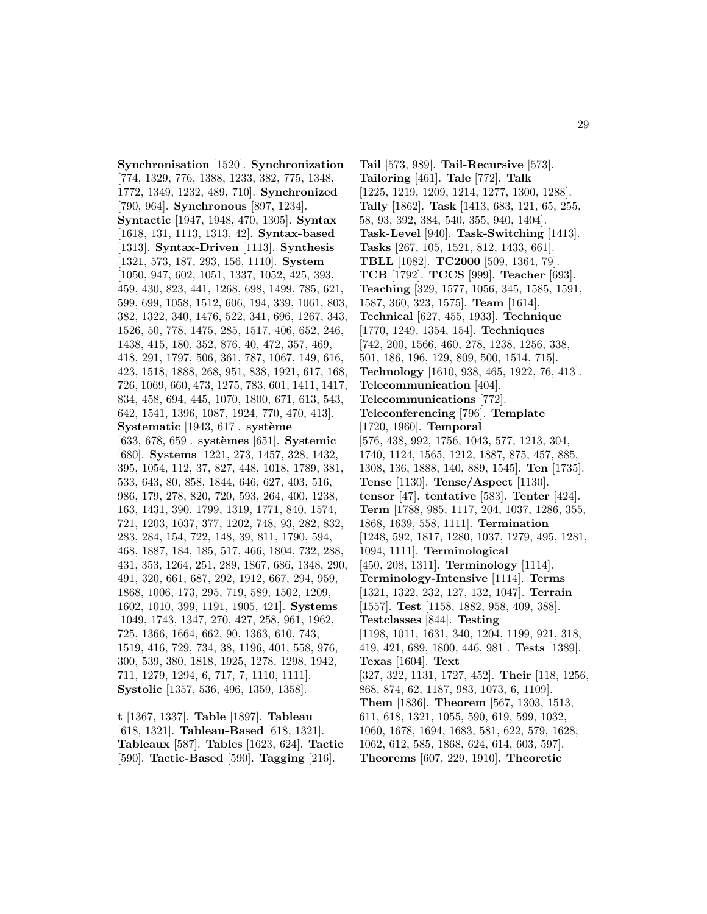**Synchronisation** [1520]. **Synchronization** [774, 1329, 776, 1388, 1233, 382, 775, 1348, 1772, 1349, 1232, 489, 710]. **Synchronized** [790, 964]. **Synchronous** [897, 1234]. **Syntactic** [1947, 1948, 470, 1305]. **Syntax** [1618, 131, 1113, 1313, 42]. **Syntax-based** [1313]. **Syntax-Driven** [1113]. **Synthesis** [1321, 573, 187, 293, 156, 1110]. **System** [1050, 947, 602, 1051, 1337, 1052, 425, 393, 459, 430, 823, 441, 1268, 698, 1499, 785, 621, 599, 699, 1058, 1512, 606, 194, 339, 1061, 803, 382, 1322, 340, 1476, 522, 341, 696, 1267, 343, 1526, 50, 778, 1475, 285, 1517, 406, 652, 246, 1438, 415, 180, 352, 876, 40, 472, 357, 469, 418, 291, 1797, 506, 361, 787, 1067, 149, 616, 423, 1518, 1888, 268, 951, 838, 1921, 617, 168, 726, 1069, 660, 473, 1275, 783, 601, 1411, 1417, 834, 458, 694, 445, 1070, 1800, 671, 613, 543, 642, 1541, 1396, 1087, 1924, 770, 470, 413]. **Systematic** [1943, 617]. **système** [633, 678, 659]. **systèmes** [651]. **Systemic** [680]. **Systems** [1221, 273, 1457, 328, 1432, 395, 1054, 112, 37, 827, 448, 1018, 1789, 381, 533, 643, 80, 858, 1844, 646, 627, 403, 516, 986, 179, 278, 820, 720, 593, 264, 400, 1238, 163, 1431, 390, 1799, 1319, 1771, 840, 1574, 721, 1203, 1037, 377, 1202, 748, 93, 282, 832, 283, 284, 154, 722, 148, 39, 811, 1790, 594, 468, 1887, 184, 185, 517, 466, 1804, 732, 288, 431, 353, 1264, 251, 289, 1867, 686, 1348, 290, 491, 320, 661, 687, 292, 1912, 667, 294, 959, 1868, 1006, 173, 295, 719, 589, 1502, 1209, 1602, 1010, 399, 1191, 1905, 421]. **Systems** [1049, 1743, 1347, 270, 427, 258, 961, 1962, 725, 1366, 1664, 662, 90, 1363, 610, 743, 1519, 416, 729, 734, 38, 1196, 401, 558, 976, 300, 539, 380, 1818, 1925, 1278, 1298, 1942, 711, 1279, 1294, 6, 717, 7, 1110, 1111]. **Systolic** [1357, 536, 496, 1359, 1358].

**t** [1367, 1337]. **Table** [1897]. **Tableau** [618, 1321]. **Tableau-Based** [618, 1321]. **Tableaux** [587]. **Tables** [1623, 624]. **Tactic** [590]. **Tactic-Based** [590]. **Tagging** [216]. **Tail** [573, 989]. **Tail-Recursive** [573]. **Tailoring** [461]. **Tale** [772]. **Talk** [1225, 1219, 1209, 1214, 1277, 1300, 1288]. **Tally** [1862]. **Task** [1413, 683, 121, 65, 255, 58, 93, 392, 384, 540, 355, 940, 1404]. **Task-Level** [940]. **Task-Switching** [1413]. **Tasks** [267, 105, 1521, 812, 1433, 661]. **TBLL** [1082]. **TC2000** [509, 1364, 79]. **TCB** [1792]. **TCCS** [999]. **Teacher** [693]. **Teaching** [329, 1577, 1056, 345, 1585, 1591, 1587, 360, 323, 1575]. **Team** [1614]. **Technical** [627, 455, 1933]. **Technique** [1770, 1249, 1354, 154]. **Techniques** [742, 200, 1566, 460, 278, 1238, 1256, 338, 501, 186, 196, 129, 809, 500, 1514, 715]. **Technology** [1610, 938, 465, 1922, 76, 413]. **Telecommunication** [404]. **Telecommunications** [772]. **Teleconferencing** [796]. **Template** [1720, 1960]. **Temporal** [576, 438, 992, 1756, 1043, 577, 1213, 304, 1740, 1124, 1565, 1212, 1887, 875, 457, 885, 1308, 136, 1888, 140, 889, 1545]. **Ten** [1735]. **Tense** [1130]. **Tense/Aspect** [1130]. **tensor** [47]. **tentative** [583]. **Tenter** [424]. **Term** [1788, 985, 1117, 204, 1037, 1286, 355, 1868, 1639, 558, 1111]. **Termination** [1248, 592, 1817, 1280, 1037, 1279, 495, 1281, 1094, 1111]. **Terminological** [450, 208, 1311]. **Terminology** [1114]. **Terminology-Intensive** [1114]. **Terms** [1321, 1322, 232, 127, 132, 1047]. **Terrain** [1557]. **Test** [1158, 1882, 958, 409, 388]. **Testclasses** [844]. **Testing** [1198, 1011, 1631, 340, 1204, 1199, 921, 318, 419, 421, 689, 1800, 446, 981]. **Tests** [1389]. **Texas** [1604]. **Text** [327, 322, 1131, 1727, 452]. **Their** [118, 1256, 868, 874, 62, 1187, 983, 1073, 6, 1109]. **Them** [1836]. **Theorem** [567, 1303, 1513, 611, 618, 1321, 1055, 590, 619, 599, 1032, 1060, 1678, 1694, 1683, 581, 622, 579, 1628, 1062, 612, 585, 1868, 624, 614, 603, 597]. **Theorems** [607, 229, 1910]. **Theoretic**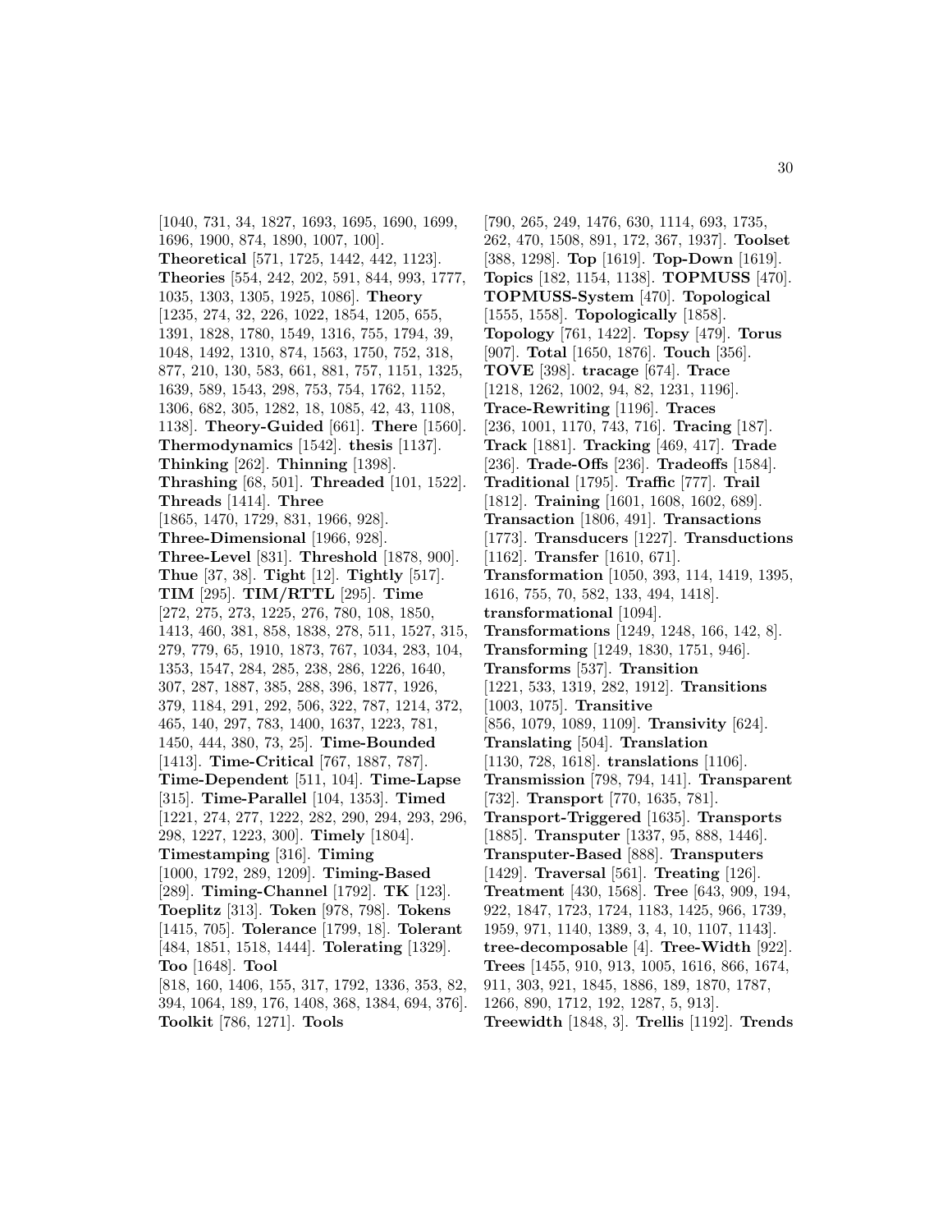[1040, 731, 34, 1827, 1693, 1695, 1690, 1699, 1696, 1900, 874, 1890, 1007, 100]. **Theoretical** [571, 1725, 1442, 442, 1123]. **Theories** [554, 242, 202, 591, 844, 993, 1777, 1035, 1303, 1305, 1925, 1086]. **Theory** [1235, 274, 32, 226, 1022, 1854, 1205, 655, 1391, 1828, 1780, 1549, 1316, 755, 1794, 39, 1048, 1492, 1310, 874, 1563, 1750, 752, 318, 877, 210, 130, 583, 661, 881, 757, 1151, 1325, 1639, 589, 1543, 298, 753, 754, 1762, 1152, 1306, 682, 305, 1282, 18, 1085, 42, 43, 1108, 1138]. **Theory-Guided** [661]. **There** [1560]. **Thermodynamics** [1542]. **thesis** [1137]. **Thinking** [262]. **Thinning** [1398]. **Thrashing** [68, 501]. **Threaded** [101, 1522]. **Threads** [1414]. **Three** [1865, 1470, 1729, 831, 1966, 928]. **Three-Dimensional** [1966, 928]. **Three-Level** [831]. **Threshold** [1878, 900]. **Thue** [37, 38]. **Tight** [12]. **Tightly** [517]. **TIM** [295]. **TIM/RTTL** [295]. **Time** [272, 275, 273, 1225, 276, 780, 108, 1850, 1413, 460, 381, 858, 1838, 278, 511, 1527, 315, 279, 779, 65, 1910, 1873, 767, 1034, 283, 104, 1353, 1547, 284, 285, 238, 286, 1226, 1640, 307, 287, 1887, 385, 288, 396, 1877, 1926, 379, 1184, 291, 292, 506, 322, 787, 1214, 372, 465, 140, 297, 783, 1400, 1637, 1223, 781, 1450, 444, 380, 73, 25]. **Time-Bounded** [1413]. **Time-Critical** [767, 1887, 787]. **Time-Dependent** [511, 104]. **Time-Lapse** [315]. **Time-Parallel** [104, 1353]. **Timed** [1221, 274, 277, 1222, 282, 290, 294, 293, 296, 298, 1227, 1223, 300]. **Timely** [1804]. **Timestamping** [316]. **Timing** [1000, 1792, 289, 1209]. **Timing-Based** [289]. **Timing-Channel** [1792]. **TK** [123]. **Toeplitz** [313]. **Token** [978, 798]. **Tokens** [1415, 705]. **Tolerance** [1799, 18]. **Tolerant** [484, 1851, 1518, 1444]. **Tolerating** [1329]. **Too** [1648]. **Tool** [818, 160, 1406, 155, 317, 1792, 1336, 353, 82, 394, 1064, 189, 176, 1408, 368, 1384, 694, 376]. **Toolkit** [786, 1271]. **Tools** [790, 265, 249, 1476, 630, 1114, 693, 1735, 262, 470, 1508, 891, 172, 367, 1937]. **Toolset** [388, 1298]. **Top** [1619]. **Top-Down** [1619]. **Topics** [182, 1154, 1138]. **TOPMUSS** [470]. **TOPMUSS-System** [470]. **Topological** [1555, 1558]. **Topologically** [1858]. **Topology** [761, 1422]. **Topsy** [479]. **Torus** [907]. **Total** [1650, 1876]. **Touch** [356]. **TOVE** [398]. **tracage** [674]. **Trace** [1218, 1262, 1002, 94, 82, 1231, 1196]. **Trace-Rewriting** [1196]. **Traces** [236, 1001, 1170, 743, 716]. **Tracing** [187]. **Track** [1881]. **Tracking** [469, 417]. **Trade** [236]. **Trade-Offs** [236]. **Tradeoffs** [1584]. **Traditional** [1795]. **Traffic** [777]. **Trail** [1812]. **Training** [1601, 1608, 1602, 689]. **Transaction** [1806, 491]. **Transactions** [1773]. **Transducers** [1227]. **Transductions** [1162]. **Transfer** [1610, 671]. **Transformation** [1050, 393, 114, 1419, 1395, 1616, 755, 70, 582, 133, 494, 1418]. **transformational** [1094]. **Transformations** [1249, 1248, 166, 142, 8]. **Transforming** [1249, 1830, 1751, 946]. **Transforms** [537]. **Transition** [1221, 533, 1319, 282, 1912]. **Transitions** [1003, 1075]. **Transitive** [856, 1079, 1089, 1109]. **Transivity** [624]. **Translating** [504]. **Translation** [1130, 728, 1618]. **translations** [1106]. **Transmission** [798, 794, 141]. **Transparent** [732]. **Transport** [770, 1635, 781]. **Transport-Triggered** [1635]. **Transports** [1885]. **Transputer** [1337, 95, 888, 1446]. **Transputer-Based** [888]. **Transputers** [1429]. **Traversal** [561]. **Treating** [126]. **Treatment** [430, 1568]. **Tree** [643, 909, 194, 922, 1847, 1723, 1724, 1183, 1425, 966, 1739, 1959, 971, 1140, 1389, 3, 4, 10, 1107, 1143]. **tree-decomposable** [4]. **Tree-Width** [922]. **Trees** [1455, 910, 913, 1005, 1616, 866, 1674, 911, 303, 921, 1845, 1886, 189, 1870, 1787, 1266, 890, 1712, 192, 1287, 5, 913]. **Treewidth** [1848, 3]. **Trellis** [1192]. **Trends**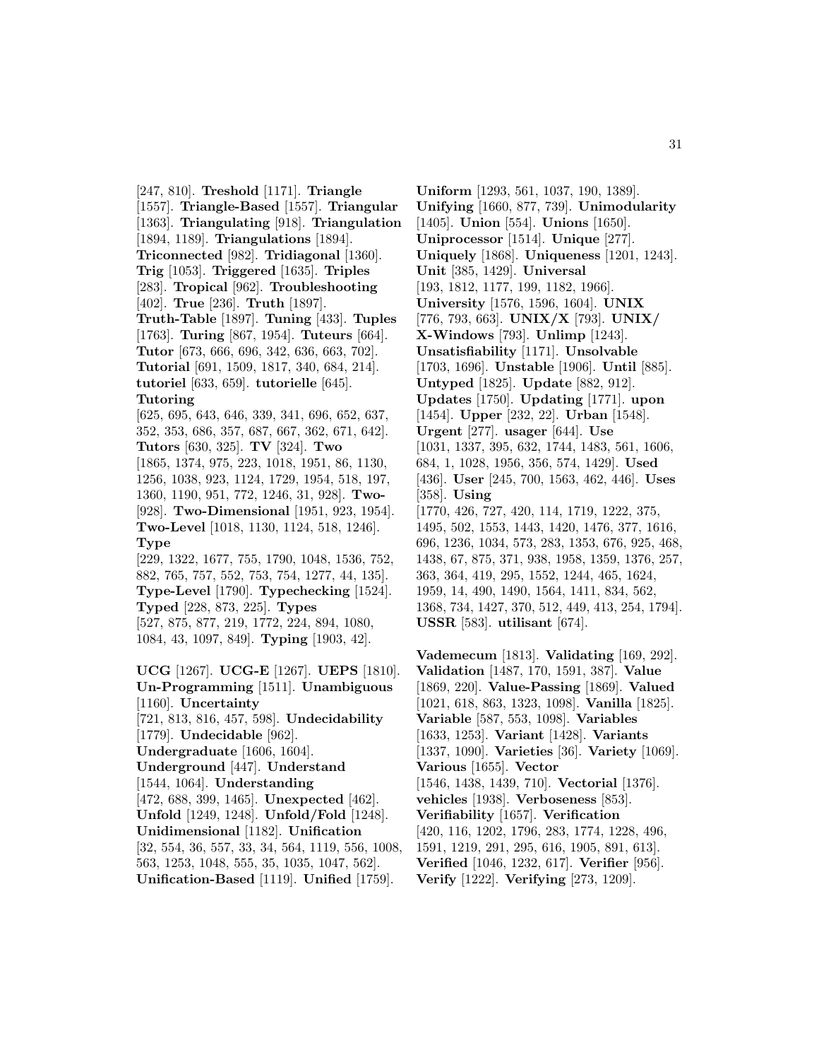[247, 810]. **Treshold** [1171]. **Triangle** [1557]. **Triangle-Based** [1557]. **Triangular** [1363]. **Triangulating** [918]. **Triangulation** [1894, 1189]. **Triangulations** [1894]. **Triconnected** [982]. **Tridiagonal** [1360]. **Trig** [1053]. **Triggered** [1635]. **Triples** [283]. **Tropical** [962]. **Troubleshooting** [402]. **True** [236]. **Truth** [1897]. **Truth-Table** [1897]. **Tuning** [433]. **Tuples** [1763]. **Turing** [867, 1954]. **Tuteurs** [664]. **Tutor** [673, 666, 696, 342, 636, 663, 702]. **Tutorial** [691, 1509, 1817, 340, 684, 214]. **tutoriel** [633, 659]. **tutorielle** [645]. **Tutoring** [625, 695, 643, 646, 339, 341, 696, 652, 637, 352, 353, 686, 357, 687, 667, 362, 671, 642]. **Tutors** [630, 325]. **TV** [324]. **Two** [1865, 1374, 975, 223, 1018, 1951, 86, 1130, 1256, 1038, 923, 1124, 1729, 1954, 518, 197, 1360, 1190, 951, 772, 1246, 31, 928]. **Two-** [928]. **Two-Dimensional** [1951, 923, 1954]. **Two-Level** [1018, 1130, 1124, 518, 1246]. **Type** [229, 1322, 1677, 755, 1790, 1048, 1536, 752, 882, 765, 757, 552, 753, 754, 1277, 44, 135]. **Type-Level** [1790]. **Typechecking** [1524]. **Typed** [228, 873, 225]. **Types** [527, 875, 877, 219, 1772, 224, 894, 1080, 1084, 43, 1097, 849]. **Typing** [1903, 42].

**UCG** [1267]. **UCG-E** [1267]. **UEPS** [1810]. **Un-Programming** [1511]. **Unambiguous** [1160]. **Uncertainty** [721, 813, 816, 457, 598]. **Undecidability** [1779]. **Undecidable** [962]. **Undergraduate** [1606, 1604]. **Underground** [447]. **Understand** [1544, 1064]. **Understanding** [472, 688, 399, 1465]. **Unexpected** [462]. **Unfold** [1249, 1248]. **Unfold/Fold** [1248]. **Unidimensional** [1182]. **Unification** [32, 554, 36, 557, 33, 34, 564, 1119, 556, 1008, 563, 1253, 1048, 555, 35, 1035, 1047, 562]. **Unification-Based** [1119]. **Unified** [1759]. **Uniform** [1293, 561, 1037, 190, 1389]. **Unifying** [1660, 877, 739]. **Unimodularity** [1405]. **Union** [554]. **Unions** [1650]. **Uniprocessor** [1514]. **Unique** [277]. **Uniquely** [1868]. **Uniqueness** [1201, 1243]. **Unit** [385, 1429]. **Universal** [193, 1812, 1177, 199, 1182, 1966]. **University** [1576, 1596, 1604]. **UNIX** [776, 793, 663]. **UNIX/X** [793]. **UNIX/ X-Windows** [793]. **Unlimp** [1243]. **Unsatisfiability** [1171]. **Unsolvable** [1703, 1696]. **Unstable** [1906]. **Until** [885]. **Untyped** [1825]. **Update** [882, 912]. **Updates** [1750]. **Updating** [1771]. **upon** [1454]. **Upper** [232, 22]. **Urban** [1548]. **Urgent** [277]. **usager** [644]. **Use** [1031, 1337, 395, 632, 1744, 1483, 561, 1606, 684, 1, 1028, 1956, 356, 574, 1429]. **Used** [436]. **User** [245, 700, 1563, 462, 446]. **Uses** [358]. **Using** [1770, 426, 727, 420, 114, 1719, 1222, 375, 1495, 502, 1553, 1443, 1420, 1476, 377, 1616, 696, 1236, 1034, 573, 283, 1353, 676, 925, 468, 1438, 67, 875, 371, 938, 1958, 1359, 1376, 257, 363, 364, 419, 295, 1552, 1244, 465, 1624, 1959, 14, 490, 1490, 1564, 1411, 834, 562, 1368, 734, 1427, 370, 512, 449, 413, 254, 1794]. **USSR** [583]. **utilisant** [674].

**Vademecum** [1813]. **Validating** [169, 292]. **Validation** [1487, 170, 1591, 387]. **Value** [1869, 220]. **Value-Passing** [1869]. **Valued** [1021, 618, 863, 1323, 1098]. **Vanilla** [1825]. **Variable** [587, 553, 1098]. **Variables** [1633, 1253]. **Variant** [1428]. **Variants** [1337, 1090]. **Varieties** [36]. **Variety** [1069]. **Various** [1655]. **Vector** [1546, 1438, 1439, 710]. **Vectorial** [1376]. **vehicles** [1938]. **Verboseness** [853]. **Verifiability** [1657]. **Verification** [420, 116, 1202, 1796, 283, 1774, 1228, 496, 1591, 1219, 291, 295, 616, 1905, 891, 613]. **Verified** [1046, 1232, 617]. **Verifier** [956]. **Verify** [1222]. **Verifying** [273, 1209].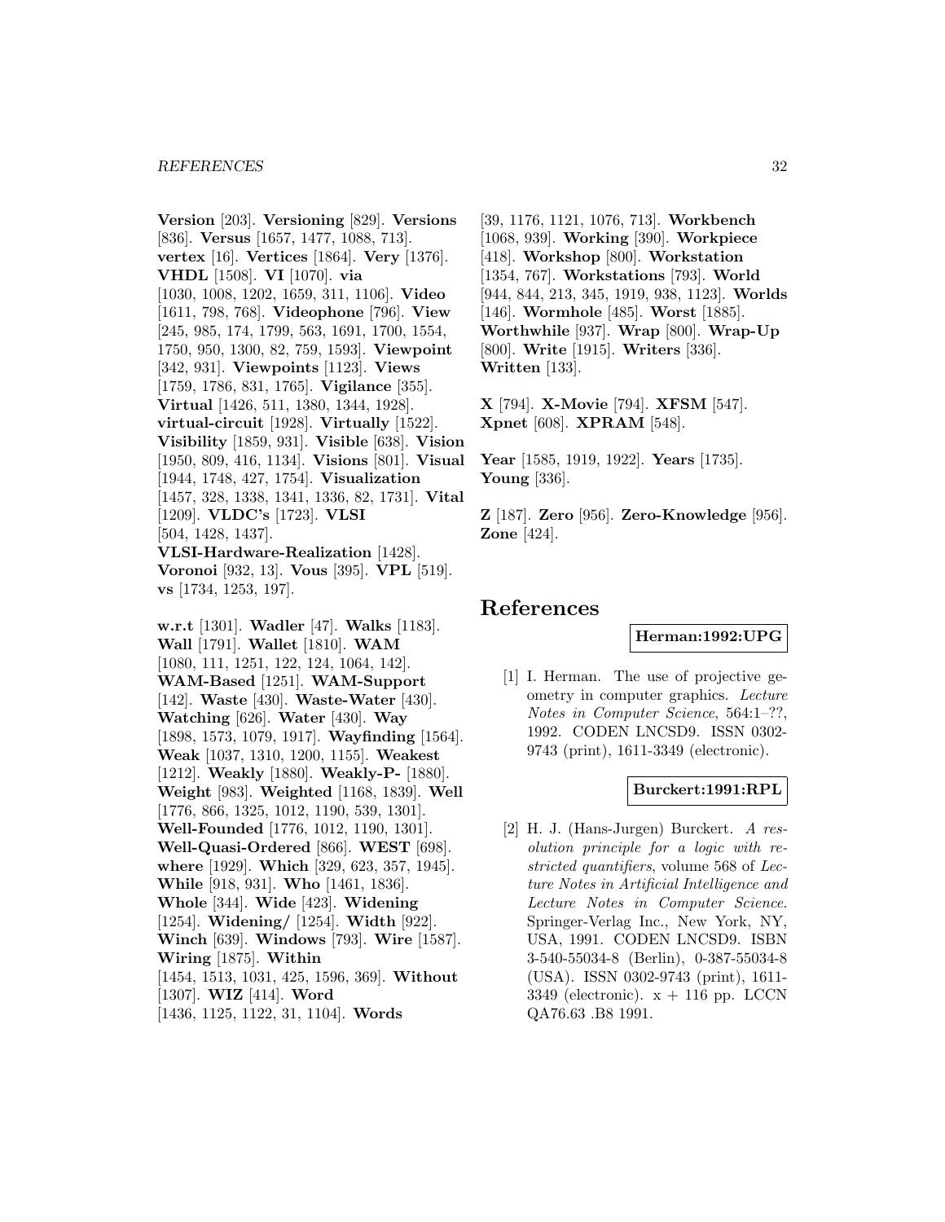**Version** [203]. **Versioning** [829]. **Versions** [836]. **Versus** [1657, 1477, 1088, 713]. **vertex** [16]. **Vertices** [1864]. **Very** [1376]. **VHDL** [1508]. **VI** [1070]. **via** [1030, 1008, 1202, 1659, 311, 1106]. **Video** [1611, 798, 768]. **Videophone** [796]. **View** [245, 985, 174, 1799, 563, 1691, 1700, 1554, 1750, 950, 1300, 82, 759, 1593]. **Viewpoint** [342, 931]. **Viewpoints** [1123]. **Views** [1759, 1786, 831, 1765]. **Vigilance** [355]. **Virtual** [1426, 511, 1380, 1344, 1928]. **virtual-circuit** [1928]. **Virtually** [1522]. **Visibility** [1859, 931]. **Visible** [638]. **Vision** [1950, 809, 416, 1134]. **Visions** [801]. **Visual** [1944, 1748, 427, 1754]. **Visualization** [1457, 328, 1338, 1341, 1336, 82, 1731]. **Vital** [1209]. **VLDC's** [1723]. **VLSI** [504, 1428, 1437]. **VLSI-Hardware-Realization** [1428]. **Voronoi** [932, 13]. **Vous** [395]. **VPL** [519]. **vs** [1734, 1253, 197].

**w.r.t** [1301]. **Wadler** [47]. **Walks** [1183]. **Wall** [1791]. **Wallet** [1810]. **WAM** [1080, 111, 1251, 122, 124, 1064, 142]. **WAM-Based** [1251]. **WAM-Support** [142]. **Waste** [430]. **Waste-Water** [430]. **Watching** [626]. **Water** [430]. **Way** [1898, 1573, 1079, 1917]. **Wayfinding** [1564]. **Weak** [1037, 1310, 1200, 1155]. **Weakest** [1212]. **Weakly** [1880]. **Weakly-P-** [1880]. **Weight** [983]. **Weighted** [1168, 1839]. **Well** [1776, 866, 1325, 1012, 1190, 539, 1301]. **Well-Founded** [1776, 1012, 1190, 1301]. **Well-Quasi-Ordered** [866]. **WEST** [698]. **where** [1929]. **Which** [329, 623, 357, 1945]. **While** [918, 931]. **Who** [1461, 1836]. **Whole** [344]. **Wide** [423]. **Widening** [1254]. **Widening/** [1254]. **Width** [922]. **Winch** [639]. **Windows** [793]. **Wire** [1587]. **Wiring** [1875]. **Within** [1454, 1513, 1031, 425, 1596, 369]. **Without** [1307]. **WIZ** [414]. **Word** [1436, 1125, 1122, 31, 1104]. **Words** [39, 1176, 1121, 1076, 713]. **Workbench** [1068, 939]. **Working** [390]. **Workpiece** [418]. **Workshop** [800]. **Workstation** [1354, 767]. **Workstations** [793]. **World** [944, 844, 213, 345, 1919, 938, 1123]. **Worlds** [146]. **Wormhole** [485]. **Worst** [1885]. **Worthwhile** [937]. **Wrap** [800]. **Wrap-Up** [800]. **Write** [1915]. **Writers** [336]. **Written** [133].

**X** [794]. **X-Movie** [794]. **XFSM** [547]. **Xpnet** [608]. **XPRAM** [548].

**Year** [1585, 1919, 1922]. **Years** [1735]. **Young** [336].

**Z** [187]. **Zero** [956]. **Zero-Knowledge** [956]. **Zone** [424].

# References

**Herman:1992:UPG**

[1] I. Herman. The use of projective geometry in computer graphics. *Lecture Notes in Computer Science*, 564:1–??, 1992. CODEN LNCSD9. ISSN 0302-9743 (print), 1611-3349 (electronic).

**Burckert:1991:RPL**

[2] H. J. (Hans-Jurgen) Burckert. *A resolution principle for a logic with restricted quantifiers*, volume 568 of *Lecture Notes in Artificial Intelligence and Lecture Notes in Computer Science*. Springer-Verlag Inc., New York, NY, USA, 1991. CODEN LNCSD9. ISBN 3-540-55034-8 (Berlin), 0-387-55034-8 (USA). ISSN 0302-9743 (print), 1611-3349 (electronic). x + 116 pp. LCCN QA76.63 .B8 1991.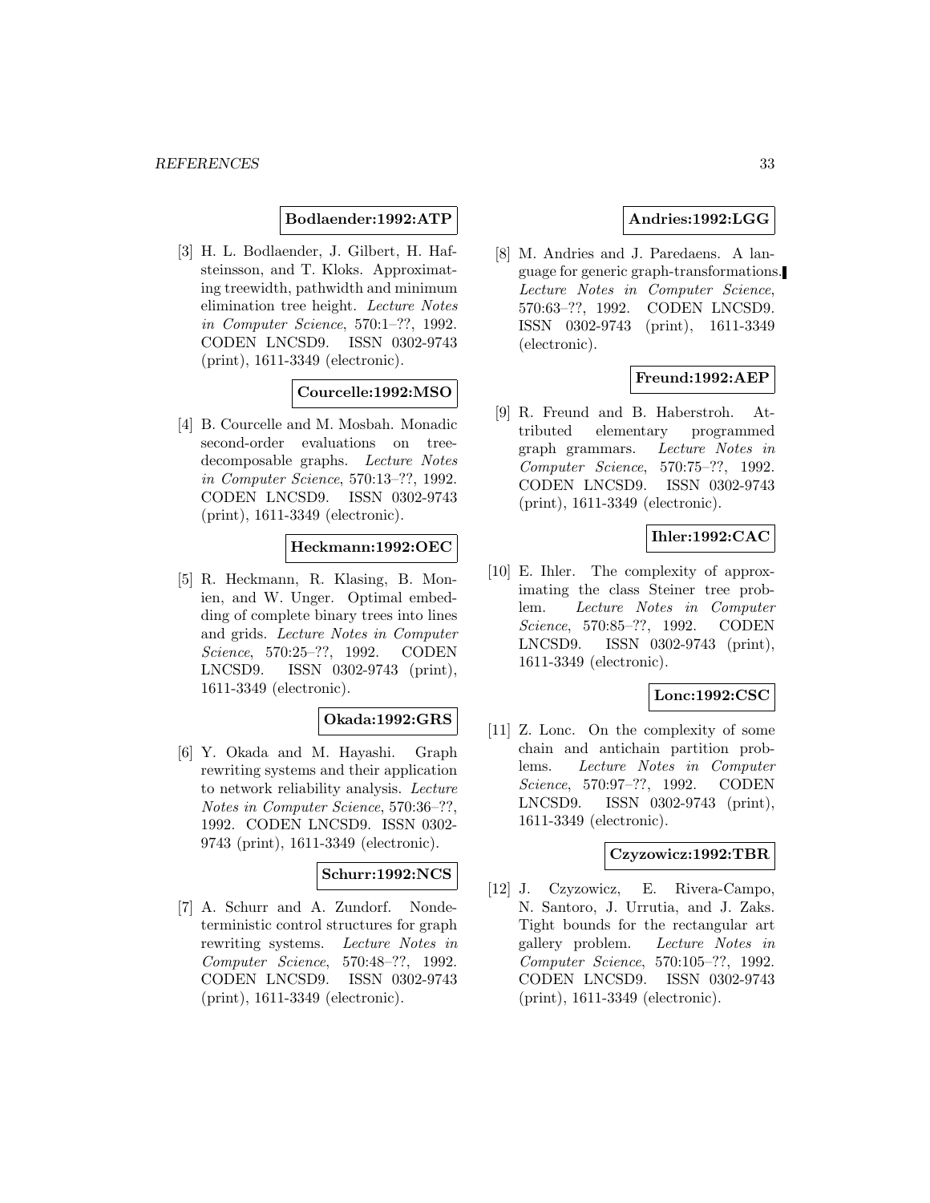**Bodlaender:1992:ATP**

[3] H. L. Bodlaender, J. Gilbert, H. Hafsteinsson, and T. Kloks. Approximating treewidth, pathwidth and minimum elimination tree height. *Lecture Notes in Computer Science*, 570:1–??, 1992. CODEN LNCSD9. ISSN 0302-9743 (print), 1611-3349 (electronic).

**Courcelle:1992:MSO**

[4] B. Courcelle and M. Mosbah. Monadic second-order evaluations on tree-decomposable graphs. *Lecture Notes in Computer Science*, 570:13–??, 1992. CODEN LNCSD9. ISSN 0302-9743 (print), 1611-3349 (electronic).

**Heckmann:1992:OEC**

[5] R. Heckmann, R. Klasing, B. Monien, and W. Unger. Optimal embedding of complete binary trees into lines and grids. *Lecture Notes in Computer Science*, 570:25–??, 1992. CODEN LNCSD9. ISSN 0302-9743 (print), 1611-3349 (electronic).

**Okada:1992:GRS**

[6] Y. Okada and M. Hayashi. Graph rewriting systems and their application to network reliability analysis. *Lecture Notes in Computer Science*, 570:36–??, 1992. CODEN LNCSD9. ISSN 0302-9743 (print), 1611-3349 (electronic).

**Schurr:1992:NCS**

[7] A. Schurr and A. Zundorf. Nondeterministic control structures for graph rewriting systems. *Lecture Notes in Computer Science*, 570:48–??, 1992. CODEN LNCSD9. ISSN 0302-9743 (print), 1611-3349 (electronic).

**Andries:1992:LGG**

[8] M. Andries and J. Paredaens. A language for generic graph-transformations. *Lecture Notes in Computer Science*, 570:63–??, 1992. CODEN LNCSD9. ISSN 0302-9743 (print), 1611-3349 (electronic).

**Freund:1992:AEP**

[9] R. Freund and B. Haberstroh. Attributed elementary programmed graph grammars. *Lecture Notes in Computer Science*, 570:75–??, 1992. CODEN LNCSD9. ISSN 0302-9743 (print), 1611-3349 (electronic).

**Ihler:1992:CAC**

[10] E. Ihler. The complexity of approximating the class Steiner tree problem. *Lecture Notes in Computer Science*, 570:85–??, 1992. CODEN LNCSD9. ISSN 0302-9743 (print), 1611-3349 (electronic).

**Lonc:1992:CSC**

[11] Z. Lonc. On the complexity of some chain and antichain partition problems. *Lecture Notes in Computer Science*, 570:97–??, 1992. CODEN LNCSD9. ISSN 0302-9743 (print), 1611-3349 (electronic).

**Czyzowicz:1992:TBR**

[12] J. Czyzowicz, E. Rivera-Campo, N. Santoro, J. Urrutia, and J. Zaks. Tight bounds for the rectangular art gallery problem. *Lecture Notes in Computer Science*, 570:105–??, 1992. CODEN LNCSD9. ISSN 0302-9743 (print), 1611-3349 (electronic).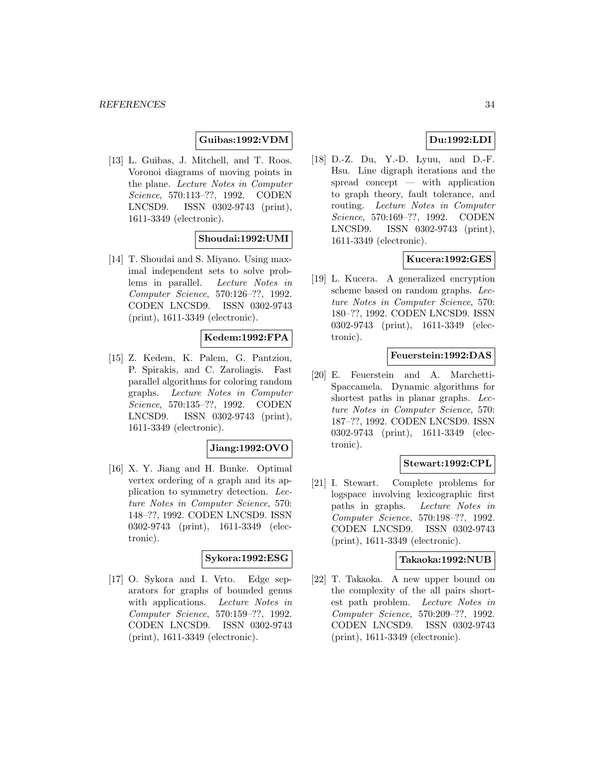**Guibas:1992:VDM**

[13] L. Guibas, J. Mitchell, and T. Roos. Voronoi diagrams of moving points in the plane. *Lecture Notes in Computer Science*, 570:113–??, 1992. CODEN LNCSD9. ISSN 0302-9743 (print), 1611-3349 (electronic).

**Shoudai:1992:UMI**

[14] T. Shoudai and S. Miyano. Using maximal independent sets to solve problems in parallel. *Lecture Notes in Computer Science*, 570:126–??, 1992. CODEN LNCSD9. ISSN 0302-9743 (print), 1611-3349 (electronic).

**Kedem:1992:FPA**

[15] Z. Kedem, K. Palem, G. Pantziou, P. Spirakis, and C. Zaroliagis. Fast parallel algorithms for coloring random graphs. *Lecture Notes in Computer Science*, 570:135–??, 1992. CODEN LNCSD9. ISSN 0302-9743 (print), 1611-3349 (electronic).

**Jiang:1992:OVO**

[16] X. Y. Jiang and H. Bunke. Optimal vertex ordering of a graph and its application to symmetry detection. *Lecture Notes in Computer Science*, 570: 148–??, 1992. CODEN LNCSD9. ISSN 0302-9743 (print), 1611-3349 (electronic).

**Sykora:1992:ESG**

[17] O. Sykora and I. Vrto. Edge separators for graphs of bounded genus with applications. *Lecture Notes in Computer Science*, 570:159–??, 1992. CODEN LNCSD9. ISSN 0302-9743 (print), 1611-3349 (electronic).

**Du:1992:LDI**

[18] D.-Z. Du, Y.-D. Lyuu, and D.-F. Hsu. Line digraph iterations and the spread concept — with application to graph theory, fault tolerance, and routing. *Lecture Notes in Computer Science*, 570:169–??, 1992. CODEN LNCSD9. ISSN 0302-9743 (print), 1611-3349 (electronic).

**Kucera:1992:GES**

[19] L. Kucera. A generalized encryption scheme based on random graphs. *Lecture Notes in Computer Science*, 570: 180–??, 1992. CODEN LNCSD9. ISSN 0302-9743 (print), 1611-3349 (electronic).

**Feuerstein:1992:DAS**

[20] E. Feuerstein and A. Marchetti-Spaccamela. Dynamic algorithms for shortest paths in planar graphs. *Lecture Notes in Computer Science*, 570: 187–??, 1992. CODEN LNCSD9. ISSN 0302-9743 (print), 1611-3349 (electronic).

**Stewart:1992:CPL**

[21] I. Stewart. Complete problems for logspace involving lexicographic first paths in graphs. *Lecture Notes in Computer Science*, 570:198–??, 1992. CODEN LNCSD9. ISSN 0302-9743 (print), 1611-3349 (electronic).

**Takaoka:1992:NUB**

[22] T. Takaoka. A new upper bound on the complexity of the all pairs shortest path problem. *Lecture Notes in Computer Science*, 570:209–??, 1992. CODEN LNCSD9. ISSN 0302-9743 (print), 1611-3349 (electronic).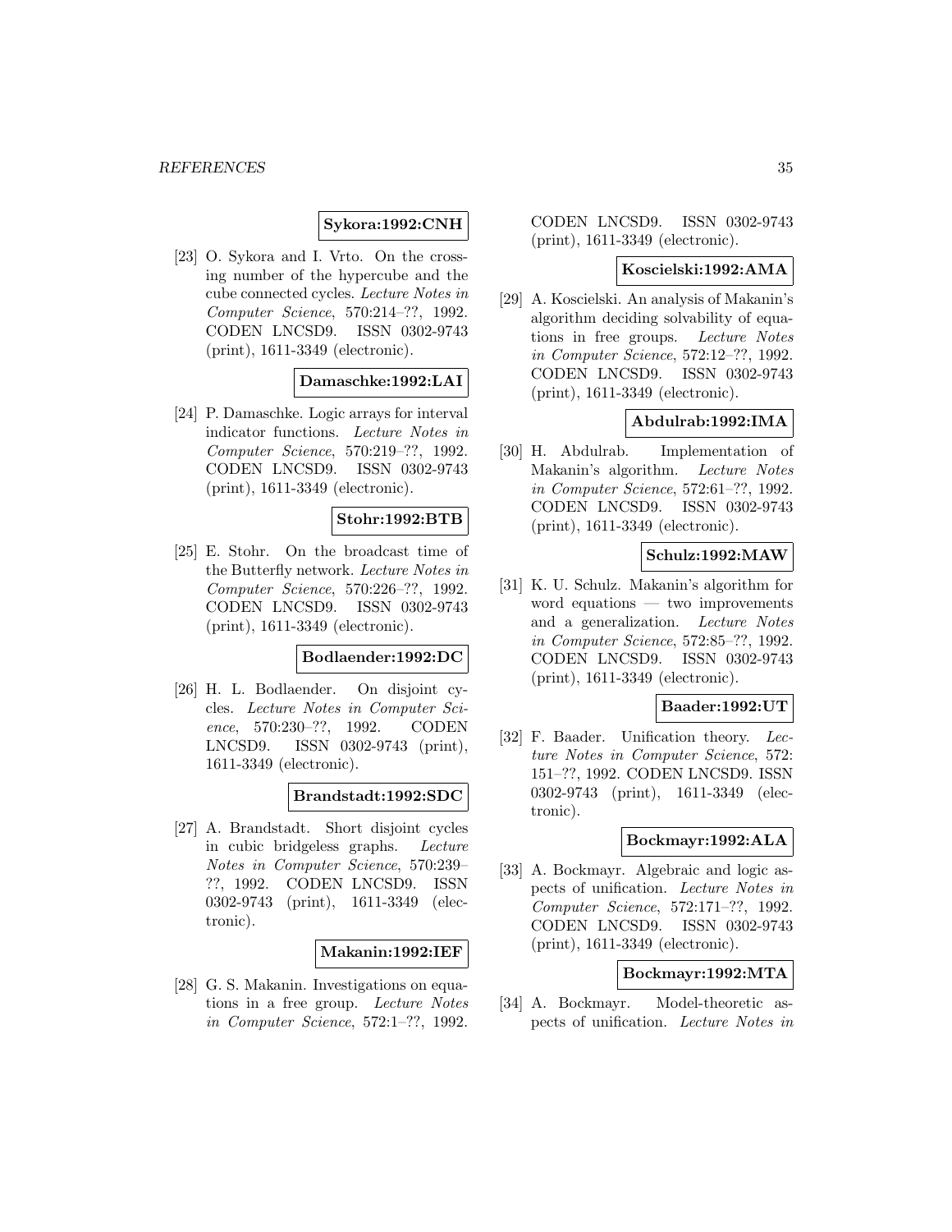**Sykora:1992:CNH**

[23] O. Sykora and I. Vrto. On the crossing number of the hypercube and the cube connected cycles. *Lecture Notes in Computer Science*, 570:214–??, 1992. CODEN LNCSD9. ISSN 0302-9743 (print), 1611-3349 (electronic).

**Damaschke:1992:LAI**

[24] P. Damaschke. Logic arrays for interval indicator functions. *Lecture Notes in Computer Science*, 570:219–??, 1992. CODEN LNCSD9. ISSN 0302-9743 (print), 1611-3349 (electronic).

**Stohr:1992:BTB**

[25] E. Stohr. On the broadcast time of the Butterfly network. *Lecture Notes in Computer Science*, 570:226–??, 1992. CODEN LNCSD9. ISSN 0302-9743 (print), 1611-3349 (electronic).

**Bodlaender:1992:DC**

[26] H. L. Bodlaender. On disjoint cycles. *Lecture Notes in Computer Science*, 570:230–??, 1992. CODEN LNCSD9. ISSN 0302-9743 (print), 1611-3349 (electronic).

**Brandstadt:1992:SDC**

[27] A. Brandstadt. Short disjoint cycles in cubic bridgeless graphs. *Lecture Notes in Computer Science*, 570:239–??, 1992. CODEN LNCSD9. ISSN 0302-9743 (print), 1611-3349 (electronic).

**Makanin:1992:IEF**

[28] G. S. Makanin. Investigations on equations in a free group. *Lecture Notes in Computer Science*, 572:1–??, 1992. CODEN LNCSD9. ISSN 0302-9743 (print), 1611-3349 (electronic).

**Koscielski:1992:AMA**

[29] A. Koscielski. An analysis of Makanin's algorithm deciding solvability of equations in free groups. *Lecture Notes in Computer Science*, 572:12–??, 1992. CODEN LNCSD9. ISSN 0302-9743 (print), 1611-3349 (electronic).

**Abdulrab:1992:IMA**

[30] H. Abdulrab. Implementation of Makanin's algorithm. *Lecture Notes in Computer Science*, 572:61–??, 1992. CODEN LNCSD9. ISSN 0302-9743 (print), 1611-3349 (electronic).

**Schulz:1992:MAW**

[31] K. U. Schulz. Makanin's algorithm for word equations — two improvements and a generalization. *Lecture Notes in Computer Science*, 572:85–??, 1992. CODEN LNCSD9. ISSN 0302-9743 (print), 1611-3349 (electronic).

**Baader:1992:UT**

[32] F. Baader. Unification theory. *Lecture Notes in Computer Science*, 572: 151–??, 1992. CODEN LNCSD9. ISSN 0302-9743 (print), 1611-3349 (electronic).

**Bockmayr:1992:ALA**

[33] A. Bockmayr. Algebraic and logic aspects of unification. *Lecture Notes in Computer Science*, 572:171–??, 1992. CODEN LNCSD9. ISSN 0302-9743 (print), 1611-3349 (electronic).

**Bockmayr:1992:MTA**

[34] A. Bockmayr. Model-theoretic aspects of unification. *Lecture Notes in*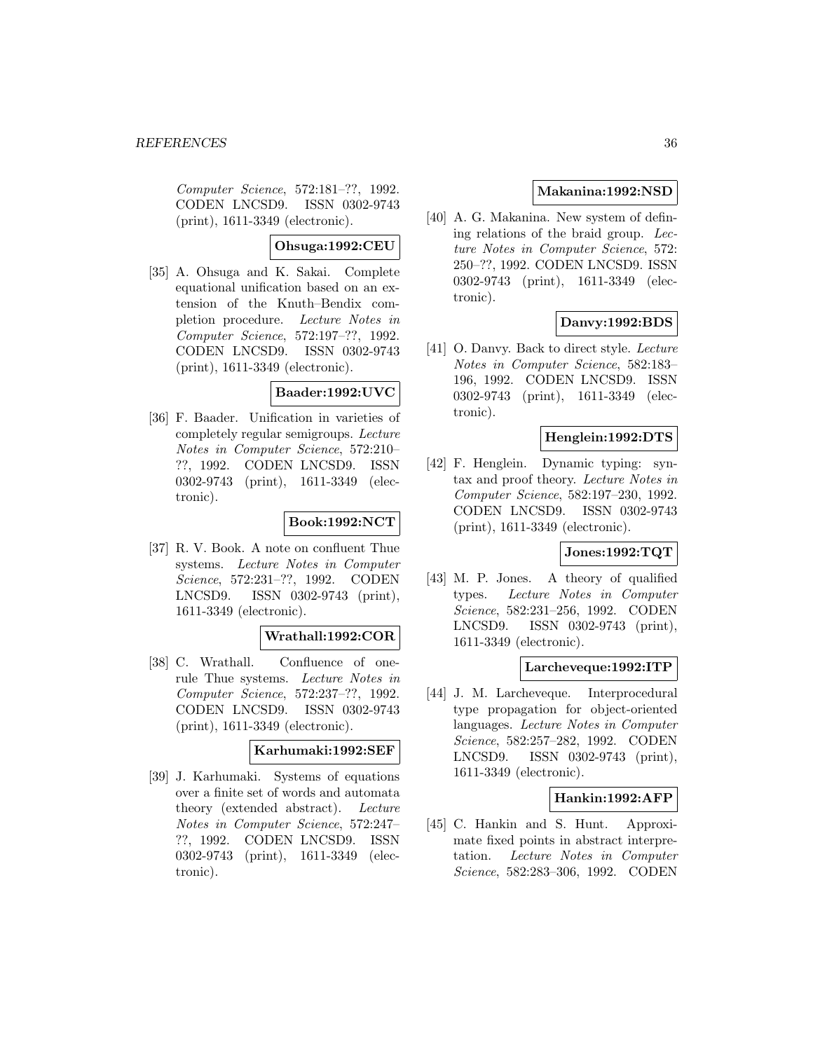*Computer Science*, 572:181–??, 1992. CODEN LNCSD9. ISSN 0302-9743 (print), 1611-3349 (electronic).

**Ohsuga:1992:CEU**

[35] A. Ohsuga and K. Sakai. Complete equational unification based on an extension of the Knuth–Bendix completion procedure. *Lecture Notes in Computer Science*, 572:197–??, 1992. CODEN LNCSD9. ISSN 0302-9743 (print), 1611-3349 (electronic).

**Baader:1992:UVC**

[36] F. Baader. Unification in varieties of completely regular semigroups. *Lecture Notes in Computer Science*, 572:210–??, 1992. CODEN LNCSD9. ISSN 0302-9743 (print), 1611-3349 (electronic).

**Book:1992:NCT**

[37] R. V. Book. A note on confluent Thue systems. *Lecture Notes in Computer Science*, 572:231–??, 1992. CODEN LNCSD9. ISSN 0302-9743 (print), 1611-3349 (electronic).

**Wrathall:1992:COR**

[38] C. Wrathall. Confluence of one-rule Thue systems. *Lecture Notes in Computer Science*, 572:237–??, 1992. CODEN LNCSD9. ISSN 0302-9743 (print), 1611-3349 (electronic).

**Karhumaki:1992:SEF**

[39] J. Karhumaki. Systems of equations over a finite set of words and automata theory (extended abstract). *Lecture Notes in Computer Science*, 572:247–??, 1992. CODEN LNCSD9. ISSN 0302-9743 (print), 1611-3349 (electronic).

**Makanina:1992:NSD**

[40] A. G. Makanina. New system of defining relations of the braid group. *Lecture Notes in Computer Science*, 572:250–??, 1992. CODEN LNCSD9. ISSN 0302-9743 (print), 1611-3349 (electronic).

**Danvy:1992:BDS**

[41] O. Danvy. Back to direct style. *Lecture Notes in Computer Science*, 582:183–196, 1992. CODEN LNCSD9. ISSN 0302-9743 (print), 1611-3349 (electronic).

**Henglein:1992:DTS**

[42] F. Henglein. Dynamic typing: syntax and proof theory. *Lecture Notes in Computer Science*, 582:197–230, 1992. CODEN LNCSD9. ISSN 0302-9743 (print), 1611-3349 (electronic).

**Jones:1992:TQT**

[43] M. P. Jones. A theory of qualified types. *Lecture Notes in Computer Science*, 582:231–256, 1992. CODEN LNCSD9. ISSN 0302-9743 (print), 1611-3349 (electronic).

**Larcheveque:1992:ITP**

[44] J. M. Larcheveque. Interprocedural type propagation for object-oriented languages. *Lecture Notes in Computer Science*, 582:257–282, 1992. CODEN LNCSD9. ISSN 0302-9743 (print), 1611-3349 (electronic).

**Hankin:1992:AFP**

[45] C. Hankin and S. Hunt. Approximate fixed points in abstract interpretation. *Lecture Notes in Computer Science*, 582:283–306, 1992. CODEN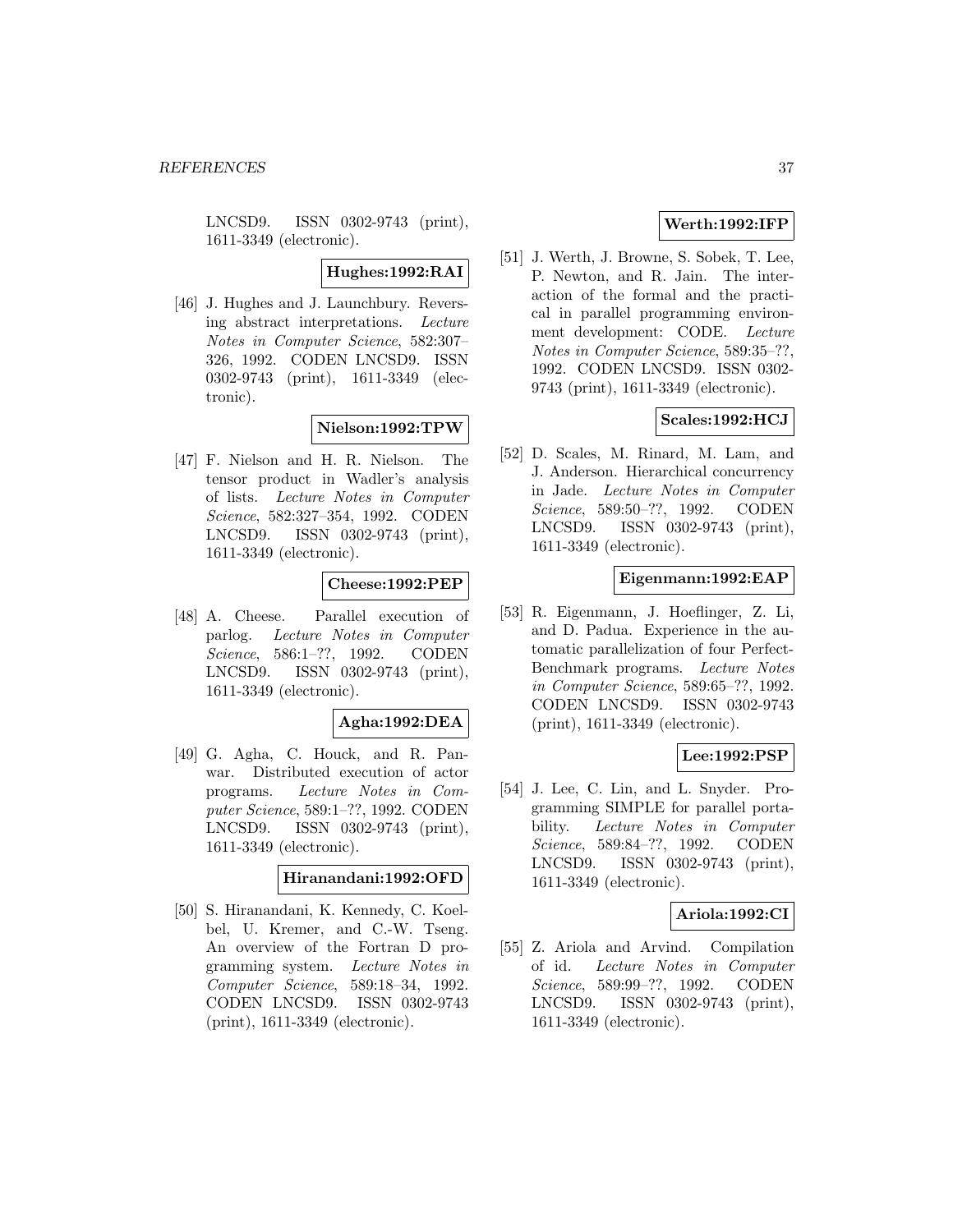LNCSD9. ISSN 0302-9743 (print), 1611-3349 (electronic).

**Hughes:1992:RAI**

[46] J. Hughes and J. Launchbury. Reversing abstract interpretations. *Lecture Notes in Computer Science*, 582:307–326, 1992. CODEN LNCSD9. ISSN 0302-9743 (print), 1611-3349 (electronic).

**Nielson:1992:TPW**

[47] F. Nielson and H. R. Nielson. The tensor product in Wadler's analysis of lists. *Lecture Notes in Computer Science*, 582:327–354, 1992. CODEN LNCSD9. ISSN 0302-9743 (print), 1611-3349 (electronic).

**Cheese:1992:PEP**

[48] A. Cheese. Parallel execution of parlog. *Lecture Notes in Computer Science*, 586:1–??, 1992. CODEN LNCSD9. ISSN 0302-9743 (print), 1611-3349 (electronic).

**Agha:1992:DEA**

[49] G. Agha, C. Houck, and R. Panwar. Distributed execution of actor programs. *Lecture Notes in Computer Science*, 589:1–??, 1992. CODEN LNCSD9. ISSN 0302-9743 (print), 1611-3349 (electronic).

**Hiranandani:1992:OFD**

[50] S. Hiranandani, K. Kennedy, C. Koelbel, U. Kremer, and C.-W. Tseng. An overview of the Fortran D programming system. *Lecture Notes in Computer Science*, 589:18–34, 1992. CODEN LNCSD9. ISSN 0302-9743 (print), 1611-3349 (electronic).

**Werth:1992:IFP**

[51] J. Werth, J. Browne, S. Sobek, T. Lee, P. Newton, and R. Jain. The interaction of the formal and the practical in parallel programming environment development: CODE. *Lecture Notes in Computer Science*, 589:35–??, 1992. CODEN LNCSD9. ISSN 0302-9743 (print), 1611-3349 (electronic).

**Scales:1992:HCJ**

[52] D. Scales, M. Rinard, M. Lam, and J. Anderson. Hierarchical concurrency in Jade. *Lecture Notes in Computer Science*, 589:50–??, 1992. CODEN LNCSD9. ISSN 0302-9743 (print), 1611-3349 (electronic).

**Eigenmann:1992:EAP**

[53] R. Eigenmann, J. Hoeflinger, Z. Li, and D. Padua. Experience in the automatic parallelization of four Perfect-Benchmark programs. *Lecture Notes in Computer Science*, 589:65–??, 1992. CODEN LNCSD9. ISSN 0302-9743 (print), 1611-3349 (electronic).

**Lee:1992:PSP**

[54] J. Lee, C. Lin, and L. Snyder. Programming SIMPLE for parallel portability. *Lecture Notes in Computer Science*, 589:84–??, 1992. CODEN LNCSD9. ISSN 0302-9743 (print), 1611-3349 (electronic).

**Ariola:1992:CI**

[55] Z. Ariola and Arvind. Compilation of id. *Lecture Notes in Computer Science*, 589:99–??, 1992. CODEN LNCSD9. ISSN 0302-9743 (print), 1611-3349 (electronic).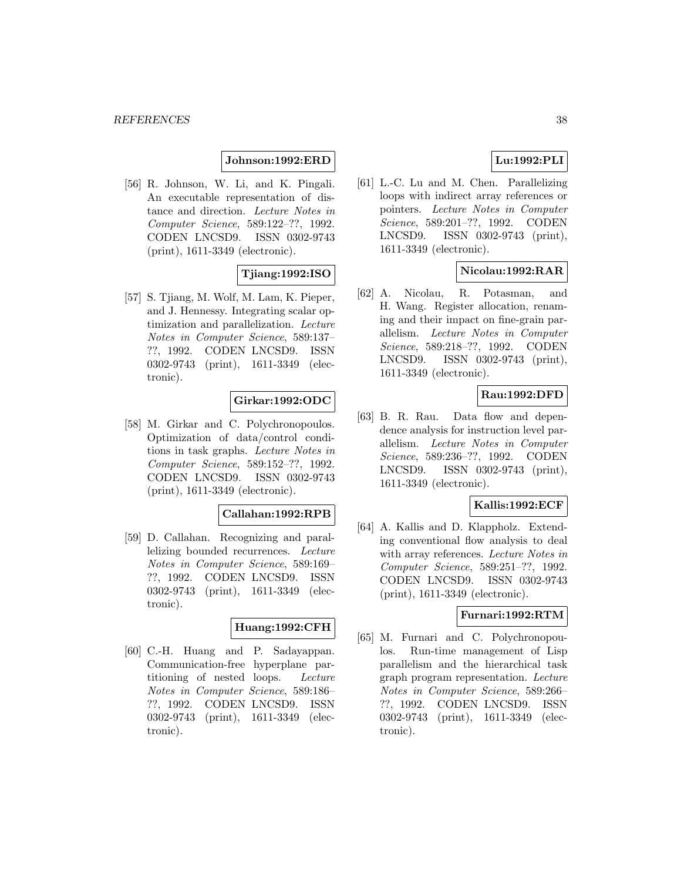**Johnson:1992:ERD**

[56] R. Johnson, W. Li, and K. Pingali. An executable representation of distance and direction. *Lecture Notes in Computer Science*, 589:122–??, 1992. CODEN LNCSD9. ISSN 0302-9743 (print), 1611-3349 (electronic).

**Tjiang:1992:ISO**

[57] S. Tjiang, M. Wolf, M. Lam, K. Pieper, and J. Hennessy. Integrating scalar optimization and parallelization. *Lecture Notes in Computer Science*, 589:137–??, 1992. CODEN LNCSD9. ISSN 0302-9743 (print), 1611-3349 (electronic).

**Girkar:1992:ODC**

[58] M. Girkar and C. Polychronopoulos. Optimization of data/control conditions in task graphs. *Lecture Notes in Computer Science*, 589:152–??, 1992. CODEN LNCSD9. ISSN 0302-9743 (print), 1611-3349 (electronic).

**Callahan:1992:RPB**

[59] D. Callahan. Recognizing and parallelizing bounded recurrences. *Lecture Notes in Computer Science*, 589:169–??, 1992. CODEN LNCSD9. ISSN 0302-9743 (print), 1611-3349 (electronic).

**Huang:1992:CFH**

[60] C.-H. Huang and P. Sadayappan. Communication-free hyperplane partitioning of nested loops. *Lecture Notes in Computer Science*, 589:186–??, 1992. CODEN LNCSD9. ISSN 0302-9743 (print), 1611-3349 (electronic).

**Lu:1992:PLI**

[61] L.-C. Lu and M. Chen. Parallelizing loops with indirect array references or pointers. *Lecture Notes in Computer Science*, 589:201–??, 1992. CODEN LNCSD9. ISSN 0302-9743 (print), 1611-3349 (electronic).

**Nicolau:1992:RAR**

[62] A. Nicolau, R. Potasman, and H. Wang. Register allocation, renaming and their impact on fine-grain parallelism. *Lecture Notes in Computer Science*, 589:218–??, 1992. CODEN LNCSD9. ISSN 0302-9743 (print), 1611-3349 (electronic).

**Rau:1992:DFD**

[63] B. R. Rau. Data flow and dependence analysis for instruction level parallelism. *Lecture Notes in Computer Science*, 589:236–??, 1992. CODEN LNCSD9. ISSN 0302-9743 (print), 1611-3349 (electronic).

**Kallis:1992:ECF**

[64] A. Kallis and D. Klappholz. Extending conventional flow analysis to deal with array references. *Lecture Notes in Computer Science*, 589:251–??, 1992. CODEN LNCSD9. ISSN 0302-9743 (print), 1611-3349 (electronic).

**Furnari:1992:RTM**

[65] M. Furnari and C. Polychronopoulos. Run-time management of Lisp parallelism and the hierarchical task graph program representation. *Lecture Notes in Computer Science*, 589:266–??, 1992. CODEN LNCSD9. ISSN 0302-9743 (print), 1611-3349 (electronic).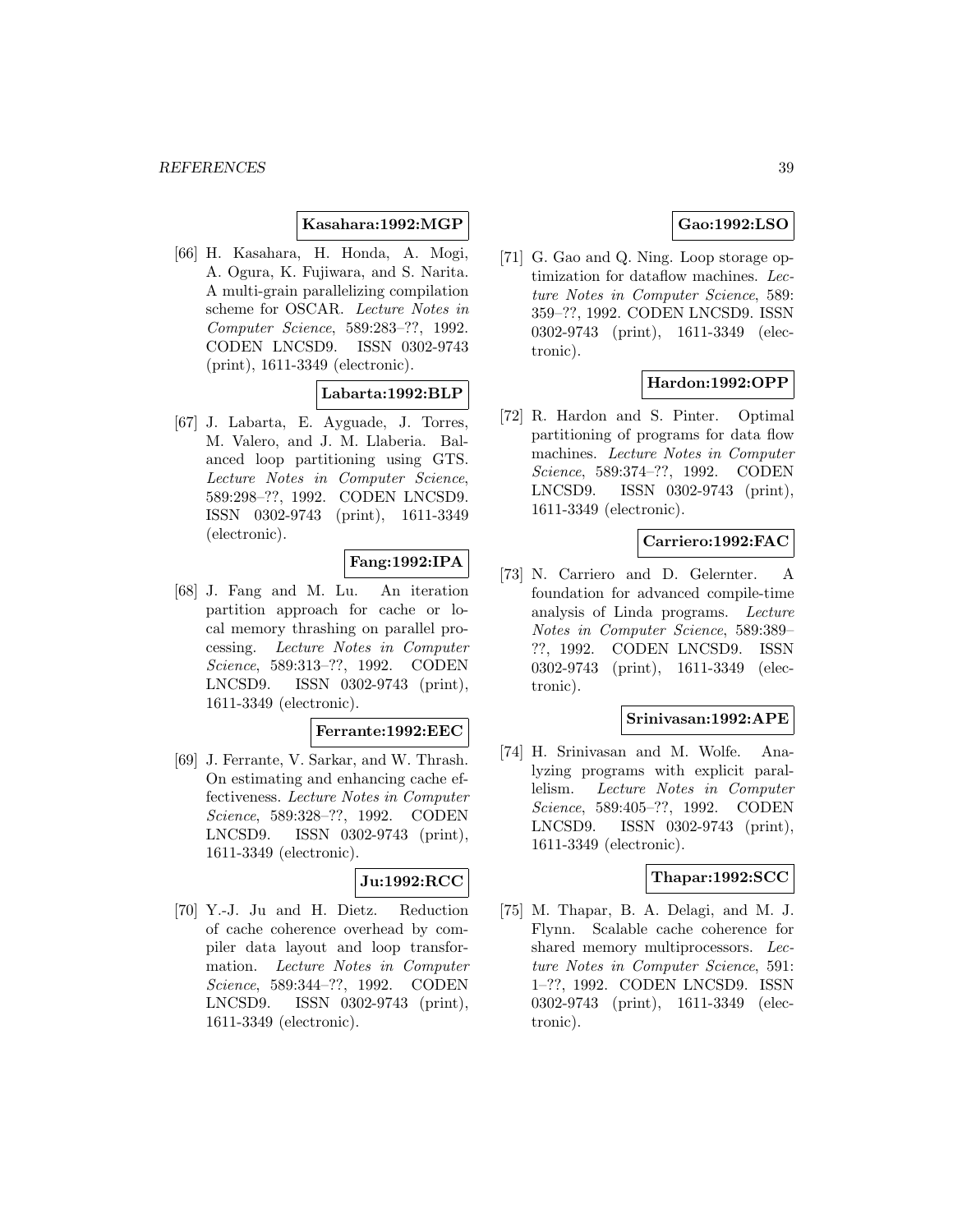**Kasahara:1992:MGP**

[66] H. Kasahara, H. Honda, A. Mogi, A. Ogura, K. Fujiwara, and S. Narita. A multi-grain parallelizing compilation scheme for OSCAR. *Lecture Notes in Computer Science*, 589:283–??, 1992. CODEN LNCSD9. ISSN 0302-9743 (print), 1611-3349 (electronic).

**Labarta:1992:BLP**

[67] J. Labarta, E. Ayguade, J. Torres, M. Valero, and J. M. Llaberia. Balanced loop partitioning using GTS. *Lecture Notes in Computer Science*, 589:298–??, 1992. CODEN LNCSD9. ISSN 0302-9743 (print), 1611-3349 (electronic).

**Fang:1992:IPA**

[68] J. Fang and M. Lu. An iteration partition approach for cache or local memory thrashing on parallel processing. *Lecture Notes in Computer Science*, 589:313–??, 1992. CODEN LNCSD9. ISSN 0302-9743 (print), 1611-3349 (electronic).

**Ferrante:1992:EEC**

[69] J. Ferrante, V. Sarkar, and W. Thrash. On estimating and enhancing cache effectiveness. *Lecture Notes in Computer Science*, 589:328–??, 1992. CODEN LNCSD9. ISSN 0302-9743 (print), 1611-3349 (electronic).

**Ju:1992:RCC**

[70] Y.-J. Ju and H. Dietz. Reduction of cache coherence overhead by compiler data layout and loop transformation. *Lecture Notes in Computer Science*, 589:344–??, 1992. CODEN LNCSD9. ISSN 0302-9743 (print), 1611-3349 (electronic).

**Gao:1992:LSO**

[71] G. Gao and Q. Ning. Loop storage optimization for dataflow machines. *Lecture Notes in Computer Science*, 589:359–??, 1992. CODEN LNCSD9. ISSN 0302-9743 (print), 1611-3349 (electronic).

**Hardon:1992:OPP**

[72] R. Hardon and S. Pinter. Optimal partitioning of programs for data flow machines. *Lecture Notes in Computer Science*, 589:374–??, 1992. CODEN LNCSD9. ISSN 0302-9743 (print), 1611-3349 (electronic).

**Carriero:1992:FAC**

[73] N. Carriero and D. Gelernter. A foundation for advanced compile-time analysis of Linda programs. *Lecture Notes in Computer Science*, 589:389–??, 1992. CODEN LNCSD9. ISSN 0302-9743 (print), 1611-3349 (electronic).

**Srinivasan:1992:APE**

[74] H. Srinivasan and M. Wolfe. Analyzing programs with explicit parallelism. *Lecture Notes in Computer Science*, 589:405–??, 1992. CODEN LNCSD9. ISSN 0302-9743 (print), 1611-3349 (electronic).

**Thapar:1992:SCC**

[75] M. Thapar, B. A. Delagi, and M. J. Flynn. Scalable cache coherence for shared memory multiprocessors. *Lecture Notes in Computer Science*, 591: 1–??, 1992. CODEN LNCSD9. ISSN 0302-9743 (print), 1611-3349 (electronic).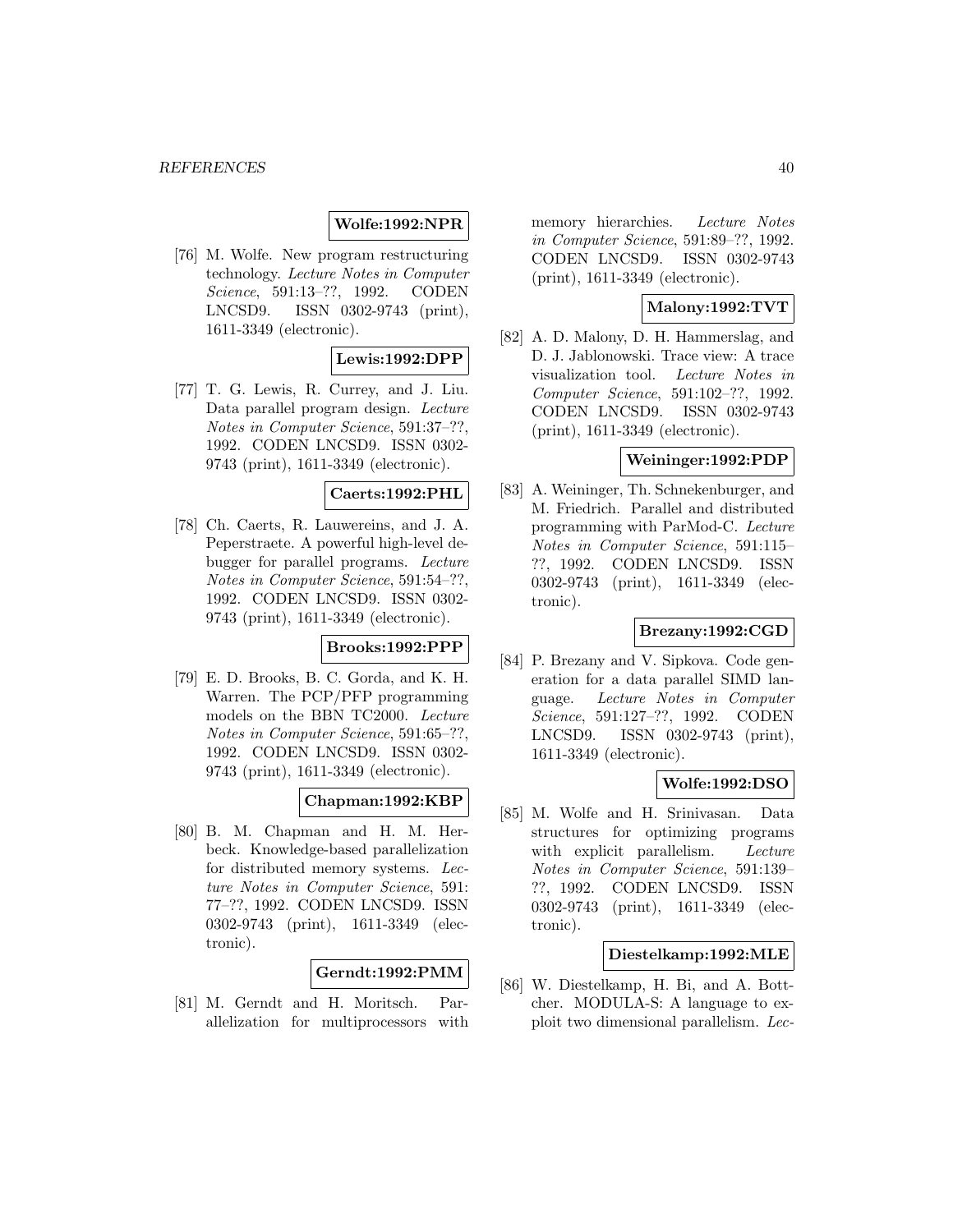**Wolfe:1992:NPR**

[76] M. Wolfe. New program restructuring technology. *Lecture Notes in Computer Science*, 591:13–??, 1992. CODEN LNCSD9. ISSN 0302-9743 (print), 1611-3349 (electronic).

**Lewis:1992:DPP**

[77] T. G. Lewis, R. Currey, and J. Liu. Data parallel program design. *Lecture Notes in Computer Science*, 591:37–??, 1992. CODEN LNCSD9. ISSN 0302-9743 (print), 1611-3349 (electronic).

**Caerts:1992:PHL**

[78] Ch. Caerts, R. Lauwereins, and J. A. Peperstraete. A powerful high-level debugger for parallel programs. *Lecture Notes in Computer Science*, 591:54–??, 1992. CODEN LNCSD9. ISSN 0302-9743 (print), 1611-3349 (electronic).

**Brooks:1992:PPP**

[79] E. D. Brooks, B. C. Gorda, and K. H. Warren. The PCP/PFP programming models on the BBN TC2000. *Lecture Notes in Computer Science*, 591:65–??, 1992. CODEN LNCSD9. ISSN 0302-9743 (print), 1611-3349 (electronic).

**Chapman:1992:KBP**

[80] B. M. Chapman and H. M. Herbeck. Knowledge-based parallelization for distributed memory systems. *Lecture Notes in Computer Science*, 591: 77–??, 1992. CODEN LNCSD9. ISSN 0302-9743 (print), 1611-3349 (electronic).

**Gerndt:1992:PMM**

[81] M. Gerndt and H. Moritsch. Parallelization for multiprocessors with memory hierarchies. *Lecture Notes in Computer Science*, 591:89–??, 1992. CODEN LNCSD9. ISSN 0302-9743 (print), 1611-3349 (electronic).

**Malony:1992:TVT**

[82] A. D. Malony, D. H. Hammerslag, and D. J. Jablonowski. Trace view: A trace visualization tool. *Lecture Notes in Computer Science*, 591:102–??, 1992. CODEN LNCSD9. ISSN 0302-9743 (print), 1611-3349 (electronic).

**Weininger:1992:PDP**

[83] A. Weininger, Th. Schnekenburger, and M. Friedrich. Parallel and distributed programming with ParMod-C. *Lecture Notes in Computer Science*, 591:115–??, 1992. CODEN LNCSD9. ISSN 0302-9743 (print), 1611-3349 (electronic).

**Brezany:1992:CGD**

[84] P. Brezany and V. Sipkova. Code generation for a data parallel SIMD language. *Lecture Notes in Computer Science*, 591:127–??, 1992. CODEN LNCSD9. ISSN 0302-9743 (print), 1611-3349 (electronic).

**Wolfe:1992:DSO**

[85] M. Wolfe and H. Srinivasan. Data structures for optimizing programs with explicit parallelism. *Lecture Notes in Computer Science*, 591:139–??, 1992. CODEN LNCSD9. ISSN 0302-9743 (print), 1611-3349 (electronic).

**Diestelkamp:1992:MLE**

[86] W. Diestelkamp, H. Bi, and A. Bottcher. MODULA-S: A language to exploit two dimensional parallelism. *Lec-*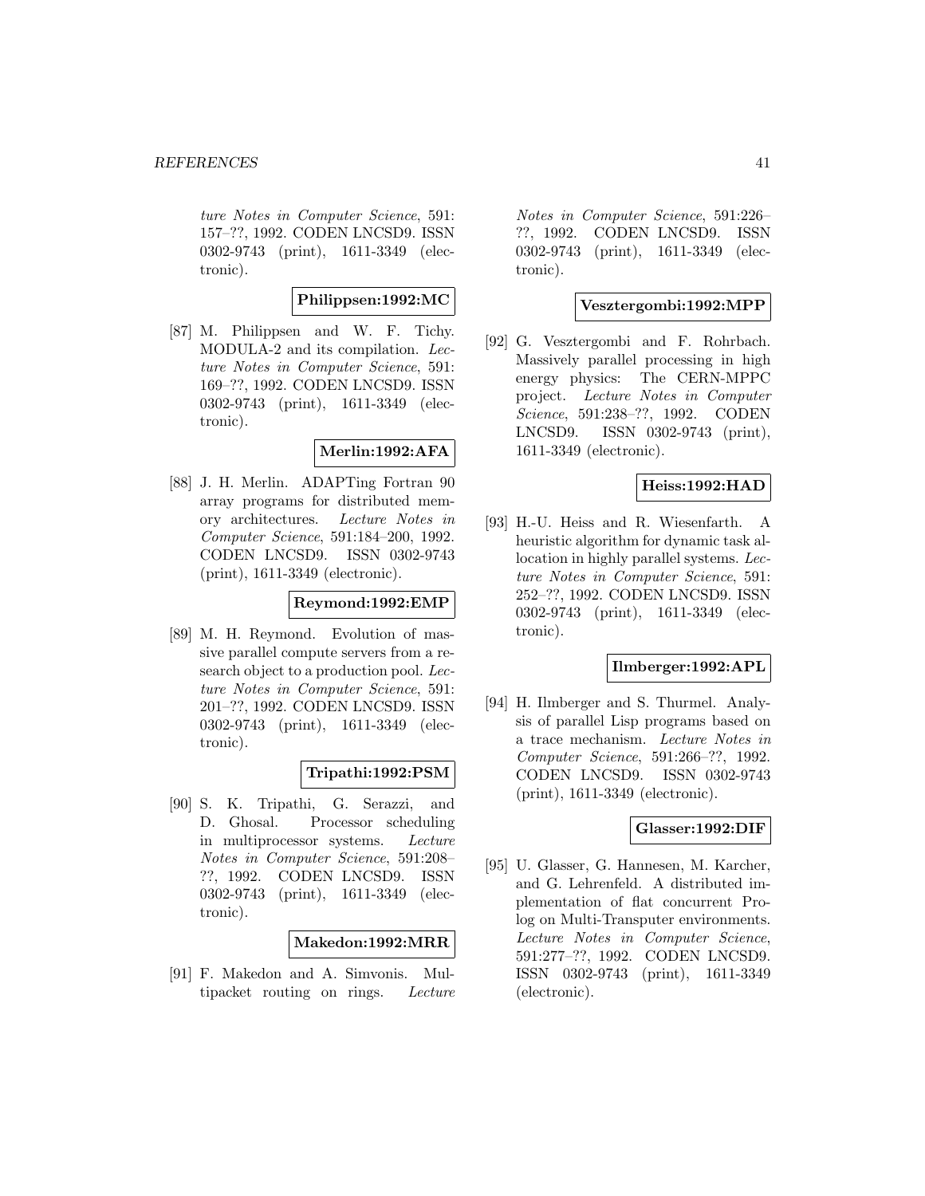*ture Notes in Computer Science*, 591: 157–??, 1992. CODEN LNCSD9. ISSN 0302-9743 (print), 1611-3349 (electronic).

**Philippsen:1992:MC**

[87] M. Philippsen and W. F. Tichy. MODULA-2 and its compilation. *Lecture Notes in Computer Science*, 591: 169–??, 1992. CODEN LNCSD9. ISSN 0302-9743 (print), 1611-3349 (electronic).

**Merlin:1992:AFA**

[88] J. H. Merlin. ADAPTing Fortran 90 array programs for distributed memory architectures. *Lecture Notes in Computer Science*, 591:184–200, 1992. CODEN LNCSD9. ISSN 0302-9743 (print), 1611-3349 (electronic).

**Reymond:1992:EMP**

[89] M. H. Reymond. Evolution of massive parallel compute servers from a research object to a production pool. *Lecture Notes in Computer Science*, 591: 201–??, 1992. CODEN LNCSD9. ISSN 0302-9743 (print), 1611-3349 (electronic).

**Tripathi:1992:PSM**

[90] S. K. Tripathi, G. Serazzi, and D. Ghosal. Processor scheduling in multiprocessor systems. *Lecture Notes in Computer Science*, 591:208–??, 1992. CODEN LNCSD9. ISSN 0302-9743 (print), 1611-3349 (electronic).

**Makedon:1992:MRR**

[91] F. Makedon and A. Simvonis. Multipacket routing on rings. *Lecture Notes in Computer Science*, 591:226–??, 1992. CODEN LNCSD9. ISSN 0302-9743 (print), 1611-3349 (electronic).

**Vesztergombi:1992:MPP**

[92] G. Vesztergombi and F. Rohrbach. Massively parallel processing in high energy physics: The CERN-MPPC project. *Lecture Notes in Computer Science*, 591:238–??, 1992. CODEN LNCSD9. ISSN 0302-9743 (print), 1611-3349 (electronic).

**Heiss:1992:HAD**

[93] H.-U. Heiss and R. Wiesenfarth. A heuristic algorithm for dynamic task allocation in highly parallel systems. *Lecture Notes in Computer Science*, 591: 252–??, 1992. CODEN LNCSD9. ISSN 0302-9743 (print), 1611-3349 (electronic).

**Ilmberger:1992:APL**

[94] H. Ilmberger and S. Thurmel. Analysis of parallel Lisp programs based on a trace mechanism. *Lecture Notes in Computer Science*, 591:266–??, 1992. CODEN LNCSD9. ISSN 0302-9743 (print), 1611-3349 (electronic).

**Glasser:1992:DIF**

[95] U. Glasser, G. Hannesen, M. Karcher, and G. Lehrenfeld. A distributed implementation of flat concurrent Prolog on Multi-Transputer environments. *Lecture Notes in Computer Science*, 591:277–??, 1992. CODEN LNCSD9. ISSN 0302-9743 (print), 1611-3349 (electronic).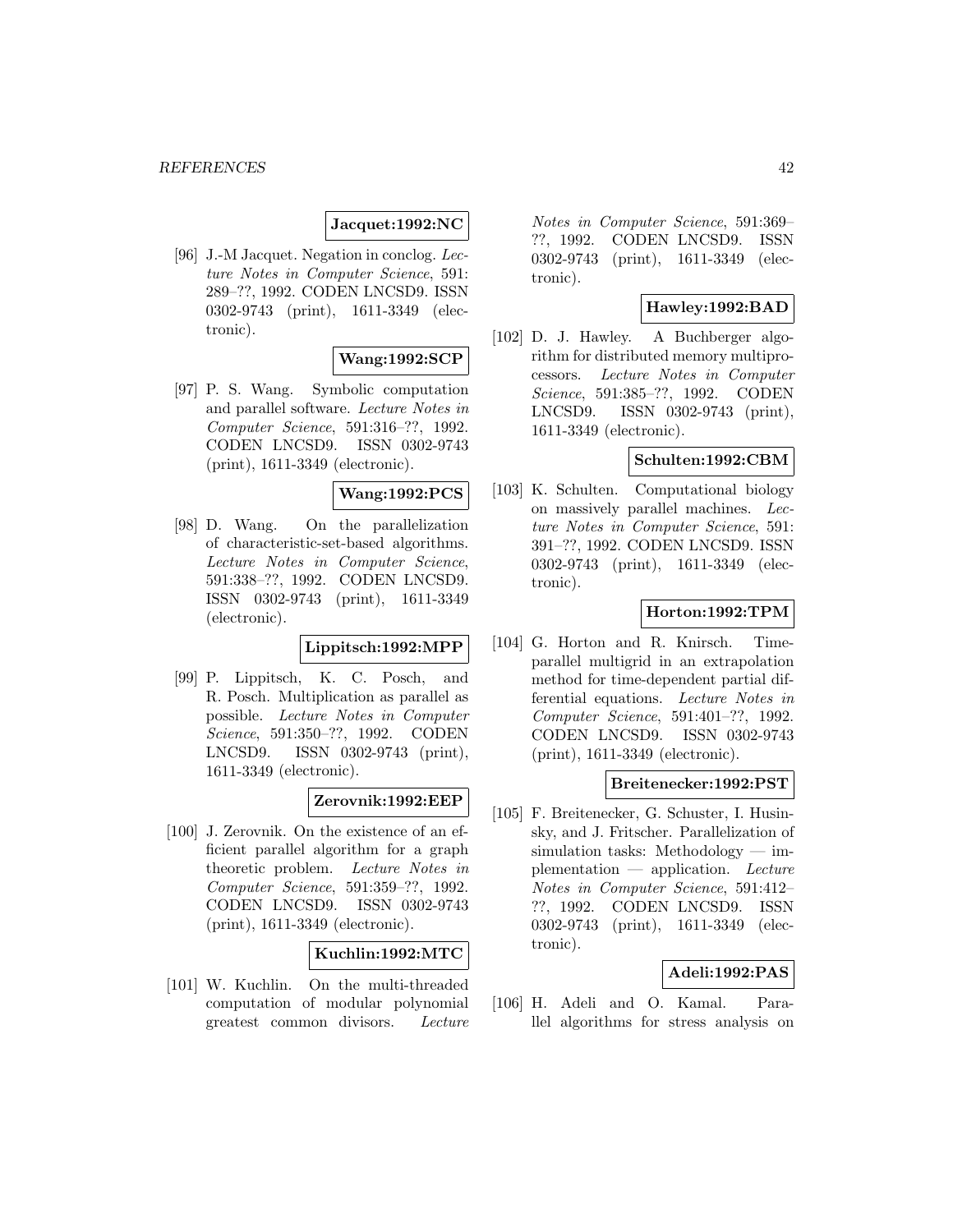**Jacquet:1992:NC**

[96] J.-M Jacquet. Negation in conclog. *Lecture Notes in Computer Science*, 591: 289–??, 1992. CODEN LNCSD9. ISSN 0302-9743 (print), 1611-3349 (electronic).

**Wang:1992:SCP**

[97] P. S. Wang. Symbolic computation and parallel software. *Lecture Notes in Computer Science*, 591:316–??, 1992. CODEN LNCSD9. ISSN 0302-9743 (print), 1611-3349 (electronic).

**Wang:1992:PCS**

[98] D. Wang. On the parallelization of characteristic-set-based algorithms. *Lecture Notes in Computer Science*, 591:338–??, 1992. CODEN LNCSD9. ISSN 0302-9743 (print), 1611-3349 (electronic).

**Lippitsch:1992:MPP**

[99] P. Lippitsch, K. C. Posch, and R. Posch. Multiplication as parallel as possible. *Lecture Notes in Computer Science*, 591:350–??, 1992. CODEN LNCSD9. ISSN 0302-9743 (print), 1611-3349 (electronic).

**Zerovnik:1992:EEP**

[100] J. Zerovnik. On the existence of an efficient parallel algorithm for a graph theoretic problem. *Lecture Notes in Computer Science*, 591:359–??, 1992. CODEN LNCSD9. ISSN 0302-9743 (print), 1611-3349 (electronic).

**Kuchlin:1992:MTC**

[101] W. Kuchlin. On the multi-threaded computation of modular polynomial greatest common divisors. *Lecture Notes in Computer Science*, 591:369–??, 1992. CODEN LNCSD9. ISSN 0302-9743 (print), 1611-3349 (electronic).

**Hawley:1992:BAD**

[102] D. J. Hawley. A Buchberger algorithm for distributed memory multiprocessors. *Lecture Notes in Computer Science*, 591:385–??, 1992. CODEN LNCSD9. ISSN 0302-9743 (print), 1611-3349 (electronic).

**Schulten:1992:CBM**

[103] K. Schulten. Computational biology on massively parallel machines. *Lecture Notes in Computer Science*, 591: 391–??, 1992. CODEN LNCSD9. ISSN 0302-9743 (print), 1611-3349 (electronic).

**Horton:1992:TPM**

[104] G. Horton and R. Knirsch. Time-parallel multigrid in an extrapolation method for time-dependent partial differential equations. *Lecture Notes in Computer Science*, 591:401–??, 1992. CODEN LNCSD9. ISSN 0302-9743 (print), 1611-3349 (electronic).

**Breitenecker:1992:PST**

[105] F. Breitenecker, G. Schuster, I. Husinsky, and J. Fritscher. Parallelization of simulation tasks: Methodology — implementation — application. *Lecture Notes in Computer Science*, 591:412–??, 1992. CODEN LNCSD9. ISSN 0302-9743 (print), 1611-3349 (electronic).

**Adeli:1992:PAS**

[106] H. Adeli and O. Kamal. Parallel algorithms for stress analysis on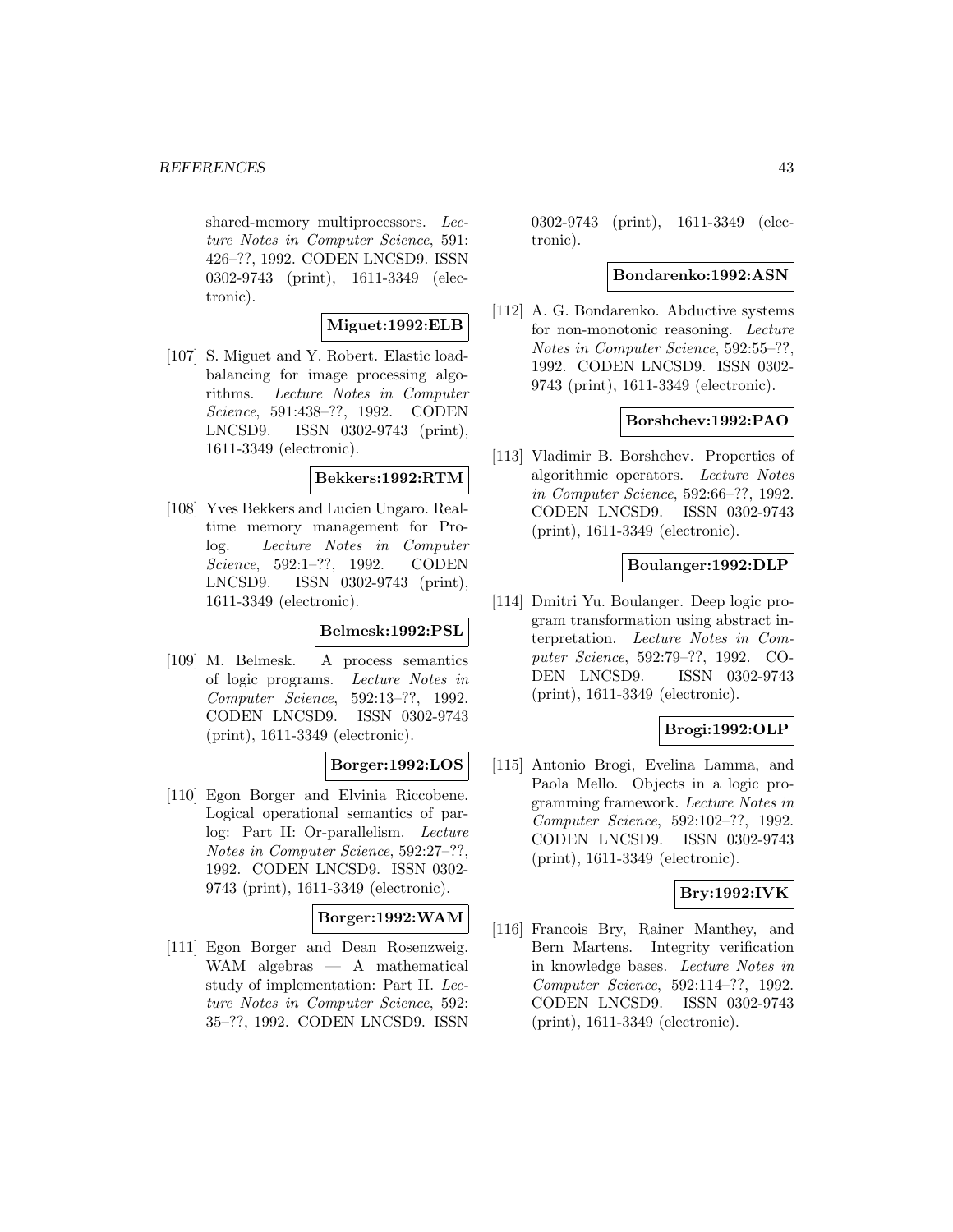shared-memory multiprocessors. *Lecture Notes in Computer Science*, 591: 426–??, 1992. CODEN LNCSD9. ISSN 0302-9743 (print), 1611-3349 (electronic).

**Miguet:1992:ELB**

[107] S. Miguet and Y. Robert. Elastic load-balancing for image processing algorithms. *Lecture Notes in Computer Science*, 591:438–??, 1992. CODEN LNCSD9. ISSN 0302-9743 (print), 1611-3349 (electronic).

**Bekkers:1992:RTM**

[108] Yves Bekkers and Lucien Ungaro. Real-time memory management for Prolog. *Lecture Notes in Computer Science*, 592:1–??, 1992. CODEN LNCSD9. ISSN 0302-9743 (print), 1611-3349 (electronic).

**Belmesk:1992:PSL**

[109] M. Belmesk. A process semantics of logic programs. *Lecture Notes in Computer Science*, 592:13–??, 1992. CODEN LNCSD9. ISSN 0302-9743 (print), 1611-3349 (electronic).

**Borger:1992:LOS**

[110] Egon Borger and Elvinia Riccobene. Logical operational semantics of parlog: Part II: Or-parallelism. *Lecture Notes in Computer Science*, 592:27–??, 1992. CODEN LNCSD9. ISSN 0302-9743 (print), 1611-3349 (electronic).

**Borger:1992:WAM**

[111] Egon Borger and Dean Rosenzweig. WAM algebras — A mathematical study of implementation: Part II. *Lecture Notes in Computer Science*, 592: 35–??, 1992. CODEN LNCSD9. ISSN 0302-9743 (print), 1611-3349 (electronic).

**Bondarenko:1992:ASN**

[112] A. G. Bondarenko. Abductive systems for non-monotonic reasoning. *Lecture Notes in Computer Science*, 592:55–??, 1992. CODEN LNCSD9. ISSN 0302-9743 (print), 1611-3349 (electronic).

**Borshchev:1992:PAO**

[113] Vladimir B. Borshchev. Properties of algorithmic operators. *Lecture Notes in Computer Science*, 592:66–??, 1992. CODEN LNCSD9. ISSN 0302-9743 (print), 1611-3349 (electronic).

**Boulanger:1992:DLP**

[114] Dmitri Yu. Boulanger. Deep logic program transformation using abstract interpretation. *Lecture Notes in Computer Science*, 592:79–??, 1992. CODEN LNCSD9. ISSN 0302-9743 (print), 1611-3349 (electronic).

**Brogi:1992:OLP**

[115] Antonio Brogi, Evelina Lamma, and Paola Mello. Objects in a logic programming framework. *Lecture Notes in Computer Science*, 592:102–??, 1992. CODEN LNCSD9. ISSN 0302-9743 (print), 1611-3349 (electronic).

**Bry:1992:IVK**

[116] Francois Bry, Rainer Manthey, and Bern Martens. Integrity verification in knowledge bases. *Lecture Notes in Computer Science*, 592:114–??, 1992. CODEN LNCSD9. ISSN 0302-9743 (print), 1611-3349 (electronic).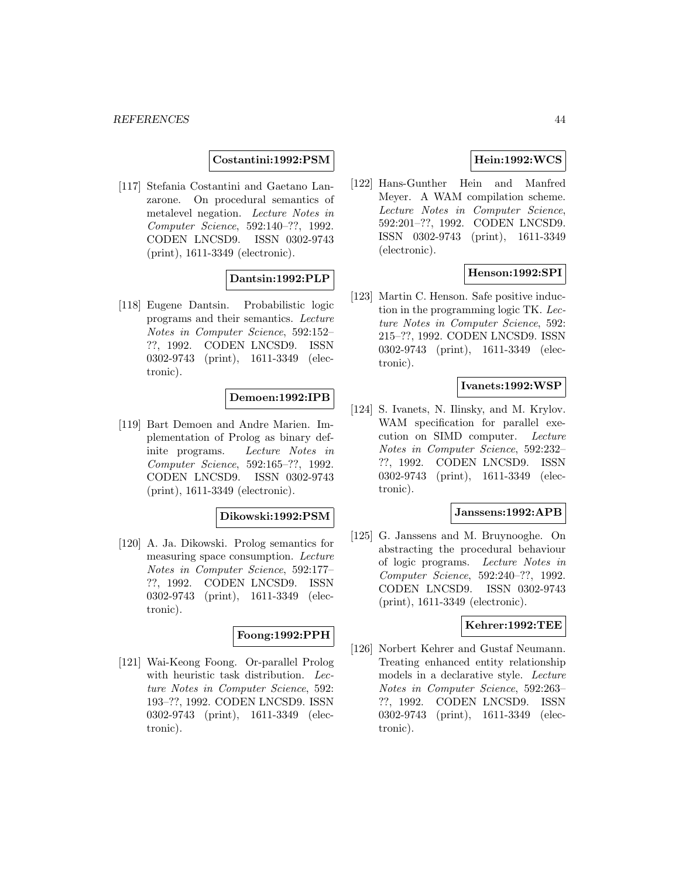**Costantini:1992:PSM**

[117] Stefania Costantini and Gaetano Lanzarone. On procedural semantics of metalevel negation. *Lecture Notes in Computer Science*, 592:140–??, 1992. CODEN LNCSD9. ISSN 0302-9743 (print), 1611-3349 (electronic).

**Dantsin:1992:PLP**

[118] Eugene Dantsin. Probabilistic logic programs and their semantics. *Lecture Notes in Computer Science*, 592:152–??, 1992. CODEN LNCSD9. ISSN 0302-9743 (print), 1611-3349 (electronic).

**Demoen:1992:IPB**

[119] Bart Demoen and Andre Marien. Implementation of Prolog as binary definite programs. *Lecture Notes in Computer Science*, 592:165–??, 1992. CODEN LNCSD9. ISSN 0302-9743 (print), 1611-3349 (electronic).

**Dikowski:1992:PSM**

[120] A. Ja. Dikowski. Prolog semantics for measuring space consumption. *Lecture Notes in Computer Science*, 592:177–??, 1992. CODEN LNCSD9. ISSN 0302-9743 (print), 1611-3349 (electronic).

**Foong:1992:PPH**

[121] Wai-Keong Foong. Or-parallel Prolog with heuristic task distribution. *Lecture Notes in Computer Science*, 592:193–??, 1992. CODEN LNCSD9. ISSN 0302-9743 (print), 1611-3349 (electronic).

**Hein:1992:WCS**

[122] Hans-Gunther Hein and Manfred Meyer. A WAM compilation scheme. *Lecture Notes in Computer Science*, 592:201–??, 1992. CODEN LNCSD9. ISSN 0302-9743 (print), 1611-3349 (electronic).

**Henson:1992:SPI**

[123] Martin C. Henson. Safe positive induction in the programming logic TK. *Lecture Notes in Computer Science*, 592:215–??, 1992. CODEN LNCSD9. ISSN 0302-9743 (print), 1611-3349 (electronic).

**Ivanets:1992:WSP**

[124] S. Ivanets, N. Ilinsky, and M. Krylov. WAM specification for parallel execution on SIMD computer. *Lecture Notes in Computer Science*, 592:232–??, 1992. CODEN LNCSD9. ISSN 0302-9743 (print), 1611-3349 (electronic).

**Janssens:1992:APB**

[125] G. Janssens and M. Bruynooghe. On abstracting the procedural behaviour of logic programs. *Lecture Notes in Computer Science*, 592:240–??, 1992. CODEN LNCSD9. ISSN 0302-9743 (print), 1611-3349 (electronic).

**Kehrer:1992:TEE**

[126] Norbert Kehrer and Gustaf Neumann. Treating enhanced entity relationship models in a declarative style. *Lecture Notes in Computer Science*, 592:263–??, 1992. CODEN LNCSD9. ISSN 0302-9743 (print), 1611-3349 (electronic).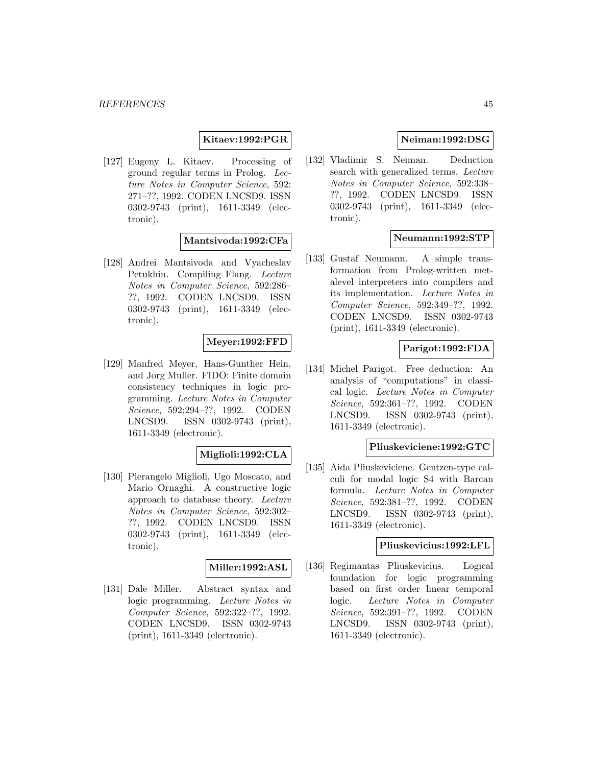**Kitaev:1992:PGR**

[127] Eugeny L. Kitaev. Processing of ground regular terms in Prolog. *Lecture Notes in Computer Science*, 592: 271–??, 1992. CODEN LNCSD9. ISSN 0302-9743 (print), 1611-3349 (electronic).

**Mantsivoda:1992:CFa**

[128] Andrei Mantsivoda and Vyacheslav Petukhin. Compiling Flang. *Lecture Notes in Computer Science*, 592:286–??, 1992. CODEN LNCSD9. ISSN 0302-9743 (print), 1611-3349 (electronic).

**Meyer:1992:FFD**

[129] Manfred Meyer, Hans-Gunther Hein, and Jorg Muller. FIDO: Finite domain consistency techniques in logic programming. *Lecture Notes in Computer Science*, 592:294–??, 1992. CODEN LNCSD9. ISSN 0302-9743 (print), 1611-3349 (electronic).

**Miglioli:1992:CLA**

[130] Pierangelo Miglioli, Ugo Moscato, and Mario Ornaghi. A constructive logic approach to database theory. *Lecture Notes in Computer Science*, 592:302–??, 1992. CODEN LNCSD9. ISSN 0302-9743 (print), 1611-3349 (electronic).

**Miller:1992:ASL**

[131] Dale Miller. Abstract syntax and logic programming. *Lecture Notes in Computer Science*, 592:322–??, 1992. CODEN LNCSD9. ISSN 0302-9743 (print), 1611-3349 (electronic).

**Neiman:1992:DSG**

[132] Vladimir S. Neiman. Deduction search with generalized terms. *Lecture Notes in Computer Science*, 592:338–??, 1992. CODEN LNCSD9. ISSN 0302-9743 (print), 1611-3349 (electronic).

**Neumann:1992:STP**

[133] Gustaf Neumann. A simple transformation from Prolog-written metalevel interpreters into compilers and its implementation. *Lecture Notes in Computer Science*, 592:349–??, 1992. CODEN LNCSD9. ISSN 0302-9743 (print), 1611-3349 (electronic).

**Parigot:1992:FDA**

[134] Michel Parigot. Free deduction: An analysis of "computations" in classical logic. *Lecture Notes in Computer Science*, 592:361–??, 1992. CODEN LNCSD9. ISSN 0302-9743 (print), 1611-3349 (electronic).

**Pliuskeviciene:1992:GTC**

[135] Aida Pliuskeviciene. Gentzen-type calculi for modal logic S4 with Barcan formula. *Lecture Notes in Computer Science*, 592:381–??, 1992. CODEN LNCSD9. ISSN 0302-9743 (print), 1611-3349 (electronic).

**Pliuskevicius:1992:LFL**

[136] Regimantas Pliuskevicius. Logical foundation for logic programming based on first order linear temporal logic. *Lecture Notes in Computer Science*, 592:391–??, 1992. CODEN LNCSD9. ISSN 0302-9743 (print), 1611-3349 (electronic).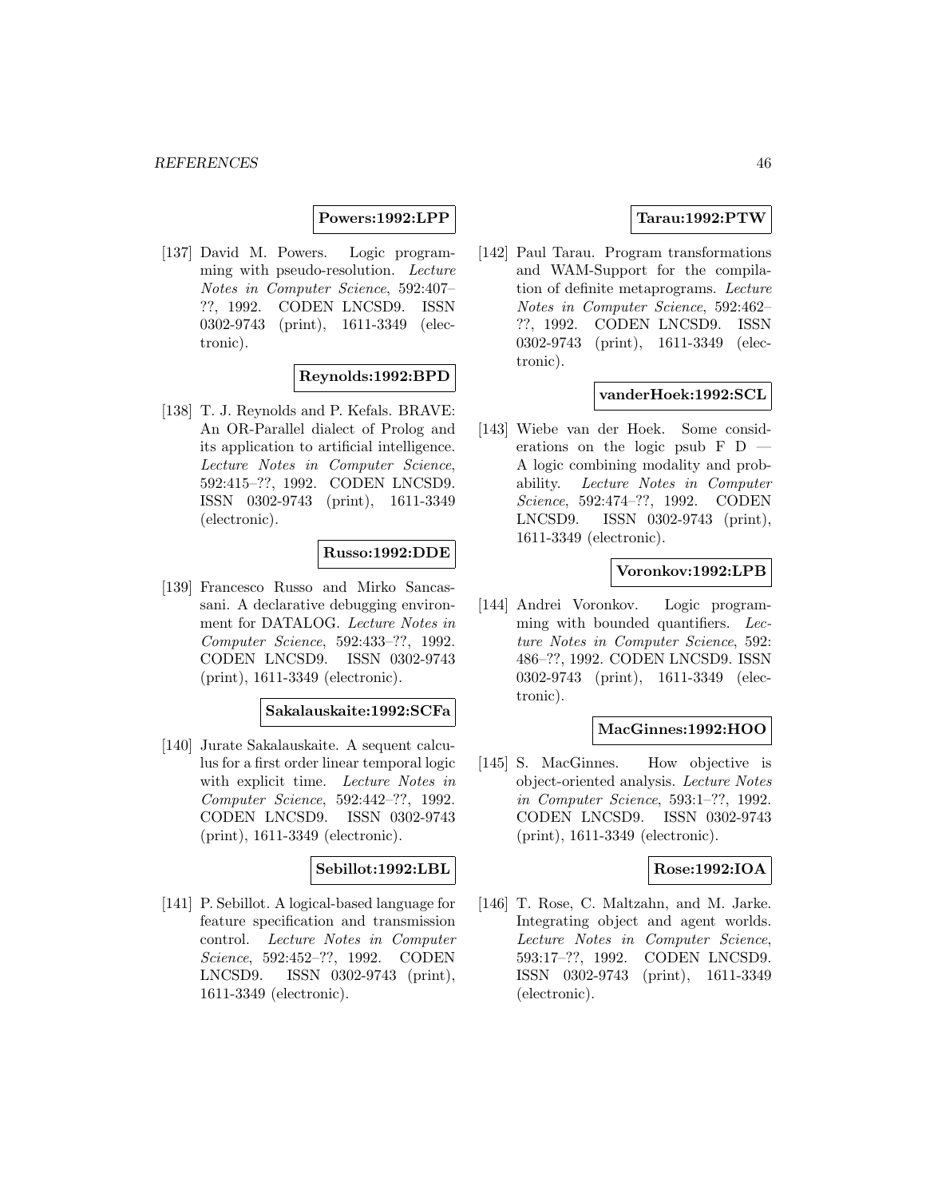**Powers:1992:LPP**

[137] David M. Powers. Logic programming with pseudo-resolution. *Lecture Notes in Computer Science*, 592:407–??, 1992. CODEN LNCSD9. ISSN 0302-9743 (print), 1611-3349 (electronic).

**Reynolds:1992:BPD**

[138] T. J. Reynolds and P. Kefals. BRAVE: An OR-Parallel dialect of Prolog and its application to artificial intelligence. *Lecture Notes in Computer Science*, 592:415–??, 1992. CODEN LNCSD9. ISSN 0302-9743 (print), 1611-3349 (electronic).

**Russo:1992:DDE**

[139] Francesco Russo and Mirko Sancassani. A declarative debugging environment for DATALOG. *Lecture Notes in Computer Science*, 592:433–??, 1992. CODEN LNCSD9. ISSN 0302-9743 (print), 1611-3349 (electronic).

**Sakalauskaite:1992:SCFa**

[140] Jurate Sakalauskaite. A sequent calculus for a first order linear temporal logic with explicit time. *Lecture Notes in Computer Science*, 592:442–??, 1992. CODEN LNCSD9. ISSN 0302-9743 (print), 1611-3349 (electronic).

**Sebillot:1992:LBL**

[141] P. Sebillot. A logical-based language for feature specification and transmission control. *Lecture Notes in Computer Science*, 592:452–??, 1992. CODEN LNCSD9. ISSN 0302-9743 (print), 1611-3349 (electronic).

**Tarau:1992:PTW**

[142] Paul Tarau. Program transformations and WAM-Support for the compilation of definite metaprograms. *Lecture Notes in Computer Science*, 592:462–??, 1992. CODEN LNCSD9. ISSN 0302-9743 (print), 1611-3349 (electronic).

**vanderHoek:1992:SCL**

[143] Wiebe van der Hoek. Some considerations on the logic psub F D — A logic combining modality and probability. *Lecture Notes in Computer Science*, 592:474–??, 1992. CODEN LNCSD9. ISSN 0302-9743 (print), 1611-3349 (electronic).

**Voronkov:1992:LPB**

[144] Andrei Voronkov. Logic programming with bounded quantifiers. *Lecture Notes in Computer Science*, 592: 486–??, 1992. CODEN LNCSD9. ISSN 0302-9743 (print), 1611-3349 (electronic).

**MacGinnes:1992:HOO**

[145] S. MacGinnes. How objective is object-oriented analysis. *Lecture Notes in Computer Science*, 593:1–??, 1992. CODEN LNCSD9. ISSN 0302-9743 (print), 1611-3349 (electronic).

**Rose:1992:IOA**

[146] T. Rose, C. Maltzahn, and M. Jarke. Integrating object and agent worlds. *Lecture Notes in Computer Science*, 593:17–??, 1992. CODEN LNCSD9. ISSN 0302-9743 (print), 1611-3349 (electronic).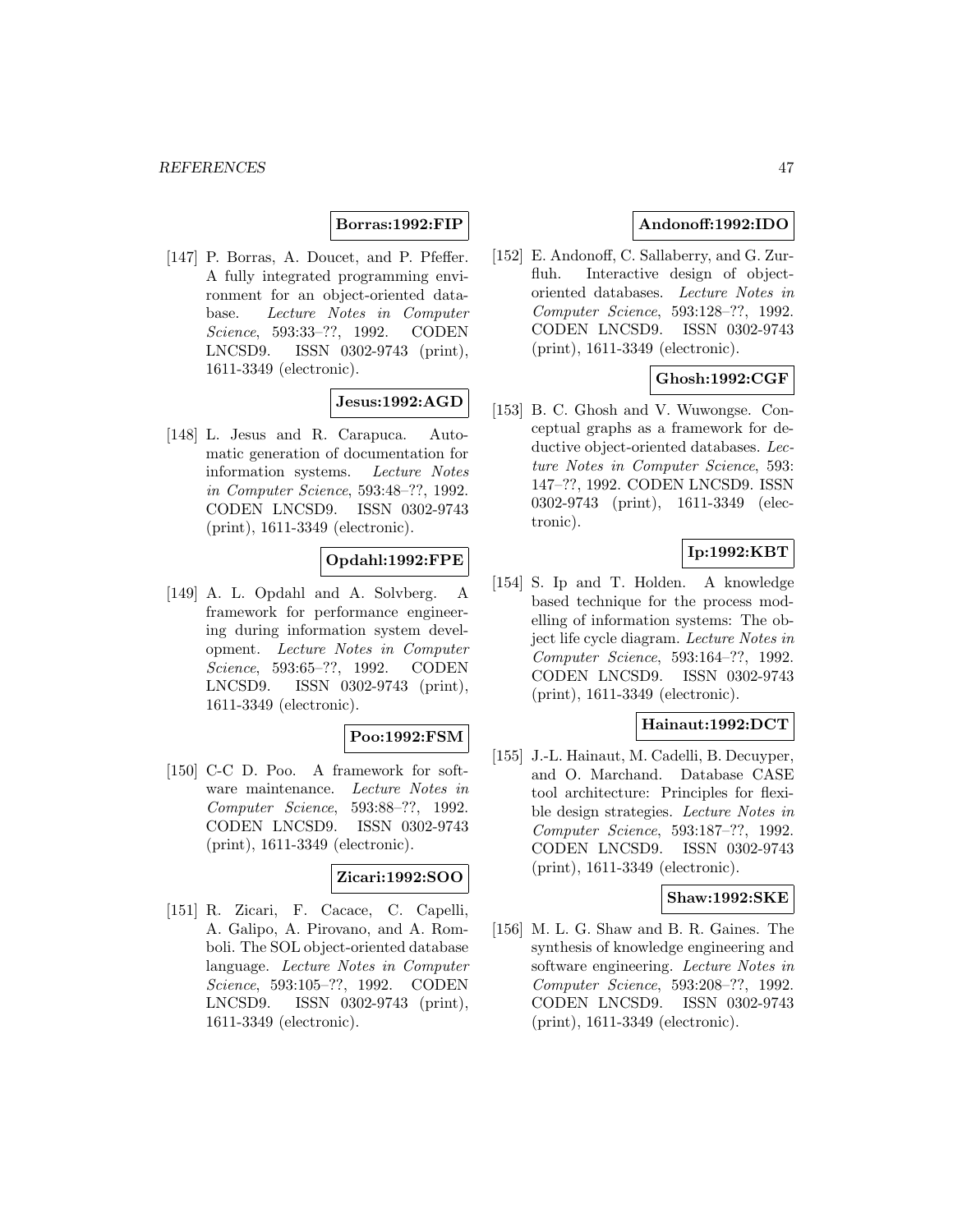**Borras:1992:FIP**

[147] P. Borras, A. Doucet, and P. Pfeffer. A fully integrated programming environment for an object-oriented database. *Lecture Notes in Computer Science*, 593:33–??, 1992. CODEN LNCSD9. ISSN 0302-9743 (print), 1611-3349 (electronic).

**Jesus:1992:AGD**

[148] L. Jesus and R. Carapuca. Automatic generation of documentation for information systems. *Lecture Notes in Computer Science*, 593:48–??, 1992. CODEN LNCSD9. ISSN 0302-9743 (print), 1611-3349 (electronic).

**Opdahl:1992:FPE**

[149] A. L. Opdahl and A. Solvberg. A framework for performance engineering during information system development. *Lecture Notes in Computer Science*, 593:65–??, 1992. CODEN LNCSD9. ISSN 0302-9743 (print), 1611-3349 (electronic).

**Poo:1992:FSM**

[150] C-C D. Poo. A framework for software maintenance. *Lecture Notes in Computer Science*, 593:88–??, 1992. CODEN LNCSD9. ISSN 0302-9743 (print), 1611-3349 (electronic).

**Zicari:1992:SOO**

[151] R. Zicari, F. Cacace, C. Capelli, A. Galipo, A. Pirovano, and A. Romboli. The SOL object-oriented database language. *Lecture Notes in Computer Science*, 593:105–??, 1992. CODEN LNCSD9. ISSN 0302-9743 (print), 1611-3349 (electronic).

**Andonoff:1992:IDO**

[152] E. Andonoff, C. Sallaberry, and G. Zurfluh. Interactive design of object-oriented databases. *Lecture Notes in Computer Science*, 593:128–??, 1992. CODEN LNCSD9. ISSN 0302-9743 (print), 1611-3349 (electronic).

**Ghosh:1992:CGF**

[153] B. C. Ghosh and V. Wuwongse. Conceptual graphs as a framework for deductive object-oriented databases. *Lecture Notes in Computer Science*, 593: 147–??, 1992. CODEN LNCSD9. ISSN 0302-9743 (print), 1611-3349 (electronic).

**Ip:1992:KBT**

[154] S. Ip and T. Holden. A knowledge based technique for the process modelling of information systems: The object life cycle diagram. *Lecture Notes in Computer Science*, 593:164–??, 1992. CODEN LNCSD9. ISSN 0302-9743 (print), 1611-3349 (electronic).

**Hainaut:1992:DCT**

[155] J.-L. Hainaut, M. Cadelli, B. Decuyper, and O. Marchand. Database CASE tool architecture: Principles for flexible design strategies. *Lecture Notes in Computer Science*, 593:187–??, 1992. CODEN LNCSD9. ISSN 0302-9743 (print), 1611-3349 (electronic).

**Shaw:1992:SKE**

[156] M. L. G. Shaw and B. R. Gaines. The synthesis of knowledge engineering and software engineering. *Lecture Notes in Computer Science*, 593:208–??, 1992. CODEN LNCSD9. ISSN 0302-9743 (print), 1611-3349 (electronic).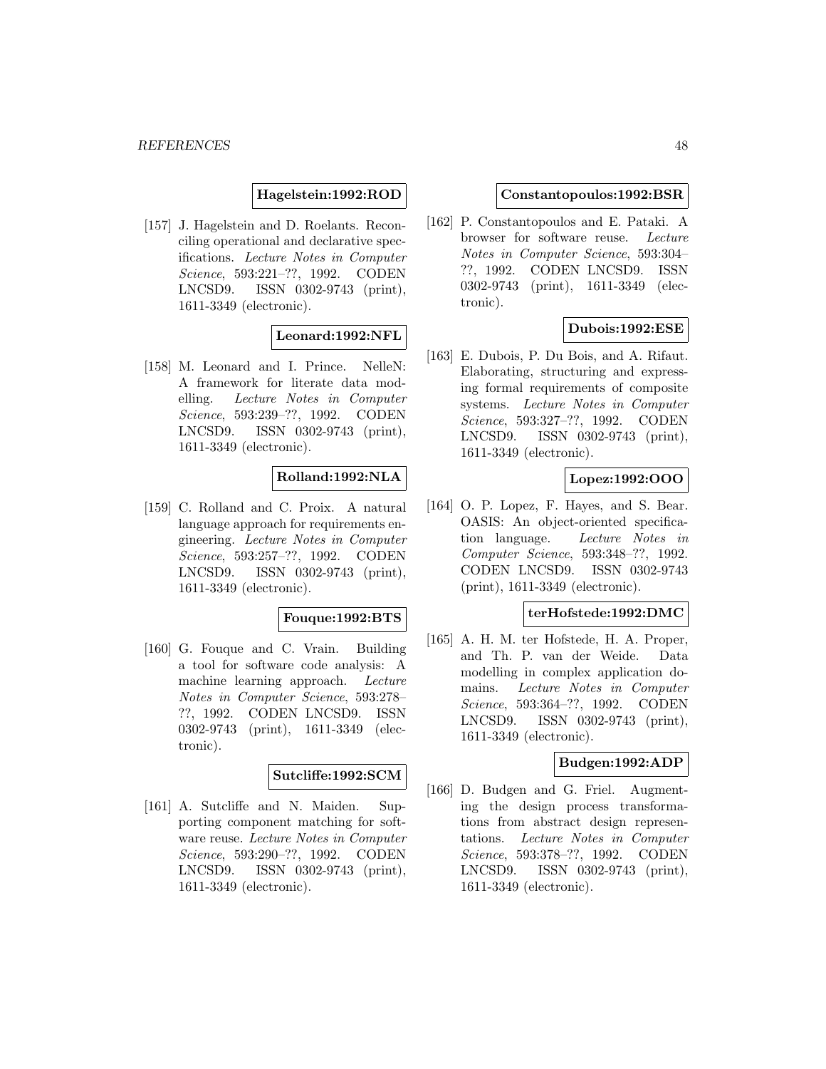**Hagelstein:1992:ROD**

[157] J. Hagelstein and D. Roelants. Reconciling operational and declarative specifications. *Lecture Notes in Computer Science*, 593:221–??, 1992. CODEN LNCSD9. ISSN 0302-9743 (print), 1611-3349 (electronic).

**Leonard:1992:NFL**

[158] M. Leonard and I. Prince. NelleN: A framework for literate data modelling. *Lecture Notes in Computer Science*, 593:239–??, 1992. CODEN LNCSD9. ISSN 0302-9743 (print), 1611-3349 (electronic).

**Rolland:1992:NLA**

[159] C. Rolland and C. Proix. A natural language approach for requirements engineering. *Lecture Notes in Computer Science*, 593:257–??, 1992. CODEN LNCSD9. ISSN 0302-9743 (print), 1611-3349 (electronic).

**Fouque:1992:BTS**

[160] G. Fouque and C. Vrain. Building a tool for software code analysis: A machine learning approach. *Lecture Notes in Computer Science*, 593:278–??, 1992. CODEN LNCSD9. ISSN 0302-9743 (print), 1611-3349 (electronic).

**Sutcliffe:1992:SCM**

[161] A. Sutcliffe and N. Maiden. Supporting component matching for software reuse. *Lecture Notes in Computer Science*, 593:290–??, 1992. CODEN LNCSD9. ISSN 0302-9743 (print), 1611-3349 (electronic).

**Constantopoulos:1992:BSR**

[162] P. Constantopoulos and E. Pataki. A browser for software reuse. *Lecture Notes in Computer Science*, 593:304–??, 1992. CODEN LNCSD9. ISSN 0302-9743 (print), 1611-3349 (electronic).

**Dubois:1992:ESE**

[163] E. Dubois, P. Du Bois, and A. Rifaut. Elaborating, structuring and expressing formal requirements of composite systems. *Lecture Notes in Computer Science*, 593:327–??, 1992. CODEN LNCSD9. ISSN 0302-9743 (print), 1611-3349 (electronic).

**Lopez:1992:OOO**

[164] O. P. Lopez, F. Hayes, and S. Bear. OASIS: An object-oriented specification language. *Lecture Notes in Computer Science*, 593:348–??, 1992. CODEN LNCSD9. ISSN 0302-9743 (print), 1611-3349 (electronic).

**terHofstede:1992:DMC**

[165] A. H. M. ter Hofstede, H. A. Proper, and Th. P. van der Weide. Data modelling in complex application domains. *Lecture Notes in Computer Science*, 593:364–??, 1992. CODEN LNCSD9. ISSN 0302-9743 (print), 1611-3349 (electronic).

**Budgen:1992:ADP**

[166] D. Budgen and G. Friel. Augmenting the design process transformations from abstract design representations. *Lecture Notes in Computer Science*, 593:378–??, 1992. CODEN LNCSD9. ISSN 0302-9743 (print), 1611-3349 (electronic).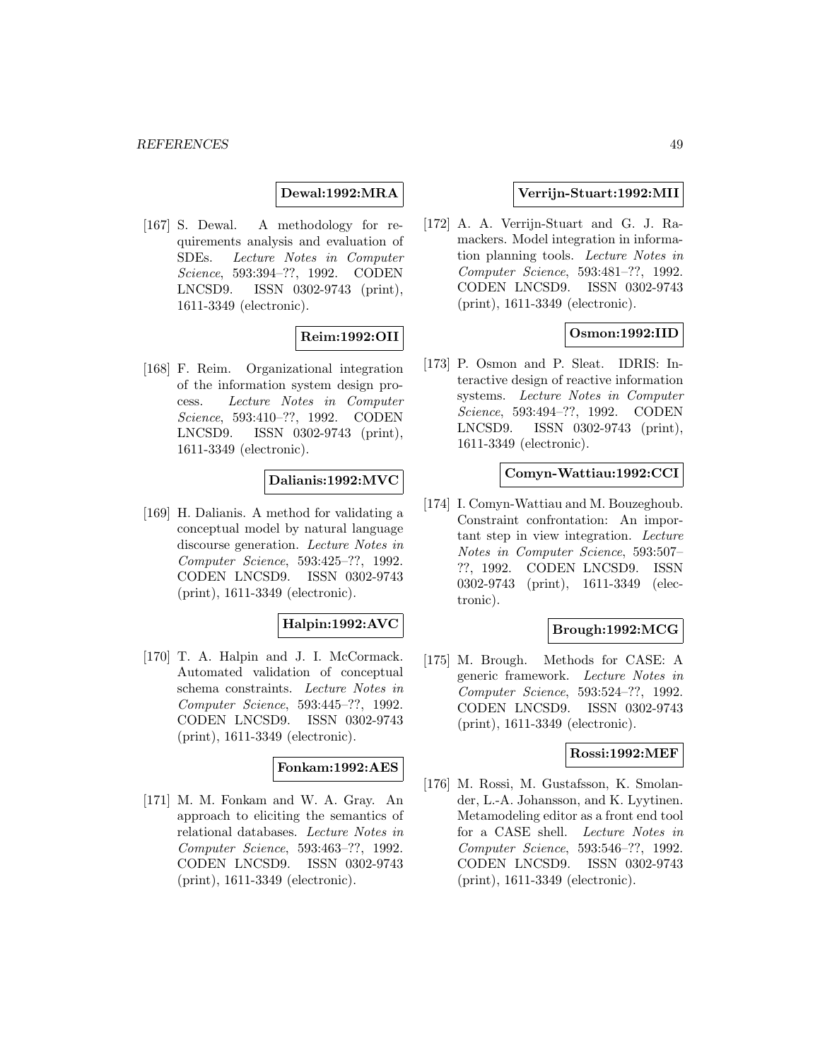**Dewal:1992:MRA**

[167] S. Dewal. A methodology for requirements analysis and evaluation of SDEs. *Lecture Notes in Computer Science*, 593:394–??, 1992. CODEN LNCSD9. ISSN 0302-9743 (print), 1611-3349 (electronic).

**Reim:1992:OII**

[168] F. Reim. Organizational integration of the information system design process. *Lecture Notes in Computer Science*, 593:410–??, 1992. CODEN LNCSD9. ISSN 0302-9743 (print), 1611-3349 (electronic).

**Dalianis:1992:MVC**

[169] H. Dalianis. A method for validating a conceptual model by natural language discourse generation. *Lecture Notes in Computer Science*, 593:425–??, 1992. CODEN LNCSD9. ISSN 0302-9743 (print), 1611-3349 (electronic).

**Halpin:1992:AVC**

[170] T. A. Halpin and J. I. McCormack. Automated validation of conceptual schema constraints. *Lecture Notes in Computer Science*, 593:445–??, 1992. CODEN LNCSD9. ISSN 0302-9743 (print), 1611-3349 (electronic).

**Fonkam:1992:AES**

[171] M. M. Fonkam and W. A. Gray. An approach to eliciting the semantics of relational databases. *Lecture Notes in Computer Science*, 593:463–??, 1992. CODEN LNCSD9. ISSN 0302-9743 (print), 1611-3349 (electronic).

**Verrijn-Stuart:1992:MII**

[172] A. A. Verrijn-Stuart and G. J. Ramackers. Model integration in information planning tools. *Lecture Notes in Computer Science*, 593:481–??, 1992. CODEN LNCSD9. ISSN 0302-9743 (print), 1611-3349 (electronic).

**Osmon:1992:IID**

[173] P. Osmon and P. Sleat. IDRIS: Interactive design of reactive information systems. *Lecture Notes in Computer Science*, 593:494–??, 1992. CODEN LNCSD9. ISSN 0302-9743 (print), 1611-3349 (electronic).

**Comyn-Wattiau:1992:CCI**

[174] I. Comyn-Wattiau and M. Bouzeghoub. Constraint confrontation: An important step in view integration. *Lecture Notes in Computer Science*, 593:507–??, 1992. CODEN LNCSD9. ISSN 0302-9743 (print), 1611-3349 (electronic).

**Brough:1992:MCG**

[175] M. Brough. Methods for CASE: A generic framework. *Lecture Notes in Computer Science*, 593:524–??, 1992. CODEN LNCSD9. ISSN 0302-9743 (print), 1611-3349 (electronic).

**Rossi:1992:MEF**

[176] M. Rossi, M. Gustafsson, K. Smolander, L.-A. Johansson, and K. Lyytinen. Metamodeling editor as a front end tool for a CASE shell. *Lecture Notes in Computer Science*, 593:546–??, 1992. CODEN LNCSD9. ISSN 0302-9743 (print), 1611-3349 (electronic).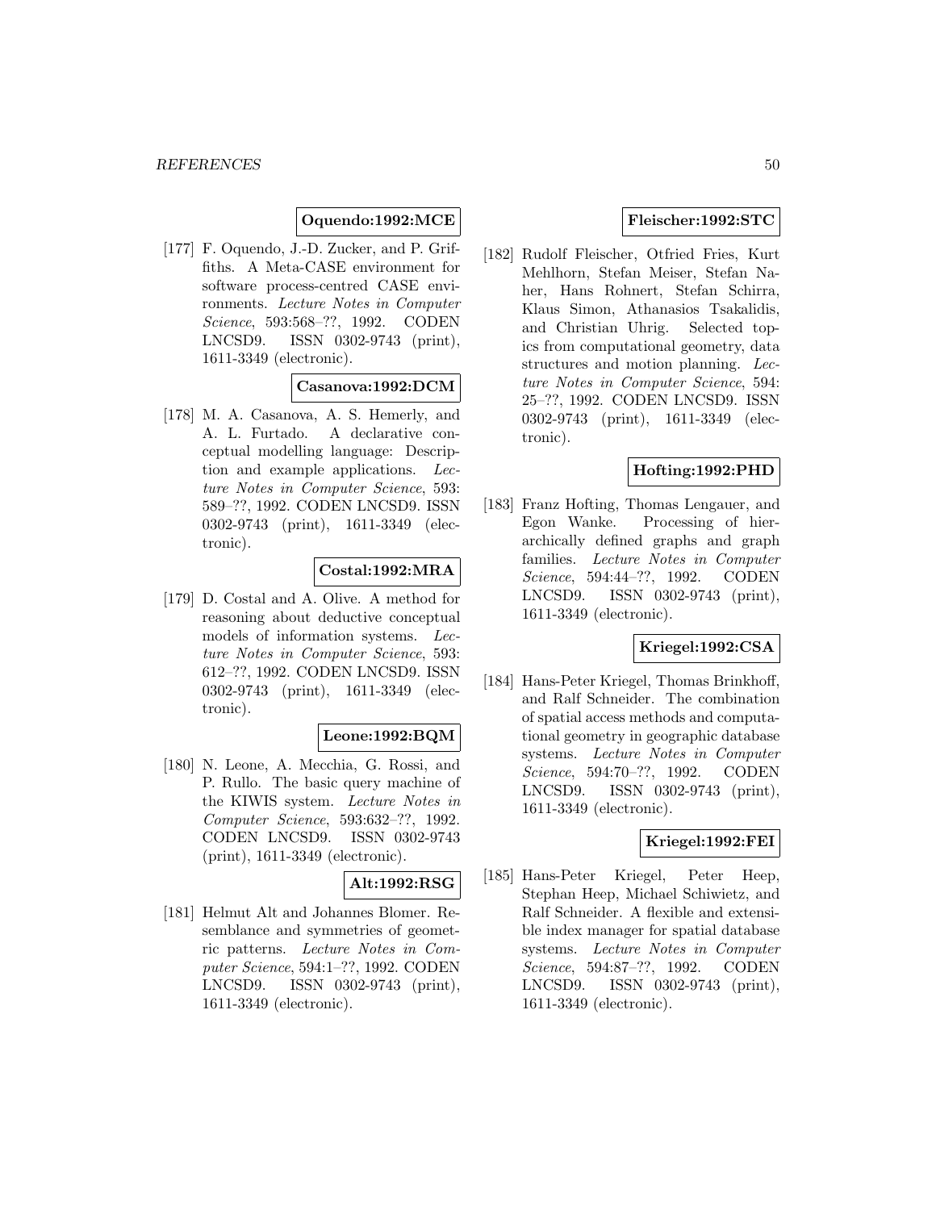**Oquendo:1992:MCE**

[177] F. Oquendo, J.-D. Zucker, and P. Griffiths. A Meta-CASE environment for software process-centred CASE environments. *Lecture Notes in Computer Science*, 593:568–??, 1992. CODEN LNCSD9. ISSN 0302-9743 (print), 1611-3349 (electronic).

**Casanova:1992:DCM**

[178] M. A. Casanova, A. S. Hemerly, and A. L. Furtado. A declarative conceptual modelling language: Description and example applications. *Lecture Notes in Computer Science*, 593: 589–??, 1992. CODEN LNCSD9. ISSN 0302-9743 (print), 1611-3349 (electronic).

**Costal:1992:MRA**

[179] D. Costal and A. Olive. A method for reasoning about deductive conceptual models of information systems. *Lecture Notes in Computer Science*, 593: 612–??, 1992. CODEN LNCSD9. ISSN 0302-9743 (print), 1611-3349 (electronic).

**Leone:1992:BQM**

[180] N. Leone, A. Mecchia, G. Rossi, and P. Rullo. The basic query machine of the KIWIS system. *Lecture Notes in Computer Science*, 593:632–??, 1992. CODEN LNCSD9. ISSN 0302-9743 (print), 1611-3349 (electronic).

**Alt:1992:RSG**

[181] Helmut Alt and Johannes Blomer. Resemblance and symmetries of geometric patterns. *Lecture Notes in Computer Science*, 594:1–??, 1992. CODEN LNCSD9. ISSN 0302-9743 (print), 1611-3349 (electronic).

**Fleischer:1992:STC**

[182] Rudolf Fleischer, Otfried Fries, Kurt Mehlhorn, Stefan Meiser, Stefan Naher, Hans Rohnert, Stefan Schirra, Klaus Simon, Athanasios Tsakalidis, and Christian Uhrig. Selected topics from computational geometry, data structures and motion planning. *Lecture Notes in Computer Science*, 594: 25–??, 1992. CODEN LNCSD9. ISSN 0302-9743 (print), 1611-3349 (electronic).

**Hofting:1992:PHD**

[183] Franz Hofting, Thomas Lengauer, and Egon Wanke. Processing of hierarchically defined graphs and graph families. *Lecture Notes in Computer Science*, 594:44–??, 1992. CODEN LNCSD9. ISSN 0302-9743 (print), 1611-3349 (electronic).

**Kriegel:1992:CSA**

[184] Hans-Peter Kriegel, Thomas Brinkhoff, and Ralf Schneider. The combination of spatial access methods and computational geometry in geographic database systems. *Lecture Notes in Computer Science*, 594:70–??, 1992. CODEN LNCSD9. ISSN 0302-9743 (print), 1611-3349 (electronic).

**Kriegel:1992:FEI**

[185] Hans-Peter Kriegel, Peter Heep, Stephan Heep, Michael Schiwietz, and Ralf Schneider. A flexible and extensible index manager for spatial database systems. *Lecture Notes in Computer Science*, 594:87–??, 1992. CODEN LNCSD9. ISSN 0302-9743 (print), 1611-3349 (electronic).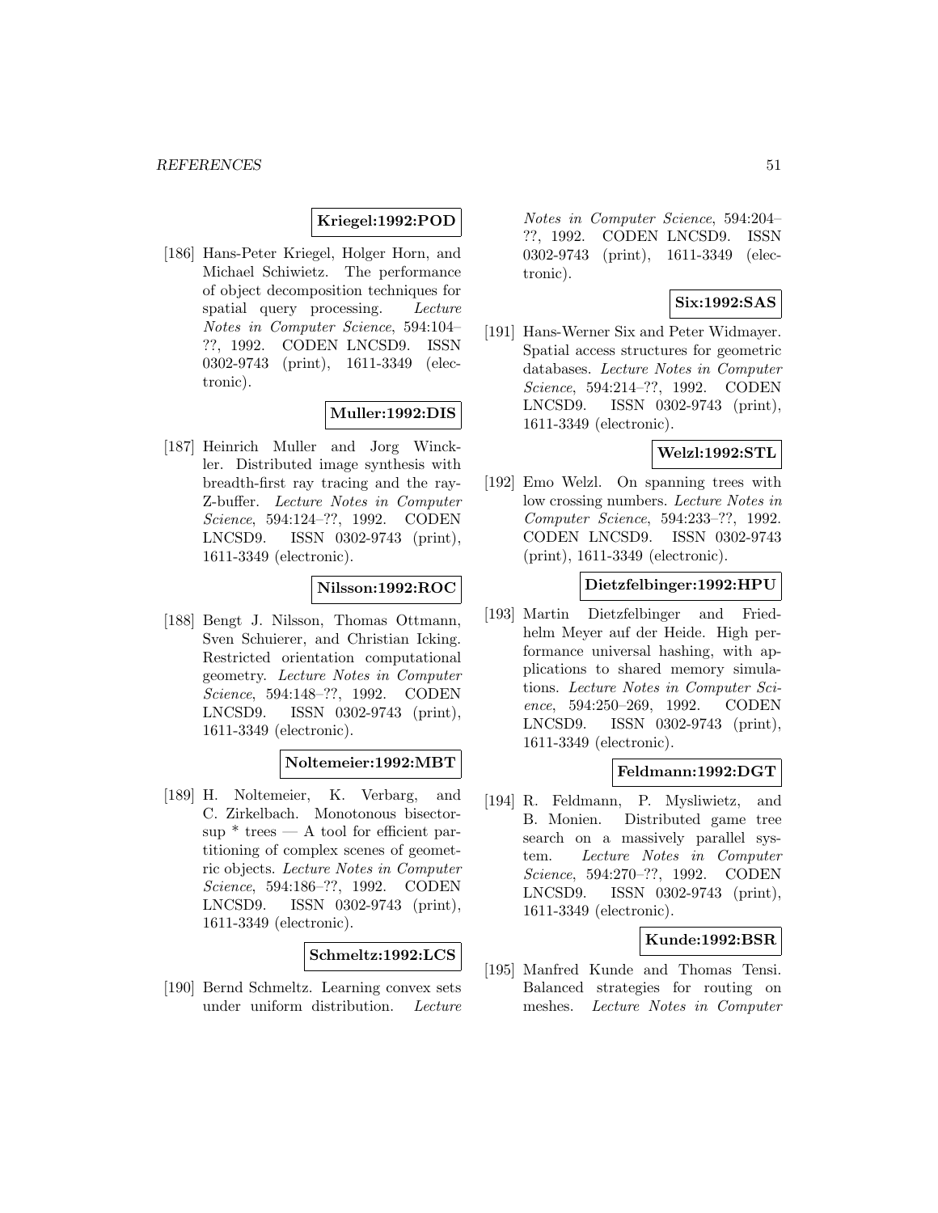**Kriegel:1992:POD**

[186] Hans-Peter Kriegel, Holger Horn, and Michael Schiwietz. The performance of object decomposition techniques for spatial query processing. *Lecture Notes in Computer Science*, 594:104–??, 1992. CODEN LNCSD9. ISSN 0302-9743 (print), 1611-3349 (electronic).

**Muller:1992:DIS**

[187] Heinrich Muller and Jorg Winckler. Distributed image synthesis with breadth-first ray tracing and the ray-Z-buffer. *Lecture Notes in Computer Science*, 594:124–??, 1992. CODEN LNCSD9. ISSN 0302-9743 (print), 1611-3349 (electronic).

**Nilsson:1992:ROC**

[188] Bengt J. Nilsson, Thomas Ottmann, Sven Schuierer, and Christian Icking. Restricted orientation computational geometry. *Lecture Notes in Computer Science*, 594:148–??, 1992. CODEN LNCSD9. ISSN 0302-9743 (print), 1611-3349 (electronic).

**Noltemeier:1992:MBT**

[189] H. Noltemeier, K. Verbarg, and C. Zirkelbach. Monotonous bisectorsup * trees — A tool for efficient partitioning of complex scenes of geometric objects. *Lecture Notes in Computer Science*, 594:186–??, 1992. CODEN LNCSD9. ISSN 0302-9743 (print), 1611-3349 (electronic).

**Schmeltz:1992:LCS**

[190] Bernd Schmeltz. Learning convex sets under uniform distribution. *Lecture Notes in Computer Science*, 594:204–??, 1992. CODEN LNCSD9. ISSN 0302-9743 (print), 1611-3349 (electronic).

**Six:1992:SAS**

[191] Hans-Werner Six and Peter Widmayer. Spatial access structures for geometric databases. *Lecture Notes in Computer Science*, 594:214–??, 1992. CODEN LNCSD9. ISSN 0302-9743 (print), 1611-3349 (electronic).

**Welzl:1992:STL**

[192] Emo Welzl. On spanning trees with low crossing numbers. *Lecture Notes in Computer Science*, 594:233–??, 1992. CODEN LNCSD9. ISSN 0302-9743 (print), 1611-3349 (electronic).

**Dietzfelbinger:1992:HPU**

[193] Martin Dietzfelbinger and Friedhelm Meyer auf der Heide. High performance universal hashing, with applications to shared memory simulations. *Lecture Notes in Computer Science*, 594:250–269, 1992. CODEN LNCSD9. ISSN 0302-9743 (print), 1611-3349 (electronic).

**Feldmann:1992:DGT**

[194] R. Feldmann, P. Mysliwietz, and B. Monien. Distributed game tree search on a massively parallel system. *Lecture Notes in Computer Science*, 594:270–??, 1992. CODEN LNCSD9. ISSN 0302-9743 (print), 1611-3349 (electronic).

**Kunde:1992:BSR**

[195] Manfred Kunde and Thomas Tensi. Balanced strategies for routing on meshes. *Lecture Notes in Computer*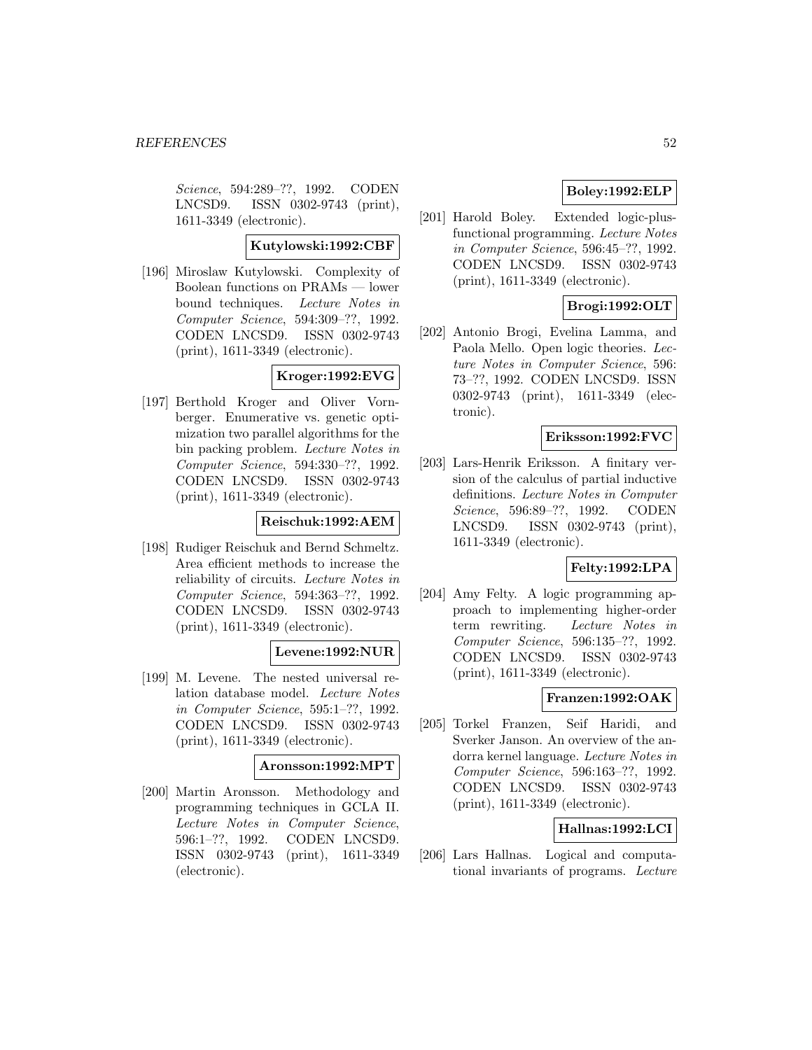*Science*, 594:289–??, 1992. CODEN LNCSD9. ISSN 0302-9743 (print), 1611-3349 (electronic).

**Kutylowski:1992:CBF**

[196] Miroslaw Kutylowski. Complexity of Boolean functions on PRAMs — lower bound techniques. *Lecture Notes in Computer Science*, 594:309–??, 1992. CODEN LNCSD9. ISSN 0302-9743 (print), 1611-3349 (electronic).

**Kroger:1992:EVG**

[197] Berthold Kroger and Oliver Vornberger. Enumerative vs. genetic optimization two parallel algorithms for the bin packing problem. *Lecture Notes in Computer Science*, 594:330–??, 1992. CODEN LNCSD9. ISSN 0302-9743 (print), 1611-3349 (electronic).

**Reischuk:1992:AEM**

[198] Rudiger Reischuk and Bernd Schmeltz. Area efficient methods to increase the reliability of circuits. *Lecture Notes in Computer Science*, 594:363–??, 1992. CODEN LNCSD9. ISSN 0302-9743 (print), 1611-3349 (electronic).

**Levene:1992:NUR**

[199] M. Levene. The nested universal relation database model. *Lecture Notes in Computer Science*, 595:1–??, 1992. CODEN LNCSD9. ISSN 0302-9743 (print), 1611-3349 (electronic).

**Aronsson:1992:MPT**

[200] Martin Aronsson. Methodology and programming techniques in GCLA II. *Lecture Notes in Computer Science*, 596:1–??, 1992. CODEN LNCSD9. ISSN 0302-9743 (print), 1611-3349 (electronic).

**Boley:1992:ELP**

[201] Harold Boley. Extended logic-plus-functional programming. *Lecture Notes in Computer Science*, 596:45–??, 1992. CODEN LNCSD9. ISSN 0302-9743 (print), 1611-3349 (electronic).

**Brogi:1992:OLT**

[202] Antonio Brogi, Evelina Lamma, and Paola Mello. Open logic theories. *Lecture Notes in Computer Science*, 596: 73–??, 1992. CODEN LNCSD9. ISSN 0302-9743 (print), 1611-3349 (electronic).

**Eriksson:1992:FVC**

[203] Lars-Henrik Eriksson. A finitary version of the calculus of partial inductive definitions. *Lecture Notes in Computer Science*, 596:89–??, 1992. CODEN LNCSD9. ISSN 0302-9743 (print), 1611-3349 (electronic).

**Felty:1992:LPA**

[204] Amy Felty. A logic programming approach to implementing higher-order term rewriting. *Lecture Notes in Computer Science*, 596:135–??, 1992. CODEN LNCSD9. ISSN 0302-9743 (print), 1611-3349 (electronic).

**Franzen:1992:OAK**

[205] Torkel Franzen, Seif Haridi, and Sverker Janson. An overview of the andorra kernel language. *Lecture Notes in Computer Science*, 596:163–??, 1992. CODEN LNCSD9. ISSN 0302-9743 (print), 1611-3349 (electronic).

**Hallnas:1992:LCI**

[206] Lars Hallnas. Logical and computational invariants of programs. *Lecture*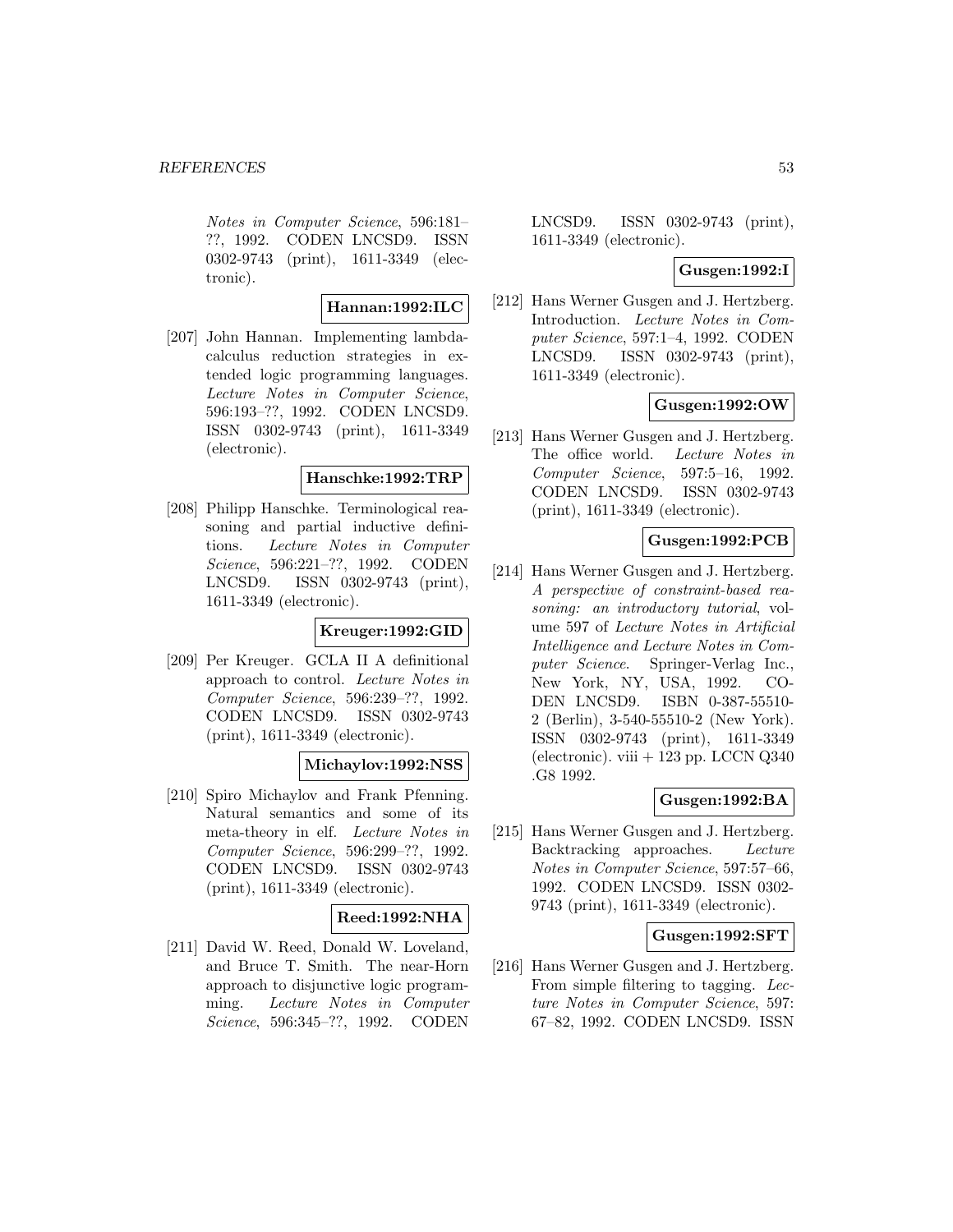*Notes in Computer Science*, 596:181–??, 1992. CODEN LNCSD9. ISSN 0302-9743 (print), 1611-3349 (electronic).

**Hannan:1992:ILC**

[207] John Hannan. Implementing lambda-calculus reduction strategies in extended logic programming languages. *Lecture Notes in Computer Science*, 596:193–??, 1992. CODEN LNCSD9. ISSN 0302-9743 (print), 1611-3349 (electronic).

**Hanschke:1992:TRP**

[208] Philipp Hanschke. Terminological reasoning and partial inductive definitions. *Lecture Notes in Computer Science*, 596:221–??, 1992. CODEN LNCSD9. ISSN 0302-9743 (print), 1611-3349 (electronic).

**Kreuger:1992:GID**

[209] Per Kreuger. GCLA II A definitional approach to control. *Lecture Notes in Computer Science*, 596:239–??, 1992. CODEN LNCSD9. ISSN 0302-9743 (print), 1611-3349 (electronic).

**Michaylov:1992:NSS**

[210] Spiro Michaylov and Frank Pfenning. Natural semantics and some of its meta-theory in elf. *Lecture Notes in Computer Science*, 596:299–??, 1992. CODEN LNCSD9. ISSN 0302-9743 (print), 1611-3349 (electronic).

**Reed:1992:NHA**

[211] David W. Reed, Donald W. Loveland, and Bruce T. Smith. The near-Horn approach to disjunctive logic programming. *Lecture Notes in Computer Science*, 596:345–??, 1992. CODEN LNCSD9. ISSN 0302-9743 (print), 1611-3349 (electronic).

**Gusgen:1992:I**

[212] Hans Werner Gusgen and J. Hertzberg. Introduction. *Lecture Notes in Computer Science*, 597:1–4, 1992. CODEN LNCSD9. ISSN 0302-9743 (print), 1611-3349 (electronic).

**Gusgen:1992:OW**

[213] Hans Werner Gusgen and J. Hertzberg. The office world. *Lecture Notes in Computer Science*, 597:5–16, 1992. CODEN LNCSD9. ISSN 0302-9743 (print), 1611-3349 (electronic).

**Gusgen:1992:PCB**

[214] Hans Werner Gusgen and J. Hertzberg. *A perspective of constraint-based reasoning: an introductory tutorial*, volume 597 of *Lecture Notes in Artificial Intelligence and Lecture Notes in Computer Science*. Springer-Verlag Inc., New York, NY, USA, 1992. CODEN LNCSD9. ISBN 0-387-55510-2 (Berlin), 3-540-55510-2 (New York). ISSN 0302-9743 (print), 1611-3349 (electronic). viii + 123 pp. LCCN Q340 .G8 1992.

**Gusgen:1992:BA**

[215] Hans Werner Gusgen and J. Hertzberg. Backtracking approaches. *Lecture Notes in Computer Science*, 597:57–66, 1992. CODEN LNCSD9. ISSN 0302-9743 (print), 1611-3349 (electronic).

**Gusgen:1992:SFT**

[216] Hans Werner Gusgen and J. Hertzberg. From simple filtering to tagging. *Lecture Notes in Computer Science*, 597: 67–82, 1992. CODEN LNCSD9. ISSN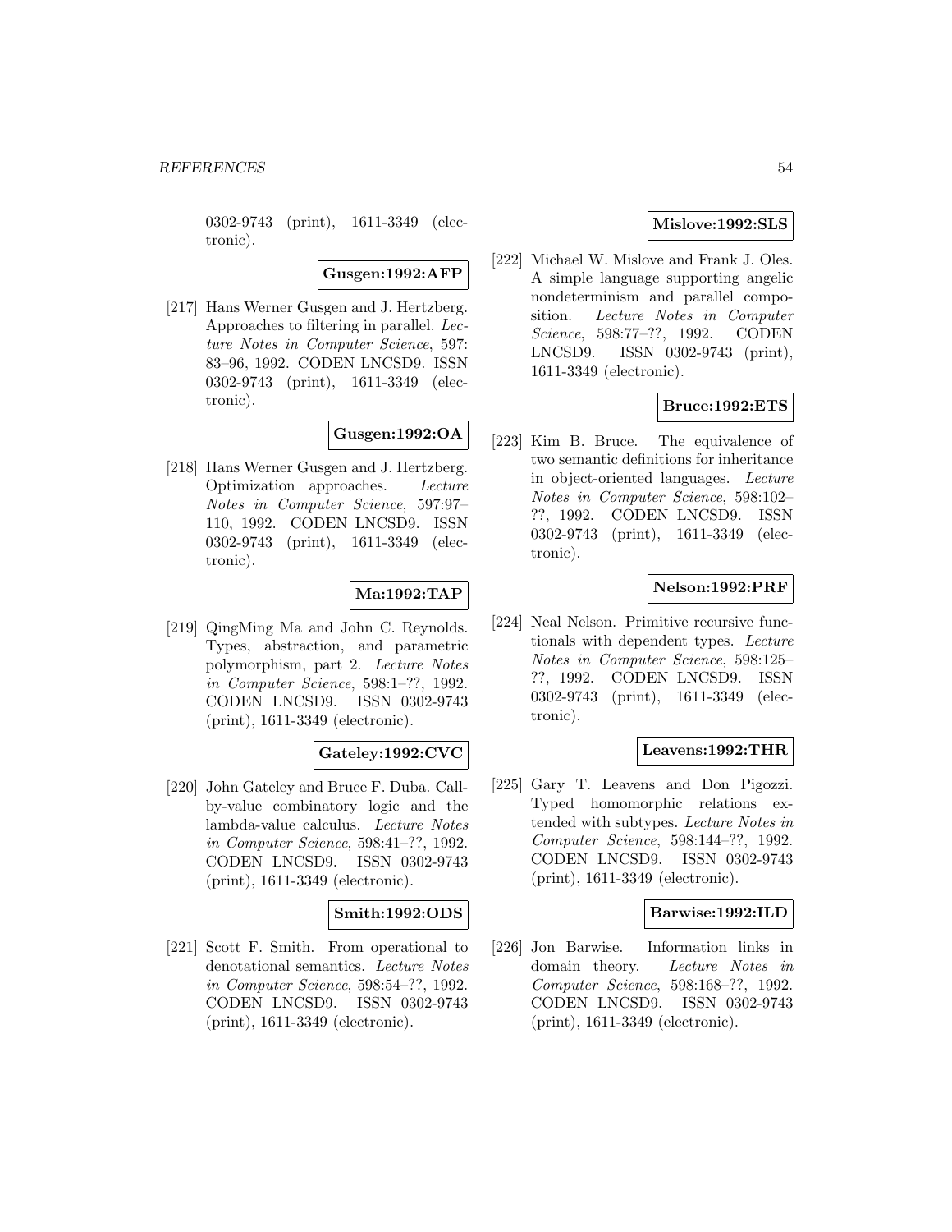0302-9743 (print), 1611-3349 (electronic).

**Gusgen:1992:AFP**

[217] Hans Werner Gusgen and J. Hertzberg. Approaches to filtering in parallel. *Lecture Notes in Computer Science*, 597: 83–96, 1992. CODEN LNCSD9. ISSN 0302-9743 (print), 1611-3349 (electronic).

**Gusgen:1992:OA**

[218] Hans Werner Gusgen and J. Hertzberg. Optimization approaches. *Lecture Notes in Computer Science*, 597:97–110, 1992. CODEN LNCSD9. ISSN 0302-9743 (print), 1611-3349 (electronic).

**Ma:1992:TAP**

[219] QingMing Ma and John C. Reynolds. Types, abstraction, and parametric polymorphism, part 2. *Lecture Notes in Computer Science*, 598:1–??, 1992. CODEN LNCSD9. ISSN 0302-9743 (print), 1611-3349 (electronic).

**Gateley:1992:CVC**

[220] John Gateley and Bruce F. Duba. Call-by-value combinatory logic and the lambda-value calculus. *Lecture Notes in Computer Science*, 598:41–??, 1992. CODEN LNCSD9. ISSN 0302-9743 (print), 1611-3349 (electronic).

**Smith:1992:ODS**

[221] Scott F. Smith. From operational to denotational semantics. *Lecture Notes in Computer Science*, 598:54–??, 1992. CODEN LNCSD9. ISSN 0302-9743 (print), 1611-3349 (electronic).

**Mislove:1992:SLS**

[222] Michael W. Mislove and Frank J. Oles. A simple language supporting angelic nondeterminism and parallel composition. *Lecture Notes in Computer Science*, 598:77–??, 1992. CODEN LNCSD9. ISSN 0302-9743 (print), 1611-3349 (electronic).

**Bruce:1992:ETS**

[223] Kim B. Bruce. The equivalence of two semantic definitions for inheritance in object-oriented languages. *Lecture Notes in Computer Science*, 598:102–??, 1992. CODEN LNCSD9. ISSN 0302-9743 (print), 1611-3349 (electronic).

**Nelson:1992:PRF**

[224] Neal Nelson. Primitive recursive functionals with dependent types. *Lecture Notes in Computer Science*, 598:125–??, 1992. CODEN LNCSD9. ISSN 0302-9743 (print), 1611-3349 (electronic).

**Leavens:1992:THR**

[225] Gary T. Leavens and Don Pigozzi. Typed homomorphic relations extended with subtypes. *Lecture Notes in Computer Science*, 598:144–??, 1992. CODEN LNCSD9. ISSN 0302-9743 (print), 1611-3349 (electronic).

**Barwise:1992:ILD**

[226] Jon Barwise. Information links in domain theory. *Lecture Notes in Computer Science*, 598:168–??, 1992. CODEN LNCSD9. ISSN 0302-9743 (print), 1611-3349 (electronic).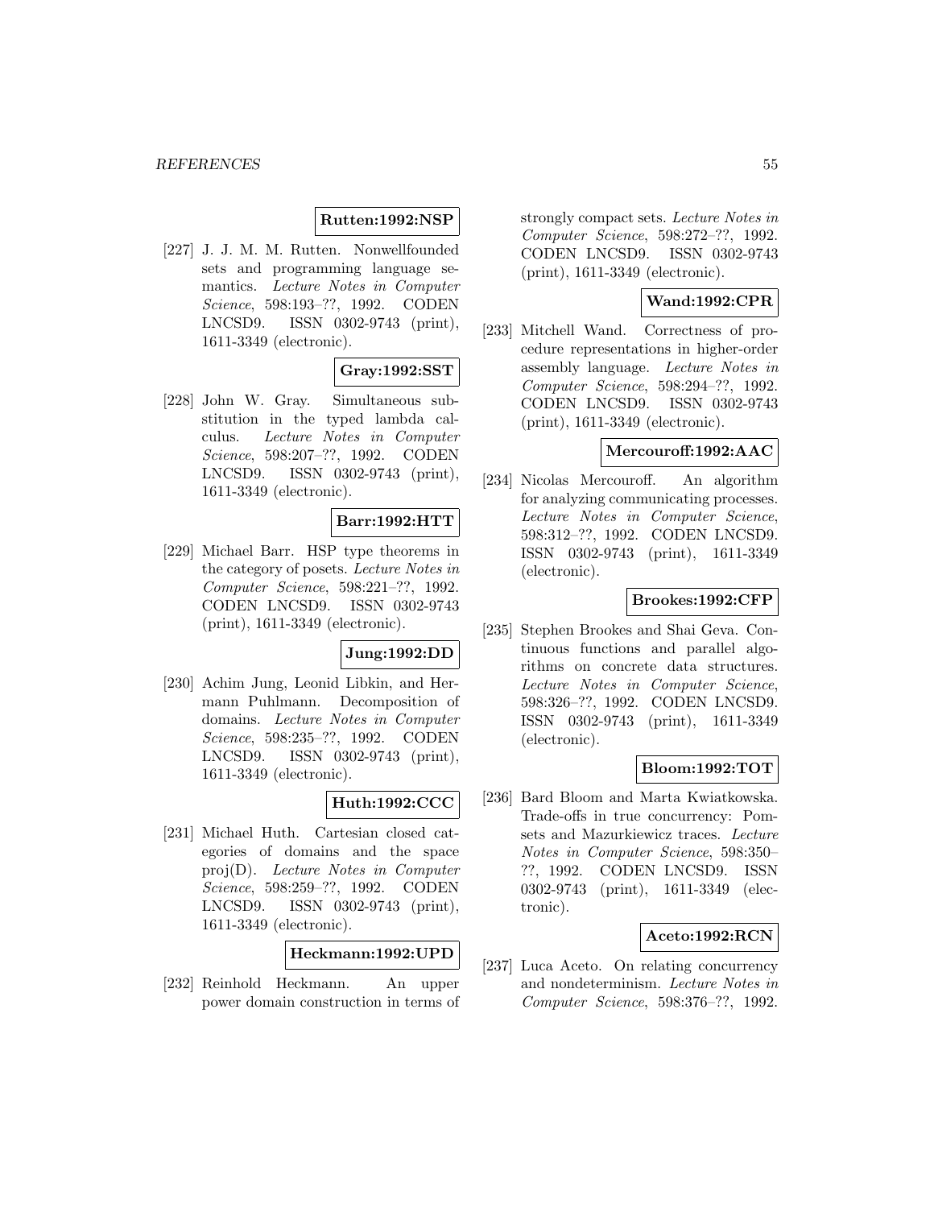**Rutten:1992:NSP**

[227] J. J. M. M. Rutten. Nonwellfounded sets and programming language semantics. *Lecture Notes in Computer Science*, 598:193–??, 1992. CODEN LNCSD9. ISSN 0302-9743 (print), 1611-3349 (electronic).

**Gray:1992:SST**

[228] John W. Gray. Simultaneous substitution in the typed lambda calculus. *Lecture Notes in Computer Science*, 598:207–??, 1992. CODEN LNCSD9. ISSN 0302-9743 (print), 1611-3349 (electronic).

**Barr:1992:HTT**

[229] Michael Barr. HSP type theorems in the category of posets. *Lecture Notes in Computer Science*, 598:221–??, 1992. CODEN LNCSD9. ISSN 0302-9743 (print), 1611-3349 (electronic).

**Jung:1992:DD**

[230] Achim Jung, Leonid Libkin, and Hermann Puhlmann. Decomposition of domains. *Lecture Notes in Computer Science*, 598:235–??, 1992. CODEN LNCSD9. ISSN 0302-9743 (print), 1611-3349 (electronic).

**Huth:1992:CCC**

[231] Michael Huth. Cartesian closed categories of domains and the space proj(D). *Lecture Notes in Computer Science*, 598:259–??, 1992. CODEN LNCSD9. ISSN 0302-9743 (print), 1611-3349 (electronic).

**Heckmann:1992:UPD**

[232] Reinhold Heckmann. An upper power domain construction in terms of strongly compact sets. *Lecture Notes in Computer Science*, 598:272–??, 1992. CODEN LNCSD9. ISSN 0302-9743 (print), 1611-3349 (electronic).

**Wand:1992:CPR**

[233] Mitchell Wand. Correctness of procedure representations in higher-order assembly language. *Lecture Notes in Computer Science*, 598:294–??, 1992. CODEN LNCSD9. ISSN 0302-9743 (print), 1611-3349 (electronic).

**Mercouroff:1992:AAC**

[234] Nicolas Mercouroff. An algorithm for analyzing communicating processes. *Lecture Notes in Computer Science*, 598:312–??, 1992. CODEN LNCSD9. ISSN 0302-9743 (print), 1611-3349 (electronic).

**Brookes:1992:CFP**

[235] Stephen Brookes and Shai Geva. Continuous functions and parallel algorithms on concrete data structures. *Lecture Notes in Computer Science*, 598:326–??, 1992. CODEN LNCSD9. ISSN 0302-9743 (print), 1611-3349 (electronic).

**Bloom:1992:TOT**

[236] Bard Bloom and Marta Kwiatkowska. Trade-offs in true concurrency: Pomsets and Mazurkiewicz traces. *Lecture Notes in Computer Science*, 598:350–??, 1992. CODEN LNCSD9. ISSN 0302-9743 (print), 1611-3349 (electronic).

**Aceto:1992:RCN**

[237] Luca Aceto. On relating concurrency and nondeterminism. *Lecture Notes in Computer Science*, 598:376–??, 1992.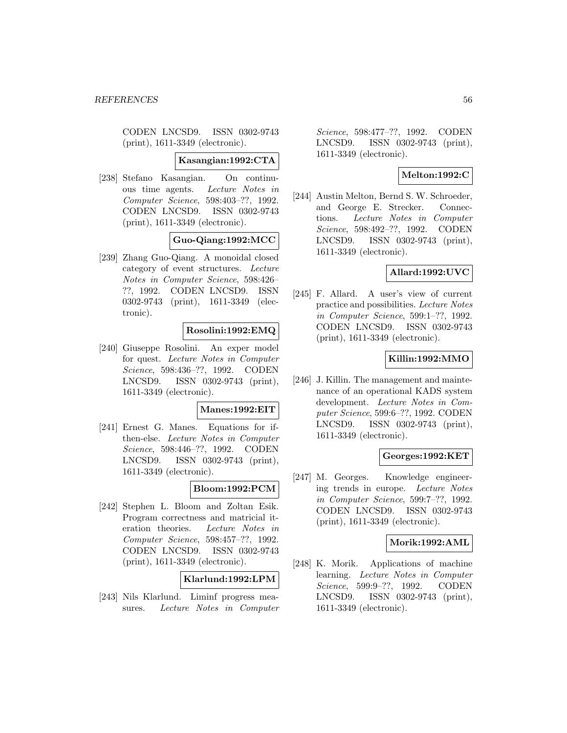CODEN LNCSD9. ISSN 0302-9743 (print), 1611-3349 (electronic).

**Kasangian:1992:CTA**

[238] Stefano Kasangian. On continuous time agents. *Lecture Notes in Computer Science*, 598:403–??, 1992. CODEN LNCSD9. ISSN 0302-9743 (print), 1611-3349 (electronic).

**Guo-Qiang:1992:MCC**

[239] Zhang Guo-Qiang. A monoidal closed category of event structures. *Lecture Notes in Computer Science*, 598:426–??, 1992. CODEN LNCSD9. ISSN 0302-9743 (print), 1611-3349 (electronic).

**Rosolini:1992:EMQ**

[240] Giuseppe Rosolini. An exper model for quest. *Lecture Notes in Computer Science*, 598:436–??, 1992. CODEN LNCSD9. ISSN 0302-9743 (print), 1611-3349 (electronic).

**Manes:1992:EIT**

[241] Ernest G. Manes. Equations for if-then-else. *Lecture Notes in Computer Science*, 598:446–??, 1992. CODEN LNCSD9. ISSN 0302-9743 (print), 1611-3349 (electronic).

**Bloom:1992:PCM**

[242] Stephen L. Bloom and Zoltan Esik. Program correctness and matricial iteration theories. *Lecture Notes in Computer Science*, 598:457–??, 1992. CODEN LNCSD9. ISSN 0302-9743 (print), 1611-3349 (electronic).

**Klarlund:1992:LPM**

[243] Nils Klarlund. Liminf progress measures. *Lecture Notes in Computer Science*, 598:477–??, 1992. CODEN LNCSD9. ISSN 0302-9743 (print), 1611-3349 (electronic).

**Melton:1992:C**

[244] Austin Melton, Bernd S. W. Schroeder, and George E. Strecker. Connections. *Lecture Notes in Computer Science*, 598:492–??, 1992. CODEN LNCSD9. ISSN 0302-9743 (print), 1611-3349 (electronic).

**Allard:1992:UVC**

[245] F. Allard. A user's view of current practice and possibilities. *Lecture Notes in Computer Science*, 599:1–??, 1992. CODEN LNCSD9. ISSN 0302-9743 (print), 1611-3349 (electronic).

**Killin:1992:MMO**

[246] J. Killin. The management and maintenance of an operational KADS system development. *Lecture Notes in Computer Science*, 599:6–??, 1992. CODEN LNCSD9. ISSN 0302-9743 (print), 1611-3349 (electronic).

**Georges:1992:KET**

[247] M. Georges. Knowledge engineering trends in europe. *Lecture Notes in Computer Science*, 599:7–??, 1992. CODEN LNCSD9. ISSN 0302-9743 (print), 1611-3349 (electronic).

**Morik:1992:AML**

[248] K. Morik. Applications of machine learning. *Lecture Notes in Computer Science*, 599:9–??, 1992. CODEN LNCSD9. ISSN 0302-9743 (print), 1611-3349 (electronic).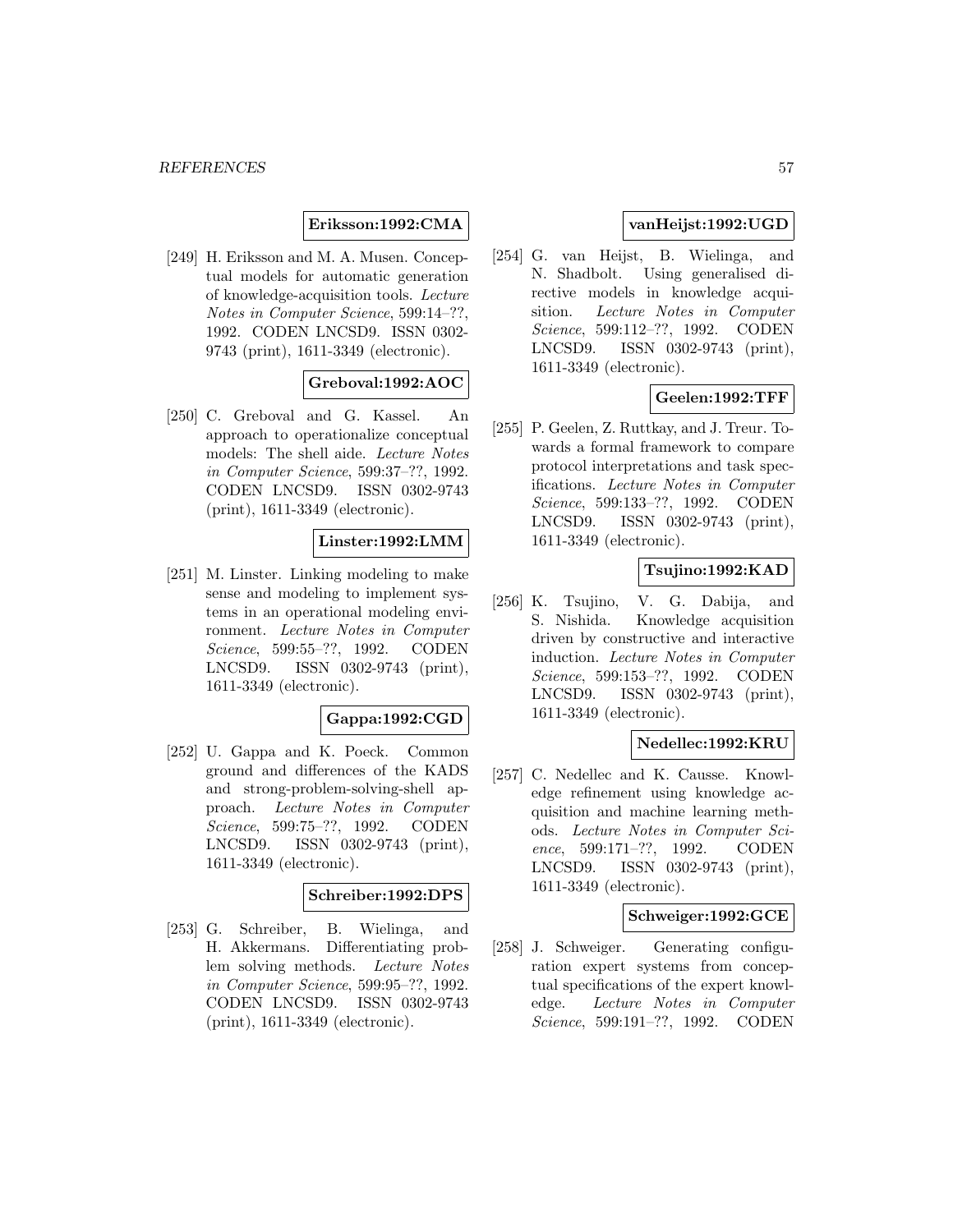**Eriksson:1992:CMA**

[249] H. Eriksson and M. A. Musen. Conceptual models for automatic generation of knowledge-acquisition tools. *Lecture Notes in Computer Science*, 599:14–??, 1992. CODEN LNCSD9. ISSN 0302-9743 (print), 1611-3349 (electronic).

**Greboval:1992:AOC**

[250] C. Greboval and G. Kassel. An approach to operationalize conceptual models: The shell aide. *Lecture Notes in Computer Science*, 599:37–??, 1992. CODEN LNCSD9. ISSN 0302-9743 (print), 1611-3349 (electronic).

**Linster:1992:LMM**

[251] M. Linster. Linking modeling to make sense and modeling to implement systems in an operational modeling environment. *Lecture Notes in Computer Science*, 599:55–??, 1992. CODEN LNCSD9. ISSN 0302-9743 (print), 1611-3349 (electronic).

**Gappa:1992:CGD**

[252] U. Gappa and K. Poeck. Common ground and differences of the KADS and strong-problem-solving-shell approach. *Lecture Notes in Computer Science*, 599:75–??, 1992. CODEN LNCSD9. ISSN 0302-9743 (print), 1611-3349 (electronic).

**Schreiber:1992:DPS**

[253] G. Schreiber, B. Wielinga, and H. Akkermans. Differentiating problem solving methods. *Lecture Notes in Computer Science*, 599:95–??, 1992. CODEN LNCSD9. ISSN 0302-9743 (print), 1611-3349 (electronic).

**vanHeijst:1992:UGD**

[254] G. van Heijst, B. Wielinga, and N. Shadbolt. Using generalised directive models in knowledge acquisition. *Lecture Notes in Computer Science*, 599:112–??, 1992. CODEN LNCSD9. ISSN 0302-9743 (print), 1611-3349 (electronic).

**Geelen:1992:TFF**

[255] P. Geelen, Z. Ruttkay, and J. Treur. Towards a formal framework to compare protocol interpretations and task specifications. *Lecture Notes in Computer Science*, 599:133–??, 1992. CODEN LNCSD9. ISSN 0302-9743 (print), 1611-3349 (electronic).

**Tsujino:1992:KAD**

[256] K. Tsujino, V. G. Dabija, and S. Nishida. Knowledge acquisition driven by constructive and interactive induction. *Lecture Notes in Computer Science*, 599:153–??, 1992. CODEN LNCSD9. ISSN 0302-9743 (print), 1611-3349 (electronic).

**Nedellec:1992:KRU**

[257] C. Nedellec and K. Causse. Knowledge refinement using knowledge acquisition and machine learning methods. *Lecture Notes in Computer Science*, 599:171–??, 1992. CODEN LNCSD9. ISSN 0302-9743 (print), 1611-3349 (electronic).

**Schweiger:1992:GCE**

[258] J. Schweiger. Generating configuration expert systems from conceptual specifications of the expert knowledge. *Lecture Notes in Computer Science*, 599:191–??, 1992. CODEN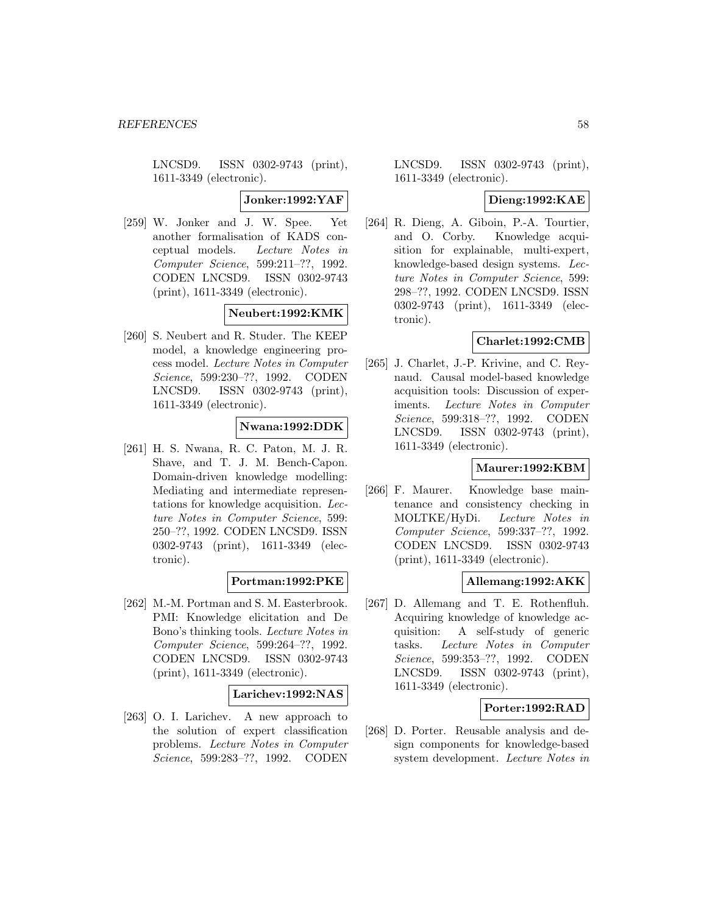LNCSD9. ISSN 0302-9743 (print), 1611-3349 (electronic).

**Jonker:1992:YAF**

[259] W. Jonker and J. W. Spee. Yet another formalisation of KADS conceptual models. *Lecture Notes in Computer Science*, 599:211–??, 1992. CODEN LNCSD9. ISSN 0302-9743 (print), 1611-3349 (electronic).

**Neubert:1992:KMK**

[260] S. Neubert and R. Studer. The KEEP model, a knowledge engineering process model. *Lecture Notes in Computer Science*, 599:230–??, 1992. CODEN LNCSD9. ISSN 0302-9743 (print), 1611-3349 (electronic).

**Nwana:1992:DDK**

[261] H. S. Nwana, R. C. Paton, M. J. R. Shave, and T. J. M. Bench-Capon. Domain-driven knowledge modelling: Mediating and intermediate representations for knowledge acquisition. *Lecture Notes in Computer Science*, 599: 250–??, 1992. CODEN LNCSD9. ISSN 0302-9743 (print), 1611-3349 (electronic).

**Portman:1992:PKE**

[262] M.-M. Portman and S. M. Easterbrook. PMI: Knowledge elicitation and De Bono's thinking tools. *Lecture Notes in Computer Science*, 599:264–??, 1992. CODEN LNCSD9. ISSN 0302-9743 (print), 1611-3349 (electronic).

**Larichev:1992:NAS**

[263] O. I. Larichev. A new approach to the solution of expert classification problems. *Lecture Notes in Computer Science*, 599:283–??, 1992. CODEN LNCSD9. ISSN 0302-9743 (print), 1611-3349 (electronic).

**Dieng:1992:KAE**

[264] R. Dieng, A. Giboin, P.-A. Tourtier, and O. Corby. Knowledge acquisition for explainable, multi-expert, knowledge-based design systems. *Lecture Notes in Computer Science*, 599: 298–??, 1992. CODEN LNCSD9. ISSN 0302-9743 (print), 1611-3349 (electronic).

**Charlet:1992:CMB**

[265] J. Charlet, J.-P. Krivine, and C. Reynaud. Causal model-based knowledge acquisition tools: Discussion of experiments. *Lecture Notes in Computer Science*, 599:318–??, 1992. CODEN LNCSD9. ISSN 0302-9743 (print), 1611-3349 (electronic).

**Maurer:1992:KBM**

[266] F. Maurer. Knowledge base maintenance and consistency checking in MOLTKE/HyDi. *Lecture Notes in Computer Science*, 599:337–??, 1992. CODEN LNCSD9. ISSN 0302-9743 (print), 1611-3349 (electronic).

**Allemang:1992:AKK**

[267] D. Allemang and T. E. Rothenfluh. Acquiring knowledge of knowledge acquisition: A self-study of generic tasks. *Lecture Notes in Computer Science*, 599:353–??, 1992. CODEN LNCSD9. ISSN 0302-9743 (print), 1611-3349 (electronic).

**Porter:1992:RAD**

[268] D. Porter. Reusable analysis and design components for knowledge-based system development. *Lecture Notes in*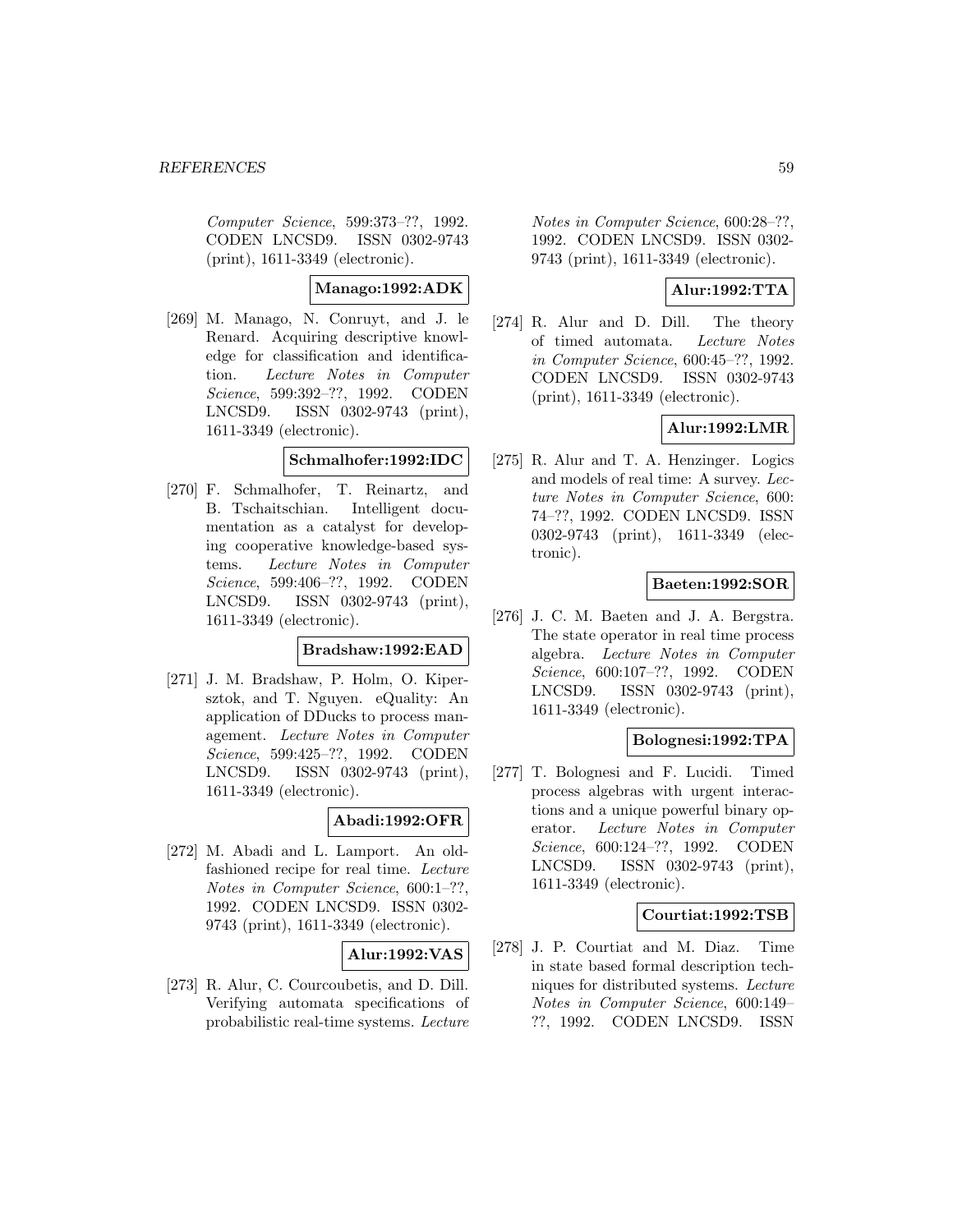*Computer Science*, 599:373–??, 1992. CODEN LNCSD9. ISSN 0302-9743 (print), 1611-3349 (electronic).

**Manago:1992:ADK**

[269] M. Manago, N. Conruyt, and J. le Renard. Acquiring descriptive knowledge for classification and identification. *Lecture Notes in Computer Science*, 599:392–??, 1992. CODEN LNCSD9. ISSN 0302-9743 (print), 1611-3349 (electronic).

**Schmalhofer:1992:IDC**

[270] F. Schmalhofer, T. Reinartz, and B. Tschaitschian. Intelligent documentation as a catalyst for developing cooperative knowledge-based systems. *Lecture Notes in Computer Science*, 599:406–??, 1992. CODEN LNCSD9. ISSN 0302-9743 (print), 1611-3349 (electronic).

**Bradshaw:1992:EAD**

[271] J. M. Bradshaw, P. Holm, O. Kipersztok, and T. Nguyen. eQuality: An application of DDucks to process management. *Lecture Notes in Computer Science*, 599:425–??, 1992. CODEN LNCSD9. ISSN 0302-9743 (print), 1611-3349 (electronic).

**Abadi:1992:OFR**

[272] M. Abadi and L. Lamport. An old-fashioned recipe for real time. *Lecture Notes in Computer Science*, 600:1–??, 1992. CODEN LNCSD9. ISSN 0302-9743 (print), 1611-3349 (electronic).

**Alur:1992:VAS**

[273] R. Alur, C. Courcoubetis, and D. Dill. Verifying automata specifications of probabilistic real-time systems. *Lecture Notes in Computer Science*, 600:28–??, 1992. CODEN LNCSD9. ISSN 0302-9743 (print), 1611-3349 (electronic).

**Alur:1992:TTA**

[274] R. Alur and D. Dill. The theory of timed automata. *Lecture Notes in Computer Science*, 600:45–??, 1992. CODEN LNCSD9. ISSN 0302-9743 (print), 1611-3349 (electronic).

**Alur:1992:LMR**

[275] R. Alur and T. A. Henzinger. Logics and models of real time: A survey. *Lecture Notes in Computer Science*, 600: 74–??, 1992. CODEN LNCSD9. ISSN 0302-9743 (print), 1611-3349 (electronic).

**Baeten:1992:SOR**

[276] J. C. M. Baeten and J. A. Bergstra. The state operator in real time process algebra. *Lecture Notes in Computer Science*, 600:107–??, 1992. CODEN LNCSD9. ISSN 0302-9743 (print), 1611-3349 (electronic).

**Bolognesi:1992:TPA**

[277] T. Bolognesi and F. Lucidi. Timed process algebras with urgent interactions and a unique powerful binary operator. *Lecture Notes in Computer Science*, 600:124–??, 1992. CODEN LNCSD9. ISSN 0302-9743 (print), 1611-3349 (electronic).

**Courtiat:1992:TSB**

[278] J. P. Courtiat and M. Diaz. Time in state based formal description techniques for distributed systems. *Lecture Notes in Computer Science*, 600:149–??, 1992. CODEN LNCSD9. ISSN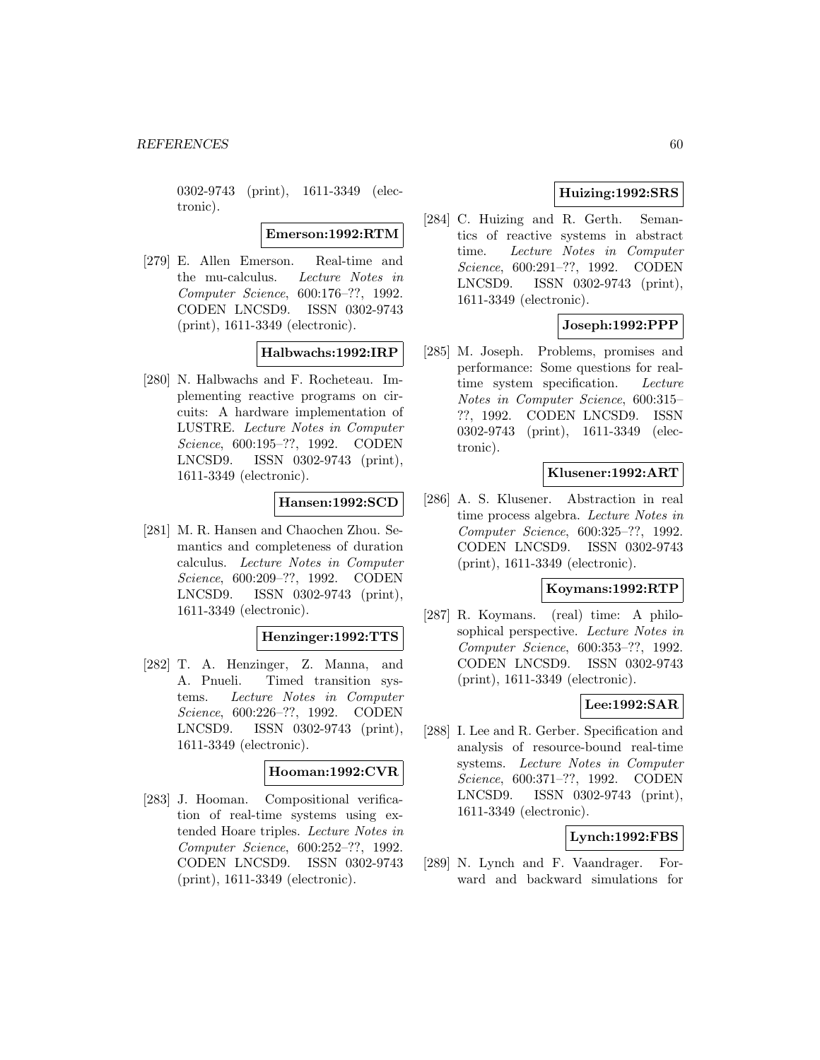0302-9743 (print), 1611-3349 (electronic).

**Emerson:1992:RTM**

[279] E. Allen Emerson. Real-time and the mu-calculus. *Lecture Notes in Computer Science*, 600:176–??, 1992. CODEN LNCSD9. ISSN 0302-9743 (print), 1611-3349 (electronic).

**Halbwachs:1992:IRP**

[280] N. Halbwachs and F. Rocheteau. Implementing reactive programs on circuits: A hardware implementation of LUSTRE. *Lecture Notes in Computer Science*, 600:195–??, 1992. CODEN LNCSD9. ISSN 0302-9743 (print), 1611-3349 (electronic).

**Hansen:1992:SCD**

[281] M. R. Hansen and Chaochen Zhou. Semantics and completeness of duration calculus. *Lecture Notes in Computer Science*, 600:209–??, 1992. CODEN LNCSD9. ISSN 0302-9743 (print), 1611-3349 (electronic).

**Henzinger:1992:TTS**

[282] T. A. Henzinger, Z. Manna, and A. Pnueli. Timed transition systems. *Lecture Notes in Computer Science*, 600:226–??, 1992. CODEN LNCSD9. ISSN 0302-9743 (print), 1611-3349 (electronic).

**Hooman:1992:CVR**

[283] J. Hooman. Compositional verification of real-time systems using extended Hoare triples. *Lecture Notes in Computer Science*, 600:252–??, 1992. CODEN LNCSD9. ISSN 0302-9743 (print), 1611-3349 (electronic).

**Huizing:1992:SRS**

[284] C. Huizing and R. Gerth. Semantics of reactive systems in abstract time. *Lecture Notes in Computer Science*, 600:291–??, 1992. CODEN LNCSD9. ISSN 0302-9743 (print), 1611-3349 (electronic).

**Joseph:1992:PPP**

[285] M. Joseph. Problems, promises and performance: Some questions for real-time system specification. *Lecture Notes in Computer Science*, 600:315–??, 1992. CODEN LNCSD9. ISSN 0302-9743 (print), 1611-3349 (electronic).

**Klusener:1992:ART**

[286] A. S. Klusener. Abstraction in real time process algebra. *Lecture Notes in Computer Science*, 600:325–??, 1992. CODEN LNCSD9. ISSN 0302-9743 (print), 1611-3349 (electronic).

**Koymans:1992:RTP**

[287] R. Koymans. (real) time: A philosophical perspective. *Lecture Notes in Computer Science*, 600:353–??, 1992. CODEN LNCSD9. ISSN 0302-9743 (print), 1611-3349 (electronic).

**Lee:1992:SAR**

[288] I. Lee and R. Gerber. Specification and analysis of resource-bound real-time systems. *Lecture Notes in Computer Science*, 600:371–??, 1992. CODEN LNCSD9. ISSN 0302-9743 (print), 1611-3349 (electronic).

**Lynch:1992:FBS**

[289] N. Lynch and F. Vaandrager. Forward and backward simulations for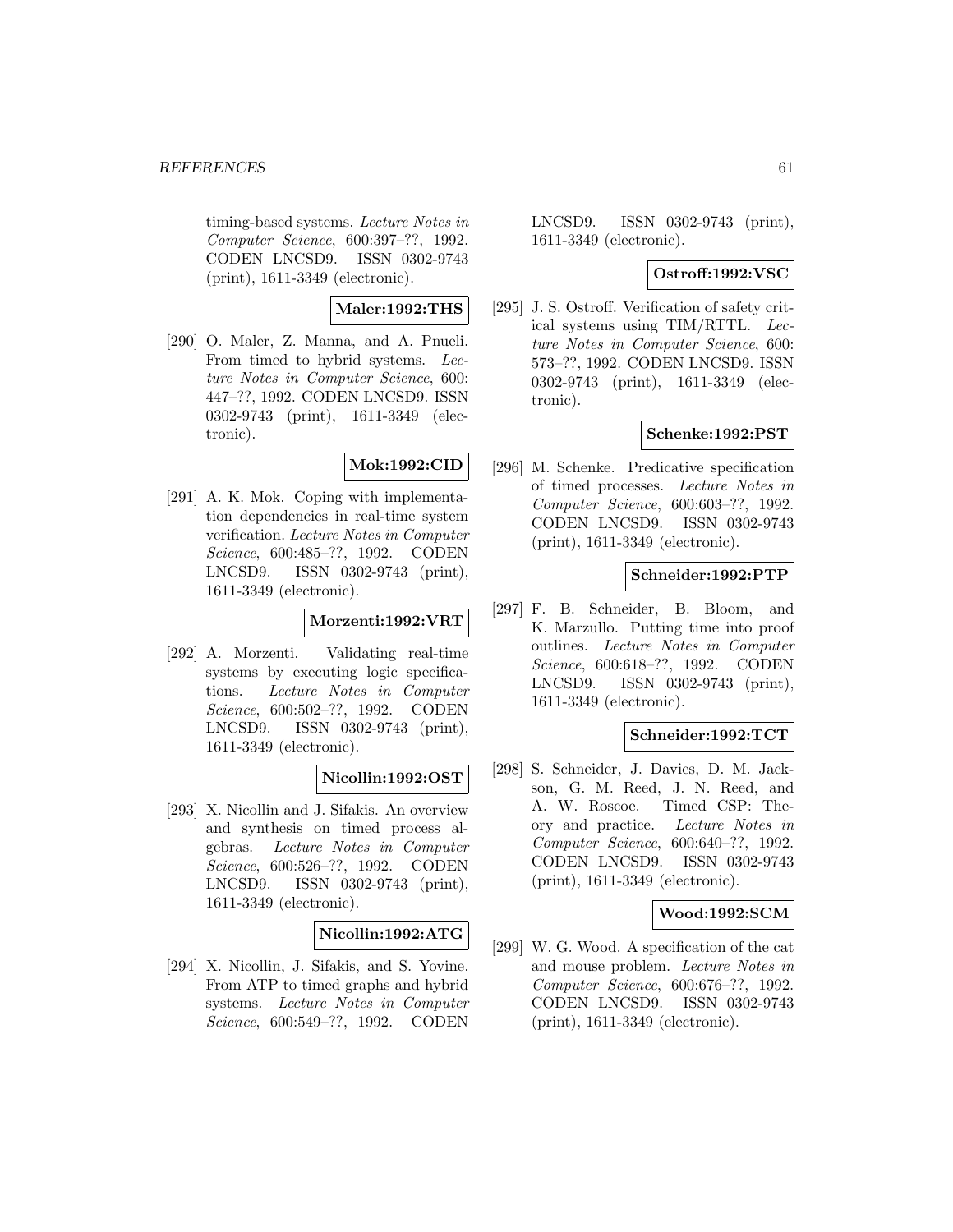timing-based systems. *Lecture Notes in Computer Science*, 600:397–??, 1992. CODEN LNCSD9. ISSN 0302-9743 (print), 1611-3349 (electronic).

**Maler:1992:THS**

[290] O. Maler, Z. Manna, and A. Pnueli. From timed to hybrid systems. *Lecture Notes in Computer Science*, 600: 447–??, 1992. CODEN LNCSD9. ISSN 0302-9743 (print), 1611-3349 (electronic).

**Mok:1992:CID**

[291] A. K. Mok. Coping with implementation dependencies in real-time system verification. *Lecture Notes in Computer Science*, 600:485–??, 1992. CODEN LNCSD9. ISSN 0302-9743 (print), 1611-3349 (electronic).

**Morzenti:1992:VRT**

[292] A. Morzenti. Validating real-time systems by executing logic specifications. *Lecture Notes in Computer Science*, 600:502–??, 1992. CODEN LNCSD9. ISSN 0302-9743 (print), 1611-3349 (electronic).

**Nicollin:1992:OST**

[293] X. Nicollin and J. Sifakis. An overview and synthesis on timed process algebras. *Lecture Notes in Computer Science*, 600:526–??, 1992. CODEN LNCSD9. ISSN 0302-9743 (print), 1611-3349 (electronic).

**Nicollin:1992:ATG**

[294] X. Nicollin, J. Sifakis, and S. Yovine. From ATP to timed graphs and hybrid systems. *Lecture Notes in Computer Science*, 600:549–??, 1992. CODEN LNCSD9. ISSN 0302-9743 (print), 1611-3349 (electronic).

**Ostroff:1992:VSC**

[295] J. S. Ostroff. Verification of safety critical systems using TIM/RTTL. *Lecture Notes in Computer Science*, 600: 573–??, 1992. CODEN LNCSD9. ISSN 0302-9743 (print), 1611-3349 (electronic).

**Schenke:1992:PST**

[296] M. Schenke. Predicative specification of timed processes. *Lecture Notes in Computer Science*, 600:603–??, 1992. CODEN LNCSD9. ISSN 0302-9743 (print), 1611-3349 (electronic).

**Schneider:1992:PTP**

[297] F. B. Schneider, B. Bloom, and K. Marzullo. Putting time into proof outlines. *Lecture Notes in Computer Science*, 600:618–??, 1992. CODEN LNCSD9. ISSN 0302-9743 (print), 1611-3349 (electronic).

**Schneider:1992:TCT**

[298] S. Schneider, J. Davies, D. M. Jackson, G. M. Reed, J. N. Reed, and A. W. Roscoe. Timed CSP: Theory and practice. *Lecture Notes in Computer Science*, 600:640–??, 1992. CODEN LNCSD9. ISSN 0302-9743 (print), 1611-3349 (electronic).

**Wood:1992:SCM**

[299] W. G. Wood. A specification of the cat and mouse problem. *Lecture Notes in Computer Science*, 600:676–??, 1992. CODEN LNCSD9. ISSN 0302-9743 (print), 1611-3349 (electronic).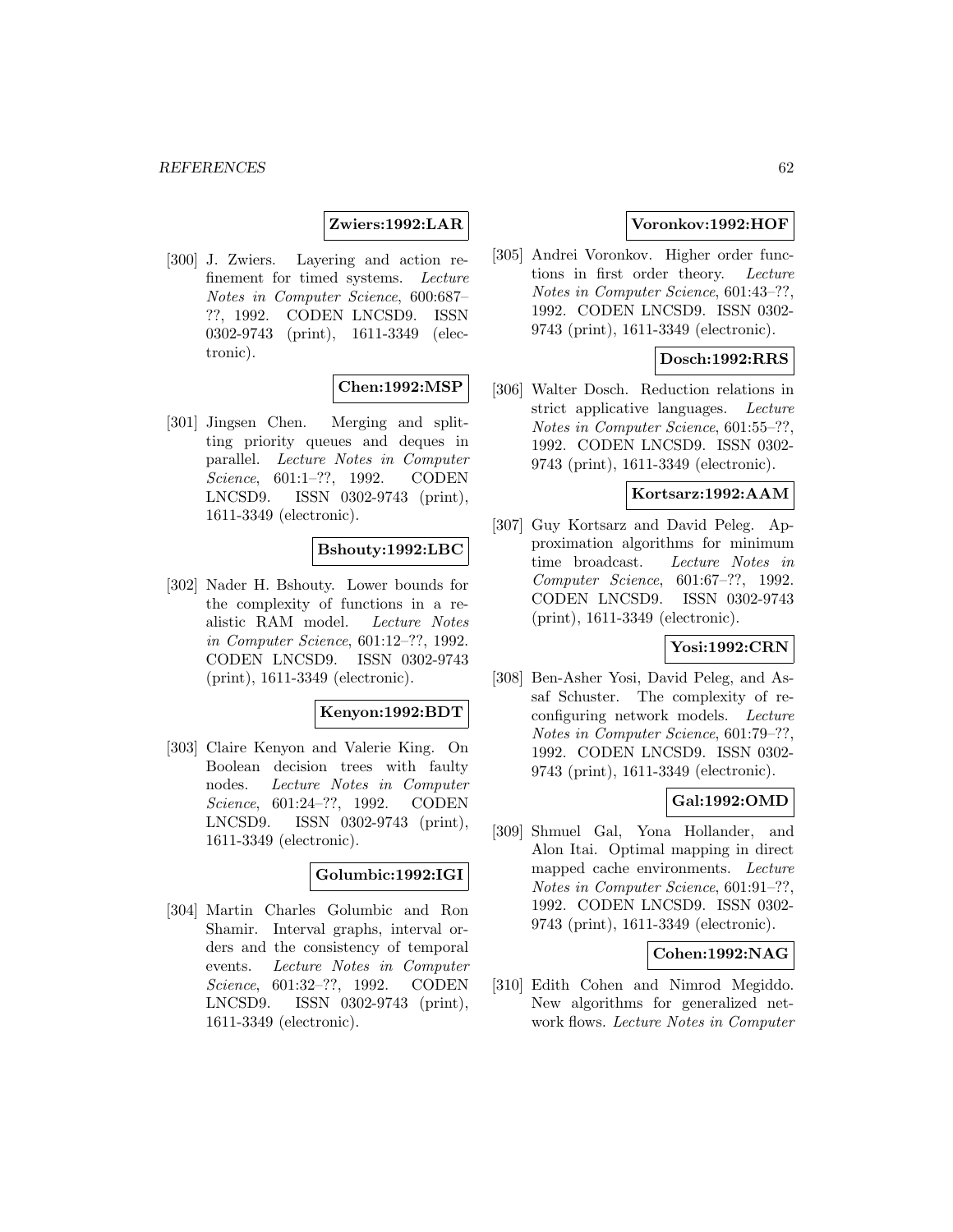**Zwiers:1992:LAR**

[300] J. Zwiers. Layering and action refinement for timed systems. *Lecture Notes in Computer Science*, 600:687–??, 1992. CODEN LNCSD9. ISSN 0302-9743 (print), 1611-3349 (electronic).

**Chen:1992:MSP**

[301] Jingsen Chen. Merging and splitting priority queues and deques in parallel. *Lecture Notes in Computer Science*, 601:1–??, 1992. CODEN LNCSD9. ISSN 0302-9743 (print), 1611-3349 (electronic).

**Bshouty:1992:LBC**

[302] Nader H. Bshouty. Lower bounds for the complexity of functions in a realistic RAM model. *Lecture Notes in Computer Science*, 601:12–??, 1992. CODEN LNCSD9. ISSN 0302-9743 (print), 1611-3349 (electronic).

**Kenyon:1992:BDT**

[303] Claire Kenyon and Valerie King. On Boolean decision trees with faulty nodes. *Lecture Notes in Computer Science*, 601:24–??, 1992. CODEN LNCSD9. ISSN 0302-9743 (print), 1611-3349 (electronic).

**Golumbic:1992:IGI**

[304] Martin Charles Golumbic and Ron Shamir. Interval graphs, interval orders and the consistency of temporal events. *Lecture Notes in Computer Science*, 601:32–??, 1992. CODEN LNCSD9. ISSN 0302-9743 (print), 1611-3349 (electronic).

**Voronkov:1992:HOF**

[305] Andrei Voronkov. Higher order functions in first order theory. *Lecture Notes in Computer Science*, 601:43–??, 1992. CODEN LNCSD9. ISSN 0302-9743 (print), 1611-3349 (electronic).

**Dosch:1992:RRS**

[306] Walter Dosch. Reduction relations in strict applicative languages. *Lecture Notes in Computer Science*, 601:55–??, 1992. CODEN LNCSD9. ISSN 0302-9743 (print), 1611-3349 (electronic).

**Kortsarz:1992:AAM**

[307] Guy Kortsarz and David Peleg. Approximation algorithms for minimum time broadcast. *Lecture Notes in Computer Science*, 601:67–??, 1992. CODEN LNCSD9. ISSN 0302-9743 (print), 1611-3349 (electronic).

**Yosi:1992:CRN**

[308] Ben-Asher Yosi, David Peleg, and Assaf Schuster. The complexity of reconfiguring network models. *Lecture Notes in Computer Science*, 601:79–??, 1992. CODEN LNCSD9. ISSN 0302-9743 (print), 1611-3349 (electronic).

**Gal:1992:OMD**

[309] Shmuel Gal, Yona Hollander, and Alon Itai. Optimal mapping in direct mapped cache environments. *Lecture Notes in Computer Science*, 601:91–??, 1992. CODEN LNCSD9. ISSN 0302-9743 (print), 1611-3349 (electronic).

**Cohen:1992:NAG**

[310] Edith Cohen and Nimrod Megiddo. New algorithms for generalized network flows. *Lecture Notes in Computer*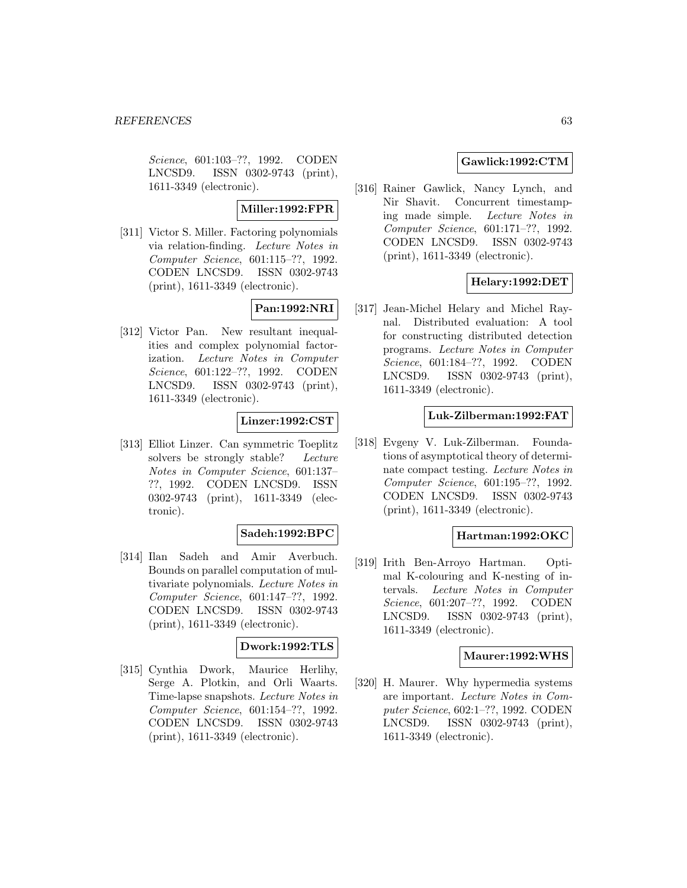*Science*, 601:103–??, 1992. CODEN LNCSD9. ISSN 0302-9743 (print), 1611-3349 (electronic).

**Miller:1992:FPR**

[311] Victor S. Miller. Factoring polynomials via relation-finding. *Lecture Notes in Computer Science*, 601:115–??, 1992. CODEN LNCSD9. ISSN 0302-9743 (print), 1611-3349 (electronic).

**Pan:1992:NRI**

[312] Victor Pan. New resultant inequalities and complex polynomial factorization. *Lecture Notes in Computer Science*, 601:122–??, 1992. CODEN LNCSD9. ISSN 0302-9743 (print), 1611-3349 (electronic).

**Linzer:1992:CST**

[313] Elliot Linzer. Can symmetric Toeplitz solvers be strongly stable? *Lecture Notes in Computer Science*, 601:137–??, 1992. CODEN LNCSD9. ISSN 0302-9743 (print), 1611-3349 (electronic).

**Sadeh:1992:BPC**

[314] Ilan Sadeh and Amir Averbuch. Bounds on parallel computation of multivariate polynomials. *Lecture Notes in Computer Science*, 601:147–??, 1992. CODEN LNCSD9. ISSN 0302-9743 (print), 1611-3349 (electronic).

**Dwork:1992:TLS**

[315] Cynthia Dwork, Maurice Herlihy, Serge A. Plotkin, and Orli Waarts. Time-lapse snapshots. *Lecture Notes in Computer Science*, 601:154–??, 1992. CODEN LNCSD9. ISSN 0302-9743 (print), 1611-3349 (electronic).

**Gawlick:1992:CTM**

[316] Rainer Gawlick, Nancy Lynch, and Nir Shavit. Concurrent timestamping made simple. *Lecture Notes in Computer Science*, 601:171–??, 1992. CODEN LNCSD9. ISSN 0302-9743 (print), 1611-3349 (electronic).

**Helary:1992:DET**

[317] Jean-Michel Helary and Michel Raynal. Distributed evaluation: A tool for constructing distributed detection programs. *Lecture Notes in Computer Science*, 601:184–??, 1992. CODEN LNCSD9. ISSN 0302-9743 (print), 1611-3349 (electronic).

**Luk-Zilberman:1992:FAT**

[318] Evgeny V. Luk-Zilberman. Foundations of asymptotical theory of determinate compact testing. *Lecture Notes in Computer Science*, 601:195–??, 1992. CODEN LNCSD9. ISSN 0302-9743 (print), 1611-3349 (electronic).

**Hartman:1992:OKC**

[319] Irith Ben-Arroyo Hartman. Optimal K-colouring and K-nesting of intervals. *Lecture Notes in Computer Science*, 601:207–??, 1992. CODEN LNCSD9. ISSN 0302-9743 (print), 1611-3349 (electronic).

**Maurer:1992:WHS**

[320] H. Maurer. Why hypermedia systems are important. *Lecture Notes in Computer Science*, 602:1–??, 1992. CODEN LNCSD9. ISSN 0302-9743 (print), 1611-3349 (electronic).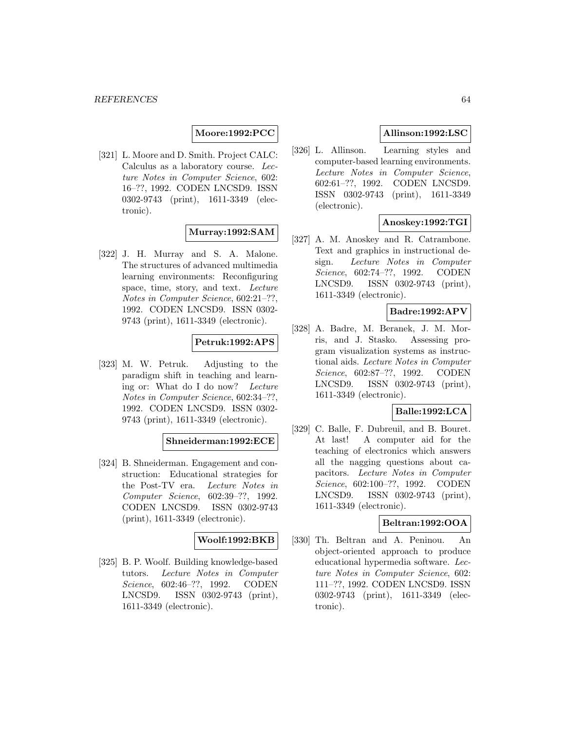**Moore:1992:PCC**

[321] L. Moore and D. Smith. Project CALC: Calculus as a laboratory course. *Lecture Notes in Computer Science*, 602: 16–??, 1992. CODEN LNCSD9. ISSN 0302-9743 (print), 1611-3349 (electronic).

**Murray:1992:SAM**

[322] J. H. Murray and S. A. Malone. The structures of advanced multimedia learning environments: Reconfiguring space, time, story, and text. *Lecture Notes in Computer Science*, 602:21–??, 1992. CODEN LNCSD9. ISSN 0302-9743 (print), 1611-3349 (electronic).

**Petruk:1992:APS**

[323] M. W. Petruk. Adjusting to the paradigm shift in teaching and learning or: What do I do now? *Lecture Notes in Computer Science*, 602:34–??, 1992. CODEN LNCSD9. ISSN 0302-9743 (print), 1611-3349 (electronic).

**Shneiderman:1992:ECE**

[324] B. Shneiderman. Engagement and construction: Educational strategies for the Post-TV era. *Lecture Notes in Computer Science*, 602:39–??, 1992. CODEN LNCSD9. ISSN 0302-9743 (print), 1611-3349 (electronic).

**Woolf:1992:BKB**

[325] B. P. Woolf. Building knowledge-based tutors. *Lecture Notes in Computer Science*, 602:46–??, 1992. CODEN LNCSD9. ISSN 0302-9743 (print), 1611-3349 (electronic).

**Allinson:1992:LSC**

[326] L. Allinson. Learning styles and computer-based learning environments. *Lecture Notes in Computer Science*, 602:61–??, 1992. CODEN LNCSD9. ISSN 0302-9743 (print), 1611-3349 (electronic).

**Anoskey:1992:TGI**

[327] A. M. Anoskey and R. Catrambone. Text and graphics in instructional design. *Lecture Notes in Computer Science*, 602:74–??, 1992. CODEN LNCSD9. ISSN 0302-9743 (print), 1611-3349 (electronic).

**Badre:1992:APV**

[328] A. Badre, M. Beranek, J. M. Morris, and J. Stasko. Assessing program visualization systems as instructional aids. *Lecture Notes in Computer Science*, 602:87–??, 1992. CODEN LNCSD9. ISSN 0302-9743 (print), 1611-3349 (electronic).

**Balle:1992:LCA**

[329] C. Balle, F. Dubreuil, and B. Bouret. At last! A computer aid for the teaching of electronics which answers all the nagging questions about capacitors. *Lecture Notes in Computer Science*, 602:100–??, 1992. CODEN LNCSD9. ISSN 0302-9743 (print), 1611-3349 (electronic).

**Beltran:1992:OOA**

[330] Th. Beltran and A. Peninou. An object-oriented approach to produce educational hypermedia software. *Lecture Notes in Computer Science*, 602: 111–??, 1992. CODEN LNCSD9. ISSN 0302-9743 (print), 1611-3349 (electronic).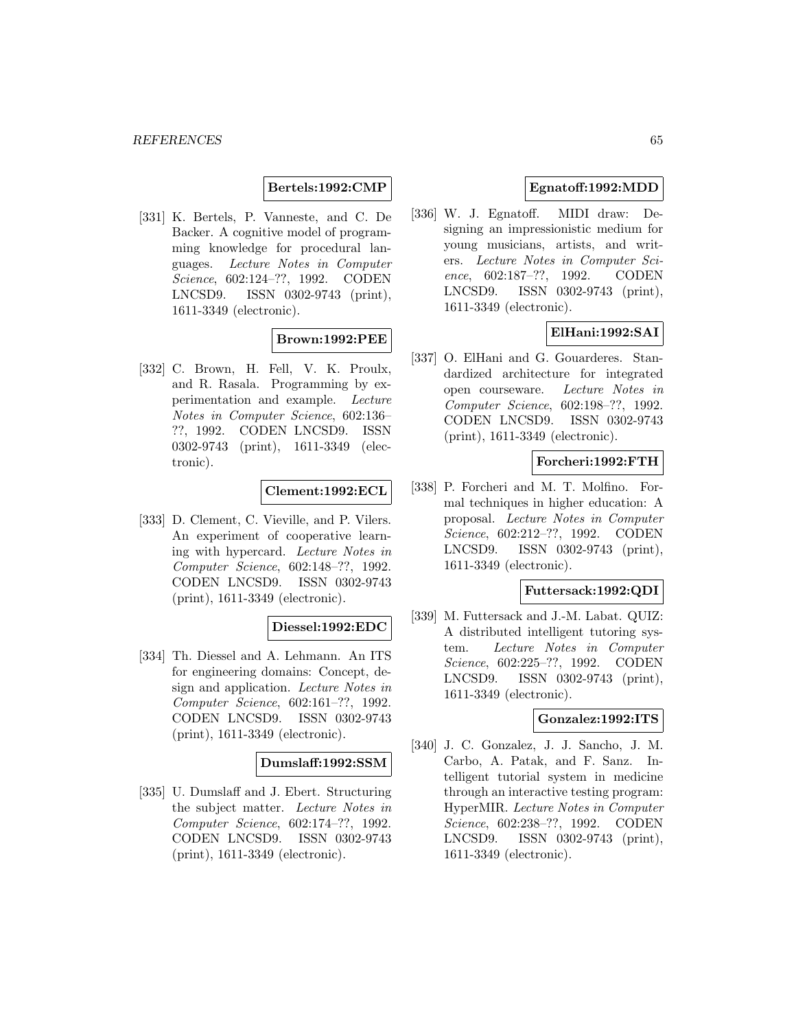**Bertels:1992:CMP**

[331] K. Bertels, P. Vanneste, and C. De Backer. A cognitive model of programming knowledge for procedural languages. *Lecture Notes in Computer Science*, 602:124–??, 1992. CODEN LNCSD9. ISSN 0302-9743 (print), 1611-3349 (electronic).

**Brown:1992:PEE**

[332] C. Brown, H. Fell, V. K. Proulx, and R. Rasala. Programming by experimentation and example. *Lecture Notes in Computer Science*, 602:136–??, 1992. CODEN LNCSD9. ISSN 0302-9743 (print), 1611-3349 (electronic).

**Clement:1992:ECL**

[333] D. Clement, C. Vieville, and P. Vilers. An experiment of cooperative learning with hypercard. *Lecture Notes in Computer Science*, 602:148–??, 1992. CODEN LNCSD9. ISSN 0302-9743 (print), 1611-3349 (electronic).

**Diessel:1992:EDC**

[334] Th. Diessel and A. Lehmann. An ITS for engineering domains: Concept, design and application. *Lecture Notes in Computer Science*, 602:161–??, 1992. CODEN LNCSD9. ISSN 0302-9743 (print), 1611-3349 (electronic).

**Dumslaff:1992:SSM**

[335] U. Dumslaff and J. Ebert. Structuring the subject matter. *Lecture Notes in Computer Science*, 602:174–??, 1992. CODEN LNCSD9. ISSN 0302-9743 (print), 1611-3349 (electronic).

**Egnatoff:1992:MDD**

[336] W. J. Egnatoff. MIDI draw: Designing an impressionistic medium for young musicians, artists, and writers. *Lecture Notes in Computer Science*, 602:187–??, 1992. CODEN LNCSD9. ISSN 0302-9743 (print), 1611-3349 (electronic).

**ElHani:1992:SAI**

[337] O. ElHani and G. Gouarderes. Standardized architecture for integrated open courseware. *Lecture Notes in Computer Science*, 602:198–??, 1992. CODEN LNCSD9. ISSN 0302-9743 (print), 1611-3349 (electronic).

**Forcheri:1992:FTH**

[338] P. Forcheri and M. T. Molfino. Formal techniques in higher education: A proposal. *Lecture Notes in Computer Science*, 602:212–??, 1992. CODEN LNCSD9. ISSN 0302-9743 (print), 1611-3349 (electronic).

**Futtersack:1992:QDI**

[339] M. Futtersack and J.-M. Labat. QUIZ: A distributed intelligent tutoring system. *Lecture Notes in Computer Science*, 602:225–??, 1992. CODEN LNCSD9. ISSN 0302-9743 (print), 1611-3349 (electronic).

**Gonzalez:1992:ITS**

[340] J. C. Gonzalez, J. J. Sancho, J. M. Carbo, A. Patak, and F. Sanz. Intelligent tutorial system in medicine through an interactive testing program: HyperMIR. *Lecture Notes in Computer Science*, 602:238–??, 1992. CODEN LNCSD9. ISSN 0302-9743 (print), 1611-3349 (electronic).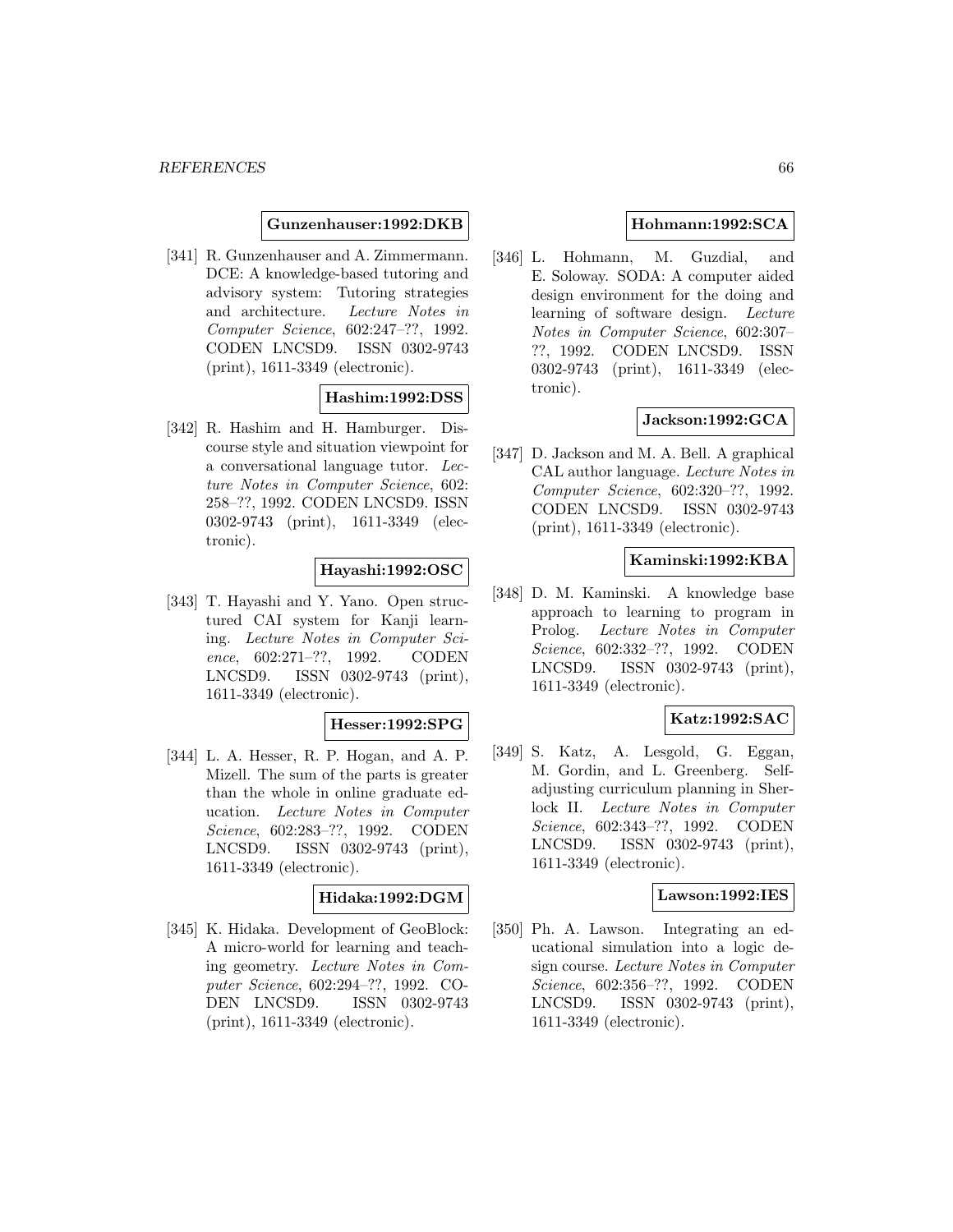**Gunzenhauser:1992:DKB**

[341] R. Gunzenhauser and A. Zimmermann. DCE: A knowledge-based tutoring and advisory system: Tutoring strategies and architecture. *Lecture Notes in Computer Science*, 602:247–??, 1992. CODEN LNCSD9. ISSN 0302-9743 (print), 1611-3349 (electronic).

**Hashim:1992:DSS**

[342] R. Hashim and H. Hamburger. Discourse style and situation viewpoint for a conversational language tutor. *Lecture Notes in Computer Science*, 602: 258–??, 1992. CODEN LNCSD9. ISSN 0302-9743 (print), 1611-3349 (electronic).

**Hayashi:1992:OSC**

[343] T. Hayashi and Y. Yano. Open structured CAI system for Kanji learning. *Lecture Notes in Computer Science*, 602:271–??, 1992. CODEN LNCSD9. ISSN 0302-9743 (print), 1611-3349 (electronic).

**Hesser:1992:SPG**

[344] L. A. Hesser, R. P. Hogan, and A. P. Mizell. The sum of the parts is greater than the whole in online graduate education. *Lecture Notes in Computer Science*, 602:283–??, 1992. CODEN LNCSD9. ISSN 0302-9743 (print), 1611-3349 (electronic).

**Hidaka:1992:DGM**

[345] K. Hidaka. Development of GeoBlock: A micro-world for learning and teaching geometry. *Lecture Notes in Computer Science*, 602:294–??, 1992. CODEN LNCSD9. ISSN 0302-9743 (print), 1611-3349 (electronic).

**Hohmann:1992:SCA**

[346] L. Hohmann, M. Guzdial, and E. Soloway. SODA: A computer aided design environment for the doing and learning of software design. *Lecture Notes in Computer Science*, 602:307–??, 1992. CODEN LNCSD9. ISSN 0302-9743 (print), 1611-3349 (electronic).

**Jackson:1992:GCA**

[347] D. Jackson and M. A. Bell. A graphical CAL author language. *Lecture Notes in Computer Science*, 602:320–??, 1992. CODEN LNCSD9. ISSN 0302-9743 (print), 1611-3349 (electronic).

**Kaminski:1992:KBA**

[348] D. M. Kaminski. A knowledge base approach to learning to program in Prolog. *Lecture Notes in Computer Science*, 602:332–??, 1992. CODEN LNCSD9. ISSN 0302-9743 (print), 1611-3349 (electronic).

**Katz:1992:SAC**

[349] S. Katz, A. Lesgold, G. Eggan, M. Gordin, and L. Greenberg. Self-adjusting curriculum planning in Sherlock II. *Lecture Notes in Computer Science*, 602:343–??, 1992. CODEN LNCSD9. ISSN 0302-9743 (print), 1611-3349 (electronic).

**Lawson:1992:IES**

[350] Ph. A. Lawson. Integrating an educational simulation into a logic design course. *Lecture Notes in Computer Science*, 602:356–??, 1992. CODEN LNCSD9. ISSN 0302-9743 (print), 1611-3349 (electronic).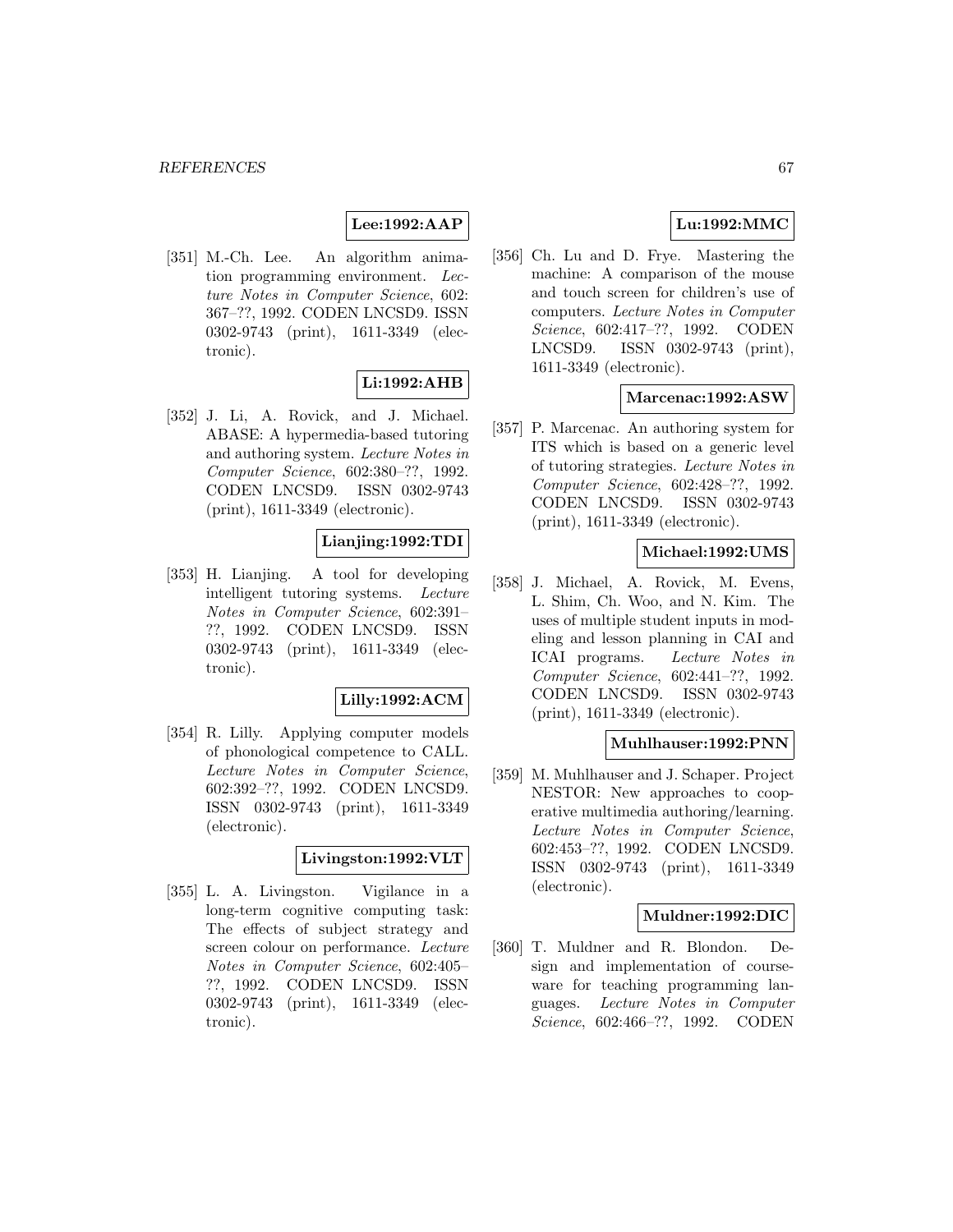**Lee:1992:AAP**

[351] M.-Ch. Lee. An algorithm animation programming environment. *Lecture Notes in Computer Science*, 602: 367–??, 1992. CODEN LNCSD9. ISSN 0302-9743 (print), 1611-3349 (electronic).

**Li:1992:AHB**

[352] J. Li, A. Rovick, and J. Michael. ABASE: A hypermedia-based tutoring and authoring system. *Lecture Notes in Computer Science*, 602:380–??, 1992. CODEN LNCSD9. ISSN 0302-9743 (print), 1611-3349 (electronic).

**Lianjing:1992:TDI**

[353] H. Lianjing. A tool for developing intelligent tutoring systems. *Lecture Notes in Computer Science*, 602:391–??, 1992. CODEN LNCSD9. ISSN 0302-9743 (print), 1611-3349 (electronic).

**Lilly:1992:ACM**

[354] R. Lilly. Applying computer models of phonological competence to CALL. *Lecture Notes in Computer Science*, 602:392–??, 1992. CODEN LNCSD9. ISSN 0302-9743 (print), 1611-3349 (electronic).

**Livingston:1992:VLT**

[355] L. A. Livingston. Vigilance in a long-term cognitive computing task: The effects of subject strategy and screen colour on performance. *Lecture Notes in Computer Science*, 602:405–??, 1992. CODEN LNCSD9. ISSN 0302-9743 (print), 1611-3349 (electronic).

**Lu:1992:MMC**

[356] Ch. Lu and D. Frye. Mastering the machine: A comparison of the mouse and touch screen for children's use of computers. *Lecture Notes in Computer Science*, 602:417–??, 1992. CODEN LNCSD9. ISSN 0302-9743 (print), 1611-3349 (electronic).

**Marcenac:1992:ASW**

[357] P. Marcenac. An authoring system for ITS which is based on a generic level of tutoring strategies. *Lecture Notes in Computer Science*, 602:428–??, 1992. CODEN LNCSD9. ISSN 0302-9743 (print), 1611-3349 (electronic).

**Michael:1992:UMS**

[358] J. Michael, A. Rovick, M. Evens, L. Shim, Ch. Woo, and N. Kim. The uses of multiple student inputs in modeling and lesson planning in CAI and ICAI programs. *Lecture Notes in Computer Science*, 602:441–??, 1992. CODEN LNCSD9. ISSN 0302-9743 (print), 1611-3349 (electronic).

**Muhlhauser:1992:PNN**

[359] M. Muhlhauser and J. Schaper. Project NESTOR: New approaches to cooperative multimedia authoring/learning. *Lecture Notes in Computer Science*, 602:453–??, 1992. CODEN LNCSD9. ISSN 0302-9743 (print), 1611-3349 (electronic).

**Muldner:1992:DIC**

[360] T. Muldner and R. Blondon. Design and implementation of courseware for teaching programming languages. *Lecture Notes in Computer Science*, 602:466–??, 1992. CODEN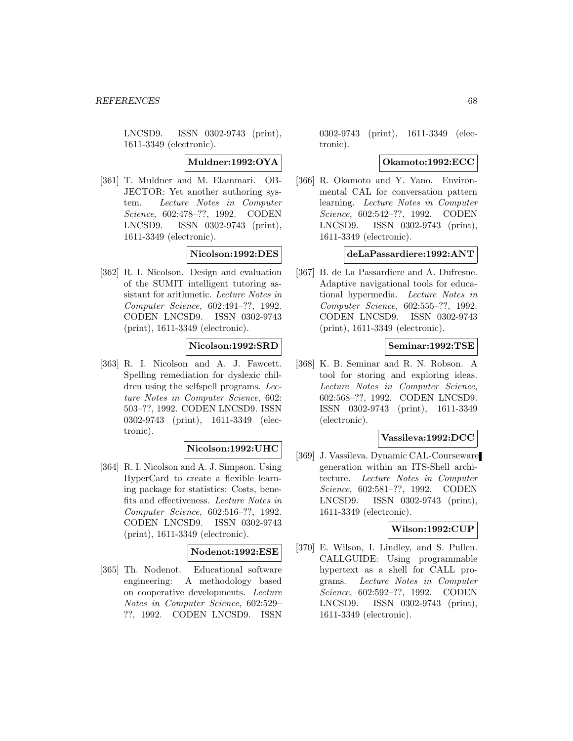LNCSD9. ISSN 0302-9743 (print), 1611-3349 (electronic).

**Muldner:1992:OYA**

[361] T. Muldner and M. Elammari. OBJECTOR: Yet another authoring system. *Lecture Notes in Computer Science*, 602:478–??, 1992. CODEN LNCSD9. ISSN 0302-9743 (print), 1611-3349 (electronic).

**Nicolson:1992:DES**

[362] R. I. Nicolson. Design and evaluation of the SUMIT intelligent tutoring assistant for arithmetic. *Lecture Notes in Computer Science*, 602:491–??, 1992. CODEN LNCSD9. ISSN 0302-9743 (print), 1611-3349 (electronic).

**Nicolson:1992:SRD**

[363] R. I. Nicolson and A. J. Fawcett. Spelling remediation for dyslexic children using the selfspell programs. *Lecture Notes in Computer Science*, 602: 503–??, 1992. CODEN LNCSD9. ISSN 0302-9743 (print), 1611-3349 (electronic).

**Nicolson:1992:UHC**

[364] R. I. Nicolson and A. J. Simpson. Using HyperCard to create a flexible learning package for statistics: Costs, benefits and effectiveness. *Lecture Notes in Computer Science*, 602:516–??, 1992. CODEN LNCSD9. ISSN 0302-9743 (print), 1611-3349 (electronic).

**Nodenot:1992:ESE**

[365] Th. Nodenot. Educational software engineering: A methodology based on cooperative developments. *Lecture Notes in Computer Science*, 602:529–??, 1992. CODEN LNCSD9. ISSN 0302-9743 (print), 1611-3349 (electronic).

**Okamoto:1992:ECC**

[366] R. Okamoto and Y. Yano. Environmental CAL for conversation pattern learning. *Lecture Notes in Computer Science*, 602:542–??, 1992. CODEN LNCSD9. ISSN 0302-9743 (print), 1611-3349 (electronic).

**deLaPassardiere:1992:ANT**

[367] B. de La Passardiere and A. Dufresne. Adaptive navigational tools for educational hypermedia. *Lecture Notes in Computer Science*, 602:555–??, 1992. CODEN LNCSD9. ISSN 0302-9743 (print), 1611-3349 (electronic).

**Seminar:1992:TSE**

[368] K. B. Seminar and R. N. Robson. A tool for storing and exploring ideas. *Lecture Notes in Computer Science*, 602:568–??, 1992. CODEN LNCSD9. ISSN 0302-9743 (print), 1611-3349 (electronic).

**Vassileva:1992:DCC**

[369] J. Vassileva. Dynamic CAL-Courseware generation within an ITS-Shell architecture. *Lecture Notes in Computer Science*, 602:581–??, 1992. CODEN LNCSD9. ISSN 0302-9743 (print), 1611-3349 (electronic).

**Wilson:1992:CUP**

[370] E. Wilson, I. Lindley, and S. Pullen. CALLGUIDE: Using programmable hypertext as a shell for CALL programs. *Lecture Notes in Computer Science*, 602:592–??, 1992. CODEN LNCSD9. ISSN 0302-9743 (print), 1611-3349 (electronic).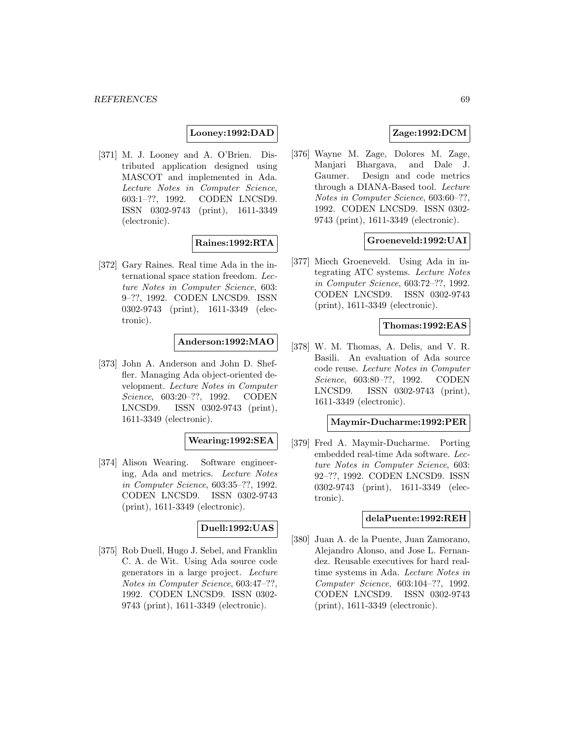**Looney:1992:DAD**

[371] M. J. Looney and A. O'Brien. Distributed application designed using MASCOT and implemented in Ada. *Lecture Notes in Computer Science*, 603:1–??, 1992. CODEN LNCSD9. ISSN 0302-9743 (print), 1611-3349 (electronic).

**Raines:1992:RTA**

[372] Gary Raines. Real time Ada in the international space station freedom. *Lecture Notes in Computer Science*, 603: 9–??, 1992. CODEN LNCSD9. ISSN 0302-9743 (print), 1611-3349 (electronic).

**Anderson:1992:MAO**

[373] John A. Anderson and John D. Sheffler. Managing Ada object-oriented development. *Lecture Notes in Computer Science*, 603:20–??, 1992. CODEN LNCSD9. ISSN 0302-9743 (print), 1611-3349 (electronic).

**Wearing:1992:SEA**

[374] Alison Wearing. Software engineering, Ada and metrics. *Lecture Notes in Computer Science*, 603:35–??, 1992. CODEN LNCSD9. ISSN 0302-9743 (print), 1611-3349 (electronic).

**Duell:1992:UAS**

[375] Rob Duell, Hugo J. Sebel, and Franklin C. A. de Wit. Using Ada source code generators in a large project. *Lecture Notes in Computer Science*, 603:47–??, 1992. CODEN LNCSD9. ISSN 0302-9743 (print), 1611-3349 (electronic).

**Zage:1992:DCM**

[376] Wayne M. Zage, Dolores M. Zage, Manjari Bhargava, and Dale J. Gaumer. Design and code metrics through a DIANA-Based tool. *Lecture Notes in Computer Science*, 603:60–??, 1992. CODEN LNCSD9. ISSN 0302-9743 (print), 1611-3349 (electronic).

**Groeneveld:1992:UAI**

[377] Miech Groeneveld. Using Ada in integrating ATC systems. *Lecture Notes in Computer Science*, 603:72–??, 1992. CODEN LNCSD9. ISSN 0302-9743 (print), 1611-3349 (electronic).

**Thomas:1992:EAS**

[378] W. M. Thomas, A. Delis, and V. R. Basili. An evaluation of Ada source code reuse. *Lecture Notes in Computer Science*, 603:80–??, 1992. CODEN LNCSD9. ISSN 0302-9743 (print), 1611-3349 (electronic).

**Maymir-Ducharme:1992:PER**

[379] Fred A. Maymir-Ducharme. Porting embedded real-time Ada software. *Lecture Notes in Computer Science*, 603: 92–??, 1992. CODEN LNCSD9. ISSN 0302-9743 (print), 1611-3349 (electronic).

**delaPuente:1992:REH**

[380] Juan A. de la Puente, Juan Zamorano, Alejandro Alonso, and Jose L. Fernandez. Reusable executives for hard real-time systems in Ada. *Lecture Notes in Computer Science*, 603:104–??, 1992. CODEN LNCSD9. ISSN 0302-9743 (print), 1611-3349 (electronic).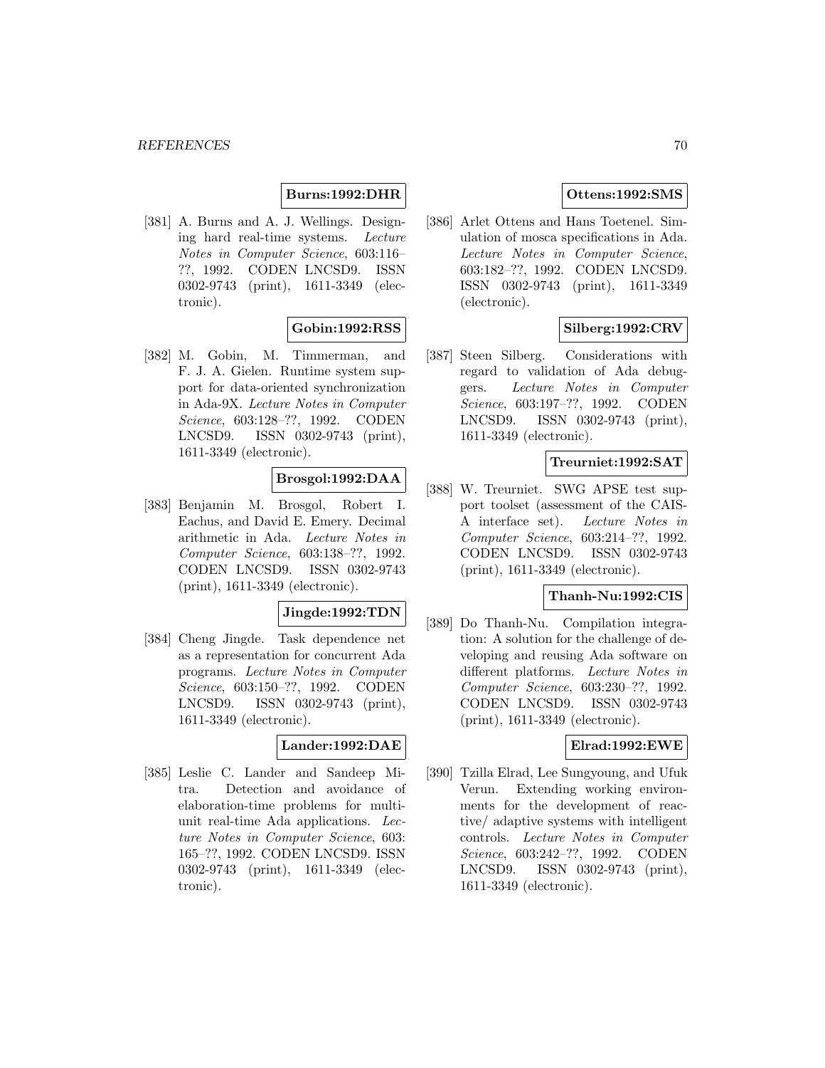**Burns:1992:DHR**

[381] A. Burns and A. J. Wellings. Designing hard real-time systems. *Lecture Notes in Computer Science*, 603:116–??, 1992. CODEN LNCSD9. ISSN 0302-9743 (print), 1611-3349 (electronic).

**Gobin:1992:RSS**

[382] M. Gobin, M. Timmerman, and F. J. A. Gielen. Runtime system support for data-oriented synchronization in Ada-9X. *Lecture Notes in Computer Science*, 603:128–??, 1992. CODEN LNCSD9. ISSN 0302-9743 (print), 1611-3349 (electronic).

**Brosgol:1992:DAA**

[383] Benjamin M. Brosgol, Robert I. Eachus, and David E. Emery. Decimal arithmetic in Ada. *Lecture Notes in Computer Science*, 603:138–??, 1992. CODEN LNCSD9. ISSN 0302-9743 (print), 1611-3349 (electronic).

**Jingde:1992:TDN**

[384] Cheng Jingde. Task dependence net as a representation for concurrent Ada programs. *Lecture Notes in Computer Science*, 603:150–??, 1992. CODEN LNCSD9. ISSN 0302-9743 (print), 1611-3349 (electronic).

**Lander:1992:DAE**

[385] Leslie C. Lander and Sandeep Mitra. Detection and avoidance of elaboration-time problems for multi-unit real-time Ada applications. *Lecture Notes in Computer Science*, 603: 165–??, 1992. CODEN LNCSD9. ISSN 0302-9743 (print), 1611-3349 (electronic).

**Ottens:1992:SMS**

[386] Arlet Ottens and Hans Toetenel. Simulation of mosca specifications in Ada. *Lecture Notes in Computer Science*, 603:182–??, 1992. CODEN LNCSD9. ISSN 0302-9743 (print), 1611-3349 (electronic).

**Silberg:1992:CRV**

[387] Steen Silberg. Considerations with regard to validation of Ada debuggers. *Lecture Notes in Computer Science*, 603:197–??, 1992. CODEN LNCSD9. ISSN 0302-9743 (print), 1611-3349 (electronic).

**Treurniet:1992:SAT**

[388] W. Treurniet. SWG APSE test support toolset (assessment of the CAIS-A interface set). *Lecture Notes in Computer Science*, 603:214–??, 1992. CODEN LNCSD9. ISSN 0302-9743 (print), 1611-3349 (electronic).

**Thanh-Nu:1992:CIS**

[389] Do Thanh-Nu. Compilation integration: A solution for the challenge of developing and reusing Ada software on different platforms. *Lecture Notes in Computer Science*, 603:230–??, 1992. CODEN LNCSD9. ISSN 0302-9743 (print), 1611-3349 (electronic).

**Elrad:1992:EWE**

[390] Tzilla Elrad, Lee Sungyoung, and Ufuk Verun. Extending working environments for the development of reactive/ adaptive systems with intelligent controls. *Lecture Notes in Computer Science*, 603:242–??, 1992. CODEN LNCSD9. ISSN 0302-9743 (print), 1611-3349 (electronic).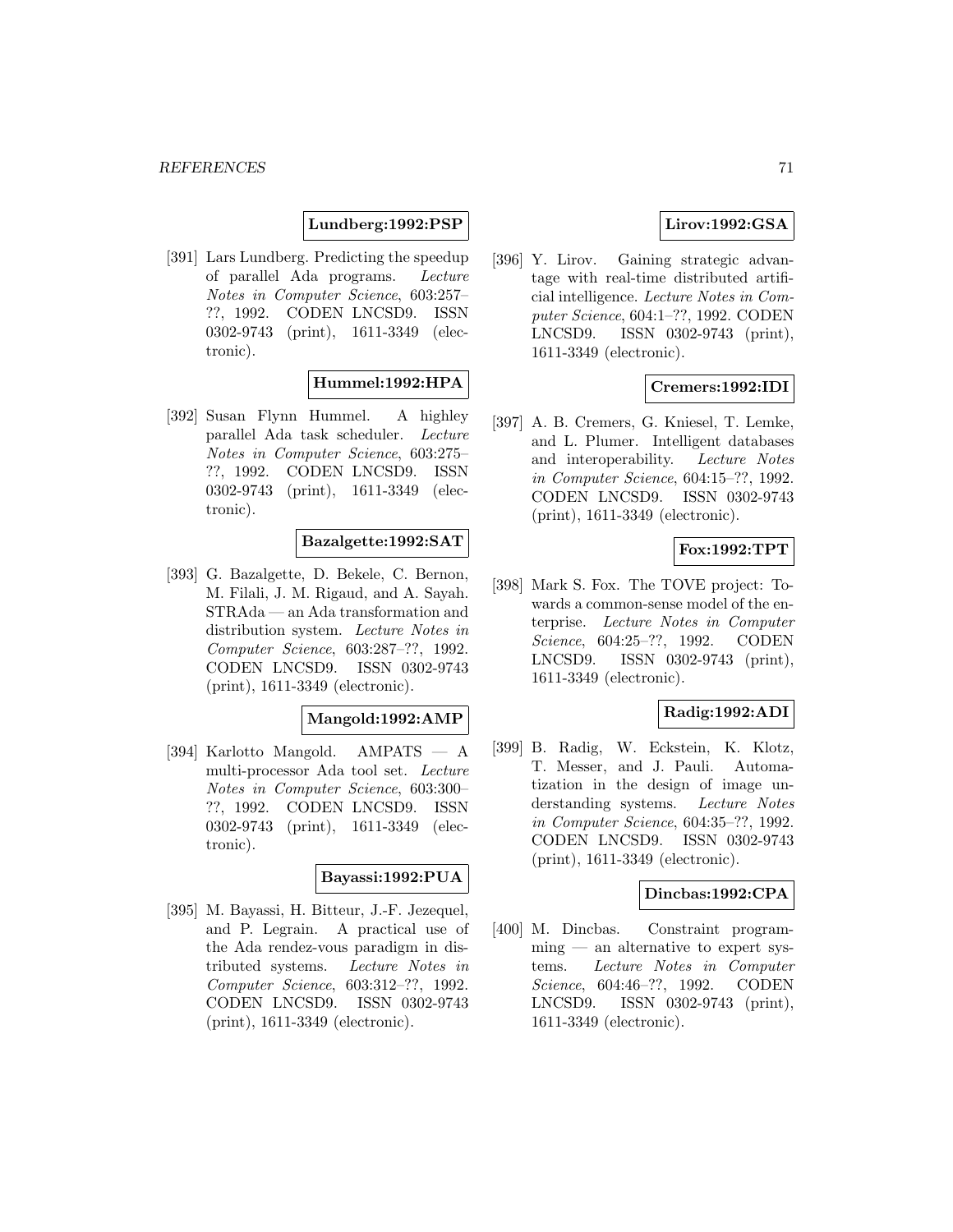**Lundberg:1992:PSP**

[391] Lars Lundberg. Predicting the speedup of parallel Ada programs. *Lecture Notes in Computer Science*, 603:257–??, 1992. CODEN LNCSD9. ISSN 0302-9743 (print), 1611-3349 (electronic).

**Hummel:1992:HPA**

[392] Susan Flynn Hummel. A highley parallel Ada task scheduler. *Lecture Notes in Computer Science*, 603:275–??, 1992. CODEN LNCSD9. ISSN 0302-9743 (print), 1611-3349 (electronic).

**Bazalgette:1992:SAT**

[393] G. Bazalgette, D. Bekele, C. Bernon, M. Filali, J. M. Rigaud, and A. Sayah. STRAda — an Ada transformation and distribution system. *Lecture Notes in Computer Science*, 603:287–??, 1992. CODEN LNCSD9. ISSN 0302-9743 (print), 1611-3349 (electronic).

**Mangold:1992:AMP**

[394] Karlotto Mangold. AMPATS — A multi-processor Ada tool set. *Lecture Notes in Computer Science*, 603:300–??, 1992. CODEN LNCSD9. ISSN 0302-9743 (print), 1611-3349 (electronic).

**Bayassi:1992:PUA**

[395] M. Bayassi, H. Bitteur, J.-F. Jezequel, and P. Legrain. A practical use of the Ada rendez-vous paradigm in distributed systems. *Lecture Notes in Computer Science*, 603:312–??, 1992. CODEN LNCSD9. ISSN 0302-9743 (print), 1611-3349 (electronic).

**Lirov:1992:GSA**

[396] Y. Lirov. Gaining strategic advantage with real-time distributed artificial intelligence. *Lecture Notes in Computer Science*, 604:1–??, 1992. CODEN LNCSD9. ISSN 0302-9743 (print), 1611-3349 (electronic).

**Cremers:1992:IDI**

[397] A. B. Cremers, G. Kniesel, T. Lemke, and L. Plumer. Intelligent databases and interoperability. *Lecture Notes in Computer Science*, 604:15–??, 1992. CODEN LNCSD9. ISSN 0302-9743 (print), 1611-3349 (electronic).

**Fox:1992:TPT**

[398] Mark S. Fox. The TOVE project: Towards a common-sense model of the enterprise. *Lecture Notes in Computer Science*, 604:25–??, 1992. CODEN LNCSD9. ISSN 0302-9743 (print), 1611-3349 (electronic).

**Radig:1992:ADI**

[399] B. Radig, W. Eckstein, K. Klotz, T. Messer, and J. Pauli. Automatization in the design of image understanding systems. *Lecture Notes in Computer Science*, 604:35–??, 1992. CODEN LNCSD9. ISSN 0302-9743 (print), 1611-3349 (electronic).

**Dincbas:1992:CPA**

[400] M. Dincbas. Constraint programming — an alternative to expert systems. *Lecture Notes in Computer Science*, 604:46–??, 1992. CODEN LNCSD9. ISSN 0302-9743 (print), 1611-3349 (electronic).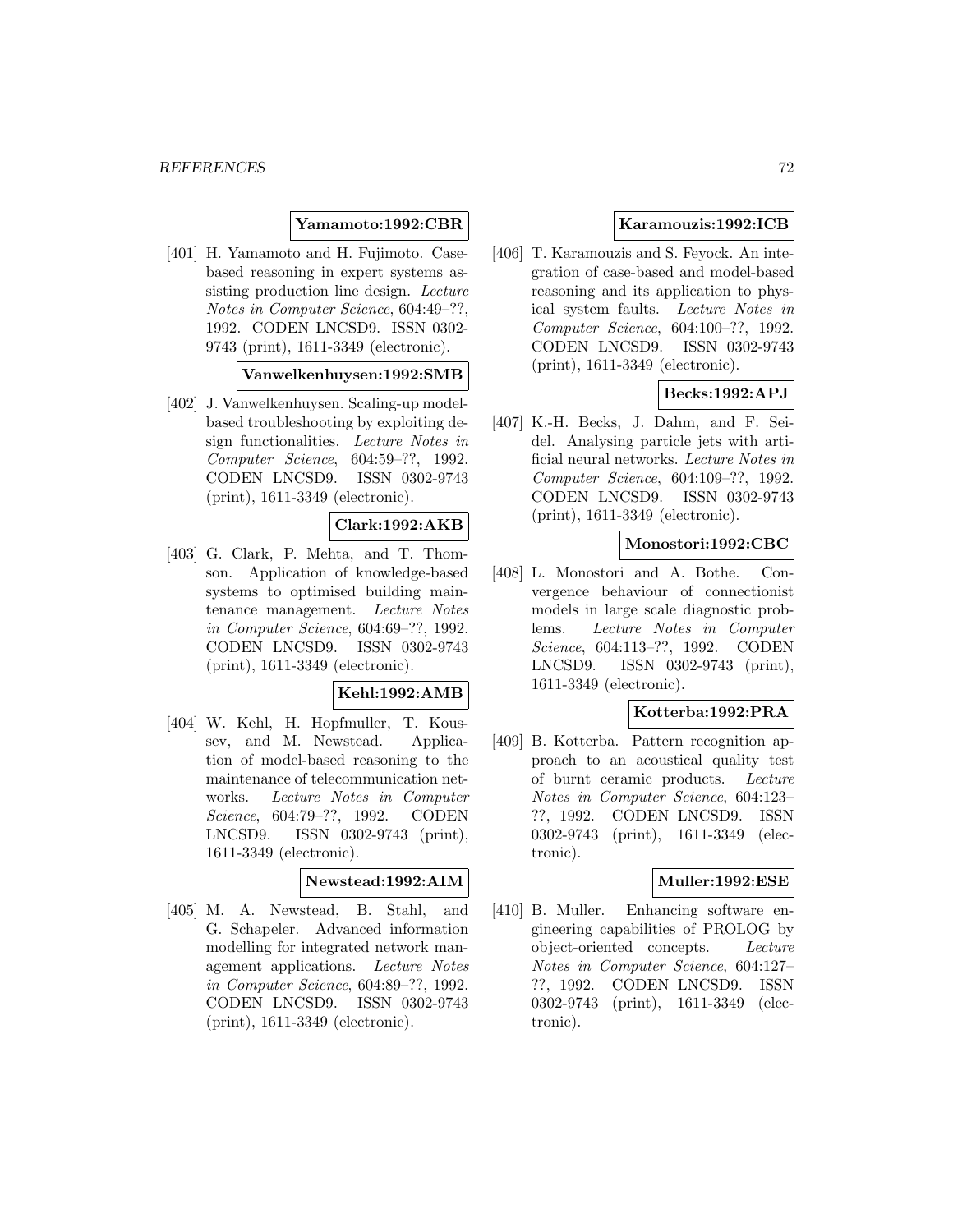**Yamamoto:1992:CBR**

[401] H. Yamamoto and H. Fujimoto. Case-based reasoning in expert systems assisting production line design. *Lecture Notes in Computer Science*, 604:49–??, 1992. CODEN LNCSD9. ISSN 0302-9743 (print), 1611-3349 (electronic).

**Vanwelkenhuysen:1992:SMB**

[402] J. Vanwelkenhuysen. Scaling-up model-based troubleshooting by exploiting design functionalities. *Lecture Notes in Computer Science*, 604:59–??, 1992. CODEN LNCSD9. ISSN 0302-9743 (print), 1611-3349 (electronic).

**Clark:1992:AKB**

[403] G. Clark, P. Mehta, and T. Thomson. Application of knowledge-based systems to optimised building maintenance management. *Lecture Notes in Computer Science*, 604:69–??, 1992. CODEN LNCSD9. ISSN 0302-9743 (print), 1611-3349 (electronic).

**Kehl:1992:AMB**

[404] W. Kehl, H. Hopfmuller, T. Koussev, and M. Newstead. Application of model-based reasoning to the maintenance of telecommunication networks. *Lecture Notes in Computer Science*, 604:79–??, 1992. CODEN LNCSD9. ISSN 0302-9743 (print), 1611-3349 (electronic).

**Newstead:1992:AIM**

[405] M. A. Newstead, B. Stahl, and G. Schapeler. Advanced information modelling for integrated network management applications. *Lecture Notes in Computer Science*, 604:89–??, 1992. CODEN LNCSD9. ISSN 0302-9743 (print), 1611-3349 (electronic).

**Karamouzis:1992:ICB**

[406] T. Karamouzis and S. Feyock. An integration of case-based and model-based reasoning and its application to physical system faults. *Lecture Notes in Computer Science*, 604:100–??, 1992. CODEN LNCSD9. ISSN 0302-9743 (print), 1611-3349 (electronic).

**Becks:1992:APJ**

[407] K.-H. Becks, J. Dahm, and F. Seidel. Analysing particle jets with artificial neural networks. *Lecture Notes in Computer Science*, 604:109–??, 1992. CODEN LNCSD9. ISSN 0302-9743 (print), 1611-3349 (electronic).

**Monostori:1992:CBC**

[408] L. Monostori and A. Bothe. Convergence behaviour of connectionist models in large scale diagnostic problems. *Lecture Notes in Computer Science*, 604:113–??, 1992. CODEN LNCSD9. ISSN 0302-9743 (print), 1611-3349 (electronic).

**Kotterba:1992:PRA**

[409] B. Kotterba. Pattern recognition approach to an acoustical quality test of burnt ceramic products. *Lecture Notes in Computer Science*, 604:123–??, 1992. CODEN LNCSD9. ISSN 0302-9743 (print), 1611-3349 (electronic).

**Muller:1992:ESE**

[410] B. Muller. Enhancing software engineering capabilities of PROLOG by object-oriented concepts. *Lecture Notes in Computer Science*, 604:127–??, 1992. CODEN LNCSD9. ISSN 0302-9743 (print), 1611-3349 (electronic).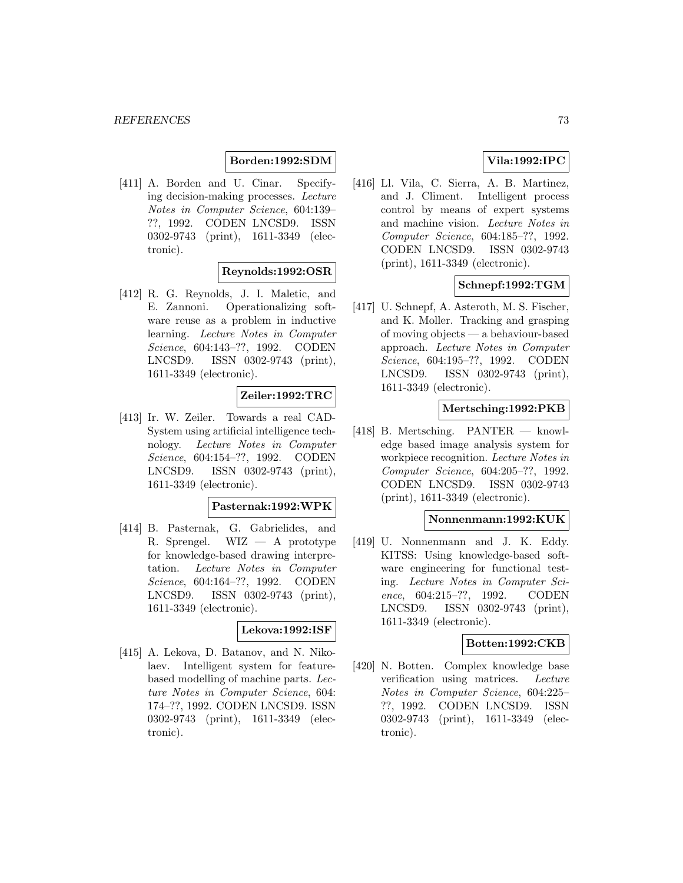**Borden:1992:SDM**

[411] A. Borden and U. Cinar. Specifying decision-making processes. *Lecture Notes in Computer Science*, 604:139–??, 1992. CODEN LNCSD9. ISSN 0302-9743 (print), 1611-3349 (electronic).

**Reynolds:1992:OSR**

[412] R. G. Reynolds, J. I. Maletic, and E. Zannoni. Operationalizing software reuse as a problem in inductive learning. *Lecture Notes in Computer Science*, 604:143–??, 1992. CODEN LNCSD9. ISSN 0302-9743 (print), 1611-3349 (electronic).

**Zeiler:1992:TRC**

[413] Ir. W. Zeiler. Towards a real CAD-System using artificial intelligence technology. *Lecture Notes in Computer Science*, 604:154–??, 1992. CODEN LNCSD9. ISSN 0302-9743 (print), 1611-3349 (electronic).

**Pasternak:1992:WPK**

[414] B. Pasternak, G. Gabrielides, and R. Sprengel. WIZ — A prototype for knowledge-based drawing interpretation. *Lecture Notes in Computer Science*, 604:164–??, 1992. CODEN LNCSD9. ISSN 0302-9743 (print), 1611-3349 (electronic).

**Lekova:1992:ISF**

[415] A. Lekova, D. Batanov, and N. Nikolaev. Intelligent system for feature-based modelling of machine parts. *Lecture Notes in Computer Science*, 604: 174–??, 1992. CODEN LNCSD9. ISSN 0302-9743 (print), 1611-3349 (electronic).

**Vila:1992:IPC**

[416] Ll. Vila, C. Sierra, A. B. Martinez, and J. Climent. Intelligent process control by means of expert systems and machine vision. *Lecture Notes in Computer Science*, 604:185–??, 1992. CODEN LNCSD9. ISSN 0302-9743 (print), 1611-3349 (electronic).

**Schnepf:1992:TGM**

[417] U. Schnepf, A. Asteroth, M. S. Fischer, and K. Moller. Tracking and grasping of moving objects — a behaviour-based approach. *Lecture Notes in Computer Science*, 604:195–??, 1992. CODEN LNCSD9. ISSN 0302-9743 (print), 1611-3349 (electronic).

**Mertsching:1992:PKB**

[418] B. Mertsching. PANTER — knowledge based image analysis system for workpiece recognition. *Lecture Notes in Computer Science*, 604:205–??, 1992. CODEN LNCSD9. ISSN 0302-9743 (print), 1611-3349 (electronic).

**Nonnenmann:1992:KUK**

[419] U. Nonnenmann and J. K. Eddy. KITSS: Using knowledge-based software engineering for functional testing. *Lecture Notes in Computer Science*, 604:215–??, 1992. CODEN LNCSD9. ISSN 0302-9743 (print), 1611-3349 (electronic).

**Botten:1992:CKB**

[420] N. Botten. Complex knowledge base verification using matrices. *Lecture Notes in Computer Science*, 604:225–??, 1992. CODEN LNCSD9. ISSN 0302-9743 (print), 1611-3349 (electronic).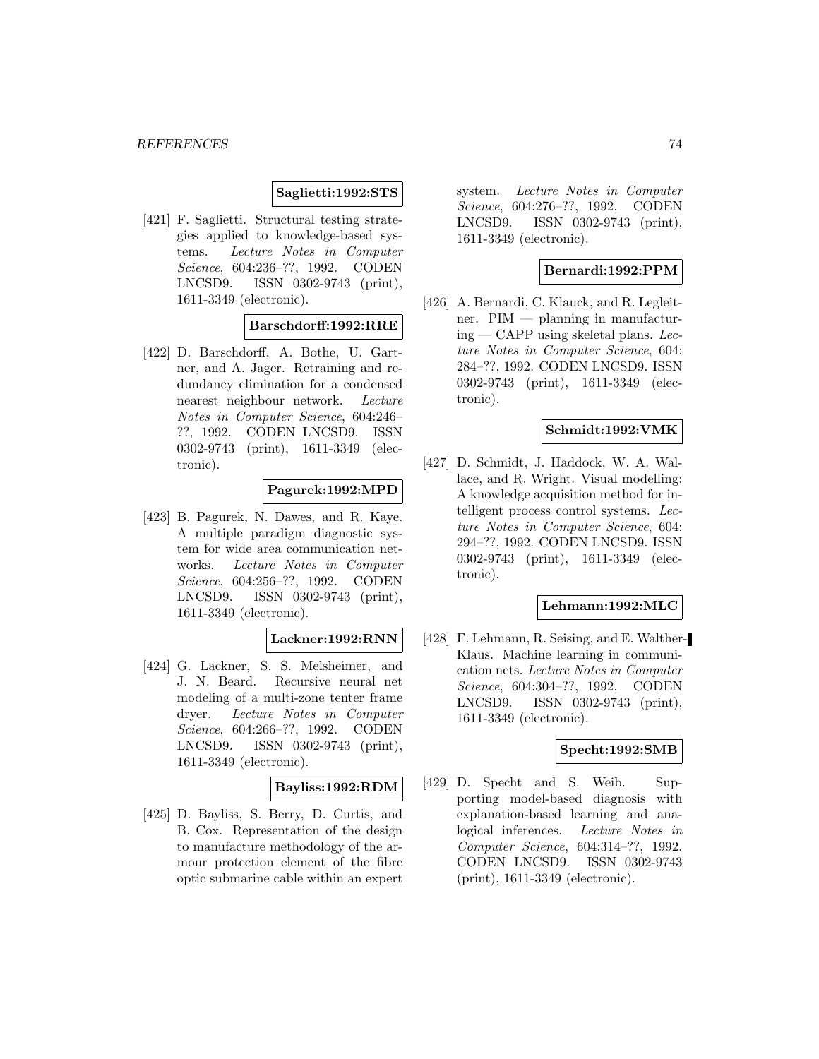**Saglietti:1992:STS**

[421] F. Saglietti. Structural testing strategies applied to knowledge-based systems. *Lecture Notes in Computer Science*, 604:236–??, 1992. CODEN LNCSD9. ISSN 0302-9743 (print), 1611-3349 (electronic).

**Barschdorff:1992:RRE**

[422] D. Barschdorff, A. Bothe, U. Gartner, and A. Jager. Retraining and redundancy elimination for a condensed nearest neighbour network. *Lecture Notes in Computer Science*, 604:246–??, 1992. CODEN LNCSD9. ISSN 0302-9743 (print), 1611-3349 (electronic).

**Pagurek:1992:MPD**

[423] B. Pagurek, N. Dawes, and R. Kaye. A multiple paradigm diagnostic system for wide area communication networks. *Lecture Notes in Computer Science*, 604:256–??, 1992. CODEN LNCSD9. ISSN 0302-9743 (print), 1611-3349 (electronic).

**Lackner:1992:RNN**

[424] G. Lackner, S. S. Melsheimer, and J. N. Beard. Recursive neural net modeling of a multi-zone tenter frame dryer. *Lecture Notes in Computer Science*, 604:266–??, 1992. CODEN LNCSD9. ISSN 0302-9743 (print), 1611-3349 (electronic).

**Bayliss:1992:RDM**

[425] D. Bayliss, S. Berry, D. Curtis, and B. Cox. Representation of the design to manufacture methodology of the armour protection element of the fibre optic submarine cable within an expert system. *Lecture Notes in Computer Science*, 604:276–??, 1992. CODEN LNCSD9. ISSN 0302-9743 (print), 1611-3349 (electronic).

**Bernardi:1992:PPM**

[426] A. Bernardi, C. Klauck, and R. Legleitner. PIM — planning in manufacturing — CAPP using skeletal plans. *Lecture Notes in Computer Science*, 604:284–??, 1992. CODEN LNCSD9. ISSN 0302-9743 (print), 1611-3349 (electronic).

**Schmidt:1992:VMK**

[427] D. Schmidt, J. Haddock, W. A. Wallace, and R. Wright. Visual modelling: A knowledge acquisition method for intelligent process control systems. *Lecture Notes in Computer Science*, 604:294–??, 1992. CODEN LNCSD9. ISSN 0302-9743 (print), 1611-3349 (electronic).

**Lehmann:1992:MLC**

[428] F. Lehmann, R. Seising, and E. Walther-Klaus. Machine learning in communication nets. *Lecture Notes in Computer Science*, 604:304–??, 1992. CODEN LNCSD9. ISSN 0302-9743 (print), 1611-3349 (electronic).

**Specht:1992:SMB**

[429] D. Specht and S. Weib. Supporting model-based diagnosis with explanation-based learning and analogical inferences. *Lecture Notes in Computer Science*, 604:314–??, 1992. CODEN LNCSD9. ISSN 0302-9743 (print), 1611-3349 (electronic).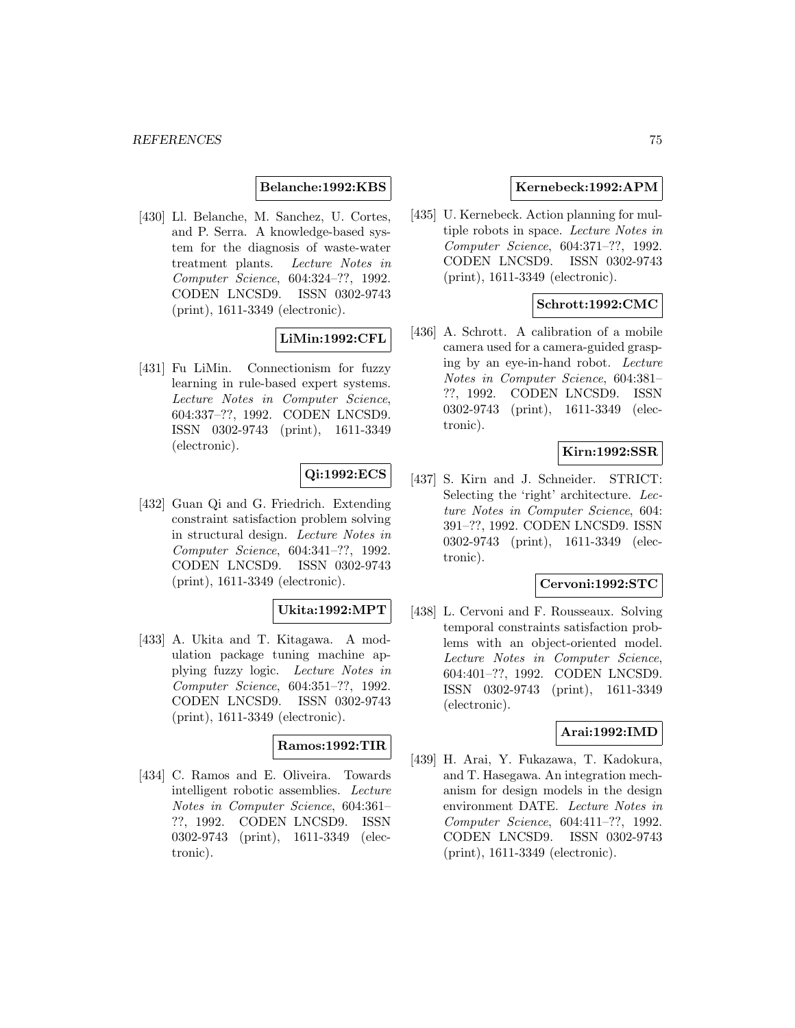**Belanche:1992:KBS**

[430] Ll. Belanche, M. Sanchez, U. Cortes, and P. Serra. A knowledge-based system for the diagnosis of waste-water treatment plants. *Lecture Notes in Computer Science*, 604:324–??, 1992. CODEN LNCSD9. ISSN 0302-9743 (print), 1611-3349 (electronic).

**LiMin:1992:CFL**

[431] Fu LiMin. Connectionism for fuzzy learning in rule-based expert systems. *Lecture Notes in Computer Science*, 604:337–??, 1992. CODEN LNCSD9. ISSN 0302-9743 (print), 1611-3349 (electronic).

**Qi:1992:ECS**

[432] Guan Qi and G. Friedrich. Extending constraint satisfaction problem solving in structural design. *Lecture Notes in Computer Science*, 604:341–??, 1992. CODEN LNCSD9. ISSN 0302-9743 (print), 1611-3349 (electronic).

**Ukita:1992:MPT**

[433] A. Ukita and T. Kitagawa. A modulation package tuning machine applying fuzzy logic. *Lecture Notes in Computer Science*, 604:351–??, 1992. CODEN LNCSD9. ISSN 0302-9743 (print), 1611-3349 (electronic).

**Ramos:1992:TIR**

[434] C. Ramos and E. Oliveira. Towards intelligent robotic assemblies. *Lecture Notes in Computer Science*, 604:361–??, 1992. CODEN LNCSD9. ISSN 0302-9743 (print), 1611-3349 (electronic).

**Kernebeck:1992:APM**

[435] U. Kernebeck. Action planning for multiple robots in space. *Lecture Notes in Computer Science*, 604:371–??, 1992. CODEN LNCSD9. ISSN 0302-9743 (print), 1611-3349 (electronic).

**Schrott:1992:CMC**

[436] A. Schrott. A calibration of a mobile camera used for a camera-guided grasping by an eye-in-hand robot. *Lecture Notes in Computer Science*, 604:381–??, 1992. CODEN LNCSD9. ISSN 0302-9743 (print), 1611-3349 (electronic).

**Kirn:1992:SSR**

[437] S. Kirn and J. Schneider. STRICT: Selecting the 'right' architecture. *Lecture Notes in Computer Science*, 604: 391–??, 1992. CODEN LNCSD9. ISSN 0302-9743 (print), 1611-3349 (electronic).

**Cervoni:1992:STC**

[438] L. Cervoni and F. Rousseaux. Solving temporal constraints satisfaction problems with an object-oriented model. *Lecture Notes in Computer Science*, 604:401–??, 1992. CODEN LNCSD9. ISSN 0302-9743 (print), 1611-3349 (electronic).

**Arai:1992:IMD**

[439] H. Arai, Y. Fukazawa, T. Kadokura, and T. Hasegawa. An integration mechanism for design models in the design environment DATE. *Lecture Notes in Computer Science*, 604:411–??, 1992. CODEN LNCSD9. ISSN 0302-9743 (print), 1611-3349 (electronic).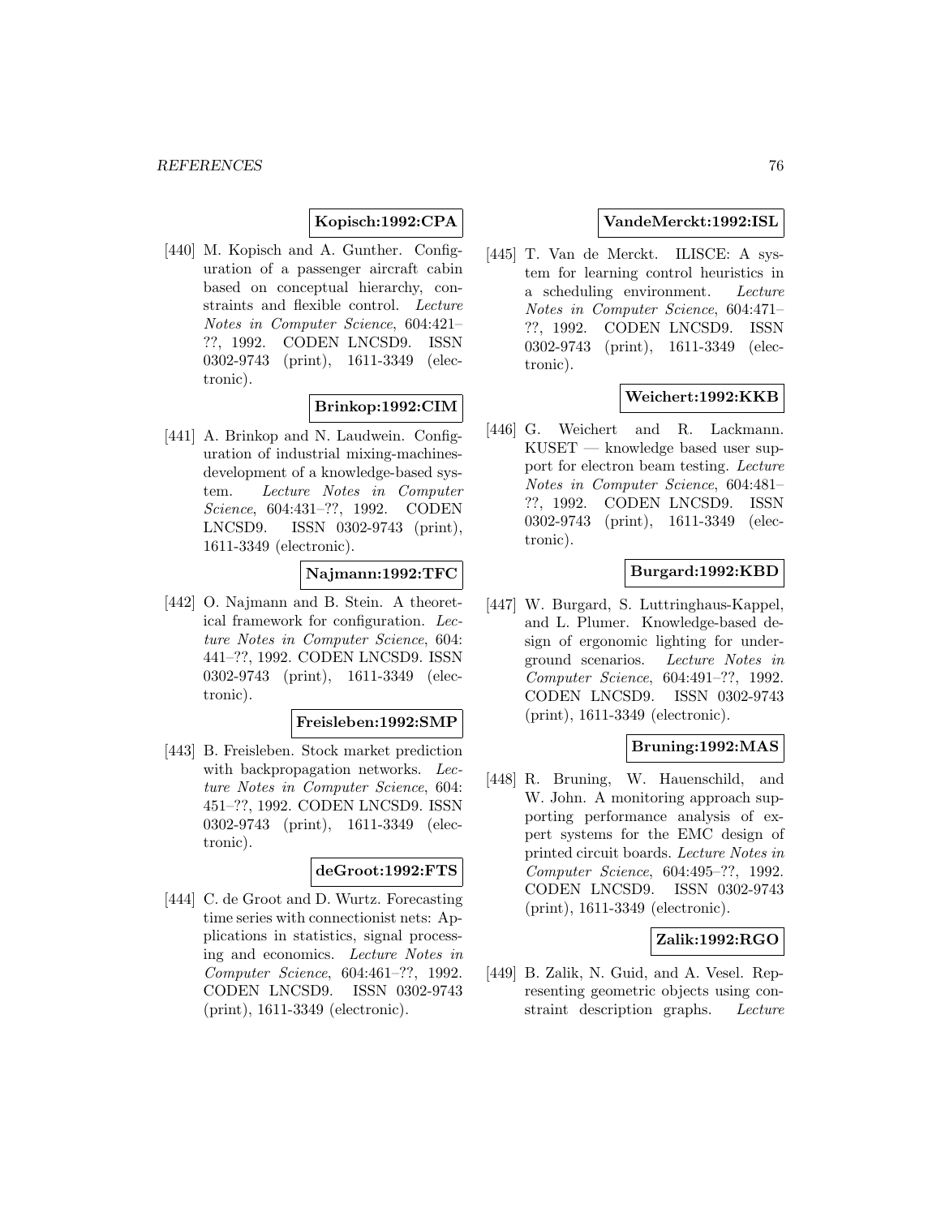**Kopisch:1992:CPA**

[440] M. Kopisch and A. Gunther. Configuration of a passenger aircraft cabin based on conceptual hierarchy, constraints and flexible control. *Lecture Notes in Computer Science*, 604:421–??, 1992. CODEN LNCSD9. ISSN 0302-9743 (print), 1611-3349 (electronic).

**Brinkop:1992:CIM**

[441] A. Brinkop and N. Laudwein. Configuration of industrial mixing-machines-development of a knowledge-based system. *Lecture Notes in Computer Science*, 604:431–??, 1992. CODEN LNCSD9. ISSN 0302-9743 (print), 1611-3349 (electronic).

**Najmann:1992:TFC**

[442] O. Najmann and B. Stein. A theoretical framework for configuration. *Lecture Notes in Computer Science*, 604: 441–??, 1992. CODEN LNCSD9. ISSN 0302-9743 (print), 1611-3349 (electronic).

**Freisleben:1992:SMP**

[443] B. Freisleben. Stock market prediction with backpropagation networks. *Lecture Notes in Computer Science*, 604: 451–??, 1992. CODEN LNCSD9. ISSN 0302-9743 (print), 1611-3349 (electronic).

**deGroot:1992:FTS**

[444] C. de Groot and D. Wurtz. Forecasting time series with connectionist nets: Applications in statistics, signal processing and economics. *Lecture Notes in Computer Science*, 604:461–??, 1992. CODEN LNCSD9. ISSN 0302-9743 (print), 1611-3349 (electronic).

**VandeMerckt:1992:ISL**

[445] T. Van de Merckt. ILISCE: A system for learning control heuristics in a scheduling environment. *Lecture Notes in Computer Science*, 604:471–??, 1992. CODEN LNCSD9. ISSN 0302-9743 (print), 1611-3349 (electronic).

**Weichert:1992:KKB**

[446] G. Weichert and R. Lackmann. KUSET — knowledge based user support for electron beam testing. *Lecture Notes in Computer Science*, 604:481–??, 1992. CODEN LNCSD9. ISSN 0302-9743 (print), 1611-3349 (electronic).

**Burgard:1992:KBD**

[447] W. Burgard, S. Luttringhaus-Kappel, and L. Plumer. Knowledge-based design of ergonomic lighting for underground scenarios. *Lecture Notes in Computer Science*, 604:491–??, 1992. CODEN LNCSD9. ISSN 0302-9743 (print), 1611-3349 (electronic).

**Bruning:1992:MAS**

[448] R. Bruning, W. Hauenschild, and W. John. A monitoring approach supporting performance analysis of expert systems for the EMC design of printed circuit boards. *Lecture Notes in Computer Science*, 604:495–??, 1992. CODEN LNCSD9. ISSN 0302-9743 (print), 1611-3349 (electronic).

**Zalik:1992:RGO**

[449] B. Zalik, N. Guid, and A. Vesel. Representing geometric objects using constraint description graphs. *Lecture*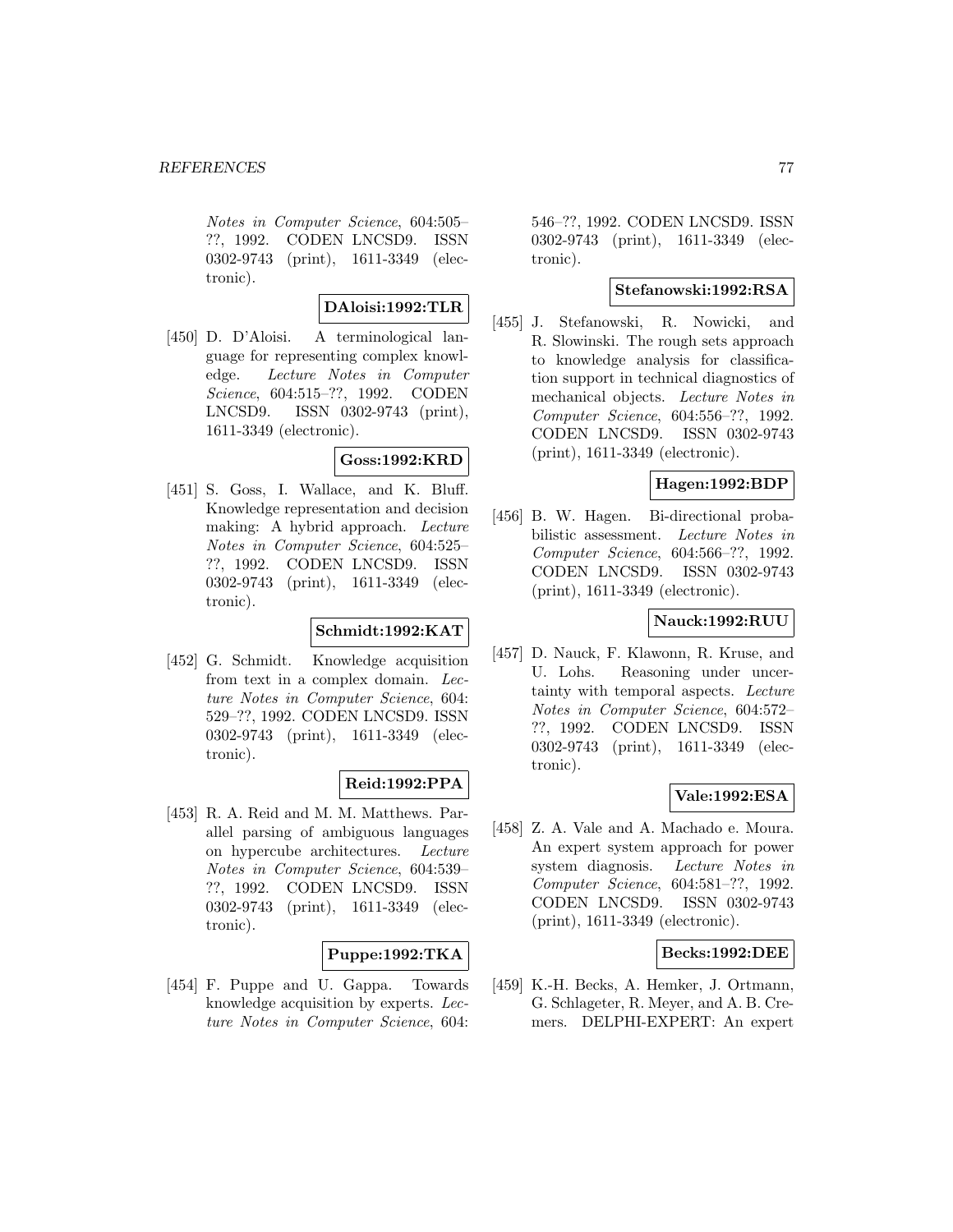Notes in Computer Science, 604:505–??, 1992. CODEN LNCSD9. ISSN 0302-9743 (print), 1611-3349 (electronic).

**DAloisi:1992:TLR**

[450] D. D'Aloisi. A terminological language for representing complex knowledge. *Lecture Notes in Computer Science*, 604:515–??, 1992. CODEN LNCSD9. ISSN 0302-9743 (print), 1611-3349 (electronic).

**Goss:1992:KRD**

[451] S. Goss, I. Wallace, and K. Bluff. Knowledge representation and decision making: A hybrid approach. *Lecture Notes in Computer Science*, 604:525–??, 1992. CODEN LNCSD9. ISSN 0302-9743 (print), 1611-3349 (electronic).

**Schmidt:1992:KAT**

[452] G. Schmidt. Knowledge acquisition from text in a complex domain. *Lecture Notes in Computer Science*, 604: 529–??, 1992. CODEN LNCSD9. ISSN 0302-9743 (print), 1611-3349 (electronic).

**Reid:1992:PPA**

[453] R. A. Reid and M. M. Matthews. Parallel parsing of ambiguous languages on hypercube architectures. *Lecture Notes in Computer Science*, 604:539–??, 1992. CODEN LNCSD9. ISSN 0302-9743 (print), 1611-3349 (electronic).

**Puppe:1992:TKA**

[454] F. Puppe and U. Gappa. Towards knowledge acquisition by experts. *Lecture Notes in Computer Science*, 604: 546–??, 1992. CODEN LNCSD9. ISSN 0302-9743 (print), 1611-3349 (electronic).

**Stefanowski:1992:RSA**

[455] J. Stefanowski, R. Nowicki, and R. Slowinski. The rough sets approach to knowledge analysis for classification support in technical diagnostics of mechanical objects. *Lecture Notes in Computer Science*, 604:556–??, 1992. CODEN LNCSD9. ISSN 0302-9743 (print), 1611-3349 (electronic).

**Hagen:1992:BDP**

[456] B. W. Hagen. Bi-directional probabilistic assessment. *Lecture Notes in Computer Science*, 604:566–??, 1992. CODEN LNCSD9. ISSN 0302-9743 (print), 1611-3349 (electronic).

**Nauck:1992:RUU**

[457] D. Nauck, F. Klawonn, R. Kruse, and U. Lohs. Reasoning under uncertainty with temporal aspects. *Lecture Notes in Computer Science*, 604:572–??, 1992. CODEN LNCSD9. ISSN 0302-9743 (print), 1611-3349 (electronic).

**Vale:1992:ESA**

[458] Z. A. Vale and A. Machado e. Moura. An expert system approach for power system diagnosis. *Lecture Notes in Computer Science*, 604:581–??, 1992. CODEN LNCSD9. ISSN 0302-9743 (print), 1611-3349 (electronic).

**Becks:1992:DEE**

[459] K.-H. Becks, A. Hemker, J. Ortmann, G. Schlageter, R. Meyer, and A. B. Cremers. DELPHI-EXPERT: An expert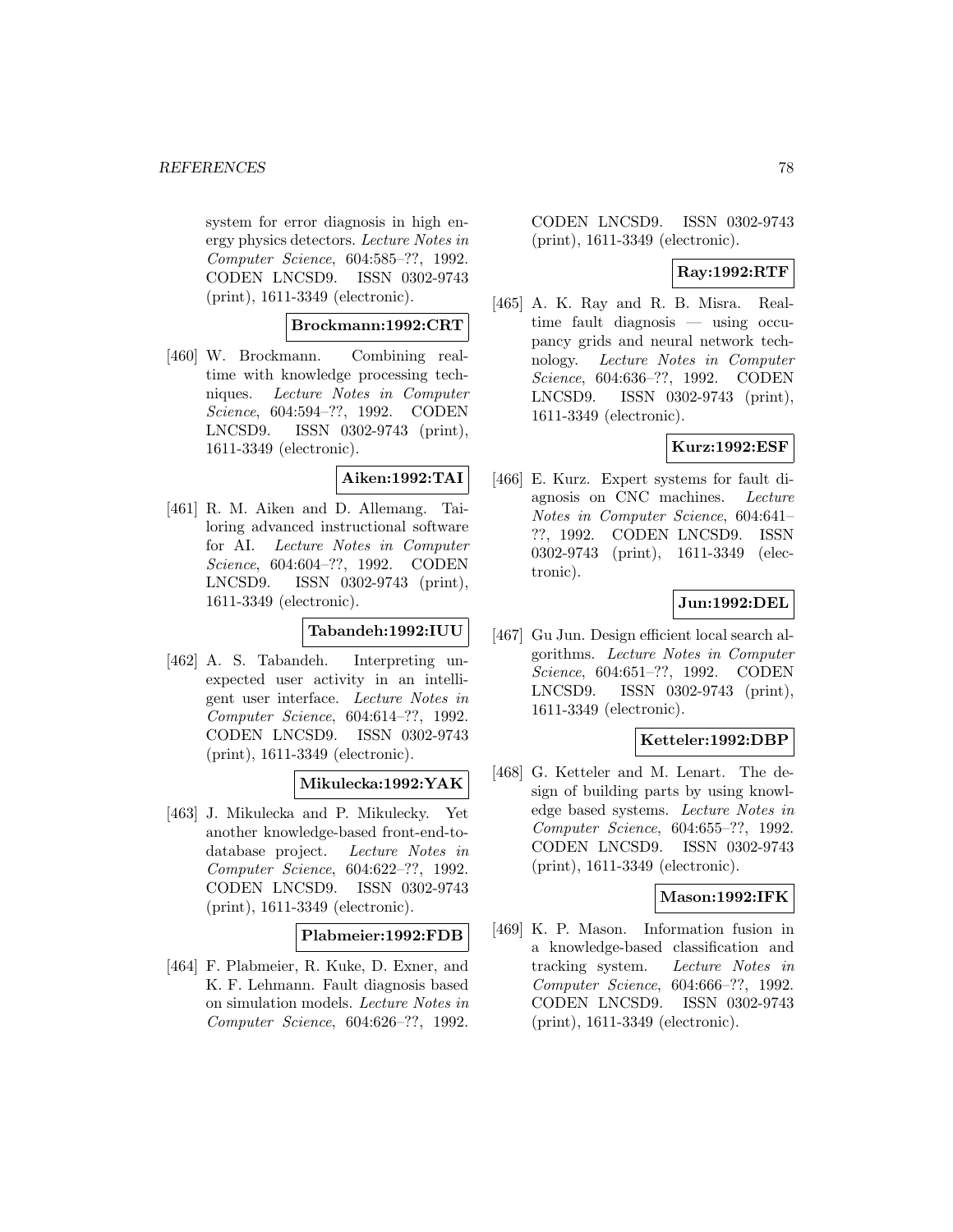system for error diagnosis in high energy physics detectors. *Lecture Notes in Computer Science*, 604:585–??, 1992. CODEN LNCSD9. ISSN 0302-9743 (print), 1611-3349 (electronic).

**Brockmann:1992:CRT**

[460] W. Brockmann. Combining real-time with knowledge processing techniques. *Lecture Notes in Computer Science*, 604:594–??, 1992. CODEN LNCSD9. ISSN 0302-9743 (print), 1611-3349 (electronic).

**Aiken:1992:TAI**

[461] R. M. Aiken and D. Allemang. Tailoring advanced instructional software for AI. *Lecture Notes in Computer Science*, 604:604–??, 1992. CODEN LNCSD9. ISSN 0302-9743 (print), 1611-3349 (electronic).

**Tabandeh:1992:IUU**

[462] A. S. Tabandeh. Interpreting unexpected user activity in an intelligent user interface. *Lecture Notes in Computer Science*, 604:614–??, 1992. CODEN LNCSD9. ISSN 0302-9743 (print), 1611-3349 (electronic).

**Mikulecka:1992:YAK**

[463] J. Mikulecka and P. Mikulecky. Yet another knowledge-based front-end-to-database project. *Lecture Notes in Computer Science*, 604:622–??, 1992. CODEN LNCSD9. ISSN 0302-9743 (print), 1611-3349 (electronic).

**Plabmeier:1992:FDB**

[464] F. Plabmeier, R. Kuke, D. Exner, and K. F. Lehmann. Fault diagnosis based on simulation models. *Lecture Notes in Computer Science*, 604:626–??, 1992. CODEN LNCSD9. ISSN 0302-9743 (print), 1611-3349 (electronic).

**Ray:1992:RTF**

[465] A. K. Ray and R. B. Misra. Real-time fault diagnosis — using occupancy grids and neural network technology. *Lecture Notes in Computer Science*, 604:636–??, 1992. CODEN LNCSD9. ISSN 0302-9743 (print), 1611-3349 (electronic).

**Kurz:1992:ESF**

[466] E. Kurz. Expert systems for fault diagnosis on CNC machines. *Lecture Notes in Computer Science*, 604:641–??, 1992. CODEN LNCSD9. ISSN 0302-9743 (print), 1611-3349 (electronic).

**Jun:1992:DEL**

[467] Gu Jun. Design efficient local search algorithms. *Lecture Notes in Computer Science*, 604:651–??, 1992. CODEN LNCSD9. ISSN 0302-9743 (print), 1611-3349 (electronic).

**Ketteler:1992:DBP**

[468] G. Ketteler and M. Lenart. The design of building parts by using knowledge based systems. *Lecture Notes in Computer Science*, 604:655–??, 1992. CODEN LNCSD9. ISSN 0302-9743 (print), 1611-3349 (electronic).

**Mason:1992:IFK**

[469] K. P. Mason. Information fusion in a knowledge-based classification and tracking system. *Lecture Notes in Computer Science*, 604:666–??, 1992. CODEN LNCSD9. ISSN 0302-9743 (print), 1611-3349 (electronic).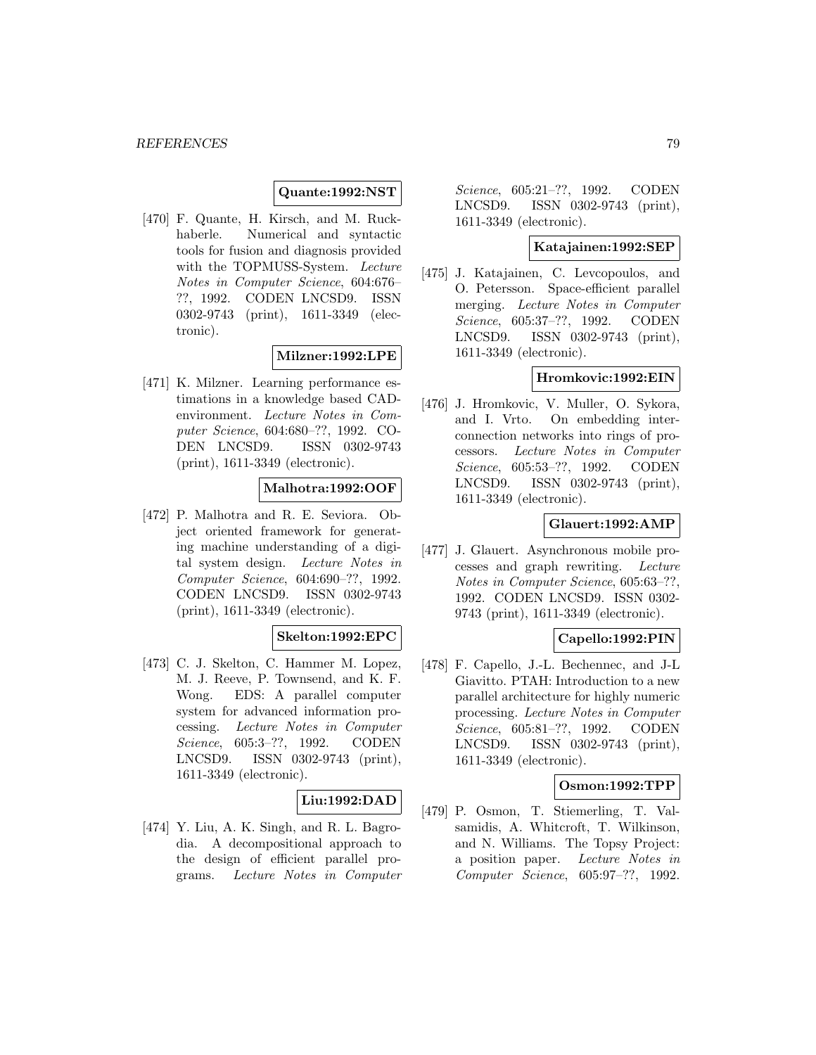**Quante:1992:NST**

[470] F. Quante, H. Kirsch, and M. Ruckhaberle. Numerical and syntactic tools for fusion and diagnosis provided with the TOPMUSS-System. *Lecture Notes in Computer Science*, 604:676–??, 1992. CODEN LNCSD9. ISSN 0302-9743 (print), 1611-3349 (electronic).

**Milzner:1992:LPE**

[471] K. Milzner. Learning performance estimations in a knowledge based CAD-environment. *Lecture Notes in Computer Science*, 604:680–??, 1992. CODEN LNCSD9. ISSN 0302-9743 (print), 1611-3349 (electronic).

**Malhotra:1992:OOF**

[472] P. Malhotra and R. E. Seviora. Object oriented framework for generating machine understanding of a digital system design. *Lecture Notes in Computer Science*, 604:690–??, 1992. CODEN LNCSD9. ISSN 0302-9743 (print), 1611-3349 (electronic).

**Skelton:1992:EPC**

[473] C. J. Skelton, C. Hammer M. Lopez, M. J. Reeve, P. Townsend, and K. F. Wong. EDS: A parallel computer system for advanced information processing. *Lecture Notes in Computer Science*, 605:3–??, 1992. CODEN LNCSD9. ISSN 0302-9743 (print), 1611-3349 (electronic).

**Liu:1992:DAD**

[474] Y. Liu, A. K. Singh, and R. L. Bagrodia. A decompositional approach to the design of efficient parallel programs. *Lecture Notes in Computer Science*, 605:21–??, 1992. CODEN LNCSD9. ISSN 0302-9743 (print), 1611-3349 (electronic).

**Katajainen:1992:SEP**

[475] J. Katajainen, C. Levcopoulos, and O. Petersson. Space-efficient parallel merging. *Lecture Notes in Computer Science*, 605:37–??, 1992. CODEN LNCSD9. ISSN 0302-9743 (print), 1611-3349 (electronic).

**Hromkovic:1992:EIN**

[476] J. Hromkovic, V. Muller, O. Sykora, and I. Vrto. On embedding interconnection networks into rings of processors. *Lecture Notes in Computer Science*, 605:53–??, 1992. CODEN LNCSD9. ISSN 0302-9743 (print), 1611-3349 (electronic).

**Glauert:1992:AMP**

[477] J. Glauert. Asynchronous mobile processes and graph rewriting. *Lecture Notes in Computer Science*, 605:63–??, 1992. CODEN LNCSD9. ISSN 0302-9743 (print), 1611-3349 (electronic).

**Capello:1992:PIN**

[478] F. Capello, J.-L. Bechennec, and J-L Giavitto. PTAH: Introduction to a new parallel architecture for highly numeric processing. *Lecture Notes in Computer Science*, 605:81–??, 1992. CODEN LNCSD9. ISSN 0302-9743 (print), 1611-3349 (electronic).

**Osmon:1992:TPP**

[479] P. Osmon, T. Stiemerling, T. Valsamidis, A. Whitcroft, T. Wilkinson, and N. Williams. The Topsy Project: a position paper. *Lecture Notes in Computer Science*, 605:97–??, 1992.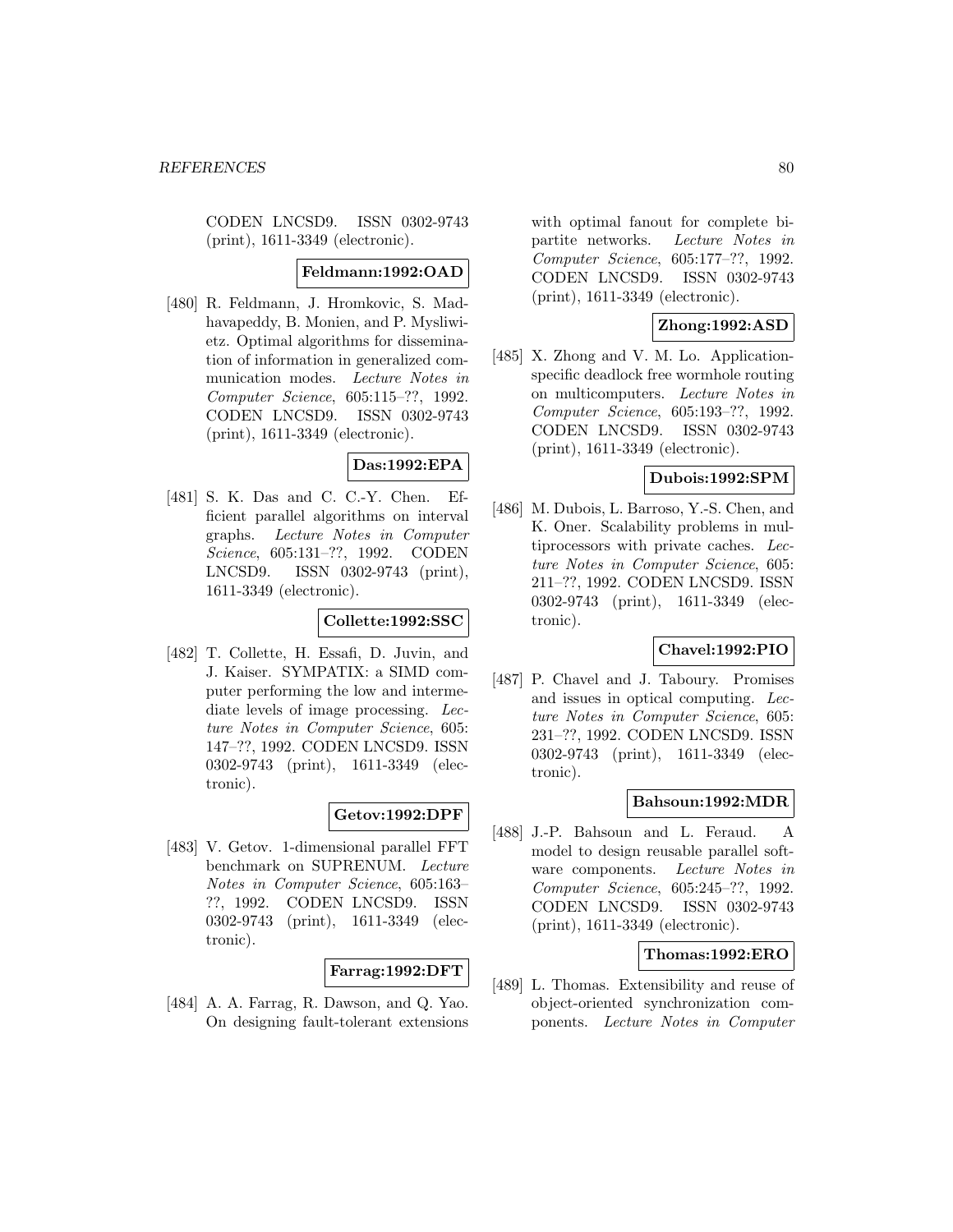CODEN LNCSD9. ISSN 0302-9743 (print), 1611-3349 (electronic).

**Feldmann:1992:OAD**

[480] R. Feldmann, J. Hromkovic, S. Madhavapeddy, B. Monien, and P. Mysliwietz. Optimal algorithms for dissemination of information in generalized communication modes. *Lecture Notes in Computer Science*, 605:115–??, 1992. CODEN LNCSD9. ISSN 0302-9743 (print), 1611-3349 (electronic).

**Das:1992:EPA**

[481] S. K. Das and C. C.-Y. Chen. Efficient parallel algorithms on interval graphs. *Lecture Notes in Computer Science*, 605:131–??, 1992. CODEN LNCSD9. ISSN 0302-9743 (print), 1611-3349 (electronic).

**Collette:1992:SSC**

[482] T. Collette, H. Essafi, D. Juvin, and J. Kaiser. SYMPATIX: a SIMD computer performing the low and intermediate levels of image processing. *Lecture Notes in Computer Science*, 605: 147–??, 1992. CODEN LNCSD9. ISSN 0302-9743 (print), 1611-3349 (electronic).

**Getov:1992:DPF**

[483] V. Getov. 1-dimensional parallel FFT benchmark on SUPRENUM. *Lecture Notes in Computer Science*, 605:163–??, 1992. CODEN LNCSD9. ISSN 0302-9743 (print), 1611-3349 (electronic).

**Farrag:1992:DFT**

[484] A. A. Farrag, R. Dawson, and Q. Yao. On designing fault-tolerant extensions with optimal fanout for complete bipartite networks. *Lecture Notes in Computer Science*, 605:177–??, 1992. CODEN LNCSD9. ISSN 0302-9743 (print), 1611-3349 (electronic).

**Zhong:1992:ASD**

[485] X. Zhong and V. M. Lo. Application-specific deadlock free wormhole routing on multicomputers. *Lecture Notes in Computer Science*, 605:193–??, 1992. CODEN LNCSD9. ISSN 0302-9743 (print), 1611-3349 (electronic).

**Dubois:1992:SPM**

[486] M. Dubois, L. Barroso, Y.-S. Chen, and K. Oner. Scalability problems in multiprocessors with private caches. *Lecture Notes in Computer Science*, 605: 211–??, 1992. CODEN LNCSD9. ISSN 0302-9743 (print), 1611-3349 (electronic).

**Chavel:1992:PIO**

[487] P. Chavel and J. Taboury. Promises and issues in optical computing. *Lecture Notes in Computer Science*, 605: 231–??, 1992. CODEN LNCSD9. ISSN 0302-9743 (print), 1611-3349 (electronic).

**Bahsoun:1992:MDR**

[488] J.-P. Bahsoun and L. Feraud. A model to design reusable parallel software components. *Lecture Notes in Computer Science*, 605:245–??, 1992. CODEN LNCSD9. ISSN 0302-9743 (print), 1611-3349 (electronic).

**Thomas:1992:ERO**

[489] L. Thomas. Extensibility and reuse of object-oriented synchronization components. *Lecture Notes in Computer*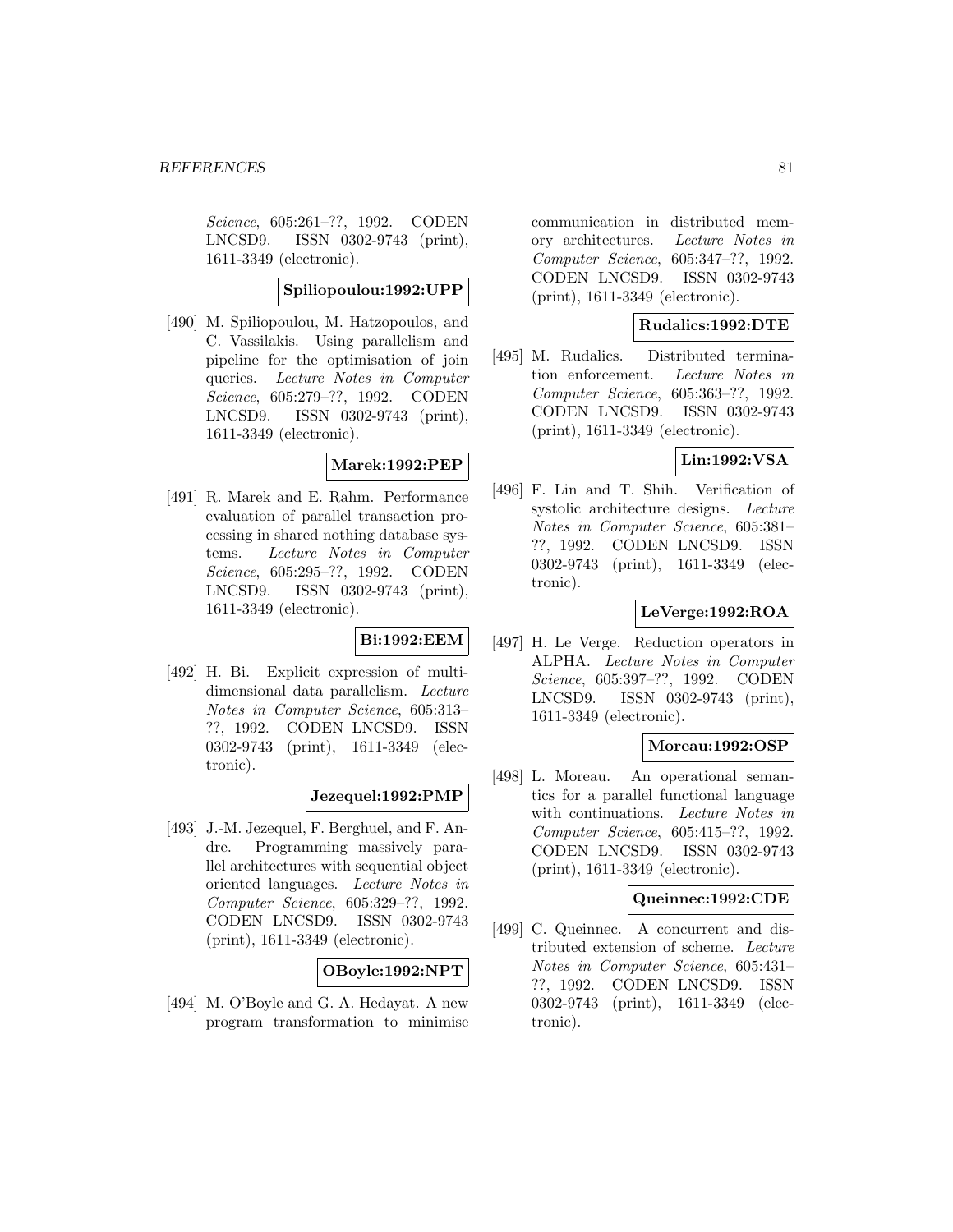*Science*, 605:261–??, 1992. CODEN LNCSD9. ISSN 0302-9743 (print), 1611-3349 (electronic).

**Spiliopoulou:1992:UPP**

[490] M. Spiliopoulou, M. Hatzopoulos, and C. Vassilakis. Using parallelism and pipeline for the optimisation of join queries. *Lecture Notes in Computer Science*, 605:279–??, 1992. CODEN LNCSD9. ISSN 0302-9743 (print), 1611-3349 (electronic).

**Marek:1992:PEP**

[491] R. Marek and E. Rahm. Performance evaluation of parallel transaction processing in shared nothing database systems. *Lecture Notes in Computer Science*, 605:295–??, 1992. CODEN LNCSD9. ISSN 0302-9743 (print), 1611-3349 (electronic).

**Bi:1992:EEM**

[492] H. Bi. Explicit expression of multidimensional data parallelism. *Lecture Notes in Computer Science*, 605:313–??, 1992. CODEN LNCSD9. ISSN 0302-9743 (print), 1611-3349 (electronic).

**Jezequel:1992:PMP**

[493] J.-M. Jezequel, F. Berghuel, and F. Andre. Programming massively parallel architectures with sequential object oriented languages. *Lecture Notes in Computer Science*, 605:329–??, 1992. CODEN LNCSD9. ISSN 0302-9743 (print), 1611-3349 (electronic).

**OBoyle:1992:NPT**

[494] M. O'Boyle and G. A. Hedayat. A new program transformation to minimise communication in distributed memory architectures. *Lecture Notes in Computer Science*, 605:347–??, 1992. CODEN LNCSD9. ISSN 0302-9743 (print), 1611-3349 (electronic).

**Rudalics:1992:DTE**

[495] M. Rudalics. Distributed termination enforcement. *Lecture Notes in Computer Science*, 605:363–??, 1992. CODEN LNCSD9. ISSN 0302-9743 (print), 1611-3349 (electronic).

**Lin:1992:VSA**

[496] F. Lin and T. Shih. Verification of systolic architecture designs. *Lecture Notes in Computer Science*, 605:381–??, 1992. CODEN LNCSD9. ISSN 0302-9743 (print), 1611-3349 (electronic).

**LeVerge:1992:ROA**

[497] H. Le Verge. Reduction operators in ALPHA. *Lecture Notes in Computer Science*, 605:397–??, 1992. CODEN LNCSD9. ISSN 0302-9743 (print), 1611-3349 (electronic).

**Moreau:1992:OSP**

[498] L. Moreau. An operational semantics for a parallel functional language with continuations. *Lecture Notes in Computer Science*, 605:415–??, 1992. CODEN LNCSD9. ISSN 0302-9743 (print), 1611-3349 (electronic).

**Queinnec:1992:CDE**

[499] C. Queinnec. A concurrent and distributed extension of scheme. *Lecture Notes in Computer Science*, 605:431–??, 1992. CODEN LNCSD9. ISSN 0302-9743 (print), 1611-3349 (electronic).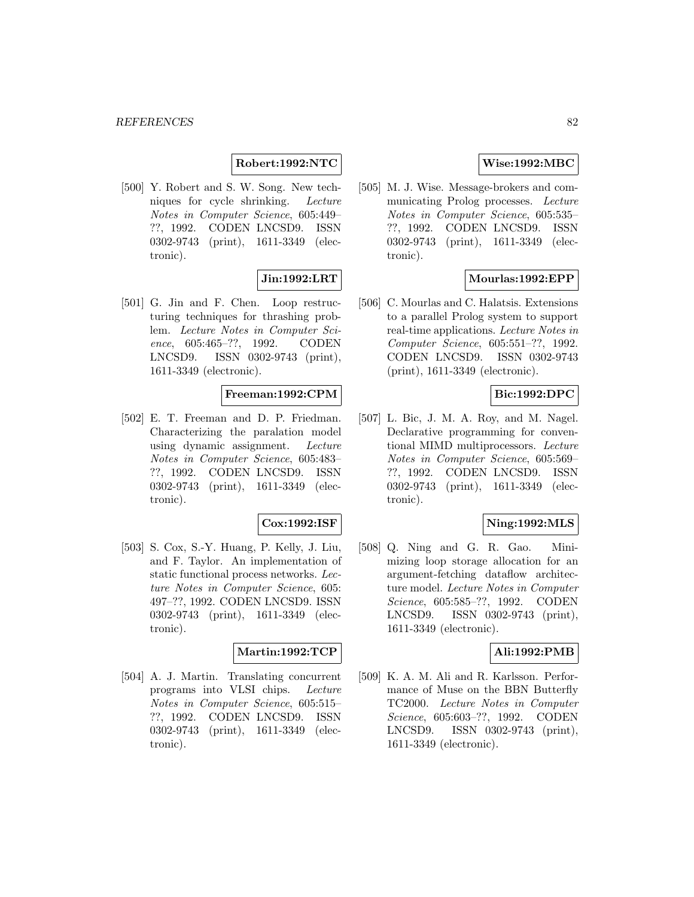**Robert:1992:NTC**

[500] Y. Robert and S. W. Song. New techniques for cycle shrinking. *Lecture Notes in Computer Science*, 605:449–??, 1992. CODEN LNCSD9. ISSN 0302-9743 (print), 1611-3349 (electronic).

**Jin:1992:LRT**

[501] G. Jin and F. Chen. Loop restructuring techniques for thrashing problem. *Lecture Notes in Computer Science*, 605:465–??, 1992. CODEN LNCSD9. ISSN 0302-9743 (print), 1611-3349 (electronic).

**Freeman:1992:CPM**

[502] E. T. Freeman and D. P. Friedman. Characterizing the paralation model using dynamic assignment. *Lecture Notes in Computer Science*, 605:483–??, 1992. CODEN LNCSD9. ISSN 0302-9743 (print), 1611-3349 (electronic).

**Cox:1992:ISF**

[503] S. Cox, S.-Y. Huang, P. Kelly, J. Liu, and F. Taylor. An implementation of static functional process networks. *Lecture Notes in Computer Science*, 605: 497–??, 1992. CODEN LNCSD9. ISSN 0302-9743 (print), 1611-3349 (electronic).

**Martin:1992:TCP**

[504] A. J. Martin. Translating concurrent programs into VLSI chips. *Lecture Notes in Computer Science*, 605:515–??, 1992. CODEN LNCSD9. ISSN 0302-9743 (print), 1611-3349 (electronic).

**Wise:1992:MBC**

[505] M. J. Wise. Message-brokers and communicating Prolog processes. *Lecture Notes in Computer Science*, 605:535–??, 1992. CODEN LNCSD9. ISSN 0302-9743 (print), 1611-3349 (electronic).

**Mourlas:1992:EPP**

[506] C. Mourlas and C. Halatsis. Extensions to a parallel Prolog system to support real-time applications. *Lecture Notes in Computer Science*, 605:551–??, 1992. CODEN LNCSD9. ISSN 0302-9743 (print), 1611-3349 (electronic).

**Bic:1992:DPC**

[507] L. Bic, J. M. A. Roy, and M. Nagel. Declarative programming for conventional MIMD multiprocessors. *Lecture Notes in Computer Science*, 605:569–??, 1992. CODEN LNCSD9. ISSN 0302-9743 (print), 1611-3349 (electronic).

**Ning:1992:MLS**

[508] Q. Ning and G. R. Gao. Minimizing loop storage allocation for an argument-fetching dataflow architecture model. *Lecture Notes in Computer Science*, 605:585–??, 1992. CODEN LNCSD9. ISSN 0302-9743 (print), 1611-3349 (electronic).

**Ali:1992:PMB**

[509] K. A. M. Ali and R. Karlsson. Performance of Muse on the BBN Butterfly TC2000. *Lecture Notes in Computer Science*, 605:603–??, 1992. CODEN LNCSD9. ISSN 0302-9743 (print), 1611-3349 (electronic).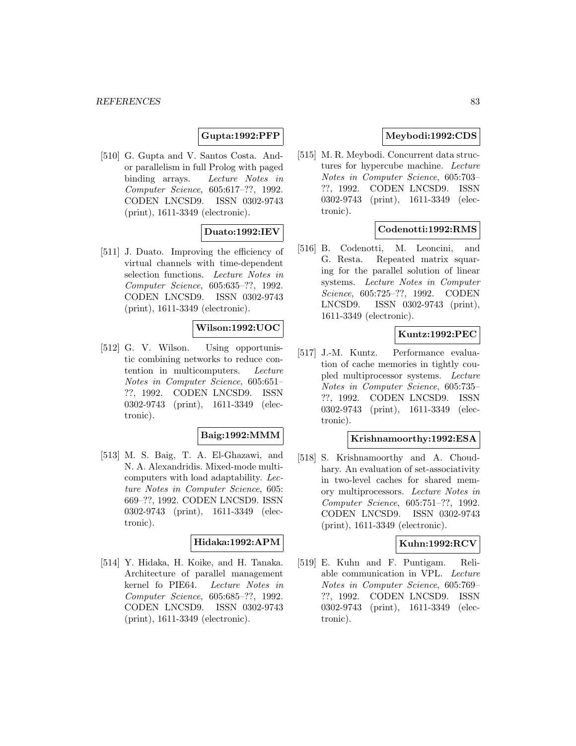**Gupta:1992:PFP**

[510] G. Gupta and V. Santos Costa. And-or parallelism in full Prolog with paged binding arrays. *Lecture Notes in Computer Science*, 605:617–??, 1992. CODEN LNCSD9. ISSN 0302-9743 (print), 1611-3349 (electronic).

**Duato:1992:IEV**

[511] J. Duato. Improving the efficiency of virtual channels with time-dependent selection functions. *Lecture Notes in Computer Science*, 605:635–??, 1992. CODEN LNCSD9. ISSN 0302-9743 (print), 1611-3349 (electronic).

**Wilson:1992:UOC**

[512] G. V. Wilson. Using opportunistic combining networks to reduce contention in multicomputers. *Lecture Notes in Computer Science*, 605:651–??, 1992. CODEN LNCSD9. ISSN 0302-9743 (print), 1611-3349 (electronic).

**Baig:1992:MMM**

[513] M. S. Baig, T. A. El-Ghazawi, and N. A. Alexandridis. Mixed-mode multicomputers with load adaptability. *Lecture Notes in Computer Science*, 605: 669–??, 1992. CODEN LNCSD9. ISSN 0302-9743 (print), 1611-3349 (electronic).

**Hidaka:1992:APM**

[514] Y. Hidaka, H. Koike, and H. Tanaka. Architecture of parallel management kernel fo PIE64. *Lecture Notes in Computer Science*, 605:685–??, 1992. CODEN LNCSD9. ISSN 0302-9743 (print), 1611-3349 (electronic).

**Meybodi:1992:CDS**

[515] M. R. Meybodi. Concurrent data structures for hypercube machine. *Lecture Notes in Computer Science*, 605:703–??, 1992. CODEN LNCSD9. ISSN 0302-9743 (print), 1611-3349 (electronic).

**Codenotti:1992:RMS**

[516] B. Codenotti, M. Leoncini, and G. Resta. Repeated matrix squaring for the parallel solution of linear systems. *Lecture Notes in Computer Science*, 605:725–??, 1992. CODEN LNCSD9. ISSN 0302-9743 (print), 1611-3349 (electronic).

**Kuntz:1992:PEC**

[517] J.-M. Kuntz. Performance evaluation of cache memories in tightly coupled multiprocessor systems. *Lecture Notes in Computer Science*, 605:735–??, 1992. CODEN LNCSD9. ISSN 0302-9743 (print), 1611-3349 (electronic).

**Krishnamoorthy:1992:ESA**

[518] S. Krishnamoorthy and A. Choudhary. An evaluation of set-associativity in two-level caches for shared memory multiprocessors. *Lecture Notes in Computer Science*, 605:751–??, 1992. CODEN LNCSD9. ISSN 0302-9743 (print), 1611-3349 (electronic).

**Kuhn:1992:RCV**

[519] E. Kuhn and F. Puntigam. Reliable communication in VPL. *Lecture Notes in Computer Science*, 605:769–??, 1992. CODEN LNCSD9. ISSN 0302-9743 (print), 1611-3349 (electronic).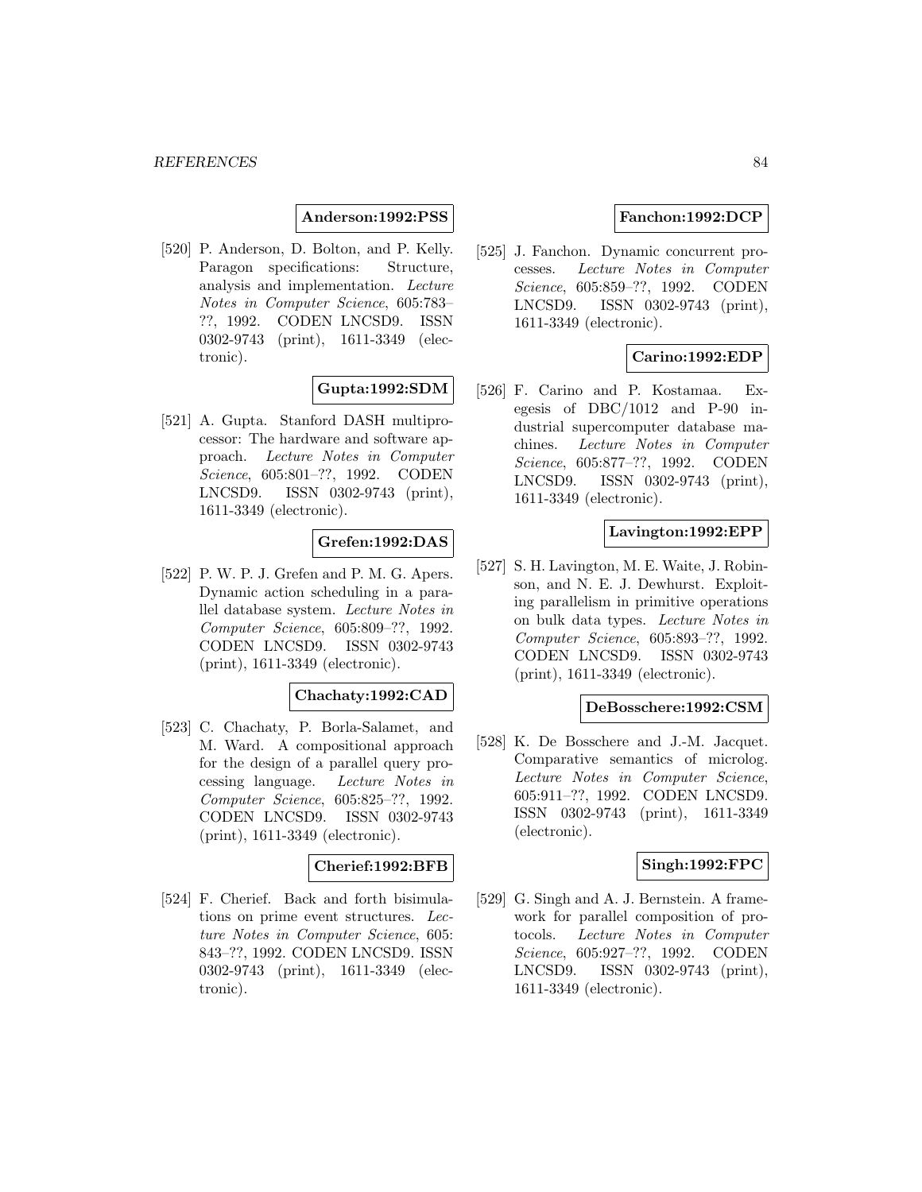**Anderson:1992:PSS**

[520] P. Anderson, D. Bolton, and P. Kelly. Paragon specifications: Structure, analysis and implementation. *Lecture Notes in Computer Science*, 605:783–??, 1992. CODEN LNCSD9. ISSN 0302-9743 (print), 1611-3349 (electronic).

**Gupta:1992:SDM**

[521] A. Gupta. Stanford DASH multiprocessor: The hardware and software approach. *Lecture Notes in Computer Science*, 605:801–??, 1992. CODEN LNCSD9. ISSN 0302-9743 (print), 1611-3349 (electronic).

**Grefen:1992:DAS**

[522] P. W. P. J. Grefen and P. M. G. Apers. Dynamic action scheduling in a parallel database system. *Lecture Notes in Computer Science*, 605:809–??, 1992. CODEN LNCSD9. ISSN 0302-9743 (print), 1611-3349 (electronic).

**Chachaty:1992:CAD**

[523] C. Chachaty, P. Borla-Salamet, and M. Ward. A compositional approach for the design of a parallel query processing language. *Lecture Notes in Computer Science*, 605:825–??, 1992. CODEN LNCSD9. ISSN 0302-9743 (print), 1611-3349 (electronic).

**Cherief:1992:BFB**

[524] F. Cherief. Back and forth bisimulations on prime event structures. *Lecture Notes in Computer Science*, 605: 843–??, 1992. CODEN LNCSD9. ISSN 0302-9743 (print), 1611-3349 (electronic).

**Fanchon:1992:DCP**

[525] J. Fanchon. Dynamic concurrent processes. *Lecture Notes in Computer Science*, 605:859–??, 1992. CODEN LNCSD9. ISSN 0302-9743 (print), 1611-3349 (electronic).

**Carino:1992:EDP**

[526] F. Carino and P. Kostamaa. Exegesis of DBC/1012 and P-90 industrial supercomputer database machines. *Lecture Notes in Computer Science*, 605:877–??, 1992. CODEN LNCSD9. ISSN 0302-9743 (print), 1611-3349 (electronic).

**Lavington:1992:EPP**

[527] S. H. Lavington, M. E. Waite, J. Robinson, and N. E. J. Dewhurst. Exploiting parallelism in primitive operations on bulk data types. *Lecture Notes in Computer Science*, 605:893–??, 1992. CODEN LNCSD9. ISSN 0302-9743 (print), 1611-3349 (electronic).

**DeBosschere:1992:CSM**

[528] K. De Bosschere and J.-M. Jacquet. Comparative semantics of micrôlog. *Lecture Notes in Computer Science*, 605:911–??, 1992. CODEN LNCSD9. ISSN 0302-9743 (print), 1611-3349 (electronic).

**Singh:1992:FPC**

[529] G. Singh and A. J. Bernstein. A framework for parallel composition of protocols. *Lecture Notes in Computer Science*, 605:927–??, 1992. CODEN LNCSD9. ISSN 0302-9743 (print), 1611-3349 (electronic).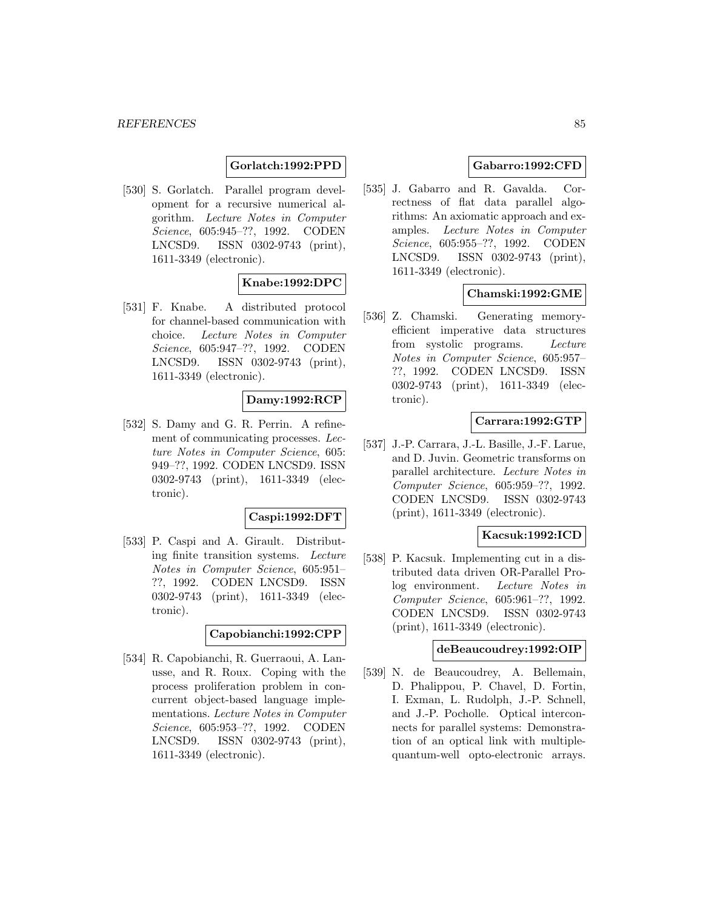**Gorlatch:1992:PPD**

[530] S. Gorlatch. Parallel program development for a recursive numerical algorithm. *Lecture Notes in Computer Science*, 605:945–??, 1992. CODEN LNCSD9. ISSN 0302-9743 (print), 1611-3349 (electronic).

**Knabe:1992:DPC**

[531] F. Knabe. A distributed protocol for channel-based communication with choice. *Lecture Notes in Computer Science*, 605:947–??, 1992. CODEN LNCSD9. ISSN 0302-9743 (print), 1611-3349 (electronic).

**Damy:1992:RCP**

[532] S. Damy and G. R. Perrin. A refinement of communicating processes. *Lecture Notes in Computer Science*, 605: 949–??, 1992. CODEN LNCSD9. ISSN 0302-9743 (print), 1611-3349 (electronic).

**Caspi:1992:DFT**

[533] P. Caspi and A. Girault. Distributing finite transition systems. *Lecture Notes in Computer Science*, 605:951–??, 1992. CODEN LNCSD9. ISSN 0302-9743 (print), 1611-3349 (electronic).

**Capobianchi:1992:CPP**

[534] R. Capobianchi, R. Guerraoui, A. Lanusse, and R. Roux. Coping with the process proliferation problem in concurrent object-based language implementations. *Lecture Notes in Computer Science*, 605:953–??, 1992. CODEN LNCSD9. ISSN 0302-9743 (print), 1611-3349 (electronic).

**Gabarro:1992:CFD**

[535] J. Gabarro and R. Gavalda. Correctness of flat data parallel algorithms: An axiomatic approach and examples. *Lecture Notes in Computer Science*, 605:955–??, 1992. CODEN LNCSD9. ISSN 0302-9743 (print), 1611-3349 (electronic).

**Chamski:1992:GME**

[536] Z. Chamski. Generating memory-efficient imperative data structures from systolic programs. *Lecture Notes in Computer Science*, 605:957–??, 1992. CODEN LNCSD9. ISSN 0302-9743 (print), 1611-3349 (electronic).

**Carrara:1992:GTP**

[537] J.-P. Carrara, J.-L. Basille, J.-F. Larue, and D. Juvin. Geometric transforms on parallel architecture. *Lecture Notes in Computer Science*, 605:959–??, 1992. CODEN LNCSD9. ISSN 0302-9743 (print), 1611-3349 (electronic).

**Kacsuk:1992:ICD**

[538] P. Kacsuk. Implementing cut in a distributed data driven OR-Parallel Prolog environment. *Lecture Notes in Computer Science*, 605:961–??, 1992. CODEN LNCSD9. ISSN 0302-9743 (print), 1611-3349 (electronic).

**deBeaucoudrey:1992:OIP**

[539] N. de Beaucoudrey, A. Bellemain, D. Phalippou, P. Chavel, D. Fortin, I. Exman, L. Rudolph, J.-P. Schnell, and J.-P. Pocholle. Optical interconnects for parallel systems: Demonstration of an optical link with multiple-quantum-well opto-electronic arrays.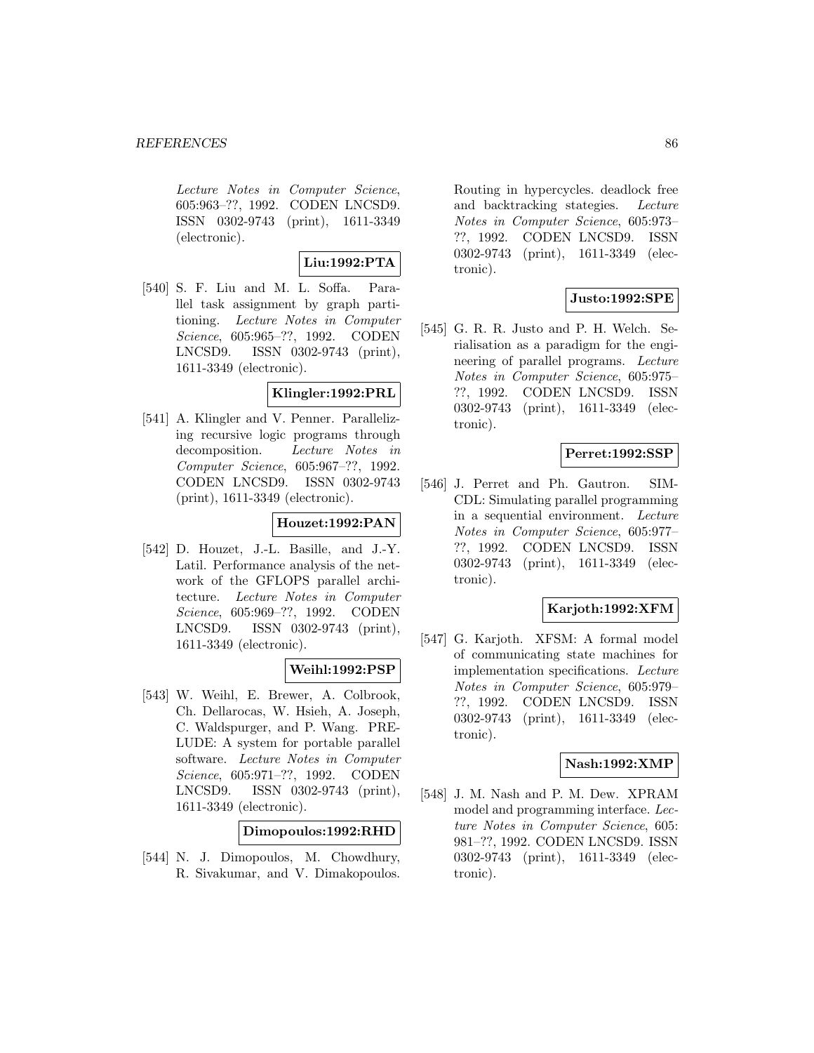*Lecture Notes in Computer Science*, 605:963–??, 1992. CODEN LNCSD9. ISSN 0302-9743 (print), 1611-3349 (electronic).

**Liu:1992:PTA**

[540] S. F. Liu and M. L. Soffa. Parallel task assignment by graph partitioning. *Lecture Notes in Computer Science*, 605:965–??, 1992. CODEN LNCSD9. ISSN 0302-9743 (print), 1611-3349 (electronic).

**Klingler:1992:PRL**

[541] A. Klingler and V. Penner. Parallelizing recursive logic programs through decomposition. *Lecture Notes in Computer Science*, 605:967–??, 1992. CODEN LNCSD9. ISSN 0302-9743 (print), 1611-3349 (electronic).

**Houzet:1992:PAN**

[542] D. Houzet, J.-L. Basille, and J.-Y. Latil. Performance analysis of the network of the GFLOPS parallel architecture. *Lecture Notes in Computer Science*, 605:969–??, 1992. CODEN LNCSD9. ISSN 0302-9743 (print), 1611-3349 (electronic).

**Weihl:1992:PSP**

[543] W. Weihl, E. Brewer, A. Colbrook, Ch. Dellarocas, W. Hsieh, A. Joseph, C. Waldspurger, and P. Wang. PRELUDE: A system for portable parallel software. *Lecture Notes in Computer Science*, 605:971–??, 1992. CODEN LNCSD9. ISSN 0302-9743 (print), 1611-3349 (electronic).

**Dimopoulos:1992:RHD**

[544] N. J. Dimopoulos, M. Chowdhury, R. Sivakumar, and V. Dimakopoulos. Routing in hypercycles. deadlock free and backtracking stategies. *Lecture Notes in Computer Science*, 605:973–??, 1992. CODEN LNCSD9. ISSN 0302-9743 (print), 1611-3349 (electronic).

**Justo:1992:SPE**

[545] G. R. R. Justo and P. H. Welch. Serialisation as a paradigm for the engineering of parallel programs. *Lecture Notes in Computer Science*, 605:975–??, 1992. CODEN LNCSD9. ISSN 0302-9743 (print), 1611-3349 (electronic).

**Perret:1992:SSP**

[546] J. Perret and Ph. Gautron. SIMCDL: Simulating parallel programming in a sequential environment. *Lecture Notes in Computer Science*, 605:977–??, 1992. CODEN LNCSD9. ISSN 0302-9743 (print), 1611-3349 (electronic).

**Karjoth:1992:XFM**

[547] G. Karjoth. XFSM: A formal model of communicating state machines for implementation specifications. *Lecture Notes in Computer Science*, 605:979–??, 1992. CODEN LNCSD9. ISSN 0302-9743 (print), 1611-3349 (electronic).

**Nash:1992:XMP**

[548] J. M. Nash and P. M. Dew. XPRAM model and programming interface. *Lecture Notes in Computer Science*, 605: 981–??, 1992. CODEN LNCSD9. ISSN 0302-9743 (print), 1611-3349 (electronic).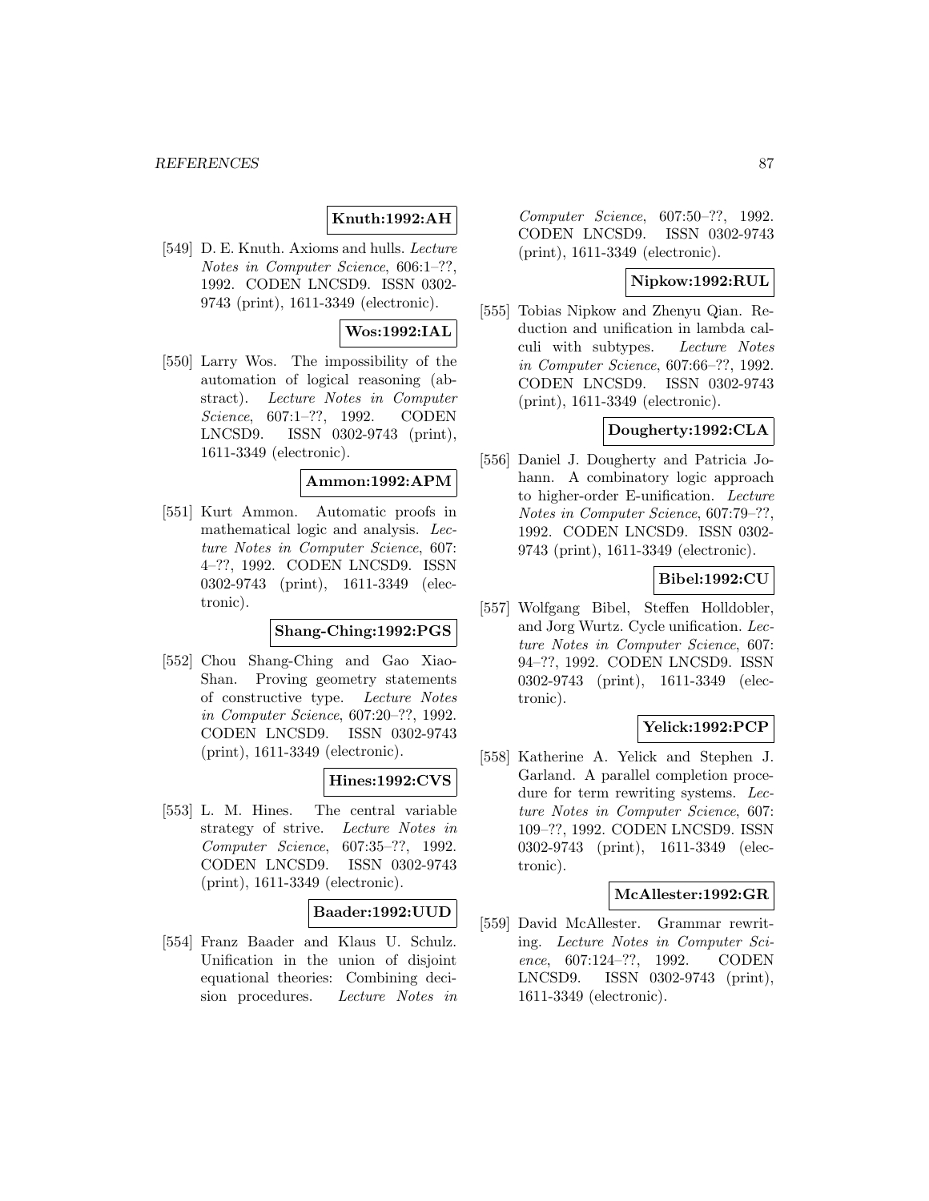**Knuth:1992:AH**

[549] D. E. Knuth. Axioms and hulls. *Lecture Notes in Computer Science*, 606:1–??, 1992. CODEN LNCSD9. ISSN 0302-9743 (print), 1611-3349 (electronic).

**Wos:1992:IAL**

[550] Larry Wos. The impossibility of the automation of logical reasoning (abstract). *Lecture Notes in Computer Science*, 607:1–??, 1992. CODEN LNCSD9. ISSN 0302-9743 (print), 1611-3349 (electronic).

**Ammon:1992:APM**

[551] Kurt Ammon. Automatic proofs in mathematical logic and analysis. *Lecture Notes in Computer Science*, 607: 4–??, 1992. CODEN LNCSD9. ISSN 0302-9743 (print), 1611-3349 (electronic).

**Shang-Ching:1992:PGS**

[552] Chou Shang-Ching and Gao Xiao-Shan. Proving geometry statements of constructive type. *Lecture Notes in Computer Science*, 607:20–??, 1992. CODEN LNCSD9. ISSN 0302-9743 (print), 1611-3349 (electronic).

**Hines:1992:CVS**

[553] L. M. Hines. The central variable strategy of strive. *Lecture Notes in Computer Science*, 607:35–??, 1992. CODEN LNCSD9. ISSN 0302-9743 (print), 1611-3349 (electronic).

**Baader:1992:UUD**

[554] Franz Baader and Klaus U. Schulz. Unification in the union of disjoint equational theories: Combining decision procedures. *Lecture Notes in Computer Science*, 607:50–??, 1992. CODEN LNCSD9. ISSN 0302-9743 (print), 1611-3349 (electronic).

**Nipkow:1992:RUL**

[555] Tobias Nipkow and Zhenyu Qian. Reduction and unification in lambda calculi with subtypes. *Lecture Notes in Computer Science*, 607:66–??, 1992. CODEN LNCSD9. ISSN 0302-9743 (print), 1611-3349 (electronic).

**Dougherty:1992:CLA**

[556] Daniel J. Dougherty and Patricia Johann. A combinatory logic approach to higher-order E-unification. *Lecture Notes in Computer Science*, 607:79–??, 1992. CODEN LNCSD9. ISSN 0302-9743 (print), 1611-3349 (electronic).

**Bibel:1992:CU**

[557] Wolfgang Bibel, Steffen Holldobler, and Jorg Wurtz. Cycle unification. *Lecture Notes in Computer Science*, 607: 94–??, 1992. CODEN LNCSD9. ISSN 0302-9743 (print), 1611-3349 (electronic).

**Yelick:1992:PCP**

[558] Katherine A. Yelick and Stephen J. Garland. A parallel completion procedure for term rewriting systems. *Lecture Notes in Computer Science*, 607: 109–??, 1992. CODEN LNCSD9. ISSN 0302-9743 (print), 1611-3349 (electronic).

**McAllester:1992:GR**

[559] David McAllester. Grammar rewriting. *Lecture Notes in Computer Science*, 607:124–??, 1992. CODEN LNCSD9. ISSN 0302-9743 (print), 1611-3349 (electronic).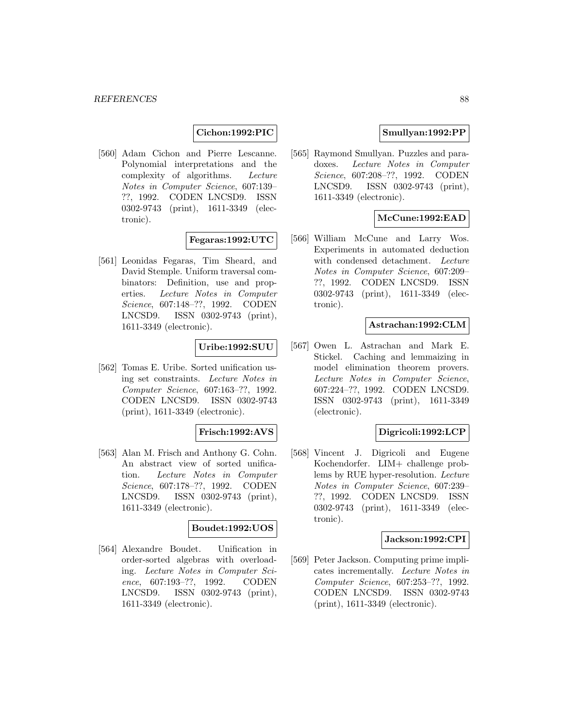**Cichon:1992:PIC**

[560] Adam Cichon and Pierre Lescanne. Polynomial interpretations and the complexity of algorithms. *Lecture Notes in Computer Science*, 607:139–??, 1992. CODEN LNCSD9. ISSN 0302-9743 (print), 1611-3349 (electronic).

**Fegaras:1992:UTC**

[561] Leonidas Fegaras, Tim Sheard, and David Stemple. Uniform traversal combinators: Definition, use and properties. *Lecture Notes in Computer Science*, 607:148–??, 1992. CODEN LNCSD9. ISSN 0302-9743 (print), 1611-3349 (electronic).

**Uribe:1992:SUU**

[562] Tomas E. Uribe. Sorted unification using set constraints. *Lecture Notes in Computer Science*, 607:163–??, 1992. CODEN LNCSD9. ISSN 0302-9743 (print), 1611-3349 (electronic).

**Frisch:1992:AVS**

[563] Alan M. Frisch and Anthony G. Cohn. An abstract view of sorted unification. *Lecture Notes in Computer Science*, 607:178–??, 1992. CODEN LNCSD9. ISSN 0302-9743 (print), 1611-3349 (electronic).

**Boudet:1992:UOS**

[564] Alexandre Boudet. Unification in order-sorted algebras with overloading. *Lecture Notes in Computer Science*, 607:193–??, 1992. CODEN LNCSD9. ISSN 0302-9743 (print), 1611-3349 (electronic).

**Smullyan:1992:PP**

[565] Raymond Smullyan. Puzzles and paradoxes. *Lecture Notes in Computer Science*, 607:208–??, 1992. CODEN LNCSD9. ISSN 0302-9743 (print), 1611-3349 (electronic).

**McCune:1992:EAD**

[566] William McCune and Larry Wos. Experiments in automated deduction with condensed detachment. *Lecture Notes in Computer Science*, 607:209–??, 1992. CODEN LNCSD9. ISSN 0302-9743 (print), 1611-3349 (electronic).

**Astrachan:1992:CLM**

[567] Owen L. Astrachan and Mark E. Stickel. Caching and lemmaizing in model elimination theorem provers. *Lecture Notes in Computer Science*, 607:224–??, 1992. CODEN LNCSD9. ISSN 0302-9743 (print), 1611-3349 (electronic).

**Digricoli:1992:LCP**

[568] Vincent J. Digricoli and Eugene Kochendorfer. LIM+ challenge problems by RUE hyper-resolution. *Lecture Notes in Computer Science*, 607:239–??, 1992. CODEN LNCSD9. ISSN 0302-9743 (print), 1611-3349 (electronic).

**Jackson:1992:CPI**

[569] Peter Jackson. Computing prime implicates incrementally. *Lecture Notes in Computer Science*, 607:253–??, 1992. CODEN LNCSD9. ISSN 0302-9743 (print), 1611-3349 (electronic).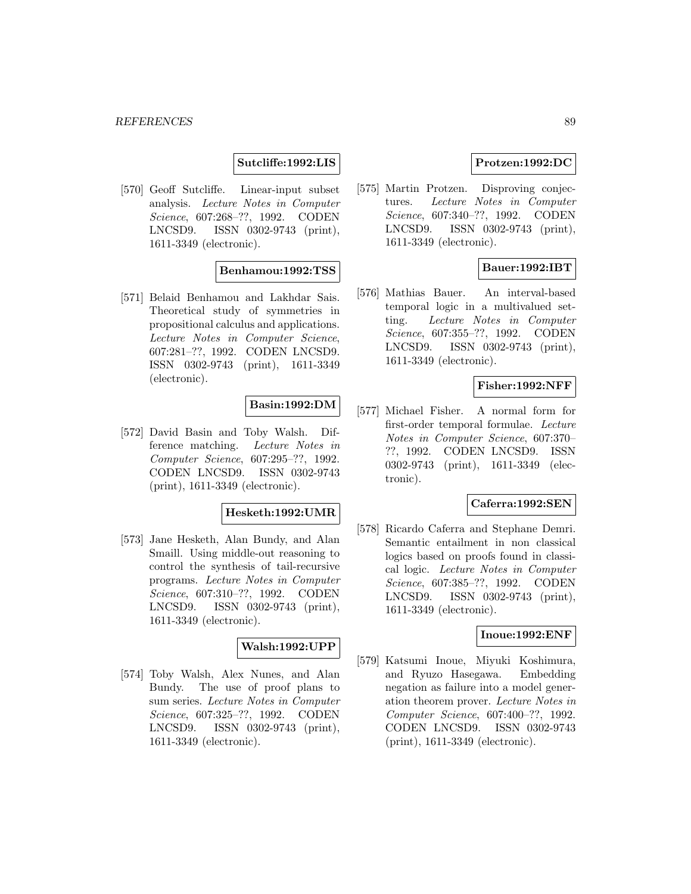**Sutcliffe:1992:LIS**

[570] Geoff Sutcliffe. Linear-input subset analysis. *Lecture Notes in Computer Science*, 607:268–??, 1992. CODEN LNCSD9. ISSN 0302-9743 (print), 1611-3349 (electronic).

**Benhamou:1992:TSS**

[571] Belaid Benhamou and Lakhdar Sais. Theoretical study of symmetries in propositional calculus and applications. *Lecture Notes in Computer Science*, 607:281–??, 1992. CODEN LNCSD9. ISSN 0302-9743 (print), 1611-3349 (electronic).

**Basin:1992:DM**

[572] David Basin and Toby Walsh. Difference matching. *Lecture Notes in Computer Science*, 607:295–??, 1992. CODEN LNCSD9. ISSN 0302-9743 (print), 1611-3349 (electronic).

**Hesketh:1992:UMR**

[573] Jane Hesketh, Alan Bundy, and Alan Smaill. Using middle-out reasoning to control the synthesis of tail-recursive programs. *Lecture Notes in Computer Science*, 607:310–??, 1992. CODEN LNCSD9. ISSN 0302-9743 (print), 1611-3349 (electronic).

**Walsh:1992:UPP**

[574] Toby Walsh, Alex Nunes, and Alan Bundy. The use of proof plans to sum series. *Lecture Notes in Computer Science*, 607:325–??, 1992. CODEN LNCSD9. ISSN 0302-9743 (print), 1611-3349 (electronic).

**Protzen:1992:DC**

[575] Martin Protzen. Disproving conjectures. *Lecture Notes in Computer Science*, 607:340–??, 1992. CODEN LNCSD9. ISSN 0302-9743 (print), 1611-3349 (electronic).

**Bauer:1992:IBT**

[576] Mathias Bauer. An interval-based temporal logic in a multivalued setting. *Lecture Notes in Computer Science*, 607:355–??, 1992. CODEN LNCSD9. ISSN 0302-9743 (print), 1611-3349 (electronic).

**Fisher:1992:NFF**

[577] Michael Fisher. A normal form for first-order temporal formulae. *Lecture Notes in Computer Science*, 607:370–??, 1992. CODEN LNCSD9. ISSN 0302-9743 (print), 1611-3349 (electronic).

**Caferra:1992:SEN**

[578] Ricardo Caferra and Stephane Demri. Semantic entailment in non classical logics based on proofs found in classical logic. *Lecture Notes in Computer Science*, 607:385–??, 1992. CODEN LNCSD9. ISSN 0302-9743 (print), 1611-3349 (electronic).

**Inoue:1992:ENF**

[579] Katsumi Inoue, Miyuki Koshimura, and Ryuzo Hasegawa. Embedding negation as failure into a model generation theorem prover. *Lecture Notes in Computer Science*, 607:400–??, 1992. CODEN LNCSD9. ISSN 0302-9743 (print), 1611-3349 (electronic).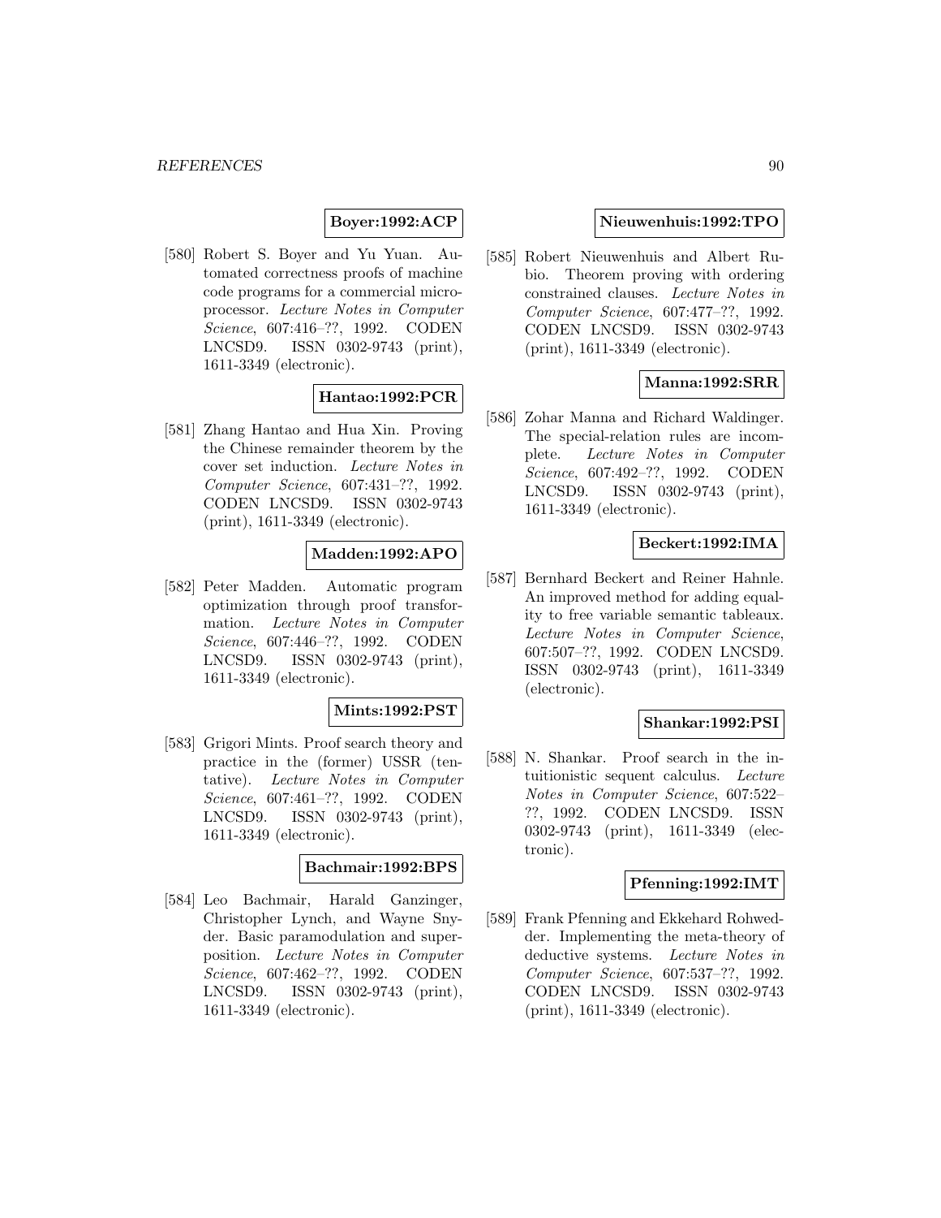**Boyer:1992:ACP**

[580] Robert S. Boyer and Yu Yuan. Automated correctness proofs of machine code programs for a commercial microprocessor. *Lecture Notes in Computer Science*, 607:416–??, 1992. CODEN LNCSD9. ISSN 0302-9743 (print), 1611-3349 (electronic).

**Hantao:1992:PCR**

[581] Zhang Hantao and Hua Xin. Proving the Chinese remainder theorem by the cover set induction. *Lecture Notes in Computer Science*, 607:431–??, 1992. CODEN LNCSD9. ISSN 0302-9743 (print), 1611-3349 (electronic).

**Madden:1992:APO**

[582] Peter Madden. Automatic program optimization through proof transformation. *Lecture Notes in Computer Science*, 607:446–??, 1992. CODEN LNCSD9. ISSN 0302-9743 (print), 1611-3349 (electronic).

**Mints:1992:PST**

[583] Grigori Mints. Proof search theory and practice in the (former) USSR (tentative). *Lecture Notes in Computer Science*, 607:461–??, 1992. CODEN LNCSD9. ISSN 0302-9743 (print), 1611-3349 (electronic).

**Bachmair:1992:BPS**

[584] Leo Bachmair, Harald Ganzinger, Christopher Lynch, and Wayne Snyder. Basic paramodulation and superposition. *Lecture Notes in Computer Science*, 607:462–??, 1992. CODEN LNCSD9. ISSN 0302-9743 (print), 1611-3349 (electronic).

**Nieuwenhuis:1992:TPO**

[585] Robert Nieuwenhuis and Albert Rubio. Theorem proving with ordering constrained clauses. *Lecture Notes in Computer Science*, 607:477–??, 1992. CODEN LNCSD9. ISSN 0302-9743 (print), 1611-3349 (electronic).

**Manna:1992:SRR**

[586] Zohar Manna and Richard Waldinger. The special-relation rules are incomplete. *Lecture Notes in Computer Science*, 607:492–??, 1992. CODEN LNCSD9. ISSN 0302-9743 (print), 1611-3349 (electronic).

**Beckert:1992:IMA**

[587] Bernhard Beckert and Reiner Hahnle. An improved method for adding equality to free variable semantic tableaux. *Lecture Notes in Computer Science*, 607:507–??, 1992. CODEN LNCSD9. ISSN 0302-9743 (print), 1611-3349 (electronic).

**Shankar:1992:PSI**

[588] N. Shankar. Proof search in the intuitionistic sequent calculus. *Lecture Notes in Computer Science*, 607:522–??, 1992. CODEN LNCSD9. ISSN 0302-9743 (print), 1611-3349 (electronic).

**Pfenning:1992:IMT**

[589] Frank Pfenning and Ekkehard Rohwedder. Implementing the meta-theory of deductive systems. *Lecture Notes in Computer Science*, 607:537–??, 1992. CODEN LNCSD9. ISSN 0302-9743 (print), 1611-3349 (electronic).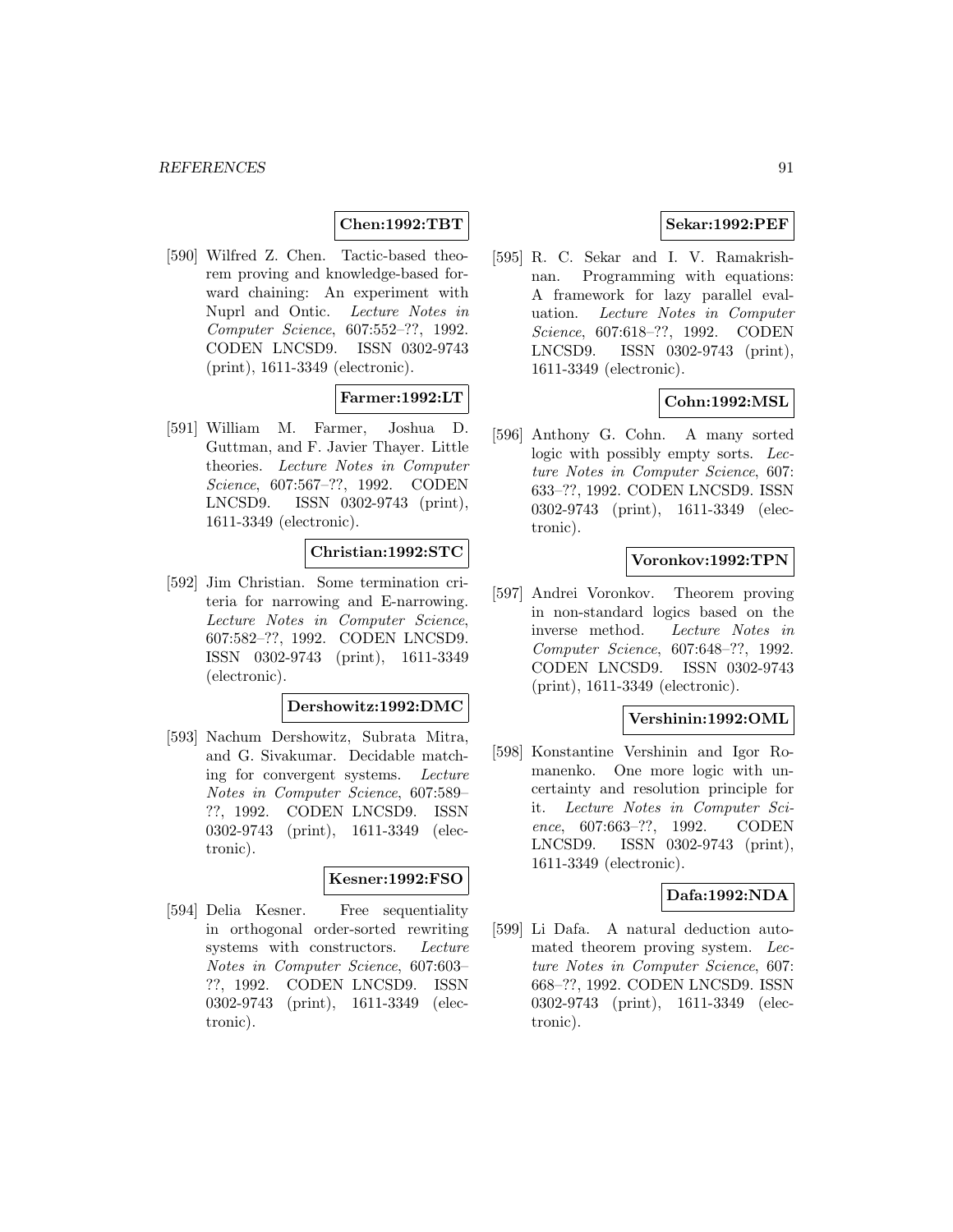**Chen:1992:TBT**

[590] Wilfred Z. Chen. Tactic-based theorem proving and knowledge-based forward chaining: An experiment with Nuprl and Ontic. *Lecture Notes in Computer Science*, 607:552–??, 1992. CODEN LNCSD9. ISSN 0302-9743 (print), 1611-3349 (electronic).

**Farmer:1992:LT**

[591] William M. Farmer, Joshua D. Guttman, and F. Javier Thayer. Little theories. *Lecture Notes in Computer Science*, 607:567–??, 1992. CODEN LNCSD9. ISSN 0302-9743 (print), 1611-3349 (electronic).

**Christian:1992:STC**

[592] Jim Christian. Some termination criteria for narrowing and E-narrowing. *Lecture Notes in Computer Science*, 607:582–??, 1992. CODEN LNCSD9. ISSN 0302-9743 (print), 1611-3349 (electronic).

**Dershowitz:1992:DMC**

[593] Nachum Dershowitz, Subrata Mitra, and G. Sivakumar. Decidable matching for convergent systems. *Lecture Notes in Computer Science*, 607:589–??, 1992. CODEN LNCSD9. ISSN 0302-9743 (print), 1611-3349 (electronic).

**Kesner:1992:FSO**

[594] Delia Kesner. Free sequentiality in orthogonal order-sorted rewriting systems with constructors. *Lecture Notes in Computer Science*, 607:603–??, 1992. CODEN LNCSD9. ISSN 0302-9743 (print), 1611-3349 (electronic).

**Sekar:1992:PEF**

[595] R. C. Sekar and I. V. Ramakrishnan. Programming with equations: A framework for lazy parallel evaluation. *Lecture Notes in Computer Science*, 607:618–??, 1992. CODEN LNCSD9. ISSN 0302-9743 (print), 1611-3349 (electronic).

**Cohn:1992:MSL**

[596] Anthony G. Cohn. A many sorted logic with possibly empty sorts. *Lecture Notes in Computer Science*, 607:633–??, 1992. CODEN LNCSD9. ISSN 0302-9743 (print), 1611-3349 (electronic).

**Voronkov:1992:TPN**

[597] Andrei Voronkov. Theorem proving in non-standard logics based on the inverse method. *Lecture Notes in Computer Science*, 607:648–??, 1992. CODEN LNCSD9. ISSN 0302-9743 (print), 1611-3349 (electronic).

**Vershinin:1992:OML**

[598] Konstantine Vershinin and Igor Romanenko. One more logic with uncertainty and resolution principle for it. *Lecture Notes in Computer Science*, 607:663–??, 1992. CODEN LNCSD9. ISSN 0302-9743 (print), 1611-3349 (electronic).

**Dafa:1992:NDA**

[599] Li Dafa. A natural deduction automated theorem proving system. *Lecture Notes in Computer Science*, 607:668–??, 1992. CODEN LNCSD9. ISSN 0302-9743 (print), 1611-3349 (electronic).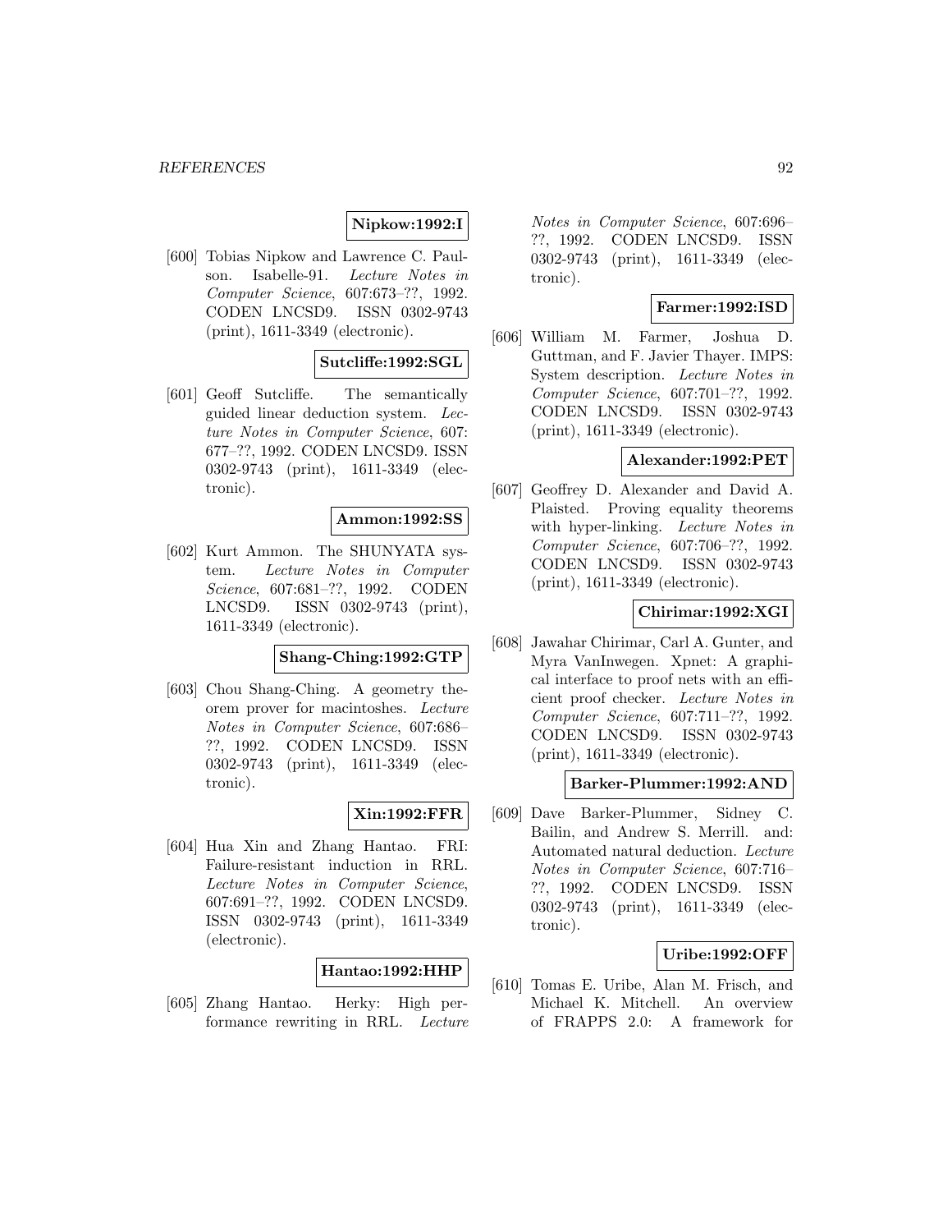**Nipkow:1992:I**

[600] Tobias Nipkow and Lawrence C. Paulson. Isabelle-91. *Lecture Notes in Computer Science*, 607:673–??, 1992. CODEN LNCSD9. ISSN 0302-9743 (print), 1611-3349 (electronic).

**Sutcliffe:1992:SGL**

[601] Geoff Sutcliffe. The semantically guided linear deduction system. *Lecture Notes in Computer Science*, 607: 677–??, 1992. CODEN LNCSD9. ISSN 0302-9743 (print), 1611-3349 (electronic).

**Ammon:1992:SS**

[602] Kurt Ammon. The SHUNYATA system. *Lecture Notes in Computer Science*, 607:681–??, 1992. CODEN LNCSD9. ISSN 0302-9743 (print), 1611-3349 (electronic).

**Shang-Ching:1992:GTP**

[603] Chou Shang-Ching. A geometry theorem prover for macintoshes. *Lecture Notes in Computer Science*, 607:686–??, 1992. CODEN LNCSD9. ISSN 0302-9743 (print), 1611-3349 (electronic).

**Xin:1992:FFR**

[604] Hua Xin and Zhang Hantao. FRI: Failure-resistant induction in RRL. *Lecture Notes in Computer Science*, 607:691–??, 1992. CODEN LNCSD9. ISSN 0302-9743 (print), 1611-3349 (electronic).

**Hantao:1992:HHP**

[605] Zhang Hantao. Herky: High performance rewriting in RRL. *Lecture Notes in Computer Science*, 607:696–??, 1992. CODEN LNCSD9. ISSN 0302-9743 (print), 1611-3349 (electronic).

**Farmer:1992:ISD**

[606] William M. Farmer, Joshua D. Guttman, and F. Javier Thayer. IMPS: System description. *Lecture Notes in Computer Science*, 607:701–??, 1992. CODEN LNCSD9. ISSN 0302-9743 (print), 1611-3349 (electronic).

**Alexander:1992:PET**

[607] Geoffrey D. Alexander and David A. Plaisted. Proving equality theorems with hyper-linking. *Lecture Notes in Computer Science*, 607:706–??, 1992. CODEN LNCSD9. ISSN 0302-9743 (print), 1611-3349 (electronic).

**Chirimar:1992:XGI**

[608] Jawahar Chirimar, Carl A. Gunter, and Myra VanInwegen. Xpnet: A graphical interface to proof nets with an efficient proof checker. *Lecture Notes in Computer Science*, 607:711–??, 1992. CODEN LNCSD9. ISSN 0302-9743 (print), 1611-3349 (electronic).

**Barker-Plummer:1992:AND**

[609] Dave Barker-Plummer, Sidney C. Bailin, and Andrew S. Merrill. and: Automated natural deduction. *Lecture Notes in Computer Science*, 607:716–??, 1992. CODEN LNCSD9. ISSN 0302-9743 (print), 1611-3349 (electronic).

**Uribe:1992:OFF**

[610] Tomas E. Uribe, Alan M. Frisch, and Michael K. Mitchell. An overview of FRAPPS 2.0: A framework for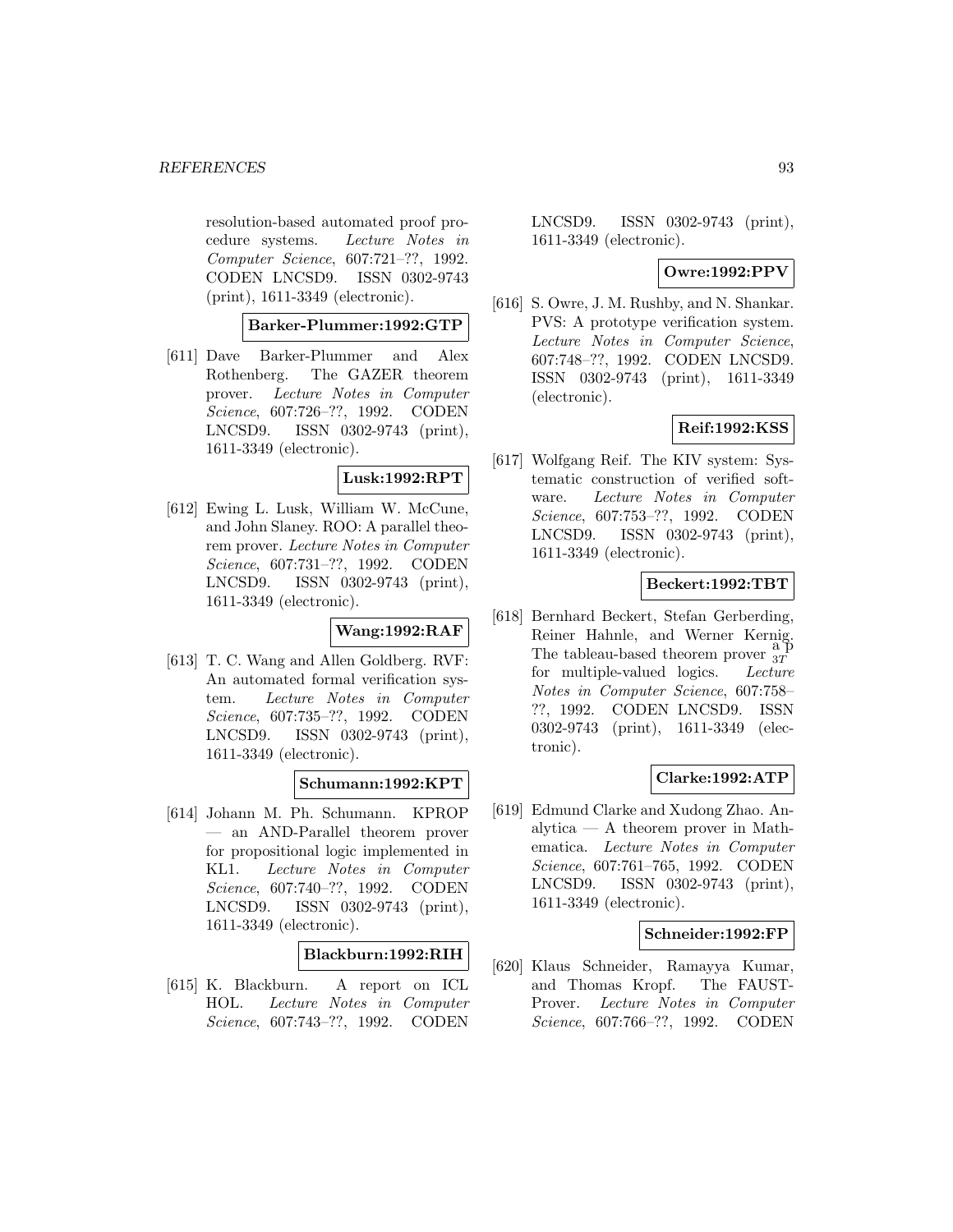resolution-based automated proof procedure systems. *Lecture Notes in Computer Science*, 607:721–??, 1992. CODEN LNCSD9. ISSN 0302-9743 (print), 1611-3349 (electronic).

**Barker-Plummer:1992:GTP**

[611] Dave Barker-Plummer and Alex Rothenberg. The GAZER theorem prover. *Lecture Notes in Computer Science*, 607:726–??, 1992. CODEN LNCSD9. ISSN 0302-9743 (print), 1611-3349 (electronic).

**Lusk:1992:RPT**

[612] Ewing L. Lusk, William W. McCune, and John Slaney. ROO: A parallel theorem prover. *Lecture Notes in Computer Science*, 607:731–??, 1992. CODEN LNCSD9. ISSN 0302-9743 (print), 1611-3349 (electronic).

**Wang:1992:RAF**

[613] T. C. Wang and Allen Goldberg. RVF: An automated formal verification system. *Lecture Notes in Computer Science*, 607:735–??, 1992. CODEN LNCSD9. ISSN 0302-9743 (print), 1611-3349 (electronic).

**Schumann:1992:KPT**

[614] Johann M. Ph. Schumann. KPROP — an AND-Parallel theorem prover for propositional logic implemented in KL1. *Lecture Notes in Computer Science*, 607:740–??, 1992. CODEN LNCSD9. ISSN 0302-9743 (print), 1611-3349 (electronic).

**Blackburn:1992:RIH**

[615] K. Blackburn. A report on ICL HOL. *Lecture Notes in Computer Science*, 607:743–??, 1992. CODEN LNCSD9. ISSN 0302-9743 (print), 1611-3349 (electronic).

**Owre:1992:PPV**

[616] S. Owre, J. M. Rushby, and N. Shankar. PVS: A prototype verification system. *Lecture Notes in Computer Science*, 607:748–??, 1992. CODEN LNCSD9. ISSN 0302-9743 (print), 1611-3349 (electronic).

**Reif:1992:KSS**

[617] Wolfgang Reif. The KIV system: Systematic construction of verified software. *Lecture Notes in Computer Science*, 607:753–??, 1992. CODEN LNCSD9. ISSN 0302-9743 (print), 1611-3349 (electronic).

**Beckert:1992:TBT**

[618] Bernhard Beckert, Stefan Gerberding, Reiner Hahnle, and Werner Kernig. The tableau-based theorem prover $_{3T}^{a\,p}$ for multiple-valued logics. *Lecture Notes in Computer Science*, 607:758–??, 1992. CODEN LNCSD9. ISSN 0302-9743 (print), 1611-3349 (electronic).

**Clarke:1992:ATP**

[619] Edmund Clarke and Xudong Zhao. Analytica — A theorem prover in Mathematica. *Lecture Notes in Computer Science*, 607:761–765, 1992. CODEN LNCSD9. ISSN 0302-9743 (print), 1611-3349 (electronic).

**Schneider:1992:FP**

[620] Klaus Schneider, Ramayya Kumar, and Thomas Kropf. The FAUST-Prover. *Lecture Notes in Computer Science*, 607:766–??, 1992. CODEN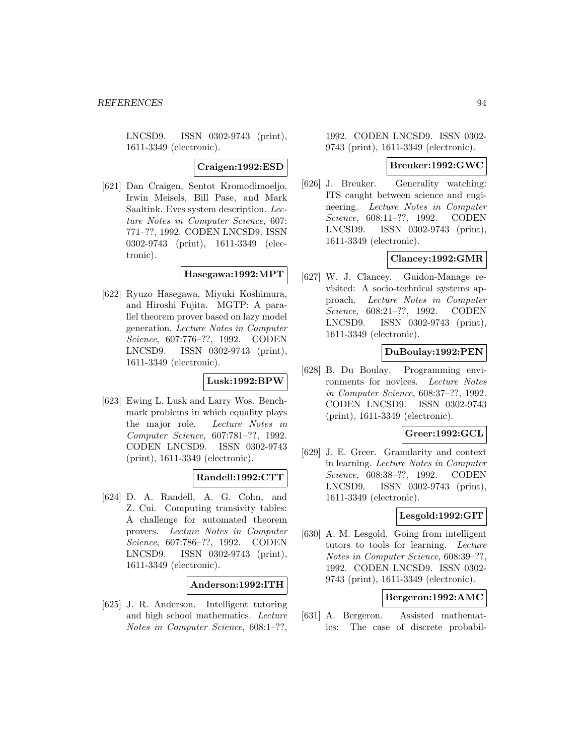LNCSD9. ISSN 0302-9743 (print), 1611-3349 (electronic).

**Craigen:1992:ESD**

[621] Dan Craigen, Sentot Kromodimoeljo, Irwin Meisels, Bill Pase, and Mark Saaltink. Eves system description. *Lecture Notes in Computer Science*, 607: 771–??, 1992. CODEN LNCSD9. ISSN 0302-9743 (print), 1611-3349 (electronic).

**Hasegawa:1992:MPT**

[622] Ryuzo Hasegawa, Miyuki Koshimura, and Hiroshi Fujita. MGTP: A parallel theorem prover based on lazy model generation. *Lecture Notes in Computer Science*, 607:776–??, 1992. CODEN LNCSD9. ISSN 0302-9743 (print), 1611-3349 (electronic).

**Lusk:1992:BPW**

[623] Ewing L. Lusk and Larry Wos. Benchmark problems in which equality plays the major role. *Lecture Notes in Computer Science*, 607:781–??, 1992. CODEN LNCSD9. ISSN 0302-9743 (print), 1611-3349 (electronic).

**Randell:1992:CTT**

[624] D. A. Randell, A. G. Cohn, and Z. Cui. Computing transivity tables: A challenge for automated theorem provers. *Lecture Notes in Computer Science*, 607:786–??, 1992. CODEN LNCSD9. ISSN 0302-9743 (print), 1611-3349 (electronic).

**Anderson:1992:ITH**

[625] J. R. Anderson. Intelligent tutoring and high school mathematics. *Lecture Notes in Computer Science*, 608:1–??, 1992. CODEN LNCSD9. ISSN 0302-9743 (print), 1611-3349 (electronic).

**Breuker:1992:GWC**

[626] J. Breuker. Generality watching: ITS caught between science and engineering. *Lecture Notes in Computer Science*, 608:11–??, 1992. CODEN LNCSD9. ISSN 0302-9743 (print), 1611-3349 (electronic).

**Clancey:1992:GMR**

[627] W. J. Clancey. Guidon-Manage revisited: A socio-technical systems approach. *Lecture Notes in Computer Science*, 608:21–??, 1992. CODEN LNCSD9. ISSN 0302-9743 (print), 1611-3349 (electronic).

**DuBoulay:1992:PEN**

[628] B. Du Boulay. Programming environments for novices. *Lecture Notes in Computer Science*, 608:37–??, 1992. CODEN LNCSD9. ISSN 0302-9743 (print), 1611-3349 (electronic).

**Greer:1992:GCL**

[629] J. E. Greer. Granularity and context in learning. *Lecture Notes in Computer Science*, 608:38–??, 1992. CODEN LNCSD9. ISSN 0302-9743 (print), 1611-3349 (electronic).

**Lesgold:1992:GIT**

[630] A. M. Lesgold. Going from intelligent tutors to tools for learning. *Lecture Notes in Computer Science*, 608:39–??, 1992. CODEN LNCSD9. ISSN 0302-9743 (print), 1611-3349 (electronic).

**Bergeron:1992:AMC**

[631] A. Bergeron. Assisted mathematics: The case of discrete probabil-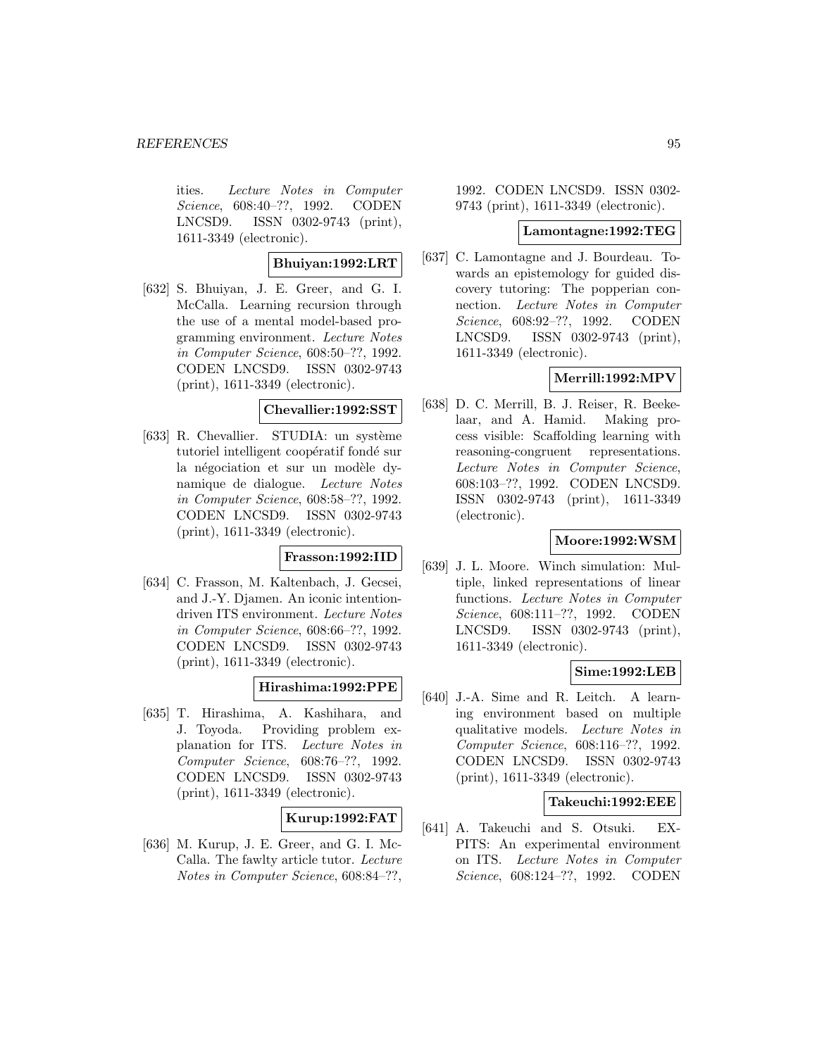ities. *Lecture Notes in Computer Science*, 608:40–??, 1992. CODEN LNCSD9. ISSN 0302-9743 (print), 1611-3349 (electronic).

**Bhuiyan:1992:LRT**

[632] S. Bhuiyan, J. E. Greer, and G. I. McCalla. Learning recursion through the use of a mental model-based programming environment. *Lecture Notes in Computer Science*, 608:50–??, 1992. CODEN LNCSD9. ISSN 0302-9743 (print), 1611-3349 (electronic).

**Chevallier:1992:SST**

[633] R. Chevallier. STUDIA: un système tutoriel intelligent coopératif fondé sur la négociation et sur un modèle dynamique de dialogue. *Lecture Notes in Computer Science*, 608:58–??, 1992. CODEN LNCSD9. ISSN 0302-9743 (print), 1611-3349 (electronic).

**Frasson:1992:IID**

[634] C. Frasson, M. Kaltenbach, J. Gecsei, and J.-Y. Djamen. An iconic intention-driven ITS environment. *Lecture Notes in Computer Science*, 608:66–??, 1992. CODEN LNCSD9. ISSN 0302-9743 (print), 1611-3349 (electronic).

**Hirashima:1992:PPE**

[635] T. Hirashima, A. Kashihara, and J. Toyoda. Providing problem explanation for ITS. *Lecture Notes in Computer Science*, 608:76–??, 1992. CODEN LNCSD9. ISSN 0302-9743 (print), 1611-3349 (electronic).

**Kurup:1992:FAT**

[636] M. Kurup, J. E. Greer, and G. I. McCalla. The fawlty article tutor. *Lecture Notes in Computer Science*, 608:84–??, 1992. CODEN LNCSD9. ISSN 0302-9743 (print), 1611-3349 (electronic).

**Lamontagne:1992:TEG**

[637] C. Lamontagne and J. Bourdeau. Towards an epistemology for guided discovery tutoring: The popperian connection. *Lecture Notes in Computer Science*, 608:92–??, 1992. CODEN LNCSD9. ISSN 0302-9743 (print), 1611-3349 (electronic).

**Merrill:1992:MPV**

[638] D. C. Merrill, B. J. Reiser, R. Beekelaar, and A. Hamid. Making process visible: Scaffolding learning with reasoning-congruent representations. *Lecture Notes in Computer Science*, 608:103–??, 1992. CODEN LNCSD9. ISSN 0302-9743 (print), 1611-3349 (electronic).

**Moore:1992:WSM**

[639] J. L. Moore. Winch simulation: Multiple, linked representations of linear functions. *Lecture Notes in Computer Science*, 608:111–??, 1992. CODEN LNCSD9. ISSN 0302-9743 (print), 1611-3349 (electronic).

**Sime:1992:LEB**

[640] J.-A. Sime and R. Leitch. A learning environment based on multiple qualitative models. *Lecture Notes in Computer Science*, 608:116–??, 1992. CODEN LNCSD9. ISSN 0302-9743 (print), 1611-3349 (electronic).

**Takeuchi:1992:EEE**

[641] A. Takeuchi and S. Otsuki. EXPITS: An experimental environment on ITS. *Lecture Notes in Computer Science*, 608:124–??, 1992. CODEN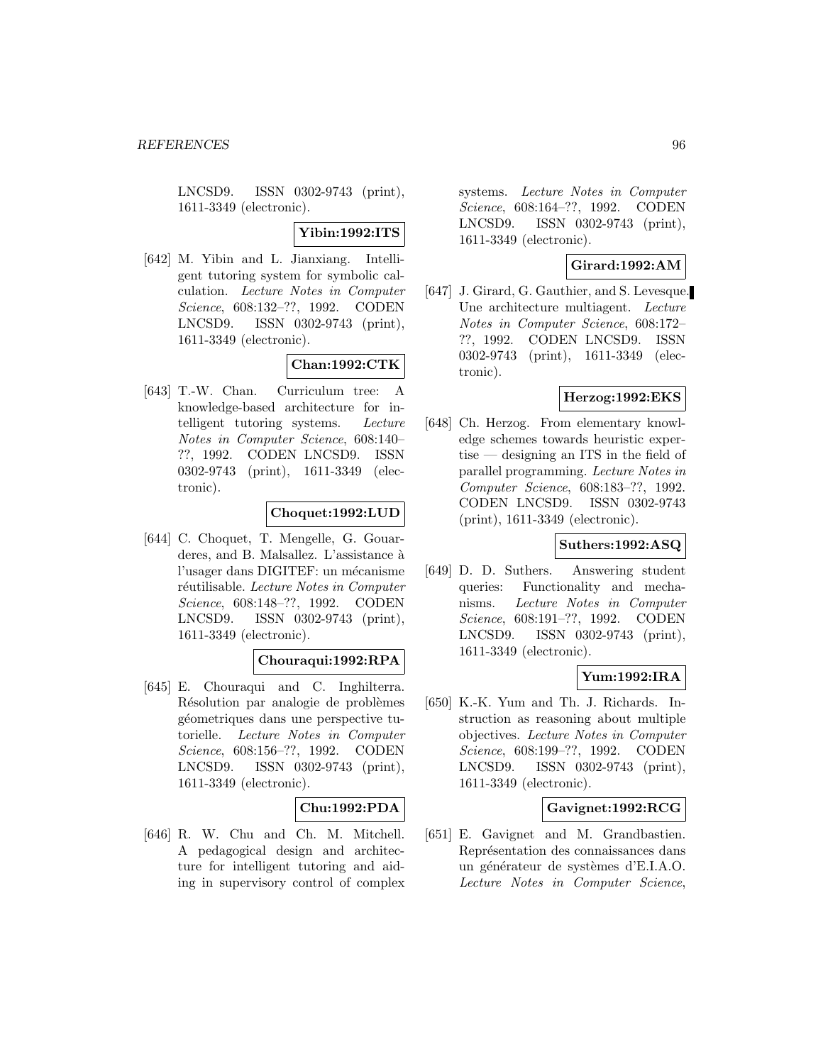LNCSD9. ISSN 0302-9743 (print), 1611-3349 (electronic).

**Yibin:1992:ITS**

[642] M. Yibin and L. Jianxiang. Intelligent tutoring system for symbolic calculation. *Lecture Notes in Computer Science*, 608:132–??, 1992. CODEN LNCSD9. ISSN 0302-9743 (print), 1611-3349 (electronic).

**Chan:1992:CTK**

[643] T.-W. Chan. Curriculum tree: A knowledge-based architecture for intelligent tutoring systems. *Lecture Notes in Computer Science*, 608:140–??, 1992. CODEN LNCSD9. ISSN 0302-9743 (print), 1611-3349 (electronic).

**Choquet:1992:LUD**

[644] C. Choquet, T. Mengelle, G. Gouarderes, and B. Malsallez. L'assistance à l'usager dans DIGITEF: un mécanisme réutilisable. *Lecture Notes in Computer Science*, 608:148–??, 1992. CODEN LNCSD9. ISSN 0302-9743 (print), 1611-3349 (electronic).

**Chouraqui:1992:RPA**

[645] E. Chouraqui and C. Inghilterra. Résolution par analogie de problèmes géometriques dans une perspective tutorielle. *Lecture Notes in Computer Science*, 608:156–??, 1992. CODEN LNCSD9. ISSN 0302-9743 (print), 1611-3349 (electronic).

**Chu:1992:PDA**

[646] R. W. Chu and Ch. M. Mitchell. A pedagogical design and architecture for intelligent tutoring and aiding in supervisory control of complex systems. *Lecture Notes in Computer Science*, 608:164–??, 1992. CODEN LNCSD9. ISSN 0302-9743 (print), 1611-3349 (electronic).

**Girard:1992:AM**

[647] J. Girard, G. Gauthier, and S. Levesque. Une architecture multiagent. *Lecture Notes in Computer Science*, 608:172–??, 1992. CODEN LNCSD9. ISSN 0302-9743 (print), 1611-3349 (electronic).

**Herzog:1992:EKS**

[648] Ch. Herzog. From elementary knowledge schemes towards heuristic expertise — designing an ITS in the field of parallel programming. *Lecture Notes in Computer Science*, 608:183–??, 1992. CODEN LNCSD9. ISSN 0302-9743 (print), 1611-3349 (electronic).

**Suthers:1992:ASQ**

[649] D. D. Suthers. Answering student queries: Functionality and mechanisms. *Lecture Notes in Computer Science*, 608:191–??, 1992. CODEN LNCSD9. ISSN 0302-9743 (print), 1611-3349 (electronic).

**Yum:1992:IRA**

[650] K.-K. Yum and Th. J. Richards. Instruction as reasoning about multiple objectives. *Lecture Notes in Computer Science*, 608:199–??, 1992. CODEN LNCSD9. ISSN 0302-9743 (print), 1611-3349 (electronic).

**Gavignet:1992:RCG**

[651] E. Gavignet and M. Grandbastien. Représentation des connaissances dans un générateur de systèmes d'E.I.A.O. *Lecture Notes in Computer Science*,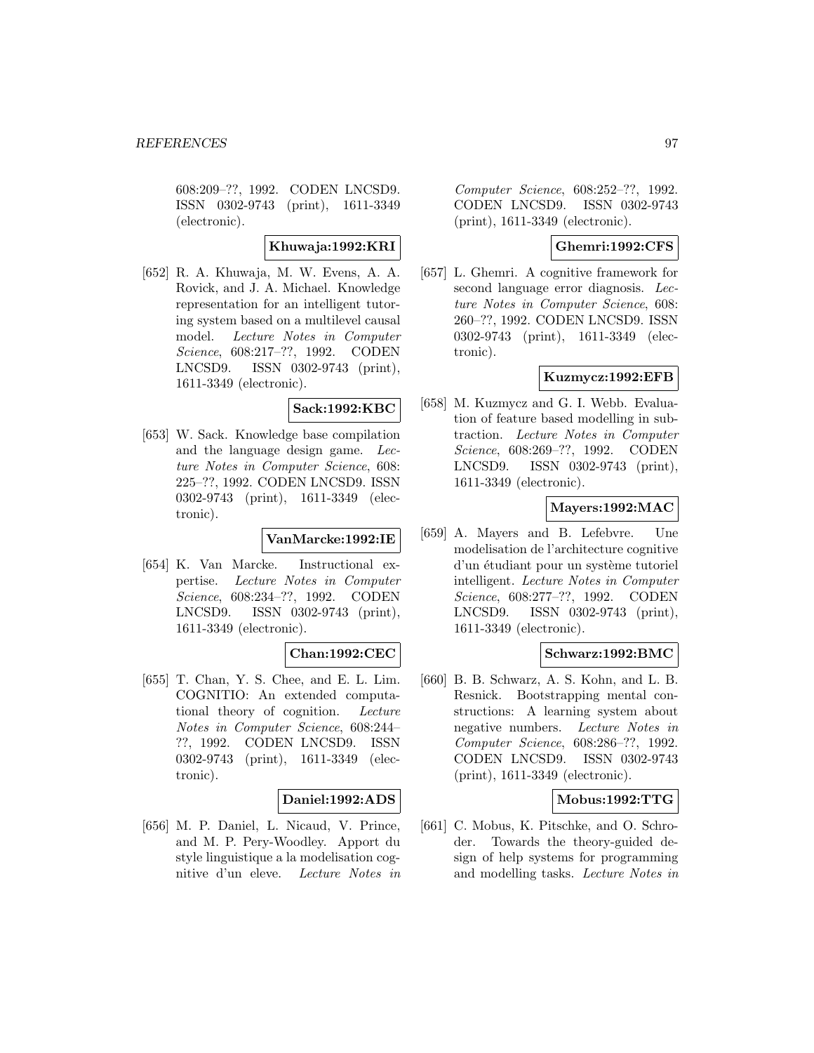608:209–??, 1992. CODEN LNCSD9. ISSN 0302-9743 (print), 1611-3349 (electronic).

**Khuwaja:1992:KRI**

[652] R. A. Khuwaja, M. W. Evens, A. A. Rovick, and J. A. Michael. Knowledge representation for an intelligent tutoring system based on a multilevel causal model. *Lecture Notes in Computer Science*, 608:217–??, 1992. CODEN LNCSD9. ISSN 0302-9743 (print), 1611-3349 (electronic).

**Sack:1992:KBC**

[653] W. Sack. Knowledge base compilation and the language design game. *Lecture Notes in Computer Science*, 608: 225–??, 1992. CODEN LNCSD9. ISSN 0302-9743 (print), 1611-3349 (electronic).

**VanMarcke:1992:IE**

[654] K. Van Marcke. Instructional expertise. *Lecture Notes in Computer Science*, 608:234–??, 1992. CODEN LNCSD9. ISSN 0302-9743 (print), 1611-3349 (electronic).

**Chan:1992:CEC**

[655] T. Chan, Y. S. Chee, and E. L. Lim. COGNITIO: An extended computational theory of cognition. *Lecture Notes in Computer Science*, 608:244–??, 1992. CODEN LNCSD9. ISSN 0302-9743 (print), 1611-3349 (electronic).

**Daniel:1992:ADS**

[656] M. P. Daniel, L. Nicaud, V. Prince, and M. P. Pery-Woodley. Apport du style linguistique a la modelisation cognitive d'un eleve. *Lecture Notes in Computer Science*, 608:252–??, 1992. CODEN LNCSD9. ISSN 0302-9743 (print), 1611-3349 (electronic).

**Ghemri:1992:CFS**

[657] L. Ghemri. A cognitive framework for second language error diagnosis. *Lecture Notes in Computer Science*, 608: 260–??, 1992. CODEN LNCSD9. ISSN 0302-9743 (print), 1611-3349 (electronic).

**Kuzmycz:1992:EFB**

[658] M. Kuzmycz and G. I. Webb. Evaluation of feature based modelling in subtraction. *Lecture Notes in Computer Science*, 608:269–??, 1992. CODEN LNCSD9. ISSN 0302-9743 (print), 1611-3349 (electronic).

**Mayers:1992:MAC**

[659] A. Mayers and B. Lefebvre. Une modelisation de l'architecture cognitive d'un étudiant pour un système tutoriel intelligent. *Lecture Notes in Computer Science*, 608:277–??, 1992. CODEN LNCSD9. ISSN 0302-9743 (print), 1611-3349 (electronic).

**Schwarz:1992:BMC**

[660] B. B. Schwarz, A. S. Kohn, and L. B. Resnick. Bootstrapping mental constructions: A learning system about negative numbers. *Lecture Notes in Computer Science*, 608:286–??, 1992. CODEN LNCSD9. ISSN 0302-9743 (print), 1611-3349 (electronic).

**Mobus:1992:TTG**

[661] C. Mobus, K. Pitschke, and O. Schroder. Towards the theory-guided design of help systems for programming and modelling tasks. *Lecture Notes in*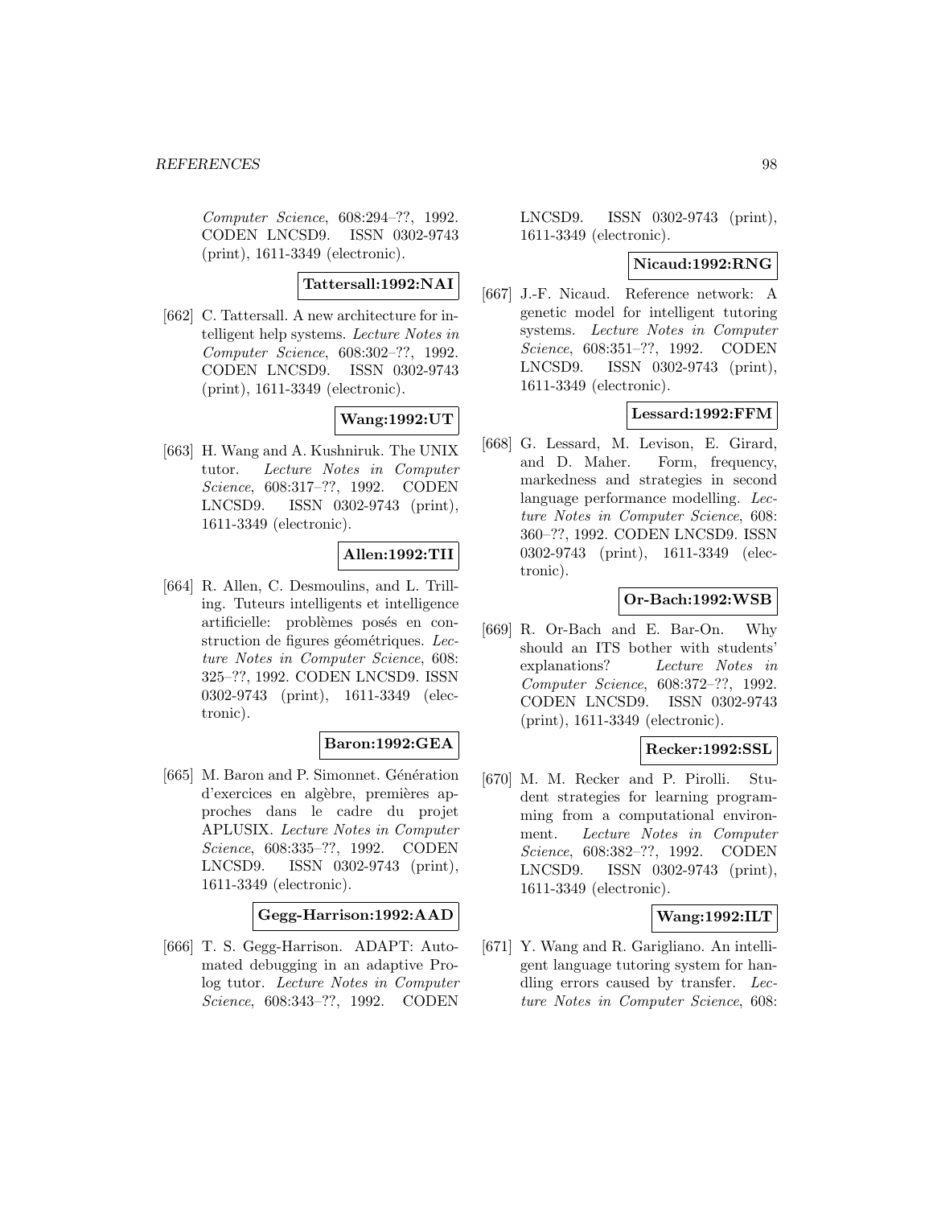*Computer Science*, 608:294–??, 1992. CODEN LNCSD9. ISSN 0302-9743 (print), 1611-3349 (electronic).

**Tattersall:1992:NAI**

[662] C. Tattersall. A new architecture for intelligent help systems. *Lecture Notes in Computer Science*, 608:302–??, 1992. CODEN LNCSD9. ISSN 0302-9743 (print), 1611-3349 (electronic).

**Wang:1992:UT**

[663] H. Wang and A. Kushniruk. The UNIX tutor. *Lecture Notes in Computer Science*, 608:317–??, 1992. CODEN LNCSD9. ISSN 0302-9743 (print), 1611-3349 (electronic).

**Allen:1992:TII**

[664] R. Allen, C. Desmoulins, and L. Trilling. Tuteurs intelligents et intelligence artificielle: problèmes posés en construction de figures géométriques. *Lecture Notes in Computer Science*, 608: 325–??, 1992. CODEN LNCSD9. ISSN 0302-9743 (print), 1611-3349 (electronic).

**Baron:1992:GEA**

[665] M. Baron and P. Simonnet. Génération d'exercices en algèbre, premières approches dans le cadre du projet APLUSIX. *Lecture Notes in Computer Science*, 608:335–??, 1992. CODEN LNCSD9. ISSN 0302-9743 (print), 1611-3349 (electronic).

**Gegg-Harrison:1992:AAD**

[666] T. S. Gegg-Harrison. ADAPT: Automated debugging in an adaptive Prolog tutor. *Lecture Notes in Computer Science*, 608:343–??, 1992. CODEN LNCSD9. ISSN 0302-9743 (print), 1611-3349 (electronic).

**Nicaud:1992:RNG**

[667] J.-F. Nicaud. Reference network: A genetic model for intelligent tutoring systems. *Lecture Notes in Computer Science*, 608:351–??, 1992. CODEN LNCSD9. ISSN 0302-9743 (print), 1611-3349 (electronic).

**Lessard:1992:FFM**

[668] G. Lessard, M. Levison, E. Girard, and D. Maher. Form, frequency, markedness and strategies in second language performance modelling. *Lecture Notes in Computer Science*, 608: 360–??, 1992. CODEN LNCSD9. ISSN 0302-9743 (print), 1611-3349 (electronic).

**Or-Bach:1992:WSB**

[669] R. Or-Bach and E. Bar-On. Why should an ITS bother with students' explanations? *Lecture Notes in Computer Science*, 608:372–??, 1992. CODEN LNCSD9. ISSN 0302-9743 (print), 1611-3349 (electronic).

**Recker:1992:SSL**

[670] M. M. Recker and P. Pirolli. Student strategies for learning programming from a computational environment. *Lecture Notes in Computer Science*, 608:382–??, 1992. CODEN LNCSD9. ISSN 0302-9743 (print), 1611-3349 (electronic).

**Wang:1992:ILT**

[671] Y. Wang and R. Garigliano. An intelligent language tutoring system for handling errors caused by transfer. *Lecture Notes in Computer Science*, 608: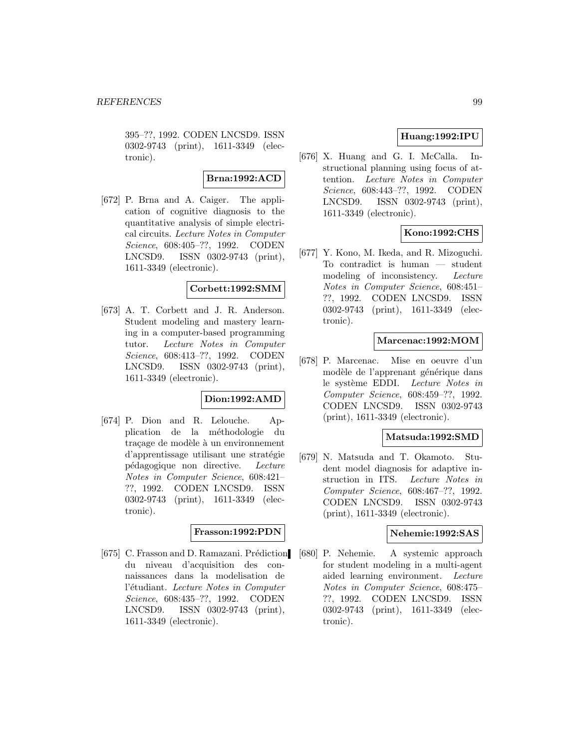395–??, 1992. CODEN LNCSD9. ISSN 0302-9743 (print), 1611-3349 (electronic).

**Brna:1992:ACD**

[672] P. Brna and A. Caiger. The application of cognitive diagnosis to the quantitative analysis of simple electrical circuits. *Lecture Notes in Computer Science*, 608:405–??, 1992. CODEN LNCSD9. ISSN 0302-9743 (print), 1611-3349 (electronic).

**Corbett:1992:SMM**

[673] A. T. Corbett and J. R. Anderson. Student modeling and mastery learning in a computer-based programming tutor. *Lecture Notes in Computer Science*, 608:413–??, 1992. CODEN LNCSD9. ISSN 0302-9743 (print), 1611-3349 (electronic).

**Dion:1992:AMD**

[674] P. Dion and R. Lelouche. Application de la méthodologie du traçage de modèle à un environnement d'apprentissage utilisant une stratégie pédagogique non directive. *Lecture Notes in Computer Science*, 608:421–??, 1992. CODEN LNCSD9. ISSN 0302-9743 (print), 1611-3349 (electronic).

**Frasson:1992:PDN**

[675] C. Frasson and D. Ramazani. Prédiction du niveau d'acquisition des connaissances dans la modelisation de l'étudiant. *Lecture Notes in Computer Science*, 608:435–??, 1992. CODEN LNCSD9. ISSN 0302-9743 (print), 1611-3349 (electronic).

**Huang:1992:IPU**

[676] X. Huang and G. I. McCalla. Instructional planning using focus of attention. *Lecture Notes in Computer Science*, 608:443–??, 1992. CODEN LNCSD9. ISSN 0302-9743 (print), 1611-3349 (electronic).

**Kono:1992:CHS**

[677] Y. Kono, M. Ikeda, and R. Mizoguchi. To contradict is human — student modeling of inconsistency. *Lecture Notes in Computer Science*, 608:451–??, 1992. CODEN LNCSD9. ISSN 0302-9743 (print), 1611-3349 (electronic).

**Marcenac:1992:MOM**

[678] P. Marcenac. Mise en oeuvre d'un modèle de l'apprenant générique dans le système EDDI. *Lecture Notes in Computer Science*, 608:459–??, 1992. CODEN LNCSD9. ISSN 0302-9743 (print), 1611-3349 (electronic).

**Matsuda:1992:SMD**

[679] N. Matsuda and T. Okamoto. Student model diagnosis for adaptive instruction in ITS. *Lecture Notes in Computer Science*, 608:467–??, 1992. CODEN LNCSD9. ISSN 0302-9743 (print), 1611-3349 (electronic).

**Nehemie:1992:SAS**

[680] P. Nehemie. A systemic approach for student modeling in a multi-agent aided learning environment. *Lecture Notes in Computer Science*, 608:475–??, 1992. CODEN LNCSD9. ISSN 0302-9743 (print), 1611-3349 (electronic).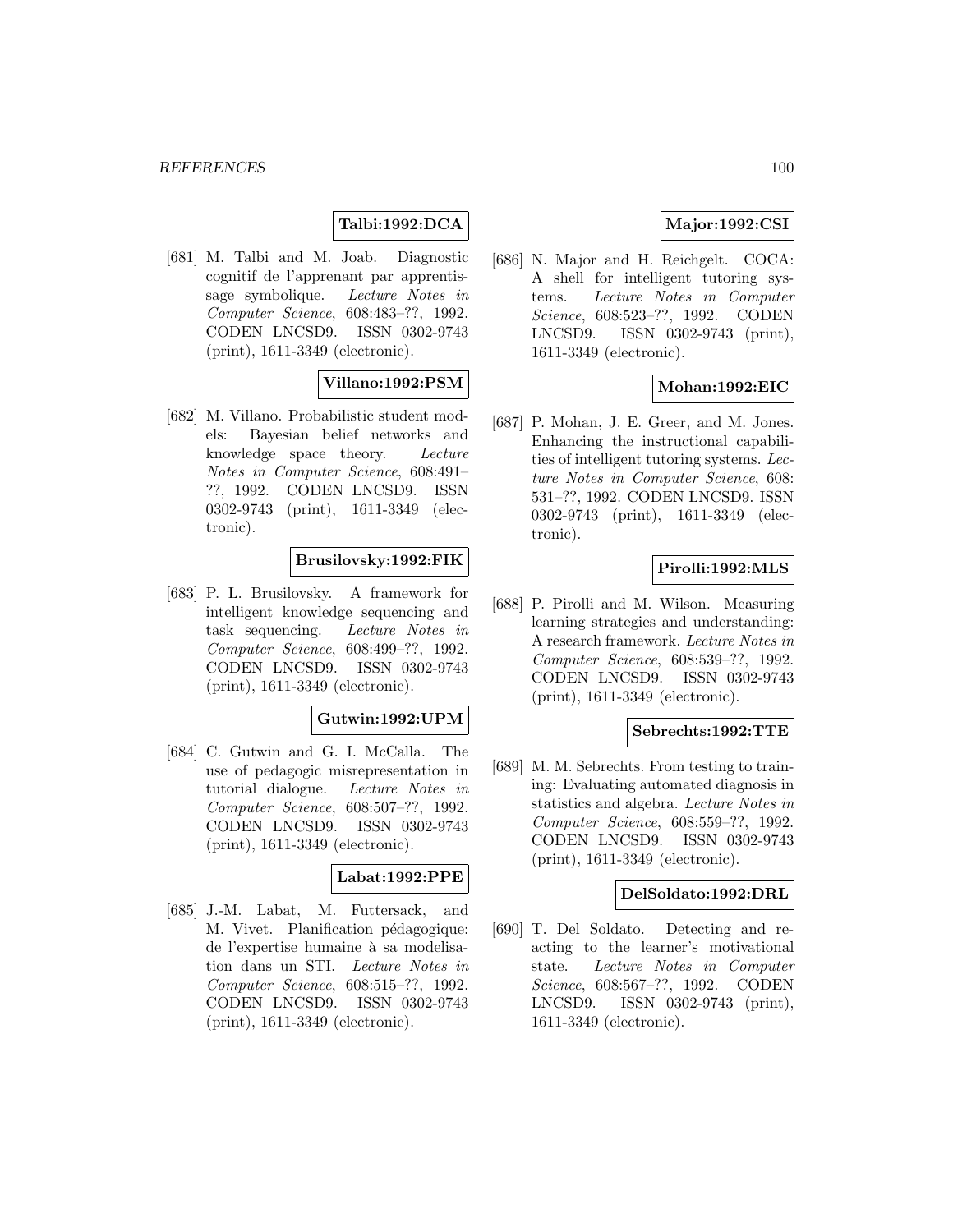**Talbi:1992:DCA**

[681] M. Talbi and M. Joab. Diagnostic cognitif de l'apprenant par apprentissage symbolique. *Lecture Notes in Computer Science*, 608:483–??, 1992. CODEN LNCSD9. ISSN 0302-9743 (print), 1611-3349 (electronic).

**Villano:1992:PSM**

[682] M. Villano. Probabilistic student models: Bayesian belief networks and knowledge space theory. *Lecture Notes in Computer Science*, 608:491–??, 1992. CODEN LNCSD9. ISSN 0302-9743 (print), 1611-3349 (electronic).

**Brusilovsky:1992:FIK**

[683] P. L. Brusilovsky. A framework for intelligent knowledge sequencing and task sequencing. *Lecture Notes in Computer Science*, 608:499–??, 1992. CODEN LNCSD9. ISSN 0302-9743 (print), 1611-3349 (electronic).

**Gutwin:1992:UPM**

[684] C. Gutwin and G. I. McCalla. The use of pedagogic misrepresentation in tutorial dialogue. *Lecture Notes in Computer Science*, 608:507–??, 1992. CODEN LNCSD9. ISSN 0302-9743 (print), 1611-3349 (electronic).

**Labat:1992:PPE**

[685] J.-M. Labat, M. Futtersack, and M. Vivet. Planification pédagogique: de l'expertise humaine à sa modelisation dans un STI. *Lecture Notes in Computer Science*, 608:515–??, 1992. CODEN LNCSD9. ISSN 0302-9743 (print), 1611-3349 (electronic).

**Major:1992:CSI**

[686] N. Major and H. Reichgelt. COCA: A shell for intelligent tutoring systems. *Lecture Notes in Computer Science*, 608:523–??, 1992. CODEN LNCSD9. ISSN 0302-9743 (print), 1611-3349 (electronic).

**Mohan:1992:EIC**

[687] P. Mohan, J. E. Greer, and M. Jones. Enhancing the instructional capabilities of intelligent tutoring systems. *Lecture Notes in Computer Science*, 608: 531–??, 1992. CODEN LNCSD9. ISSN 0302-9743 (print), 1611-3349 (electronic).

**Pirolli:1992:MLS**

[688] P. Pirolli and M. Wilson. Measuring learning strategies and understanding: A research framework. *Lecture Notes in Computer Science*, 608:539–??, 1992. CODEN LNCSD9. ISSN 0302-9743 (print), 1611-3349 (electronic).

**Sebrechts:1992:TTE**

[689] M. M. Sebrechts. From testing to training: Evaluating automated diagnosis in statistics and algebra. *Lecture Notes in Computer Science*, 608:559–??, 1992. CODEN LNCSD9. ISSN 0302-9743 (print), 1611-3349 (electronic).

**DelSoldato:1992:DRL**

[690] T. Del Soldato. Detecting and reacting to the learner's motivational state. *Lecture Notes in Computer Science*, 608:567–??, 1992. CODEN LNCSD9. ISSN 0302-9743 (print), 1611-3349 (electronic).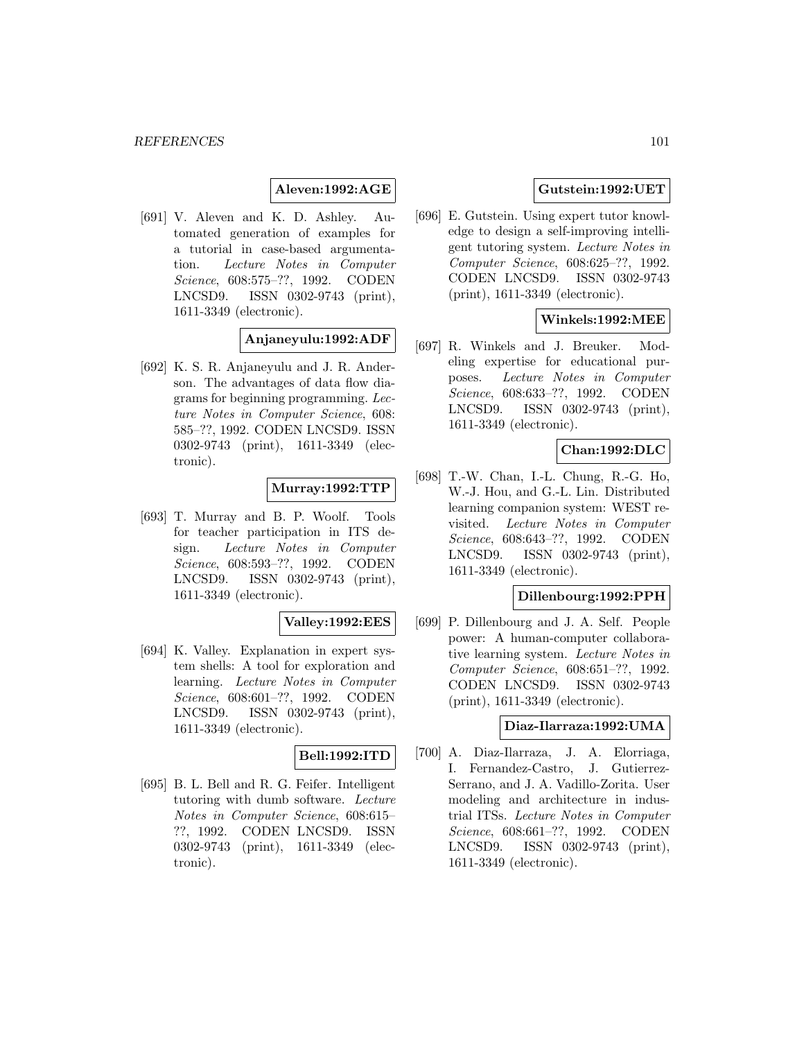**Aleven:1992:AGE**

[691] V. Aleven and K. D. Ashley. Automated generation of examples for a tutorial in case-based argumentation. *Lecture Notes in Computer Science*, 608:575–??, 1992. CODEN LNCSD9. ISSN 0302-9743 (print), 1611-3349 (electronic).

**Anjaneyulu:1992:ADF**

[692] K. S. R. Anjaneyulu and J. R. Anderson. The advantages of data flow diagrams for beginning programming. *Lecture Notes in Computer Science*, 608: 585–??, 1992. CODEN LNCSD9. ISSN 0302-9743 (print), 1611-3349 (electronic).

**Murray:1992:TTP**

[693] T. Murray and B. P. Woolf. Tools for teacher participation in ITS design. *Lecture Notes in Computer Science*, 608:593–??, 1992. CODEN LNCSD9. ISSN 0302-9743 (print), 1611-3349 (electronic).

**Valley:1992:EES**

[694] K. Valley. Explanation in expert system shells: A tool for exploration and learning. *Lecture Notes in Computer Science*, 608:601–??, 1992. CODEN LNCSD9. ISSN 0302-9743 (print), 1611-3349 (electronic).

**Bell:1992:ITD**

[695] B. L. Bell and R. G. Feifer. Intelligent tutoring with dumb software. *Lecture Notes in Computer Science*, 608:615–??, 1992. CODEN LNCSD9. ISSN 0302-9743 (print), 1611-3349 (electronic).

**Gutstein:1992:UET**

[696] E. Gutstein. Using expert tutor knowledge to design a self-improving intelligent tutoring system. *Lecture Notes in Computer Science*, 608:625–??, 1992. CODEN LNCSD9. ISSN 0302-9743 (print), 1611-3349 (electronic).

**Winkels:1992:MEE**

[697] R. Winkels and J. Breuker. Modeling expertise for educational purposes. *Lecture Notes in Computer Science*, 608:633–??, 1992. CODEN LNCSD9. ISSN 0302-9743 (print), 1611-3349 (electronic).

**Chan:1992:DLC**

[698] T.-W. Chan, I.-L. Chung, R.-G. Ho, W.-J. Hou, and G.-L. Lin. Distributed learning companion system: WEST revisited. *Lecture Notes in Computer Science*, 608:643–??, 1992. CODEN LNCSD9. ISSN 0302-9743 (print), 1611-3349 (electronic).

**Dillenbourg:1992:PPH**

[699] P. Dillenbourg and J. A. Self. People power: A human-computer collaborative learning system. *Lecture Notes in Computer Science*, 608:651–??, 1992. CODEN LNCSD9. ISSN 0302-9743 (print), 1611-3349 (electronic).

**Diaz-Ilarraza:1992:UMA**

[700] A. Diaz-Ilarraza, J. A. Elorriaga, I. Fernandez-Castro, J. Gutierrez-Serrano, and J. A. Vadillo-Zorita. User modeling and architecture in industrial ITSs. *Lecture Notes in Computer Science*, 608:661–??, 1992. CODEN LNCSD9. ISSN 0302-9743 (print), 1611-3349 (electronic).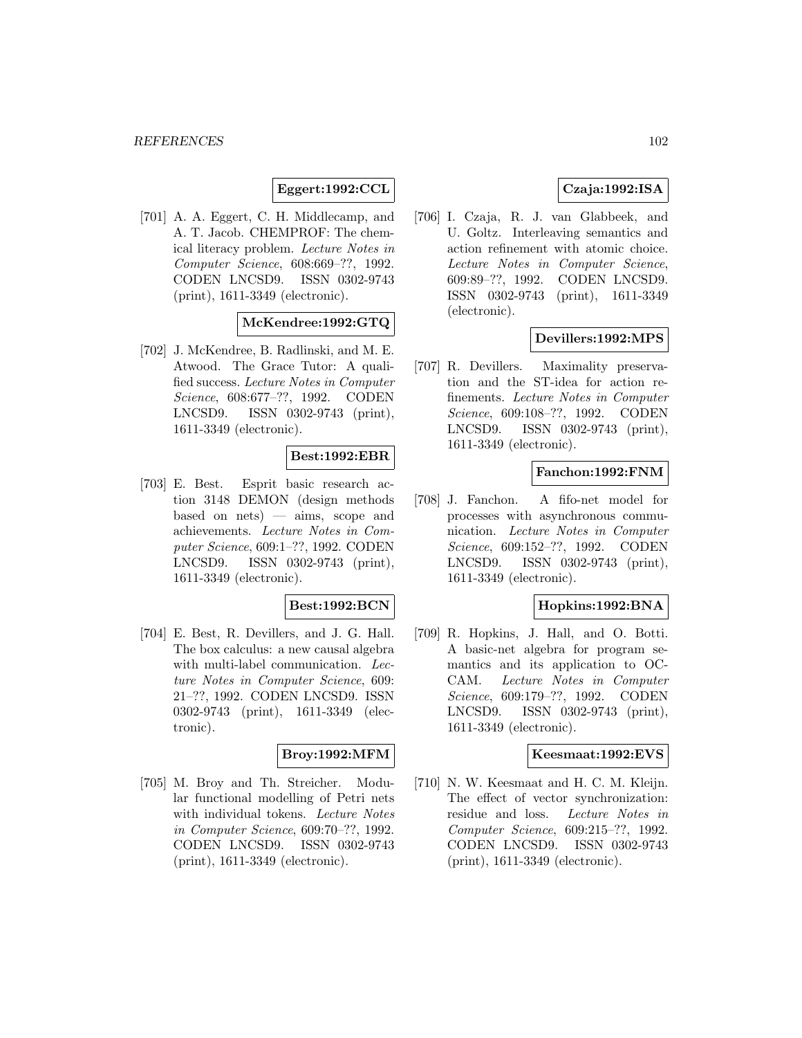**Eggert:1992:CCL**

[701] A. A. Eggert, C. H. Middlecamp, and A. T. Jacob. CHEMPROF: The chemical literacy problem. *Lecture Notes in Computer Science*, 608:669–??, 1992. CODEN LNCSD9. ISSN 0302-9743 (print), 1611-3349 (electronic).

**McKendree:1992:GTQ**

[702] J. McKendree, B. Radlinski, and M. E. Atwood. The Grace Tutor: A qualified success. *Lecture Notes in Computer Science*, 608:677–??, 1992. CODEN LNCSD9. ISSN 0302-9743 (print), 1611-3349 (electronic).

**Best:1992:EBR**

[703] E. Best. Esprit basic research action 3148 DEMON (design methods based on nets) — aims, scope and achievements. *Lecture Notes in Computer Science*, 609:1–??, 1992. CODEN LNCSD9. ISSN 0302-9743 (print), 1611-3349 (electronic).

**Best:1992:BCN**

[704] E. Best, R. Devillers, and J. G. Hall. The box calculus: a new causal algebra with multi-label communication. *Lecture Notes in Computer Science*, 609: 21–??, 1992. CODEN LNCSD9. ISSN 0302-9743 (print), 1611-3349 (electronic).

**Broy:1992:MFM**

[705] M. Broy and Th. Streicher. Modular functional modelling of Petri nets with individual tokens. *Lecture Notes in Computer Science*, 609:70–??, 1992. CODEN LNCSD9. ISSN 0302-9743 (print), 1611-3349 (electronic).

**Czaja:1992:ISA**

[706] I. Czaja, R. J. van Glabbeek, and U. Goltz. Interleaving semantics and action refinement with atomic choice. *Lecture Notes in Computer Science*, 609:89–??, 1992. CODEN LNCSD9. ISSN 0302-9743 (print), 1611-3349 (electronic).

**Devillers:1992:MPS**

[707] R. Devillers. Maximality preservation and the ST-idea for action refinements. *Lecture Notes in Computer Science*, 609:108–??, 1992. CODEN LNCSD9. ISSN 0302-9743 (print), 1611-3349 (electronic).

**Fanchon:1992:FNM**

[708] J. Fanchon. A fifo-net model for processes with asynchronous communication. *Lecture Notes in Computer Science*, 609:152–??, 1992. CODEN LNCSD9. ISSN 0302-9743 (print), 1611-3349 (electronic).

**Hopkins:1992:BNA**

[709] R. Hopkins, J. Hall, and O. Botti. A basic-net algebra for program semantics and its application to OCCAM. *Lecture Notes in Computer Science*, 609:179–??, 1992. CODEN LNCSD9. ISSN 0302-9743 (print), 1611-3349 (electronic).

**Keesmaat:1992:EVS**

[710] N. W. Keesmaat and H. C. M. Kleijn. The effect of vector synchronization: residue and loss. *Lecture Notes in Computer Science*, 609:215–??, 1992. CODEN LNCSD9. ISSN 0302-9743 (print), 1611-3349 (electronic).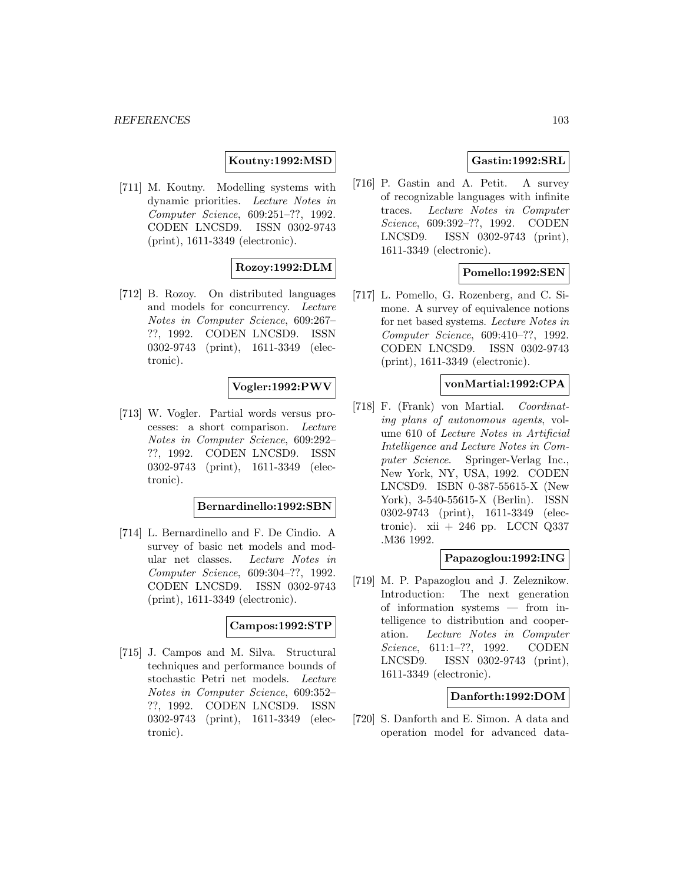**Koutny:1992:MSD**

[711] M. Koutny. Modelling systems with dynamic priorities. *Lecture Notes in Computer Science*, 609:251–??, 1992. CODEN LNCSD9. ISSN 0302-9743 (print), 1611-3349 (electronic).

**Rozoy:1992:DLM**

[712] B. Rozoy. On distributed languages and models for concurrency. *Lecture Notes in Computer Science*, 609:267–??, 1992. CODEN LNCSD9. ISSN 0302-9743 (print), 1611-3349 (electronic).

**Vogler:1992:PWV**

[713] W. Vogler. Partial words versus processes: a short comparison. *Lecture Notes in Computer Science*, 609:292–??, 1992. CODEN LNCSD9. ISSN 0302-9743 (print), 1611-3349 (electronic).

**Bernardinello:1992:SBN**

[714] L. Bernardinello and F. De Cindio. A survey of basic net models and modular net classes. *Lecture Notes in Computer Science*, 609:304–??, 1992. CODEN LNCSD9. ISSN 0302-9743 (print), 1611-3349 (electronic).

**Campos:1992:STP**

[715] J. Campos and M. Silva. Structural techniques and performance bounds of stochastic Petri net models. *Lecture Notes in Computer Science*, 609:352–??, 1992. CODEN LNCSD9. ISSN 0302-9743 (print), 1611-3349 (electronic).

**Gastin:1992:SRL**

[716] P. Gastin and A. Petit. A survey of recognizable languages with infinite traces. *Lecture Notes in Computer Science*, 609:392–??, 1992. CODEN LNCSD9. ISSN 0302-9743 (print), 1611-3349 (electronic).

**Pomello:1992:SEN**

[717] L. Pomello, G. Rozenberg, and C. Simone. A survey of equivalence notions for net based systems. *Lecture Notes in Computer Science*, 609:410–??, 1992. CODEN LNCSD9. ISSN 0302-9743 (print), 1611-3349 (electronic).

**vonMartial:1992:CPA**

[718] F. (Frank) von Martial. *Coordinating plans of autonomous agents*, volume 610 of *Lecture Notes in Artificial Intelligence and Lecture Notes in Computer Science*. Springer-Verlag Inc., New York, NY, USA, 1992. CODEN LNCSD9. ISBN 0-387-55615-X (New York), 3-540-55615-X (Berlin). ISSN 0302-9743 (print), 1611-3349 (electronic). xii + 246 pp. LCCN Q337 .M36 1992.

**Papazoglou:1992:ING**

[719] M. P. Papazoglou and J. Zeleznikow. Introduction: The next generation of information systems — from intelligence to distribution and cooperation. *Lecture Notes in Computer Science*, 611:1–??, 1992. CODEN LNCSD9. ISSN 0302-9743 (print), 1611-3349 (electronic).

**Danforth:1992:DOM**

[720] S. Danforth and E. Simon. A data and operation model for advanced data-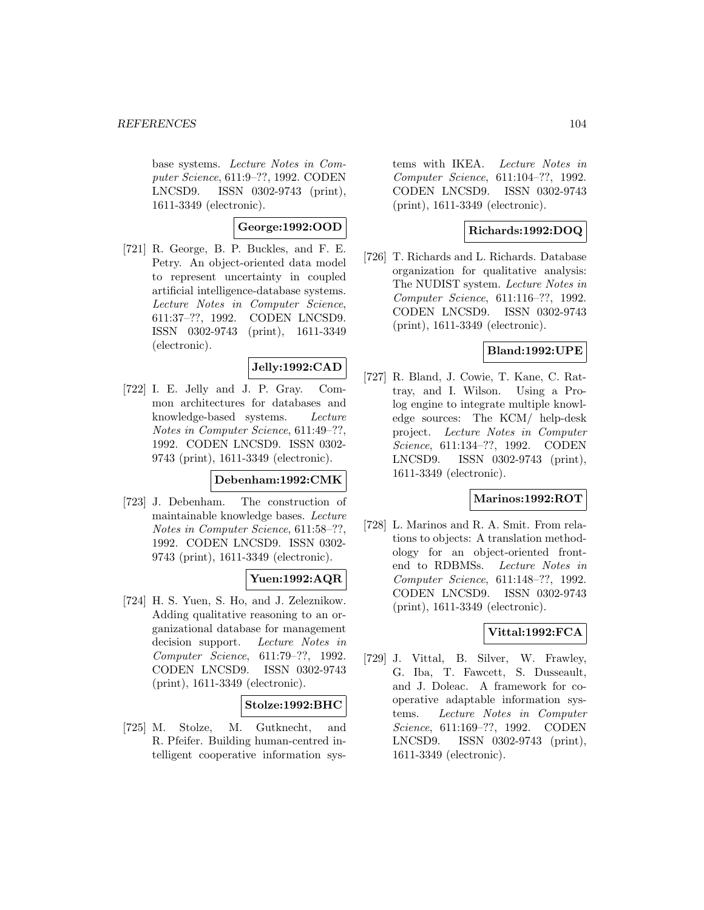base systems. *Lecture Notes in Computer Science*, 611:9–??, 1992. CODEN LNCSD9. ISSN 0302-9743 (print), 1611-3349 (electronic).

**George:1992:OOD**

[721] R. George, B. P. Buckles, and F. E. Petry. An object-oriented data model to represent uncertainty in coupled artificial intelligence-database systems. *Lecture Notes in Computer Science*, 611:37–??, 1992. CODEN LNCSD9. ISSN 0302-9743 (print), 1611-3349 (electronic).

**Jelly:1992:CAD**

[722] I. E. Jelly and J. P. Gray. Common architectures for databases and knowledge-based systems. *Lecture Notes in Computer Science*, 611:49–??, 1992. CODEN LNCSD9. ISSN 0302-9743 (print), 1611-3349 (electronic).

**Debenham:1992:CMK**

[723] J. Debenham. The construction of maintainable knowledge bases. *Lecture Notes in Computer Science*, 611:58–??, 1992. CODEN LNCSD9. ISSN 0302-9743 (print), 1611-3349 (electronic).

**Yuen:1992:AQR**

[724] H. S. Yuen, S. Ho, and J. Zeleznikow. Adding qualitative reasoning to an organizational database for management decision support. *Lecture Notes in Computer Science*, 611:79–??, 1992. CODEN LNCSD9. ISSN 0302-9743 (print), 1611-3349 (electronic).

**Stolze:1992:BHC**

[725] M. Stolze, M. Gutknecht, and R. Pfeifer. Building human-centred intelligent cooperative information systems with IKEA. *Lecture Notes in Computer Science*, 611:104–??, 1992. CODEN LNCSD9. ISSN 0302-9743 (print), 1611-3349 (electronic).

**Richards:1992:DOQ**

[726] T. Richards and L. Richards. Database organization for qualitative analysis: The NUDIST system. *Lecture Notes in Computer Science*, 611:116–??, 1992. CODEN LNCSD9. ISSN 0302-9743 (print), 1611-3349 (electronic).

**Bland:1992:UPE**

[727] R. Bland, J. Cowie, T. Kane, C. Rattray, and I. Wilson. Using a Prolog engine to integrate multiple knowledge sources: The KCM/ help-desk project. *Lecture Notes in Computer Science*, 611:134–??, 1992. CODEN LNCSD9. ISSN 0302-9743 (print), 1611-3349 (electronic).

**Marinos:1992:ROT**

[728] L. Marinos and R. A. Smit. From relations to objects: A translation methodology for an object-oriented front-end to RDBMSs. *Lecture Notes in Computer Science*, 611:148–??, 1992. CODEN LNCSD9. ISSN 0302-9743 (print), 1611-3349 (electronic).

**Vittal:1992:FCA**

[729] J. Vittal, B. Silver, W. Frawley, G. Iba, T. Fawcett, S. Dusseault, and J. Doleac. A framework for cooperative adaptable information systems. *Lecture Notes in Computer Science*, 611:169–??, 1992. CODEN LNCSD9. ISSN 0302-9743 (print), 1611-3349 (electronic).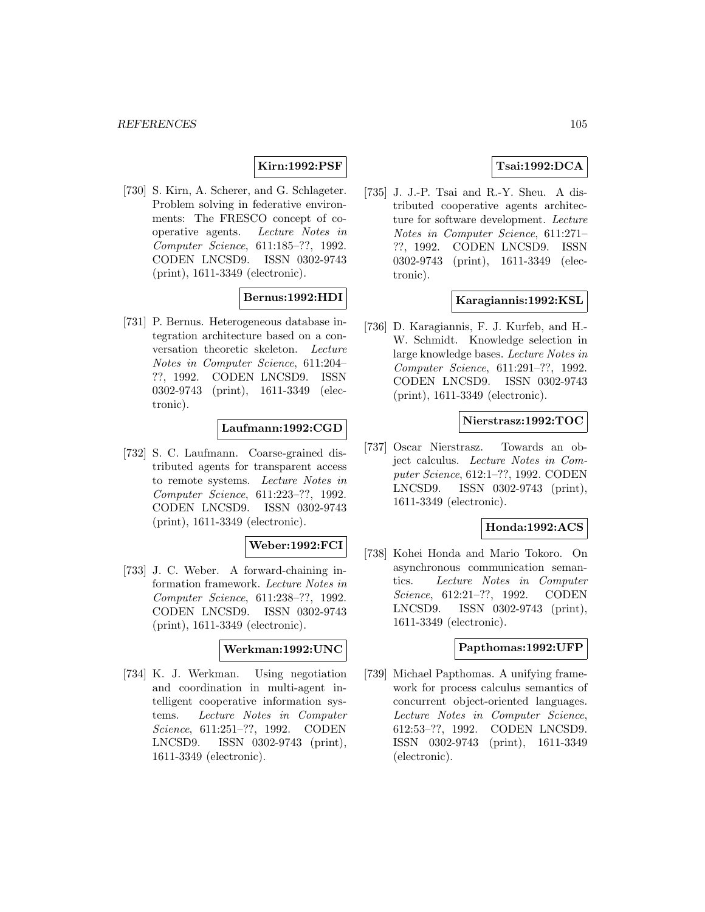**Kirn:1992:PSF**

[730] S. Kirn, A. Scherer, and G. Schlageter. Problem solving in federative environments: The FRESCO concept of cooperative agents. *Lecture Notes in Computer Science*, 611:185–??, 1992. CODEN LNCSD9. ISSN 0302-9743 (print), 1611-3349 (electronic).

**Bernus:1992:HDI**

[731] P. Bernus. Heterogeneous database integration architecture based on a conversation theoretic skeleton. *Lecture Notes in Computer Science*, 611:204–??, 1992. CODEN LNCSD9. ISSN 0302-9743 (print), 1611-3349 (electronic).

**Laufmann:1992:CGD**

[732] S. C. Laufmann. Coarse-grained distributed agents for transparent access to remote systems. *Lecture Notes in Computer Science*, 611:223–??, 1992. CODEN LNCSD9. ISSN 0302-9743 (print), 1611-3349 (electronic).

**Weber:1992:FCI**

[733] J. C. Weber. A forward-chaining information framework. *Lecture Notes in Computer Science*, 611:238–??, 1992. CODEN LNCSD9. ISSN 0302-9743 (print), 1611-3349 (electronic).

**Werkman:1992:UNC**

[734] K. J. Werkman. Using negotiation and coordination in multi-agent intelligent cooperative information systems. *Lecture Notes in Computer Science*, 611:251–??, 1992. CODEN LNCSD9. ISSN 0302-9743 (print), 1611-3349 (electronic).

**Tsai:1992:DCA**

[735] J. J.-P. Tsai and R.-Y. Sheu. A distributed cooperative agents architecture for software development. *Lecture Notes in Computer Science*, 611:271–??, 1992. CODEN LNCSD9. ISSN 0302-9743 (print), 1611-3349 (electronic).

**Karagiannis:1992:KSL**

[736] D. Karagiannis, F. J. Kurfeb, and H.-W. Schmidt. Knowledge selection in large knowledge bases. *Lecture Notes in Computer Science*, 611:291–??, 1992. CODEN LNCSD9. ISSN 0302-9743 (print), 1611-3349 (electronic).

**Nierstrasz:1992:TOC**

[737] Oscar Nierstrasz. Towards an object calculus. *Lecture Notes in Computer Science*, 612:1–??, 1992. CODEN LNCSD9. ISSN 0302-9743 (print), 1611-3349 (electronic).

**Honda:1992:ACS**

[738] Kohei Honda and Mario Tokoro. On asynchronous communication semantics. *Lecture Notes in Computer Science*, 612:21–??, 1992. CODEN LNCSD9. ISSN 0302-9743 (print), 1611-3349 (electronic).

**Papthomas:1992:UFP**

[739] Michael Papthomas. A unifying framework for process calculus semantics of concurrent object-oriented languages. *Lecture Notes in Computer Science*, 612:53–??, 1992. CODEN LNCSD9. ISSN 0302-9743 (print), 1611-3349 (electronic).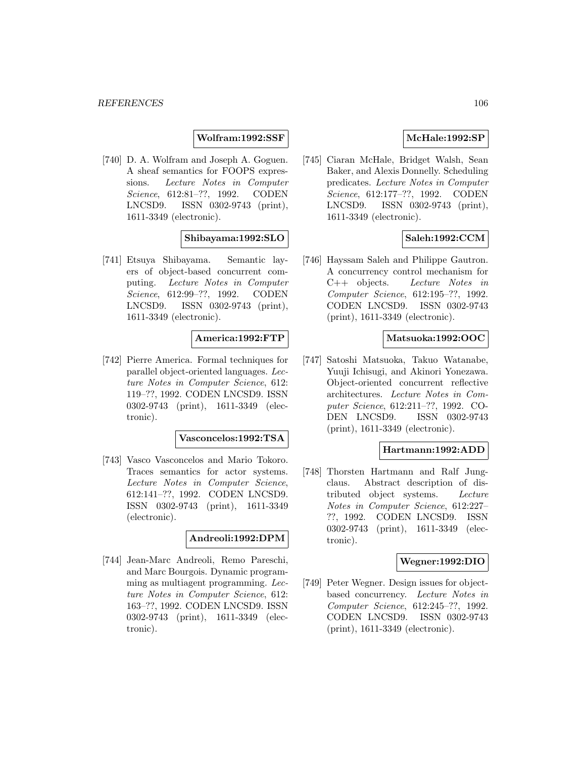**Wolfram:1992:SSF**

[740] D. A. Wolfram and Joseph A. Goguen. A sheaf semantics for FOOPS expressions. *Lecture Notes in Computer Science*, 612:81–??, 1992. CODEN LNCSD9. ISSN 0302-9743 (print), 1611-3349 (electronic).

**Shibayama:1992:SLO**

[741] Etsuya Shibayama. Semantic layers of object-based concurrent computing. *Lecture Notes in Computer Science*, 612:99–??, 1992. CODEN LNCSD9. ISSN 0302-9743 (print), 1611-3349 (electronic).

**America:1992:FTP**

[742] Pierre America. Formal techniques for parallel object-oriented languages. *Lecture Notes in Computer Science*, 612: 119–??, 1992. CODEN LNCSD9. ISSN 0302-9743 (print), 1611-3349 (electronic).

**Vasconcelos:1992:TSA**

[743] Vasco Vasconcelos and Mario Tokoro. Traces semantics for actor systems. *Lecture Notes in Computer Science*, 612:141–??, 1992. CODEN LNCSD9. ISSN 0302-9743 (print), 1611-3349 (electronic).

**Andreoli:1992:DPM**

[744] Jean-Marc Andreoli, Remo Pareschi, and Marc Bourgois. Dynamic programming as multiagent programming. *Lecture Notes in Computer Science*, 612: 163–??, 1992. CODEN LNCSD9. ISSN 0302-9743 (print), 1611-3349 (electronic).

**McHale:1992:SP**

[745] Ciaran McHale, Bridget Walsh, Sean Baker, and Alexis Donnelly. Scheduling predicates. *Lecture Notes in Computer Science*, 612:177–??, 1992. CODEN LNCSD9. ISSN 0302-9743 (print), 1611-3349 (electronic).

**Saleh:1992:CCM**

[746] Hayssam Saleh and Philippe Gautron. A concurrency control mechanism for C++ objects. *Lecture Notes in Computer Science*, 612:195–??, 1992. CODEN LNCSD9. ISSN 0302-9743 (print), 1611-3349 (electronic).

**Matsuoka:1992:OOC**

[747] Satoshi Matsuoka, Takuo Watanabe, Yuuji Ichisugi, and Akinori Yonezawa. Object-oriented concurrent reflective architectures. *Lecture Notes in Computer Science*, 612:211–??, 1992. CODEN LNCSD9. ISSN 0302-9743 (print), 1611-3349 (electronic).

**Hartmann:1992:ADD**

[748] Thorsten Hartmann and Ralf Jungclaus. Abstract description of distributed object systems. *Lecture Notes in Computer Science*, 612:227–??, 1992. CODEN LNCSD9. ISSN 0302-9743 (print), 1611-3349 (electronic).

**Wegner:1992:DIO**

[749] Peter Wegner. Design issues for object-based concurrency. *Lecture Notes in Computer Science*, 612:245–??, 1992. CODEN LNCSD9. ISSN 0302-9743 (print), 1611-3349 (electronic).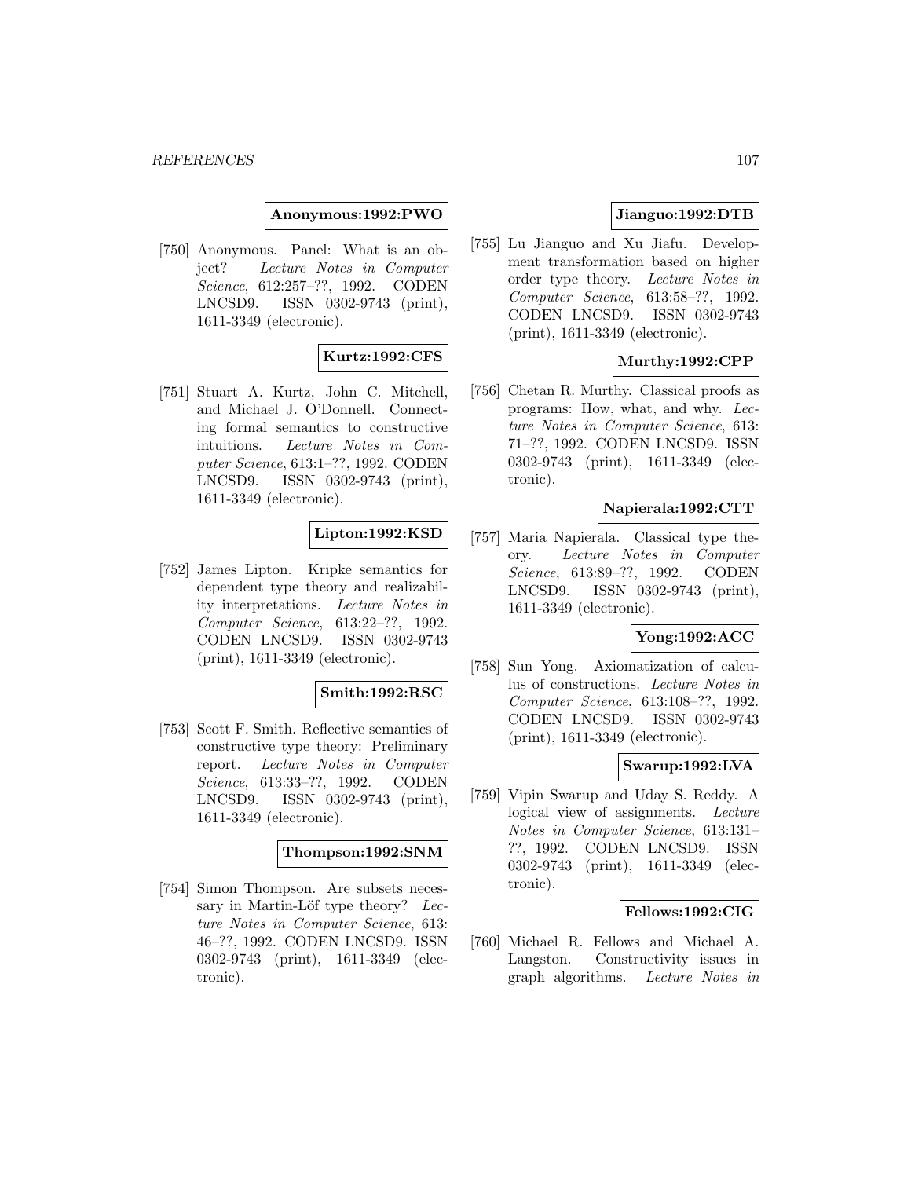**Anonymous:1992:PWO**

[750] Anonymous. Panel: What is an object? *Lecture Notes in Computer Science*, 612:257–??, 1992. CODEN LNCSD9. ISSN 0302-9743 (print), 1611-3349 (electronic).

**Kurtz:1992:CFS**

[751] Stuart A. Kurtz, John C. Mitchell, and Michael J. O'Donnell. Connecting formal semantics to constructive intuitions. *Lecture Notes in Computer Science*, 613:1–??, 1992. CODEN LNCSD9. ISSN 0302-9743 (print), 1611-3349 (electronic).

**Lipton:1992:KSD**

[752] James Lipton. Kripke semantics for dependent type theory and realizability interpretations. *Lecture Notes in Computer Science*, 613:22–??, 1992. CODEN LNCSD9. ISSN 0302-9743 (print), 1611-3349 (electronic).

**Smith:1992:RSC**

[753] Scott F. Smith. Reflective semantics of constructive type theory: Preliminary report. *Lecture Notes in Computer Science*, 613:33–??, 1992. CODEN LNCSD9. ISSN 0302-9743 (print), 1611-3349 (electronic).

**Thompson:1992:SNM**

[754] Simon Thompson. Are subsets necessary in Martin-Löf type theory? *Lecture Notes in Computer Science*, 613: 46–??, 1992. CODEN LNCSD9. ISSN 0302-9743 (print), 1611-3349 (electronic).

**Jianguo:1992:DTB**

[755] Lu Jianguo and Xu Jiafu. Development transformation based on higher order type theory. *Lecture Notes in Computer Science*, 613:58–??, 1992. CODEN LNCSD9. ISSN 0302-9743 (print), 1611-3349 (electronic).

**Murthy:1992:CPP**

[756] Chetan R. Murthy. Classical proofs as programs: How, what, and why. *Lecture Notes in Computer Science*, 613: 71–??, 1992. CODEN LNCSD9. ISSN 0302-9743 (print), 1611-3349 (electronic).

**Napierala:1992:CTT**

[757] Maria Napierala. Classical type theory. *Lecture Notes in Computer Science*, 613:89–??, 1992. CODEN LNCSD9. ISSN 0302-9743 (print), 1611-3349 (electronic).

**Yong:1992:ACC**

[758] Sun Yong. Axiomatization of calculus of constructions. *Lecture Notes in Computer Science*, 613:108–??, 1992. CODEN LNCSD9. ISSN 0302-9743 (print), 1611-3349 (electronic).

**Swarup:1992:LVA**

[759] Vipin Swarup and Uday S. Reddy. A logical view of assignments. *Lecture Notes in Computer Science*, 613:131–??, 1992. CODEN LNCSD9. ISSN 0302-9743 (print), 1611-3349 (electronic).

**Fellows:1992:CIG**

[760] Michael R. Fellows and Michael A. Langston. Constructivity issues in graph algorithms. *Lecture Notes in*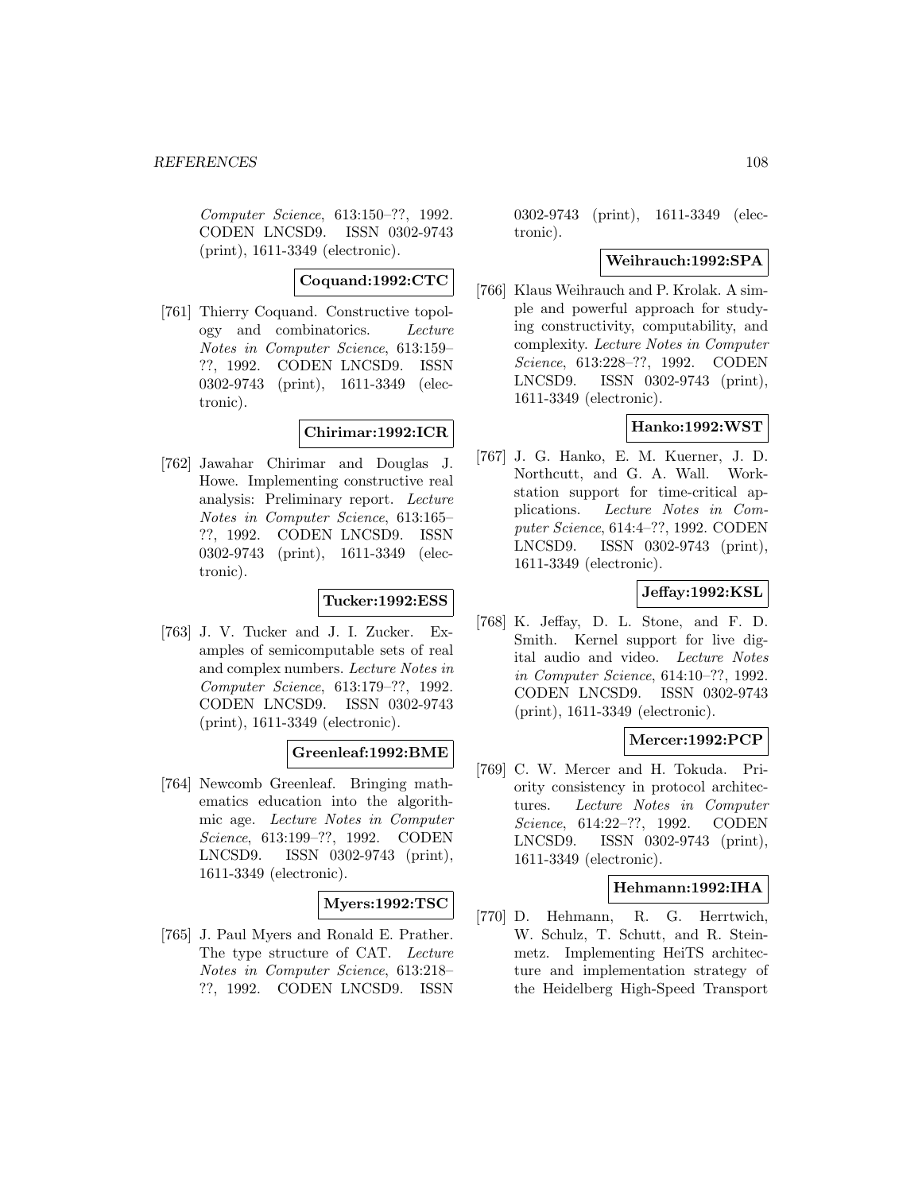*Computer Science*, 613:150–??, 1992. CODEN LNCSD9. ISSN 0302-9743 (print), 1611-3349 (electronic).

**Coquand:1992:CTC**

[761] Thierry Coquand. Constructive topology and combinatorics. *Lecture Notes in Computer Science*, 613:159–??, 1992. CODEN LNCSD9. ISSN 0302-9743 (print), 1611-3349 (electronic).

**Chirimar:1992:ICR**

[762] Jawahar Chirimar and Douglas J. Howe. Implementing constructive real analysis: Preliminary report. *Lecture Notes in Computer Science*, 613:165–??, 1992. CODEN LNCSD9. ISSN 0302-9743 (print), 1611-3349 (electronic).

**Tucker:1992:ESS**

[763] J. V. Tucker and J. I. Zucker. Examples of semicomputable sets of real and complex numbers. *Lecture Notes in Computer Science*, 613:179–??, 1992. CODEN LNCSD9. ISSN 0302-9743 (print), 1611-3349 (electronic).

**Greenleaf:1992:BME**

[764] Newcomb Greenleaf. Bringing mathematics education into the algorithmic age. *Lecture Notes in Computer Science*, 613:199–??, 1992. CODEN LNCSD9. ISSN 0302-9743 (print), 1611-3349 (electronic).

**Myers:1992:TSC**

[765] J. Paul Myers and Ronald E. Prather. The type structure of CAT. *Lecture Notes in Computer Science*, 613:218–??, 1992. CODEN LNCSD9. ISSN 0302-9743 (print), 1611-3349 (electronic).

**Weihrauch:1992:SPA**

[766] Klaus Weihrauch and P. Krolak. A simple and powerful approach for studying constructivity, computability, and complexity. *Lecture Notes in Computer Science*, 613:228–??, 1992. CODEN LNCSD9. ISSN 0302-9743 (print), 1611-3349 (electronic).

**Hanko:1992:WST**

[767] J. G. Hanko, E. M. Kuerner, J. D. Northcutt, and G. A. Wall. Workstation support for time-critical applications. *Lecture Notes in Computer Science*, 614:4–??, 1992. CODEN LNCSD9. ISSN 0302-9743 (print), 1611-3349 (electronic).

**Jeffay:1992:KSL**

[768] K. Jeffay, D. L. Stone, and F. D. Smith. Kernel support for live digital audio and video. *Lecture Notes in Computer Science*, 614:10–??, 1992. CODEN LNCSD9. ISSN 0302-9743 (print), 1611-3349 (electronic).

**Mercer:1992:PCP**

[769] C. W. Mercer and H. Tokuda. Priority consistency in protocol architectures. *Lecture Notes in Computer Science*, 614:22–??, 1992. CODEN LNCSD9. ISSN 0302-9743 (print), 1611-3349 (electronic).

**Hehmann:1992:IHA**

[770] D. Hehmann, R. G. Herrtwich, W. Schulz, T. Schutt, and R. Steinmetz. Implementing HeiTS architecture and implementation strategy of the Heidelberg High-Speed Transport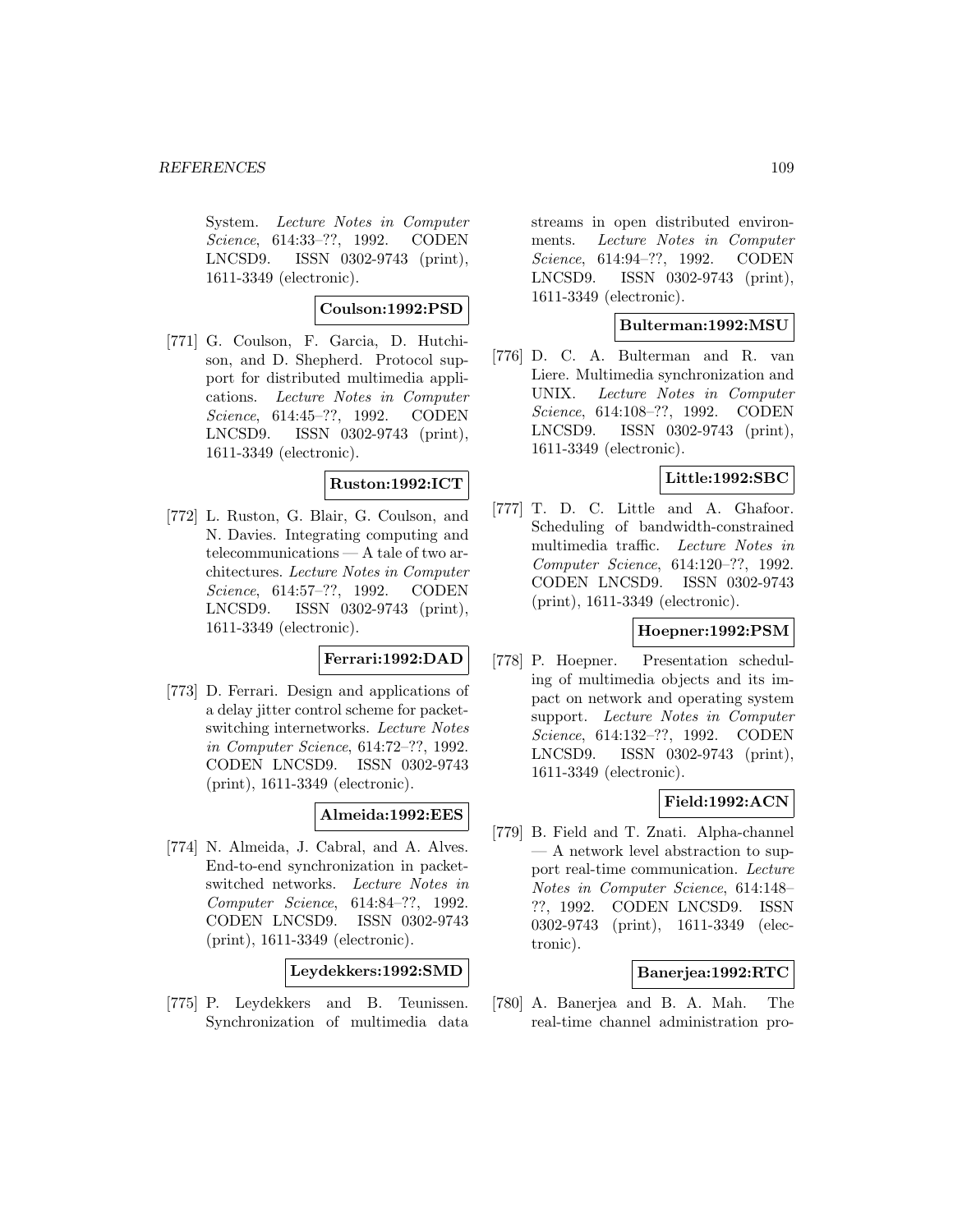System. *Lecture Notes in Computer Science*, 614:33–??, 1992. CODEN LNCSD9. ISSN 0302-9743 (print), 1611-3349 (electronic).

**Coulson:1992:PSD**

[771] G. Coulson, F. Garcia, D. Hutchison, and D. Shepherd. Protocol support for distributed multimedia applications. *Lecture Notes in Computer Science*, 614:45–??, 1992. CODEN LNCSD9. ISSN 0302-9743 (print), 1611-3349 (electronic).

**Ruston:1992:ICT**

[772] L. Ruston, G. Blair, G. Coulson, and N. Davies. Integrating computing and telecommunications — A tale of two architectures. *Lecture Notes in Computer Science*, 614:57–??, 1992. CODEN LNCSD9. ISSN 0302-9743 (print), 1611-3349 (electronic).

**Ferrari:1992:DAD**

[773] D. Ferrari. Design and applications of a delay jitter control scheme for packet-switching internetworks. *Lecture Notes in Computer Science*, 614:72–??, 1992. CODEN LNCSD9. ISSN 0302-9743 (print), 1611-3349 (electronic).

**Almeida:1992:EES**

[774] N. Almeida, J. Cabral, and A. Alves. End-to-end synchronization in packet-switched networks. *Lecture Notes in Computer Science*, 614:84–??, 1992. CODEN LNCSD9. ISSN 0302-9743 (print), 1611-3349 (electronic).

**Leydekkers:1992:SMD**

[775] P. Leydekkers and B. Teunissen. Synchronization of multimedia data streams in open distributed environments. *Lecture Notes in Computer Science*, 614:94–??, 1992. CODEN LNCSD9. ISSN 0302-9743 (print), 1611-3349 (electronic).

**Bulterman:1992:MSU**

[776] D. C. A. Bulterman and R. van Liere. Multimedia synchronization and UNIX. *Lecture Notes in Computer Science*, 614:108–??, 1992. CODEN LNCSD9. ISSN 0302-9743 (print), 1611-3349 (electronic).

**Little:1992:SBC**

[777] T. D. C. Little and A. Ghafoor. Scheduling of bandwidth-constrained multimedia traffic. *Lecture Notes in Computer Science*, 614:120–??, 1992. CODEN LNCSD9. ISSN 0302-9743 (print), 1611-3349 (electronic).

**Hoepner:1992:PSM**

[778] P. Hoepner. Presentation scheduling of multimedia objects and its impact on network and operating system support. *Lecture Notes in Computer Science*, 614:132–??, 1992. CODEN LNCSD9. ISSN 0302-9743 (print), 1611-3349 (electronic).

**Field:1992:ACN**

[779] B. Field and T. Znati. Alpha-channel — A network level abstraction to support real-time communication. *Lecture Notes in Computer Science*, 614:148–??, 1992. CODEN LNCSD9. ISSN 0302-9743 (print), 1611-3349 (electronic).

**Banerjea:1992:RTC**

[780] A. Banerjea and B. A. Mah. The real-time channel administration pro-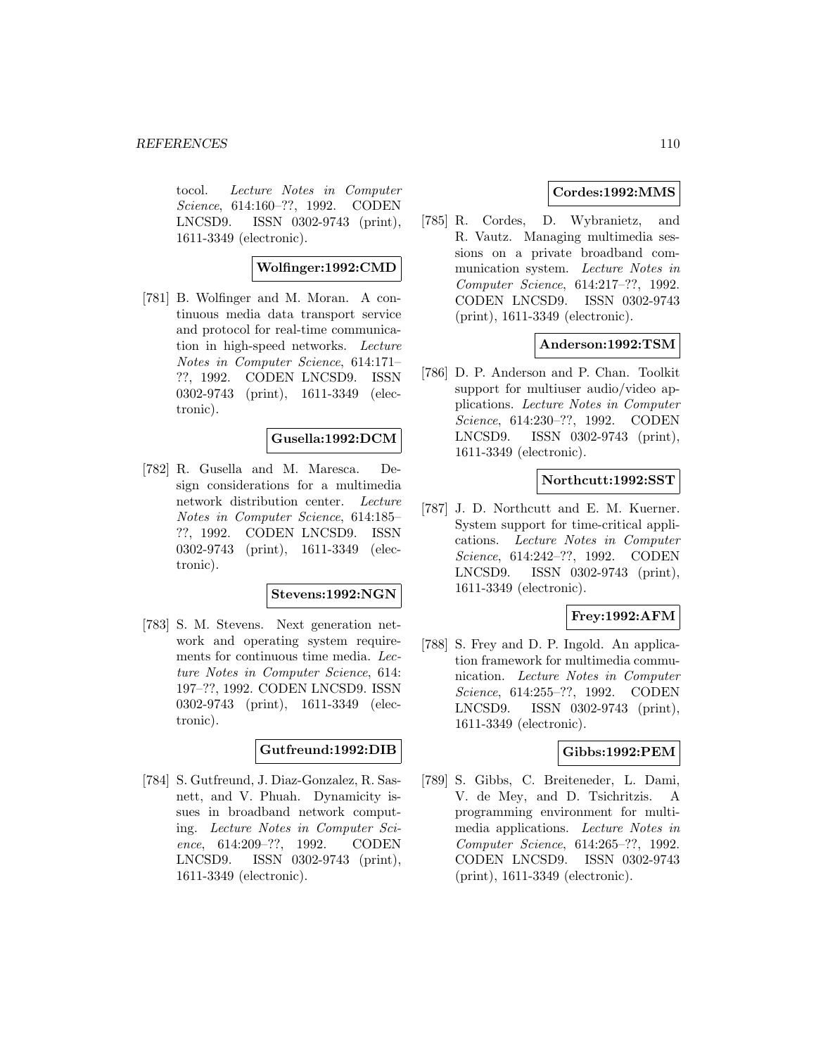tocol. *Lecture Notes in Computer Science*, 614:160–??, 1992. CODEN LNCSD9. ISSN 0302-9743 (print), 1611-3349 (electronic).

**Wolfinger:1992:CMD**

[781] B. Wolfinger and M. Moran. A continuous media data transport service and protocol for real-time communication in high-speed networks. *Lecture Notes in Computer Science*, 614:171–??, 1992. CODEN LNCSD9. ISSN 0302-9743 (print), 1611-3349 (electronic).

**Gusella:1992:DCM**

[782] R. Gusella and M. Maresca. Design considerations for a multimedia network distribution center. *Lecture Notes in Computer Science*, 614:185–??, 1992. CODEN LNCSD9. ISSN 0302-9743 (print), 1611-3349 (electronic).

**Stevens:1992:NGN**

[783] S. M. Stevens. Next generation network and operating system requirements for continuous time media. *Lecture Notes in Computer Science*, 614: 197–??, 1992. CODEN LNCSD9. ISSN 0302-9743 (print), 1611-3349 (electronic).

**Gutfreund:1992:DIB**

[784] S. Gutfreund, J. Diaz-Gonzalez, R. Sasnett, and V. Phuah. Dynamicity issues in broadband network computing. *Lecture Notes in Computer Science*, 614:209–??, 1992. CODEN LNCSD9. ISSN 0302-9743 (print), 1611-3349 (electronic).

**Cordes:1992:MMS**

[785] R. Cordes, D. Wybranietz, and R. Vautz. Managing multimedia sessions on a private broadband communication system. *Lecture Notes in Computer Science*, 614:217–??, 1992. CODEN LNCSD9. ISSN 0302-9743 (print), 1611-3349 (electronic).

**Anderson:1992:TSM**

[786] D. P. Anderson and P. Chan. Toolkit support for multiuser audio/video applications. *Lecture Notes in Computer Science*, 614:230–??, 1992. CODEN LNCSD9. ISSN 0302-9743 (print), 1611-3349 (electronic).

**Northcutt:1992:SST**

[787] J. D. Northcutt and E. M. Kuerner. System support for time-critical applications. *Lecture Notes in Computer Science*, 614:242–??, 1992. CODEN LNCSD9. ISSN 0302-9743 (print), 1611-3349 (electronic).

**Frey:1992:AFM**

[788] S. Frey and D. P. Ingold. An application framework for multimedia communication. *Lecture Notes in Computer Science*, 614:255–??, 1992. CODEN LNCSD9. ISSN 0302-9743 (print), 1611-3349 (electronic).

**Gibbs:1992:PEM**

[789] S. Gibbs, C. Breiteneder, L. Dami, V. de Mey, and D. Tsichritzis. A programming environment for multimedia applications. *Lecture Notes in Computer Science*, 614:265–??, 1992. CODEN LNCSD9. ISSN 0302-9743 (print), 1611-3349 (electronic).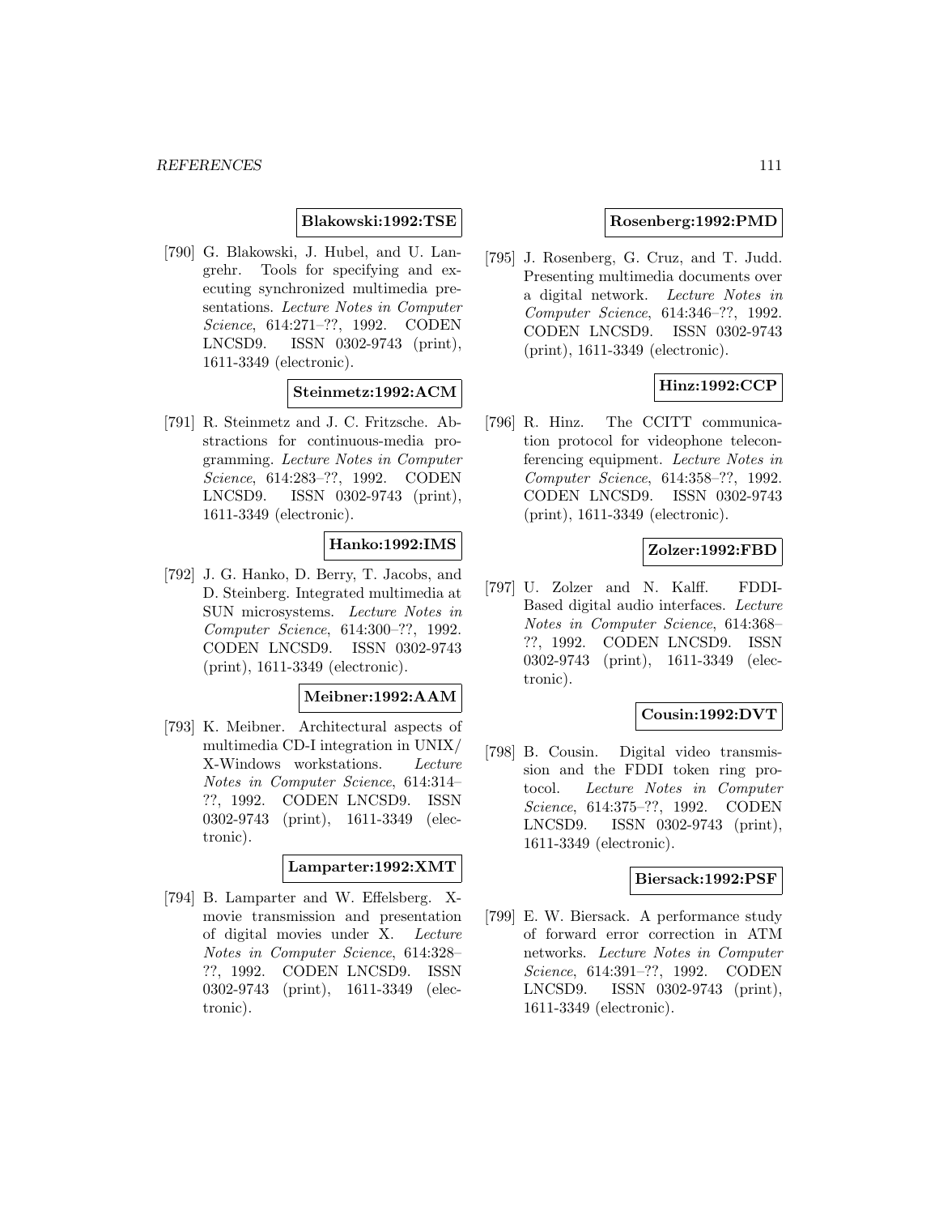**Blakowski:1992:TSE**

[790] G. Blakowski, J. Hubel, and U. Langrehr. Tools for specifying and executing synchronized multimedia presentations. *Lecture Notes in Computer Science*, 614:271–??, 1992. CODEN LNCSD9. ISSN 0302-9743 (print), 1611-3349 (electronic).

**Steinmetz:1992:ACM**

[791] R. Steinmetz and J. C. Fritzsche. Abstractions for continuous-media programming. *Lecture Notes in Computer Science*, 614:283–??, 1992. CODEN LNCSD9. ISSN 0302-9743 (print), 1611-3349 (electronic).

**Hanko:1992:IMS**

[792] J. G. Hanko, D. Berry, T. Jacobs, and D. Steinberg. Integrated multimedia at SUN microsystems. *Lecture Notes in Computer Science*, 614:300–??, 1992. CODEN LNCSD9. ISSN 0302-9743 (print), 1611-3349 (electronic).

**Meibner:1992:AAM**

[793] K. Meibner. Architectural aspects of multimedia CD-I integration in UNIX/ X-Windows workstations. *Lecture Notes in Computer Science*, 614:314–??, 1992. CODEN LNCSD9. ISSN 0302-9743 (print), 1611-3349 (electronic).

**Lamparter:1992:XMT**

[794] B. Lamparter and W. Effelsberg. X-movie transmission and presentation of digital movies under X. *Lecture Notes in Computer Science*, 614:328–??, 1992. CODEN LNCSD9. ISSN 0302-9743 (print), 1611-3349 (electronic).

**Rosenberg:1992:PMD**

[795] J. Rosenberg, G. Cruz, and T. Judd. Presenting multimedia documents over a digital network. *Lecture Notes in Computer Science*, 614:346–??, 1992. CODEN LNCSD9. ISSN 0302-9743 (print), 1611-3349 (electronic).

**Hinz:1992:CCP**

[796] R. Hinz. The CCITT communication protocol for videophone teleconferencing equipment. *Lecture Notes in Computer Science*, 614:358–??, 1992. CODEN LNCSD9. ISSN 0302-9743 (print), 1611-3349 (electronic).

**Zolzer:1992:FBD**

[797] U. Zolzer and N. Kalff. FDDI-Based digital audio interfaces. *Lecture Notes in Computer Science*, 614:368–??, 1992. CODEN LNCSD9. ISSN 0302-9743 (print), 1611-3349 (electronic).

**Cousin:1992:DVT**

[798] B. Cousin. Digital video transmission and the FDDI token ring protocol. *Lecture Notes in Computer Science*, 614:375–??, 1992. CODEN LNCSD9. ISSN 0302-9743 (print), 1611-3349 (electronic).

**Biersack:1992:PSF**

[799] E. W. Biersack. A performance study of forward error correction in ATM networks. *Lecture Notes in Computer Science*, 614:391–??, 1992. CODEN LNCSD9. ISSN 0302-9743 (print), 1611-3349 (electronic).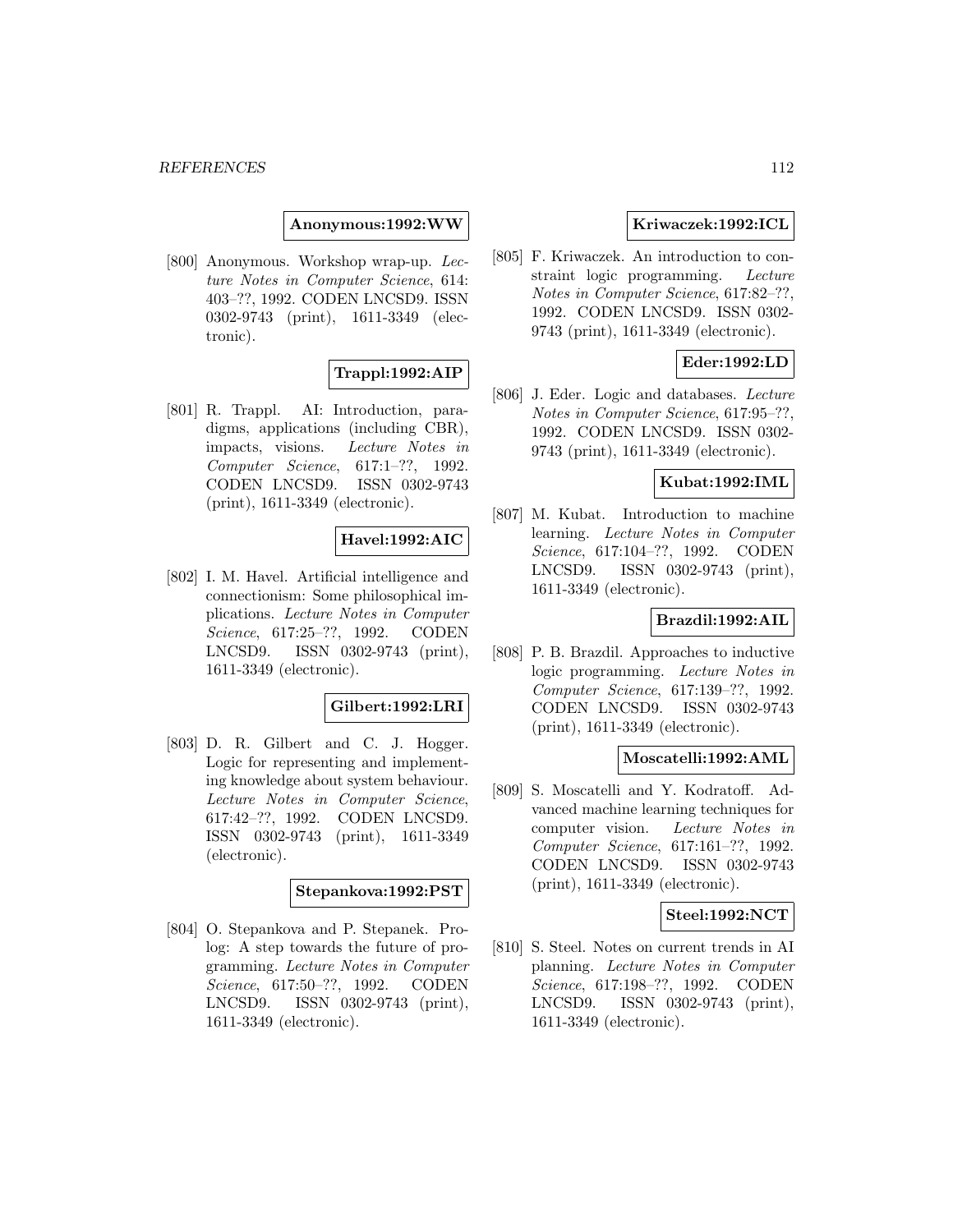**Anonymous:1992:WW**

[800] Anonymous. Workshop wrap-up. *Lecture Notes in Computer Science*, 614: 403–??, 1992. CODEN LNCSD9. ISSN 0302-9743 (print), 1611-3349 (electronic).

**Trappl:1992:AIP**

[801] R. Trappl. AI: Introduction, paradigms, applications (including CBR), impacts, visions. *Lecture Notes in Computer Science*, 617:1–??, 1992. CODEN LNCSD9. ISSN 0302-9743 (print), 1611-3349 (electronic).

**Havel:1992:AIC**

[802] I. M. Havel. Artificial intelligence and connectionism: Some philosophical implications. *Lecture Notes in Computer Science*, 617:25–??, 1992. CODEN LNCSD9. ISSN 0302-9743 (print), 1611-3349 (electronic).

**Gilbert:1992:LRI**

[803] D. R. Gilbert and C. J. Hogger. Logic for representing and implementing knowledge about system behaviour. *Lecture Notes in Computer Science*, 617:42–??, 1992. CODEN LNCSD9. ISSN 0302-9743 (print), 1611-3349 (electronic).

**Stepankova:1992:PST**

[804] O. Stepankova and P. Stepanek. Prolog: A step towards the future of programming. *Lecture Notes in Computer Science*, 617:50–??, 1992. CODEN LNCSD9. ISSN 0302-9743 (print), 1611-3349 (electronic).

**Kriwaczek:1992:ICL**

[805] F. Kriwaczek. An introduction to constraint logic programming. *Lecture Notes in Computer Science*, 617:82–??, 1992. CODEN LNCSD9. ISSN 0302-9743 (print), 1611-3349 (electronic).

**Eder:1992:LD**

[806] J. Eder. Logic and databases. *Lecture Notes in Computer Science*, 617:95–??, 1992. CODEN LNCSD9. ISSN 0302-9743 (print), 1611-3349 (electronic).

**Kubat:1992:IML**

[807] M. Kubat. Introduction to machine learning. *Lecture Notes in Computer Science*, 617:104–??, 1992. CODEN LNCSD9. ISSN 0302-9743 (print), 1611-3349 (electronic).

**Brazdil:1992:AIL**

[808] P. B. Brazdil. Approaches to inductive logic programming. *Lecture Notes in Computer Science*, 617:139–??, 1992. CODEN LNCSD9. ISSN 0302-9743 (print), 1611-3349 (electronic).

**Moscatelli:1992:AML**

[809] S. Moscatelli and Y. Kodratoff. Advanced machine learning techniques for computer vision. *Lecture Notes in Computer Science*, 617:161–??, 1992. CODEN LNCSD9. ISSN 0302-9743 (print), 1611-3349 (electronic).

**Steel:1992:NCT**

[810] S. Steel. Notes on current trends in AI planning. *Lecture Notes in Computer Science*, 617:198–??, 1992. CODEN LNCSD9. ISSN 0302-9743 (print), 1611-3349 (electronic).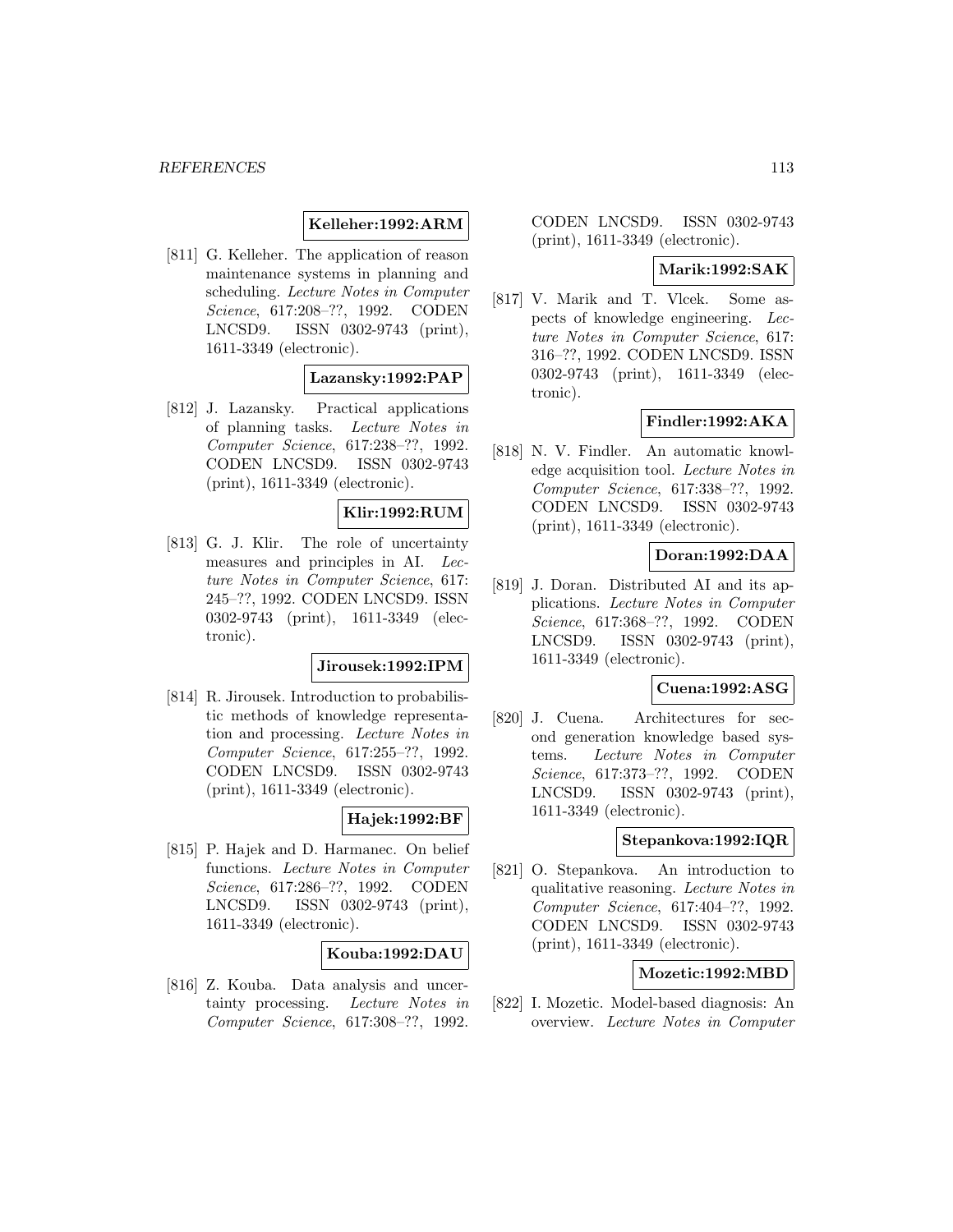**Kelleher:1992:ARM**

[811] G. Kelleher. The application of reason maintenance systems in planning and scheduling. *Lecture Notes in Computer Science*, 617:208–??, 1992. CODEN LNCSD9. ISSN 0302-9743 (print), 1611-3349 (electronic).

**Lazansky:1992:PAP**

[812] J. Lazansky. Practical applications of planning tasks. *Lecture Notes in Computer Science*, 617:238–??, 1992. CODEN LNCSD9. ISSN 0302-9743 (print), 1611-3349 (electronic).

**Klir:1992:RUM**

[813] G. J. Klir. The role of uncertainty measures and principles in AI. *Lecture Notes in Computer Science*, 617: 245–??, 1992. CODEN LNCSD9. ISSN 0302-9743 (print), 1611-3349 (electronic).

**Jirousek:1992:IPM**

[814] R. Jirousek. Introduction to probabilistic methods of knowledge representation and processing. *Lecture Notes in Computer Science*, 617:255–??, 1992. CODEN LNCSD9. ISSN 0302-9743 (print), 1611-3349 (electronic).

**Hajek:1992:BF**

[815] P. Hajek and D. Harmanec. On belief functions. *Lecture Notes in Computer Science*, 617:286–??, 1992. CODEN LNCSD9. ISSN 0302-9743 (print), 1611-3349 (electronic).

**Kouba:1992:DAU**

[816] Z. Kouba. Data analysis and uncertainty processing. *Lecture Notes in Computer Science*, 617:308–??, 1992. CODEN LNCSD9. ISSN 0302-9743 (print), 1611-3349 (electronic).

**Marik:1992:SAK**

[817] V. Marik and T. Vlcek. Some aspects of knowledge engineering. *Lecture Notes in Computer Science*, 617: 316–??, 1992. CODEN LNCSD9. ISSN 0302-9743 (print), 1611-3349 (electronic).

**Findler:1992:AKA**

[818] N. V. Findler. An automatic knowledge acquisition tool. *Lecture Notes in Computer Science*, 617:338–??, 1992. CODEN LNCSD9. ISSN 0302-9743 (print), 1611-3349 (electronic).

**Doran:1992:DAA**

[819] J. Doran. Distributed AI and its applications. *Lecture Notes in Computer Science*, 617:368–??, 1992. CODEN LNCSD9. ISSN 0302-9743 (print), 1611-3349 (electronic).

**Cuena:1992:ASG**

[820] J. Cuena. Architectures for second generation knowledge based systems. *Lecture Notes in Computer Science*, 617:373–??, 1992. CODEN LNCSD9. ISSN 0302-9743 (print), 1611-3349 (electronic).

**Stepankova:1992:IQR**

[821] O. Stepankova. An introduction to qualitative reasoning. *Lecture Notes in Computer Science*, 617:404–??, 1992. CODEN LNCSD9. ISSN 0302-9743 (print), 1611-3349 (electronic).

**Mozetic:1992:MBD**

[822] I. Mozetic. Model-based diagnosis: An overview. *Lecture Notes in Computer*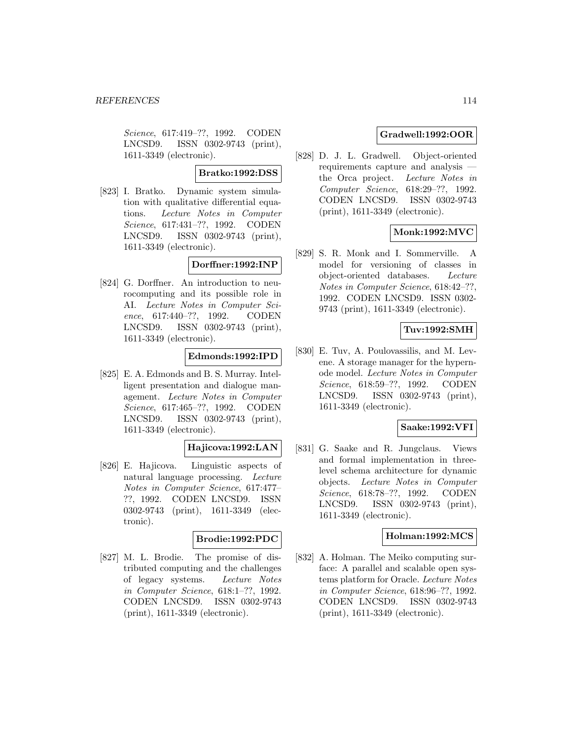*Science*, 617:419–??, 1992. CODEN LNCSD9. ISSN 0302-9743 (print), 1611-3349 (electronic).

**Bratko:1992:DSS**

[823] I. Bratko. Dynamic system simulation with qualitative differential equations. *Lecture Notes in Computer Science*, 617:431–??, 1992. CODEN LNCSD9. ISSN 0302-9743 (print), 1611-3349 (electronic).

**Dorffner:1992:INP**

[824] G. Dorffner. An introduction to neurocomputing and its possible role in AI. *Lecture Notes in Computer Science*, 617:440–??, 1992. CODEN LNCSD9. ISSN 0302-9743 (print), 1611-3349 (electronic).

**Edmonds:1992:IPD**

[825] E. A. Edmonds and B. S. Murray. Intelligent presentation and dialogue management. *Lecture Notes in Computer Science*, 617:465–??, 1992. CODEN LNCSD9. ISSN 0302-9743 (print), 1611-3349 (electronic).

**Hajicova:1992:LAN**

[826] E. Hajicova. Linguistic aspects of natural language processing. *Lecture Notes in Computer Science*, 617:477–??, 1992. CODEN LNCSD9. ISSN 0302-9743 (print), 1611-3349 (electronic).

**Brodie:1992:PDC**

[827] M. L. Brodie. The promise of distributed computing and the challenges of legacy systems. *Lecture Notes in Computer Science*, 618:1–??, 1992. CODEN LNCSD9. ISSN 0302-9743 (print), 1611-3349 (electronic).

**Gradwell:1992:OOR**

[828] D. J. L. Gradwell. Object-oriented requirements capture and analysis — the Orca project. *Lecture Notes in Computer Science*, 618:29–??, 1992. CODEN LNCSD9. ISSN 0302-9743 (print), 1611-3349 (electronic).

**Monk:1992:MVC**

[829] S. R. Monk and I. Sommerville. A model for versioning of classes in object-oriented databases. *Lecture Notes in Computer Science*, 618:42–??, 1992. CODEN LNCSD9. ISSN 0302-9743 (print), 1611-3349 (electronic).

**Tuv:1992:SMH**

[830] E. Tuv, A. Poulovassilis, and M. Levene. A storage manager for the hypernode model. *Lecture Notes in Computer Science*, 618:59–??, 1992. CODEN LNCSD9. ISSN 0302-9743 (print), 1611-3349 (electronic).

**Saake:1992:VFI**

[831] G. Saake and R. Jungclaus. Views and formal implementation in three-level schema architecture for dynamic objects. *Lecture Notes in Computer Science*, 618:78–??, 1992. CODEN LNCSD9. ISSN 0302-9743 (print), 1611-3349 (electronic).

**Holman:1992:MCS**

[832] A. Holman. The Meiko computing surface: A parallel and scalable open systems platform for Oracle. *Lecture Notes in Computer Science*, 618:96–??, 1992. CODEN LNCSD9. ISSN 0302-9743 (print), 1611-3349 (electronic).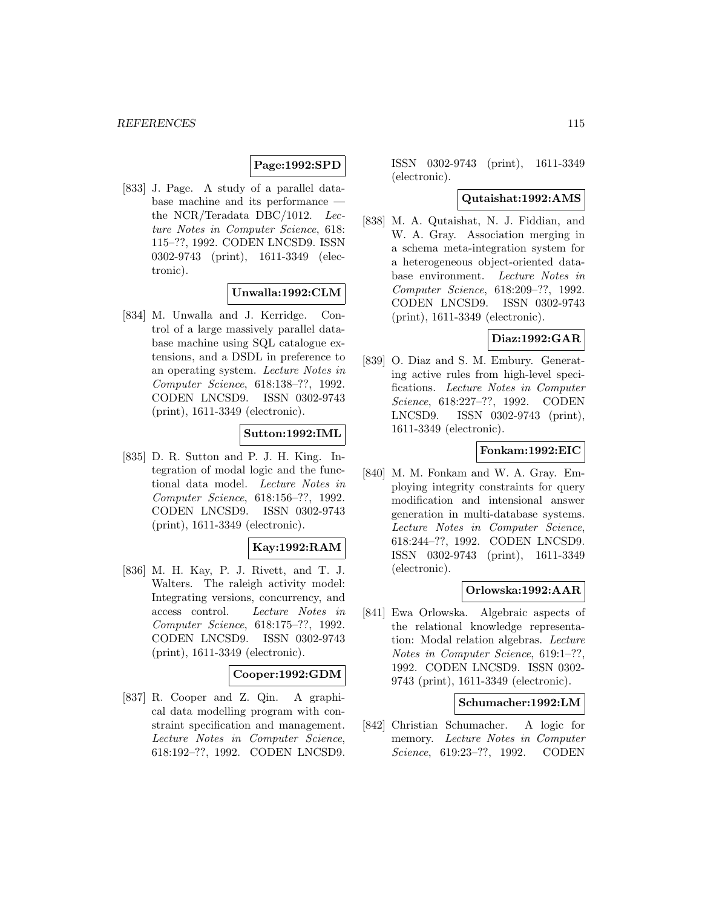**Page:1992:SPD**

[833] J. Page. A study of a parallel database machine and its performance — the NCR/Teradata DBC/1012. *Lecture Notes in Computer Science*, 618: 115–??, 1992. CODEN LNCSD9. ISSN 0302-9743 (print), 1611-3349 (electronic).

**Unwalla:1992:CLM**

[834] M. Unwalla and J. Kerridge. Control of a large massively parallel database machine using SQL catalogue extensions, and a DSDL in preference to an operating system. *Lecture Notes in Computer Science*, 618:138–??, 1992. CODEN LNCSD9. ISSN 0302-9743 (print), 1611-3349 (electronic).

**Sutton:1992:IML**

[835] D. R. Sutton and P. J. H. King. Integration of modal logic and the functional data model. *Lecture Notes in Computer Science*, 618:156–??, 1992. CODEN LNCSD9. ISSN 0302-9743 (print), 1611-3349 (electronic).

**Kay:1992:RAM**

[836] M. H. Kay, P. J. Rivett, and T. J. Walters. The raleigh activity model: Integrating versions, concurrency, and access control. *Lecture Notes in Computer Science*, 618:175–??, 1992. CODEN LNCSD9. ISSN 0302-9743 (print), 1611-3349 (electronic).

**Cooper:1992:GDM**

[837] R. Cooper and Z. Qin. A graphical data modelling program with constraint specification and management. *Lecture Notes in Computer Science*, 618:192–??, 1992. CODEN LNCSD9. ISSN 0302-9743 (print), 1611-3349 (electronic).

**Qutaishat:1992:AMS**

[838] M. A. Qutaishat, N. J. Fiddian, and W. A. Gray. Association merging in a schema meta-integration system for a heterogeneous object-oriented database environment. *Lecture Notes in Computer Science*, 618:209–??, 1992. CODEN LNCSD9. ISSN 0302-9743 (print), 1611-3349 (electronic).

**Diaz:1992:GAR**

[839] O. Diaz and S. M. Embury. Generating active rules from high-level specifications. *Lecture Notes in Computer Science*, 618:227–??, 1992. CODEN LNCSD9. ISSN 0302-9743 (print), 1611-3349 (electronic).

**Fonkam:1992:EIC**

[840] M. M. Fonkam and W. A. Gray. Employing integrity constraints for query modification and intensional answer generation in multi-database systems. *Lecture Notes in Computer Science*, 618:244–??, 1992. CODEN LNCSD9. ISSN 0302-9743 (print), 1611-3349 (electronic).

**Orlowska:1992:AAR**

[841] Ewa Orlowska. Algebraic aspects of the relational knowledge representation: Modal relation algebras. *Lecture Notes in Computer Science*, 619:1–??, 1992. CODEN LNCSD9. ISSN 0302-9743 (print), 1611-3349 (electronic).

**Schumacher:1992:LM**

[842] Christian Schumacher. A logic for memory. *Lecture Notes in Computer Science*, 619:23–??, 1992. CODEN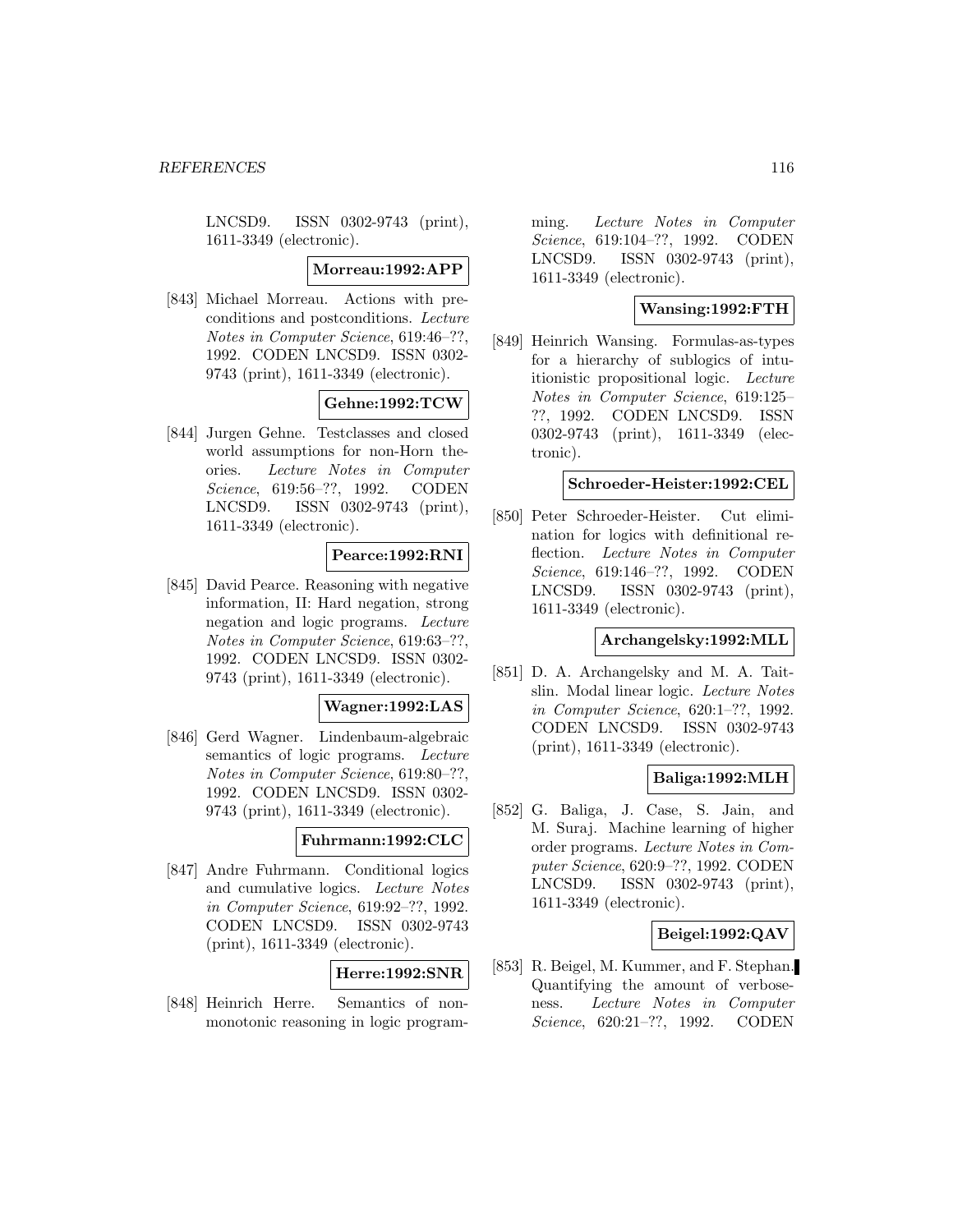LNCSD9. ISSN 0302-9743 (print), 1611-3349 (electronic).

**Morreau:1992:APP**

[843] Michael Morreau. Actions with preconditions and postconditions. *Lecture Notes in Computer Science*, 619:46–??, 1992. CODEN LNCSD9. ISSN 0302-9743 (print), 1611-3349 (electronic).

**Gehne:1992:TCW**

[844] Jurgen Gehne. Testclasses and closed world assumptions for non-Horn theories. *Lecture Notes in Computer Science*, 619:56–??, 1992. CODEN LNCSD9. ISSN 0302-9743 (print), 1611-3349 (electronic).

**Pearce:1992:RNI**

[845] David Pearce. Reasoning with negative information, II: Hard negation, strong negation and logic programs. *Lecture Notes in Computer Science*, 619:63–??, 1992. CODEN LNCSD9. ISSN 0302-9743 (print), 1611-3349 (electronic).

**Wagner:1992:LAS**

[846] Gerd Wagner. Lindenbaum-algebraic semantics of logic programs. *Lecture Notes in Computer Science*, 619:80–??, 1992. CODEN LNCSD9. ISSN 0302-9743 (print), 1611-3349 (electronic).

**Fuhrmann:1992:CLC**

[847] Andre Fuhrmann. Conditional logics and cumulative logics. *Lecture Notes in Computer Science*, 619:92–??, 1992. CODEN LNCSD9. ISSN 0302-9743 (print), 1611-3349 (electronic).

**Herre:1992:SNR**

[848] Heinrich Herre. Semantics of nonmonotonic reasoning in logic programming. *Lecture Notes in Computer Science*, 619:104–??, 1992. CODEN LNCSD9. ISSN 0302-9743 (print), 1611-3349 (electronic).

**Wansing:1992:FTH**

[849] Heinrich Wansing. Formulas-as-types for a hierarchy of sublogics of intuitionistic propositional logic. *Lecture Notes in Computer Science*, 619:125–??, 1992. CODEN LNCSD9. ISSN 0302-9743 (print), 1611-3349 (electronic).

**Schroeder-Heister:1992:CEL**

[850] Peter Schroeder-Heister. Cut elimination for logics with definitional reflection. *Lecture Notes in Computer Science*, 619:146–??, 1992. CODEN LNCSD9. ISSN 0302-9743 (print), 1611-3349 (electronic).

**Archangelsky:1992:MLL**

[851] D. A. Archangelsky and M. A. Taitslin. Modal linear logic. *Lecture Notes in Computer Science*, 620:1–??, 1992. CODEN LNCSD9. ISSN 0302-9743 (print), 1611-3349 (electronic).

**Baliga:1992:MLH**

[852] G. Baliga, J. Case, S. Jain, and M. Suraj. Machine learning of higher order programs. *Lecture Notes in Computer Science*, 620:9–??, 1992. CODEN LNCSD9. ISSN 0302-9743 (print), 1611-3349 (electronic).

**Beigel:1992:QAV**

[853] R. Beigel, M. Kummer, and F. Stephan. Quantifying the amount of verboseness. *Lecture Notes in Computer Science*, 620:21–??, 1992. CODEN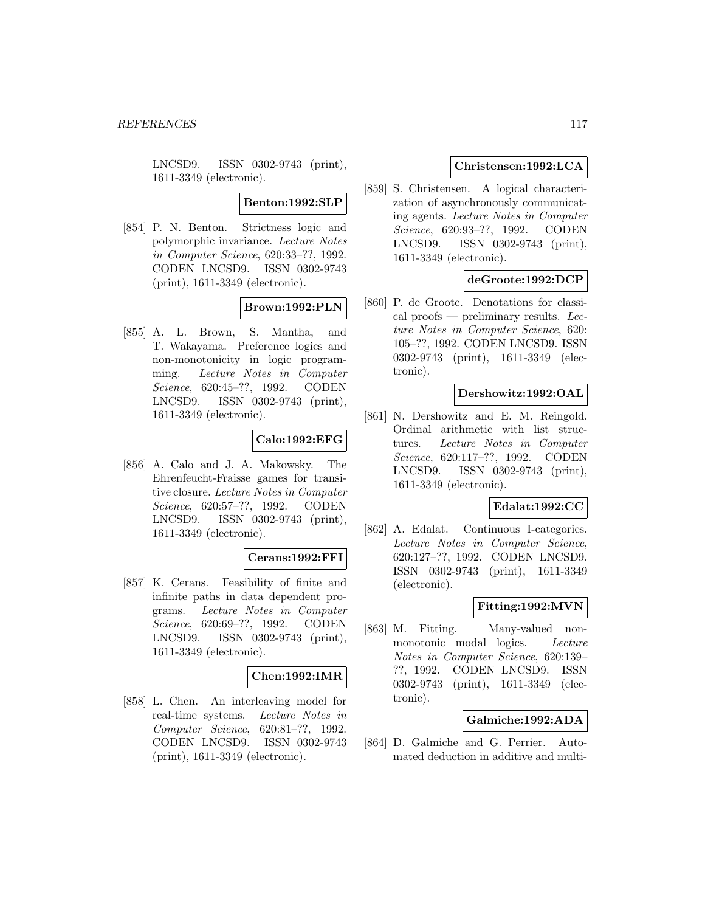LNCSD9. ISSN 0302-9743 (print), 1611-3349 (electronic).

**Benton:1992:SLP**

[854] P. N. Benton. Strictness logic and polymorphic invariance. *Lecture Notes in Computer Science*, 620:33–??, 1992. CODEN LNCSD9. ISSN 0302-9743 (print), 1611-3349 (electronic).

**Brown:1992:PLN**

[855] A. L. Brown, S. Mantha, and T. Wakayama. Preference logics and non-monotonicity in logic programming. *Lecture Notes in Computer Science*, 620:45–??, 1992. CODEN LNCSD9. ISSN 0302-9743 (print), 1611-3349 (electronic).

**Calo:1992:EFG**

[856] A. Calo and J. A. Makowsky. The Ehrenfeucht-Fraisse games for transitive closure. *Lecture Notes in Computer Science*, 620:57–??, 1992. CODEN LNCSD9. ISSN 0302-9743 (print), 1611-3349 (electronic).

**Cerans:1992:FFI**

[857] K. Cerans. Feasibility of finite and infinite paths in data dependent programs. *Lecture Notes in Computer Science*, 620:69–??, 1992. CODEN LNCSD9. ISSN 0302-9743 (print), 1611-3349 (electronic).

**Chen:1992:IMR**

[858] L. Chen. An interleaving model for real-time systems. *Lecture Notes in Computer Science*, 620:81–??, 1992. CODEN LNCSD9. ISSN 0302-9743 (print), 1611-3349 (electronic).

**Christensen:1992:LCA**

[859] S. Christensen. A logical characterization of asynchronously communicating agents. *Lecture Notes in Computer Science*, 620:93–??, 1992. CODEN LNCSD9. ISSN 0302-9743 (print), 1611-3349 (electronic).

**deGroote:1992:DCP**

[860] P. de Groote. Denotations for classical proofs — preliminary results. *Lecture Notes in Computer Science*, 620: 105–??, 1992. CODEN LNCSD9. ISSN 0302-9743 (print), 1611-3349 (electronic).

**Dershowitz:1992:OAL**

[861] N. Dershowitz and E. M. Reingold. Ordinal arithmetic with list structures. *Lecture Notes in Computer Science*, 620:117–??, 1992. CODEN LNCSD9. ISSN 0302-9743 (print), 1611-3349 (electronic).

**Edalat:1992:CC**

[862] A. Edalat. Continuous I-categories. *Lecture Notes in Computer Science*, 620:127–??, 1992. CODEN LNCSD9. ISSN 0302-9743 (print), 1611-3349 (electronic).

**Fitting:1992:MVN**

[863] M. Fitting. Many-valued nonmonotonic modal logics. *Lecture Notes in Computer Science*, 620:139–??, 1992. CODEN LNCSD9. ISSN 0302-9743 (print), 1611-3349 (electronic).

**Galmiche:1992:ADA**

[864] D. Galmiche and G. Perrier. Automated deduction in additive and multi-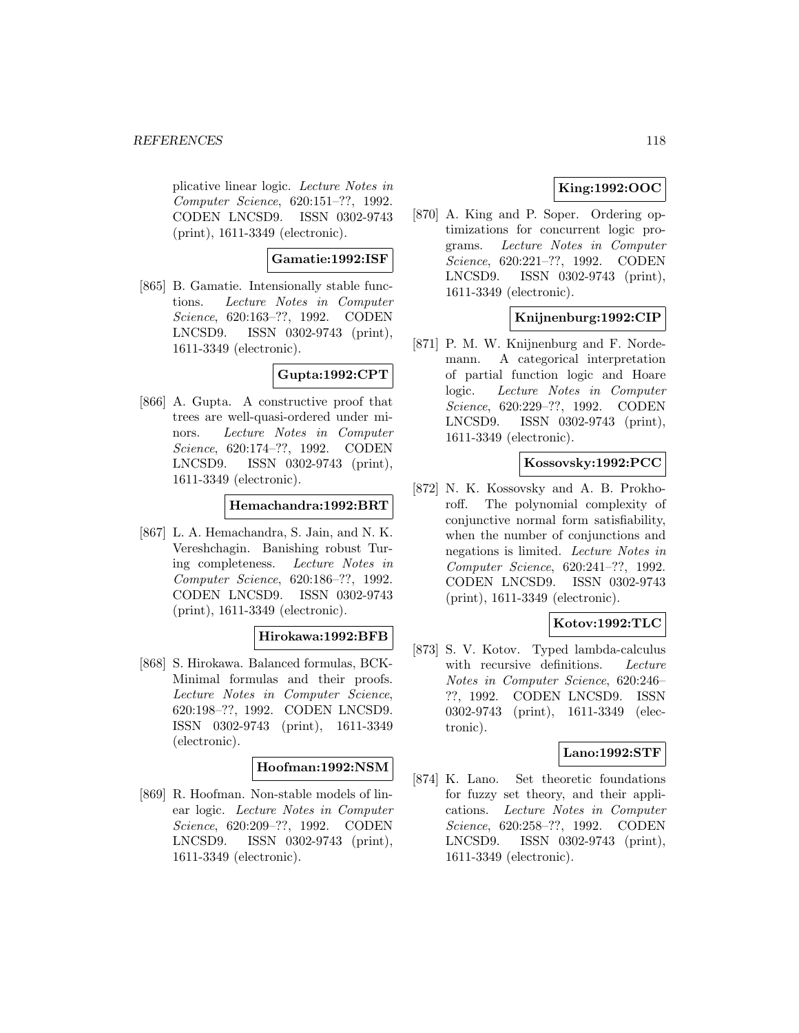plicative linear logic. *Lecture Notes in Computer Science*, 620:151–??, 1992. CODEN LNCSD9. ISSN 0302-9743 (print), 1611-3349 (electronic).

**Gamatie:1992:ISF**

[865] B. Gamatie. Intensionally stable functions. *Lecture Notes in Computer Science*, 620:163–??, 1992. CODEN LNCSD9. ISSN 0302-9743 (print), 1611-3349 (electronic).

**Gupta:1992:CPT**

[866] A. Gupta. A constructive proof that trees are well-quasi-ordered under minors. *Lecture Notes in Computer Science*, 620:174–??, 1992. CODEN LNCSD9. ISSN 0302-9743 (print), 1611-3349 (electronic).

**Hemachandra:1992:BRT**

[867] L. A. Hemachandra, S. Jain, and N. K. Vereshchagin. Banishing robust Turing completeness. *Lecture Notes in Computer Science*, 620:186–??, 1992. CODEN LNCSD9. ISSN 0302-9743 (print), 1611-3349 (electronic).

**Hirokawa:1992:BFB**

[868] S. Hirokawa. Balanced formulas, BCK-Minimal formulas and their proofs. *Lecture Notes in Computer Science*, 620:198–??, 1992. CODEN LNCSD9. ISSN 0302-9743 (print), 1611-3349 (electronic).

**Hoofman:1992:NSM**

[869] R. Hoofman. Non-stable models of linear logic. *Lecture Notes in Computer Science*, 620:209–??, 1992. CODEN LNCSD9. ISSN 0302-9743 (print), 1611-3349 (electronic).

**King:1992:OOC**

[870] A. King and P. Soper. Ordering optimizations for concurrent logic programs. *Lecture Notes in Computer Science*, 620:221–??, 1992. CODEN LNCSD9. ISSN 0302-9743 (print), 1611-3349 (electronic).

**Knijnenburg:1992:CIP**

[871] P. M. W. Knijnenburg and F. Nordemann. A categorical interpretation of partial function logic and Hoare logic. *Lecture Notes in Computer Science*, 620:229–??, 1992. CODEN LNCSD9. ISSN 0302-9743 (print), 1611-3349 (electronic).

**Kossovsky:1992:PCC**

[872] N. K. Kossovsky and A. B. Prokhoroff. The polynomial complexity of conjunctive normal form satisfiability, when the number of conjunctions and negations is limited. *Lecture Notes in Computer Science*, 620:241–??, 1992. CODEN LNCSD9. ISSN 0302-9743 (print), 1611-3349 (electronic).

**Kotov:1992:TLC**

[873] S. V. Kotov. Typed lambda-calculus with recursive definitions. *Lecture Notes in Computer Science*, 620:246–??, 1992. CODEN LNCSD9. ISSN 0302-9743 (print), 1611-3349 (electronic).

**Lano:1992:STF**

[874] K. Lano. Set theoretic foundations for fuzzy set theory, and their applications. *Lecture Notes in Computer Science*, 620:258–??, 1992. CODEN LNCSD9. ISSN 0302-9743 (print), 1611-3349 (electronic).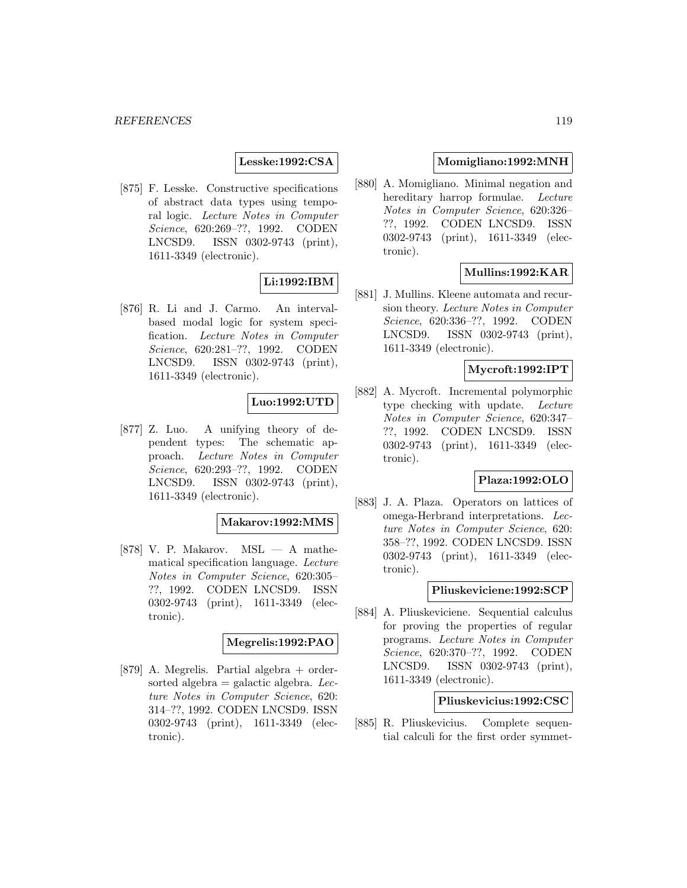**Lesske:1992:CSA**

[875] F. Lesske. Constructive specifications of abstract data types using temporal logic. *Lecture Notes in Computer Science*, 620:269–??, 1992. CODEN LNCSD9. ISSN 0302-9743 (print), 1611-3349 (electronic).

**Li:1992:IBM**

[876] R. Li and J. Carmo. An interval-based modal logic for system specification. *Lecture Notes in Computer Science*, 620:281–??, 1992. CODEN LNCSD9. ISSN 0302-9743 (print), 1611-3349 (electronic).

**Luo:1992:UTD**

[877] Z. Luo. A unifying theory of dependent types: The schematic approach. *Lecture Notes in Computer Science*, 620:293–??, 1992. CODEN LNCSD9. ISSN 0302-9743 (print), 1611-3349 (electronic).

**Makarov:1992:MMS**

[878] V. P. Makarov. MSL — A mathematical specification language. *Lecture Notes in Computer Science*, 620:305–??, 1992. CODEN LNCSD9. ISSN 0302-9743 (print), 1611-3349 (electronic).

**Megrelis:1992:PAO**

[879] A. Megrelis. Partial algebra + order-sorted algebra = galactic algebra. *Lecture Notes in Computer Science*, 620: 314–??, 1992. CODEN LNCSD9. ISSN 0302-9743 (print), 1611-3349 (electronic).

**Momigliano:1992:MNH**

[880] A. Momigliano. Minimal negation and hereditary harrop formulae. *Lecture Notes in Computer Science*, 620:326–??, 1992. CODEN LNCSD9. ISSN 0302-9743 (print), 1611-3349 (electronic).

**Mullins:1992:KAR**

[881] J. Mullins. Kleene automata and recursion theory. *Lecture Notes in Computer Science*, 620:336–??, 1992. CODEN LNCSD9. ISSN 0302-9743 (print), 1611-3349 (electronic).

**Mycroft:1992:IPT**

[882] A. Mycroft. Incremental polymorphic type checking with update. *Lecture Notes in Computer Science*, 620:347–??, 1992. CODEN LNCSD9. ISSN 0302-9743 (print), 1611-3349 (electronic).

**Plaza:1992:OLO**

[883] J. A. Plaza. Operators on lattices of omega-Herbrand interpretations. *Lecture Notes in Computer Science*, 620: 358–??, 1992. CODEN LNCSD9. ISSN 0302-9743 (print), 1611-3349 (electronic).

**Pliuskeviciene:1992:SCP**

[884] A. Pliuskeviciene. Sequential calculus for proving the properties of regular programs. *Lecture Notes in Computer Science*, 620:370–??, 1992. CODEN LNCSD9. ISSN 0302-9743 (print), 1611-3349 (electronic).

**Pliuskevicius:1992:CSC**

[885] R. Pliuskevicius. Complete sequential calculi for the first order symmet-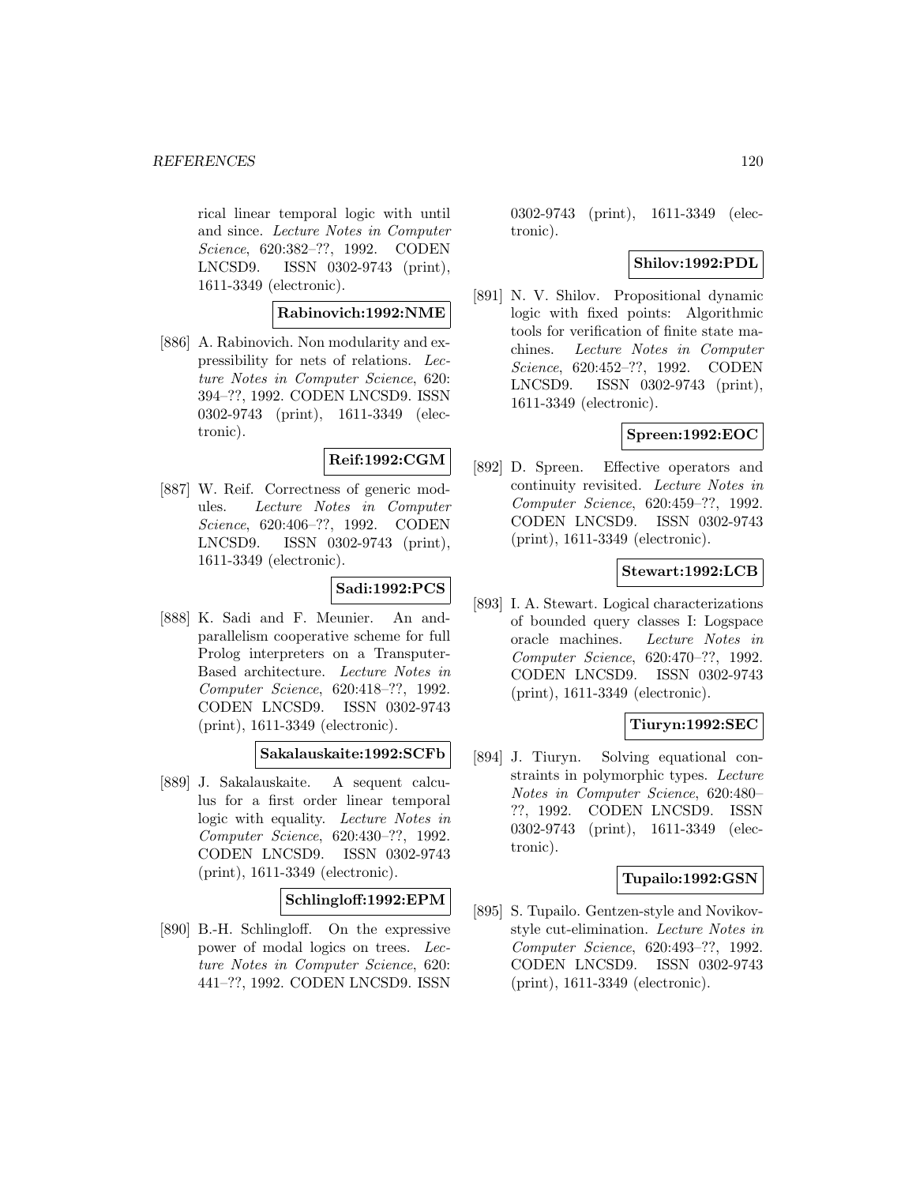rical linear temporal logic with until and since. *Lecture Notes in Computer Science*, 620:382–??, 1992. CODEN LNCSD9. ISSN 0302-9743 (print), 1611-3349 (electronic).

**Rabinovich:1992:NME**

[886] A. Rabinovich. Non modularity and expressibility for nets of relations. *Lecture Notes in Computer Science*, 620: 394–??, 1992. CODEN LNCSD9. ISSN 0302-9743 (print), 1611-3349 (electronic).

**Reif:1992:CGM**

[887] W. Reif. Correctness of generic modules. *Lecture Notes in Computer Science*, 620:406–??, 1992. CODEN LNCSD9. ISSN 0302-9743 (print), 1611-3349 (electronic).

**Sadi:1992:PCS**

[888] K. Sadi and F. Meunier. An and-parallelism cooperative scheme for full Prolog interpreters on a Transputer-Based architecture. *Lecture Notes in Computer Science*, 620:418–??, 1992. CODEN LNCSD9. ISSN 0302-9743 (print), 1611-3349 (electronic).

**Sakalauskaite:1992:SCFb**

[889] J. Sakalauskaite. A sequent calculus for a first order linear temporal logic with equality. *Lecture Notes in Computer Science*, 620:430–??, 1992. CODEN LNCSD9. ISSN 0302-9743 (print), 1611-3349 (electronic).

**Schlingloff:1992:EPM**

[890] B.-H. Schlingloff. On the expressive power of modal logics on trees. *Lecture Notes in Computer Science*, 620: 441–??, 1992. CODEN LNCSD9. ISSN 0302-9743 (print), 1611-3349 (electronic).

**Shilov:1992:PDL**

[891] N. V. Shilov. Propositional dynamic logic with fixed points: Algorithmic tools for verification of finite state machines. *Lecture Notes in Computer Science*, 620:452–??, 1992. CODEN LNCSD9. ISSN 0302-9743 (print), 1611-3349 (electronic).

**Spreen:1992:EOC**

[892] D. Spreen. Effective operators and continuity revisited. *Lecture Notes in Computer Science*, 620:459–??, 1992. CODEN LNCSD9. ISSN 0302-9743 (print), 1611-3349 (electronic).

**Stewart:1992:LCB**

[893] I. A. Stewart. Logical characterizations of bounded query classes I: Logspace oracle machines. *Lecture Notes in Computer Science*, 620:470–??, 1992. CODEN LNCSD9. ISSN 0302-9743 (print), 1611-3349 (electronic).

**Tiuryn:1992:SEC**

[894] J. Tiuryn. Solving equational constraints in polymorphic types. *Lecture Notes in Computer Science*, 620:480–??, 1992. CODEN LNCSD9. ISSN 0302-9743 (print), 1611-3349 (electronic).

**Tupailo:1992:GSN**

[895] S. Tupailo. Gentzen-style and Novikov-style cut-elimination. *Lecture Notes in Computer Science*, 620:493–??, 1992. CODEN LNCSD9. ISSN 0302-9743 (print), 1611-3349 (electronic).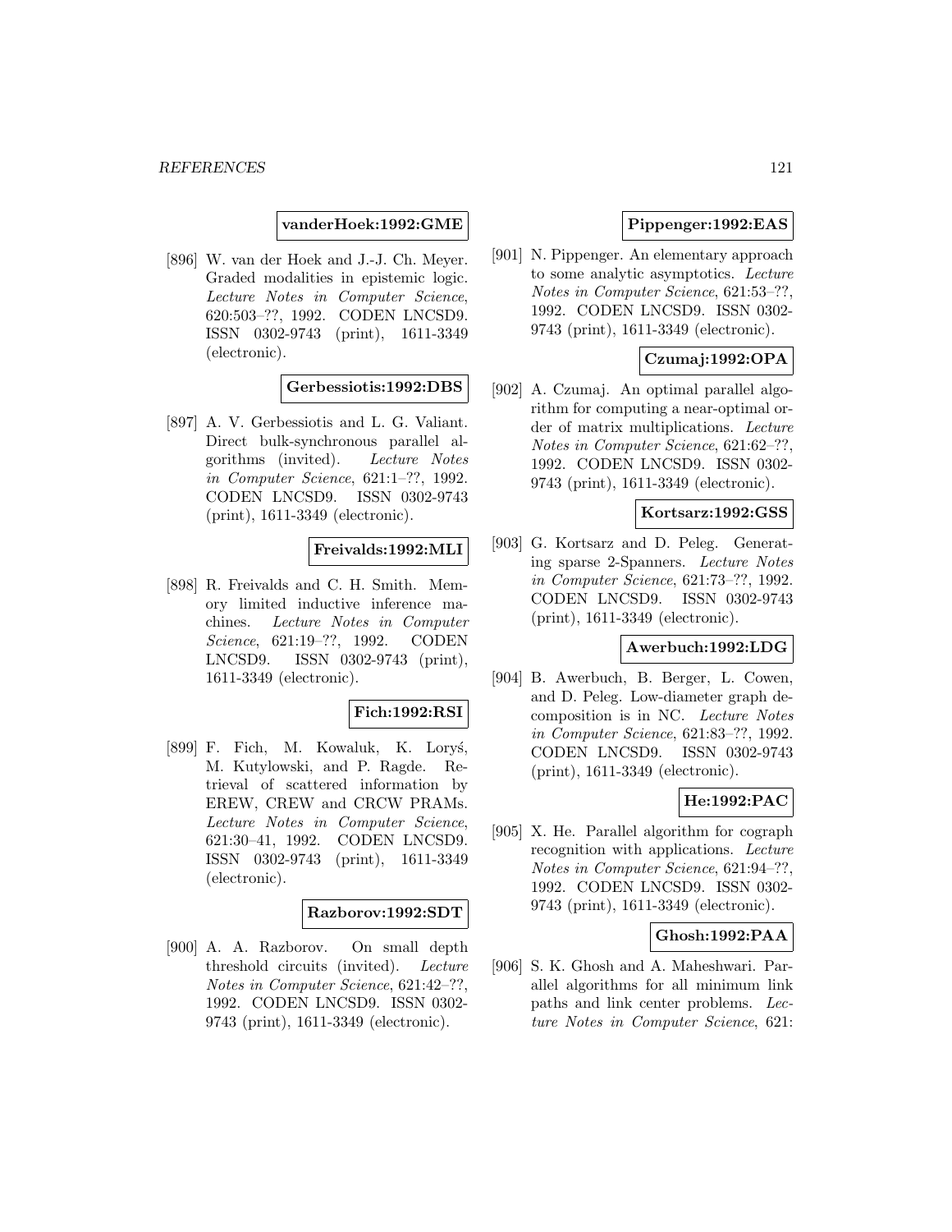**vanderHoek:1992:GME**

[896] W. van der Hoek and J.-J. Ch. Meyer. Graded modalities in epistemic logic. *Lecture Notes in Computer Science*, 620:503–??, 1992. CODEN LNCSD9. ISSN 0302-9743 (print), 1611-3349 (electronic).

**Gerbessiotis:1992:DBS**

[897] A. V. Gerbessiotis and L. G. Valiant. Direct bulk-synchronous parallel algorithms (invited). *Lecture Notes in Computer Science*, 621:1–??, 1992. CODEN LNCSD9. ISSN 0302-9743 (print), 1611-3349 (electronic).

**Freivalds:1992:MLI**

[898] R. Freivalds and C. H. Smith. Memory limited inductive inference machines. *Lecture Notes in Computer Science*, 621:19–??, 1992. CODEN LNCSD9. ISSN 0302-9743 (print), 1611-3349 (electronic).

**Fich:1992:RSI**

[899] F. Fich, M. Kowaluk, K. Loryś, M. Kutylowski, and P. Ragde. Retrieval of scattered information by EREW, CREW and CRCW PRAMs. *Lecture Notes in Computer Science*, 621:30–41, 1992. CODEN LNCSD9. ISSN 0302-9743 (print), 1611-3349 (electronic).

**Razborov:1992:SDT**

[900] A. A. Razborov. On small depth threshold circuits (invited). *Lecture Notes in Computer Science*, 621:42–??, 1992. CODEN LNCSD9. ISSN 0302-9743 (print), 1611-3349 (electronic).

**Pippenger:1992:EAS**

[901] N. Pippenger. An elementary approach to some analytic asymptotics. *Lecture Notes in Computer Science*, 621:53–??, 1992. CODEN LNCSD9. ISSN 0302-9743 (print), 1611-3349 (electronic).

**Czumaj:1992:OPA**

[902] A. Czumaj. An optimal parallel algorithm for computing a near-optimal order of matrix multiplications. *Lecture Notes in Computer Science*, 621:62–??, 1992. CODEN LNCSD9. ISSN 0302-9743 (print), 1611-3349 (electronic).

**Kortsarz:1992:GSS**

[903] G. Kortsarz and D. Peleg. Generating sparse 2-Spanners. *Lecture Notes in Computer Science*, 621:73–??, 1992. CODEN LNCSD9. ISSN 0302-9743 (print), 1611-3349 (electronic).

**Awerbuch:1992:LDG**

[904] B. Awerbuch, B. Berger, L. Cowen, and D. Peleg. Low-diameter graph decomposition is in NC. *Lecture Notes in Computer Science*, 621:83–??, 1992. CODEN LNCSD9. ISSN 0302-9743 (print), 1611-3349 (electronic).

**He:1992:PAC**

[905] X. He. Parallel algorithm for cograph recognition with applications. *Lecture Notes in Computer Science*, 621:94–??, 1992. CODEN LNCSD9. ISSN 0302-9743 (print), 1611-3349 (electronic).

**Ghosh:1992:PAA**

[906] S. K. Ghosh and A. Maheshwari. Parallel algorithms for all minimum link paths and link center problems. *Lecture Notes in Computer Science*, 621: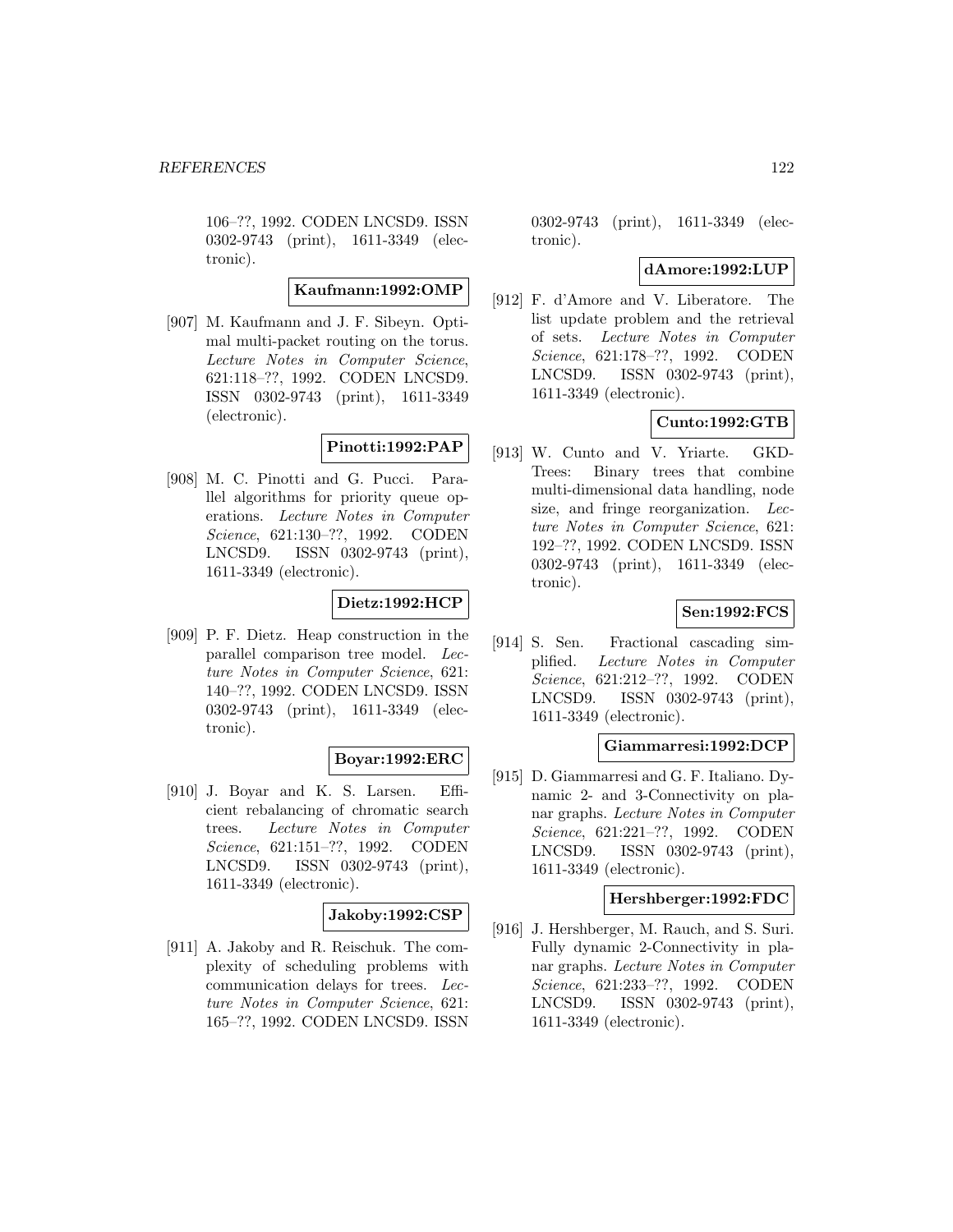106–??, 1992. CODEN LNCSD9. ISSN 0302-9743 (print), 1611-3349 (electronic).

**Kaufmann:1992:OMP**

[907] M. Kaufmann and J. F. Sibeyn. Optimal multi-packet routing on the torus. *Lecture Notes in Computer Science*, 621:118–??, 1992. CODEN LNCSD9. ISSN 0302-9743 (print), 1611-3349 (electronic).

**Pinotti:1992:PAP**

[908] M. C. Pinotti and G. Pucci. Parallel algorithms for priority queue operations. *Lecture Notes in Computer Science*, 621:130–??, 1992. CODEN LNCSD9. ISSN 0302-9743 (print), 1611-3349 (electronic).

**Dietz:1992:HCP**

[909] P. F. Dietz. Heap construction in the parallel comparison tree model. *Lecture Notes in Computer Science*, 621: 140–??, 1992. CODEN LNCSD9. ISSN 0302-9743 (print), 1611-3349 (electronic).

**Boyar:1992:ERC**

[910] J. Boyar and K. S. Larsen. Efficient rebalancing of chromatic search trees. *Lecture Notes in Computer Science*, 621:151–??, 1992. CODEN LNCSD9. ISSN 0302-9743 (print), 1611-3349 (electronic).

**Jakoby:1992:CSP**

[911] A. Jakoby and R. Reischuk. The complexity of scheduling problems with communication delays for trees. *Lecture Notes in Computer Science*, 621: 165–??, 1992. CODEN LNCSD9. ISSN 0302-9743 (print), 1611-3349 (electronic).

**dAmore:1992:LUP**

[912] F. d'Amore and V. Liberatore. The list update problem and the retrieval of sets. *Lecture Notes in Computer Science*, 621:178–??, 1992. CODEN LNCSD9. ISSN 0302-9743 (print), 1611-3349 (electronic).

**Cunto:1992:GTB**

[913] W. Cunto and V. Yriarte. GKD-Trees: Binary trees that combine multi-dimensional data handling, node size, and fringe reorganization. *Lecture Notes in Computer Science*, 621: 192–??, 1992. CODEN LNCSD9. ISSN 0302-9743 (print), 1611-3349 (electronic).

**Sen:1992:FCS**

[914] S. Sen. Fractional cascading simplified. *Lecture Notes in Computer Science*, 621:212–??, 1992. CODEN LNCSD9. ISSN 0302-9743 (print), 1611-3349 (electronic).

**Giammarresi:1992:DCP**

[915] D. Giammarresi and G. F. Italiano. Dynamic 2- and 3-Connectivity on planar graphs. *Lecture Notes in Computer Science*, 621:221–??, 1992. CODEN LNCSD9. ISSN 0302-9743 (print), 1611-3349 (electronic).

**Hershberger:1992:FDC**

[916] J. Hershberger, M. Rauch, and S. Suri. Fully dynamic 2-Connectivity in planar graphs. *Lecture Notes in Computer Science*, 621:233–??, 1992. CODEN LNCSD9. ISSN 0302-9743 (print), 1611-3349 (electronic).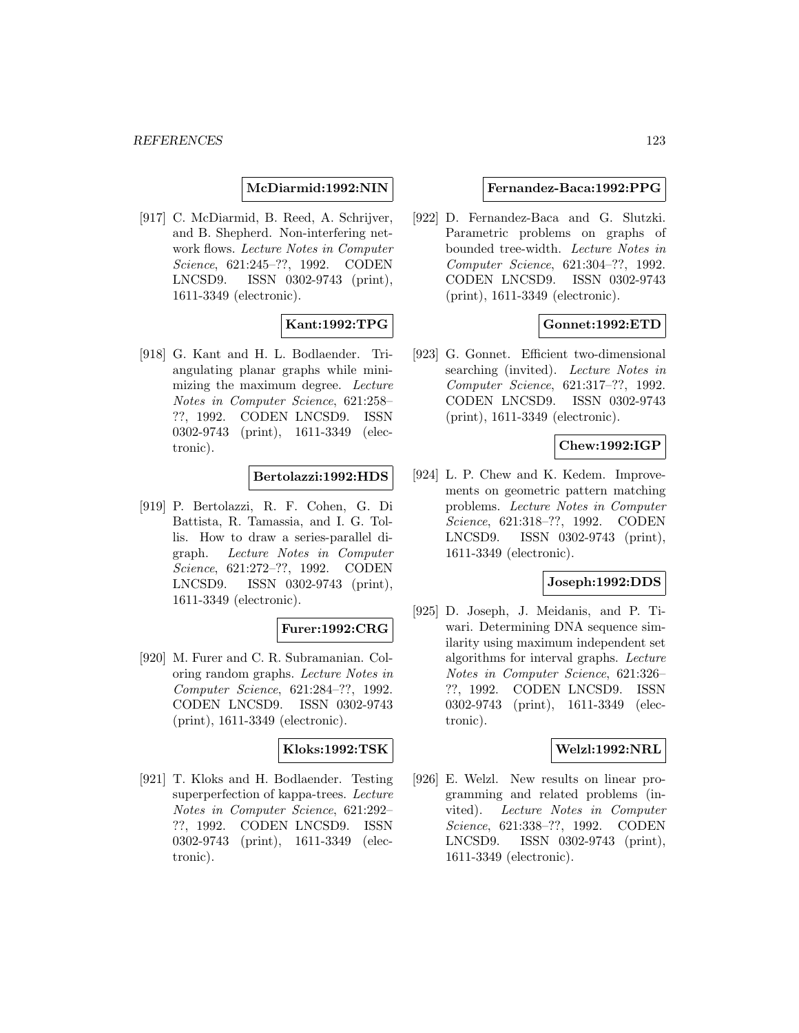**McDiarmid:1992:NIN**

[917] C. McDiarmid, B. Reed, A. Schrijver, and B. Shepherd. Non-interfering network flows. *Lecture Notes in Computer Science*, 621:245–??, 1992. CODEN LNCSD9. ISSN 0302-9743 (print), 1611-3349 (electronic).

**Kant:1992:TPG**

[918] G. Kant and H. L. Bodlaender. Triangulating planar graphs while minimizing the maximum degree. *Lecture Notes in Computer Science*, 621:258–??, 1992. CODEN LNCSD9. ISSN 0302-9743 (print), 1611-3349 (electronic).

**Bertolazzi:1992:HDS**

[919] P. Bertolazzi, R. F. Cohen, G. Di Battista, R. Tamassia, and I. G. Tollis. How to draw a series-parallel digraph. *Lecture Notes in Computer Science*, 621:272–??, 1992. CODEN LNCSD9. ISSN 0302-9743 (print), 1611-3349 (electronic).

**Furer:1992:CRG**

[920] M. Furer and C. R. Subramanian. Coloring random graphs. *Lecture Notes in Computer Science*, 621:284–??, 1992. CODEN LNCSD9. ISSN 0302-9743 (print), 1611-3349 (electronic).

**Kloks:1992:TSK**

[921] T. Kloks and H. Bodlaender. Testing superperfection of kappa-trees. *Lecture Notes in Computer Science*, 621:292–??, 1992. CODEN LNCSD9. ISSN 0302-9743 (print), 1611-3349 (electronic).

**Fernandez-Baca:1992:PPG**

[922] D. Fernandez-Baca and G. Slutzki. Parametric problems on graphs of bounded tree-width. *Lecture Notes in Computer Science*, 621:304–??, 1992. CODEN LNCSD9. ISSN 0302-9743 (print), 1611-3349 (electronic).

**Gonnet:1992:ETD**

[923] G. Gonnet. Efficient two-dimensional searching (invited). *Lecture Notes in Computer Science*, 621:317–??, 1992. CODEN LNCSD9. ISSN 0302-9743 (print), 1611-3349 (electronic).

**Chew:1992:IGP**

[924] L. P. Chew and K. Kedem. Improvements on geometric pattern matching problems. *Lecture Notes in Computer Science*, 621:318–??, 1992. CODEN LNCSD9. ISSN 0302-9743 (print), 1611-3349 (electronic).

**Joseph:1992:DDS**

[925] D. Joseph, J. Meidanis, and P. Tiwari. Determining DNA sequence similarity using maximum independent set algorithms for interval graphs. *Lecture Notes in Computer Science*, 621:326–??, 1992. CODEN LNCSD9. ISSN 0302-9743 (print), 1611-3349 (electronic).

**Welzl:1992:NRL**

[926] E. Welzl. New results on linear programming and related problems (invited). *Lecture Notes in Computer Science*, 621:338–??, 1992. CODEN LNCSD9. ISSN 0302-9743 (print), 1611-3349 (electronic).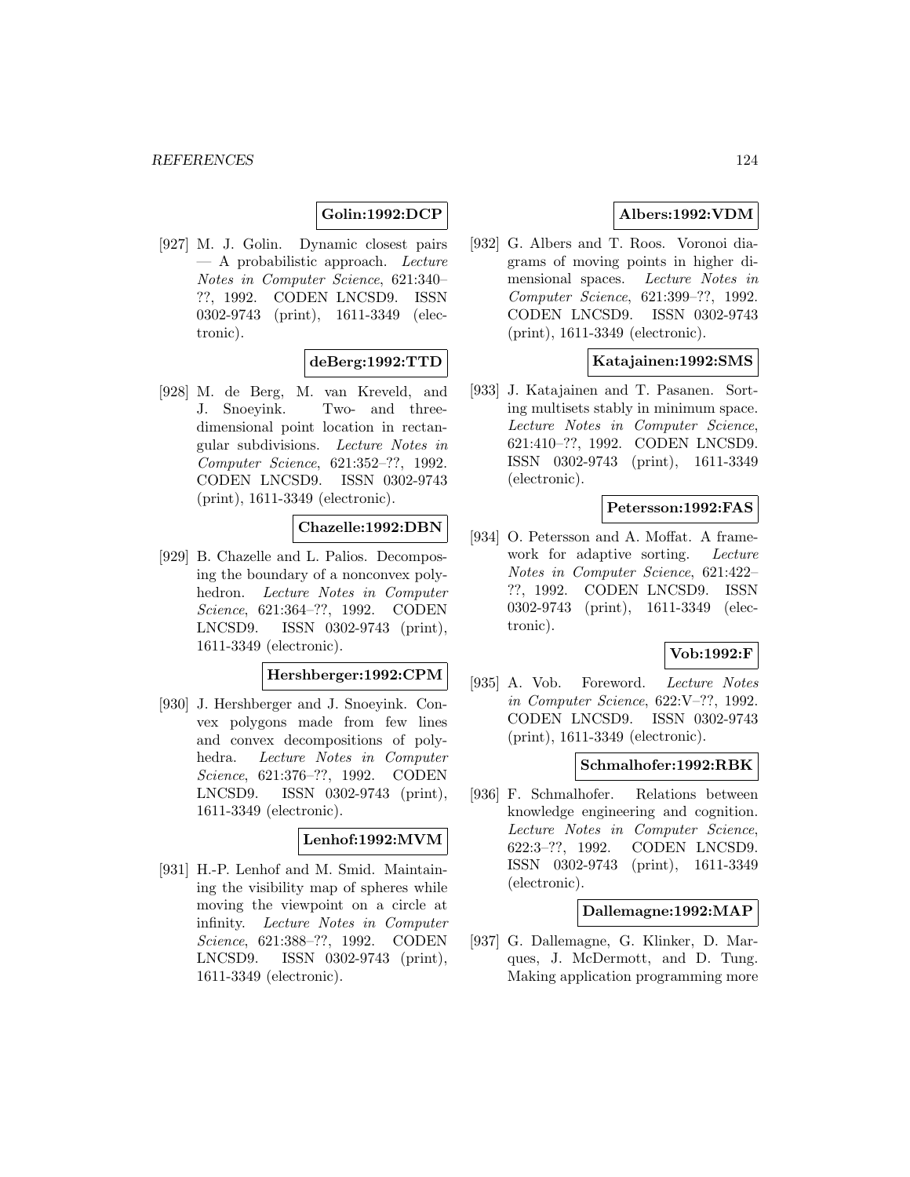**Golin:1992:DCP**

[927] M. J. Golin. Dynamic closest pairs — A probabilistic approach. *Lecture Notes in Computer Science*, 621:340–??, 1992. CODEN LNCSD9. ISSN 0302-9743 (print), 1611-3349 (electronic).

**deBerg:1992:TTD**

[928] M. de Berg, M. van Kreveld, and J. Snoeyink. Two- and three-dimensional point location in rectangular subdivisions. *Lecture Notes in Computer Science*, 621:352–??, 1992. CODEN LNCSD9. ISSN 0302-9743 (print), 1611-3349 (electronic).

**Chazelle:1992:DBN**

[929] B. Chazelle and L. Palios. Decomposing the boundary of a nonconvex polyhedron. *Lecture Notes in Computer Science*, 621:364–??, 1992. CODEN LNCSD9. ISSN 0302-9743 (print), 1611-3349 (electronic).

**Hershberger:1992:CPM**

[930] J. Hershberger and J. Snoeyink. Convex polygons made from few lines and convex decompositions of polyhedra. *Lecture Notes in Computer Science*, 621:376–??, 1992. CODEN LNCSD9. ISSN 0302-9743 (print), 1611-3349 (electronic).

**Lenhof:1992:MVM**

[931] H.-P. Lenhof and M. Smid. Maintaining the visibility map of spheres while moving the viewpoint on a circle at infinity. *Lecture Notes in Computer Science*, 621:388–??, 1992. CODEN LNCSD9. ISSN 0302-9743 (print), 1611-3349 (electronic).

**Albers:1992:VDM**

[932] G. Albers and T. Roos. Voronoi diagrams of moving points in higher dimensional spaces. *Lecture Notes in Computer Science*, 621:399–??, 1992. CODEN LNCSD9. ISSN 0302-9743 (print), 1611-3349 (electronic).

**Katajainen:1992:SMS**

[933] J. Katajainen and T. Pasanen. Sorting multisets stably in minimum space. *Lecture Notes in Computer Science*, 621:410–??, 1992. CODEN LNCSD9. ISSN 0302-9743 (print), 1611-3349 (electronic).

**Petersson:1992:FAS**

[934] O. Petersson and A. Moffat. A framework for adaptive sorting. *Lecture Notes in Computer Science*, 621:422–??, 1992. CODEN LNCSD9. ISSN 0302-9743 (print), 1611-3349 (electronic).

**Vob:1992:F**

[935] A. Vob. Foreword. *Lecture Notes in Computer Science*, 622:V–??, 1992. CODEN LNCSD9. ISSN 0302-9743 (print), 1611-3349 (electronic).

**Schmalhofer:1992:RBK**

[936] F. Schmalhofer. Relations between knowledge engineering and cognition. *Lecture Notes in Computer Science*, 622:3–??, 1992. CODEN LNCSD9. ISSN 0302-9743 (print), 1611-3349 (electronic).

**Dallemagne:1992:MAP**

[937] G. Dallemagne, G. Klinker, D. Marques, J. McDermott, and D. Tung. Making application programming more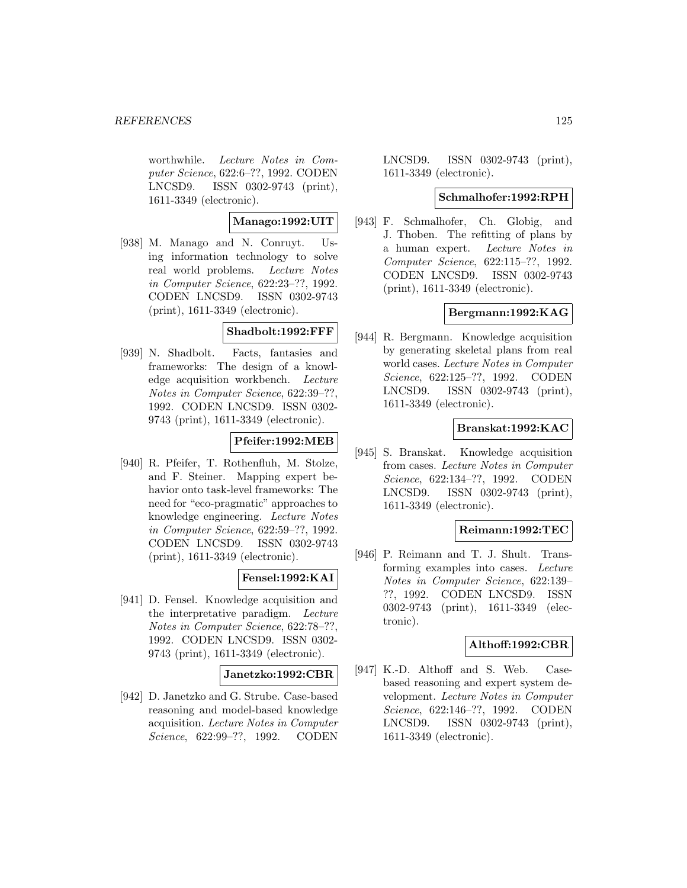worthwhile. *Lecture Notes in Computer Science*, 622:6–??, 1992. CODEN LNCSD9. ISSN 0302-9743 (print), 1611-3349 (electronic).

**Manago:1992:UIT**

[938] M. Manago and N. Conruyt. Using information technology to solve real world problems. *Lecture Notes in Computer Science*, 622:23–??, 1992. CODEN LNCSD9. ISSN 0302-9743 (print), 1611-3349 (electronic).

**Shadbolt:1992:FFF**

[939] N. Shadbolt. Facts, fantasies and frameworks: The design of a knowledge acquisition workbench. *Lecture Notes in Computer Science*, 622:39–??, 1992. CODEN LNCSD9. ISSN 0302-9743 (print), 1611-3349 (electronic).

**Pfeifer:1992:MEB**

[940] R. Pfeifer, T. Rothenfluh, M. Stolze, and F. Steiner. Mapping expert behavior onto task-level frameworks: The need for "eco-pragmatic" approaches to knowledge engineering. *Lecture Notes in Computer Science*, 622:59–??, 1992. CODEN LNCSD9. ISSN 0302-9743 (print), 1611-3349 (electronic).

**Fensel:1992:KAI**

[941] D. Fensel. Knowledge acquisition and the interpretative paradigm. *Lecture Notes in Computer Science*, 622:78–??, 1992. CODEN LNCSD9. ISSN 0302-9743 (print), 1611-3349 (electronic).

**Janetzko:1992:CBR**

[942] D. Janetzko and G. Strube. Case-based reasoning and model-based knowledge acquisition. *Lecture Notes in Computer Science*, 622:99–??, 1992. CODEN LNCSD9. ISSN 0302-9743 (print), 1611-3349 (electronic).

**Schmalhofer:1992:RPH**

[943] F. Schmalhofer, Ch. Globig, and J. Thoben. The refitting of plans by a human expert. *Lecture Notes in Computer Science*, 622:115–??, 1992. CODEN LNCSD9. ISSN 0302-9743 (print), 1611-3349 (electronic).

**Bergmann:1992:KAG**

[944] R. Bergmann. Knowledge acquisition by generating skeletal plans from real world cases. *Lecture Notes in Computer Science*, 622:125–??, 1992. CODEN LNCSD9. ISSN 0302-9743 (print), 1611-3349 (electronic).

**Branskat:1992:KAC**

[945] S. Branskat. Knowledge acquisition from cases. *Lecture Notes in Computer Science*, 622:134–??, 1992. CODEN LNCSD9. ISSN 0302-9743 (print), 1611-3349 (electronic).

**Reimann:1992:TEC**

[946] P. Reimann and T. J. Shult. Transforming examples into cases. *Lecture Notes in Computer Science*, 622:139–??, 1992. CODEN LNCSD9. ISSN 0302-9743 (print), 1611-3349 (electronic).

**Althoff:1992:CBR**

[947] K.-D. Althoff and S. Web. Case-based reasoning and expert system development. *Lecture Notes in Computer Science*, 622:146–??, 1992. CODEN LNCSD9. ISSN 0302-9743 (print), 1611-3349 (electronic).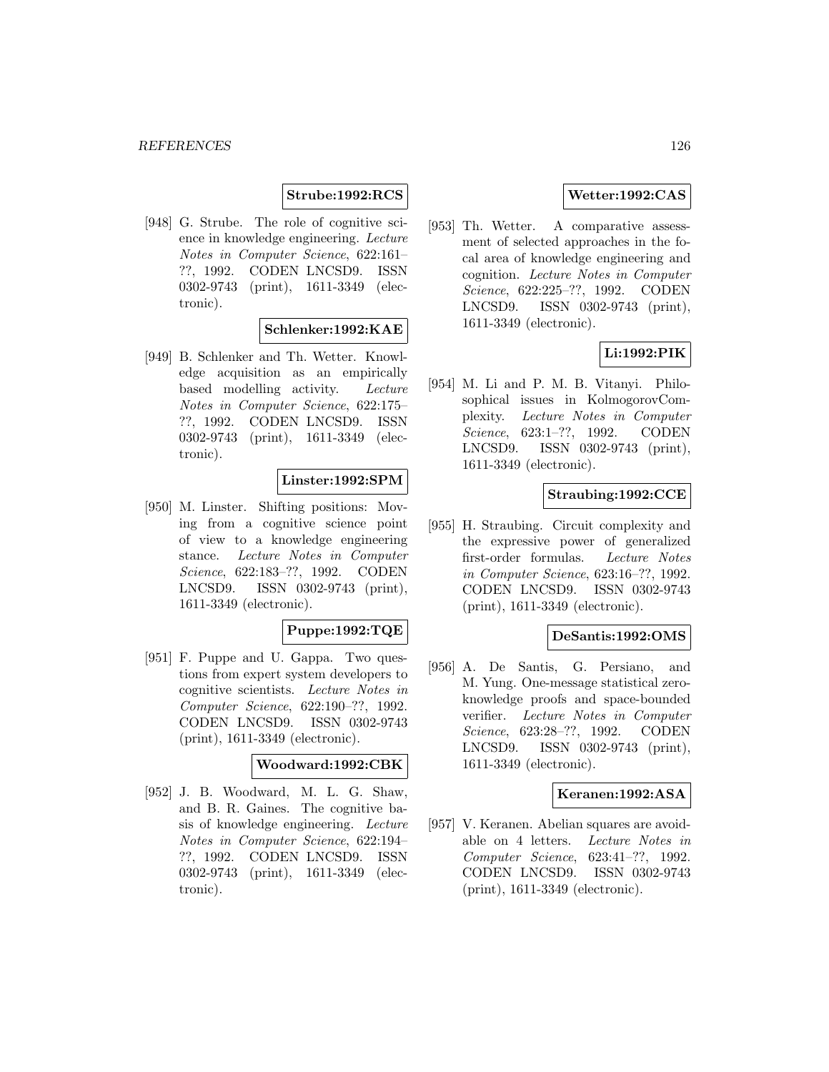**Strube:1992:RCS**

[948] G. Strube. The role of cognitive science in knowledge engineering. *Lecture Notes in Computer Science*, 622:161–??, 1992. CODEN LNCSD9. ISSN 0302-9743 (print), 1611-3349 (electronic).

**Schlenker:1992:KAE**

[949] B. Schlenker and Th. Wetter. Knowledge acquisition as an empirically based modelling activity. *Lecture Notes in Computer Science*, 622:175–??, 1992. CODEN LNCSD9. ISSN 0302-9743 (print), 1611-3349 (electronic).

**Linster:1992:SPM**

[950] M. Linster. Shifting positions: Moving from a cognitive science point of view to a knowledge engineering stance. *Lecture Notes in Computer Science*, 622:183–??, 1992. CODEN LNCSD9. ISSN 0302-9743 (print), 1611-3349 (electronic).

**Puppe:1992:TQE**

[951] F. Puppe and U. Gappa. Two questions from expert system developers to cognitive scientists. *Lecture Notes in Computer Science*, 622:190–??, 1992. CODEN LNCSD9. ISSN 0302-9743 (print), 1611-3349 (electronic).

**Woodward:1992:CBK**

[952] J. B. Woodward, M. L. G. Shaw, and B. R. Gaines. The cognitive basis of knowledge engineering. *Lecture Notes in Computer Science*, 622:194–??, 1992. CODEN LNCSD9. ISSN 0302-9743 (print), 1611-3349 (electronic).

**Wetter:1992:CAS**

[953] Th. Wetter. A comparative assessment of selected approaches in the focal area of knowledge engineering and cognition. *Lecture Notes in Computer Science*, 622:225–??, 1992. CODEN LNCSD9. ISSN 0302-9743 (print), 1611-3349 (electronic).

**Li:1992:PIK**

[954] M. Li and P. M. B. Vitanyi. Philosophical issues in KolmogorovComplexity. *Lecture Notes in Computer Science*, 623:1–??, 1992. CODEN LNCSD9. ISSN 0302-9743 (print), 1611-3349 (electronic).

**Straubing:1992:CCE**

[955] H. Straubing. Circuit complexity and the expressive power of generalized first-order formulas. *Lecture Notes in Computer Science*, 623:16–??, 1992. CODEN LNCSD9. ISSN 0302-9743 (print), 1611-3349 (electronic).

**DeSantis:1992:OMS**

[956] A. De Santis, G. Persiano, and M. Yung. One-message statistical zero-knowledge proofs and space-bounded verifier. *Lecture Notes in Computer Science*, 623:28–??, 1992. CODEN LNCSD9. ISSN 0302-9743 (print), 1611-3349 (electronic).

**Keranen:1992:ASA**

[957] V. Keranen. Abelian squares are avoidable on 4 letters. *Lecture Notes in Computer Science*, 623:41–??, 1992. CODEN LNCSD9. ISSN 0302-9743 (print), 1611-3349 (electronic).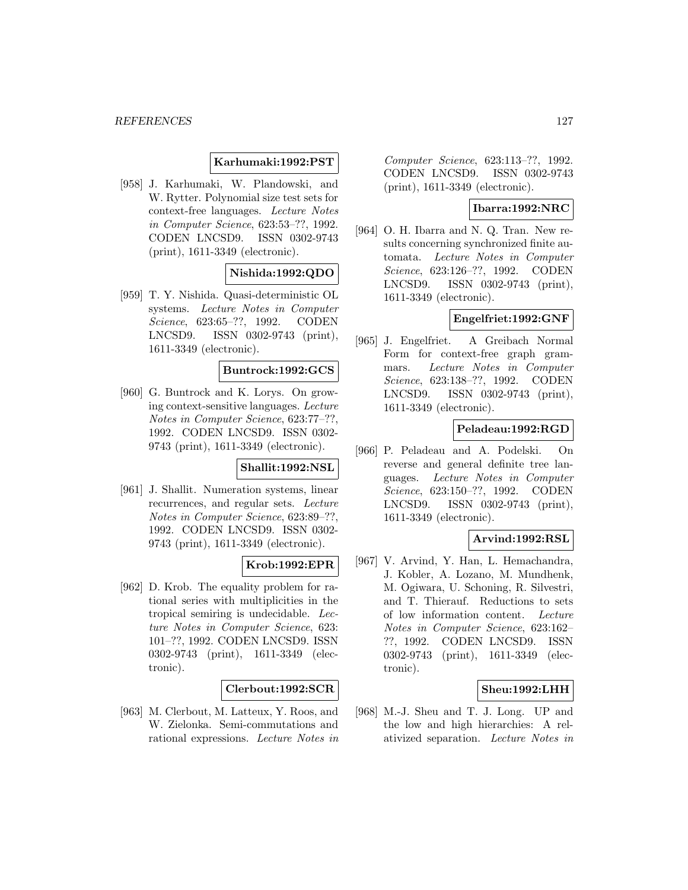**Karhumaki:1992:PST**

[958] J. Karhumaki, W. Plandowski, and W. Rytter. Polynomial size test sets for context-free languages. *Lecture Notes in Computer Science*, 623:53–??, 1992. CODEN LNCSD9. ISSN 0302-9743 (print), 1611-3349 (electronic).

**Nishida:1992:QDO**

[959] T. Y. Nishida. Quasi-deterministic OL systems. *Lecture Notes in Computer Science*, 623:65–??, 1992. CODEN LNCSD9. ISSN 0302-9743 (print), 1611-3349 (electronic).

**Buntrock:1992:GCS**

[960] G. Buntrock and K. Lorys. On growing context-sensitive languages. *Lecture Notes in Computer Science*, 623:77–??, 1992. CODEN LNCSD9. ISSN 0302-9743 (print), 1611-3349 (electronic).

**Shallit:1992:NSL**

[961] J. Shallit. Numeration systems, linear recurrences, and regular sets. *Lecture Notes in Computer Science*, 623:89–??, 1992. CODEN LNCSD9. ISSN 0302-9743 (print), 1611-3349 (electronic).

**Krob:1992:EPR**

[962] D. Krob. The equality problem for rational series with multiplicities in the tropical semiring is undecidable. *Lecture Notes in Computer Science*, 623: 101–??, 1992. CODEN LNCSD9. ISSN 0302-9743 (print), 1611-3349 (electronic).

**Clerbout:1992:SCR**

[963] M. Clerbout, M. Latteux, Y. Roos, and W. Zielonka. Semi-commutations and rational expressions. *Lecture Notes in Computer Science*, 623:113–??, 1992. CODEN LNCSD9. ISSN 0302-9743 (print), 1611-3349 (electronic).

**Ibarra:1992:NRC**

[964] O. H. Ibarra and N. Q. Tran. New results concerning synchronized finite automata. *Lecture Notes in Computer Science*, 623:126–??, 1992. CODEN LNCSD9. ISSN 0302-9743 (print), 1611-3349 (electronic).

**Engelfriet:1992:GNF**

[965] J. Engelfriet. A Greibach Normal Form for context-free graph grammars. *Lecture Notes in Computer Science*, 623:138–??, 1992. CODEN LNCSD9. ISSN 0302-9743 (print), 1611-3349 (electronic).

**Peladeau:1992:RGD**

[966] P. Peladeau and A. Podelski. On reverse and general definite tree languages. *Lecture Notes in Computer Science*, 623:150–??, 1992. CODEN LNCSD9. ISSN 0302-9743 (print), 1611-3349 (electronic).

**Arvind:1992:RSL**

[967] V. Arvind, Y. Han, L. Hemachandra, J. Kobler, A. Lozano, M. Mundhenk, M. Ogiwara, U. Schoning, R. Silvestri, and T. Thierauf. Reductions to sets of low information content. *Lecture Notes in Computer Science*, 623:162–??, 1992. CODEN LNCSD9. ISSN 0302-9743 (print), 1611-3349 (electronic).

**Sheu:1992:LHH**

[968] M.-J. Sheu and T. J. Long. UP and the low and high hierarchies: A relativized separation. *Lecture Notes in*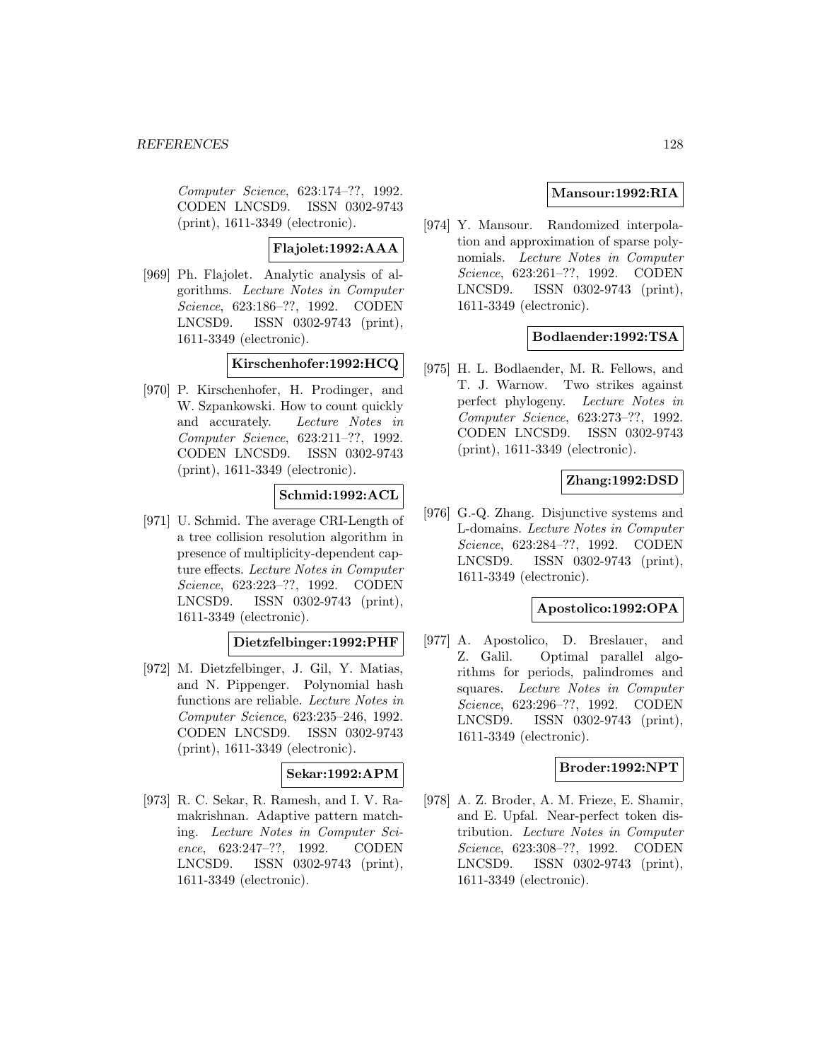*Computer Science*, 623:174–??, 1992. CODEN LNCSD9. ISSN 0302-9743 (print), 1611-3349 (electronic).

**Flajolet:1992:AAA**

[969] Ph. Flajolet. Analytic analysis of algorithms. *Lecture Notes in Computer Science*, 623:186–??, 1992. CODEN LNCSD9. ISSN 0302-9743 (print), 1611-3349 (electronic).

**Kirschenhofer:1992:HCQ**

[970] P. Kirschenhofer, H. Prodinger, and W. Szpankowski. How to count quickly and accurately. *Lecture Notes in Computer Science*, 623:211–??, 1992. CODEN LNCSD9. ISSN 0302-9743 (print), 1611-3349 (electronic).

**Schmid:1992:ACL**

[971] U. Schmid. The average CRI-Length of a tree collision resolution algorithm in presence of multiplicity-dependent capture effects. *Lecture Notes in Computer Science*, 623:223–??, 1992. CODEN LNCSD9. ISSN 0302-9743 (print), 1611-3349 (electronic).

**Dietzfelbinger:1992:PHF**

[972] M. Dietzfelbinger, J. Gil, Y. Matias, and N. Pippenger. Polynomial hash functions are reliable. *Lecture Notes in Computer Science*, 623:235–246, 1992. CODEN LNCSD9. ISSN 0302-9743 (print), 1611-3349 (electronic).

**Sekar:1992:APM**

[973] R. C. Sekar, R. Ramesh, and I. V. Ramakrishnan. Adaptive pattern matching. *Lecture Notes in Computer Science*, 623:247–??, 1992. CODEN LNCSD9. ISSN 0302-9743 (print), 1611-3349 (electronic).

**Mansour:1992:RIA**

[974] Y. Mansour. Randomized interpolation and approximation of sparse polynomials. *Lecture Notes in Computer Science*, 623:261–??, 1992. CODEN LNCSD9. ISSN 0302-9743 (print), 1611-3349 (electronic).

**Bodlaender:1992:TSA**

[975] H. L. Bodlaender, M. R. Fellows, and T. J. Warnow. Two strikes against perfect phylogeny. *Lecture Notes in Computer Science*, 623:273–??, 1992. CODEN LNCSD9. ISSN 0302-9743 (print), 1611-3349 (electronic).

**Zhang:1992:DSD**

[976] G.-Q. Zhang. Disjunctive systems and L-domains. *Lecture Notes in Computer Science*, 623:284–??, 1992. CODEN LNCSD9. ISSN 0302-9743 (print), 1611-3349 (electronic).

**Apostolico:1992:OPA**

[977] A. Apostolico, D. Breslauer, and Z. Galil. Optimal parallel algorithms for periods, palindromes and squares. *Lecture Notes in Computer Science*, 623:296–??, 1992. CODEN LNCSD9. ISSN 0302-9743 (print), 1611-3349 (electronic).

**Broder:1992:NPT**

[978] A. Z. Broder, A. M. Frieze, E. Shamir, and E. Upfal. Near-perfect token distribution. *Lecture Notes in Computer Science*, 623:308–??, 1992. CODEN LNCSD9. ISSN 0302-9743 (print), 1611-3349 (electronic).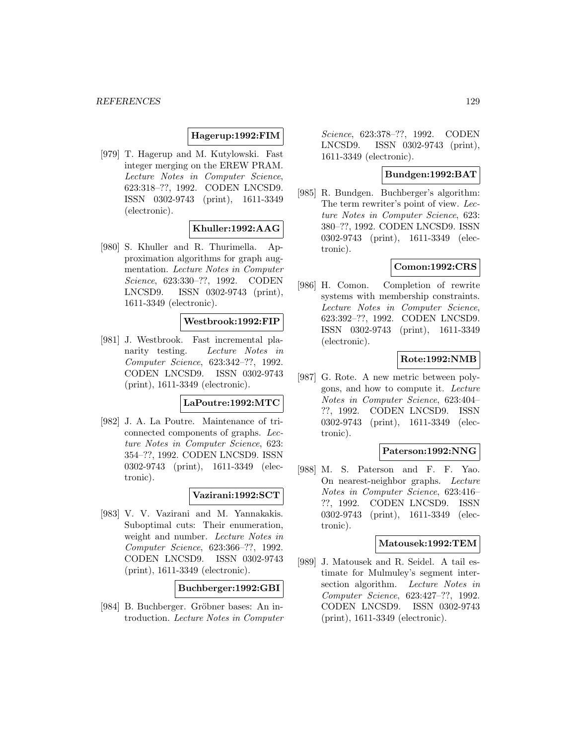**Hagerup:1992:FIM**

[979] T. Hagerup and M. Kutylowski. Fast integer merging on the EREW PRAM. *Lecture Notes in Computer Science*, 623:318–??, 1992. CODEN LNCSD9. ISSN 0302-9743 (print), 1611-3349 (electronic).

**Khuller:1992:AAG**

[980] S. Khuller and R. Thurimella. Approximation algorithms for graph augmentation. *Lecture Notes in Computer Science*, 623:330–??, 1992. CODEN LNCSD9. ISSN 0302-9743 (print), 1611-3349 (electronic).

**Westbrook:1992:FIP**

[981] J. Westbrook. Fast incremental planarity testing. *Lecture Notes in Computer Science*, 623:342–??, 1992. CODEN LNCSD9. ISSN 0302-9743 (print), 1611-3349 (electronic).

**LaPoutre:1992:MTC**

[982] J. A. La Poutre. Maintenance of triconnected components of graphs. *Lecture Notes in Computer Science*, 623: 354–??, 1992. CODEN LNCSD9. ISSN 0302-9743 (print), 1611-3349 (electronic).

**Vazirani:1992:SCT**

[983] V. V. Vazirani and M. Yannakakis. Suboptimal cuts: Their enumeration, weight and number. *Lecture Notes in Computer Science*, 623:366–??, 1992. CODEN LNCSD9. ISSN 0302-9743 (print), 1611-3349 (electronic).

**Buchberger:1992:GBI**

[984] B. Buchberger. Gröbner bases: An introduction. *Lecture Notes in Computer Science*, 623:378–??, 1992. CODEN LNCSD9. ISSN 0302-9743 (print), 1611-3349 (electronic).

**Bundgen:1992:BAT**

[985] R. Bundgen. Buchberger's algorithm: The term rewriter's point of view. *Lecture Notes in Computer Science*, 623: 380–??, 1992. CODEN LNCSD9. ISSN 0302-9743 (print), 1611-3349 (electronic).

**Comon:1992:CRS**

[986] H. Comon. Completion of rewrite systems with membership constraints. *Lecture Notes in Computer Science*, 623:392–??, 1992. CODEN LNCSD9. ISSN 0302-9743 (print), 1611-3349 (electronic).

**Rote:1992:NMB**

[987] G. Rote. A new metric between polygons, and how to compute it. *Lecture Notes in Computer Science*, 623:404–??, 1992. CODEN LNCSD9. ISSN 0302-9743 (print), 1611-3349 (electronic).

**Paterson:1992:NNG**

[988] M. S. Paterson and F. F. Yao. On nearest-neighbor graphs. *Lecture Notes in Computer Science*, 623:416–??, 1992. CODEN LNCSD9. ISSN 0302-9743 (print), 1611-3349 (electronic).

**Matousek:1992:TEM**

[989] J. Matousek and R. Seidel. A tail estimate for Mulmuley's segment intersection algorithm. *Lecture Notes in Computer Science*, 623:427–??, 1992. CODEN LNCSD9. ISSN 0302-9743 (print), 1611-3349 (electronic).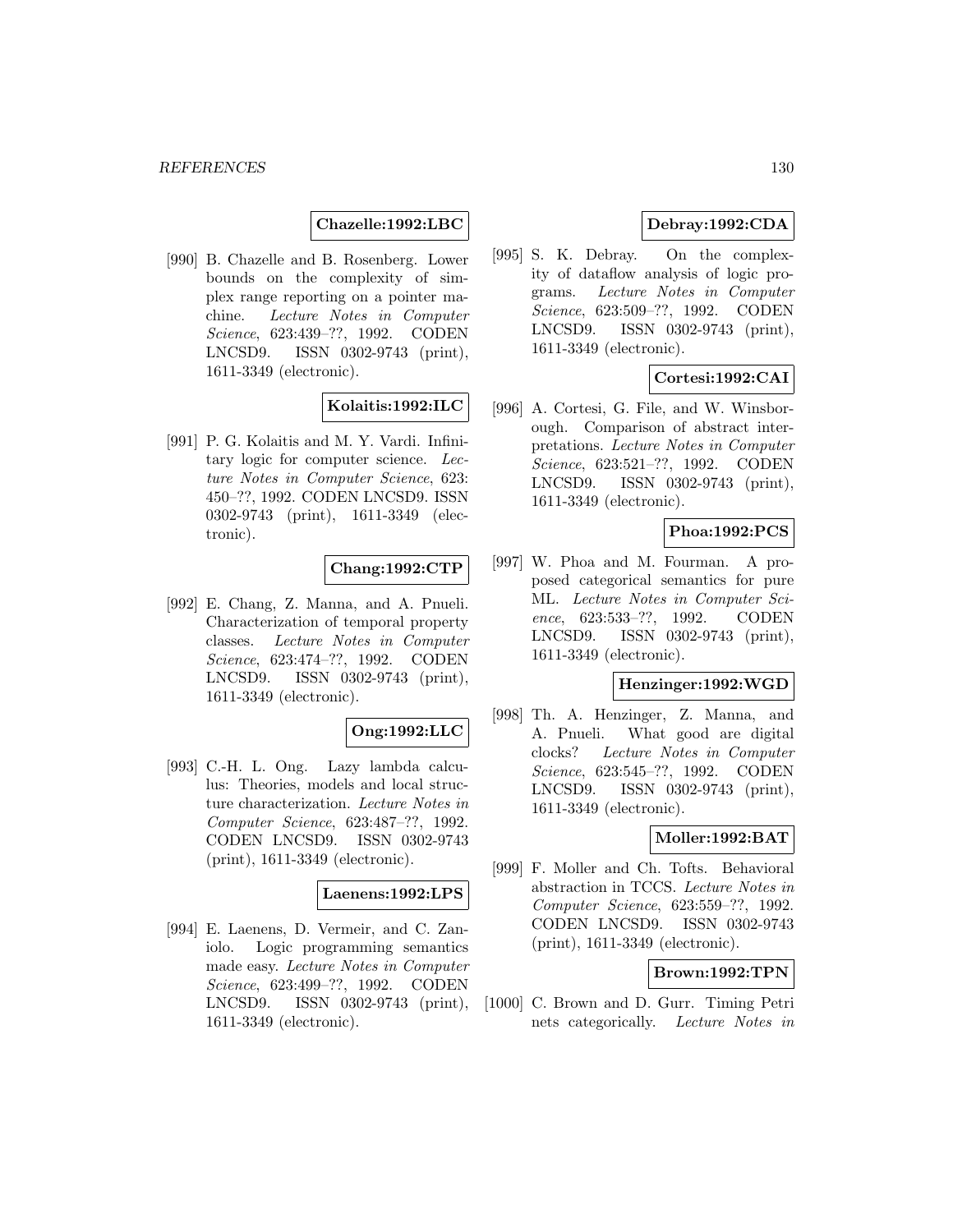**Chazelle:1992:LBC**

[990] B. Chazelle and B. Rosenberg. Lower bounds on the complexity of simplex range reporting on a pointer machine. *Lecture Notes in Computer Science*, 623:439–??, 1992. CODEN LNCSD9. ISSN 0302-9743 (print), 1611-3349 (electronic).

**Kolaitis:1992:ILC**

[991] P. G. Kolaitis and M. Y. Vardi. Infinitary logic for computer science. *Lecture Notes in Computer Science*, 623: 450–??, 1992. CODEN LNCSD9. ISSN 0302-9743 (print), 1611-3349 (electronic).

**Chang:1992:CTP**

[992] E. Chang, Z. Manna, and A. Pnueli. Characterization of temporal property classes. *Lecture Notes in Computer Science*, 623:474–??, 1992. CODEN LNCSD9. ISSN 0302-9743 (print), 1611-3349 (electronic).

**Ong:1992:LLC**

[993] C.-H. L. Ong. Lazy lambda calculus: Theories, models and local structure characterization. *Lecture Notes in Computer Science*, 623:487–??, 1992. CODEN LNCSD9. ISSN 0302-9743 (print), 1611-3349 (electronic).

**Laenens:1992:LPS**

[994] E. Laenens, D. Vermeir, and C. Zaniolo. Logic programming semantics made easy. *Lecture Notes in Computer Science*, 623:499–??, 1992. CODEN LNCSD9. ISSN 0302-9743 (print), 1611-3349 (electronic).

**Debray:1992:CDA**

[995] S. K. Debray. On the complexity of dataflow analysis of logic programs. *Lecture Notes in Computer Science*, 623:509–??, 1992. CODEN LNCSD9. ISSN 0302-9743 (print), 1611-3349 (electronic).

**Cortesi:1992:CAI**

[996] A. Cortesi, G. File, and W. Winsborough. Comparison of abstract interpretations. *Lecture Notes in Computer Science*, 623:521–??, 1992. CODEN LNCSD9. ISSN 0302-9743 (print), 1611-3349 (electronic).

**Phoa:1992:PCS**

[997] W. Phoa and M. Fourman. A proposed categorical semantics for pure ML. *Lecture Notes in Computer Science*, 623:533–??, 1992. CODEN LNCSD9. ISSN 0302-9743 (print), 1611-3349 (electronic).

**Henzinger:1992:WGD**

[998] Th. A. Henzinger, Z. Manna, and A. Pnueli. What good are digital clocks? *Lecture Notes in Computer Science*, 623:545–??, 1992. CODEN LNCSD9. ISSN 0302-9743 (print), 1611-3349 (electronic).

**Moller:1992:BAT**

[999] F. Moller and Ch. Tofts. Behavioral abstraction in TCCS. *Lecture Notes in Computer Science*, 623:559–??, 1992. CODEN LNCSD9. ISSN 0302-9743 (print), 1611-3349 (electronic).

**Brown:1992:TPN**

[1000] C. Brown and D. Gurr. Timing Petri nets categorically. *Lecture Notes in*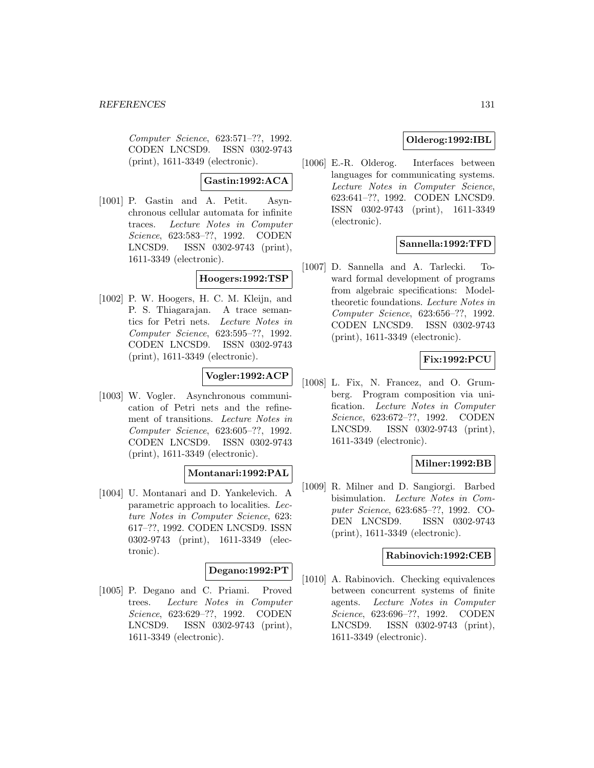*Computer Science*, 623:571–??, 1992. CODEN LNCSD9. ISSN 0302-9743 (print), 1611-3349 (electronic).

**Gastin:1992:ACA**

[1001] P. Gastin and A. Petit. Asynchronous cellular automata for infinite traces. *Lecture Notes in Computer Science*, 623:583–??, 1992. CODEN LNCSD9. ISSN 0302-9743 (print), 1611-3349 (electronic).

**Hoogers:1992:TSP**

[1002] P. W. Hoogers, H. C. M. Kleijn, and P. S. Thiagarajan. A trace semantics for Petri nets. *Lecture Notes in Computer Science*, 623:595–??, 1992. CODEN LNCSD9. ISSN 0302-9743 (print), 1611-3349 (electronic).

**Vogler:1992:ACP**

[1003] W. Vogler. Asynchronous communication of Petri nets and the refinement of transitions. *Lecture Notes in Computer Science*, 623:605–??, 1992. CODEN LNCSD9. ISSN 0302-9743 (print), 1611-3349 (electronic).

**Montanari:1992:PAL**

[1004] U. Montanari and D. Yankelevich. A parametric approach to localities. *Lecture Notes in Computer Science*, 623: 617–??, 1992. CODEN LNCSD9. ISSN 0302-9743 (print), 1611-3349 (electronic).

**Degano:1992:PT**

[1005] P. Degano and C. Priami. Proved trees. *Lecture Notes in Computer Science*, 623:629–??, 1992. CODEN LNCSD9. ISSN 0302-9743 (print), 1611-3349 (electronic).

**Olderog:1992:IBL**

[1006] E.-R. Olderog. Interfaces between languages for communicating systems. *Lecture Notes in Computer Science*, 623:641–??, 1992. CODEN LNCSD9. ISSN 0302-9743 (print), 1611-3349 (electronic).

**Sannella:1992:TFD**

[1007] D. Sannella and A. Tarlecki. Toward formal development of programs from algebraic specifications: Model-theoretic foundations. *Lecture Notes in Computer Science*, 623:656–??, 1992. CODEN LNCSD9. ISSN 0302-9743 (print), 1611-3349 (electronic).

**Fix:1992:PCU**

[1008] L. Fix, N. Francez, and O. Grumberg. Program composition via unification. *Lecture Notes in Computer Science*, 623:672–??, 1992. CODEN LNCSD9. ISSN 0302-9743 (print), 1611-3349 (electronic).

**Milner:1992:BB**

[1009] R. Milner and D. Sangiorgi. Barbed bisimulation. *Lecture Notes in Computer Science*, 623:685–??, 1992. CODEN LNCSD9. ISSN 0302-9743 (print), 1611-3349 (electronic).

**Rabinovich:1992:CEB**

[1010] A. Rabinovich. Checking equivalences between concurrent systems of finite agents. *Lecture Notes in Computer Science*, 623:696–??, 1992. CODEN LNCSD9. ISSN 0302-9743 (print), 1611-3349 (electronic).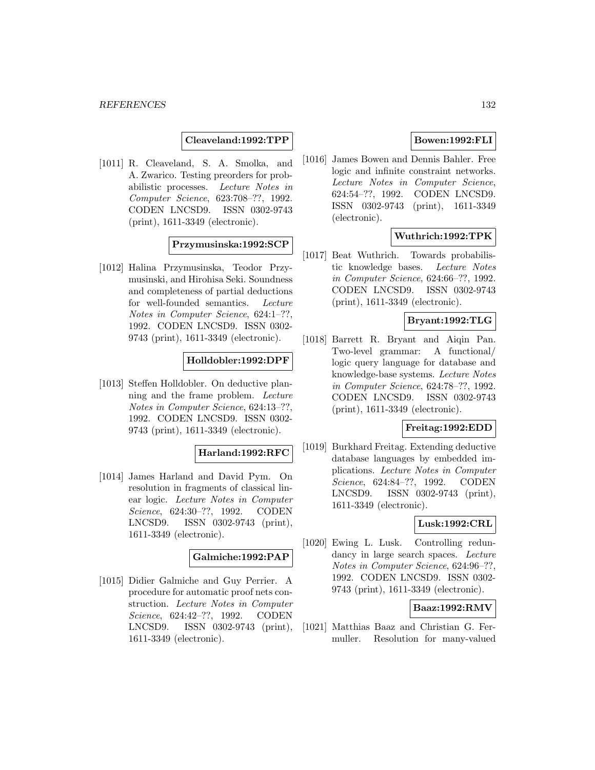**Cleaveland:1992:TPP**

[1011] R. Cleaveland, S. A. Smolka, and A. Zwarico. Testing preorders for probabilistic processes. *Lecture Notes in Computer Science*, 623:708–??, 1992. CODEN LNCSD9. ISSN 0302-9743 (print), 1611-3349 (electronic).

**Przymusinska:1992:SCP**

[1012] Halina Przymusinska, Teodor Przymusinski, and Hirohisa Seki. Soundness and completeness of partial deductions for well-founded semantics. *Lecture Notes in Computer Science*, 624:1–??, 1992. CODEN LNCSD9. ISSN 0302-9743 (print), 1611-3349 (electronic).

**Holldobler:1992:DPF**

[1013] Steffen Holldobler. On deductive planning and the frame problem. *Lecture Notes in Computer Science*, 624:13–??, 1992. CODEN LNCSD9. ISSN 0302-9743 (print), 1611-3349 (electronic).

**Harland:1992:RFC**

[1014] James Harland and David Pym. On resolution in fragments of classical linear logic. *Lecture Notes in Computer Science*, 624:30–??, 1992. CODEN LNCSD9. ISSN 0302-9743 (print), 1611-3349 (electronic).

**Galmiche:1992:PAP**

[1015] Didier Galmiche and Guy Perrier. A procedure for automatic proof nets construction. *Lecture Notes in Computer Science*, 624:42–??, 1992. CODEN LNCSD9. ISSN 0302-9743 (print), 1611-3349 (electronic).

**Bowen:1992:FLI**

[1016] James Bowen and Dennis Bahler. Free logic and infinite constraint networks. *Lecture Notes in Computer Science*, 624:54–??, 1992. CODEN LNCSD9. ISSN 0302-9743 (print), 1611-3349 (electronic).

**Wuthrich:1992:TPK**

[1017] Beat Wuthrich. Towards probabilistic knowledge bases. *Lecture Notes in Computer Science*, 624:66–??, 1992. CODEN LNCSD9. ISSN 0302-9743 (print), 1611-3349 (electronic).

**Bryant:1992:TLG**

[1018] Barrett R. Bryant and Aiqin Pan. Two-level grammar: A functional/ logic query language for database and knowledge-base systems. *Lecture Notes in Computer Science*, 624:78–??, 1992. CODEN LNCSD9. ISSN 0302-9743 (print), 1611-3349 (electronic).

**Freitag:1992:EDD**

[1019] Burkhard Freitag. Extending deductive database languages by embedded implications. *Lecture Notes in Computer Science*, 624:84–??, 1992. CODEN LNCSD9. ISSN 0302-9743 (print), 1611-3349 (electronic).

**Lusk:1992:CRL**

[1020] Ewing L. Lusk. Controlling redundancy in large search spaces. *Lecture Notes in Computer Science*, 624:96–??, 1992. CODEN LNCSD9. ISSN 0302-9743 (print), 1611-3349 (electronic).

**Baaz:1992:RMV**

[1021] Matthias Baaz and Christian G. Fermuller. Resolution for many-valued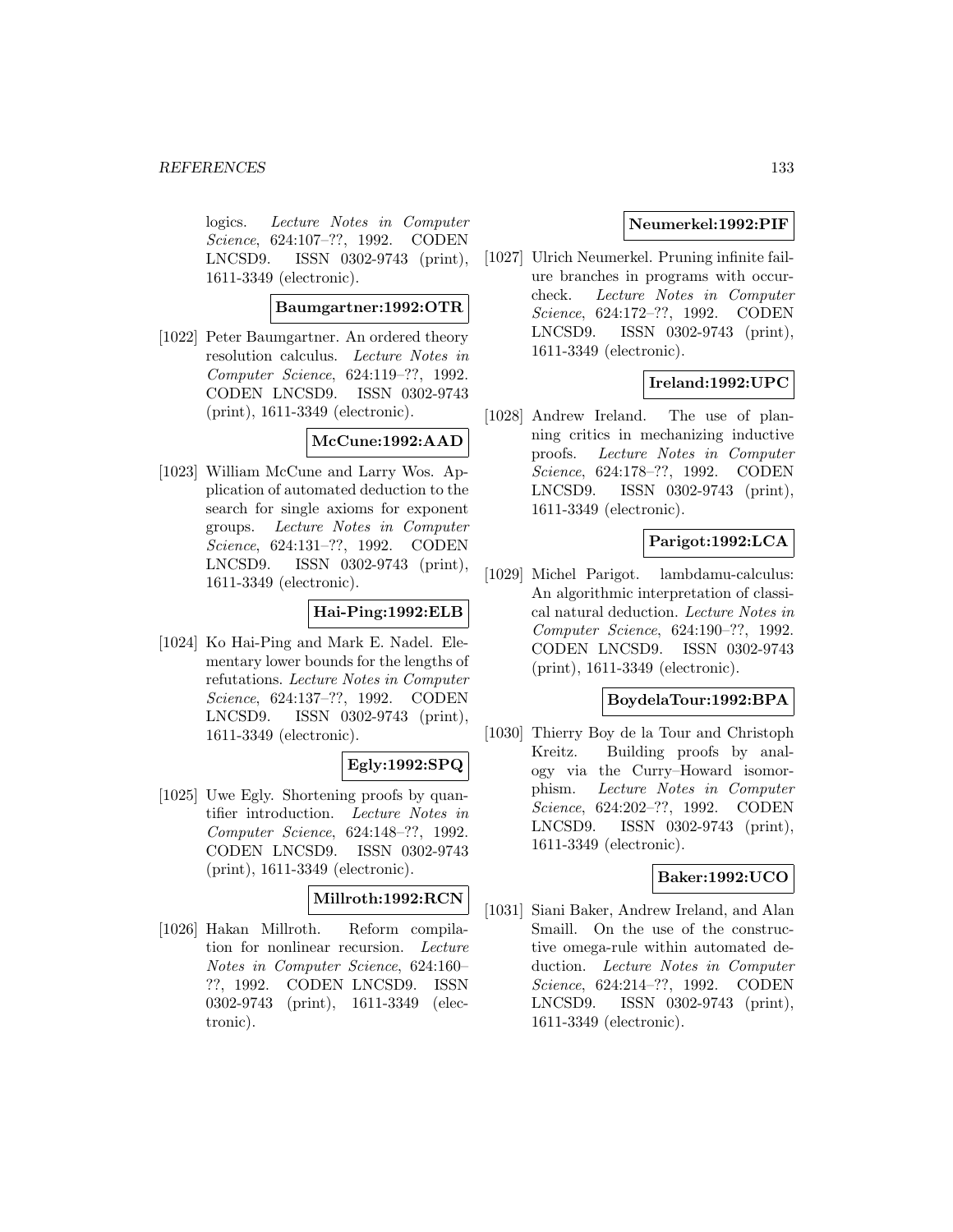logics. *Lecture Notes in Computer Science*, 624:107–??, 1992. CODEN LNCSD9. ISSN 0302-9743 (print), 1611-3349 (electronic).

**Baumgartner:1992:OTR**

[1022] Peter Baumgartner. An ordered theory resolution calculus. *Lecture Notes in Computer Science*, 624:119–??, 1992. CODEN LNCSD9. ISSN 0302-9743 (print), 1611-3349 (electronic).

**McCune:1992:AAD**

[1023] William McCune and Larry Wos. Application of automated deduction to the search for single axioms for exponent groups. *Lecture Notes in Computer Science*, 624:131–??, 1992. CODEN LNCSD9. ISSN 0302-9743 (print), 1611-3349 (electronic).

**Hai-Ping:1992:ELB**

[1024] Ko Hai-Ping and Mark E. Nadel. Elementary lower bounds for the lengths of refutations. *Lecture Notes in Computer Science*, 624:137–??, 1992. CODEN LNCSD9. ISSN 0302-9743 (print), 1611-3349 (electronic).

**Egly:1992:SPQ**

[1025] Uwe Egly. Shortening proofs by quantifier introduction. *Lecture Notes in Computer Science*, 624:148–??, 1992. CODEN LNCSD9. ISSN 0302-9743 (print), 1611-3349 (electronic).

**Millroth:1992:RCN**

[1026] Hakan Millroth. Reform compilation for nonlinear recursion. *Lecture Notes in Computer Science*, 624:160–??, 1992. CODEN LNCSD9. ISSN 0302-9743 (print), 1611-3349 (electronic).

**Neumerkel:1992:PIF**

[1027] Ulrich Neumerkel. Pruning infinite failure branches in programs with occur-check. *Lecture Notes in Computer Science*, 624:172–??, 1992. CODEN LNCSD9. ISSN 0302-9743 (print), 1611-3349 (electronic).

**Ireland:1992:UPC**

[1028] Andrew Ireland. The use of planning critics in mechanizing inductive proofs. *Lecture Notes in Computer Science*, 624:178–??, 1992. CODEN LNCSD9. ISSN 0302-9743 (print), 1611-3349 (electronic).

**Parigot:1992:LCA**

[1029] Michel Parigot. lambdamu-calculus: An algorithmic interpretation of classical natural deduction. *Lecture Notes in Computer Science*, 624:190–??, 1992. CODEN LNCSD9. ISSN 0302-9743 (print), 1611-3349 (electronic).

**BoydelaTour:1992:BPA**

[1030] Thierry Boy de la Tour and Christoph Kreitz. Building proofs by analogy via the Curry–Howard isomorphism. *Lecture Notes in Computer Science*, 624:202–??, 1992. CODEN LNCSD9. ISSN 0302-9743 (print), 1611-3349 (electronic).

**Baker:1992:UCO**

[1031] Siani Baker, Andrew Ireland, and Alan Smaill. On the use of the constructive omega-rule within automated deduction. *Lecture Notes in Computer Science*, 624:214–??, 1992. CODEN LNCSD9. ISSN 0302-9743 (print), 1611-3349 (electronic).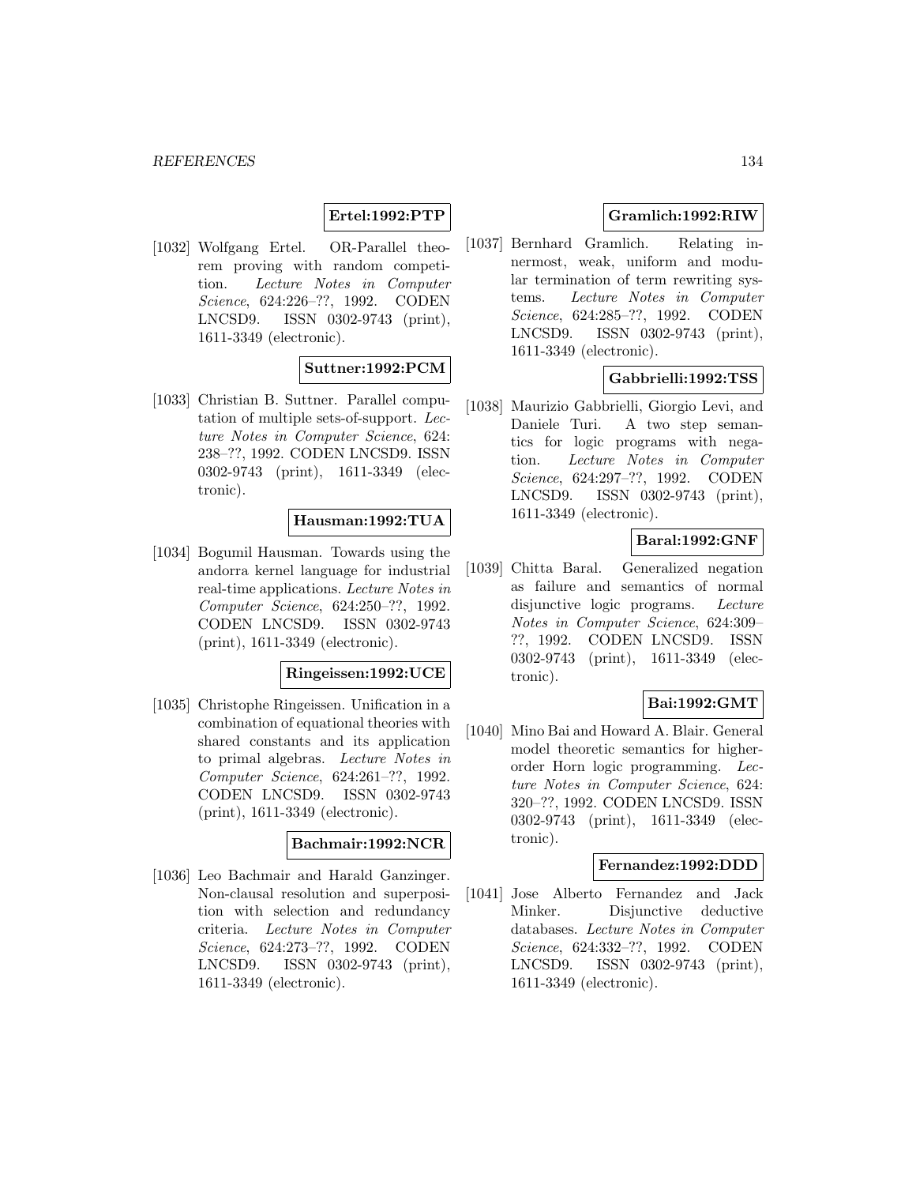**Ertel:1992:PTP**

[1032] Wolfgang Ertel. OR-Parallel theorem proving with random competition. *Lecture Notes in Computer Science*, 624:226–??, 1992. CODEN LNCSD9. ISSN 0302-9743 (print), 1611-3349 (electronic).

**Suttner:1992:PCM**

[1033] Christian B. Suttner. Parallel computation of multiple sets-of-support. *Lecture Notes in Computer Science*, 624: 238–??, 1992. CODEN LNCSD9. ISSN 0302-9743 (print), 1611-3349 (electronic).

**Hausman:1992:TUA**

[1034] Bogumil Hausman. Towards using the andorra kernel language for industrial real-time applications. *Lecture Notes in Computer Science*, 624:250–??, 1992. CODEN LNCSD9. ISSN 0302-9743 (print), 1611-3349 (electronic).

**Ringeissen:1992:UCE**

[1035] Christophe Ringeissen. Unification in a combination of equational theories with shared constants and its application to primal algebras. *Lecture Notes in Computer Science*, 624:261–??, 1992. CODEN LNCSD9. ISSN 0302-9743 (print), 1611-3349 (electronic).

**Bachmair:1992:NCR**

[1036] Leo Bachmair and Harald Ganzinger. Non-clausal resolution and superposition with selection and redundancy criteria. *Lecture Notes in Computer Science*, 624:273–??, 1992. CODEN LNCSD9. ISSN 0302-9743 (print), 1611-3349 (electronic).

**Gramlich:1992:RIW**

[1037] Bernhard Gramlich. Relating innermost, weak, uniform and modular termination of term rewriting systems. *Lecture Notes in Computer Science*, 624:285–??, 1992. CODEN LNCSD9. ISSN 0302-9743 (print), 1611-3349 (electronic).

**Gabbrielli:1992:TSS**

[1038] Maurizio Gabbrielli, Giorgio Levi, and Daniele Turi. A two step semantics for logic programs with negation. *Lecture Notes in Computer Science*, 624:297–??, 1992. CODEN LNCSD9. ISSN 0302-9743 (print), 1611-3349 (electronic).

**Baral:1992:GNF**

[1039] Chitta Baral. Generalized negation as failure and semantics of normal disjunctive logic programs. *Lecture Notes in Computer Science*, 624:309–??, 1992. CODEN LNCSD9. ISSN 0302-9743 (print), 1611-3349 (electronic).

**Bai:1992:GMT**

[1040] Mino Bai and Howard A. Blair. General model theoretic semantics for higher-order Horn logic programming. *Lecture Notes in Computer Science*, 624: 320–??, 1992. CODEN LNCSD9. ISSN 0302-9743 (print), 1611-3349 (electronic).

**Fernandez:1992:DDD**

[1041] Jose Alberto Fernandez and Jack Minker. Disjunctive deductive databases. *Lecture Notes in Computer Science*, 624:332–??, 1992. CODEN LNCSD9. ISSN 0302-9743 (print), 1611-3349 (electronic).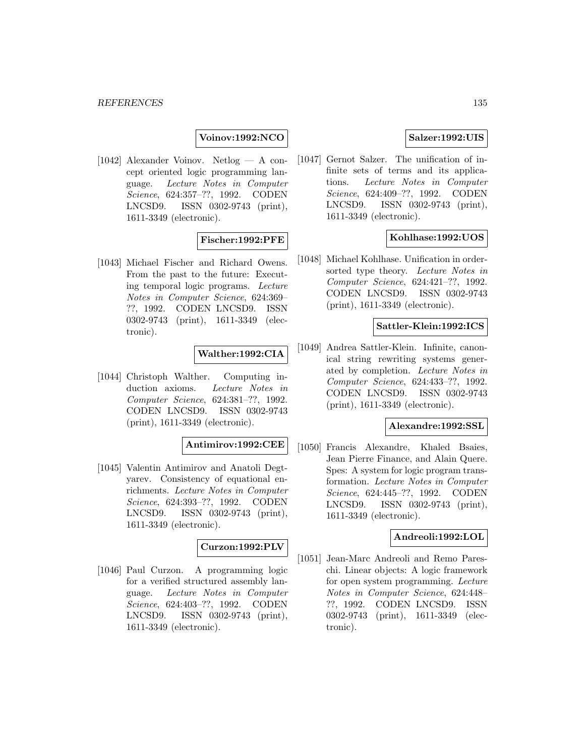**Voinov:1992:NCO**

[1042] Alexander Voinov. Netlog — A concept oriented logic programming language. *Lecture Notes in Computer Science*, 624:357–??, 1992. CODEN LNCSD9. ISSN 0302-9743 (print), 1611-3349 (electronic).

**Fischer:1992:PFE**

[1043] Michael Fischer and Richard Owens. From the past to the future: Executing temporal logic programs. *Lecture Notes in Computer Science*, 624:369–??, 1992. CODEN LNCSD9. ISSN 0302-9743 (print), 1611-3349 (electronic).

**Walther:1992:CIA**

[1044] Christoph Walther. Computing induction axioms. *Lecture Notes in Computer Science*, 624:381–??, 1992. CODEN LNCSD9. ISSN 0302-9743 (print), 1611-3349 (electronic).

**Antimirov:1992:CEE**

[1045] Valentin Antimirov and Anatoli Degtyarev. Consistency of equational enrichments. *Lecture Notes in Computer Science*, 624:393–??, 1992. CODEN LNCSD9. ISSN 0302-9743 (print), 1611-3349 (electronic).

**Curzon:1992:PLV**

[1046] Paul Curzon. A programming logic for a verified structured assembly language. *Lecture Notes in Computer Science*, 624:403–??, 1992. CODEN LNCSD9. ISSN 0302-9743 (print), 1611-3349 (electronic).

**Salzer:1992:UIS**

[1047] Gernot Salzer. The unification of infinite sets of terms and its applications. *Lecture Notes in Computer Science*, 624:409–??, 1992. CODEN LNCSD9. ISSN 0302-9743 (print), 1611-3349 (electronic).

**Kohlhase:1992:UOS**

[1048] Michael Kohlhase. Unification in order-sorted type theory. *Lecture Notes in Computer Science*, 624:421–??, 1992. CODEN LNCSD9. ISSN 0302-9743 (print), 1611-3349 (electronic).

**Sattler-Klein:1992:ICS**

[1049] Andrea Sattler-Klein. Infinite, canonical string rewriting systems generated by completion. *Lecture Notes in Computer Science*, 624:433–??, 1992. CODEN LNCSD9. ISSN 0302-9743 (print), 1611-3349 (electronic).

**Alexandre:1992:SSL**

[1050] Francis Alexandre, Khaled Bsaies, Jean Pierre Finance, and Alain Quere. Spes: A system for logic program transformation. *Lecture Notes in Computer Science*, 624:445–??, 1992. CODEN LNCSD9. ISSN 0302-9743 (print), 1611-3349 (electronic).

**Andreoli:1992:LOL**

[1051] Jean-Marc Andreoli and Remo Pareschi. Linear objects: A logic framework for open system programming. *Lecture Notes in Computer Science*, 624:448–??, 1992. CODEN LNCSD9. ISSN 0302-9743 (print), 1611-3349 (electronic).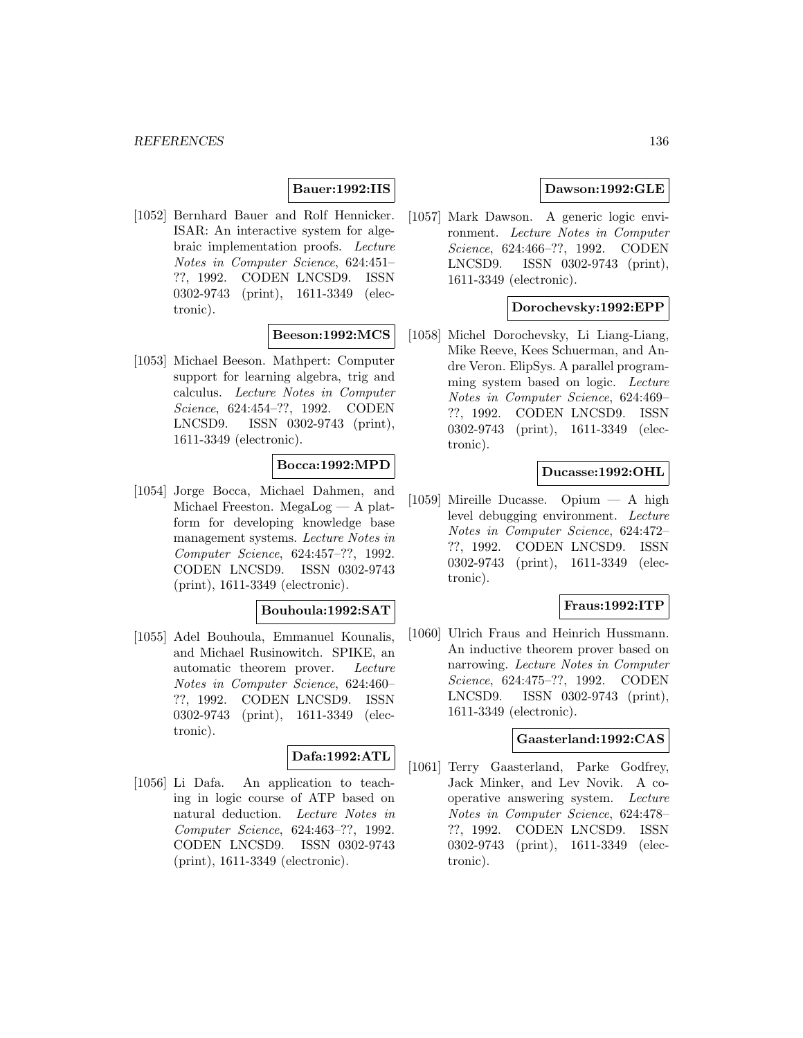**Bauer:1992:IIS**

[1052] Bernhard Bauer and Rolf Hennicker. ISAR: An interactive system for algebraic implementation proofs. *Lecture Notes in Computer Science*, 624:451–??, 1992. CODEN LNCSD9. ISSN 0302-9743 (print), 1611-3349 (electronic).

**Beeson:1992:MCS**

[1053] Michael Beeson. Mathpert: Computer support for learning algebra, trig and calculus. *Lecture Notes in Computer Science*, 624:454–??, 1992. CODEN LNCSD9. ISSN 0302-9743 (print), 1611-3349 (electronic).

**Bocca:1992:MPD**

[1054] Jorge Bocca, Michael Dahmen, and Michael Freeston. MegaLog — A platform for developing knowledge base management systems. *Lecture Notes in Computer Science*, 624:457–??, 1992. CODEN LNCSD9. ISSN 0302-9743 (print), 1611-3349 (electronic).

**Bouhoula:1992:SAT**

[1055] Adel Bouhoula, Emmanuel Kounalis, and Michael Rusinowitch. SPIKE, an automatic theorem prover. *Lecture Notes in Computer Science*, 624:460–??, 1992. CODEN LNCSD9. ISSN 0302-9743 (print), 1611-3349 (electronic).

**Dafa:1992:ATL**

[1056] Li Dafa. An application to teaching in logic course of ATP based on natural deduction. *Lecture Notes in Computer Science*, 624:463–??, 1992. CODEN LNCSD9. ISSN 0302-9743 (print), 1611-3349 (electronic).

**Dawson:1992:GLE**

[1057] Mark Dawson. A generic logic environment. *Lecture Notes in Computer Science*, 624:466–??, 1992. CODEN LNCSD9. ISSN 0302-9743 (print), 1611-3349 (electronic).

**Dorochevsky:1992:EPP**

[1058] Michel Dorochevsky, Li Liang-Liang, Mike Reeve, Kees Schuerman, and Andre Veron. ElipSys. A parallel programming system based on logic. *Lecture Notes in Computer Science*, 624:469–??, 1992. CODEN LNCSD9. ISSN 0302-9743 (print), 1611-3349 (electronic).

**Ducasse:1992:OHL**

[1059] Mireille Ducasse. Opium — A high level debugging environment. *Lecture Notes in Computer Science*, 624:472–??, 1992. CODEN LNCSD9. ISSN 0302-9743 (print), 1611-3349 (electronic).

**Fraus:1992:ITP**

[1060] Ulrich Fraus and Heinrich Hussmann. An inductive theorem prover based on narrowing. *Lecture Notes in Computer Science*, 624:475–??, 1992. CODEN LNCSD9. ISSN 0302-9743 (print), 1611-3349 (electronic).

**Gaasterland:1992:CAS**

[1061] Terry Gaasterland, Parke Godfrey, Jack Minker, and Lev Novik. A cooperative answering system. *Lecture Notes in Computer Science*, 624:478–??, 1992. CODEN LNCSD9. ISSN 0302-9743 (print), 1611-3349 (electronic).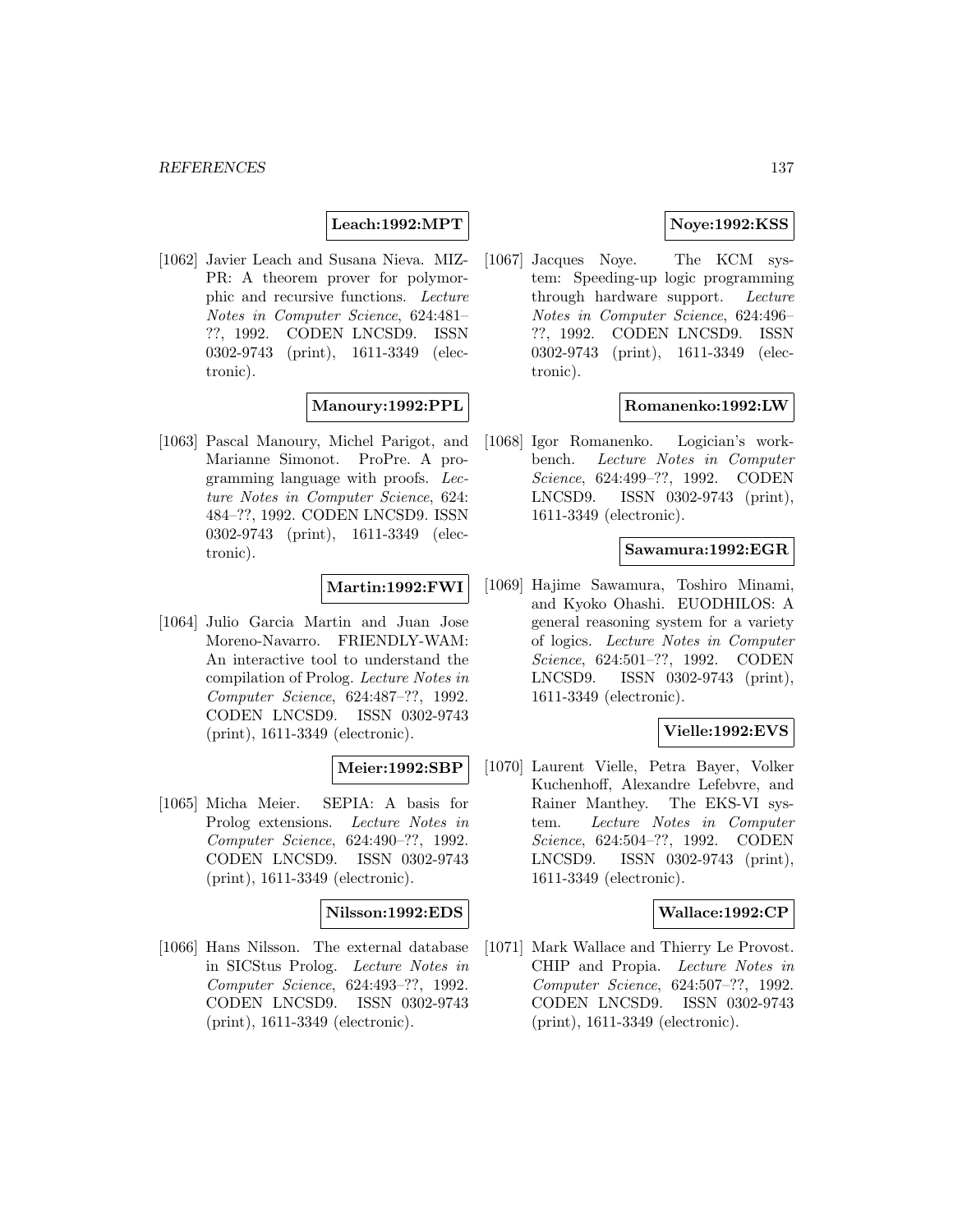**Leach:1992:MPT**

[1062] Javier Leach and Susana Nieva. MIZ-PR: A theorem prover for polymorphic and recursive functions. *Lecture Notes in Computer Science*, 624:481–??, 1992. CODEN LNCSD9. ISSN 0302-9743 (print), 1611-3349 (electronic).

**Manoury:1992:PPL**

[1063] Pascal Manoury, Michel Parigot, and Marianne Simonot. ProPre. A programming language with proofs. *Lecture Notes in Computer Science*, 624: 484–??, 1992. CODEN LNCSD9. ISSN 0302-9743 (print), 1611-3349 (electronic).

**Martin:1992:FWI**

[1064] Julio Garcia Martin and Juan Jose Moreno-Navarro. FRIENDLY-WAM: An interactive tool to understand the compilation of Prolog. *Lecture Notes in Computer Science*, 624:487–??, 1992. CODEN LNCSD9. ISSN 0302-9743 (print), 1611-3349 (electronic).

**Meier:1992:SBP**

[1065] Micha Meier. SEPIA: A basis for Prolog extensions. *Lecture Notes in Computer Science*, 624:490–??, 1992. CODEN LNCSD9. ISSN 0302-9743 (print), 1611-3349 (electronic).

**Nilsson:1992:EDS**

[1066] Hans Nilsson. The external database in SICStus Prolog. *Lecture Notes in Computer Science*, 624:493–??, 1992. CODEN LNCSD9. ISSN 0302-9743 (print), 1611-3349 (electronic).

**Noye:1992:KSS**

[1067] Jacques Noye. The KCM system: Speeding-up logic programming through hardware support. *Lecture Notes in Computer Science*, 624:496–??, 1992. CODEN LNCSD9. ISSN 0302-9743 (print), 1611-3349 (electronic).

**Romanenko:1992:LW**

[1068] Igor Romanenko. Logician's workbench. *Lecture Notes in Computer Science*, 624:499–??, 1992. CODEN LNCSD9. ISSN 0302-9743 (print), 1611-3349 (electronic).

**Sawamura:1992:EGR**

[1069] Hajime Sawamura, Toshiro Minami, and Kyoko Ohashi. EUODHILOS: A general reasoning system for a variety of logics. *Lecture Notes in Computer Science*, 624:501–??, 1992. CODEN LNCSD9. ISSN 0302-9743 (print), 1611-3349 (electronic).

**Vielle:1992:EVS**

[1070] Laurent Vielle, Petra Bayer, Volker Kuchenhoff, Alexandre Lefebvre, and Rainer Manthey. The EKS-VI system. *Lecture Notes in Computer Science*, 624:504–??, 1992. CODEN LNCSD9. ISSN 0302-9743 (print), 1611-3349 (electronic).

**Wallace:1992:CP**

[1071] Mark Wallace and Thierry Le Provost. CHIP and Propia. *Lecture Notes in Computer Science*, 624:507–??, 1992. CODEN LNCSD9. ISSN 0302-9743 (print), 1611-3349 (electronic).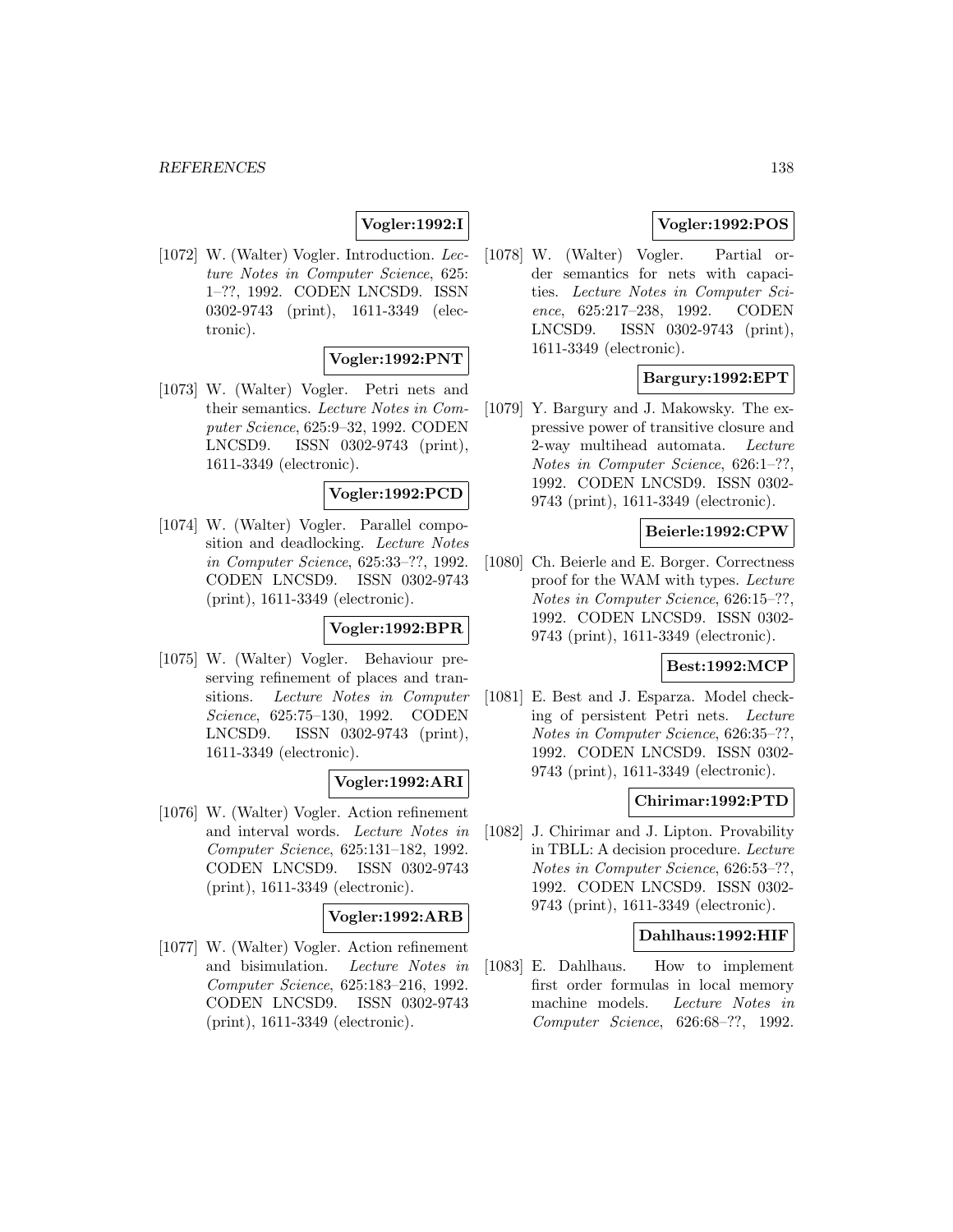**Vogler:1992:I**

[1072] W. (Walter) Vogler. Introduction. *Lecture Notes in Computer Science*, 625: 1–??, 1992. CODEN LNCSD9. ISSN 0302-9743 (print), 1611-3349 (electronic).

**Vogler:1992:PNT**

[1073] W. (Walter) Vogler. Petri nets and their semantics. *Lecture Notes in Computer Science*, 625:9–32, 1992. CODEN LNCSD9. ISSN 0302-9743 (print), 1611-3349 (electronic).

**Vogler:1992:PCD**

[1074] W. (Walter) Vogler. Parallel composition and deadlocking. *Lecture Notes in Computer Science*, 625:33–??, 1992. CODEN LNCSD9. ISSN 0302-9743 (print), 1611-3349 (electronic).

**Vogler:1992:BPR**

[1075] W. (Walter) Vogler. Behaviour preserving refinement of places and transitions. *Lecture Notes in Computer Science*, 625:75–130, 1992. CODEN LNCSD9. ISSN 0302-9743 (print), 1611-3349 (electronic).

**Vogler:1992:ARI**

[1076] W. (Walter) Vogler. Action refinement and interval words. *Lecture Notes in Computer Science*, 625:131–182, 1992. CODEN LNCSD9. ISSN 0302-9743 (print), 1611-3349 (electronic).

**Vogler:1992:ARB**

[1077] W. (Walter) Vogler. Action refinement and bisimulation. *Lecture Notes in Computer Science*, 625:183–216, 1992. CODEN LNCSD9. ISSN 0302-9743 (print), 1611-3349 (electronic).

**Vogler:1992:POS**

[1078] W. (Walter) Vogler. Partial order semantics for nets with capacities. *Lecture Notes in Computer Science*, 625:217–238, 1992. CODEN LNCSD9. ISSN 0302-9743 (print), 1611-3349 (electronic).

**Bargury:1992:EPT**

[1079] Y. Bargury and J. Makowsky. The expressive power of transitive closure and 2-way multihead automata. *Lecture Notes in Computer Science*, 626:1–??, 1992. CODEN LNCSD9. ISSN 0302-9743 (print), 1611-3349 (electronic).

**Beierle:1992:CPW**

[1080] Ch. Beierle and E. Borger. Correctness proof for the WAM with types. *Lecture Notes in Computer Science*, 626:15–??, 1992. CODEN LNCSD9. ISSN 0302-9743 (print), 1611-3349 (electronic).

**Best:1992:MCP**

[1081] E. Best and J. Esparza. Model checking of persistent Petri nets. *Lecture Notes in Computer Science*, 626:35–??, 1992. CODEN LNCSD9. ISSN 0302-9743 (print), 1611-3349 (electronic).

**Chirimar:1992:PTD**

[1082] J. Chirimar and J. Lipton. Provability in TBLL: A decision procedure. *Lecture Notes in Computer Science*, 626:53–??, 1992. CODEN LNCSD9. ISSN 0302-9743 (print), 1611-3349 (electronic).

**Dahlhaus:1992:HIF**

[1083] E. Dahlhaus. How to implement first order formulas in local memory machine models. *Lecture Notes in Computer Science*, 626:68–??, 1992.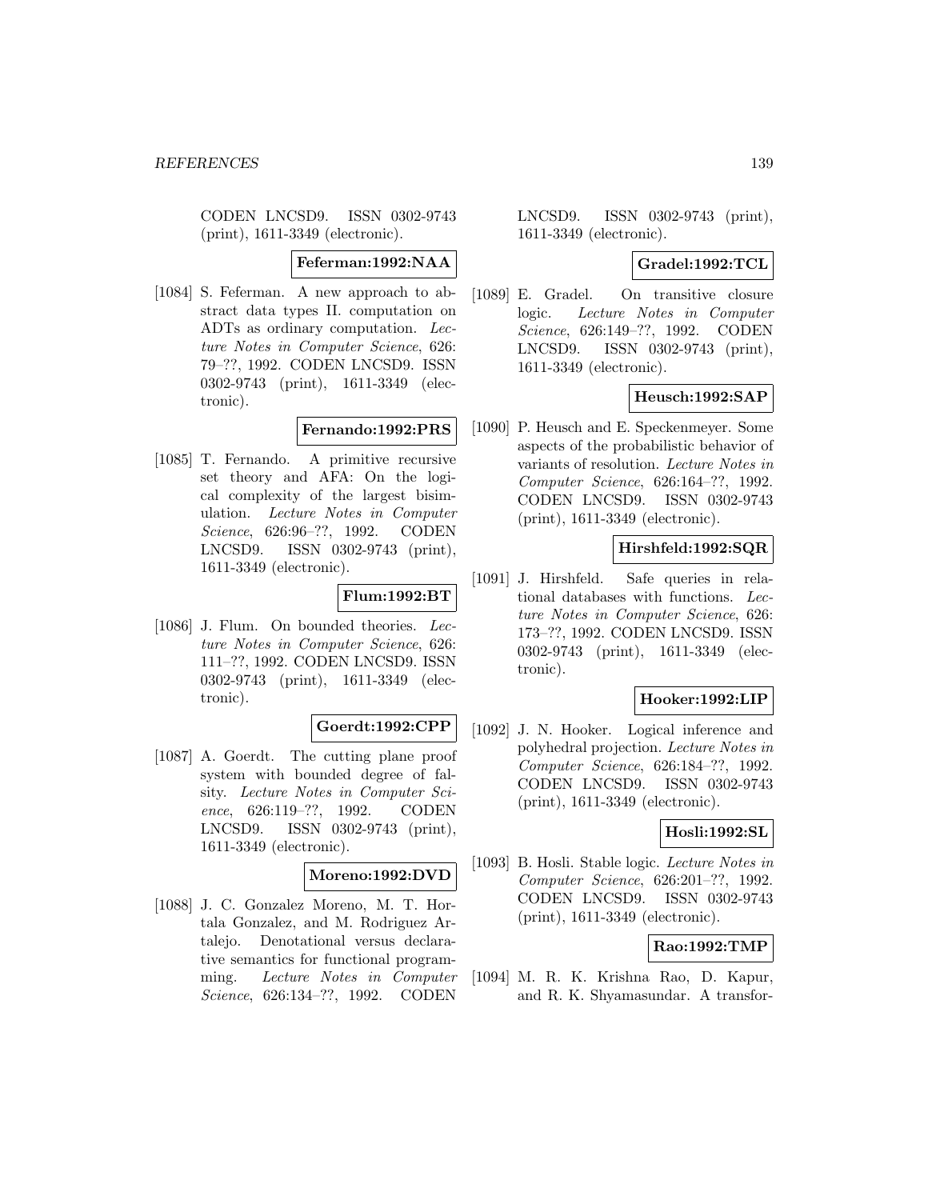CODEN LNCSD9. ISSN 0302-9743 (print), 1611-3349 (electronic).

**Feferman:1992:NAA**

[1084] S. Feferman. A new approach to abstract data types II. computation on ADTs as ordinary computation. *Lecture Notes in Computer Science*, 626: 79–??, 1992. CODEN LNCSD9. ISSN 0302-9743 (print), 1611-3349 (electronic).

**Fernando:1992:PRS**

[1085] T. Fernando. A primitive recursive set theory and AFA: On the logical complexity of the largest bisimulation. *Lecture Notes in Computer Science*, 626:96–??, 1992. CODEN LNCSD9. ISSN 0302-9743 (print), 1611-3349 (electronic).

**Flum:1992:BT**

[1086] J. Flum. On bounded theories. *Lecture Notes in Computer Science*, 626: 111–??, 1992. CODEN LNCSD9. ISSN 0302-9743 (print), 1611-3349 (electronic).

**Goerdt:1992:CPP**

[1087] A. Goerdt. The cutting plane proof system with bounded degree of falsity. *Lecture Notes in Computer Science*, 626:119–??, 1992. CODEN LNCSD9. ISSN 0302-9743 (print), 1611-3349 (electronic).

**Moreno:1992:DVD**

[1088] J. C. Gonzalez Moreno, M. T. Hortala Gonzalez, and M. Rodriguez Artalejo. Denotational versus declarative semantics for functional programming. *Lecture Notes in Computer Science*, 626:134–??, 1992. CODEN LNCSD9. ISSN 0302-9743 (print), 1611-3349 (electronic).

**Gradel:1992:TCL**

[1089] E. Gradel. On transitive closure logic. *Lecture Notes in Computer Science*, 626:149–??, 1992. CODEN LNCSD9. ISSN 0302-9743 (print), 1611-3349 (electronic).

**Heusch:1992:SAP**

[1090] P. Heusch and E. Speckenmeyer. Some aspects of the probabilistic behavior of variants of resolution. *Lecture Notes in Computer Science*, 626:164–??, 1992. CODEN LNCSD9. ISSN 0302-9743 (print), 1611-3349 (electronic).

**Hirshfeld:1992:SQR**

[1091] J. Hirshfeld. Safe queries in relational databases with functions. *Lecture Notes in Computer Science*, 626: 173–??, 1992. CODEN LNCSD9. ISSN 0302-9743 (print), 1611-3349 (electronic).

**Hooker:1992:LIP**

[1092] J. N. Hooker. Logical inference and polyhedral projection. *Lecture Notes in Computer Science*, 626:184–??, 1992. CODEN LNCSD9. ISSN 0302-9743 (print), 1611-3349 (electronic).

**Hosli:1992:SL**

[1093] B. Hosli. Stable logic. *Lecture Notes in Computer Science*, 626:201–??, 1992. CODEN LNCSD9. ISSN 0302-9743 (print), 1611-3349 (electronic).

**Rao:1992:TMP**

[1094] M. R. K. Krishna Rao, D. Kapur, and R. K. Shyamasundar. A transfor-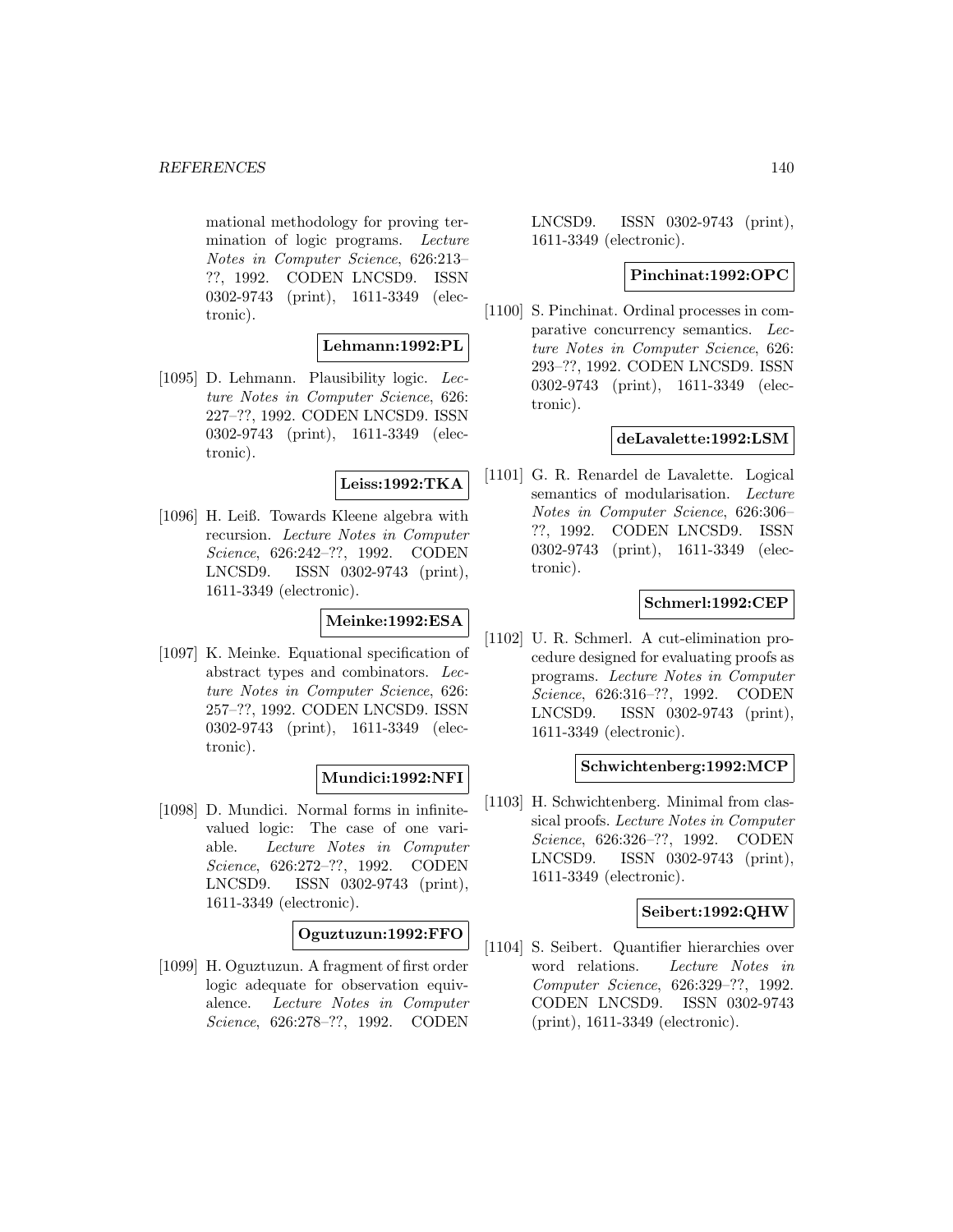mational methodology for proving termination of logic programs. *Lecture Notes in Computer Science*, 626:213–??, 1992. CODEN LNCSD9. ISSN 0302-9743 (print), 1611-3349 (electronic).

**Lehmann:1992:PL**

[1095] D. Lehmann. Plausibility logic. *Lecture Notes in Computer Science*, 626: 227–??, 1992. CODEN LNCSD9. ISSN 0302-9743 (print), 1611-3349 (electronic).

**Leiss:1992:TKA**

[1096] H. Leiß. Towards Kleene algebra with recursion. *Lecture Notes in Computer Science*, 626:242–??, 1992. CODEN LNCSD9. ISSN 0302-9743 (print), 1611-3349 (electronic).

**Meinke:1992:ESA**

[1097] K. Meinke. Equational specification of abstract types and combinators. *Lecture Notes in Computer Science*, 626: 257–??, 1992. CODEN LNCSD9. ISSN 0302-9743 (print), 1611-3349 (electronic).

**Mundici:1992:NFI**

[1098] D. Mundici. Normal forms in infinite-valued logic: The case of one variable. *Lecture Notes in Computer Science*, 626:272–??, 1992. CODEN LNCSD9. ISSN 0302-9743 (print), 1611-3349 (electronic).

**Oguztuzun:1992:FFO**

[1099] H. Oguztuzun. A fragment of first order logic adequate for observation equivalence. *Lecture Notes in Computer Science*, 626:278–??, 1992. CODEN LNCSD9. ISSN 0302-9743 (print), 1611-3349 (electronic).

**Pinchinat:1992:OPC**

[1100] S. Pinchinat. Ordinal processes in comparative concurrency semantics. *Lecture Notes in Computer Science*, 626: 293–??, 1992. CODEN LNCSD9. ISSN 0302-9743 (print), 1611-3349 (electronic).

**deLavalette:1992:LSM**

[1101] G. R. Renardel de Lavalette. Logical semantics of modularisation. *Lecture Notes in Computer Science*, 626:306–??, 1992. CODEN LNCSD9. ISSN 0302-9743 (print), 1611-3349 (electronic).

**Schmerl:1992:CEP**

[1102] U. R. Schmerl. A cut-elimination procedure designed for evaluating proofs as programs. *Lecture Notes in Computer Science*, 626:316–??, 1992. CODEN LNCSD9. ISSN 0302-9743 (print), 1611-3349 (electronic).

**Schwichtenberg:1992:MCP**

[1103] H. Schwichtenberg. Minimal from classical proofs. *Lecture Notes in Computer Science*, 626:326–??, 1992. CODEN LNCSD9. ISSN 0302-9743 (print), 1611-3349 (electronic).

**Seibert:1992:QHW**

[1104] S. Seibert. Quantifier hierarchies over word relations. *Lecture Notes in Computer Science*, 626:329–??, 1992. CODEN LNCSD9. ISSN 0302-9743 (print), 1611-3349 (electronic).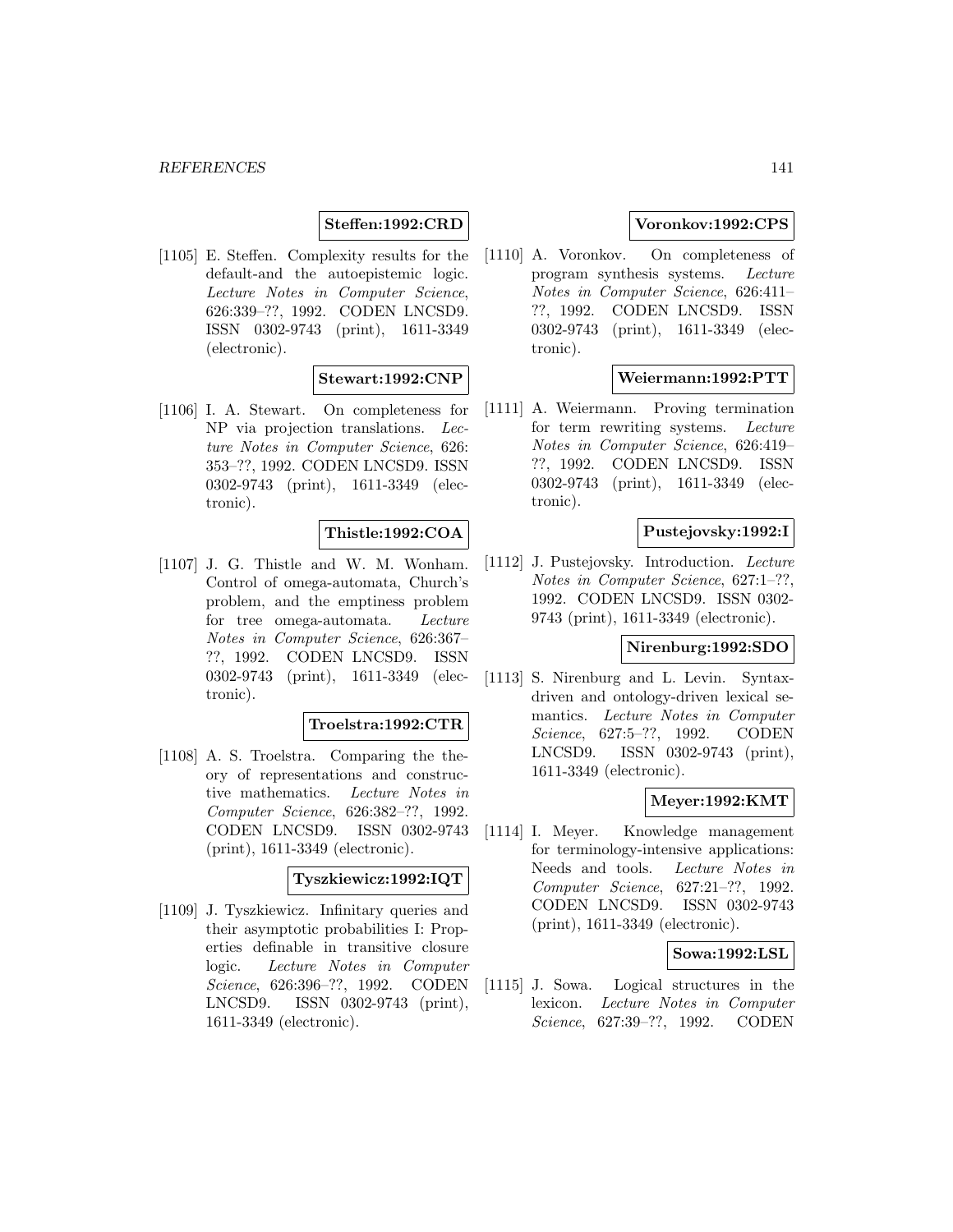**Steffen:1992:CRD**

[1105] E. Steffen. Complexity results for the default-and the autoepistemic logic. *Lecture Notes in Computer Science*, 626:339–??, 1992. CODEN LNCSD9. ISSN 0302-9743 (print), 1611-3349 (electronic).

**Stewart:1992:CNP**

[1106] I. A. Stewart. On completeness for NP via projection translations. *Lecture Notes in Computer Science*, 626: 353–??, 1992. CODEN LNCSD9. ISSN 0302-9743 (print), 1611-3349 (electronic).

**Thistle:1992:COA**

[1107] J. G. Thistle and W. M. Wonham. Control of omega-automata, Church's problem, and the emptiness problem for tree omega-automata. *Lecture Notes in Computer Science*, 626:367–??, 1992. CODEN LNCSD9. ISSN 0302-9743 (print), 1611-3349 (electronic).

**Troelstra:1992:CTR**

[1108] A. S. Troelstra. Comparing the theory of representations and constructive mathematics. *Lecture Notes in Computer Science*, 626:382–??, 1992. CODEN LNCSD9. ISSN 0302-9743 (print), 1611-3349 (electronic).

**Tyszkiewicz:1992:IQT**

[1109] J. Tyszkiewicz. Infinitary queries and their asymptotic probabilities I: Properties definable in transitive closure logic. *Lecture Notes in Computer Science*, 626:396–??, 1992. CODEN LNCSD9. ISSN 0302-9743 (print), 1611-3349 (electronic).

**Voronkov:1992:CPS**

[1110] A. Voronkov. On completeness of program synthesis systems. *Lecture Notes in Computer Science*, 626:411–??, 1992. CODEN LNCSD9. ISSN 0302-9743 (print), 1611-3349 (electronic).

**Weiermann:1992:PTT**

[1111] A. Weiermann. Proving termination for term rewriting systems. *Lecture Notes in Computer Science*, 626:419–??, 1992. CODEN LNCSD9. ISSN 0302-9743 (print), 1611-3349 (electronic).

**Pustejovsky:1992:I**

[1112] J. Pustejovsky. Introduction. *Lecture Notes in Computer Science*, 627:1–??, 1992. CODEN LNCSD9. ISSN 0302-9743 (print), 1611-3349 (electronic).

**Nirenburg:1992:SDO**

[1113] S. Nirenburg and L. Levin. Syntax-driven and ontology-driven lexical semantics. *Lecture Notes in Computer Science*, 627:5–??, 1992. CODEN LNCSD9. ISSN 0302-9743 (print), 1611-3349 (electronic).

**Meyer:1992:KMT**

[1114] I. Meyer. Knowledge management for terminology-intensive applications: Needs and tools. *Lecture Notes in Computer Science*, 627:21–??, 1992. CODEN LNCSD9. ISSN 0302-9743 (print), 1611-3349 (electronic).

**Sowa:1992:LSL**

[1115] J. Sowa. Logical structures in the lexicon. *Lecture Notes in Computer Science*, 627:39–??, 1992. CODEN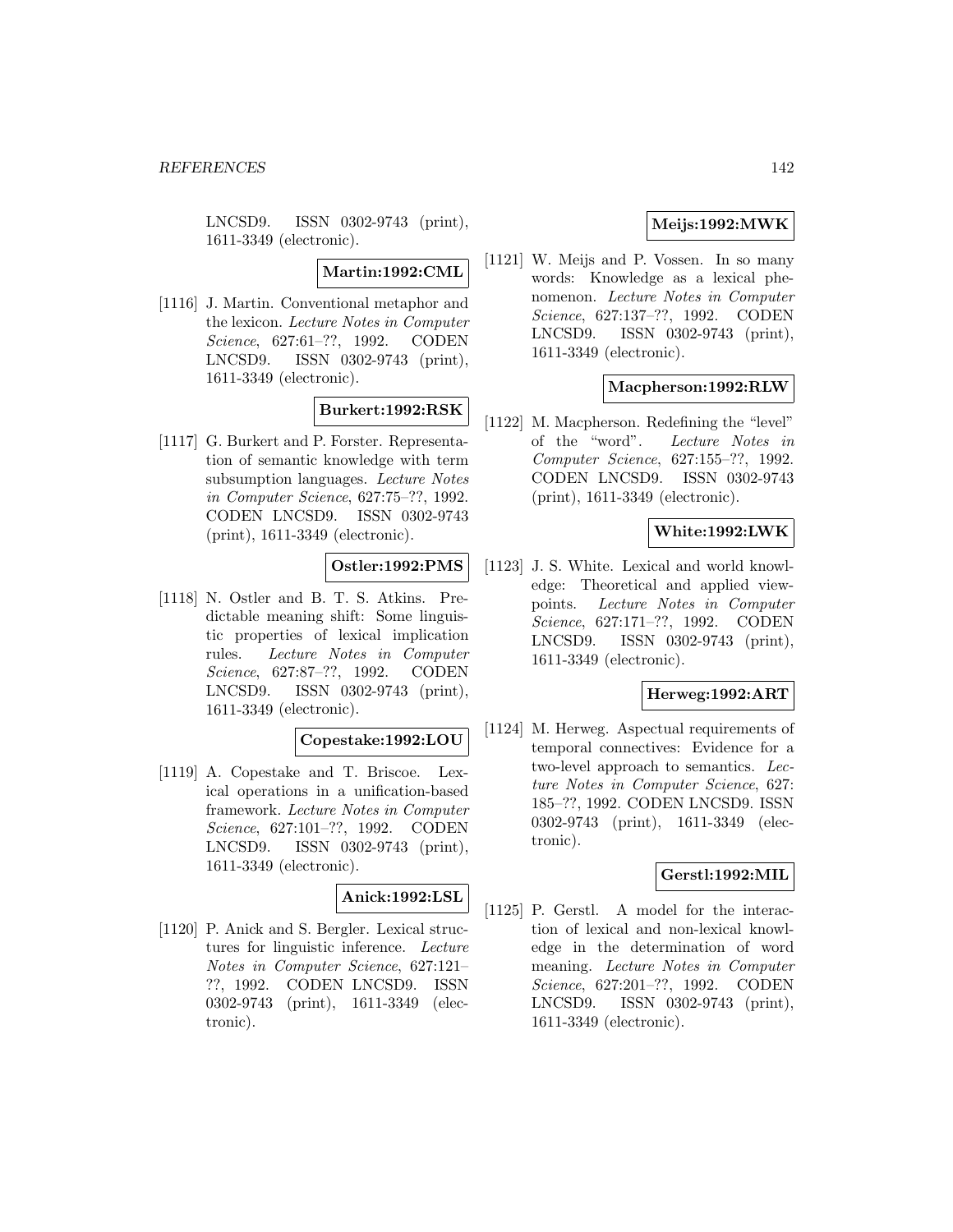LNCSD9. ISSN 0302-9743 (print), 1611-3349 (electronic).

**Martin:1992:CML**

[1116] J. Martin. Conventional metaphor and the lexicon. *Lecture Notes in Computer Science*, 627:61–??, 1992. CODEN LNCSD9. ISSN 0302-9743 (print), 1611-3349 (electronic).

**Burkert:1992:RSK**

[1117] G. Burkert and P. Forster. Representation of semantic knowledge with term subsumption languages. *Lecture Notes in Computer Science*, 627:75–??, 1992. CODEN LNCSD9. ISSN 0302-9743 (print), 1611-3349 (electronic).

**Ostler:1992:PMS**

[1118] N. Ostler and B. T. S. Atkins. Predictable meaning shift: Some linguistic properties of lexical implication rules. *Lecture Notes in Computer Science*, 627:87–??, 1992. CODEN LNCSD9. ISSN 0302-9743 (print), 1611-3349 (electronic).

**Copestake:1992:LOU**

[1119] A. Copestake and T. Briscoe. Lexical operations in a unification-based framework. *Lecture Notes in Computer Science*, 627:101–??, 1992. CODEN LNCSD9. ISSN 0302-9743 (print), 1611-3349 (electronic).

**Anick:1992:LSL**

[1120] P. Anick and S. Bergler. Lexical structures for linguistic inference. *Lecture Notes in Computer Science*, 627:121–??, 1992. CODEN LNCSD9. ISSN 0302-9743 (print), 1611-3349 (electronic).

**Meijs:1992:MWK**

[1121] W. Meijs and P. Vossen. In so many words: Knowledge as a lexical phenomenon. *Lecture Notes in Computer Science*, 627:137–??, 1992. CODEN LNCSD9. ISSN 0302-9743 (print), 1611-3349 (electronic).

**Macpherson:1992:RLW**

[1122] M. Macpherson. Redefining the "level" of the "word". *Lecture Notes in Computer Science*, 627:155–??, 1992. CODEN LNCSD9. ISSN 0302-9743 (print), 1611-3349 (electronic).

**White:1992:LWK**

[1123] J. S. White. Lexical and world knowledge: Theoretical and applied viewpoints. *Lecture Notes in Computer Science*, 627:171–??, 1992. CODEN LNCSD9. ISSN 0302-9743 (print), 1611-3349 (electronic).

**Herweg:1992:ART**

[1124] M. Herweg. Aspectual requirements of temporal connectives: Evidence for a two-level approach to semantics. *Lecture Notes in Computer Science*, 627: 185–??, 1992. CODEN LNCSD9. ISSN 0302-9743 (print), 1611-3349 (electronic).

**Gerstl:1992:MIL**

[1125] P. Gerstl. A model for the interaction of lexical and non-lexical knowledge in the determination of word meaning. *Lecture Notes in Computer Science*, 627:201–??, 1992. CODEN LNCSD9. ISSN 0302-9743 (print), 1611-3349 (electronic).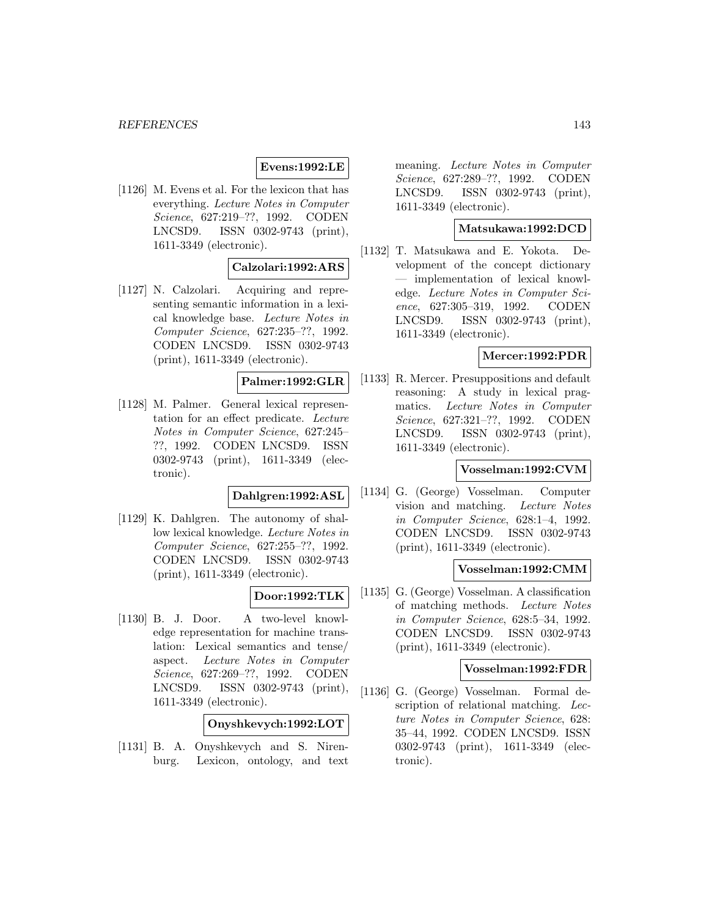**Evens:1992:LE**

[1126] M. Evens et al. For the lexicon that has everything. *Lecture Notes in Computer Science*, 627:219–??, 1992. CODEN LNCSD9. ISSN 0302-9743 (print), 1611-3349 (electronic).

**Calzolari:1992:ARS**

[1127] N. Calzolari. Acquiring and representing semantic information in a lexical knowledge base. *Lecture Notes in Computer Science*, 627:235–??, 1992. CODEN LNCSD9. ISSN 0302-9743 (print), 1611-3349 (electronic).

**Palmer:1992:GLR**

[1128] M. Palmer. General lexical representation for an effect predicate. *Lecture Notes in Computer Science*, 627:245–??, 1992. CODEN LNCSD9. ISSN 0302-9743 (print), 1611-3349 (electronic).

**Dahlgren:1992:ASL**

[1129] K. Dahlgren. The autonomy of shallow lexical knowledge. *Lecture Notes in Computer Science*, 627:255–??, 1992. CODEN LNCSD9. ISSN 0302-9743 (print), 1611-3349 (electronic).

**Door:1992:TLK**

[1130] B. J. Door. A two-level knowledge representation for machine translation: Lexical semantics and tense/aspect. *Lecture Notes in Computer Science*, 627:269–??, 1992. CODEN LNCSD9. ISSN 0302-9743 (print), 1611-3349 (electronic).

**Onyshkevych:1992:LOT**

[1131] B. A. Onyshkevych and S. Nirenburg. Lexicon, ontology, and text meaning. *Lecture Notes in Computer Science*, 627:289–??, 1992. CODEN LNCSD9. ISSN 0302-9743 (print), 1611-3349 (electronic).

**Matsukawa:1992:DCD**

[1132] T. Matsukawa and E. Yokota. Development of the concept dictionary — implementation of lexical knowledge. *Lecture Notes in Computer Science*, 627:305–319, 1992. CODEN LNCSD9. ISSN 0302-9743 (print), 1611-3349 (electronic).

**Mercer:1992:PDR**

[1133] R. Mercer. Presuppositions and default reasoning: A study in lexical pragmatics. *Lecture Notes in Computer Science*, 627:321–??, 1992. CODEN LNCSD9. ISSN 0302-9743 (print), 1611-3349 (electronic).

**Vosselman:1992:CVM**

[1134] G. (George) Vosselman. Computer vision and matching. *Lecture Notes in Computer Science*, 628:1–4, 1992. CODEN LNCSD9. ISSN 0302-9743 (print), 1611-3349 (electronic).

**Vosselman:1992:CMM**

[1135] G. (George) Vosselman. A classification of matching methods. *Lecture Notes in Computer Science*, 628:5–34, 1992. CODEN LNCSD9. ISSN 0302-9743 (print), 1611-3349 (electronic).

**Vosselman:1992:FDR**

[1136] G. (George) Vosselman. Formal description of relational matching. *Lecture Notes in Computer Science*, 628: 35–44, 1992. CODEN LNCSD9. ISSN 0302-9743 (print), 1611-3349 (electronic).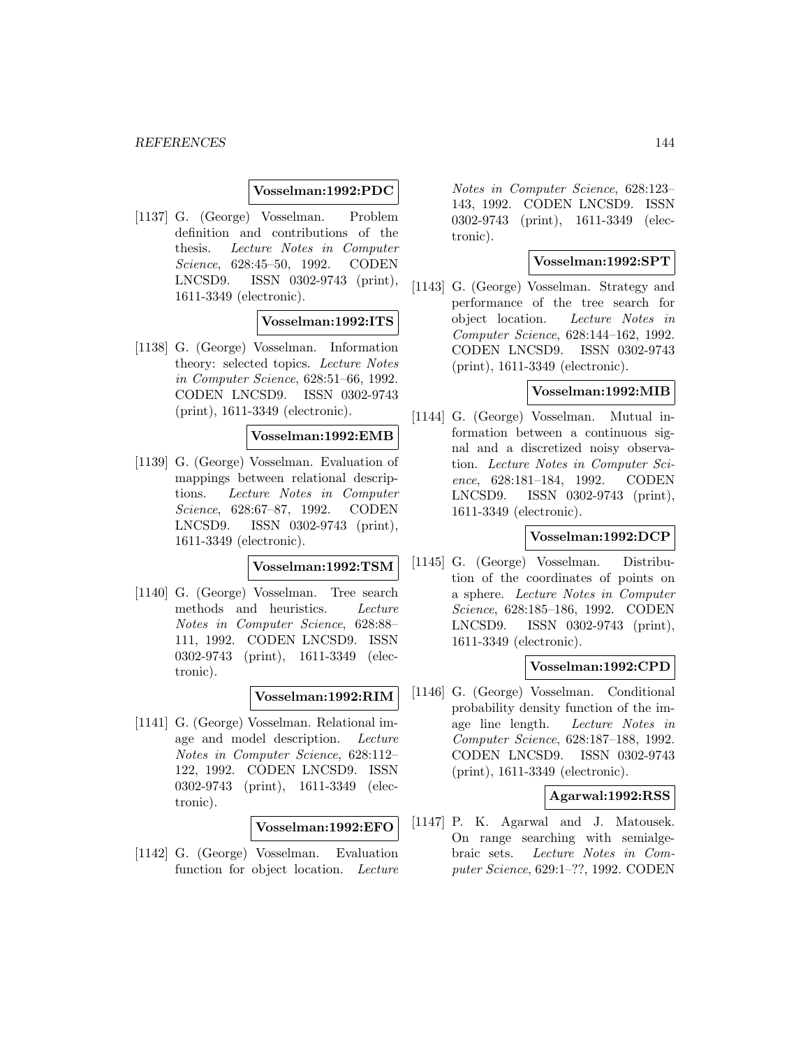**Vosselman:1992:PDC**

[1137] G. (George) Vosselman. Problem definition and contributions of the thesis. *Lecture Notes in Computer Science*, 628:45–50, 1992. CODEN LNCSD9. ISSN 0302-9743 (print), 1611-3349 (electronic).

**Vosselman:1992:ITS**

[1138] G. (George) Vosselman. Information theory: selected topics. *Lecture Notes in Computer Science*, 628:51–66, 1992. CODEN LNCSD9. ISSN 0302-9743 (print), 1611-3349 (electronic).

**Vosselman:1992:EMB**

[1139] G. (George) Vosselman. Evaluation of mappings between relational descriptions. *Lecture Notes in Computer Science*, 628:67–87, 1992. CODEN LNCSD9. ISSN 0302-9743 (print), 1611-3349 (electronic).

**Vosselman:1992:TSM**

[1140] G. (George) Vosselman. Tree search methods and heuristics. *Lecture Notes in Computer Science*, 628:88–111, 1992. CODEN LNCSD9. ISSN 0302-9743 (print), 1611-3349 (electronic).

**Vosselman:1992:RIM**

[1141] G. (George) Vosselman. Relational image and model description. *Lecture Notes in Computer Science*, 628:112–122, 1992. CODEN LNCSD9. ISSN 0302-9743 (print), 1611-3349 (electronic).

**Vosselman:1992:EFO**

[1142] G. (George) Vosselman. Evaluation function for object location. *Lecture Notes in Computer Science*, 628:123–143, 1992. CODEN LNCSD9. ISSN 0302-9743 (print), 1611-3349 (electronic).

**Vosselman:1992:SPT**

[1143] G. (George) Vosselman. Strategy and performance of the tree search for object location. *Lecture Notes in Computer Science*, 628:144–162, 1992. CODEN LNCSD9. ISSN 0302-9743 (print), 1611-3349 (electronic).

**Vosselman:1992:MIB**

[1144] G. (George) Vosselman. Mutual information between a continuous signal and a discretized noisy observation. *Lecture Notes in Computer Science*, 628:181–184, 1992. CODEN LNCSD9. ISSN 0302-9743 (print), 1611-3349 (electronic).

**Vosselman:1992:DCP**

[1145] G. (George) Vosselman. Distribution of the coordinates of points on a sphere. *Lecture Notes in Computer Science*, 628:185–186, 1992. CODEN LNCSD9. ISSN 0302-9743 (print), 1611-3349 (electronic).

**Vosselman:1992:CPD**

[1146] G. (George) Vosselman. Conditional probability density function of the image line length. *Lecture Notes in Computer Science*, 628:187–188, 1992. CODEN LNCSD9. ISSN 0302-9743 (print), 1611-3349 (electronic).

**Agarwal:1992:RSS**

[1147] P. K. Agarwal and J. Matousek. On range searching with semialgebraic sets. *Lecture Notes in Computer Science*, 629:1–??, 1992. CODEN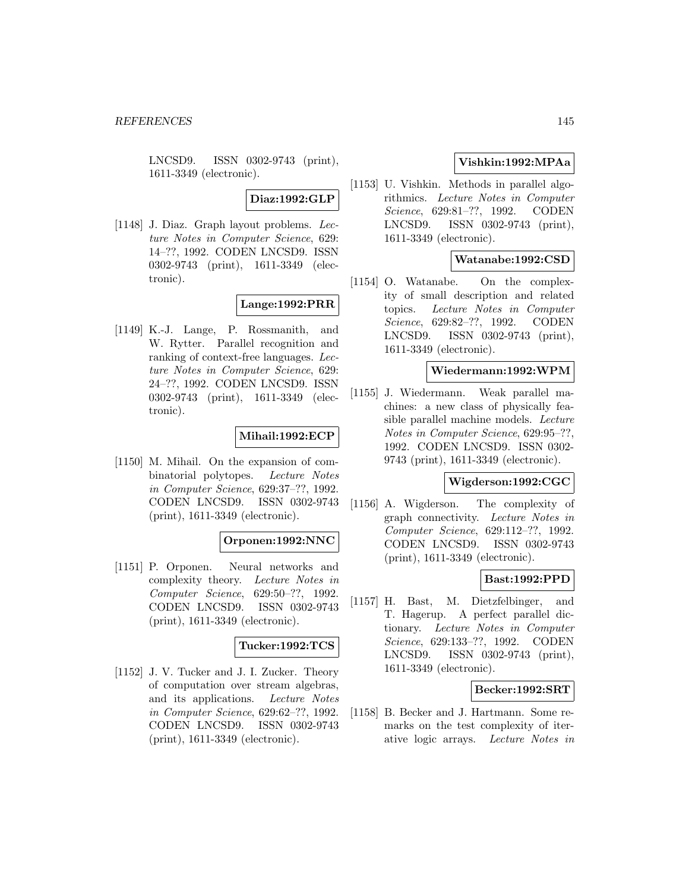LNCSD9. ISSN 0302-9743 (print), 1611-3349 (electronic).

**Diaz:1992:GLP**

[1148] J. Diaz. Graph layout problems. *Lecture Notes in Computer Science*, 629: 14–??, 1992. CODEN LNCSD9. ISSN 0302-9743 (print), 1611-3349 (electronic).

**Lange:1992:PRR**

[1149] K.-J. Lange, P. Rossmanith, and W. Rytter. Parallel recognition and ranking of context-free languages. *Lecture Notes in Computer Science*, 629: 24–??, 1992. CODEN LNCSD9. ISSN 0302-9743 (print), 1611-3349 (electronic).

**Mihail:1992:ECP**

[1150] M. Mihail. On the expansion of combinatorial polytopes. *Lecture Notes in Computer Science*, 629:37–??, 1992. CODEN LNCSD9. ISSN 0302-9743 (print), 1611-3349 (electronic).

**Orponen:1992:NNC**

[1151] P. Orponen. Neural networks and complexity theory. *Lecture Notes in Computer Science*, 629:50–??, 1992. CODEN LNCSD9. ISSN 0302-9743 (print), 1611-3349 (electronic).

**Tucker:1992:TCS**

[1152] J. V. Tucker and J. I. Zucker. Theory of computation over stream algebras, and its applications. *Lecture Notes in Computer Science*, 629:62–??, 1992. CODEN LNCSD9. ISSN 0302-9743 (print), 1611-3349 (electronic).

**Vishkin:1992:MPAa**

[1153] U. Vishkin. Methods in parallel algorithmics. *Lecture Notes in Computer Science*, 629:81–??, 1992. CODEN LNCSD9. ISSN 0302-9743 (print), 1611-3349 (electronic).

**Watanabe:1992:CSD**

[1154] O. Watanabe. On the complexity of small description and related topics. *Lecture Notes in Computer Science*, 629:82–??, 1992. CODEN LNCSD9. ISSN 0302-9743 (print), 1611-3349 (electronic).

**Wiedermann:1992:WPM**

[1155] J. Wiedermann. Weak parallel machines: a new class of physically feasible parallel machine models. *Lecture Notes in Computer Science*, 629:95–??, 1992. CODEN LNCSD9. ISSN 0302-9743 (print), 1611-3349 (electronic).

**Wigderson:1992:CGC**

[1156] A. Wigderson. The complexity of graph connectivity. *Lecture Notes in Computer Science*, 629:112–??, 1992. CODEN LNCSD9. ISSN 0302-9743 (print), 1611-3349 (electronic).

**Bast:1992:PPD**

[1157] H. Bast, M. Dietzfelbinger, and T. Hagerup. A perfect parallel dictionary. *Lecture Notes in Computer Science*, 629:133–??, 1992. CODEN LNCSD9. ISSN 0302-9743 (print), 1611-3349 (electronic).

**Becker:1992:SRT**

[1158] B. Becker and J. Hartmann. Some remarks on the test complexity of iterative logic arrays. *Lecture Notes in*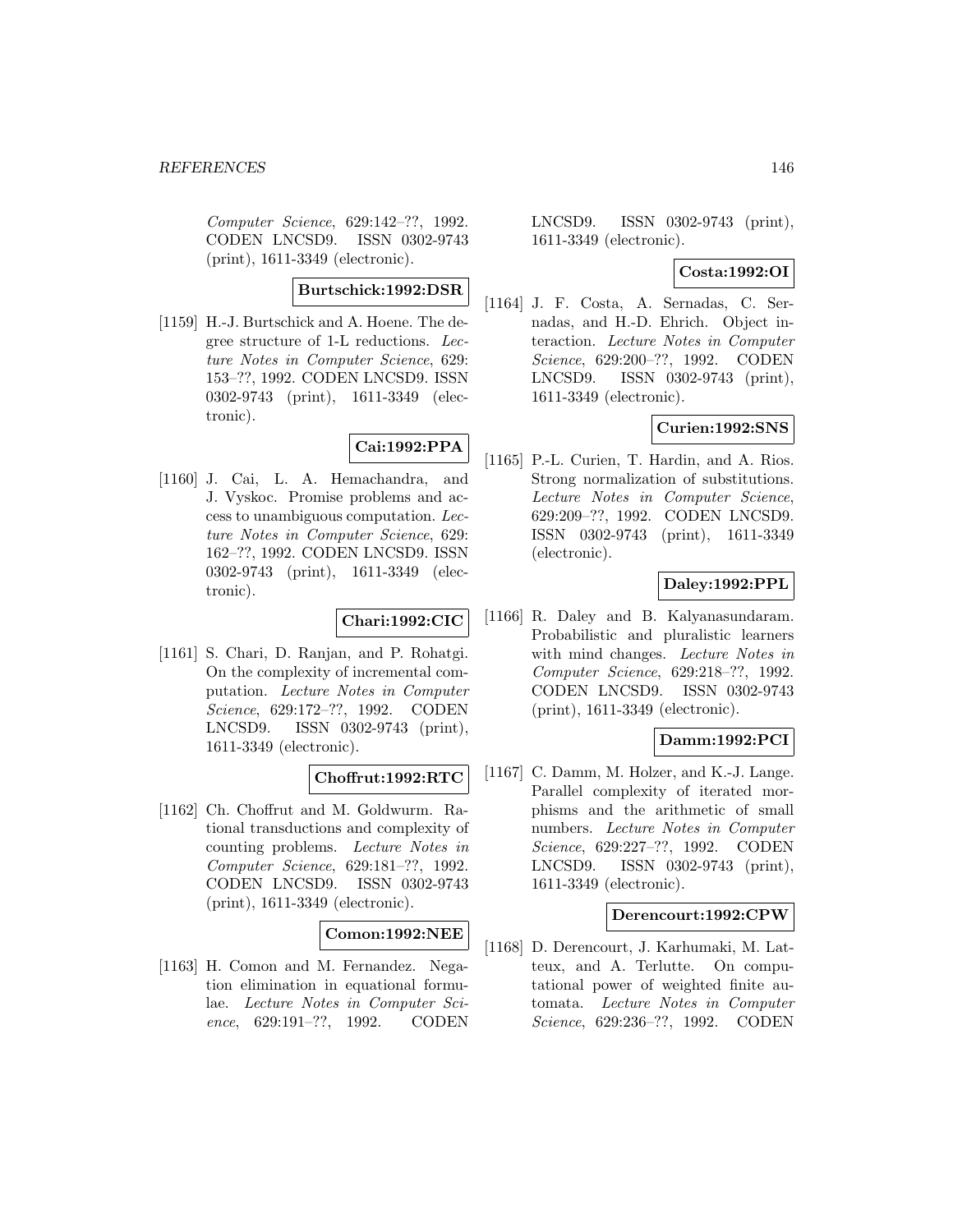*Computer Science*, 629:142–??, 1992. CODEN LNCSD9. ISSN 0302-9743 (print), 1611-3349 (electronic).

**Burtschick:1992:DSR**

[1159] H.-J. Burtschick and A. Hoene. The degree structure of 1-L reductions. *Lecture Notes in Computer Science*, 629: 153–??, 1992. CODEN LNCSD9. ISSN 0302-9743 (print), 1611-3349 (electronic).

**Cai:1992:PPA**

[1160] J. Cai, L. A. Hemachandra, and J. Vyskoc. Promise problems and access to unambiguous computation. *Lecture Notes in Computer Science*, 629: 162–??, 1992. CODEN LNCSD9. ISSN 0302-9743 (print), 1611-3349 (electronic).

**Chari:1992:CIC**

[1161] S. Chari, D. Ranjan, and P. Rohatgi. On the complexity of incremental computation. *Lecture Notes in Computer Science*, 629:172–??, 1992. CODEN LNCSD9. ISSN 0302-9743 (print), 1611-3349 (electronic).

**Choffrut:1992:RTC**

[1162] Ch. Choffrut and M. Goldwurm. Rational transductions and complexity of counting problems. *Lecture Notes in Computer Science*, 629:181–??, 1992. CODEN LNCSD9. ISSN 0302-9743 (print), 1611-3349 (electronic).

**Comon:1992:NEE**

[1163] H. Comon and M. Fernandez. Negation elimination in equational formulae. *Lecture Notes in Computer Science*, 629:191–??, 1992. CODEN LNCSD9. ISSN 0302-9743 (print), 1611-3349 (electronic).

**Costa:1992:OI**

[1164] J. F. Costa, A. Sernadas, C. Sernadas, and H.-D. Ehrich. Object interaction. *Lecture Notes in Computer Science*, 629:200–??, 1992. CODEN LNCSD9. ISSN 0302-9743 (print), 1611-3349 (electronic).

**Curien:1992:SNS**

[1165] P.-L. Curien, T. Hardin, and A. Rios. Strong normalization of substitutions. *Lecture Notes in Computer Science*, 629:209–??, 1992. CODEN LNCSD9. ISSN 0302-9743 (print), 1611-3349 (electronic).

**Daley:1992:PPL**

[1166] R. Daley and B. Kalyanasundaram. Probabilistic and pluralistic learners with mind changes. *Lecture Notes in Computer Science*, 629:218–??, 1992. CODEN LNCSD9. ISSN 0302-9743 (print), 1611-3349 (electronic).

**Damm:1992:PCI**

[1167] C. Damm, M. Holzer, and K.-J. Lange. Parallel complexity of iterated morphisms and the arithmetic of small numbers. *Lecture Notes in Computer Science*, 629:227–??, 1992. CODEN LNCSD9. ISSN 0302-9743 (print), 1611-3349 (electronic).

**Derencourt:1992:CPW**

[1168] D. Derencourt, J. Karhumaki, M. Latteux, and A. Terlutte. On computational power of weighted finite automata. *Lecture Notes in Computer Science*, 629:236–??, 1992. CODEN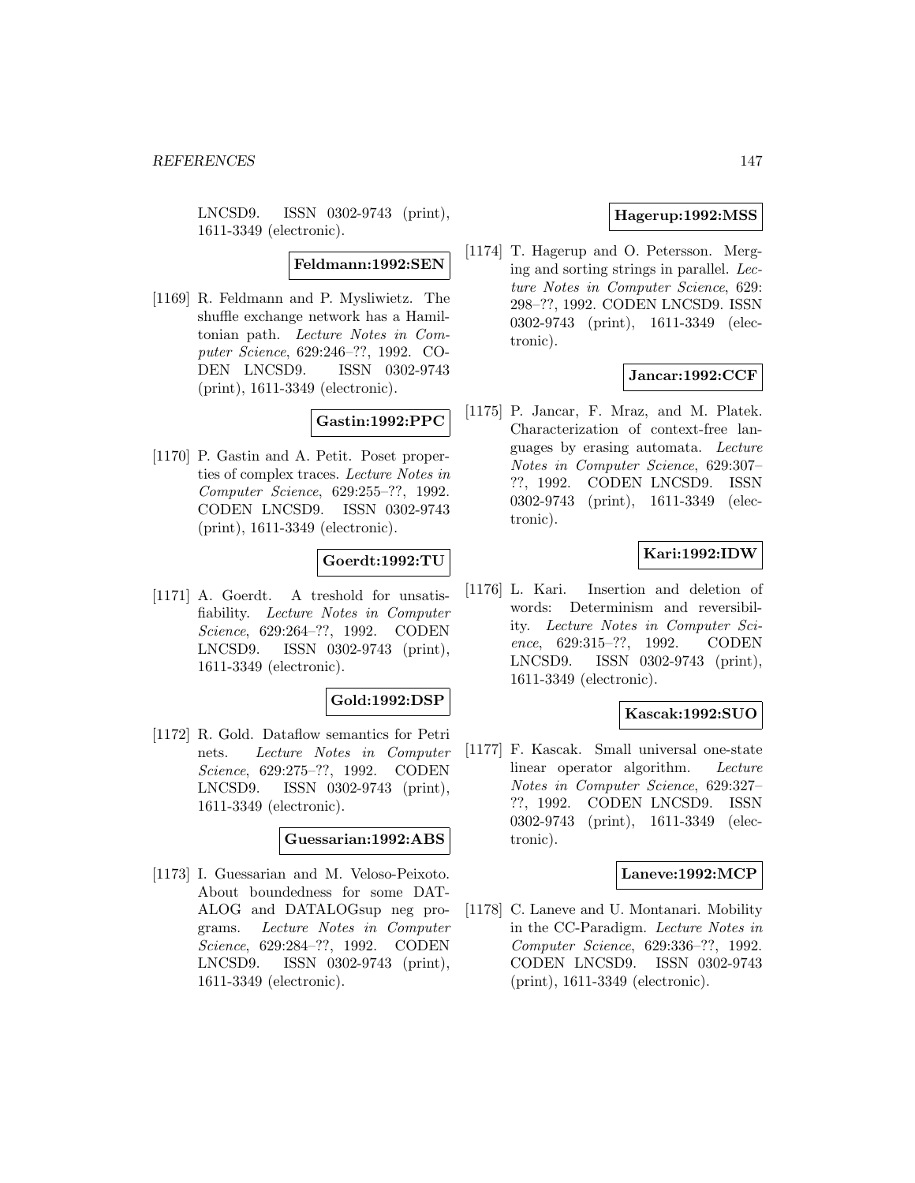LNCSD9. ISSN 0302-9743 (print), 1611-3349 (electronic).

**Feldmann:1992:SEN**

[1169] R. Feldmann and P. Mysliwietz. The shuffle exchange network has a Hamiltonian path. *Lecture Notes in Computer Science*, 629:246–??, 1992. CODEN LNCSD9. ISSN 0302-9743 (print), 1611-3349 (electronic).

**Gastin:1992:PPC**

[1170] P. Gastin and A. Petit. Poset properties of complex traces. *Lecture Notes in Computer Science*, 629:255–??, 1992. CODEN LNCSD9. ISSN 0302-9743 (print), 1611-3349 (electronic).

**Goerdt:1992:TU**

[1171] A. Goerdt. A treshold for unsatisfiability. *Lecture Notes in Computer Science*, 629:264–??, 1992. CODEN LNCSD9. ISSN 0302-9743 (print), 1611-3349 (electronic).

**Gold:1992:DSP**

[1172] R. Gold. Dataflow semantics for Petri nets. *Lecture Notes in Computer Science*, 629:275–??, 1992. CODEN LNCSD9. ISSN 0302-9743 (print), 1611-3349 (electronic).

**Guessarian:1992:ABS**

[1173] I. Guessarian and M. Veloso-Peixoto. About boundedness for some DATALOG and DATALOGsup neg programs. *Lecture Notes in Computer Science*, 629:284–??, 1992. CODEN LNCSD9. ISSN 0302-9743 (print), 1611-3349 (electronic).

**Hagerup:1992:MSS**

[1174] T. Hagerup and O. Petersson. Merging and sorting strings in parallel. *Lecture Notes in Computer Science*, 629: 298–??, 1992. CODEN LNCSD9. ISSN 0302-9743 (print), 1611-3349 (electronic).

**Jancar:1992:CCF**

[1175] P. Jancar, F. Mraz, and M. Platek. Characterization of context-free languages by erasing automata. *Lecture Notes in Computer Science*, 629:307–??, 1992. CODEN LNCSD9. ISSN 0302-9743 (print), 1611-3349 (electronic).

**Kari:1992:IDW**

[1176] L. Kari. Insertion and deletion of words: Determinism and reversibility. *Lecture Notes in Computer Science*, 629:315–??, 1992. CODEN LNCSD9. ISSN 0302-9743 (print), 1611-3349 (electronic).

**Kascak:1992:SUO**

[1177] F. Kascak. Small universal one-state linear operator algorithm. *Lecture Notes in Computer Science*, 629:327–??, 1992. CODEN LNCSD9. ISSN 0302-9743 (print), 1611-3349 (electronic).

**Laneve:1992:MCP**

[1178] C. Laneve and U. Montanari. Mobility in the CC-Paradigm. *Lecture Notes in Computer Science*, 629:336–??, 1992. CODEN LNCSD9. ISSN 0302-9743 (print), 1611-3349 (electronic).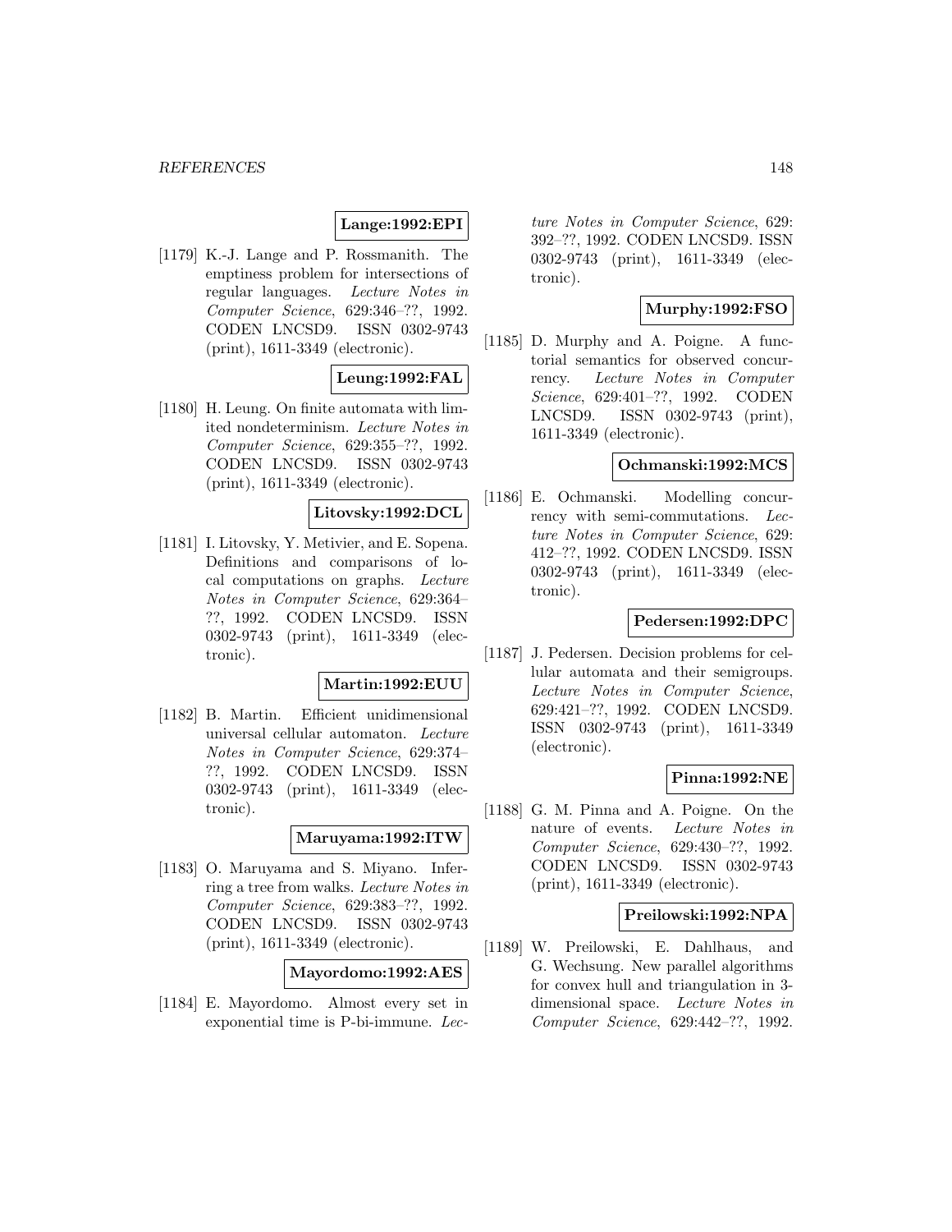**Lange:1992:EPI**

[1179] K.-J. Lange and P. Rossmanith. The emptiness problem for intersections of regular languages. *Lecture Notes in Computer Science*, 629:346–??, 1992. CODEN LNCSD9. ISSN 0302-9743 (print), 1611-3349 (electronic).

**Leung:1992:FAL**

[1180] H. Leung. On finite automata with limited nondeterminism. *Lecture Notes in Computer Science*, 629:355–??, 1992. CODEN LNCSD9. ISSN 0302-9743 (print), 1611-3349 (electronic).

**Litovsky:1992:DCL**

[1181] I. Litovsky, Y. Metivier, and E. Sopena. Definitions and comparisons of local computations on graphs. *Lecture Notes in Computer Science*, 629:364–??, 1992. CODEN LNCSD9. ISSN 0302-9743 (print), 1611-3349 (electronic).

**Martin:1992:EUU**

[1182] B. Martin. Efficient unidimensional universal cellular automaton. *Lecture Notes in Computer Science*, 629:374–??, 1992. CODEN LNCSD9. ISSN 0302-9743 (print), 1611-3349 (electronic).

**Maruyama:1992:ITW**

[1183] O. Maruyama and S. Miyano. Inferring a tree from walks. *Lecture Notes in Computer Science*, 629:383–??, 1992. CODEN LNCSD9. ISSN 0302-9743 (print), 1611-3349 (electronic).

**Mayordomo:1992:AES**

[1184] E. Mayordomo. Almost every set in exponential time is P-bi-immune. *Lecture Notes in Computer Science*, 629: 392–??, 1992. CODEN LNCSD9. ISSN 0302-9743 (print), 1611-3349 (electronic).

**Murphy:1992:FSO**

[1185] D. Murphy and A. Poigne. A functorial semantics for observed concurrency. *Lecture Notes in Computer Science*, 629:401–??, 1992. CODEN LNCSD9. ISSN 0302-9743 (print), 1611-3349 (electronic).

**Ochmanski:1992:MCS**

[1186] E. Ochmanski. Modelling concurrency with semi-commutations. *Lecture Notes in Computer Science*, 629: 412–??, 1992. CODEN LNCSD9. ISSN 0302-9743 (print), 1611-3349 (electronic).

**Pedersen:1992:DPC**

[1187] J. Pedersen. Decision problems for cellular automata and their semigroups. *Lecture Notes in Computer Science*, 629:421–??, 1992. CODEN LNCSD9. ISSN 0302-9743 (print), 1611-3349 (electronic).

**Pinna:1992:NE**

[1188] G. M. Pinna and A. Poigne. On the nature of events. *Lecture Notes in Computer Science*, 629:430–??, 1992. CODEN LNCSD9. ISSN 0302-9743 (print), 1611-3349 (electronic).

**Preilowski:1992:NPA**

[1189] W. Preilowski, E. Dahlhaus, and G. Wechsung. New parallel algorithms for convex hull and triangulation in 3-dimensional space. *Lecture Notes in Computer Science*, 629:442–??, 1992.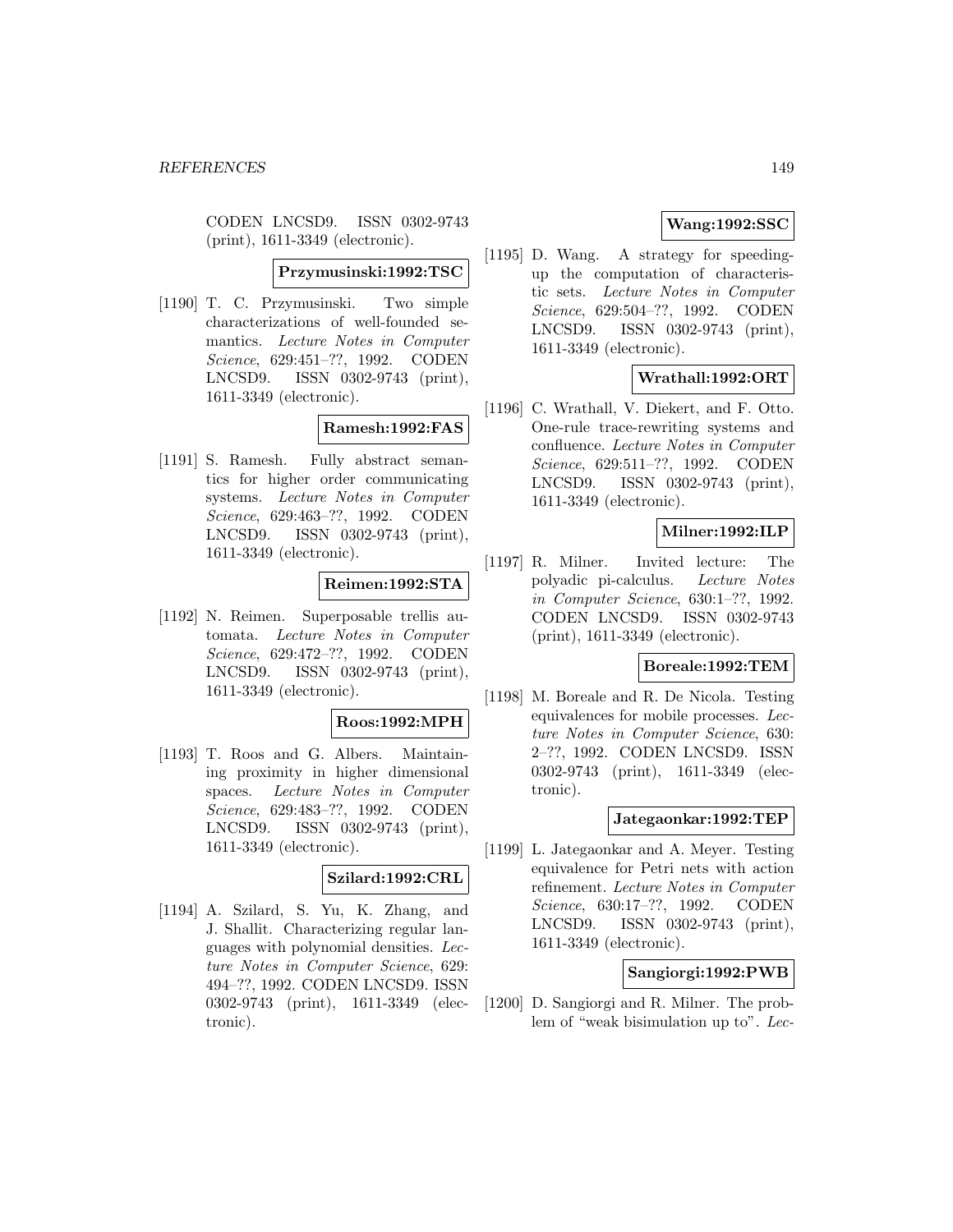CODEN LNCSD9. ISSN 0302-9743 (print), 1611-3349 (electronic).

**Przymusinski:1992:TSC**

[1190] T. C. Przymusinski. Two simple characterizations of well-founded semantics. *Lecture Notes in Computer Science*, 629:451–??, 1992. CODEN LNCSD9. ISSN 0302-9743 (print), 1611-3349 (electronic).

**Ramesh:1992:FAS**

[1191] S. Ramesh. Fully abstract semantics for higher order communicating systems. *Lecture Notes in Computer Science*, 629:463–??, 1992. CODEN LNCSD9. ISSN 0302-9743 (print), 1611-3349 (electronic).

**Reimen:1992:STA**

[1192] N. Reimen. Superposable trellis automata. *Lecture Notes in Computer Science*, 629:472–??, 1992. CODEN LNCSD9. ISSN 0302-9743 (print), 1611-3349 (electronic).

**Roos:1992:MPH**

[1193] T. Roos and G. Albers. Maintaining proximity in higher dimensional spaces. *Lecture Notes in Computer Science*, 629:483–??, 1992. CODEN LNCSD9. ISSN 0302-9743 (print), 1611-3349 (electronic).

**Szilard:1992:CRL**

[1194] A. Szilard, S. Yu, K. Zhang, and J. Shallit. Characterizing regular languages with polynomial densities. *Lecture Notes in Computer Science*, 629: 494–??, 1992. CODEN LNCSD9. ISSN 0302-9743 (print), 1611-3349 (electronic).

**Wang:1992:SSC**

[1195] D. Wang. A strategy for speeding-up the computation of characteristic sets. *Lecture Notes in Computer Science*, 629:504–??, 1992. CODEN LNCSD9. ISSN 0302-9743 (print), 1611-3349 (electronic).

**Wrathall:1992:ORT**

[1196] C. Wrathall, V. Diekert, and F. Otto. One-rule trace-rewriting systems and confluence. *Lecture Notes in Computer Science*, 629:511–??, 1992. CODEN LNCSD9. ISSN 0302-9743 (print), 1611-3349 (electronic).

**Milner:1992:ILP**

[1197] R. Milner. Invited lecture: The polyadic pi-calculus. *Lecture Notes in Computer Science*, 630:1–??, 1992. CODEN LNCSD9. ISSN 0302-9743 (print), 1611-3349 (electronic).

**Boreale:1992:TEM**

[1198] M. Boreale and R. De Nicola. Testing equivalences for mobile processes. *Lecture Notes in Computer Science*, 630: 2–??, 1992. CODEN LNCSD9. ISSN 0302-9743 (print), 1611-3349 (electronic).

**Jategaonkar:1992:TEP**

[1199] L. Jategaonkar and A. Meyer. Testing equivalence for Petri nets with action refinement. *Lecture Notes in Computer Science*, 630:17–??, 1992. CODEN LNCSD9. ISSN 0302-9743 (print), 1611-3349 (electronic).

**Sangiorgi:1992:PWB**

[1200] D. Sangiorgi and R. Milner. The problem of "weak bisimulation up to". *Lec-*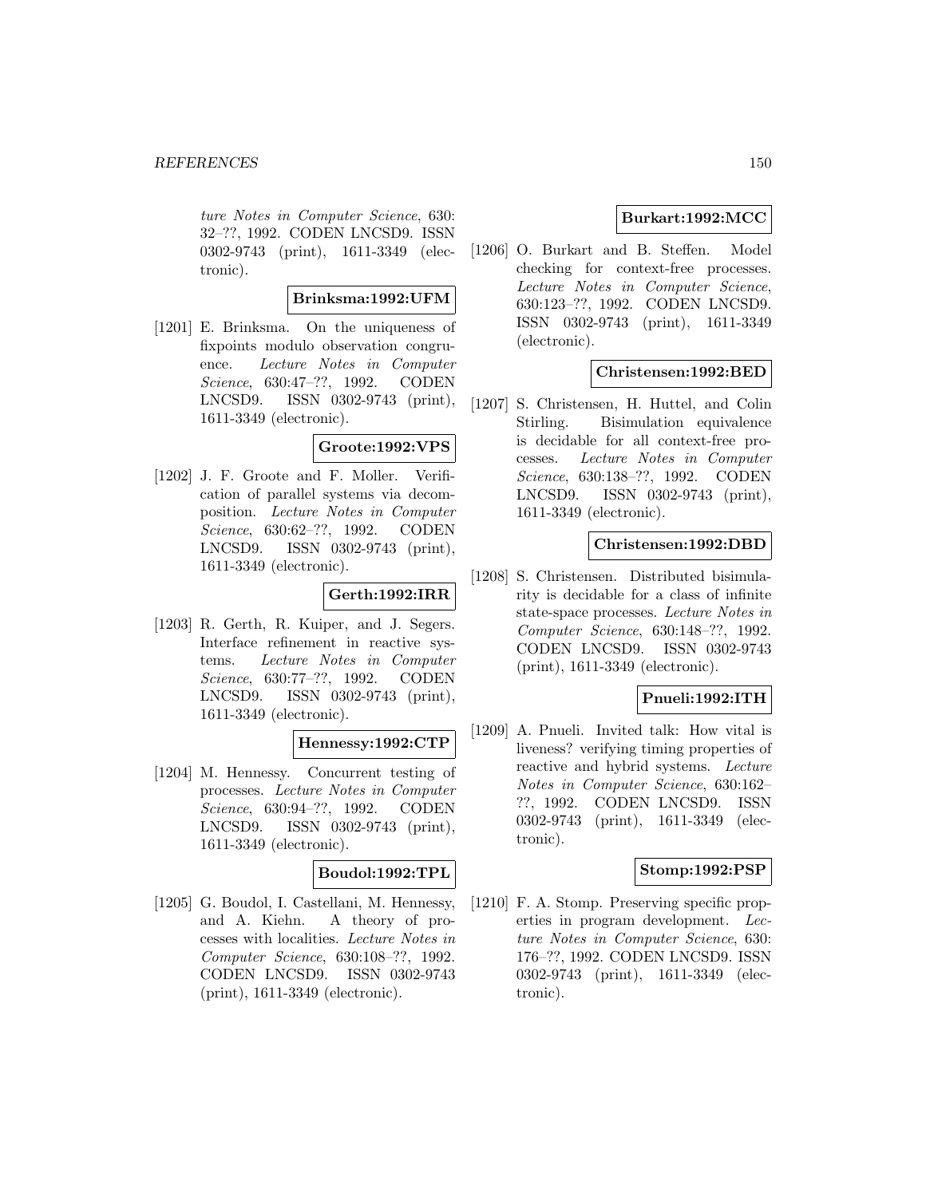*ture Notes in Computer Science*, 630: 32–??, 1992. CODEN LNCSD9. ISSN 0302-9743 (print), 1611-3349 (electronic).

**Brinksma:1992:UFM**

[1201] E. Brinksma. On the uniqueness of fixpoints modulo observation congruence. *Lecture Notes in Computer Science*, 630:47–??, 1992. CODEN LNCSD9. ISSN 0302-9743 (print), 1611-3349 (electronic).

**Groote:1992:VPS**

[1202] J. F. Groote and F. Moller. Verification of parallel systems via decomposition. *Lecture Notes in Computer Science*, 630:62–??, 1992. CODEN LNCSD9. ISSN 0302-9743 (print), 1611-3349 (electronic).

**Gerth:1992:IRR**

[1203] R. Gerth, R. Kuiper, and J. Segers. Interface refinement in reactive systems. *Lecture Notes in Computer Science*, 630:77–??, 1992. CODEN LNCSD9. ISSN 0302-9743 (print), 1611-3349 (electronic).

**Hennessy:1992:CTP**

[1204] M. Hennessy. Concurrent testing of processes. *Lecture Notes in Computer Science*, 630:94–??, 1992. CODEN LNCSD9. ISSN 0302-9743 (print), 1611-3349 (electronic).

**Boudol:1992:TPL**

[1205] G. Boudol, I. Castellani, M. Hennessy, and A. Kiehn. A theory of processes with localities. *Lecture Notes in Computer Science*, 630:108–??, 1992. CODEN LNCSD9. ISSN 0302-9743 (print), 1611-3349 (electronic).

**Burkart:1992:MCC**

[1206] O. Burkart and B. Steffen. Model checking for context-free processes. *Lecture Notes in Computer Science*, 630:123–??, 1992. CODEN LNCSD9. ISSN 0302-9743 (print), 1611-3349 (electronic).

**Christensen:1992:BED**

[1207] S. Christensen, H. Huttel, and Colin Stirling. Bisimulation equivalence is decidable for all context-free processes. *Lecture Notes in Computer Science*, 630:138–??, 1992. CODEN LNCSD9. ISSN 0302-9743 (print), 1611-3349 (electronic).

**Christensen:1992:DBD**

[1208] S. Christensen. Distributed bisimularity is decidable for a class of infinite state-space processes. *Lecture Notes in Computer Science*, 630:148–??, 1992. CODEN LNCSD9. ISSN 0302-9743 (print), 1611-3349 (electronic).

**Pnueli:1992:ITH**

[1209] A. Pnueli. Invited talk: How vital is liveness? verifying timing properties of reactive and hybrid systems. *Lecture Notes in Computer Science*, 630:162–??, 1992. CODEN LNCSD9. ISSN 0302-9743 (print), 1611-3349 (electronic).

**Stomp:1992:PSP**

[1210] F. A. Stomp. Preserving specific properties in program development. *Lecture Notes in Computer Science*, 630: 176–??, 1992. CODEN LNCSD9. ISSN 0302-9743 (print), 1611-3349 (electronic).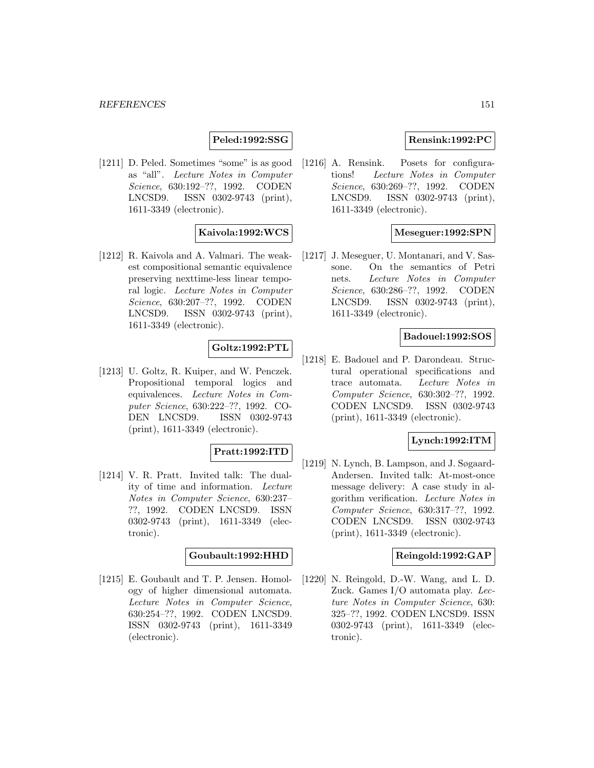**Peled:1992:SSG**

[1211] D. Peled. Sometimes "some" is as good as "all". *Lecture Notes in Computer Science*, 630:192–??, 1992. CODEN LNCSD9. ISSN 0302-9743 (print), 1611-3349 (electronic).

**Kaivola:1992:WCS**

[1212] R. Kaivola and A. Valmari. The weakest compositional semantic equivalence preserving nexttime-less linear temporal logic. *Lecture Notes in Computer Science*, 630:207–??, 1992. CODEN LNCSD9. ISSN 0302-9743 (print), 1611-3349 (electronic).

**Goltz:1992:PTL**

[1213] U. Goltz, R. Kuiper, and W. Penczek. Propositional temporal logics and equivalences. *Lecture Notes in Computer Science*, 630:222–??, 1992. CODEN LNCSD9. ISSN 0302-9743 (print), 1611-3349 (electronic).

**Pratt:1992:ITD**

[1214] V. R. Pratt. Invited talk: The duality of time and information. *Lecture Notes in Computer Science*, 630:237–??, 1992. CODEN LNCSD9. ISSN 0302-9743 (print), 1611-3349 (electronic).

**Goubault:1992:HHD**

[1215] E. Goubault and T. P. Jensen. Homology of higher dimensional automata. *Lecture Notes in Computer Science*, 630:254–??, 1992. CODEN LNCSD9. ISSN 0302-9743 (print), 1611-3349 (electronic).

**Rensink:1992:PC**

[1216] A. Rensink. Posets for configurations! *Lecture Notes in Computer Science*, 630:269–??, 1992. CODEN LNCSD9. ISSN 0302-9743 (print), 1611-3349 (electronic).

**Meseguer:1992:SPN**

[1217] J. Meseguer, U. Montanari, and V. Sassone. On the semantics of Petri nets. *Lecture Notes in Computer Science*, 630:286–??, 1992. CODEN LNCSD9. ISSN 0302-9743 (print), 1611-3349 (electronic).

**Badouel:1992:SOS**

[1218] E. Badouel and P. Darondeau. Structural operational specifications and trace automata. *Lecture Notes in Computer Science*, 630:302–??, 1992. CODEN LNCSD9. ISSN 0302-9743 (print), 1611-3349 (electronic).

**Lynch:1992:ITM**

[1219] N. Lynch, B. Lampson, and J. Søgaard-Andersen. Invited talk: At-most-once message delivery: A case study in algorithm verification. *Lecture Notes in Computer Science*, 630:317–??, 1992. CODEN LNCSD9. ISSN 0302-9743 (print), 1611-3349 (electronic).

**Reingold:1992:GAP**

[1220] N. Reingold, D.-W. Wang, and L. D. Zuck. Games I/O automata play. *Lecture Notes in Computer Science*, 630: 325–??, 1992. CODEN LNCSD9. ISSN 0302-9743 (print), 1611-3349 (electronic).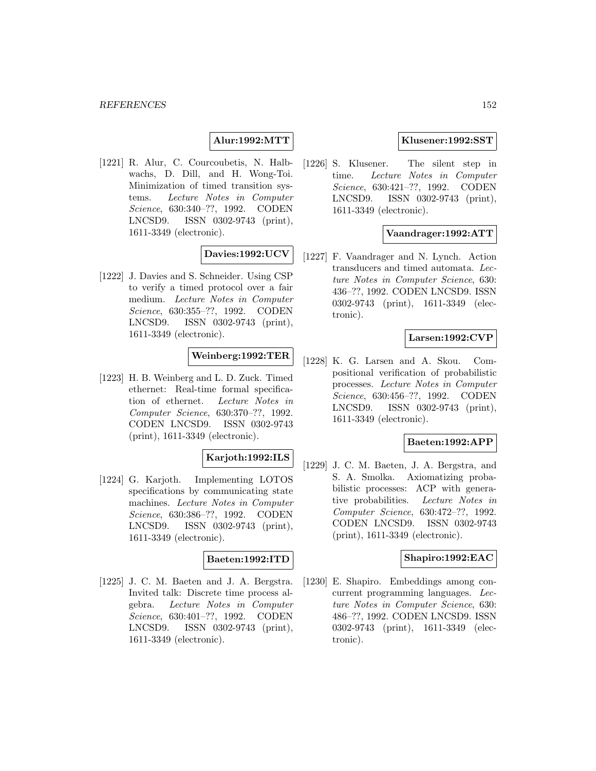**Alur:1992:MTT**

[1221] R. Alur, C. Courcoubetis, N. Halbwachs, D. Dill, and H. Wong-Toi. Minimization of timed transition systems. *Lecture Notes in Computer Science*, 630:340–??, 1992. CODEN LNCSD9. ISSN 0302-9743 (print), 1611-3349 (electronic).

**Davies:1992:UCV**

[1222] J. Davies and S. Schneider. Using CSP to verify a timed protocol over a fair medium. *Lecture Notes in Computer Science*, 630:355–??, 1992. CODEN LNCSD9. ISSN 0302-9743 (print), 1611-3349 (electronic).

**Weinberg:1992:TER**

[1223] H. B. Weinberg and L. D. Zuck. Timed ethernet: Real-time formal specification of ethernet. *Lecture Notes in Computer Science*, 630:370–??, 1992. CODEN LNCSD9. ISSN 0302-9743 (print), 1611-3349 (electronic).

**Karjoth:1992:ILS**

[1224] G. Karjoth. Implementing LOTOS specifications by communicating state machines. *Lecture Notes in Computer Science*, 630:386–??, 1992. CODEN LNCSD9. ISSN 0302-9743 (print), 1611-3349 (electronic).

**Baeten:1992:ITD**

[1225] J. C. M. Baeten and J. A. Bergstra. Invited talk: Discrete time process algebra. *Lecture Notes in Computer Science*, 630:401–??, 1992. CODEN LNCSD9. ISSN 0302-9743 (print), 1611-3349 (electronic).

**Klusener:1992:SST**

[1226] S. Klusener. The silent step in time. *Lecture Notes in Computer Science*, 630:421–??, 1992. CODEN LNCSD9. ISSN 0302-9743 (print), 1611-3349 (electronic).

**Vaandrager:1992:ATT**

[1227] F. Vaandrager and N. Lynch. Action transducers and timed automata. *Lecture Notes in Computer Science*, 630: 436–??, 1992. CODEN LNCSD9. ISSN 0302-9743 (print), 1611-3349 (electronic).

**Larsen:1992:CVP**

[1228] K. G. Larsen and A. Skou. Compositional verification of probabilistic processes. *Lecture Notes in Computer Science*, 630:456–??, 1992. CODEN LNCSD9. ISSN 0302-9743 (print), 1611-3349 (electronic).

**Baeten:1992:APP**

[1229] J. C. M. Baeten, J. A. Bergstra, and S. A. Smolka. Axiomatizing probabilistic processes: ACP with generative probabilities. *Lecture Notes in Computer Science*, 630:472–??, 1992. CODEN LNCSD9. ISSN 0302-9743 (print), 1611-3349 (electronic).

**Shapiro:1992:EAC**

[1230] E. Shapiro. Embeddings among concurrent programming languages. *Lecture Notes in Computer Science*, 630: 486–??, 1992. CODEN LNCSD9. ISSN 0302-9743 (print), 1611-3349 (electronic).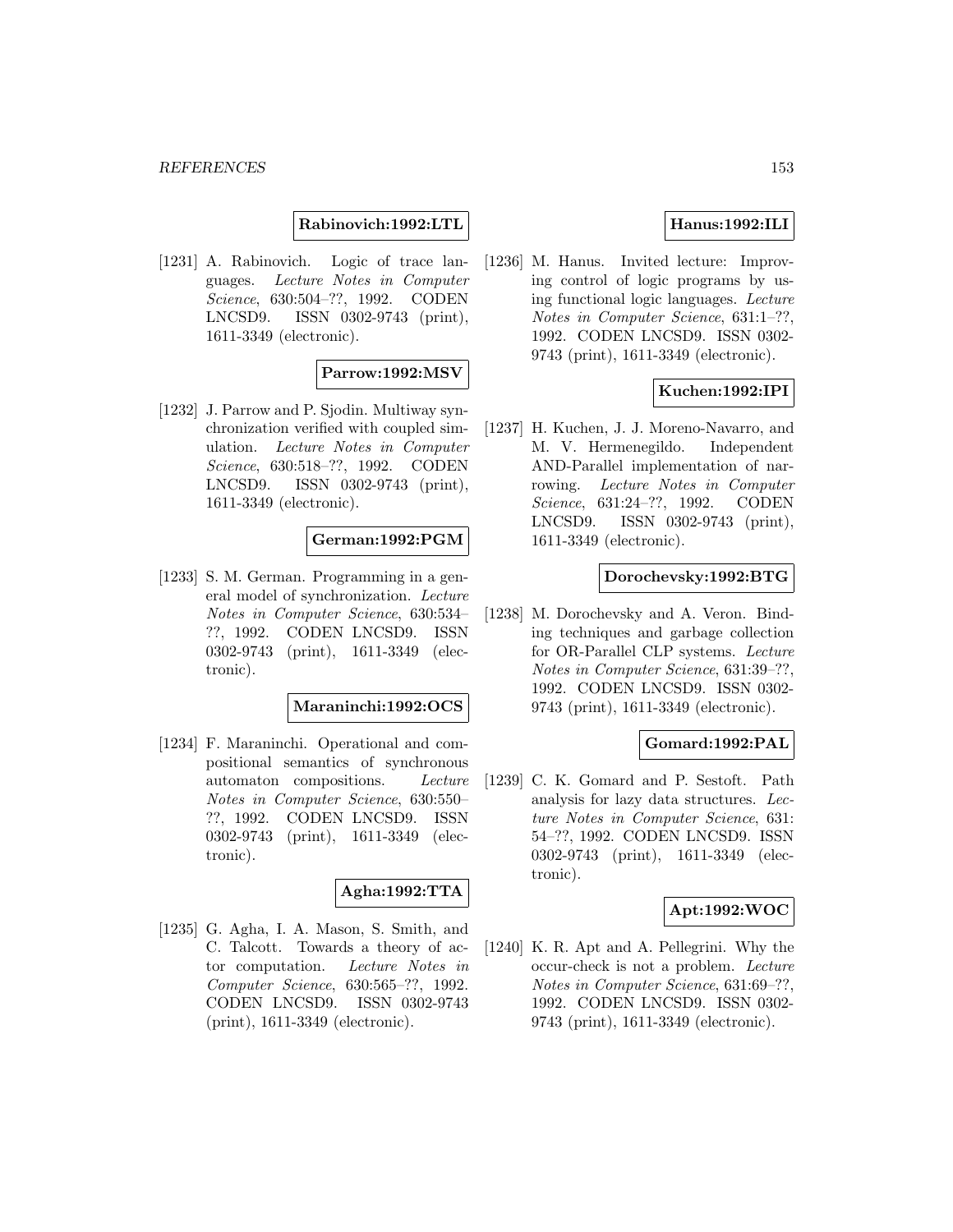**Rabinovich:1992:LTL**

[1231] A. Rabinovich. Logic of trace languages. *Lecture Notes in Computer Science*, 630:504–??, 1992. CODEN LNCSD9. ISSN 0302-9743 (print), 1611-3349 (electronic).

**Parrow:1992:MSV**

[1232] J. Parrow and P. Sjodin. Multiway synchronization verified with coupled simulation. *Lecture Notes in Computer Science*, 630:518–??, 1992. CODEN LNCSD9. ISSN 0302-9743 (print), 1611-3349 (electronic).

**German:1992:PGM**

[1233] S. M. German. Programming in a general model of synchronization. *Lecture Notes in Computer Science*, 630:534–??, 1992. CODEN LNCSD9. ISSN 0302-9743 (print), 1611-3349 (electronic).

**Maraninchi:1992:OCS**

[1234] F. Maraninchi. Operational and compositional semantics of synchronous automaton compositions. *Lecture Notes in Computer Science*, 630:550–??, 1992. CODEN LNCSD9. ISSN 0302-9743 (print), 1611-3349 (electronic).

**Agha:1992:TTA**

[1235] G. Agha, I. A. Mason, S. Smith, and C. Talcott. Towards a theory of actor computation. *Lecture Notes in Computer Science*, 630:565–??, 1992. CODEN LNCSD9. ISSN 0302-9743 (print), 1611-3349 (electronic).

**Hanus:1992:ILI**

[1236] M. Hanus. Invited lecture: Improving control of logic programs by using functional logic languages. *Lecture Notes in Computer Science*, 631:1–??, 1992. CODEN LNCSD9. ISSN 0302-9743 (print), 1611-3349 (electronic).

**Kuchen:1992:IPI**

[1237] H. Kuchen, J. J. Moreno-Navarro, and M. V. Hermenegildo. Independent AND-Parallel implementation of narrowing. *Lecture Notes in Computer Science*, 631:24–??, 1992. CODEN LNCSD9. ISSN 0302-9743 (print), 1611-3349 (electronic).

**Dorochevsky:1992:BTG**

[1238] M. Dorochevsky and A. Veron. Binding techniques and garbage collection for OR-Parallel CLP systems. *Lecture Notes in Computer Science*, 631:39–??, 1992. CODEN LNCSD9. ISSN 0302-9743 (print), 1611-3349 (electronic).

**Gomard:1992:PAL**

[1239] C. K. Gomard and P. Sestoft. Path analysis for lazy data structures. *Lecture Notes in Computer Science*, 631: 54–??, 1992. CODEN LNCSD9. ISSN 0302-9743 (print), 1611-3349 (electronic).

**Apt:1992:WOC**

[1240] K. R. Apt and A. Pellegrini. Why the occur-check is not a problem. *Lecture Notes in Computer Science*, 631:69–??, 1992. CODEN LNCSD9. ISSN 0302-9743 (print), 1611-3349 (electronic).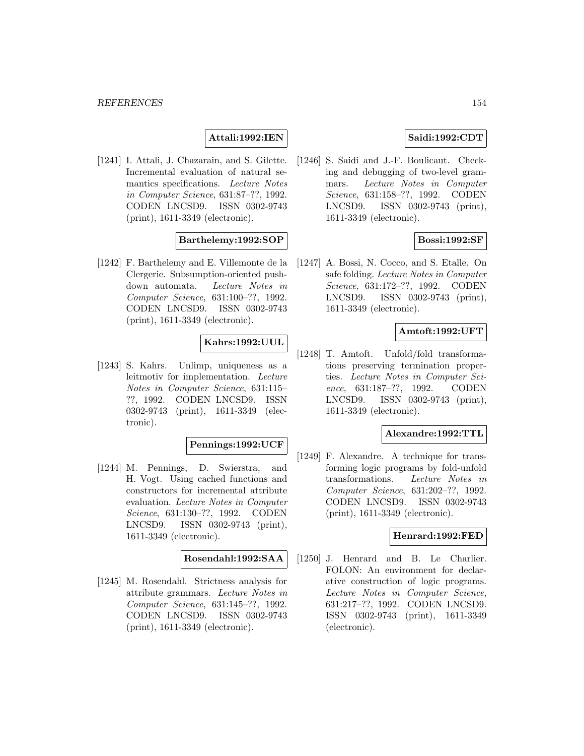**Attali:1992:IEN**

[1241] I. Attali, J. Chazarain, and S. Gilette. Incremental evaluation of natural semantics specifications. *Lecture Notes in Computer Science*, 631:87–??, 1992. CODEN LNCSD9. ISSN 0302-9743 (print), 1611-3349 (electronic).

**Barthelemy:1992:SOP**

[1242] F. Barthelemy and E. Villemonte de la Clergerie. Subsumption-oriented push-down automata. *Lecture Notes in Computer Science*, 631:100–??, 1992. CODEN LNCSD9. ISSN 0302-9743 (print), 1611-3349 (electronic).

**Kahrs:1992:UUL**

[1243] S. Kahrs. Unlimp, uniqueness as a leitmotiv for implementation. *Lecture Notes in Computer Science*, 631:115–??, 1992. CODEN LNCSD9. ISSN 0302-9743 (print), 1611-3349 (electronic).

**Pennings:1992:UCF**

[1244] M. Pennings, D. Swierstra, and H. Vogt. Using cached functions and constructors for incremental attribute evaluation. *Lecture Notes in Computer Science*, 631:130–??, 1992. CODEN LNCSD9. ISSN 0302-9743 (print), 1611-3349 (electronic).

**Rosendahl:1992:SAA**

[1245] M. Rosendahl. Strictness analysis for attribute grammars. *Lecture Notes in Computer Science*, 631:145–??, 1992. CODEN LNCSD9. ISSN 0302-9743 (print), 1611-3349 (electronic).

**Saidi:1992:CDT**

[1246] S. Saidi and J.-F. Boulicaut. Checking and debugging of two-level grammars. *Lecture Notes in Computer Science*, 631:158–??, 1992. CODEN LNCSD9. ISSN 0302-9743 (print), 1611-3349 (electronic).

**Bossi:1992:SF**

[1247] A. Bossi, N. Cocco, and S. Etalle. On safe folding. *Lecture Notes in Computer Science*, 631:172–??, 1992. CODEN LNCSD9. ISSN 0302-9743 (print), 1611-3349 (electronic).

**Amtoft:1992:UFT**

[1248] T. Amtoft. Unfold/fold transformations preserving termination properties. *Lecture Notes in Computer Science*, 631:187–??, 1992. CODEN LNCSD9. ISSN 0302-9743 (print), 1611-3349 (electronic).

**Alexandre:1992:TTL**

[1249] F. Alexandre. A technique for transforming logic programs by fold-unfold transformations. *Lecture Notes in Computer Science*, 631:202–??, 1992. CODEN LNCSD9. ISSN 0302-9743 (print), 1611-3349 (electronic).

**Henrard:1992:FED**

[1250] J. Henrard and B. Le Charlier. FOLON: An environment for declarative construction of logic programs. *Lecture Notes in Computer Science*, 631:217–??, 1992. CODEN LNCSD9. ISSN 0302-9743 (print), 1611-3349 (electronic).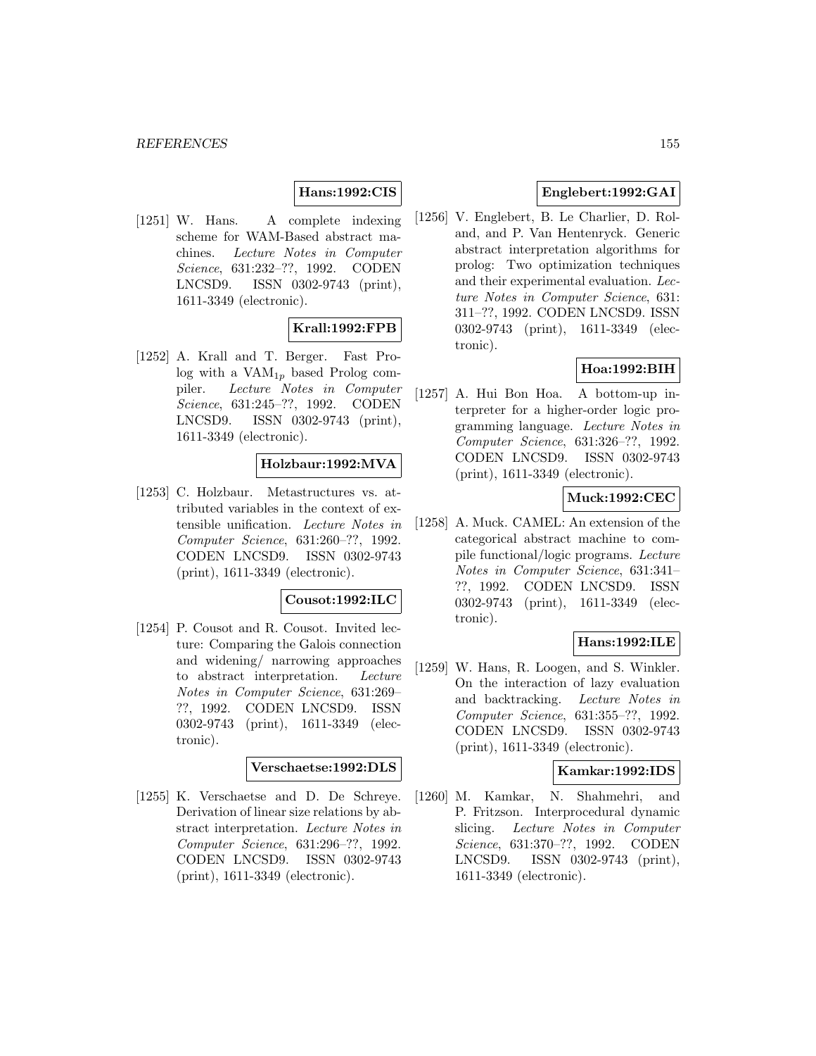**Hans:1992:CIS**

[1251] W. Hans. A complete indexing scheme for WAM-Based abstract machines. *Lecture Notes in Computer Science*, 631:232–??, 1992. CODEN LNCSD9. ISSN 0302-9743 (print), 1611-3349 (electronic).

**Krall:1992:FPB**

[1252] A. Krall and T. Berger. Fast Prolog with a $\mathrm{VAM}_{1p}$ based Prolog compiler. *Lecture Notes in Computer Science*, 631:245–??, 1992. CODEN LNCSD9. ISSN 0302-9743 (print), 1611-3349 (electronic).

**Holzbaur:1992:MVA**

[1253] C. Holzbaur. Metastructures vs. attributed variables in the context of extensible unification. *Lecture Notes in Computer Science*, 631:260–??, 1992. CODEN LNCSD9. ISSN 0302-9743 (print), 1611-3349 (electronic).

**Cousot:1992:ILC**

[1254] P. Cousot and R. Cousot. Invited lecture: Comparing the Galois connection and widening/ narrowing approaches to abstract interpretation. *Lecture Notes in Computer Science*, 631:269–??, 1992. CODEN LNCSD9. ISSN 0302-9743 (print), 1611-3349 (electronic).

**Verschaetse:1992:DLS**

[1255] K. Verschaetse and D. De Schreye. Derivation of linear size relations by abstract interpretation. *Lecture Notes in Computer Science*, 631:296–??, 1992. CODEN LNCSD9. ISSN 0302-9743 (print), 1611-3349 (electronic).

**Englebert:1992:GAI**

[1256] V. Englebert, B. Le Charlier, D. Roland, and P. Van Hentenryck. Generic abstract interpretation algorithms for prolog: Two optimization techniques and their experimental evaluation. *Lecture Notes in Computer Science*, 631: 311–??, 1992. CODEN LNCSD9. ISSN 0302-9743 (print), 1611-3349 (electronic).

**Hoa:1992:BIH**

[1257] A. Hui Bon Hoa. A bottom-up interpreter for a higher-order logic programming language. *Lecture Notes in Computer Science*, 631:326–??, 1992. CODEN LNCSD9. ISSN 0302-9743 (print), 1611-3349 (electronic).

**Muck:1992:CEC**

[1258] A. Muck. CAMEL: An extension of the categorical abstract machine to compile functional/logic programs. *Lecture Notes in Computer Science*, 631:341–??, 1992. CODEN LNCSD9. ISSN 0302-9743 (print), 1611-3349 (electronic).

**Hans:1992:ILE**

[1259] W. Hans, R. Loogen, and S. Winkler. On the interaction of lazy evaluation and backtracking. *Lecture Notes in Computer Science*, 631:355–??, 1992. CODEN LNCSD9. ISSN 0302-9743 (print), 1611-3349 (electronic).

**Kamkar:1992:IDS**

[1260] M. Kamkar, N. Shahmehri, and P. Fritzson. Interprocedural dynamic slicing. *Lecture Notes in Computer Science*, 631:370–??, 1992. CODEN LNCSD9. ISSN 0302-9743 (print), 1611-3349 (electronic).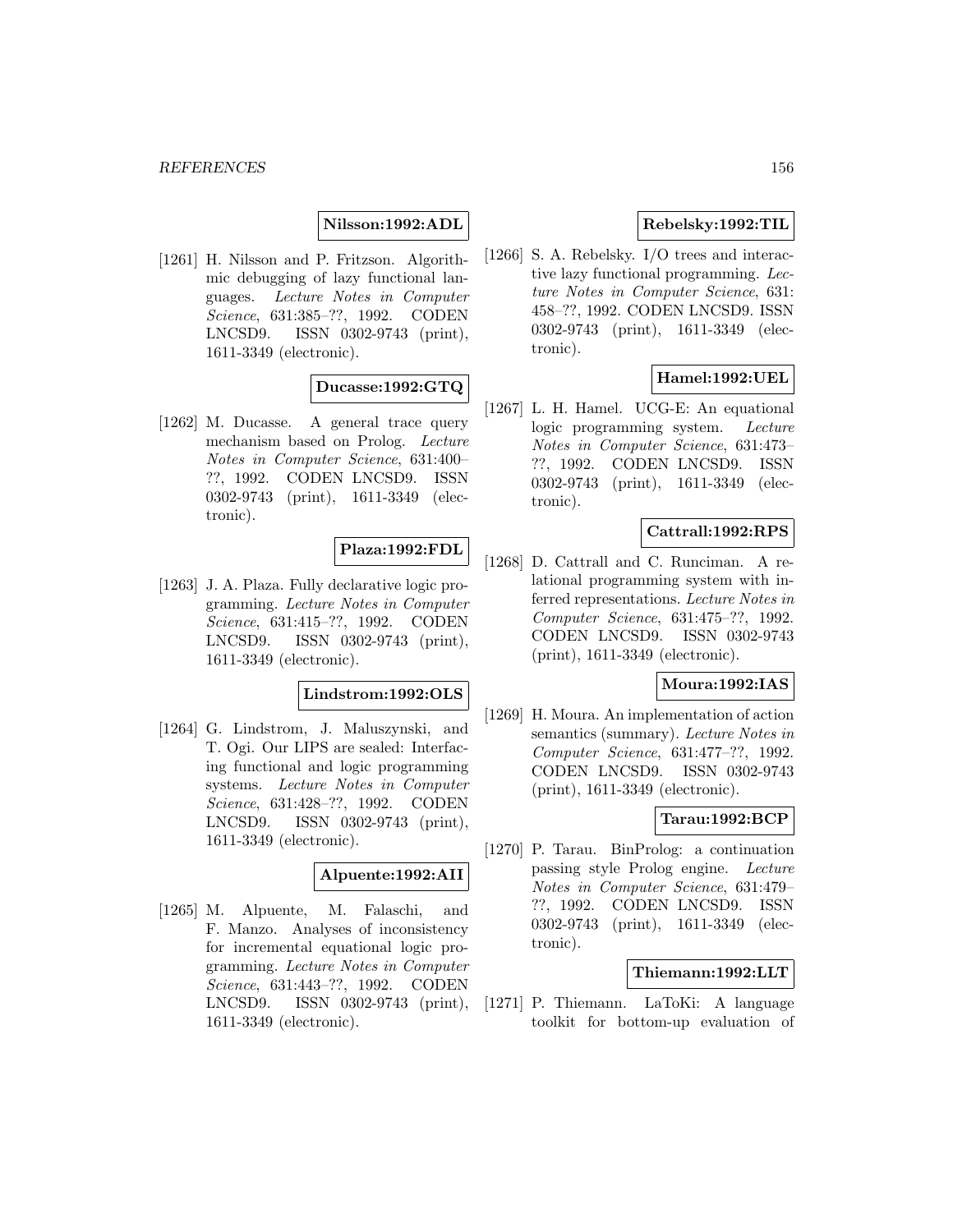**Nilsson:1992:ADL**

[1261] H. Nilsson and P. Fritzson. Algorithmic debugging of lazy functional languages. *Lecture Notes in Computer Science*, 631:385–??, 1992. CODEN LNCSD9. ISSN 0302-9743 (print), 1611-3349 (electronic).

**Ducasse:1992:GTQ**

[1262] M. Ducasse. A general trace query mechanism based on Prolog. *Lecture Notes in Computer Science*, 631:400–??, 1992. CODEN LNCSD9. ISSN 0302-9743 (print), 1611-3349 (electronic).

**Plaza:1992:FDL**

[1263] J. A. Plaza. Fully declarative logic programming. *Lecture Notes in Computer Science*, 631:415–??, 1992. CODEN LNCSD9. ISSN 0302-9743 (print), 1611-3349 (electronic).

**Lindstrom:1992:OLS**

[1264] G. Lindstrom, J. Maluszynski, and T. Ogi. Our LIPS are sealed: Interfacing functional and logic programming systems. *Lecture Notes in Computer Science*, 631:428–??, 1992. CODEN LNCSD9. ISSN 0302-9743 (print), 1611-3349 (electronic).

**Alpuente:1992:AII**

[1265] M. Alpuente, M. Falaschi, and F. Manzo. Analyses of inconsistency for incremental equational logic programming. *Lecture Notes in Computer Science*, 631:443–??, 1992. CODEN LNCSD9. ISSN 0302-9743 (print), 1611-3349 (electronic).

**Rebelsky:1992:TIL**

[1266] S. A. Rebelsky. I/O trees and interactive lazy functional programming. *Lecture Notes in Computer Science*, 631:458–??, 1992. CODEN LNCSD9. ISSN 0302-9743 (print), 1611-3349 (electronic).

**Hamel:1992:UEL**

[1267] L. H. Hamel. UCG-E: An equational logic programming system. *Lecture Notes in Computer Science*, 631:473–??, 1992. CODEN LNCSD9. ISSN 0302-9743 (print), 1611-3349 (electronic).

**Cattrall:1992:RPS**

[1268] D. Cattrall and C. Runciman. A relational programming system with inferred representations. *Lecture Notes in Computer Science*, 631:475–??, 1992. CODEN LNCSD9. ISSN 0302-9743 (print), 1611-3349 (electronic).

**Moura:1992:IAS**

[1269] H. Moura. An implementation of action semantics (summary). *Lecture Notes in Computer Science*, 631:477–??, 1992. CODEN LNCSD9. ISSN 0302-9743 (print), 1611-3349 (electronic).

**Tarau:1992:BCP**

[1270] P. Tarau. BinProlog: a continuation passing style Prolog engine. *Lecture Notes in Computer Science*, 631:479–??, 1992. CODEN LNCSD9. ISSN 0302-9743 (print), 1611-3349 (electronic).

**Thiemann:1992:LLT**

[1271] P. Thiemann. LaToKi: A language toolkit for bottom-up evaluation of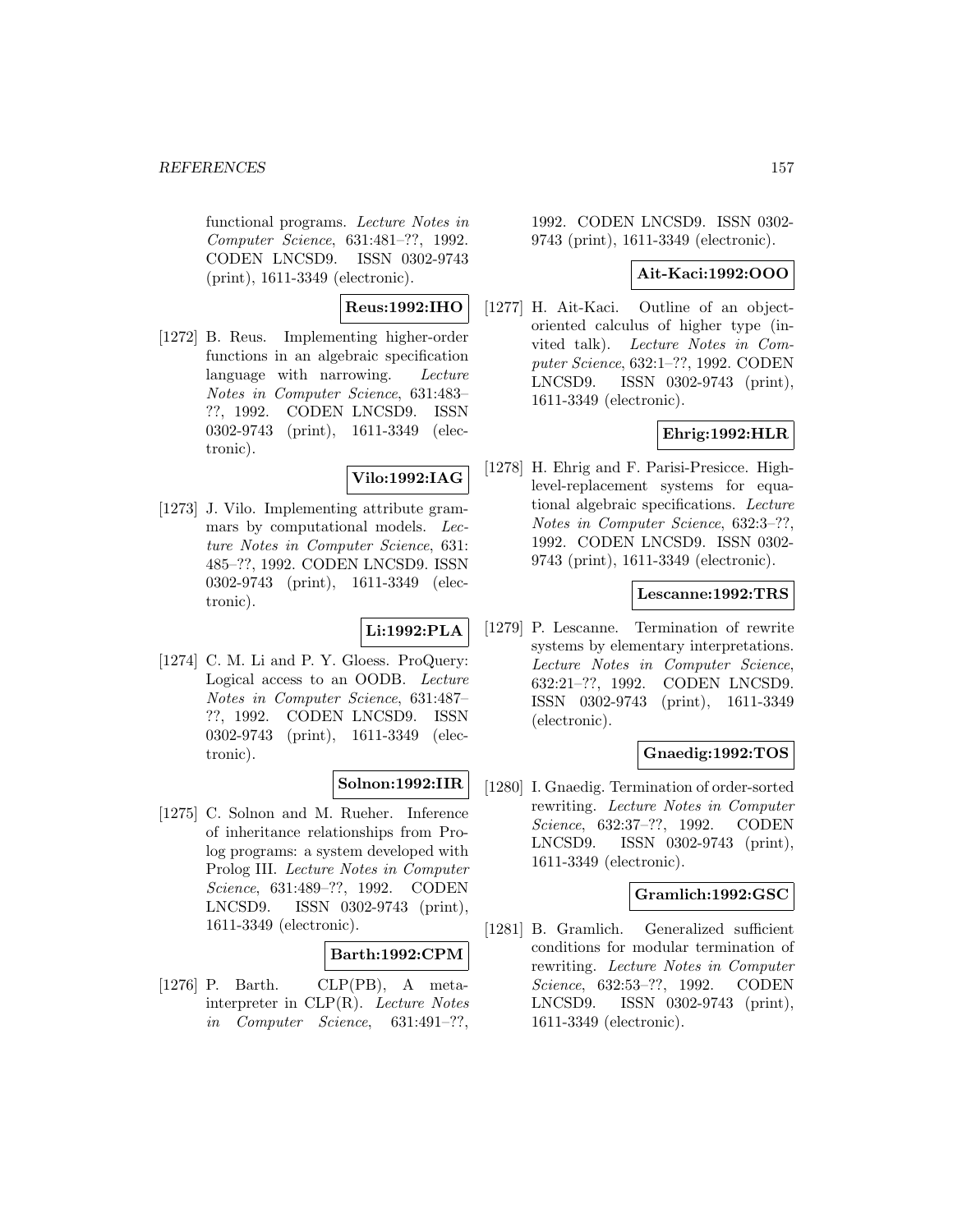functional programs. *Lecture Notes in Computer Science*, 631:481–??, 1992. CODEN LNCSD9. ISSN 0302-9743 (print), 1611-3349 (electronic).

**Reus:1992:IHO**

[1272] B. Reus. Implementing higher-order functions in an algebraic specification language with narrowing. *Lecture Notes in Computer Science*, 631:483–??, 1992. CODEN LNCSD9. ISSN 0302-9743 (print), 1611-3349 (electronic).

**Vilo:1992:IAG**

[1273] J. Vilo. Implementing attribute grammars by computational models. *Lecture Notes in Computer Science*, 631: 485–??, 1992. CODEN LNCSD9. ISSN 0302-9743 (print), 1611-3349 (electronic).

**Li:1992:PLA**

[1274] C. M. Li and P. Y. Gloess. ProQuery: Logical access to an OODB. *Lecture Notes in Computer Science*, 631:487–??, 1992. CODEN LNCSD9. ISSN 0302-9743 (print), 1611-3349 (electronic).

**Solnon:1992:IIR**

[1275] C. Solnon and M. Rueher. Inference of inheritance relationships from Prolog programs: a system developed with Prolog III. *Lecture Notes in Computer Science*, 631:489–??, 1992. CODEN LNCSD9. ISSN 0302-9743 (print), 1611-3349 (electronic).

**Barth:1992:CPM**

[1276] P. Barth. CLP(PB), A meta-interpreter in CLP(R). *Lecture Notes in Computer Science*, 631:491–??, 1992. CODEN LNCSD9. ISSN 0302-9743 (print), 1611-3349 (electronic).

**Ait-Kaci:1992:OOO**

[1277] H. Ait-Kaci. Outline of an object-oriented calculus of higher type (invited talk). *Lecture Notes in Computer Science*, 632:1–??, 1992. CODEN LNCSD9. ISSN 0302-9743 (print), 1611-3349 (electronic).

**Ehrig:1992:HLR**

[1278] H. Ehrig and F. Parisi-Presicce. High-level-replacement systems for equational algebraic specifications. *Lecture Notes in Computer Science*, 632:3–??, 1992. CODEN LNCSD9. ISSN 0302-9743 (print), 1611-3349 (electronic).

**Lescanne:1992:TRS**

[1279] P. Lescanne. Termination of rewrite systems by elementary interpretations. *Lecture Notes in Computer Science*, 632:21–??, 1992. CODEN LNCSD9. ISSN 0302-9743 (print), 1611-3349 (electronic).

**Gnaedig:1992:TOS**

[1280] I. Gnaedig. Termination of order-sorted rewriting. *Lecture Notes in Computer Science*, 632:37–??, 1992. CODEN LNCSD9. ISSN 0302-9743 (print), 1611-3349 (electronic).

**Gramlich:1992:GSC**

[1281] B. Gramlich. Generalized sufficient conditions for modular termination of rewriting. *Lecture Notes in Computer Science*, 632:53–??, 1992. CODEN LNCSD9. ISSN 0302-9743 (print), 1611-3349 (electronic).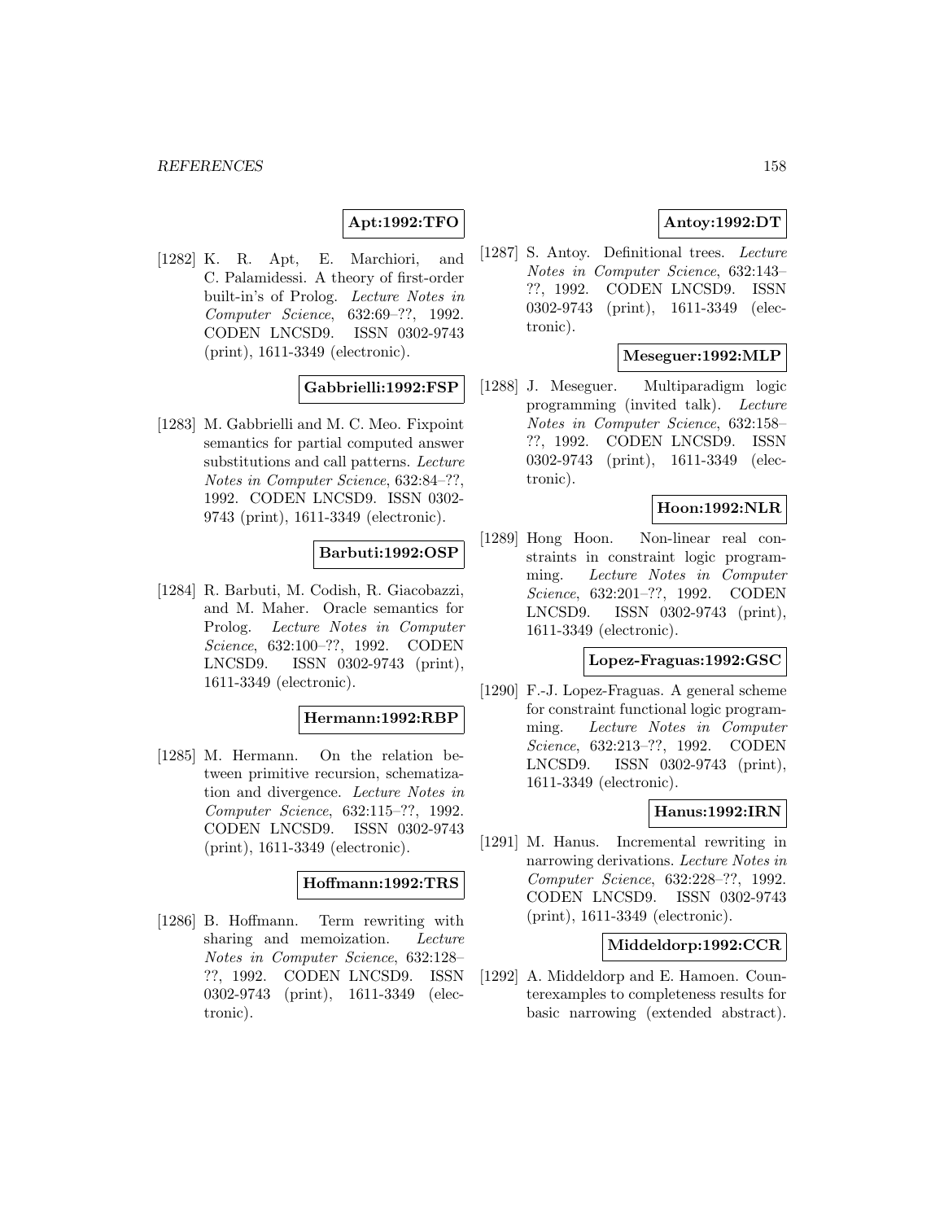**Apt:1992:TFO**

[1282] K. R. Apt, E. Marchiori, and C. Palamidessi. A theory of first-order built-in's of Prolog. *Lecture Notes in Computer Science*, 632:69–??, 1992. CODEN LNCSD9. ISSN 0302-9743 (print), 1611-3349 (electronic).

**Gabbrielli:1992:FSP**

[1283] M. Gabbrielli and M. C. Meo. Fixpoint semantics for partial computed answer substitutions and call patterns. *Lecture Notes in Computer Science*, 632:84–??, 1992. CODEN LNCSD9. ISSN 0302-9743 (print), 1611-3349 (electronic).

**Barbuti:1992:OSP**

[1284] R. Barbuti, M. Codish, R. Giacobazzi, and M. Maher. Oracle semantics for Prolog. *Lecture Notes in Computer Science*, 632:100–??, 1992. CODEN LNCSD9. ISSN 0302-9743 (print), 1611-3349 (electronic).

**Hermann:1992:RBP**

[1285] M. Hermann. On the relation between primitive recursion, schematization and divergence. *Lecture Notes in Computer Science*, 632:115–??, 1992. CODEN LNCSD9. ISSN 0302-9743 (print), 1611-3349 (electronic).

**Hoffmann:1992:TRS**

[1286] B. Hoffmann. Term rewriting with sharing and memoization. *Lecture Notes in Computer Science*, 632:128–??, 1992. CODEN LNCSD9. ISSN 0302-9743 (print), 1611-3349 (electronic).

**Antoy:1992:DT**

[1287] S. Antoy. Definitional trees. *Lecture Notes in Computer Science*, 632:143–??, 1992. CODEN LNCSD9. ISSN 0302-9743 (print), 1611-3349 (electronic).

**Meseguer:1992:MLP**

[1288] J. Meseguer. Multiparadigm logic programming (invited talk). *Lecture Notes in Computer Science*, 632:158–??, 1992. CODEN LNCSD9. ISSN 0302-9743 (print), 1611-3349 (electronic).

**Hoon:1992:NLR**

[1289] Hong Hoon. Non-linear real constraints in constraint logic programming. *Lecture Notes in Computer Science*, 632:201–??, 1992. CODEN LNCSD9. ISSN 0302-9743 (print), 1611-3349 (electronic).

**Lopez-Fraguas:1992:GSC**

[1290] F.-J. Lopez-Fraguas. A general scheme for constraint functional logic programming. *Lecture Notes in Computer Science*, 632:213–??, 1992. CODEN LNCSD9. ISSN 0302-9743 (print), 1611-3349 (electronic).

**Hanus:1992:IRN**

[1291] M. Hanus. Incremental rewriting in narrowing derivations. *Lecture Notes in Computer Science*, 632:228–??, 1992. CODEN LNCSD9. ISSN 0302-9743 (print), 1611-3349 (electronic).

**Middeldorp:1992:CCR**

[1292] A. Middeldorp and E. Hamoen. Counterexamples to completeness results for basic narrowing (extended abstract).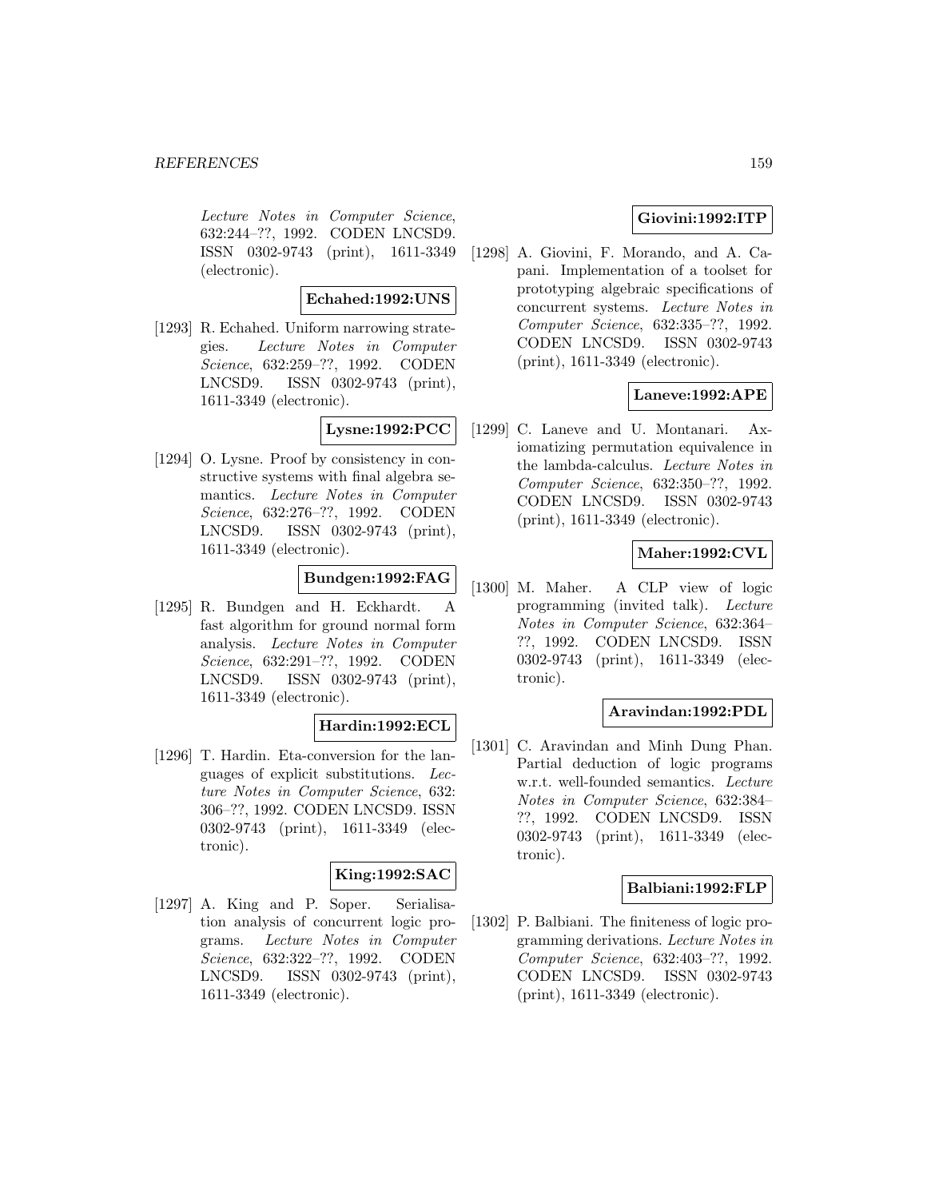Lecture Notes in Computer Science, 632:244–??, 1992. CODEN LNCSD9. ISSN 0302-9743 (print), 1611-3349 (electronic).

**Echahed:1992:UNS**

[1293] R. Echahed. Uniform narrowing strategies. *Lecture Notes in Computer Science*, 632:259–??, 1992. CODEN LNCSD9. ISSN 0302-9743 (print), 1611-3349 (electronic).

**Lysne:1992:PCC**

[1294] O. Lysne. Proof by consistency in constructive systems with final algebra semantics. *Lecture Notes in Computer Science*, 632:276–??, 1992. CODEN LNCSD9. ISSN 0302-9743 (print), 1611-3349 (electronic).

**Bundgen:1992:FAG**

[1295] R. Bundgen and H. Eckhardt. A fast algorithm for ground normal form analysis. *Lecture Notes in Computer Science*, 632:291–??, 1992. CODEN LNCSD9. ISSN 0302-9743 (print), 1611-3349 (electronic).

**Hardin:1992:ECL**

[1296] T. Hardin. Eta-conversion for the languages of explicit substitutions. *Lecture Notes in Computer Science*, 632: 306–??, 1992. CODEN LNCSD9. ISSN 0302-9743 (print), 1611-3349 (electronic).

**King:1992:SAC**

[1297] A. King and P. Soper. Serialisation analysis of concurrent logic programs. *Lecture Notes in Computer Science*, 632:322–??, 1992. CODEN LNCSD9. ISSN 0302-9743 (print), 1611-3349 (electronic).

**Giovini:1992:ITP**

[1298] A. Giovini, F. Morando, and A. Capani. Implementation of a toolset for prototyping algebraic specifications of concurrent systems. *Lecture Notes in Computer Science*, 632:335–??, 1992. CODEN LNCSD9. ISSN 0302-9743 (print), 1611-3349 (electronic).

**Laneve:1992:APE**

[1299] C. Laneve and U. Montanari. Axiomatizing permutation equivalence in the lambda-calculus. *Lecture Notes in Computer Science*, 632:350–??, 1992. CODEN LNCSD9. ISSN 0302-9743 (print), 1611-3349 (electronic).

**Maher:1992:CVL**

[1300] M. Maher. A CLP view of logic programming (invited talk). *Lecture Notes in Computer Science*, 632:364–??, 1992. CODEN LNCSD9. ISSN 0302-9743 (print), 1611-3349 (electronic).

**Aravindan:1992:PDL**

[1301] C. Aravindan and Minh Dung Phan. Partial deduction of logic programs w.r.t. well-founded semantics. *Lecture Notes in Computer Science*, 632:384–??, 1992. CODEN LNCSD9. ISSN 0302-9743 (print), 1611-3349 (electronic).

**Balbiani:1992:FLP**

[1302] P. Balbiani. The finiteness of logic programming derivations. *Lecture Notes in Computer Science*, 632:403–??, 1992. CODEN LNCSD9. ISSN 0302-9743 (print), 1611-3349 (electronic).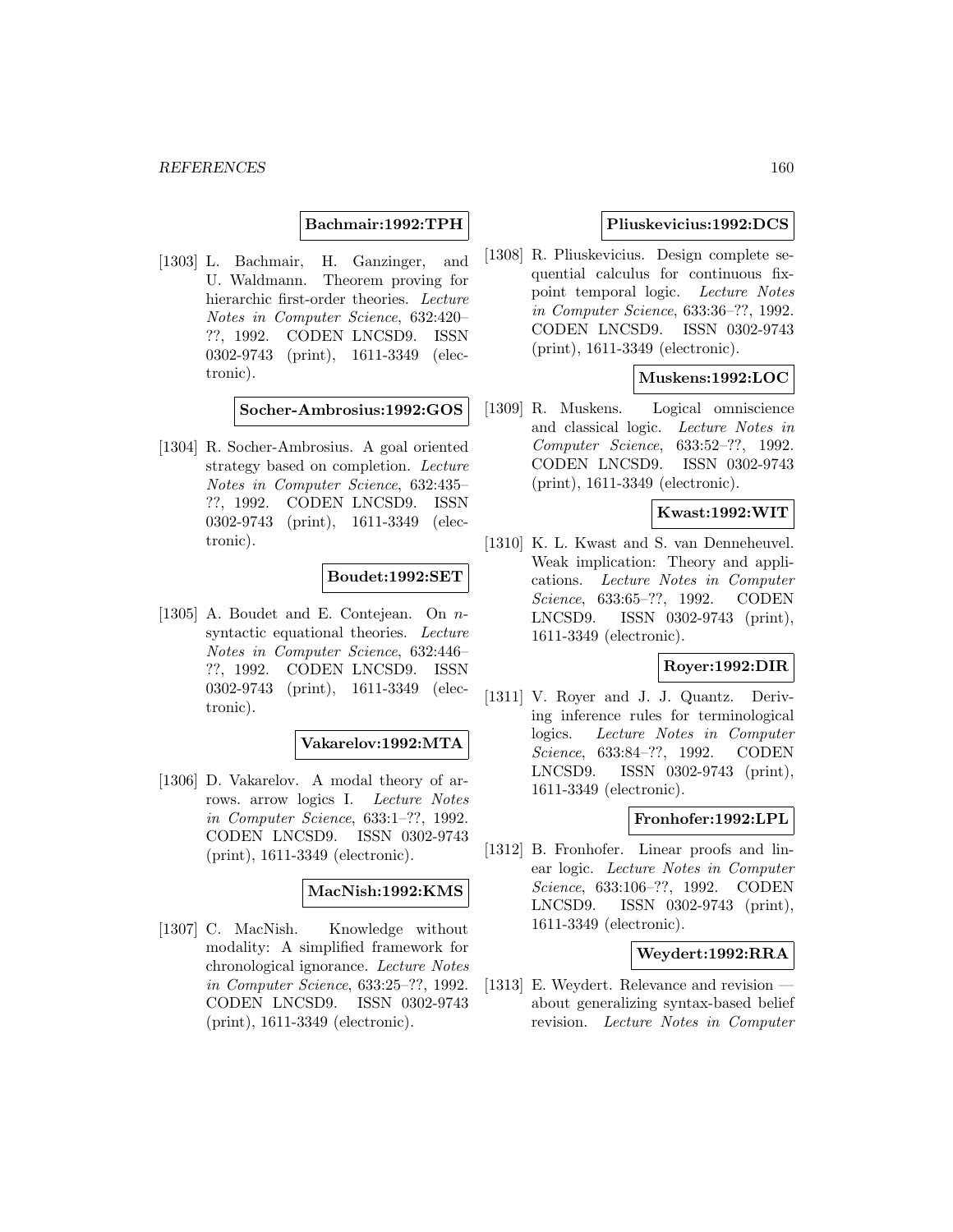**Bachmair:1992:TPH**

[1303] L. Bachmair, H. Ganzinger, and U. Waldmann. Theorem proving for hierarchic first-order theories. *Lecture Notes in Computer Science*, 632:420–??, 1992. CODEN LNCSD9. ISSN 0302-9743 (print), 1611-3349 (electronic).

**Socher-Ambrosius:1992:GOS**

[1304] R. Socher-Ambrosius. A goal oriented strategy based on completion. *Lecture Notes in Computer Science*, 632:435–??, 1992. CODEN LNCSD9. ISSN 0302-9743 (print), 1611-3349 (electronic).

**Boudet:1992:SET**

[1305] A. Boudet and E. Contejean. On $n$-syntactic equational theories. *Lecture Notes in Computer Science*, 632:446–??, 1992. CODEN LNCSD9. ISSN 0302-9743 (print), 1611-3349 (electronic).

**Vakarelov:1992:MTA**

[1306] D. Vakarelov. A modal theory of arrows. arrow logics I. *Lecture Notes in Computer Science*, 633:1–??, 1992. CODEN LNCSD9. ISSN 0302-9743 (print), 1611-3349 (electronic).

**MacNish:1992:KMS**

[1307] C. MacNish. Knowledge without modality: A simplified framework for chronological ignorance. *Lecture Notes in Computer Science*, 633:25–??, 1992. CODEN LNCSD9. ISSN 0302-9743 (print), 1611-3349 (electronic).

**Pliuskevicius:1992:DCS**

[1308] R. Pliuskevicius. Design complete sequential calculus for continuous fixpoint temporal logic. *Lecture Notes in Computer Science*, 633:36–??, 1992. CODEN LNCSD9. ISSN 0302-9743 (print), 1611-3349 (electronic).

**Muskens:1992:LOC**

[1309] R. Muskens. Logical omniscience and classical logic. *Lecture Notes in Computer Science*, 633:52–??, 1992. CODEN LNCSD9. ISSN 0302-9743 (print), 1611-3349 (electronic).

**Kwast:1992:WIT**

[1310] K. L. Kwast and S. van Denneheuvel. Weak implication: Theory and applications. *Lecture Notes in Computer Science*, 633:65–??, 1992. CODEN LNCSD9. ISSN 0302-9743 (print), 1611-3349 (electronic).

**Royer:1992:DIR**

[1311] V. Royer and J. J. Quantz. Deriving inference rules for terminological logics. *Lecture Notes in Computer Science*, 633:84–??, 1992. CODEN LNCSD9. ISSN 0302-9743 (print), 1611-3349 (electronic).

**Fronhofer:1992:LPL**

[1312] B. Fronhofer. Linear proofs and linear logic. *Lecture Notes in Computer Science*, 633:106–??, 1992. CODEN LNCSD9. ISSN 0302-9743 (print), 1611-3349 (electronic).

**Weydert:1992:RRA**

[1313] E. Weydert. Relevance and revision — about generalizing syntax-based belief revision. *Lecture Notes in Computer*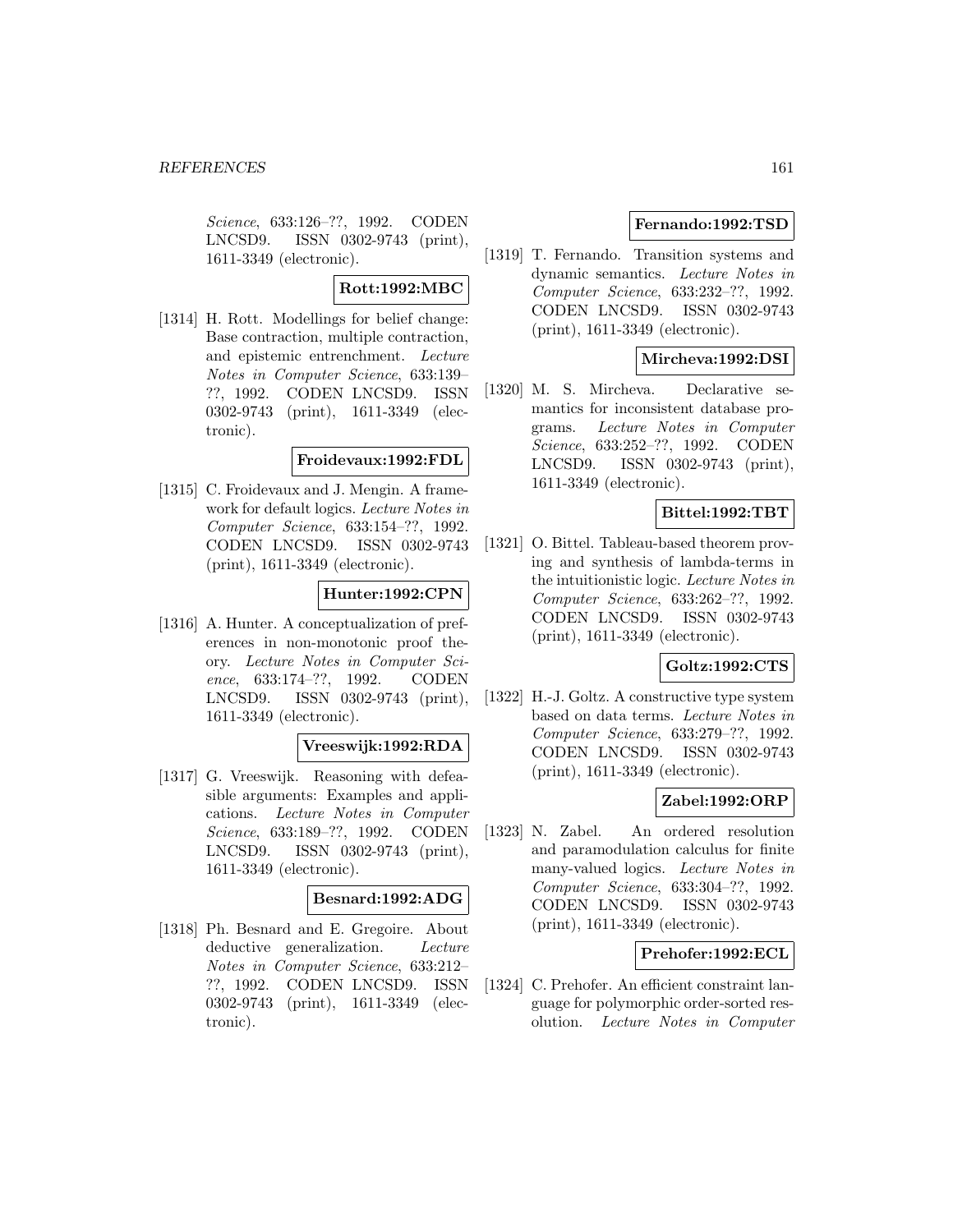Science, 633:126–??, 1992. CODEN LNCSD9. ISSN 0302-9743 (print), 1611-3349 (electronic).

**Rott:1992:MBC**

[1314] H. Rott. Modellings for belief change: Base contraction, multiple contraction, and epistemic entrenchment. *Lecture Notes in Computer Science*, 633:139–??, 1992. CODEN LNCSD9. ISSN 0302-9743 (print), 1611-3349 (electronic).

**Froidevaux:1992:FDL**

[1315] C. Froidevaux and J. Mengin. A framework for default logics. *Lecture Notes in Computer Science*, 633:154–??, 1992. CODEN LNCSD9. ISSN 0302-9743 (print), 1611-3349 (electronic).

**Hunter:1992:CPN**

[1316] A. Hunter. A conceptualization of preferences in non-monotonic proof theory. *Lecture Notes in Computer Science*, 633:174–??, 1992. CODEN LNCSD9. ISSN 0302-9743 (print), 1611-3349 (electronic).

**Vreeswijk:1992:RDA**

[1317] G. Vreeswijk. Reasoning with defeasible arguments: Examples and applications. *Lecture Notes in Computer Science*, 633:189–??, 1992. CODEN LNCSD9. ISSN 0302-9743 (print), 1611-3349 (electronic).

**Besnard:1992:ADG**

[1318] Ph. Besnard and E. Gregoire. About deductive generalization. *Lecture Notes in Computer Science*, 633:212–??, 1992. CODEN LNCSD9. ISSN 0302-9743 (print), 1611-3349 (electronic).

**Fernando:1992:TSD**

[1319] T. Fernando. Transition systems and dynamic semantics. *Lecture Notes in Computer Science*, 633:232–??, 1992. CODEN LNCSD9. ISSN 0302-9743 (print), 1611-3349 (electronic).

**Mircheva:1992:DSI**

[1320] M. S. Mircheva. Declarative semantics for inconsistent database programs. *Lecture Notes in Computer Science*, 633:252–??, 1992. CODEN LNCSD9. ISSN 0302-9743 (print), 1611-3349 (electronic).

**Bittel:1992:TBT**

[1321] O. Bittel. Tableau-based theorem proving and synthesis of lambda-terms in the intuitionistic logic. *Lecture Notes in Computer Science*, 633:262–??, 1992. CODEN LNCSD9. ISSN 0302-9743 (print), 1611-3349 (electronic).

**Goltz:1992:CTS**

[1322] H.-J. Goltz. A constructive type system based on data terms. *Lecture Notes in Computer Science*, 633:279–??, 1992. CODEN LNCSD9. ISSN 0302-9743 (print), 1611-3349 (electronic).

**Zabel:1992:ORP**

[1323] N. Zabel. An ordered resolution and paramodulation calculus for finite many-valued logics. *Lecture Notes in Computer Science*, 633:304–??, 1992. CODEN LNCSD9. ISSN 0302-9743 (print), 1611-3349 (electronic).

**Prehofer:1992:ECL**

[1324] C. Prehofer. An efficient constraint language for polymorphic order-sorted resolution. *Lecture Notes in Computer*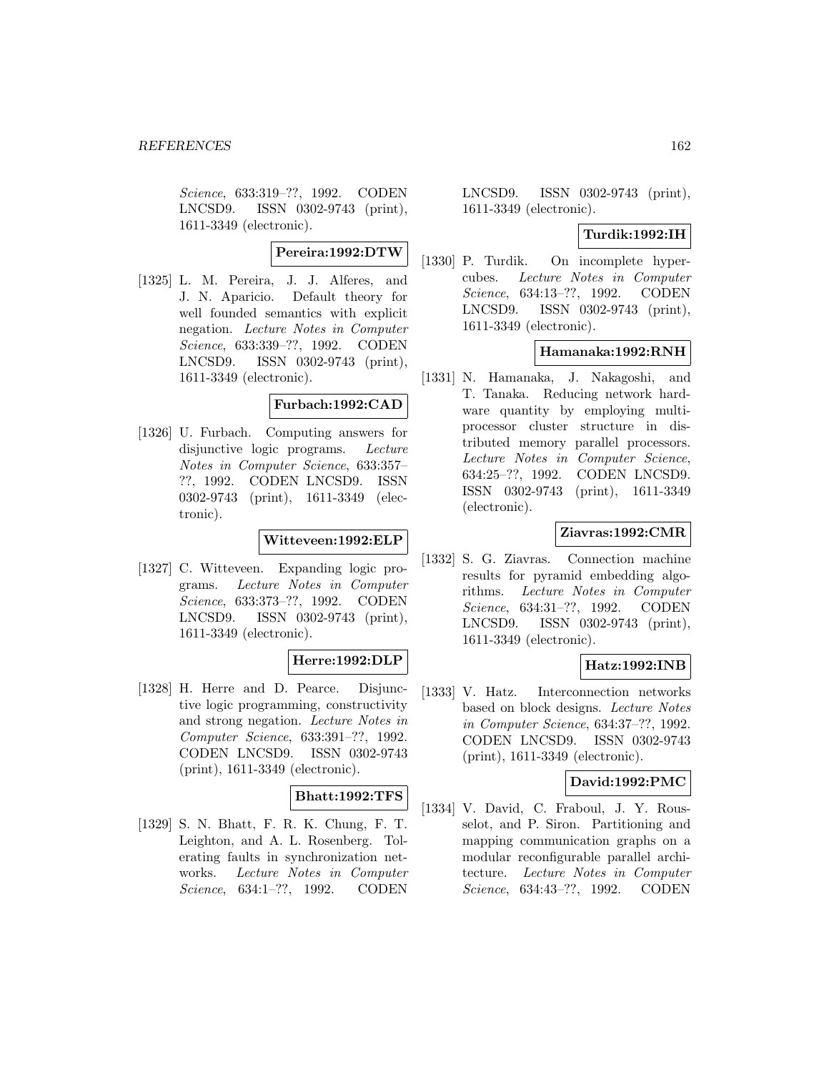Science, 633:319–??, 1992. CODEN LNCSD9. ISSN 0302-9743 (print), 1611-3349 (electronic).

**Pereira:1992:DTW**

[1325] L. M. Pereira, J. J. Alferes, and J. N. Aparicio. Default theory for well founded semantics with explicit negation. *Lecture Notes in Computer Science*, 633:339–??, 1992. CODEN LNCSD9. ISSN 0302-9743 (print), 1611-3349 (electronic).

**Furbach:1992:CAD**

[1326] U. Furbach. Computing answers for disjunctive logic programs. *Lecture Notes in Computer Science*, 633:357–??, 1992. CODEN LNCSD9. ISSN 0302-9743 (print), 1611-3349 (electronic).

**Witteveen:1992:ELP**

[1327] C. Witteveen. Expanding logic programs. *Lecture Notes in Computer Science*, 633:373–??, 1992. CODEN LNCSD9. ISSN 0302-9743 (print), 1611-3349 (electronic).

**Herre:1992:DLP**

[1328] H. Herre and D. Pearce. Disjunctive logic programming, constructivity and strong negation. *Lecture Notes in Computer Science*, 633:391–??, 1992. CODEN LNCSD9. ISSN 0302-9743 (print), 1611-3349 (electronic).

**Bhatt:1992:TFS**

[1329] S. N. Bhatt, F. R. K. Chung, F. T. Leighton, and A. L. Rosenberg. Tolerating faults in synchronization networks. *Lecture Notes in Computer Science*, 634:1–??, 1992. CODEN LNCSD9. ISSN 0302-9743 (print), 1611-3349 (electronic).

**Turdik:1992:IH**

[1330] P. Turdik. On incomplete hypercubes. *Lecture Notes in Computer Science*, 634:13–??, 1992. CODEN LNCSD9. ISSN 0302-9743 (print), 1611-3349 (electronic).

**Hamanaka:1992:RNH**

[1331] N. Hamanaka, J. Nakagoshi, and T. Tanaka. Reducing network hardware quantity by employing multiprocessor cluster structure in distributed memory parallel processors. *Lecture Notes in Computer Science*, 634:25–??, 1992. CODEN LNCSD9. ISSN 0302-9743 (print), 1611-3349 (electronic).

**Ziavras:1992:CMR**

[1332] S. G. Ziavras. Connection machine results for pyramid embedding algorithms. *Lecture Notes in Computer Science*, 634:31–??, 1992. CODEN LNCSD9. ISSN 0302-9743 (print), 1611-3349 (electronic).

**Hatz:1992:INB**

[1333] V. Hatz. Interconnection networks based on block designs. *Lecture Notes in Computer Science*, 634:37–??, 1992. CODEN LNCSD9. ISSN 0302-9743 (print), 1611-3349 (electronic).

**David:1992:PMC**

[1334] V. David, C. Fraboul, J. Y. Rousselot, and P. Siron. Partitioning and mapping communication graphs on a modular reconfigurable parallel architecture. *Lecture Notes in Computer Science*, 634:43–??, 1992. CODEN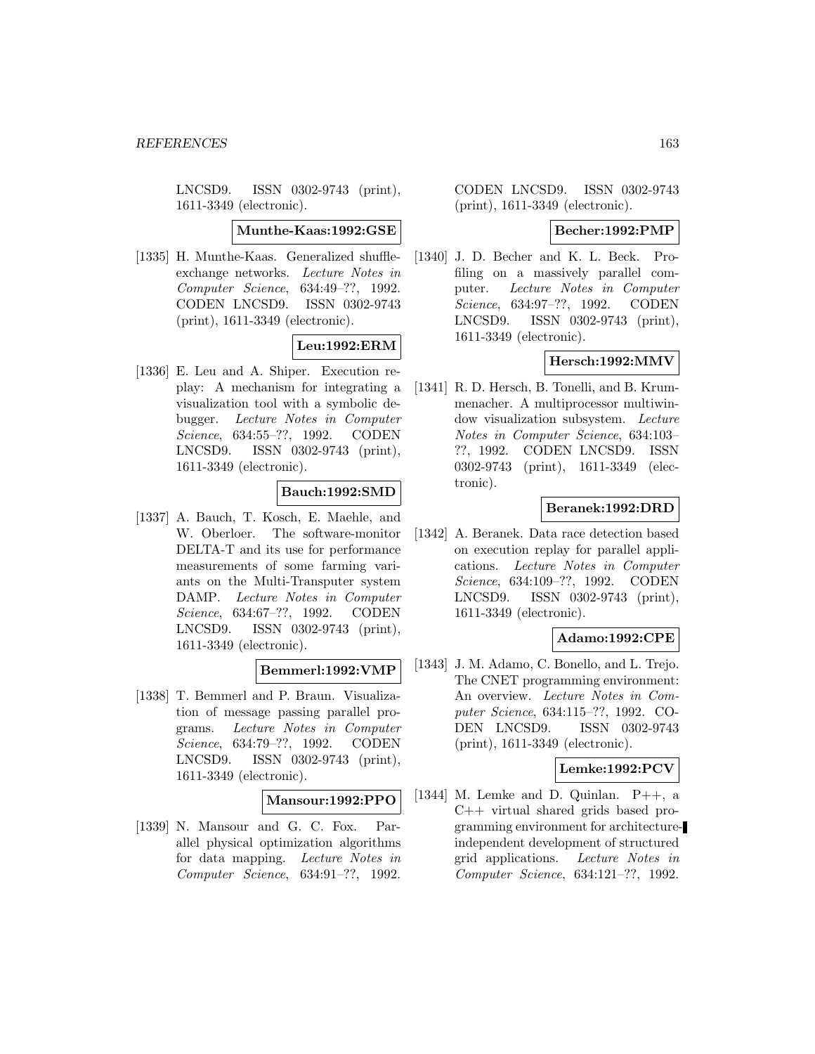LNCSD9. ISSN 0302-9743 (print), 1611-3349 (electronic).

**Munthe-Kaas:1992:GSE**

[1335] H. Munthe-Kaas. Generalized shuffle-exchange networks. *Lecture Notes in Computer Science*, 634:49–??, 1992. CODEN LNCSD9. ISSN 0302-9743 (print), 1611-3349 (electronic).

**Leu:1992:ERM**

[1336] E. Leu and A. Shiper. Execution replay: A mechanism for integrating a visualization tool with a symbolic debugger. *Lecture Notes in Computer Science*, 634:55–??, 1992. CODEN LNCSD9. ISSN 0302-9743 (print), 1611-3349 (electronic).

**Bauch:1992:SMD**

[1337] A. Bauch, T. Kosch, E. Maehle, and W. Oberloer. The software-monitor DELTA-T and its use for performance measurements of some farming variants on the Multi-Transputer system DAMP. *Lecture Notes in Computer Science*, 634:67–??, 1992. CODEN LNCSD9. ISSN 0302-9743 (print), 1611-3349 (electronic).

**Bemmerl:1992:VMP**

[1338] T. Bemmerl and P. Braun. Visualization of message passing parallel programs. *Lecture Notes in Computer Science*, 634:79–??, 1992. CODEN LNCSD9. ISSN 0302-9743 (print), 1611-3349 (electronic).

**Mansour:1992:PPO**

[1339] N. Mansour and G. C. Fox. Parallel physical optimization algorithms for data mapping. *Lecture Notes in Computer Science*, 634:91–??, 1992. CODEN LNCSD9. ISSN 0302-9743 (print), 1611-3349 (electronic).

**Becher:1992:PMP**

[1340] J. D. Becher and K. L. Beck. Profiling on a massively parallel computer. *Lecture Notes in Computer Science*, 634:97–??, 1992. CODEN LNCSD9. ISSN 0302-9743 (print), 1611-3349 (electronic).

**Hersch:1992:MMV**

[1341] R. D. Hersch, B. Tonelli, and B. Krummenacher. A multiprocessor multiwindow visualization subsystem. *Lecture Notes in Computer Science*, 634:103–??, 1992. CODEN LNCSD9. ISSN 0302-9743 (print), 1611-3349 (electronic).

**Beranek:1992:DRD**

[1342] A. Beranek. Data race detection based on execution replay for parallel applications. *Lecture Notes in Computer Science*, 634:109–??, 1992. CODEN LNCSD9. ISSN 0302-9743 (print), 1611-3349 (electronic).

**Adamo:1992:CPE**

[1343] J. M. Adamo, C. Bonello, and L. Trejo. The CNET programming environment: An overview. *Lecture Notes in Computer Science*, 634:115–??, 1992. CODEN LNCSD9. ISSN 0302-9743 (print), 1611-3349 (electronic).

**Lemke:1992:PCV**

[1344] M. Lemke and D. Quinlan. P++, a C++ virtual shared grids based programming environment for architecture-independent development of structured grid applications. *Lecture Notes in Computer Science*, 634:121–??, 1992.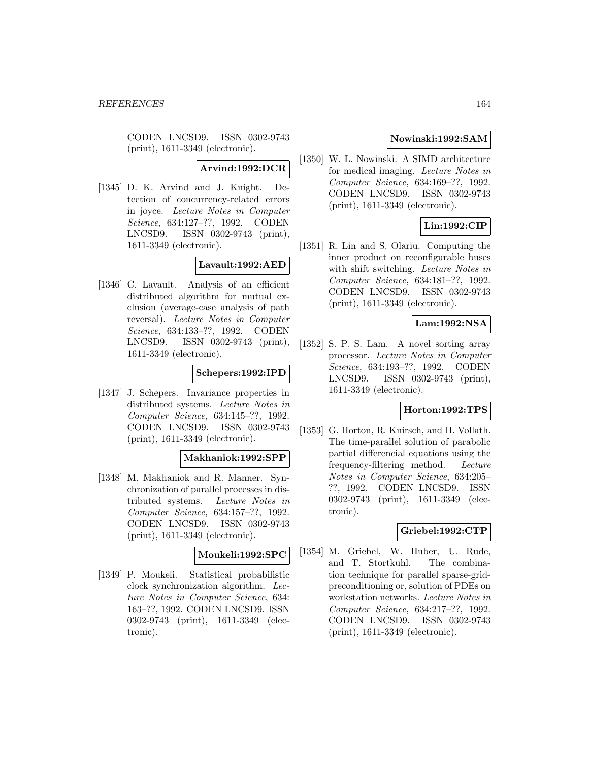CODEN LNCSD9. ISSN 0302-9743 (print), 1611-3349 (electronic).

**Arvind:1992:DCR**

[1345] D. K. Arvind and J. Knight. Detection of concurrency-related errors in joyce. *Lecture Notes in Computer Science*, 634:127–??, 1992. CODEN LNCSD9. ISSN 0302-9743 (print), 1611-3349 (electronic).

**Lavault:1992:AED**

[1346] C. Lavault. Analysis of an efficient distributed algorithm for mutual exclusion (average-case analysis of path reversal). *Lecture Notes in Computer Science*, 634:133–??, 1992. CODEN LNCSD9. ISSN 0302-9743 (print), 1611-3349 (electronic).

**Schepers:1992:IPD**

[1347] J. Schepers. Invariance properties in distributed systems. *Lecture Notes in Computer Science*, 634:145–??, 1992. CODEN LNCSD9. ISSN 0302-9743 (print), 1611-3349 (electronic).

**Makhaniok:1992:SPP**

[1348] M. Makhaniok and R. Manner. Synchronization of parallel processes in distributed systems. *Lecture Notes in Computer Science*, 634:157–??, 1992. CODEN LNCSD9. ISSN 0302-9743 (print), 1611-3349 (electronic).

**Moukeli:1992:SPC**

[1349] P. Moukeli. Statistical probabilistic clock synchronization algorithm. *Lecture Notes in Computer Science*, 634: 163–??, 1992. CODEN LNCSD9. ISSN 0302-9743 (print), 1611-3349 (electronic).

**Nowinski:1992:SAM**

[1350] W. L. Nowinski. A SIMD architecture for medical imaging. *Lecture Notes in Computer Science*, 634:169–??, 1992. CODEN LNCSD9. ISSN 0302-9743 (print), 1611-3349 (electronic).

**Lin:1992:CIP**

[1351] R. Lin and S. Olariu. Computing the inner product on reconfigurable buses with shift switching. *Lecture Notes in Computer Science*, 634:181–??, 1992. CODEN LNCSD9. ISSN 0302-9743 (print), 1611-3349 (electronic).

**Lam:1992:NSA**

[1352] S. P. S. Lam. A novel sorting array processor. *Lecture Notes in Computer Science*, 634:193–??, 1992. CODEN LNCSD9. ISSN 0302-9743 (print), 1611-3349 (electronic).

**Horton:1992:TPS**

[1353] G. Horton, R. Knirsch, and H. Vollath. The time-parallel solution of parabolic partial differencial equations using the frequency-filtering method. *Lecture Notes in Computer Science*, 634:205–??, 1992. CODEN LNCSD9. ISSN 0302-9743 (print), 1611-3349 (electronic).

**Griebel:1992:CTP**

[1354] M. Griebel, W. Huber, U. Rude, and T. Stortkuhl. The combination technique for parallel sparse-grid-preconditioning or, solution of PDEs on workstation networks. *Lecture Notes in Computer Science*, 634:217–??, 1992. CODEN LNCSD9. ISSN 0302-9743 (print), 1611-3349 (electronic).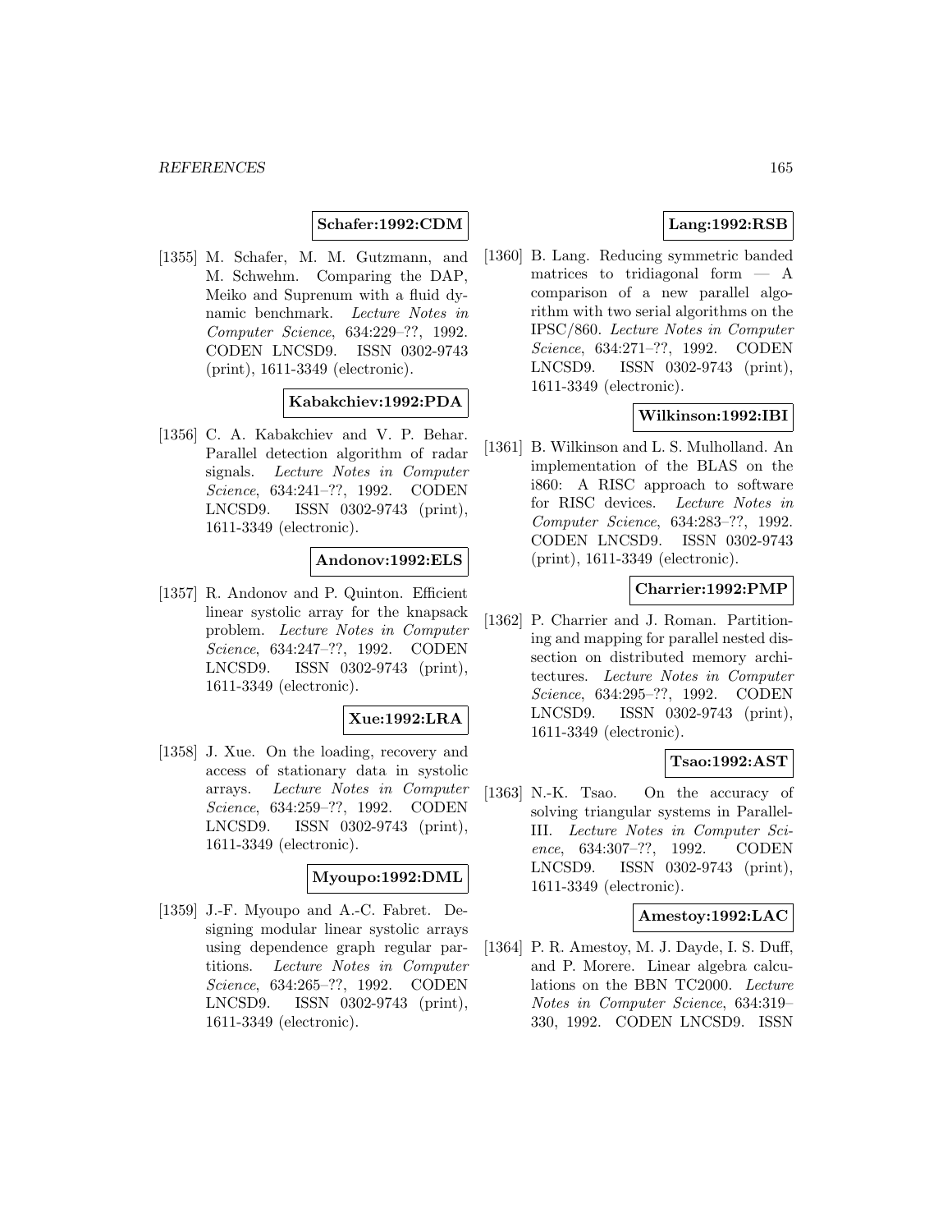**Schafer:1992:CDM**

[1355] M. Schafer, M. M. Gutzmann, and M. Schwehm. Comparing the DAP, Meiko and Suprenum with a fluid dynamic benchmark. *Lecture Notes in Computer Science*, 634:229–??, 1992. CODEN LNCSD9. ISSN 0302-9743 (print), 1611-3349 (electronic).

**Kabakchiev:1992:PDA**

[1356] C. A. Kabakchiev and V. P. Behar. Parallel detection algorithm of radar signals. *Lecture Notes in Computer Science*, 634:241–??, 1992. CODEN LNCSD9. ISSN 0302-9743 (print), 1611-3349 (electronic).

**Andonov:1992:ELS**

[1357] R. Andonov and P. Quinton. Efficient linear systolic array for the knapsack problem. *Lecture Notes in Computer Science*, 634:247–??, 1992. CODEN LNCSD9. ISSN 0302-9743 (print), 1611-3349 (electronic).

**Xue:1992:LRA**

[1358] J. Xue. On the loading, recovery and access of stationary data in systolic arrays. *Lecture Notes in Computer Science*, 634:259–??, 1992. CODEN LNCSD9. ISSN 0302-9743 (print), 1611-3349 (electronic).

**Myoupo:1992:DML**

[1359] J.-F. Myoupo and A.-C. Fabret. Designing modular linear systolic arrays using dependence graph regular partitions. *Lecture Notes in Computer Science*, 634:265–??, 1992. CODEN LNCSD9. ISSN 0302-9743 (print), 1611-3349 (electronic).

**Lang:1992:RSB**

[1360] B. Lang. Reducing symmetric banded matrices to tridiagonal form — A comparison of a new parallel algorithm with two serial algorithms on the IPSC/860. *Lecture Notes in Computer Science*, 634:271–??, 1992. CODEN LNCSD9. ISSN 0302-9743 (print), 1611-3349 (electronic).

**Wilkinson:1992:IBI**

[1361] B. Wilkinson and L. S. Mulholland. An implementation of the BLAS on the i860: A RISC approach to software for RISC devices. *Lecture Notes in Computer Science*, 634:283–??, 1992. CODEN LNCSD9. ISSN 0302-9743 (print), 1611-3349 (electronic).

**Charrier:1992:PMP**

[1362] P. Charrier and J. Roman. Partitioning and mapping for parallel nested dissection on distributed memory architectures. *Lecture Notes in Computer Science*, 634:295–??, 1992. CODEN LNCSD9. ISSN 0302-9743 (print), 1611-3349 (electronic).

**Tsao:1992:AST**

[1363] N.-K. Tsao. On the accuracy of solving triangular systems in Parallel-III. *Lecture Notes in Computer Science*, 634:307–??, 1992. CODEN LNCSD9. ISSN 0302-9743 (print), 1611-3349 (electronic).

**Amestoy:1992:LAC**

[1364] P. R. Amestoy, M. J. Dayde, I. S. Duff, and P. Morere. Linear algebra calculations on the BBN TC2000. *Lecture Notes in Computer Science*, 634:319–330, 1992. CODEN LNCSD9. ISSN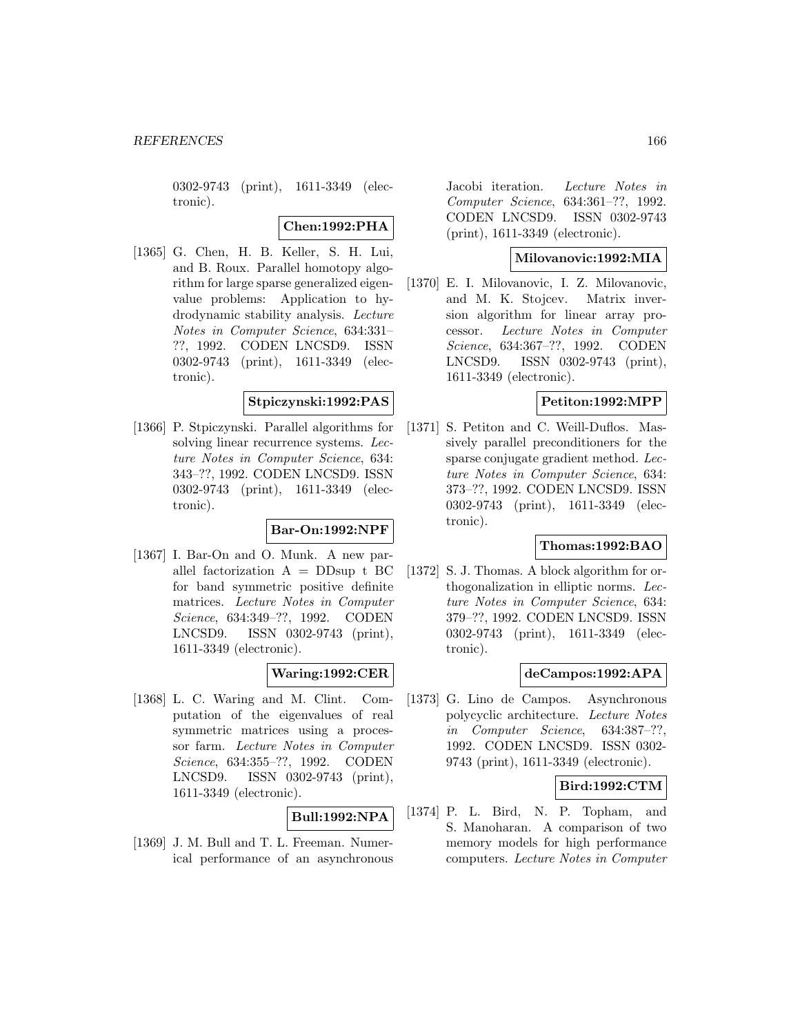0302-9743 (print), 1611-3349 (electronic).

**Chen:1992:PHA**

[1365] G. Chen, H. B. Keller, S. H. Lui, and B. Roux. Parallel homotopy algorithm for large sparse generalized eigenvalue problems: Application to hydrodynamic stability analysis. *Lecture Notes in Computer Science*, 634:331–??, 1992. CODEN LNCSD9. ISSN 0302-9743 (print), 1611-3349 (electronic).

**Stpiczynski:1992:PAS**

[1366] P. Stpiczynski. Parallel algorithms for solving linear recurrence systems. *Lecture Notes in Computer Science*, 634: 343–??, 1992. CODEN LNCSD9. ISSN 0302-9743 (print), 1611-3349 (electronic).

**Bar-On:1992:NPF**

[1367] I. Bar-On and O. Munk. A new parallel factorization A = DDsup t BC for band symmetric positive definite matrices. *Lecture Notes in Computer Science*, 634:349–??, 1992. CODEN LNCSD9. ISSN 0302-9743 (print), 1611-3349 (electronic).

**Waring:1992:CER**

[1368] L. C. Waring and M. Clint. Computation of the eigenvalues of real symmetric matrices using a processor farm. *Lecture Notes in Computer Science*, 634:355–??, 1992. CODEN LNCSD9. ISSN 0302-9743 (print), 1611-3349 (electronic).

**Bull:1992:NPA**

[1369] J. M. Bull and T. L. Freeman. Numerical performance of an asynchronous Jacobi iteration. *Lecture Notes in Computer Science*, 634:361–??, 1992. CODEN LNCSD9. ISSN 0302-9743 (print), 1611-3349 (electronic).

**Milovanovic:1992:MIA**

[1370] E. I. Milovanovic, I. Z. Milovanovic, and M. K. Stojcev. Matrix inversion algorithm for linear array processor. *Lecture Notes in Computer Science*, 634:367–??, 1992. CODEN LNCSD9. ISSN 0302-9743 (print), 1611-3349 (electronic).

**Petiton:1992:MPP**

[1371] S. Petiton and C. Weill-Duflos. Massively parallel preconditioners for the sparse conjugate gradient method. *Lecture Notes in Computer Science*, 634: 373–??, 1992. CODEN LNCSD9. ISSN 0302-9743 (print), 1611-3349 (electronic).

**Thomas:1992:BAO**

[1372] S. J. Thomas. A block algorithm for orthogonalization in elliptic norms. *Lecture Notes in Computer Science*, 634: 379–??, 1992. CODEN LNCSD9. ISSN 0302-9743 (print), 1611-3349 (electronic).

**deCampos:1992:APA**

[1373] G. Lino de Campos. Asynchronous polycyclic architecture. *Lecture Notes in Computer Science*, 634:387–??, 1992. CODEN LNCSD9. ISSN 0302-9743 (print), 1611-3349 (electronic).

**Bird:1992:CTM**

[1374] P. L. Bird, N. P. Topham, and S. Manoharan. A comparison of two memory models for high performance computers. *Lecture Notes in Computer*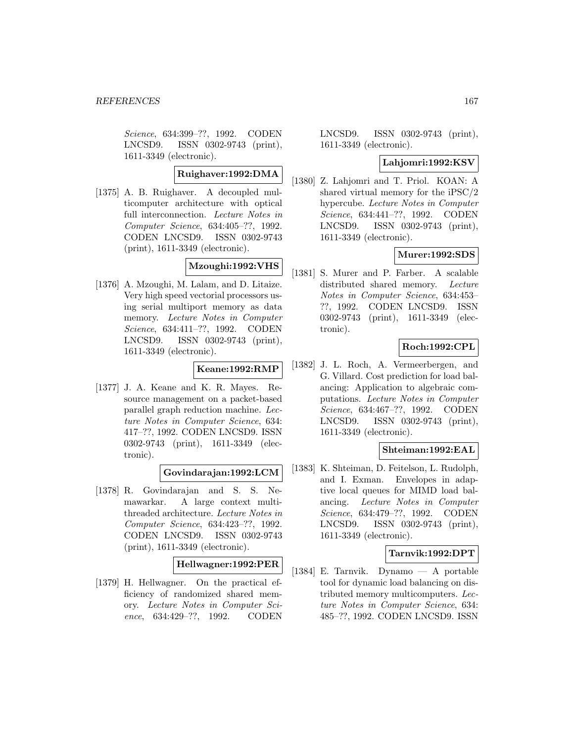Science, 634:399–??, 1992. CODEN LNCSD9. ISSN 0302-9743 (print), 1611-3349 (electronic).

**Ruighaver:1992:DMA**

[1375] A. B. Ruighaver. A decoupled multicomputer architecture with optical full interconnection. *Lecture Notes in Computer Science*, 634:405–??, 1992. CODEN LNCSD9. ISSN 0302-9743 (print), 1611-3349 (electronic).

**Mzoughi:1992:VHS**

[1376] A. Mzoughi, M. Lalam, and D. Litaize. Very high speed vectorial processors using serial multiport memory as data memory. *Lecture Notes in Computer Science*, 634:411–??, 1992. CODEN LNCSD9. ISSN 0302-9743 (print), 1611-3349 (electronic).

**Keane:1992:RMP**

[1377] J. A. Keane and K. R. Mayes. Resource management on a packet-based parallel graph reduction machine. *Lecture Notes in Computer Science*, 634: 417–??, 1992. CODEN LNCSD9. ISSN 0302-9743 (print), 1611-3349 (electronic).

**Govindarajan:1992:LCM**

[1378] R. Govindarajan and S. S. Nemawarkar. A large context multithreaded architecture. *Lecture Notes in Computer Science*, 634:423–??, 1992. CODEN LNCSD9. ISSN 0302-9743 (print), 1611-3349 (electronic).

**Hellwagner:1992:PER**

[1379] H. Hellwagner. On the practical efficiency of randomized shared memory. *Lecture Notes in Computer Science*, 634:429–??, 1992. CODEN LNCSD9. ISSN 0302-9743 (print), 1611-3349 (electronic).

**Lahjomri:1992:KSV**

[1380] Z. Lahjomri and T. Priol. KOAN: A shared virtual memory for the iPSC/2 hypercube. *Lecture Notes in Computer Science*, 634:441–??, 1992. CODEN LNCSD9. ISSN 0302-9743 (print), 1611-3349 (electronic).

**Murer:1992:SDS**

[1381] S. Murer and P. Farber. A scalable distributed shared memory. *Lecture Notes in Computer Science*, 634:453–??, 1992. CODEN LNCSD9. ISSN 0302-9743 (print), 1611-3349 (electronic).

**Roch:1992:CPL**

[1382] J. L. Roch, A. Vermeerbergen, and G. Villard. Cost prediction for load balancing: Application to algebraic computations. *Lecture Notes in Computer Science*, 634:467–??, 1992. CODEN LNCSD9. ISSN 0302-9743 (print), 1611-3349 (electronic).

**Shteiman:1992:EAL**

[1383] K. Shteiman, D. Feitelson, L. Rudolph, and I. Exman. Envelopes in adaptive local queues for MIMD load balancing. *Lecture Notes in Computer Science*, 634:479–??, 1992. CODEN LNCSD9. ISSN 0302-9743 (print), 1611-3349 (electronic).

**Tarnvik:1992:DPT**

[1384] E. Tarnvik. Dynamo — A portable tool for dynamic load balancing on distributed memory multicomputers. *Lecture Notes in Computer Science*, 634: 485–??, 1992. CODEN LNCSD9. ISSN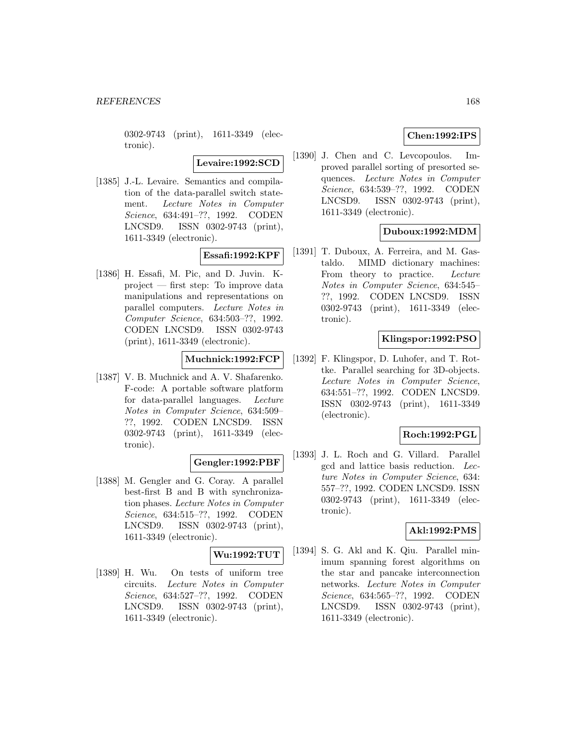0302-9743 (print), 1611-3349 (electronic).

**Levaire:1992:SCD**

[1385] J.-L. Levaire. Semantics and compilation of the data-parallel switch statement. *Lecture Notes in Computer Science*, 634:491–??, 1992. CODEN LNCSD9. ISSN 0302-9743 (print), 1611-3349 (electronic).

**Essafi:1992:KPF**

[1386] H. Essafi, M. Pic, and D. Juvin. K-project — first step: To improve data manipulations and representations on parallel computers. *Lecture Notes in Computer Science*, 634:503–??, 1992. CODEN LNCSD9. ISSN 0302-9743 (print), 1611-3349 (electronic).

**Muchnick:1992:FCP**

[1387] V. B. Muchnick and A. V. Shafarenko. F-code: A portable software platform for data-parallel languages. *Lecture Notes in Computer Science*, 634:509–??, 1992. CODEN LNCSD9. ISSN 0302-9743 (print), 1611-3349 (electronic).

**Gengler:1992:PBF**

[1388] M. Gengler and G. Coray. A parallel best-first B and B with synchronization phases. *Lecture Notes in Computer Science*, 634:515–??, 1992. CODEN LNCSD9. ISSN 0302-9743 (print), 1611-3349 (electronic).

**Wu:1992:TUT**

[1389] H. Wu. On tests of uniform tree circuits. *Lecture Notes in Computer Science*, 634:527–??, 1992. CODEN LNCSD9. ISSN 0302-9743 (print), 1611-3349 (electronic).

**Chen:1992:IPS**

[1390] J. Chen and C. Levcopoulos. Improved parallel sorting of presorted sequences. *Lecture Notes in Computer Science*, 634:539–??, 1992. CODEN LNCSD9. ISSN 0302-9743 (print), 1611-3349 (electronic).

**Duboux:1992:MDM**

[1391] T. Duboux, A. Ferreira, and M. Gastaldo. MIMD dictionary machines: From theory to practice. *Lecture Notes in Computer Science*, 634:545–??, 1992. CODEN LNCSD9. ISSN 0302-9743 (print), 1611-3349 (electronic).

**Klingspor:1992:PSO**

[1392] F. Klingspor, D. Luhofer, and T. Rottke. Parallel searching for 3D-objects. *Lecture Notes in Computer Science*, 634:551–??, 1992. CODEN LNCSD9. ISSN 0302-9743 (print), 1611-3349 (electronic).

**Roch:1992:PGL**

[1393] J. L. Roch and G. Villard. Parallel gcd and lattice basis reduction. *Lecture Notes in Computer Science*, 634: 557–??, 1992. CODEN LNCSD9. ISSN 0302-9743 (print), 1611-3349 (electronic).

**Akl:1992:PMS**

[1394] S. G. Akl and K. Qiu. Parallel minimum spanning forest algorithms on the star and pancake interconnection networks. *Lecture Notes in Computer Science*, 634:565–??, 1992. CODEN LNCSD9. ISSN 0302-9743 (print), 1611-3349 (electronic).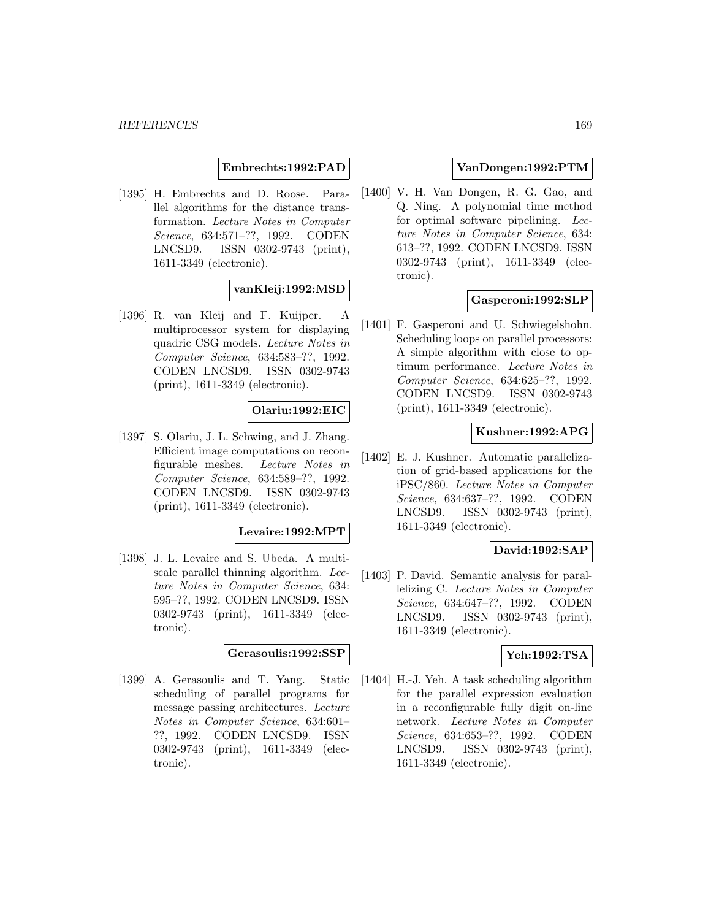**Embrechts:1992:PAD**

[1395] H. Embrechts and D. Roose. Parallel algorithms for the distance transformation. *Lecture Notes in Computer Science*, 634:571–??, 1992. CODEN LNCSD9. ISSN 0302-9743 (print), 1611-3349 (electronic).

**vanKleij:1992:MSD**

[1396] R. van Kleij and F. Kuijper. A multiprocessor system for displaying quadric CSG models. *Lecture Notes in Computer Science*, 634:583–??, 1992. CODEN LNCSD9. ISSN 0302-9743 (print), 1611-3349 (electronic).

**Olariu:1992:EIC**

[1397] S. Olariu, J. L. Schwing, and J. Zhang. Efficient image computations on reconfigurable meshes. *Lecture Notes in Computer Science*, 634:589–??, 1992. CODEN LNCSD9. ISSN 0302-9743 (print), 1611-3349 (electronic).

**Levaire:1992:MPT**

[1398] J. L. Levaire and S. Ubeda. A multiscale parallel thinning algorithm. *Lecture Notes in Computer Science*, 634: 595–??, 1992. CODEN LNCSD9. ISSN 0302-9743 (print), 1611-3349 (electronic).

**Gerasoulis:1992:SSP**

[1399] A. Gerasoulis and T. Yang. Static scheduling of parallel programs for message passing architectures. *Lecture Notes in Computer Science*, 634:601–??, 1992. CODEN LNCSD9. ISSN 0302-9743 (print), 1611-3349 (electronic).

**VanDongen:1992:PTM**

[1400] V. H. Van Dongen, R. G. Gao, and Q. Ning. A polynomial time method for optimal software pipelining. *Lecture Notes in Computer Science*, 634: 613–??, 1992. CODEN LNCSD9. ISSN 0302-9743 (print), 1611-3349 (electronic).

**Gasperoni:1992:SLP**

[1401] F. Gasperoni and U. Schwiegelshohn. Scheduling loops on parallel processors: A simple algorithm with close to optimum performance. *Lecture Notes in Computer Science*, 634:625–??, 1992. CODEN LNCSD9. ISSN 0302-9743 (print), 1611-3349 (electronic).

**Kushner:1992:APG**

[1402] E. J. Kushner. Automatic parallelization of grid-based applications for the iPSC/860. *Lecture Notes in Computer Science*, 634:637–??, 1992. CODEN LNCSD9. ISSN 0302-9743 (print), 1611-3349 (electronic).

**David:1992:SAP**

[1403] P. David. Semantic analysis for parallelizing C. *Lecture Notes in Computer Science*, 634:647–??, 1992. CODEN LNCSD9. ISSN 0302-9743 (print), 1611-3349 (electronic).

**Yeh:1992:TSA**

[1404] H.-J. Yeh. A task scheduling algorithm for the parallel expression evaluation in a reconfigurable fully digit on-line network. *Lecture Notes in Computer Science*, 634:653–??, 1992. CODEN LNCSD9. ISSN 0302-9743 (print), 1611-3349 (electronic).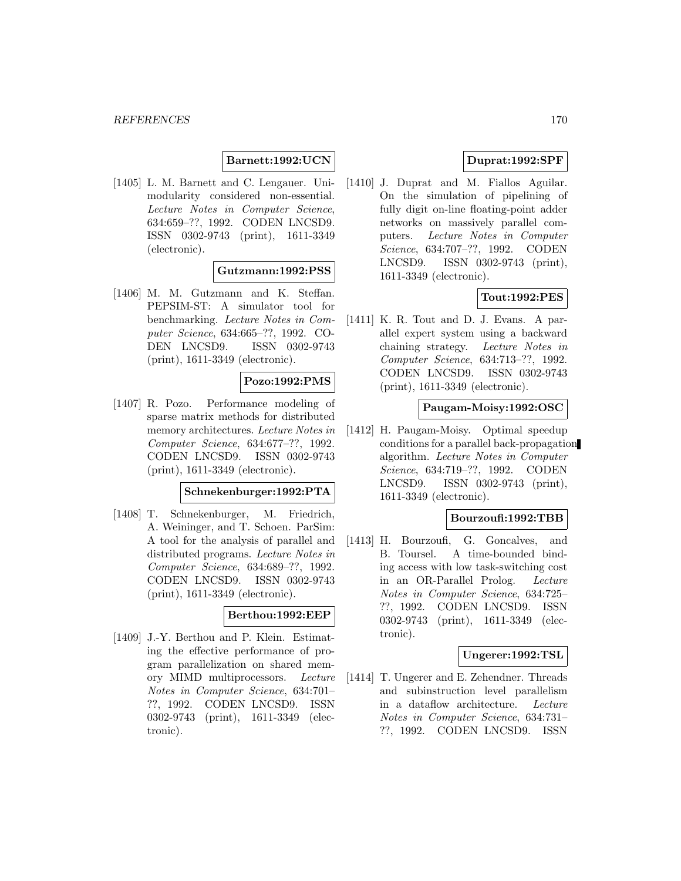**Barnett:1992:UCN**

[1405] L. M. Barnett and C. Lengauer. Unimodularity considered non-essential. *Lecture Notes in Computer Science*, 634:659–??, 1992. CODEN LNCSD9. ISSN 0302-9743 (print), 1611-3349 (electronic).

**Gutzmann:1992:PSS**

[1406] M. M. Gutzmann and K. Steffan. PEPSIM-ST: A simulator tool for benchmarking. *Lecture Notes in Computer Science*, 634:665–??, 1992. CODEN LNCSD9. ISSN 0302-9743 (print), 1611-3349 (electronic).

**Pozo:1992:PMS**

[1407] R. Pozo. Performance modeling of sparse matrix methods for distributed memory architectures. *Lecture Notes in Computer Science*, 634:677–??, 1992. CODEN LNCSD9. ISSN 0302-9743 (print), 1611-3349 (electronic).

**Schnekenburger:1992:PTA**

[1408] T. Schnekenburger, M. Friedrich, A. Weininger, and T. Schoen. ParSim: A tool for the analysis of parallel and distributed programs. *Lecture Notes in Computer Science*, 634:689–??, 1992. CODEN LNCSD9. ISSN 0302-9743 (print), 1611-3349 (electronic).

**Berthou:1992:EEP**

[1409] J.-Y. Berthou and P. Klein. Estimating the effective performance of program parallelization on shared memory MIMD multiprocessors. *Lecture Notes in Computer Science*, 634:701–??, 1992. CODEN LNCSD9. ISSN 0302-9743 (print), 1611-3349 (electronic).

**Duprat:1992:SPF**

[1410] J. Duprat and M. Fiallos Aguilar. On the simulation of pipelining of fully digit on-line floating-point adder networks on massively parallel computers. *Lecture Notes in Computer Science*, 634:707–??, 1992. CODEN LNCSD9. ISSN 0302-9743 (print), 1611-3349 (electronic).

**Tout:1992:PES**

[1411] K. R. Tout and D. J. Evans. A parallel expert system using a backward chaining strategy. *Lecture Notes in Computer Science*, 634:713–??, 1992. CODEN LNCSD9. ISSN 0302-9743 (print), 1611-3349 (electronic).

**Paugam-Moisy:1992:OSC**

[1412] H. Paugam-Moisy. Optimal speedup conditions for a parallel back-propagation algorithm. *Lecture Notes in Computer Science*, 634:719–??, 1992. CODEN LNCSD9. ISSN 0302-9743 (print), 1611-3349 (electronic).

**Bourzoufi:1992:TBB**

[1413] H. Bourzoufi, G. Goncalves, and B. Toursel. A time-bounded binding access with low task-switching cost in an OR-Parallel Prolog. *Lecture Notes in Computer Science*, 634:725–??, 1992. CODEN LNCSD9. ISSN 0302-9743 (print), 1611-3349 (electronic).

**Ungerer:1992:TSL**

[1414] T. Ungerer and E. Zehendner. Threads and subinstruction level parallelism in a dataflow architecture. *Lecture Notes in Computer Science*, 634:731–??, 1992. CODEN LNCSD9. ISSN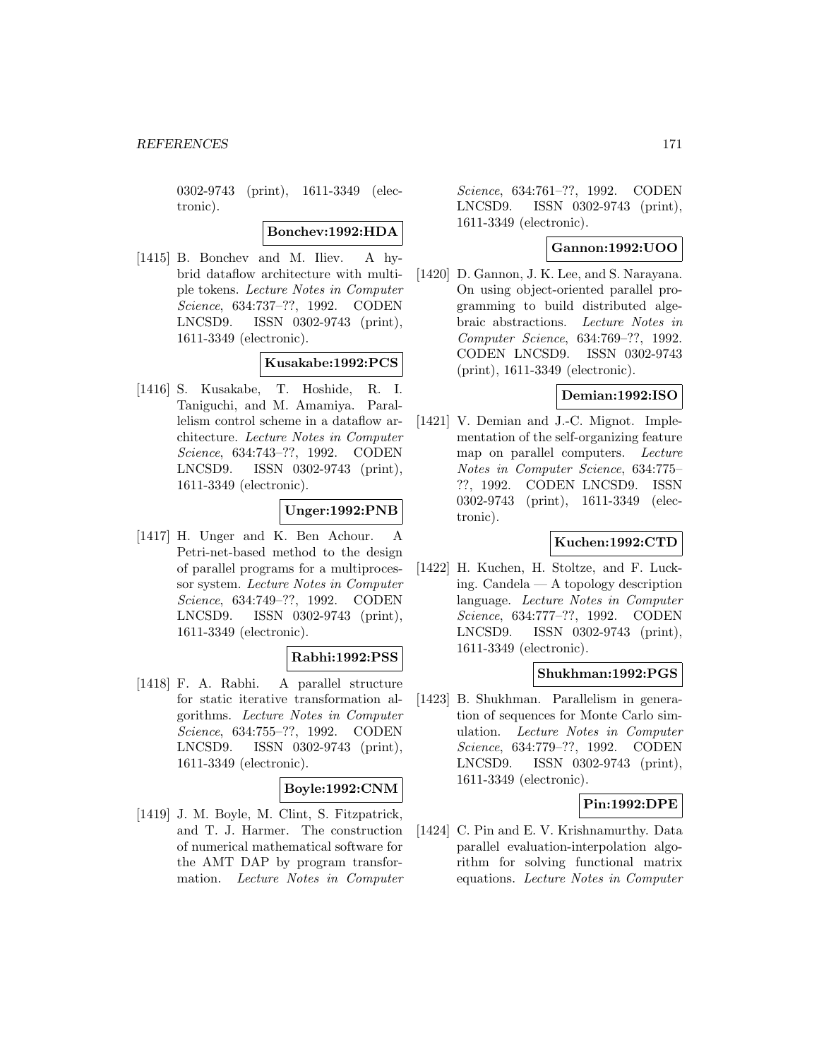0302-9743 (print), 1611-3349 (electronic).

**Bonchev:1992:HDA**

[1415] B. Bonchev and M. Iliev. A hybrid dataflow architecture with multiple tokens. *Lecture Notes in Computer Science*, 634:737–??, 1992. CODEN LNCSD9. ISSN 0302-9743 (print), 1611-3349 (electronic).

**Kusakabe:1992:PCS**

[1416] S. Kusakabe, T. Hoshide, R. I. Taniguchi, and M. Amamiya. Parallelism control scheme in a dataflow architecture. *Lecture Notes in Computer Science*, 634:743–??, 1992. CODEN LNCSD9. ISSN 0302-9743 (print), 1611-3349 (electronic).

**Unger:1992:PNB**

[1417] H. Unger and K. Ben Achour. A Petri-net-based method to the design of parallel programs for a multiprocessor system. *Lecture Notes in Computer Science*, 634:749–??, 1992. CODEN LNCSD9. ISSN 0302-9743 (print), 1611-3349 (electronic).

**Rabhi:1992:PSS**

[1418] F. A. Rabhi. A parallel structure for static iterative transformation algorithms. *Lecture Notes in Computer Science*, 634:755–??, 1992. CODEN LNCSD9. ISSN 0302-9743 (print), 1611-3349 (electronic).

**Boyle:1992:CNM**

[1419] J. M. Boyle, M. Clint, S. Fitzpatrick, and T. J. Harmer. The construction of numerical mathematical software for the AMT DAP by program transformation. *Lecture Notes in Computer Science*, 634:761–??, 1992. CODEN LNCSD9. ISSN 0302-9743 (print), 1611-3349 (electronic).

**Gannon:1992:UOO**

[1420] D. Gannon, J. K. Lee, and S. Narayana. On using object-oriented parallel programming to build distributed algebraic abstractions. *Lecture Notes in Computer Science*, 634:769–??, 1992. CODEN LNCSD9. ISSN 0302-9743 (print), 1611-3349 (electronic).

**Demian:1992:ISO**

[1421] V. Demian and J.-C. Mignot. Implementation of the self-organizing feature map on parallel computers. *Lecture Notes in Computer Science*, 634:775–??, 1992. CODEN LNCSD9. ISSN 0302-9743 (print), 1611-3349 (electronic).

**Kuchen:1992:CTD**

[1422] H. Kuchen, H. Stoltze, and F. Lucking. Candela — A topology description language. *Lecture Notes in Computer Science*, 634:777–??, 1992. CODEN LNCSD9. ISSN 0302-9743 (print), 1611-3349 (electronic).

**Shukhman:1992:PGS**

[1423] B. Shukhman. Parallelism in generation of sequences for Monte Carlo simulation. *Lecture Notes in Computer Science*, 634:779–??, 1992. CODEN LNCSD9. ISSN 0302-9743 (print), 1611-3349 (electronic).

**Pin:1992:DPE**

[1424] C. Pin and E. V. Krishnamurthy. Data parallel evaluation-interpolation algorithm for solving functional matrix equations. *Lecture Notes in Computer*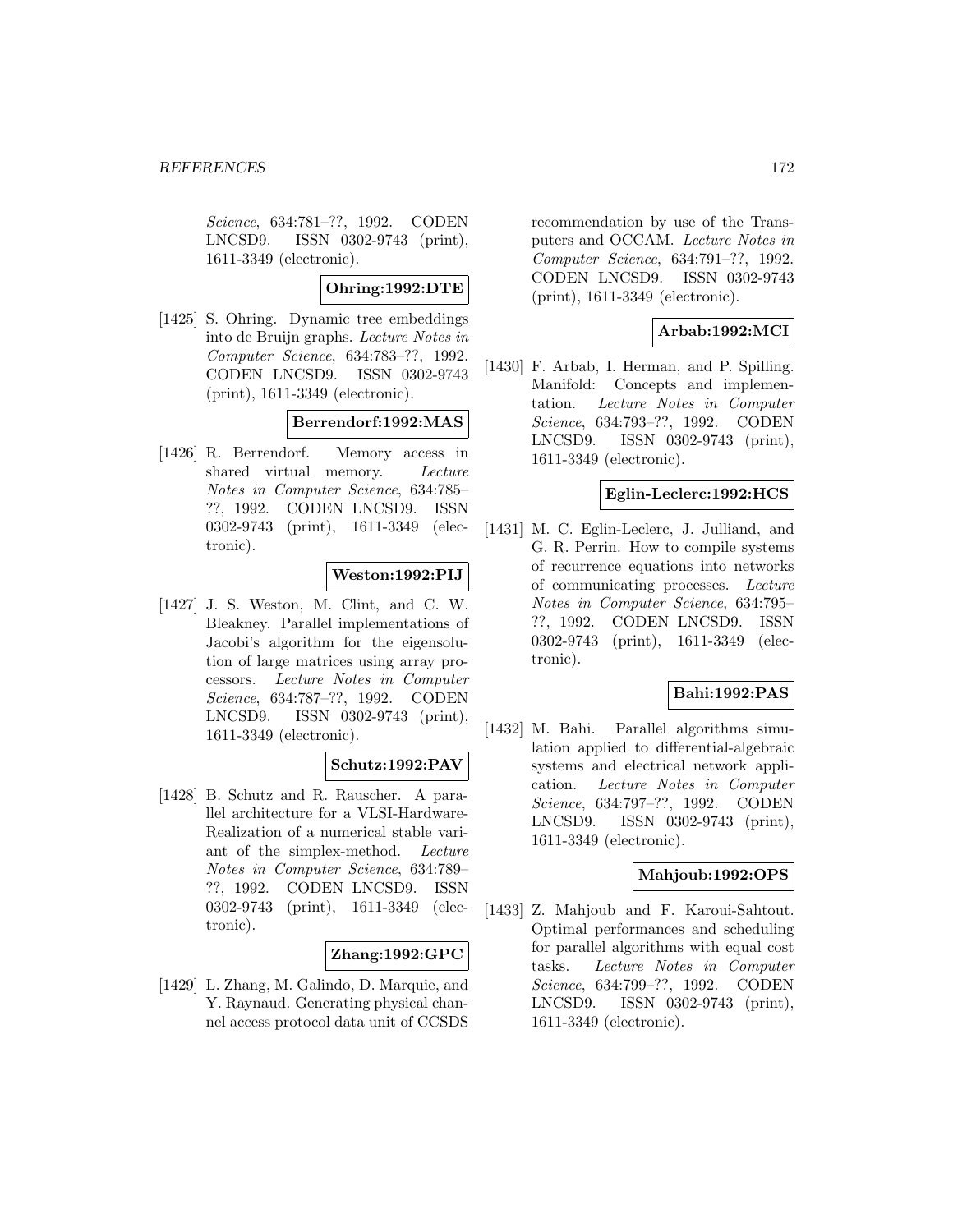*Science*, 634:781–??, 1992. CODEN LNCSD9. ISSN 0302-9743 (print), 1611-3349 (electronic).

**Ohring:1992:DTE**

[1425] S. Ohring. Dynamic tree embeddings into de Bruijn graphs. *Lecture Notes in Computer Science*, 634:783–??, 1992. CODEN LNCSD9. ISSN 0302-9743 (print), 1611-3349 (electronic).

**Berrendorf:1992:MAS**

[1426] R. Berrendorf. Memory access in shared virtual memory. *Lecture Notes in Computer Science*, 634:785–??, 1992. CODEN LNCSD9. ISSN 0302-9743 (print), 1611-3349 (electronic).

**Weston:1992:PIJ**

[1427] J. S. Weston, M. Clint, and C. W. Bleakney. Parallel implementations of Jacobi's algorithm for the eigensolution of large matrices using array processors. *Lecture Notes in Computer Science*, 634:787–??, 1992. CODEN LNCSD9. ISSN 0302-9743 (print), 1611-3349 (electronic).

**Schutz:1992:PAV**

[1428] B. Schutz and R. Rauscher. A parallel architecture for a VLSI-Hardware-Realization of a numerical stable variant of the simplex-method. *Lecture Notes in Computer Science*, 634:789–??, 1992. CODEN LNCSD9. ISSN 0302-9743 (print), 1611-3349 (electronic).

**Zhang:1992:GPC**

[1429] L. Zhang, M. Galindo, D. Marquie, and Y. Raynaud. Generating physical channel access protocol data unit of CCSDS recommendation by use of the Transputers and OCCAM. *Lecture Notes in Computer Science*, 634:791–??, 1992. CODEN LNCSD9. ISSN 0302-9743 (print), 1611-3349 (electronic).

**Arbab:1992:MCI**

[1430] F. Arbab, I. Herman, and P. Spilling. Manifold: Concepts and implementation. *Lecture Notes in Computer Science*, 634:793–??, 1992. CODEN LNCSD9. ISSN 0302-9743 (print), 1611-3349 (electronic).

**Eglin-Leclerc:1992:HCS**

[1431] M. C. Eglin-Leclerc, J. Julliand, and G. R. Perrin. How to compile systems of recurrence equations into networks of communicating processes. *Lecture Notes in Computer Science*, 634:795–??, 1992. CODEN LNCSD9. ISSN 0302-9743 (print), 1611-3349 (electronic).

**Bahi:1992:PAS**

[1432] M. Bahi. Parallel algorithms simulation applied to differential-algebraic systems and electrical network application. *Lecture Notes in Computer Science*, 634:797–??, 1992. CODEN LNCSD9. ISSN 0302-9743 (print), 1611-3349 (electronic).

**Mahjoub:1992:OPS**

[1433] Z. Mahjoub and F. Karoui-Sahtout. Optimal performances and scheduling for parallel algorithms with equal cost tasks. *Lecture Notes in Computer Science*, 634:799–??, 1992. CODEN LNCSD9. ISSN 0302-9743 (print), 1611-3349 (electronic).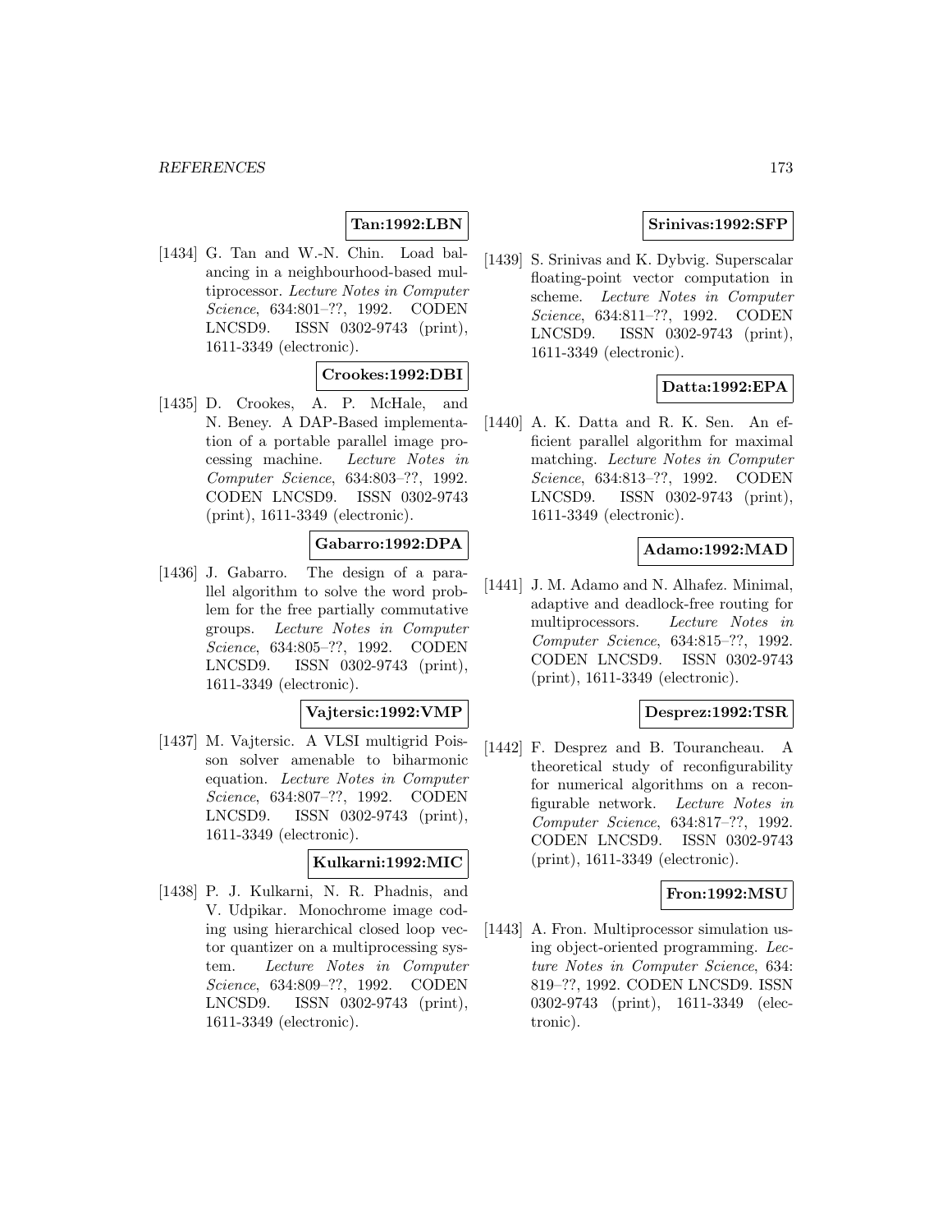**Tan:1992:LBN**

[1434] G. Tan and W.-N. Chin. Load balancing in a neighbourhood-based multiprocessor. *Lecture Notes in Computer Science*, 634:801–??, 1992. CODEN LNCSD9. ISSN 0302-9743 (print), 1611-3349 (electronic).

**Crookes:1992:DBI**

[1435] D. Crookes, A. P. McHale, and N. Beney. A DAP-Based implementation of a portable parallel image processing machine. *Lecture Notes in Computer Science*, 634:803–??, 1992. CODEN LNCSD9. ISSN 0302-9743 (print), 1611-3349 (electronic).

**Gabarro:1992:DPA**

[1436] J. Gabarro. The design of a parallel algorithm to solve the word problem for the free partially commutative groups. *Lecture Notes in Computer Science*, 634:805–??, 1992. CODEN LNCSD9. ISSN 0302-9743 (print), 1611-3349 (electronic).

**Vajtersic:1992:VMP**

[1437] M. Vajtersic. A VLSI multigrid Poisson solver amenable to biharmonic equation. *Lecture Notes in Computer Science*, 634:807–??, 1992. CODEN LNCSD9. ISSN 0302-9743 (print), 1611-3349 (electronic).

**Kulkarni:1992:MIC**

[1438] P. J. Kulkarni, N. R. Phadnis, and V. Udpikar. Monochrome image coding using hierarchical closed loop vector quantizer on a multiprocessing system. *Lecture Notes in Computer Science*, 634:809–??, 1992. CODEN LNCSD9. ISSN 0302-9743 (print), 1611-3349 (electronic).

**Srinivas:1992:SFP**

[1439] S. Srinivas and K. Dybvig. Superscalar floating-point vector computation in scheme. *Lecture Notes in Computer Science*, 634:811–??, 1992. CODEN LNCSD9. ISSN 0302-9743 (print), 1611-3349 (electronic).

**Datta:1992:EPA**

[1440] A. K. Datta and R. K. Sen. An efficient parallel algorithm for maximal matching. *Lecture Notes in Computer Science*, 634:813–??, 1992. CODEN LNCSD9. ISSN 0302-9743 (print), 1611-3349 (electronic).

**Adamo:1992:MAD**

[1441] J. M. Adamo and N. Alhafez. Minimal, adaptive and deadlock-free routing for multiprocessors. *Lecture Notes in Computer Science*, 634:815–??, 1992. CODEN LNCSD9. ISSN 0302-9743 (print), 1611-3349 (electronic).

**Desprez:1992:TSR**

[1442] F. Desprez and B. Tourancheau. A theoretical study of reconfigurability for numerical algorithms on a reconfigurable network. *Lecture Notes in Computer Science*, 634:817–??, 1992. CODEN LNCSD9. ISSN 0302-9743 (print), 1611-3349 (electronic).

**Fron:1992:MSU**

[1443] A. Fron. Multiprocessor simulation using object-oriented programming. *Lecture Notes in Computer Science*, 634: 819–??, 1992. CODEN LNCSD9. ISSN 0302-9743 (print), 1611-3349 (electronic).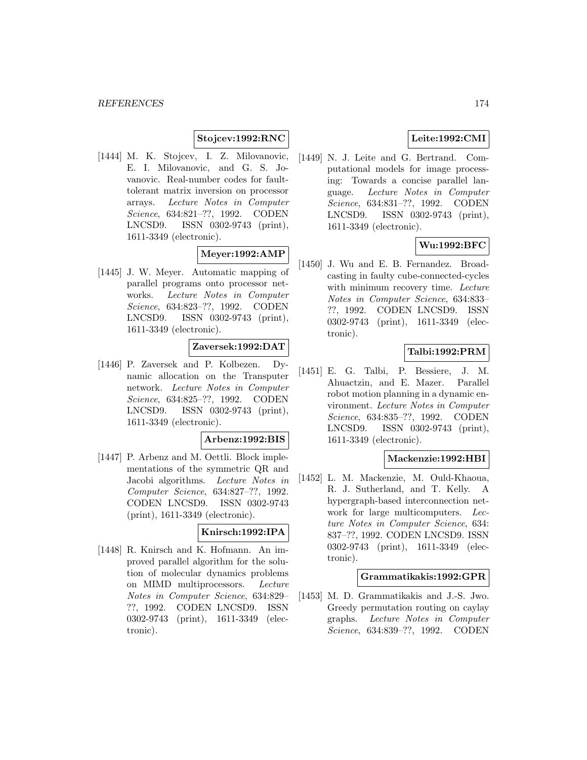**Stojcev:1992:RNC**

[1444] M. K. Stojcev, I. Z. Milovanovic, E. I. Milovanovic, and G. S. Jovanovic. Real-number codes for fault-tolerant matrix inversion on processor arrays. *Lecture Notes in Computer Science*, 634:821–??, 1992. CODEN LNCSD9. ISSN 0302-9743 (print), 1611-3349 (electronic).

**Meyer:1992:AMP**

[1445] J. W. Meyer. Automatic mapping of parallel programs onto processor networks. *Lecture Notes in Computer Science*, 634:823–??, 1992. CODEN LNCSD9. ISSN 0302-9743 (print), 1611-3349 (electronic).

**Zaversek:1992:DAT**

[1446] P. Zaversek and P. Kolbezen. Dynamic allocation on the Transputer network. *Lecture Notes in Computer Science*, 634:825–??, 1992. CODEN LNCSD9. ISSN 0302-9743 (print), 1611-3349 (electronic).

**Arbenz:1992:BIS**

[1447] P. Arbenz and M. Oettli. Block implementations of the symmetric QR and Jacobi algorithms. *Lecture Notes in Computer Science*, 634:827–??, 1992. CODEN LNCSD9. ISSN 0302-9743 (print), 1611-3349 (electronic).

**Knirsch:1992:IPA**

[1448] R. Knirsch and K. Hofmann. An improved parallel algorithm for the solution of molecular dynamics problems on MIMD multiprocessors. *Lecture Notes in Computer Science*, 634:829–??, 1992. CODEN LNCSD9. ISSN 0302-9743 (print), 1611-3349 (electronic).

**Leite:1992:CMI**

[1449] N. J. Leite and G. Bertrand. Computational models for image processing: Towards a concise parallel language. *Lecture Notes in Computer Science*, 634:831–??, 1992. CODEN LNCSD9. ISSN 0302-9743 (print), 1611-3349 (electronic).

**Wu:1992:BFC**

[1450] J. Wu and E. B. Fernandez. Broadcasting in faulty cube-connected-cycles with minimum recovery time. *Lecture Notes in Computer Science*, 634:833–??, 1992. CODEN LNCSD9. ISSN 0302-9743 (print), 1611-3349 (electronic).

**Talbi:1992:PRM**

[1451] E. G. Talbi, P. Bessiere, J. M. Ahuactzin, and E. Mazer. Parallel robot motion planning in a dynamic environment. *Lecture Notes in Computer Science*, 634:835–??, 1992. CODEN LNCSD9. ISSN 0302-9743 (print), 1611-3349 (electronic).

**Mackenzie:1992:HBI**

[1452] L. M. Mackenzie, M. Ould-Khaoua, R. J. Sutherland, and T. Kelly. A hypergraph-based interconnection network for large multicomputers. *Lecture Notes in Computer Science*, 634: 837–??, 1992. CODEN LNCSD9. ISSN 0302-9743 (print), 1611-3349 (electronic).

**Grammatikakis:1992:GPR**

[1453] M. D. Grammatikakis and J.-S. Jwo. Greedy permutation routing on caylay graphs. *Lecture Notes in Computer Science*, 634:839–??, 1992. CODEN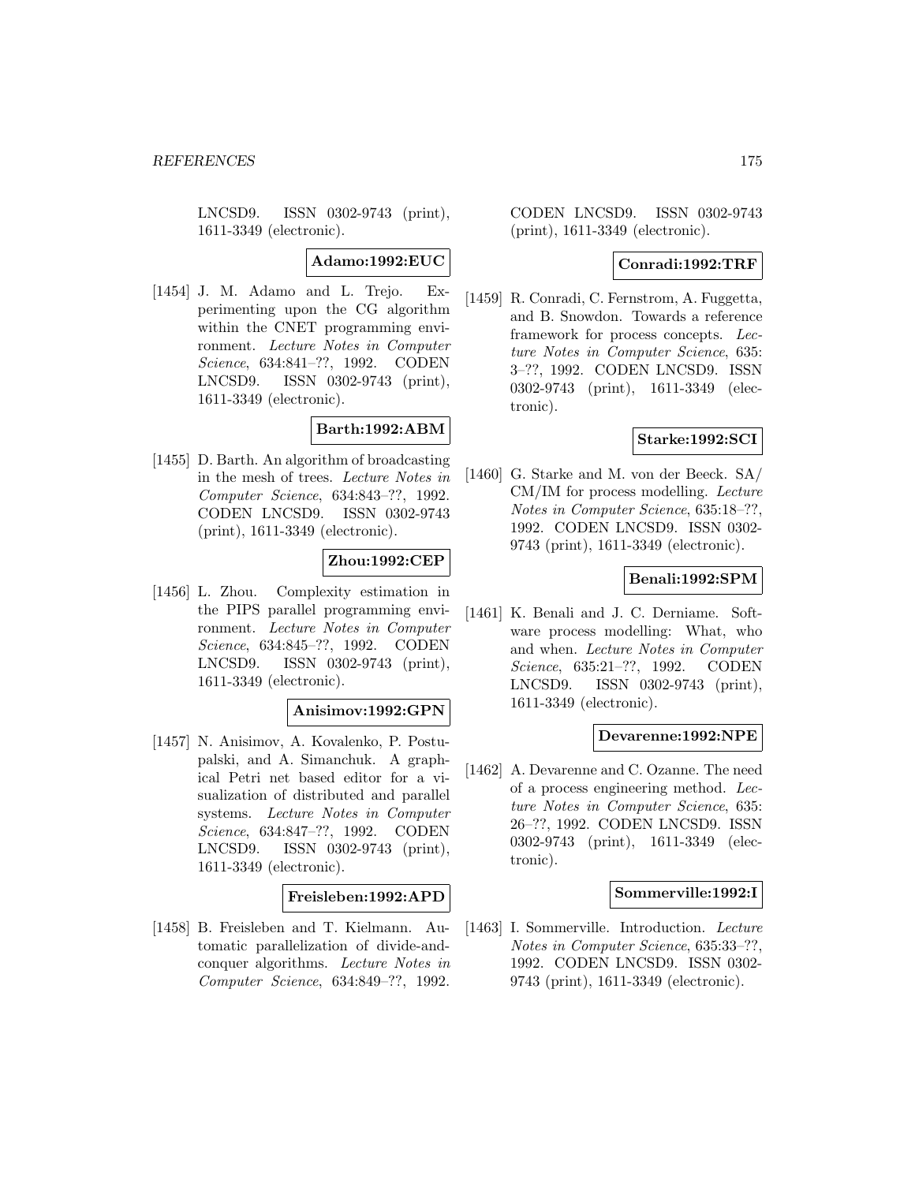LNCSD9. ISSN 0302-9743 (print), 1611-3349 (electronic).

**Adamo:1992:EUC**

[1454] J. M. Adamo and L. Trejo. Experimenting upon the CG algorithm within the CNET programming environment. *Lecture Notes in Computer Science*, 634:841–??, 1992. CODEN LNCSD9. ISSN 0302-9743 (print), 1611-3349 (electronic).

**Barth:1992:ABM**

[1455] D. Barth. An algorithm of broadcasting in the mesh of trees. *Lecture Notes in Computer Science*, 634:843–??, 1992. CODEN LNCSD9. ISSN 0302-9743 (print), 1611-3349 (electronic).

**Zhou:1992:CEP**

[1456] L. Zhou. Complexity estimation in the PIPS parallel programming environment. *Lecture Notes in Computer Science*, 634:845–??, 1992. CODEN LNCSD9. ISSN 0302-9743 (print), 1611-3349 (electronic).

**Anisimov:1992:GPN**

[1457] N. Anisimov, A. Kovalenko, P. Postupalski, and A. Simanchuk. A graphical Petri net based editor for a visualization of distributed and parallel systems. *Lecture Notes in Computer Science*, 634:847–??, 1992. CODEN LNCSD9. ISSN 0302-9743 (print), 1611-3349 (electronic).

**Freisleben:1992:APD**

[1458] B. Freisleben and T. Kielmann. Automatic parallelization of divide-and-conquer algorithms. *Lecture Notes in Computer Science*, 634:849–??, 1992. CODEN LNCSD9. ISSN 0302-9743 (print), 1611-3349 (electronic).

**Conradi:1992:TRF**

[1459] R. Conradi, C. Fernstrom, A. Fuggetta, and B. Snowdon. Towards a reference framework for process concepts. *Lecture Notes in Computer Science*, 635: 3–??, 1992. CODEN LNCSD9. ISSN 0302-9743 (print), 1611-3349 (electronic).

**Starke:1992:SCI**

[1460] G. Starke and M. von der Beeck. SA/CM/IM for process modelling. *Lecture Notes in Computer Science*, 635:18–??, 1992. CODEN LNCSD9. ISSN 0302-9743 (print), 1611-3349 (electronic).

**Benali:1992:SPM**

[1461] K. Benali and J. C. Derniame. Software process modelling: What, who and when. *Lecture Notes in Computer Science*, 635:21–??, 1992. CODEN LNCSD9. ISSN 0302-9743 (print), 1611-3349 (electronic).

**Devarenne:1992:NPE**

[1462] A. Devarenne and C. Ozanne. The need of a process engineering method. *Lecture Notes in Computer Science*, 635: 26–??, 1992. CODEN LNCSD9. ISSN 0302-9743 (print), 1611-3349 (electronic).

**Sommerville:1992:I**

[1463] I. Sommerville. Introduction. *Lecture Notes in Computer Science*, 635:33–??, 1992. CODEN LNCSD9. ISSN 0302-9743 (print), 1611-3349 (electronic).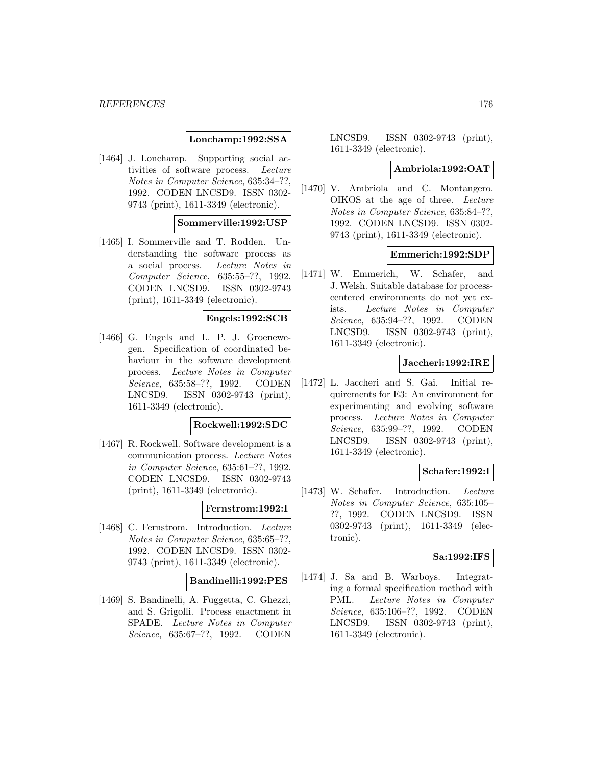**Lonchamp:1992:SSA**

[1464] J. Lonchamp. Supporting social activities of software process. *Lecture Notes in Computer Science*, 635:34–??, 1992. CODEN LNCSD9. ISSN 0302-9743 (print), 1611-3349 (electronic).

**Sommerville:1992:USP**

[1465] I. Sommerville and T. Rodden. Understanding the software process as a social process. *Lecture Notes in Computer Science*, 635:55–??, 1992. CODEN LNCSD9. ISSN 0302-9743 (print), 1611-3349 (electronic).

**Engels:1992:SCB**

[1466] G. Engels and L. P. J. Groenewegen. Specification of coordinated behaviour in the software development process. *Lecture Notes in Computer Science*, 635:58–??, 1992. CODEN LNCSD9. ISSN 0302-9743 (print), 1611-3349 (electronic).

**Rockwell:1992:SDC**

[1467] R. Rockwell. Software development is a communication process. *Lecture Notes in Computer Science*, 635:61–??, 1992. CODEN LNCSD9. ISSN 0302-9743 (print), 1611-3349 (electronic).

**Fernstrom:1992:I**

[1468] C. Fernstrom. Introduction. *Lecture Notes in Computer Science*, 635:65–??, 1992. CODEN LNCSD9. ISSN 0302-9743 (print), 1611-3349 (electronic).

**Bandinelli:1992:PES**

[1469] S. Bandinelli, A. Fuggetta, C. Ghezzi, and S. Grigolli. Process enactment in SPADE. *Lecture Notes in Computer Science*, 635:67–??, 1992. CODEN LNCSD9. ISSN 0302-9743 (print), 1611-3349 (electronic).

**Ambriola:1992:OAT**

[1470] V. Ambriola and C. Montangero. OIKOS at the age of three. *Lecture Notes in Computer Science*, 635:84–??, 1992. CODEN LNCSD9. ISSN 0302-9743 (print), 1611-3349 (electronic).

**Emmerich:1992:SDP**

[1471] W. Emmerich, W. Schafer, and J. Welsh. Suitable database for process-centered environments do not yet exists. *Lecture Notes in Computer Science*, 635:94–??, 1992. CODEN LNCSD9. ISSN 0302-9743 (print), 1611-3349 (electronic).

**Jaccheri:1992:IRE**

[1472] L. Jaccheri and S. Gai. Initial requirements for E3: An environment for experimenting and evolving software process. *Lecture Notes in Computer Science*, 635:99–??, 1992. CODEN LNCSD9. ISSN 0302-9743 (print), 1611-3349 (electronic).

**Schafer:1992:I**

[1473] W. Schafer. Introduction. *Lecture Notes in Computer Science*, 635:105–??, 1992. CODEN LNCSD9. ISSN 0302-9743 (print), 1611-3349 (electronic).

**Sa:1992:IFS**

[1474] J. Sa and B. Warboys. Integrating a formal specification method with PML. *Lecture Notes in Computer Science*, 635:106–??, 1992. CODEN LNCSD9. ISSN 0302-9743 (print), 1611-3349 (electronic).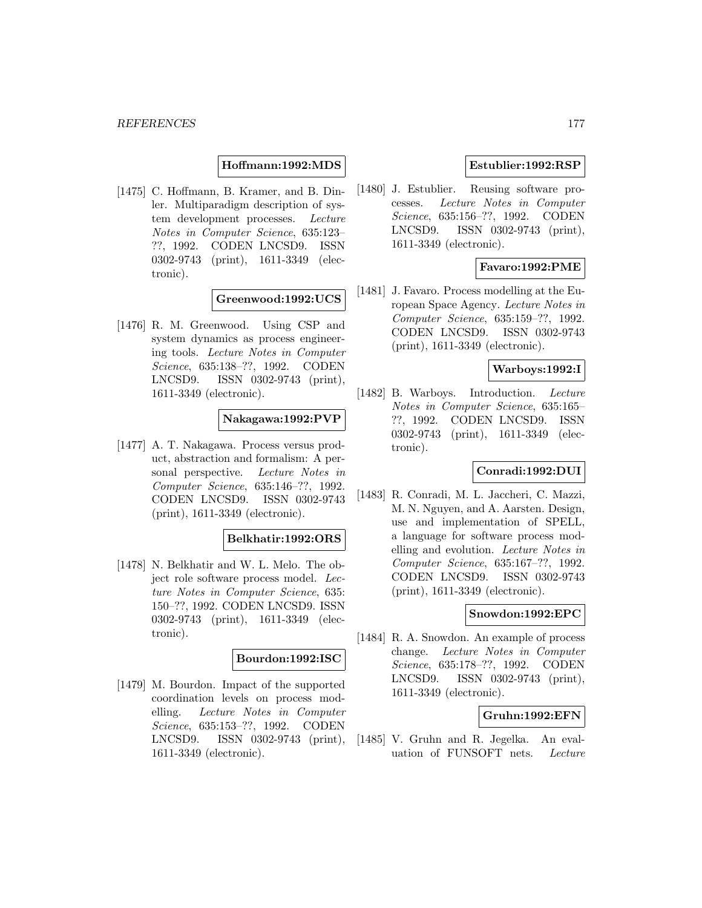**Hoffmann:1992:MDS**

[1475] C. Hoffmann, B. Kramer, and B. Dinler. Multiparadigm description of system development processes. *Lecture Notes in Computer Science*, 635:123–??, 1992. CODEN LNCSD9. ISSN 0302-9743 (print), 1611-3349 (electronic).

**Greenwood:1992:UCS**

[1476] R. M. Greenwood. Using CSP and system dynamics as process engineering tools. *Lecture Notes in Computer Science*, 635:138–??, 1992. CODEN LNCSD9. ISSN 0302-9743 (print), 1611-3349 (electronic).

**Nakagawa:1992:PVP**

[1477] A. T. Nakagawa. Process versus product, abstraction and formalism: A personal perspective. *Lecture Notes in Computer Science*, 635:146–??, 1992. CODEN LNCSD9. ISSN 0302-9743 (print), 1611-3349 (electronic).

**Belkhatir:1992:ORS**

[1478] N. Belkhatir and W. L. Melo. The object role software process model. *Lecture Notes in Computer Science*, 635: 150–??, 1992. CODEN LNCSD9. ISSN 0302-9743 (print), 1611-3349 (electronic).

**Bourdon:1992:ISC**

[1479] M. Bourdon. Impact of the supported coordination levels on process modelling. *Lecture Notes in Computer Science*, 635:153–??, 1992. CODEN LNCSD9. ISSN 0302-9743 (print), 1611-3349 (electronic).

**Estublier:1992:RSP**

[1480] J. Estublier. Reusing software processes. *Lecture Notes in Computer Science*, 635:156–??, 1992. CODEN LNCSD9. ISSN 0302-9743 (print), 1611-3349 (electronic).

**Favaro:1992:PME**

[1481] J. Favaro. Process modelling at the European Space Agency. *Lecture Notes in Computer Science*, 635:159–??, 1992. CODEN LNCSD9. ISSN 0302-9743 (print), 1611-3349 (electronic).

**Warboys:1992:I**

[1482] B. Warboys. Introduction. *Lecture Notes in Computer Science*, 635:165–??, 1992. CODEN LNCSD9. ISSN 0302-9743 (print), 1611-3349 (electronic).

**Conradi:1992:DUI**

[1483] R. Conradi, M. L. Jaccheri, C. Mazzi, M. N. Nguyen, and A. Aarsten. Design, use and implementation of SPELL, a language for software process modelling and evolution. *Lecture Notes in Computer Science*, 635:167–??, 1992. CODEN LNCSD9. ISSN 0302-9743 (print), 1611-3349 (electronic).

**Snowdon:1992:EPC**

[1484] R. A. Snowdon. An example of process change. *Lecture Notes in Computer Science*, 635:178–??, 1992. CODEN LNCSD9. ISSN 0302-9743 (print), 1611-3349 (electronic).

**Gruhn:1992:EFN**

[1485] V. Gruhn and R. Jegelka. An evaluation of FUNSOFT nets. *Lecture*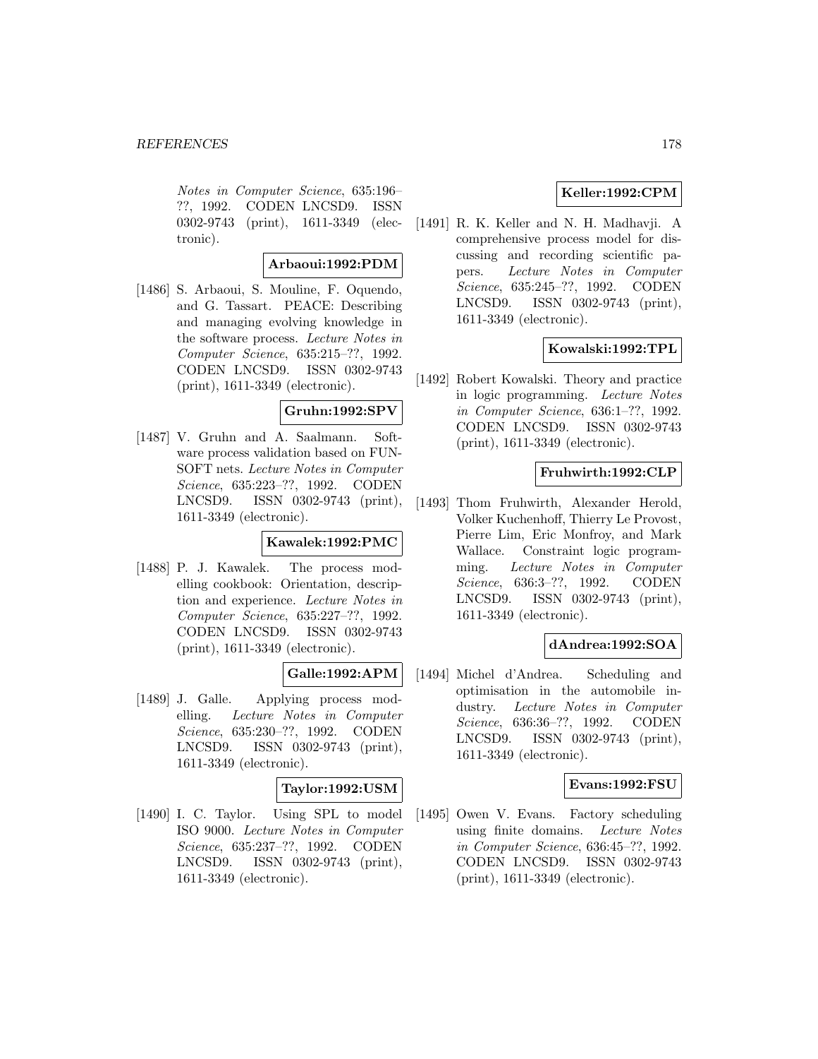Notes in Computer Science, 635:196–??, 1992. CODEN LNCSD9. ISSN 0302-9743 (print), 1611-3349 (electronic).

**Arbaoui:1992:PDM**

[1486] S. Arbaoui, S. Mouline, F. Oquendo, and G. Tassart. PEACE: Describing and managing evolving knowledge in the software process. *Lecture Notes in Computer Science*, 635:215–??, 1992. CODEN LNCSD9. ISSN 0302-9743 (print), 1611-3349 (electronic).

**Gruhn:1992:SPV**

[1487] V. Gruhn and A. Saalmann. Software process validation based on FUNSOFT nets. *Lecture Notes in Computer Science*, 635:223–??, 1992. CODEN LNCSD9. ISSN 0302-9743 (print), 1611-3349 (electronic).

**Kawalek:1992:PMC**

[1488] P. J. Kawalek. The process modelling cookbook: Orientation, description and experience. *Lecture Notes in Computer Science*, 635:227–??, 1992. CODEN LNCSD9. ISSN 0302-9743 (print), 1611-3349 (electronic).

**Galle:1992:APM**

[1489] J. Galle. Applying process modelling. *Lecture Notes in Computer Science*, 635:230–??, 1992. CODEN LNCSD9. ISSN 0302-9743 (print), 1611-3349 (electronic).

**Taylor:1992:USM**

[1490] I. C. Taylor. Using SPL to model ISO 9000. *Lecture Notes in Computer Science*, 635:237–??, 1992. CODEN LNCSD9. ISSN 0302-9743 (print), 1611-3349 (electronic).

**Keller:1992:CPM**

[1491] R. K. Keller and N. H. Madhavji. A comprehensive process model for discussing and recording scientific papers. *Lecture Notes in Computer Science*, 635:245–??, 1992. CODEN LNCSD9. ISSN 0302-9743 (print), 1611-3349 (electronic).

**Kowalski:1992:TPL**

[1492] Robert Kowalski. Theory and practice in logic programming. *Lecture Notes in Computer Science*, 636:1–??, 1992. CODEN LNCSD9. ISSN 0302-9743 (print), 1611-3349 (electronic).

**Fruhwirth:1992:CLP**

[1493] Thom Fruhwirth, Alexander Herold, Volker Kuchenhoff, Thierry Le Provost, Pierre Lim, Eric Monfroy, and Mark Wallace. Constraint logic programming. *Lecture Notes in Computer Science*, 636:3–??, 1992. CODEN LNCSD9. ISSN 0302-9743 (print), 1611-3349 (electronic).

**dAndrea:1992:SOA**

[1494] Michel d'Andrea. Scheduling and optimisation in the automobile industry. *Lecture Notes in Computer Science*, 636:36–??, 1992. CODEN LNCSD9. ISSN 0302-9743 (print), 1611-3349 (electronic).

**Evans:1992:FSU**

[1495] Owen V. Evans. Factory scheduling using finite domains. *Lecture Notes in Computer Science*, 636:45–??, 1992. CODEN LNCSD9. ISSN 0302-9743 (print), 1611-3349 (electronic).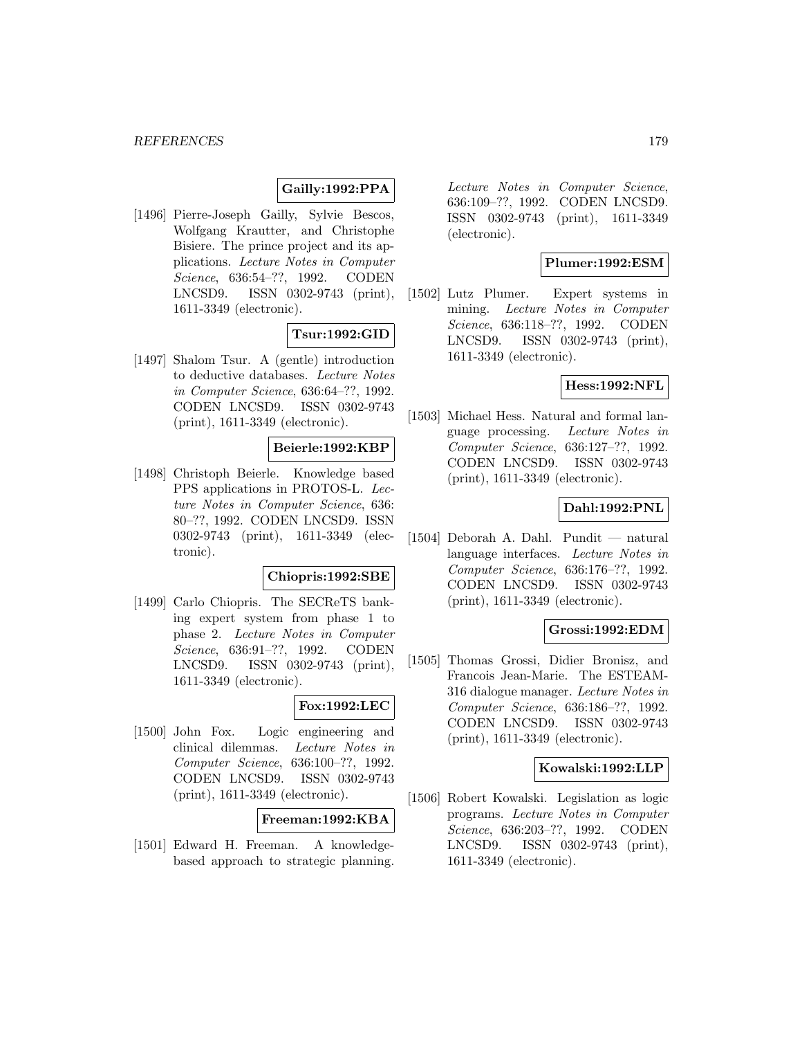**Gailly:1992:PPA**

[1496] Pierre-Joseph Gailly, Sylvie Bescos, Wolfgang Krautter, and Christophe Bisiere. The prince project and its applications. *Lecture Notes in Computer Science*, 636:54–??, 1992. CODEN LNCSD9. ISSN 0302-9743 (print), 1611-3349 (electronic).

**Tsur:1992:GID**

[1497] Shalom Tsur. A (gentle) introduction to deductive databases. *Lecture Notes in Computer Science*, 636:64–??, 1992. CODEN LNCSD9. ISSN 0302-9743 (print), 1611-3349 (electronic).

**Beierle:1992:KBP**

[1498] Christoph Beierle. Knowledge based PPS applications in PROTOS-L. *Lecture Notes in Computer Science*, 636: 80–??, 1992. CODEN LNCSD9. ISSN 0302-9743 (print), 1611-3349 (electronic).

**Chiopris:1992:SBE**

[1499] Carlo Chiopris. The SECReTS banking expert system from phase 1 to phase 2. *Lecture Notes in Computer Science*, 636:91–??, 1992. CODEN LNCSD9. ISSN 0302-9743 (print), 1611-3349 (electronic).

**Fox:1992:LEC**

[1500] John Fox. Logic engineering and clinical dilemmas. *Lecture Notes in Computer Science*, 636:100–??, 1992. CODEN LNCSD9. ISSN 0302-9743 (print), 1611-3349 (electronic).

**Freeman:1992:KBA**

[1501] Edward H. Freeman. A knowledge-based approach to strategic planning. *Lecture Notes in Computer Science*, 636:109–??, 1992. CODEN LNCSD9. ISSN 0302-9743 (print), 1611-3349 (electronic).

**Plumer:1992:ESM**

[1502] Lutz Plumer. Expert systems in mining. *Lecture Notes in Computer Science*, 636:118–??, 1992. CODEN LNCSD9. ISSN 0302-9743 (print), 1611-3349 (electronic).

**Hess:1992:NFL**

[1503] Michael Hess. Natural and formal language processing. *Lecture Notes in Computer Science*, 636:127–??, 1992. CODEN LNCSD9. ISSN 0302-9743 (print), 1611-3349 (electronic).

**Dahl:1992:PNL**

[1504] Deborah A. Dahl. Pundit — natural language interfaces. *Lecture Notes in Computer Science*, 636:176–??, 1992. CODEN LNCSD9. ISSN 0302-9743 (print), 1611-3349 (electronic).

**Grossi:1992:EDM**

[1505] Thomas Grossi, Didier Bronisz, and Francois Jean-Marie. The ESTEAM-316 dialogue manager. *Lecture Notes in Computer Science*, 636:186–??, 1992. CODEN LNCSD9. ISSN 0302-9743 (print), 1611-3349 (electronic).

**Kowalski:1992:LLP**

[1506] Robert Kowalski. Legislation as logic programs. *Lecture Notes in Computer Science*, 636:203–??, 1992. CODEN LNCSD9. ISSN 0302-9743 (print), 1611-3349 (electronic).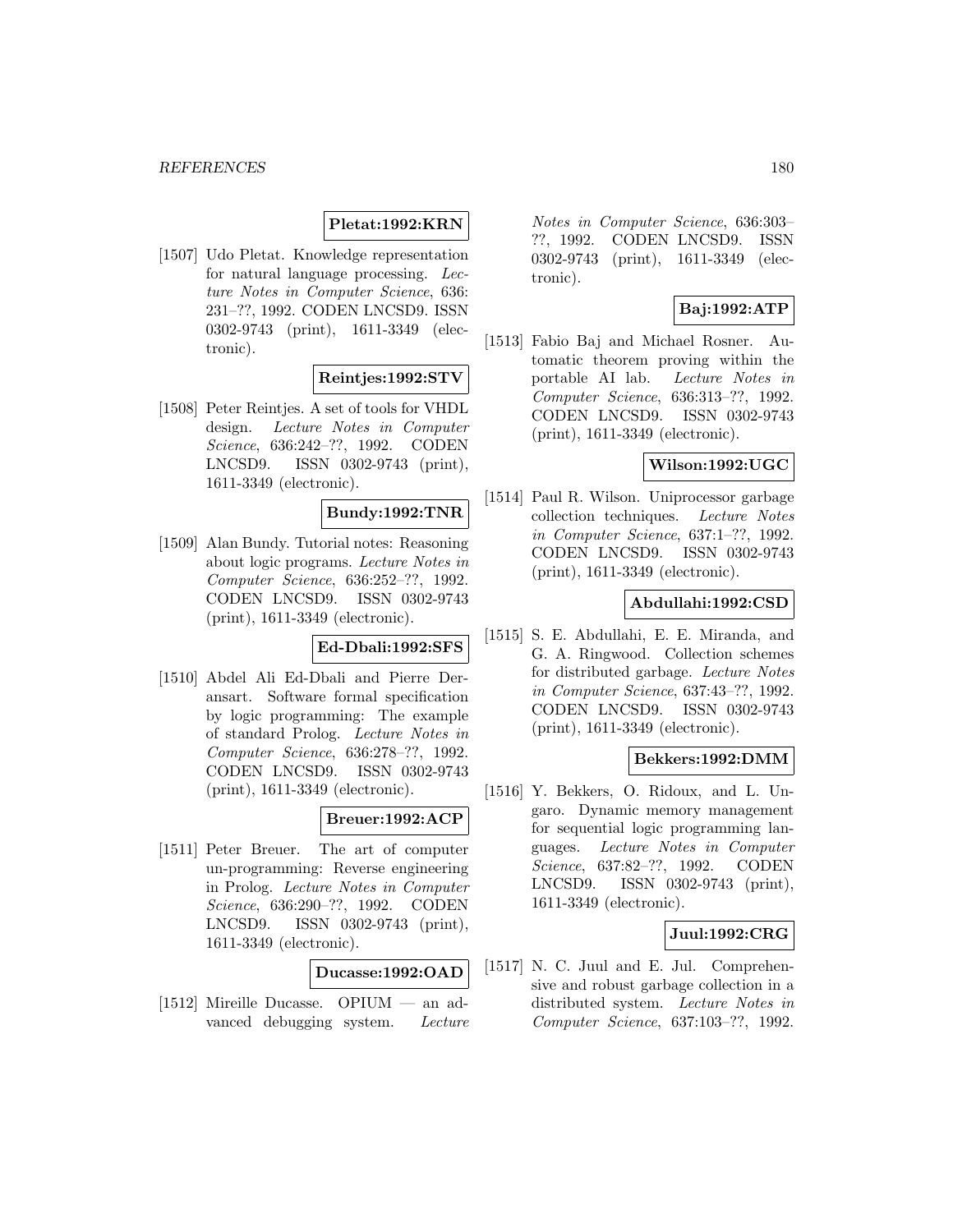**Pletat:1992:KRN**

[1507] Udo Pletat. Knowledge representation for natural language processing. *Lecture Notes in Computer Science*, 636: 231–??, 1992. CODEN LNCSD9. ISSN 0302-9743 (print), 1611-3349 (electronic).

**Reintjes:1992:STV**

[1508] Peter Reintjes. A set of tools for VHDL design. *Lecture Notes in Computer Science*, 636:242–??, 1992. CODEN LNCSD9. ISSN 0302-9743 (print), 1611-3349 (electronic).

**Bundy:1992:TNR**

[1509] Alan Bundy. Tutorial notes: Reasoning about logic programs. *Lecture Notes in Computer Science*, 636:252–??, 1992. CODEN LNCSD9. ISSN 0302-9743 (print), 1611-3349 (electronic).

**Ed-Dbali:1992:SFS**

[1510] Abdel Ali Ed-Dbali and Pierre Deransart. Software formal specification by logic programming: The example of standard Prolog. *Lecture Notes in Computer Science*, 636:278–??, 1992. CODEN LNCSD9. ISSN 0302-9743 (print), 1611-3349 (electronic).

**Breuer:1992:ACP**

[1511] Peter Breuer. The art of computer un-programming: Reverse engineering in Prolog. *Lecture Notes in Computer Science*, 636:290–??, 1992. CODEN LNCSD9. ISSN 0302-9743 (print), 1611-3349 (electronic).

**Ducasse:1992:OAD**

[1512] Mireille Ducasse. OPIUM — an advanced debugging system. *Lecture Notes in Computer Science*, 636:303–??, 1992. CODEN LNCSD9. ISSN 0302-9743 (print), 1611-3349 (electronic).

**Baj:1992:ATP**

[1513] Fabio Baj and Michael Rosner. Automatic theorem proving within the portable AI lab. *Lecture Notes in Computer Science*, 636:313–??, 1992. CODEN LNCSD9. ISSN 0302-9743 (print), 1611-3349 (electronic).

**Wilson:1992:UGC**

[1514] Paul R. Wilson. Uniprocessor garbage collection techniques. *Lecture Notes in Computer Science*, 637:1–??, 1992. CODEN LNCSD9. ISSN 0302-9743 (print), 1611-3349 (electronic).

**Abdullahi:1992:CSD**

[1515] S. E. Abdullahi, E. E. Miranda, and G. A. Ringwood. Collection schemes for distributed garbage. *Lecture Notes in Computer Science*, 637:43–??, 1992. CODEN LNCSD9. ISSN 0302-9743 (print), 1611-3349 (electronic).

**Bekkers:1992:DMM**

[1516] Y. Bekkers, O. Ridoux, and L. Ungaro. Dynamic memory management for sequential logic programming languages. *Lecture Notes in Computer Science*, 637:82–??, 1992. CODEN LNCSD9. ISSN 0302-9743 (print), 1611-3349 (electronic).

**Juul:1992:CRG**

[1517] N. C. Juul and E. Jul. Comprehensive and robust garbage collection in a distributed system. *Lecture Notes in Computer Science*, 637:103–??, 1992.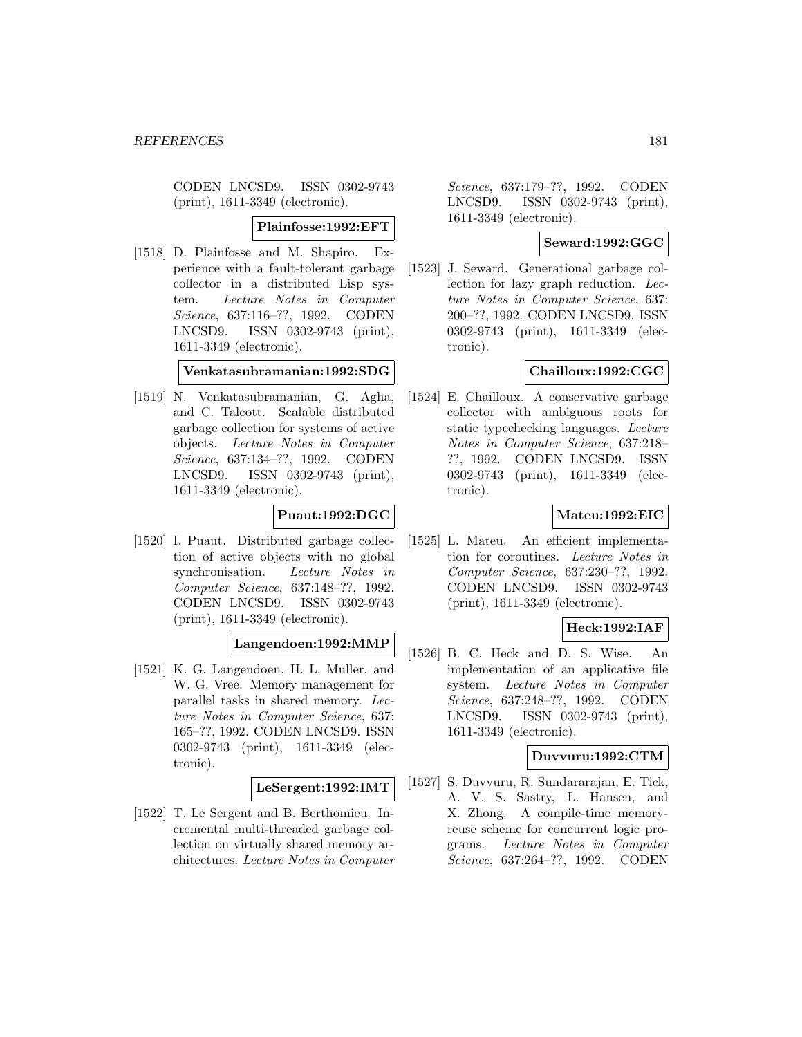CODEN LNCSD9. ISSN 0302-9743 (print), 1611-3349 (electronic).

**Plainfosse:1992:EFT**

[1518] D. Plainfosse and M. Shapiro. Experience with a fault-tolerant garbage collector in a distributed Lisp system. *Lecture Notes in Computer Science*, 637:116–??, 1992. CODEN LNCSD9. ISSN 0302-9743 (print), 1611-3349 (electronic).

**Venkatasubramanian:1992:SDG**

[1519] N. Venkatasubramanian, G. Agha, and C. Talcott. Scalable distributed garbage collection for systems of active objects. *Lecture Notes in Computer Science*, 637:134–??, 1992. CODEN LNCSD9. ISSN 0302-9743 (print), 1611-3349 (electronic).

**Puaut:1992:DGC**

[1520] I. Puaut. Distributed garbage collection of active objects with no global synchronisation. *Lecture Notes in Computer Science*, 637:148–??, 1992. CODEN LNCSD9. ISSN 0302-9743 (print), 1611-3349 (electronic).

**Langendoen:1992:MMP**

[1521] K. G. Langendoen, H. L. Muller, and W. G. Vree. Memory management for parallel tasks in shared memory. *Lecture Notes in Computer Science*, 637: 165–??, 1992. CODEN LNCSD9. ISSN 0302-9743 (print), 1611-3349 (electronic).

**LeSergent:1992:IMT**

[1522] T. Le Sergent and B. Berthomieu. Incremental multi-threaded garbage collection on virtually shared memory architectures. *Lecture Notes in Computer Science*, 637:179–??, 1992. CODEN LNCSD9. ISSN 0302-9743 (print), 1611-3349 (electronic).

**Seward:1992:GGC**

[1523] J. Seward. Generational garbage collection for lazy graph reduction. *Lecture Notes in Computer Science*, 637: 200–??, 1992. CODEN LNCSD9. ISSN 0302-9743 (print), 1611-3349 (electronic).

**Chailloux:1992:CGC**

[1524] E. Chailloux. A conservative garbage collector with ambiguous roots for static typechecking languages. *Lecture Notes in Computer Science*, 637:218–??, 1992. CODEN LNCSD9. ISSN 0302-9743 (print), 1611-3349 (electronic).

**Mateu:1992:EIC**

[1525] L. Mateu. An efficient implementation for coroutines. *Lecture Notes in Computer Science*, 637:230–??, 1992. CODEN LNCSD9. ISSN 0302-9743 (print), 1611-3349 (electronic).

**Heck:1992:IAF**

[1526] B. C. Heck and D. S. Wise. An implementation of an applicative file system. *Lecture Notes in Computer Science*, 637:248–??, 1992. CODEN LNCSD9. ISSN 0302-9743 (print), 1611-3349 (electronic).

**Duvvuru:1992:CTM**

[1527] S. Duvvuru, R. Sundararajan, E. Tick, A. V. S. Sastry, L. Hansen, and X. Zhong. A compile-time memory-reuse scheme for concurrent logic programs. *Lecture Notes in Computer Science*, 637:264–??, 1992. CODEN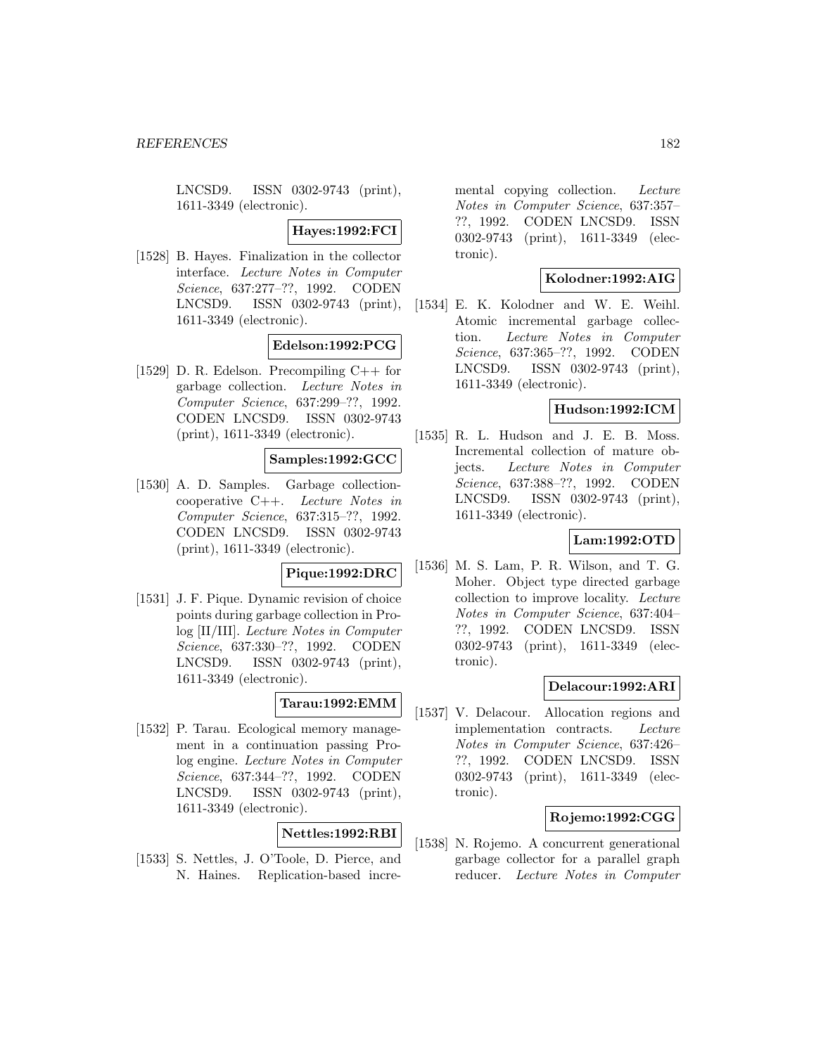LNCSD9. ISSN 0302-9743 (print), 1611-3349 (electronic).

**Hayes:1992:FCI**

[1528] B. Hayes. Finalization in the collector interface. *Lecture Notes in Computer Science*, 637:277–??, 1992. CODEN LNCSD9. ISSN 0302-9743 (print), 1611-3349 (electronic).

**Edelson:1992:PCG**

[1529] D. R. Edelson. Precompiling C++ for garbage collection. *Lecture Notes in Computer Science*, 637:299–??, 1992. CODEN LNCSD9. ISSN 0302-9743 (print), 1611-3349 (electronic).

**Samples:1992:GCC**

[1530] A. D. Samples. Garbage collection-cooperative C++. *Lecture Notes in Computer Science*, 637:315–??, 1992. CODEN LNCSD9. ISSN 0302-9743 (print), 1611-3349 (electronic).

**Pique:1992:DRC**

[1531] J. F. Pique. Dynamic revision of choice points during garbage collection in Prolog [II/III]. *Lecture Notes in Computer Science*, 637:330–??, 1992. CODEN LNCSD9. ISSN 0302-9743 (print), 1611-3349 (electronic).

**Tarau:1992:EMM**

[1532] P. Tarau. Ecological memory management in a continuation passing Prolog engine. *Lecture Notes in Computer Science*, 637:344–??, 1992. CODEN LNCSD9. ISSN 0302-9743 (print), 1611-3349 (electronic).

**Nettles:1992:RBI**

[1533] S. Nettles, J. O'Toole, D. Pierce, and N. Haines. Replication-based incremental copying collection. *Lecture Notes in Computer Science*, 637:357–??, 1992. CODEN LNCSD9. ISSN 0302-9743 (print), 1611-3349 (electronic).

**Kolodner:1992:AIG**

[1534] E. K. Kolodner and W. E. Weihl. Atomic incremental garbage collection. *Lecture Notes in Computer Science*, 637:365–??, 1992. CODEN LNCSD9. ISSN 0302-9743 (print), 1611-3349 (electronic).

**Hudson:1992:ICM**

[1535] R. L. Hudson and J. E. B. Moss. Incremental collection of mature objects. *Lecture Notes in Computer Science*, 637:388–??, 1992. CODEN LNCSD9. ISSN 0302-9743 (print), 1611-3349 (electronic).

**Lam:1992:OTD**

[1536] M. S. Lam, P. R. Wilson, and T. G. Moher. Object type directed garbage collection to improve locality. *Lecture Notes in Computer Science*, 637:404–??, 1992. CODEN LNCSD9. ISSN 0302-9743 (print), 1611-3349 (electronic).

**Delacour:1992:ARI**

[1537] V. Delacour. Allocation regions and implementation contracts. *Lecture Notes in Computer Science*, 637:426–??, 1992. CODEN LNCSD9. ISSN 0302-9743 (print), 1611-3349 (electronic).

**Rojemo:1992:CGG**

[1538] N. Rojemo. A concurrent generational garbage collector for a parallel graph reducer. *Lecture Notes in Computer*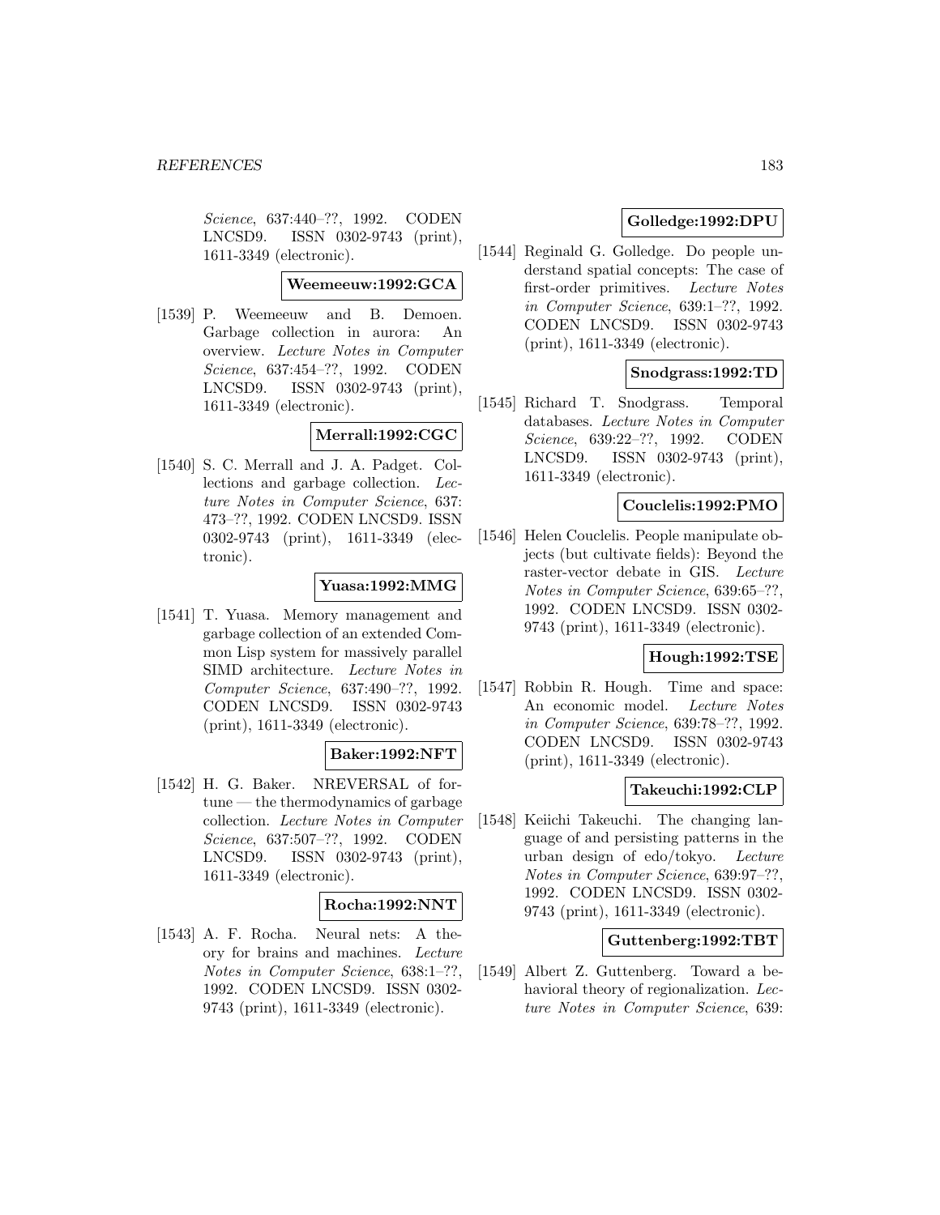Science, 637:440–??, 1992. CODEN LNCSD9. ISSN 0302-9743 (print), 1611-3349 (electronic).

**Weemeeuw:1992:GCA**

[1539] P. Weemeeuw and B. Demoen. Garbage collection in aurora: An overview. *Lecture Notes in Computer Science*, 637:454–??, 1992. CODEN LNCSD9. ISSN 0302-9743 (print), 1611-3349 (electronic).

**Merrall:1992:CGC**

[1540] S. C. Merrall and J. A. Padget. Collections and garbage collection. *Lecture Notes in Computer Science*, 637: 473–??, 1992. CODEN LNCSD9. ISSN 0302-9743 (print), 1611-3349 (electronic).

**Yuasa:1992:MMG**

[1541] T. Yuasa. Memory management and garbage collection of an extended Common Lisp system for massively parallel SIMD architecture. *Lecture Notes in Computer Science*, 637:490–??, 1992. CODEN LNCSD9. ISSN 0302-9743 (print), 1611-3349 (electronic).

**Baker:1992:NFT**

[1542] H. G. Baker. NREVERSAL of fortune — the thermodynamics of garbage collection. *Lecture Notes in Computer Science*, 637:507–??, 1992. CODEN LNCSD9. ISSN 0302-9743 (print), 1611-3349 (electronic).

**Rocha:1992:NNT**

[1543] A. F. Rocha. Neural nets: A theory for brains and machines. *Lecture Notes in Computer Science*, 638:1–??, 1992. CODEN LNCSD9. ISSN 0302-9743 (print), 1611-3349 (electronic).

**Golledge:1992:DPU**

[1544] Reginald G. Golledge. Do people understand spatial concepts: The case of first-order primitives. *Lecture Notes in Computer Science*, 639:1–??, 1992. CODEN LNCSD9. ISSN 0302-9743 (print), 1611-3349 (electronic).

**Snodgrass:1992:TD**

[1545] Richard T. Snodgrass. Temporal databases. *Lecture Notes in Computer Science*, 639:22–??, 1992. CODEN LNCSD9. ISSN 0302-9743 (print), 1611-3349 (electronic).

**Couclelis:1992:PMO**

[1546] Helen Couclelis. People manipulate objects (but cultivate fields): Beyond the raster-vector debate in GIS. *Lecture Notes in Computer Science*, 639:65–??, 1992. CODEN LNCSD9. ISSN 0302-9743 (print), 1611-3349 (electronic).

**Hough:1992:TSE**

[1547] Robbin R. Hough. Time and space: An economic model. *Lecture Notes in Computer Science*, 639:78–??, 1992. CODEN LNCSD9. ISSN 0302-9743 (print), 1611-3349 (electronic).

**Takeuchi:1992:CLP**

[1548] Keiichi Takeuchi. The changing language of and persisting patterns in the urban design of edo/tokyo. *Lecture Notes in Computer Science*, 639:97–??, 1992. CODEN LNCSD9. ISSN 0302-9743 (print), 1611-3349 (electronic).

**Guttenberg:1992:TBT**

[1549] Albert Z. Guttenberg. Toward a behavioral theory of regionalization. *Lecture Notes in Computer Science*, 639: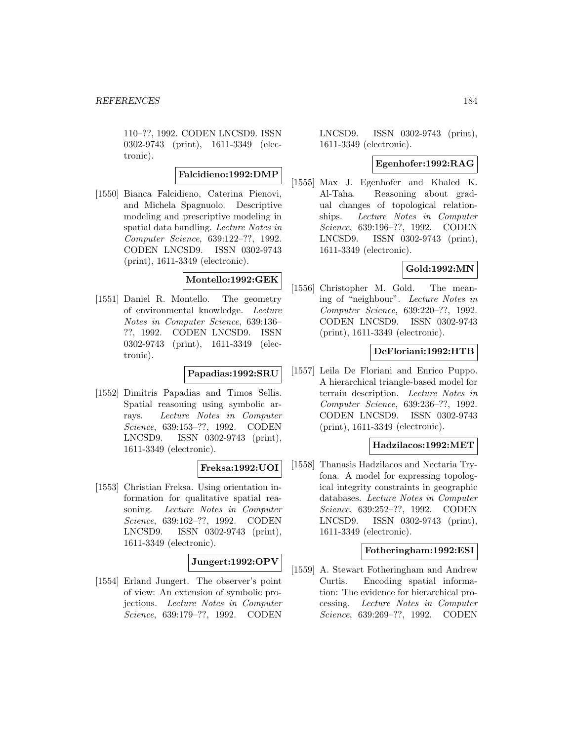110–??, 1992. CODEN LNCSD9. ISSN 0302-9743 (print), 1611-3349 (electronic).

**Falcidieno:1992:DMP**

[1550] Bianca Falcidieno, Caterina Pienovi, and Michela Spagnuolo. Descriptive modeling and prescriptive modeling in spatial data handling. *Lecture Notes in Computer Science*, 639:122–??, 1992. CODEN LNCSD9. ISSN 0302-9743 (print), 1611-3349 (electronic).

**Montello:1992:GEK**

[1551] Daniel R. Montello. The geometry of environmental knowledge. *Lecture Notes in Computer Science*, 639:136–??, 1992. CODEN LNCSD9. ISSN 0302-9743 (print), 1611-3349 (electronic).

**Papadias:1992:SRU**

[1552] Dimitris Papadias and Timos Sellis. Spatial reasoning using symbolic arrays. *Lecture Notes in Computer Science*, 639:153–??, 1992. CODEN LNCSD9. ISSN 0302-9743 (print), 1611-3349 (electronic).

**Freksa:1992:UOI**

[1553] Christian Freksa. Using orientation information for qualitative spatial reasoning. *Lecture Notes in Computer Science*, 639:162–??, 1992. CODEN LNCSD9. ISSN 0302-9743 (print), 1611-3349 (electronic).

**Jungert:1992:OPV**

[1554] Erland Jungert. The observer's point of view: An extension of symbolic projections. *Lecture Notes in Computer Science*, 639:179–??, 1992. CODEN LNCSD9. ISSN 0302-9743 (print), 1611-3349 (electronic).

**Egenhofer:1992:RAG**

[1555] Max J. Egenhofer and Khaled K. Al-Taha. Reasoning about gradual changes of topological relationships. *Lecture Notes in Computer Science*, 639:196–??, 1992. CODEN LNCSD9. ISSN 0302-9743 (print), 1611-3349 (electronic).

**Gold:1992:MN**

[1556] Christopher M. Gold. The meaning of "neighbour". *Lecture Notes in Computer Science*, 639:220–??, 1992. CODEN LNCSD9. ISSN 0302-9743 (print), 1611-3349 (electronic).

**DeFloriani:1992:HTB**

[1557] Leila De Floriani and Enrico Puppo. A hierarchical triangle-based model for terrain description. *Lecture Notes in Computer Science*, 639:236–??, 1992. CODEN LNCSD9. ISSN 0302-9743 (print), 1611-3349 (electronic).

**Hadzilacos:1992:MET**

[1558] Thanasis Hadzilacos and Nectaria Tryfona. A model for expressing topological integrity constraints in geographic databases. *Lecture Notes in Computer Science*, 639:252–??, 1992. CODEN LNCSD9. ISSN 0302-9743 (print), 1611-3349 (electronic).

**Fotheringham:1992:ESI**

[1559] A. Stewart Fotheringham and Andrew Curtis. Encoding spatial information: The evidence for hierarchical processing. *Lecture Notes in Computer Science*, 639:269–??, 1992. CODEN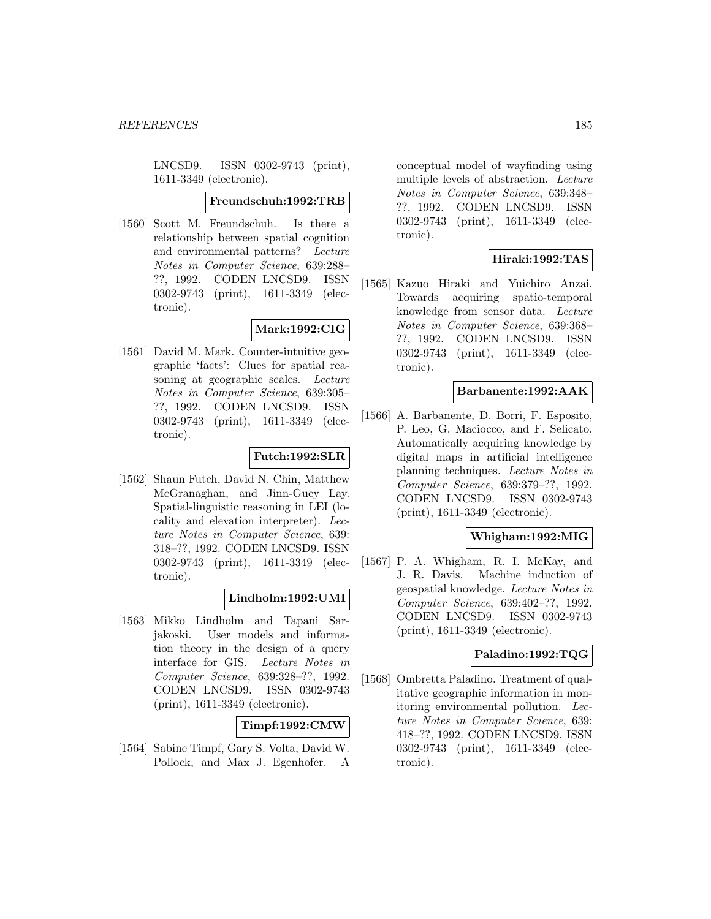LNCSD9. ISSN 0302-9743 (print), 1611-3349 (electronic).

**Freundschuh:1992:TRB**

[1560] Scott M. Freundschuh. Is there a relationship between spatial cognition and environmental patterns? *Lecture Notes in Computer Science*, 639:288–??, 1992. CODEN LNCSD9. ISSN 0302-9743 (print), 1611-3349 (electronic).

**Mark:1992:CIG**

[1561] David M. Mark. Counter-intuitive geographic 'facts': Clues for spatial reasoning at geographic scales. *Lecture Notes in Computer Science*, 639:305–??, 1992. CODEN LNCSD9. ISSN 0302-9743 (print), 1611-3349 (electronic).

**Futch:1992:SLR**

[1562] Shaun Futch, David N. Chin, Matthew McGranaghan, and Jinn-Guey Lay. Spatial-linguistic reasoning in LEI (locality and elevation interpreter). *Lecture Notes in Computer Science*, 639: 318–??, 1992. CODEN LNCSD9. ISSN 0302-9743 (print), 1611-3349 (electronic).

**Lindholm:1992:UMI**

[1563] Mikko Lindholm and Tapani Sarjakoski. User models and information theory in the design of a query interface for GIS. *Lecture Notes in Computer Science*, 639:328–??, 1992. CODEN LNCSD9. ISSN 0302-9743 (print), 1611-3349 (electronic).

**Timpf:1992:CMW**

[1564] Sabine Timpf, Gary S. Volta, David W. Pollock, and Max J. Egenhofer. A conceptual model of wayfinding using multiple levels of abstraction. *Lecture Notes in Computer Science*, 639:348–??, 1992. CODEN LNCSD9. ISSN 0302-9743 (print), 1611-3349 (electronic).

**Hiraki:1992:TAS**

[1565] Kazuo Hiraki and Yuichiro Anzai. Towards acquiring spatio-temporal knowledge from sensor data. *Lecture Notes in Computer Science*, 639:368–??, 1992. CODEN LNCSD9. ISSN 0302-9743 (print), 1611-3349 (electronic).

**Barbanente:1992:AAK**

[1566] A. Barbanente, D. Borri, F. Esposito, P. Leo, G. Maciocco, and F. Selicato. Automatically acquiring knowledge by digital maps in artificial intelligence planning techniques. *Lecture Notes in Computer Science*, 639:379–??, 1992. CODEN LNCSD9. ISSN 0302-9743 (print), 1611-3349 (electronic).

**Whigham:1992:MIG**

[1567] P. A. Whigham, R. I. McKay, and J. R. Davis. Machine induction of geospatial knowledge. *Lecture Notes in Computer Science*, 639:402–??, 1992. CODEN LNCSD9. ISSN 0302-9743 (print), 1611-3349 (electronic).

**Paladino:1992:TQG**

[1568] Ombretta Paladino. Treatment of qualitative geographic information in monitoring environmental pollution. *Lecture Notes in Computer Science*, 639: 418–??, 1992. CODEN LNCSD9. ISSN 0302-9743 (print), 1611-3349 (electronic).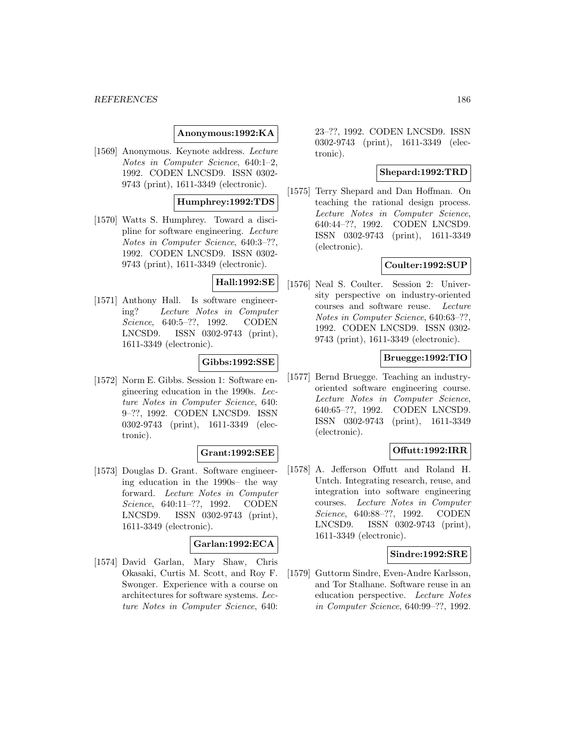**Anonymous:1992:KA**

[1569] Anonymous. Keynote address. *Lecture Notes in Computer Science*, 640:1–2, 1992. CODEN LNCSD9. ISSN 0302-9743 (print), 1611-3349 (electronic).

**Humphrey:1992:TDS**

[1570] Watts S. Humphrey. Toward a discipline for software engineering. *Lecture Notes in Computer Science*, 640:3–??, 1992. CODEN LNCSD9. ISSN 0302-9743 (print), 1611-3349 (electronic).

**Hall:1992:SE**

[1571] Anthony Hall. Is software engineering? *Lecture Notes in Computer Science*, 640:5–??, 1992. CODEN LNCSD9. ISSN 0302-9743 (print), 1611-3349 (electronic).

**Gibbs:1992:SSE**

[1572] Norm E. Gibbs. Session 1: Software engineering education in the 1990s. *Lecture Notes in Computer Science*, 640: 9–??, 1992. CODEN LNCSD9. ISSN 0302-9743 (print), 1611-3349 (electronic).

**Grant:1992:SEE**

[1573] Douglas D. Grant. Software engineering education in the 1990s– the way forward. *Lecture Notes in Computer Science*, 640:11–??, 1992. CODEN LNCSD9. ISSN 0302-9743 (print), 1611-3349 (electronic).

**Garlan:1992:ECA**

[1574] David Garlan, Mary Shaw, Chris Okasaki, Curtis M. Scott, and Roy F. Swonger. Experience with a course on architectures for software systems. *Lecture Notes in Computer Science*, 640: 23–??, 1992. CODEN LNCSD9. ISSN 0302-9743 (print), 1611-3349 (electronic).

**Shepard:1992:TRD**

[1575] Terry Shepard and Dan Hoffman. On teaching the rational design process. *Lecture Notes in Computer Science*, 640:44–??, 1992. CODEN LNCSD9. ISSN 0302-9743 (print), 1611-3349 (electronic).

**Coulter:1992:SUP**

[1576] Neal S. Coulter. Session 2: University perspective on industry-oriented courses and software reuse. *Lecture Notes in Computer Science*, 640:63–??, 1992. CODEN LNCSD9. ISSN 0302-9743 (print), 1611-3349 (electronic).

**Bruegge:1992:TIO**

[1577] Bernd Bruegge. Teaching an industry-oriented software engineering course. *Lecture Notes in Computer Science*, 640:65–??, 1992. CODEN LNCSD9. ISSN 0302-9743 (print), 1611-3349 (electronic).

**Offutt:1992:IRR**

[1578] A. Jefferson Offutt and Roland H. Untch. Integrating research, reuse, and integration into software engineering courses. *Lecture Notes in Computer Science*, 640:88–??, 1992. CODEN LNCSD9. ISSN 0302-9743 (print), 1611-3349 (electronic).

**Sindre:1992:SRE**

[1579] Guttorm Sindre, Even-Andre Karlsson, and Tor Stalhane. Software reuse in an education perspective. *Lecture Notes in Computer Science*, 640:99–??, 1992.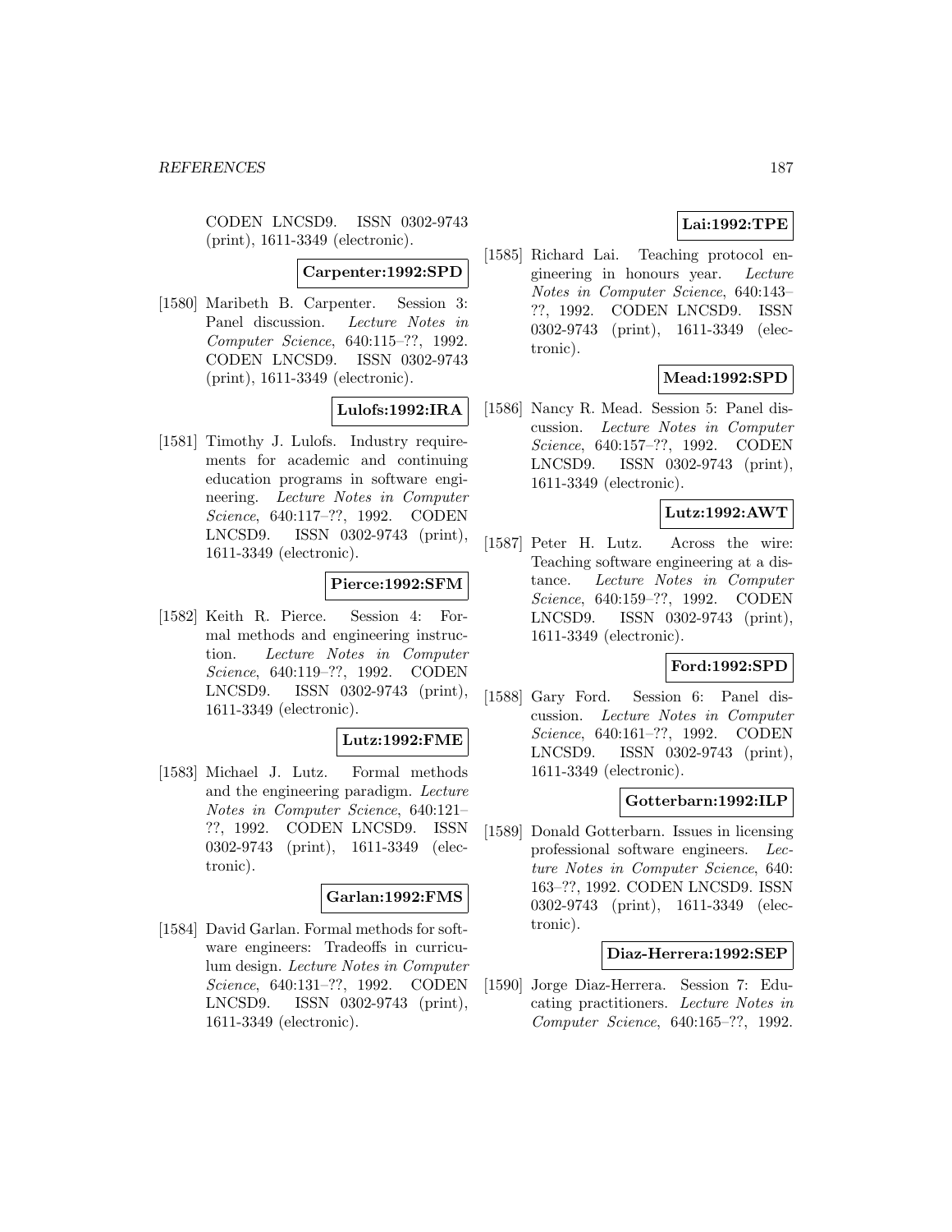CODEN LNCSD9. ISSN 0302-9743 (print), 1611-3349 (electronic).

**Carpenter:1992:SPD**

[1580] Maribeth B. Carpenter. Session 3: Panel discussion. *Lecture Notes in Computer Science*, 640:115–??, 1992. CODEN LNCSD9. ISSN 0302-9743 (print), 1611-3349 (electronic).

**Lulofs:1992:IRA**

[1581] Timothy J. Lulofs. Industry requirements for academic and continuing education programs in software engineering. *Lecture Notes in Computer Science*, 640:117–??, 1992. CODEN LNCSD9. ISSN 0302-9743 (print), 1611-3349 (electronic).

**Pierce:1992:SFM**

[1582] Keith R. Pierce. Session 4: Formal methods and engineering instruction. *Lecture Notes in Computer Science*, 640:119–??, 1992. CODEN LNCSD9. ISSN 0302-9743 (print), 1611-3349 (electronic).

**Lutz:1992:FME**

[1583] Michael J. Lutz. Formal methods and the engineering paradigm. *Lecture Notes in Computer Science*, 640:121–??, 1992. CODEN LNCSD9. ISSN 0302-9743 (print), 1611-3349 (electronic).

**Garlan:1992:FMS**

[1584] David Garlan. Formal methods for software engineers: Tradeoffs in curriculum design. *Lecture Notes in Computer Science*, 640:131–??, 1992. CODEN LNCSD9. ISSN 0302-9743 (print), 1611-3349 (electronic).

**Lai:1992:TPE**

[1585] Richard Lai. Teaching protocol engineering in honours year. *Lecture Notes in Computer Science*, 640:143–??, 1992. CODEN LNCSD9. ISSN 0302-9743 (print), 1611-3349 (electronic).

**Mead:1992:SPD**

[1586] Nancy R. Mead. Session 5: Panel discussion. *Lecture Notes in Computer Science*, 640:157–??, 1992. CODEN LNCSD9. ISSN 0302-9743 (print), 1611-3349 (electronic).

**Lutz:1992:AWT**

[1587] Peter H. Lutz. Across the wire: Teaching software engineering at a distance. *Lecture Notes in Computer Science*, 640:159–??, 1992. CODEN LNCSD9. ISSN 0302-9743 (print), 1611-3349 (electronic).

**Ford:1992:SPD**

[1588] Gary Ford. Session 6: Panel discussion. *Lecture Notes in Computer Science*, 640:161–??, 1992. CODEN LNCSD9. ISSN 0302-9743 (print), 1611-3349 (electronic).

**Gotterbarn:1992:ILP**

[1589] Donald Gotterbarn. Issues in licensing professional software engineers. *Lecture Notes in Computer Science*, 640: 163–??, 1992. CODEN LNCSD9. ISSN 0302-9743 (print), 1611-3349 (electronic).

**Diaz-Herrera:1992:SEP**

[1590] Jorge Diaz-Herrera. Session 7: Educating practitioners. *Lecture Notes in Computer Science*, 640:165–??, 1992.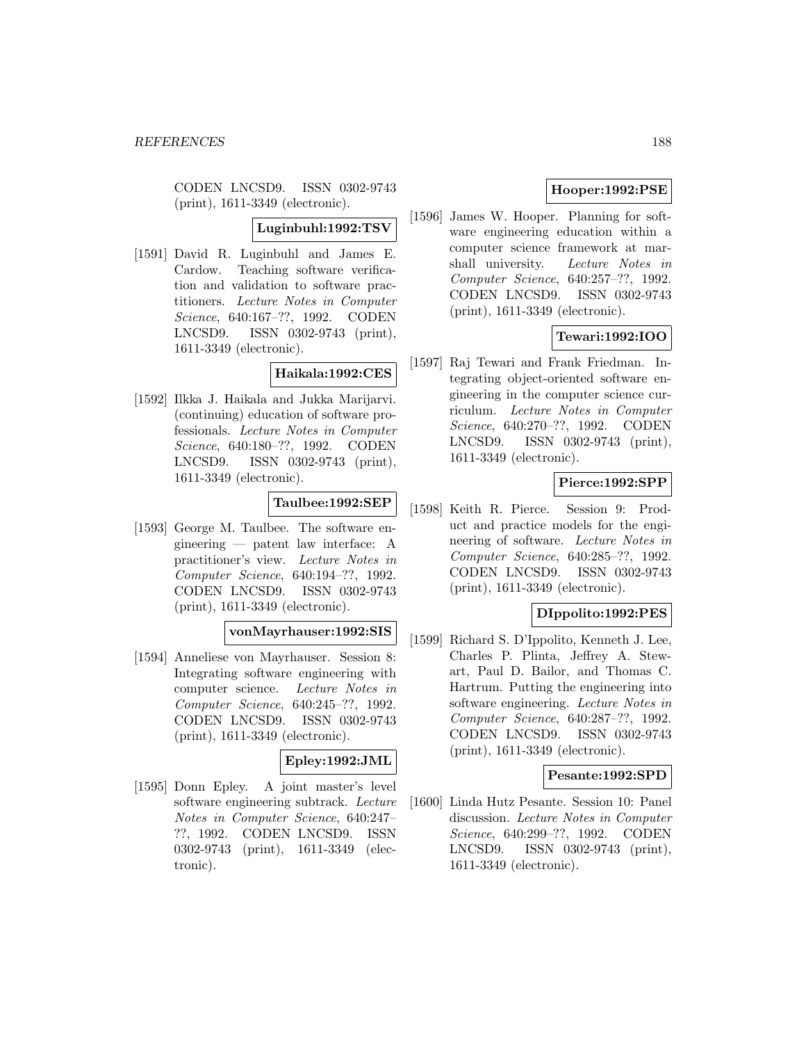CODEN LNCSD9. ISSN 0302-9743 (print), 1611-3349 (electronic).

**Luginbuhl:1992:TSV**

[1591] David R. Luginbuhl and James E. Cardow. Teaching software verification and validation to software practitioners. *Lecture Notes in Computer Science*, 640:167–??, 1992. CODEN LNCSD9. ISSN 0302-9743 (print), 1611-3349 (electronic).

**Haikala:1992:CES**

[1592] Ilkka J. Haikala and Jukka Marijarvi. (continuing) education of software professionals. *Lecture Notes in Computer Science*, 640:180–??, 1992. CODEN LNCSD9. ISSN 0302-9743 (print), 1611-3349 (electronic).

**Taulbee:1992:SEP**

[1593] George M. Taulbee. The software engineering — patent law interface: A practitioner's view. *Lecture Notes in Computer Science*, 640:194–??, 1992. CODEN LNCSD9. ISSN 0302-9743 (print), 1611-3349 (electronic).

**vonMayrhauser:1992:SIS**

[1594] Anneliese von Mayrhauser. Session 8: Integrating software engineering with computer science. *Lecture Notes in Computer Science*, 640:245–??, 1992. CODEN LNCSD9. ISSN 0302-9743 (print), 1611-3349 (electronic).

**Epley:1992:JML**

[1595] Donn Epley. A joint master's level software engineering subtrack. *Lecture Notes in Computer Science*, 640:247–??, 1992. CODEN LNCSD9. ISSN 0302-9743 (print), 1611-3349 (electronic).

**Hooper:1992:PSE**

[1596] James W. Hooper. Planning for software engineering education within a computer science framework at marshall university. *Lecture Notes in Computer Science*, 640:257–??, 1992. CODEN LNCSD9. ISSN 0302-9743 (print), 1611-3349 (electronic).

**Tewari:1992:IOO**

[1597] Raj Tewari and Frank Friedman. Integrating object-oriented software engineering in the computer science curriculum. *Lecture Notes in Computer Science*, 640:270–??, 1992. CODEN LNCSD9. ISSN 0302-9743 (print), 1611-3349 (electronic).

**Pierce:1992:SPP**

[1598] Keith R. Pierce. Session 9: Product and practice models for the engineering of software. *Lecture Notes in Computer Science*, 640:285–??, 1992. CODEN LNCSD9. ISSN 0302-9743 (print), 1611-3349 (electronic).

**DIppolito:1992:PES**

[1599] Richard S. D'Ippolito, Kenneth J. Lee, Charles P. Plinta, Jeffrey A. Stewart, Paul D. Bailor, and Thomas C. Hartrum. Putting the engineering into software engineering. *Lecture Notes in Computer Science*, 640:287–??, 1992. CODEN LNCSD9. ISSN 0302-9743 (print), 1611-3349 (electronic).

**Pesante:1992:SPD**

[1600] Linda Hutz Pesante. Session 10: Panel discussion. *Lecture Notes in Computer Science*, 640:299–??, 1992. CODEN LNCSD9. ISSN 0302-9743 (print), 1611-3349 (electronic).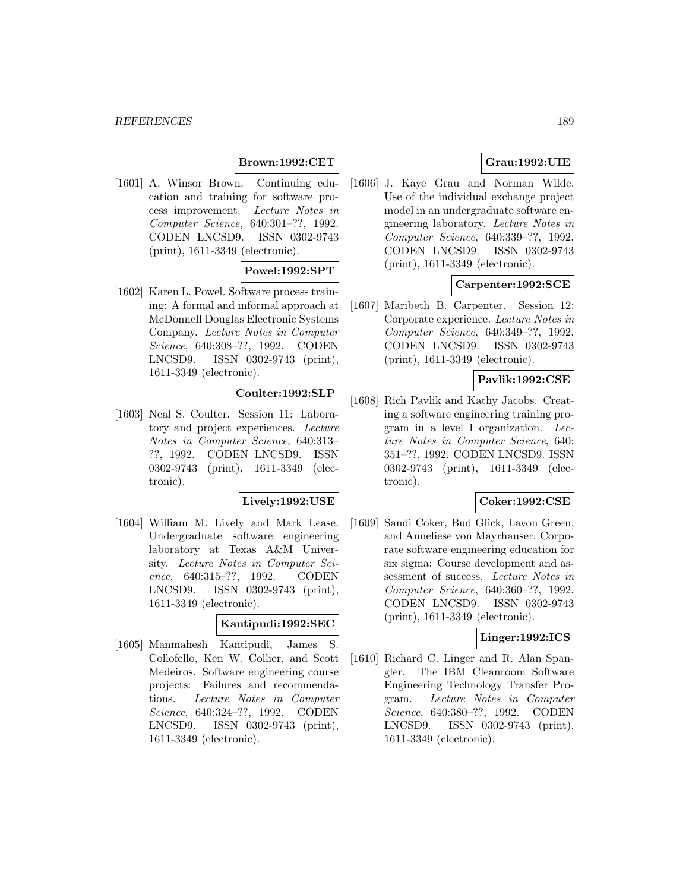**Brown:1992:CET**

[1601] A. Winsor Brown. Continuing education and training for software process improvement. *Lecture Notes in Computer Science*, 640:301–??, 1992. CODEN LNCSD9. ISSN 0302-9743 (print), 1611-3349 (electronic).

**Powel:1992:SPT**

[1602] Karen L. Powel. Software process training: A formal and informal approach at McDonnell Douglas Electronic Systems Company. *Lecture Notes in Computer Science*, 640:308–??, 1992. CODEN LNCSD9. ISSN 0302-9743 (print), 1611-3349 (electronic).

**Coulter:1992:SLP**

[1603] Neal S. Coulter. Session 11: Laboratory and project experiences. *Lecture Notes in Computer Science*, 640:313–??, 1992. CODEN LNCSD9. ISSN 0302-9743 (print), 1611-3349 (electronic).

**Lively:1992:USE**

[1604] William M. Lively and Mark Lease. Undergraduate software engineering laboratory at Texas A&M University. *Lecture Notes in Computer Science*, 640:315–??, 1992. CODEN LNCSD9. ISSN 0302-9743 (print), 1611-3349 (electronic).

**Kantipudi:1992:SEC**

[1605] Manmahesh Kantipudi, James S. Collofello, Ken W. Collier, and Scott Medeiros. Software engineering course projects: Failures and recommendations. *Lecture Notes in Computer Science*, 640:324–??, 1992. CODEN LNCSD9. ISSN 0302-9743 (print), 1611-3349 (electronic).

**Grau:1992:UIE**

[1606] J. Kaye Grau and Norman Wilde. Use of the individual exchange project model in an undergraduate software engineering laboratory. *Lecture Notes in Computer Science*, 640:339–??, 1992. CODEN LNCSD9. ISSN 0302-9743 (print), 1611-3349 (electronic).

**Carpenter:1992:SCE**

[1607] Maribeth B. Carpenter. Session 12: Corporate experience. *Lecture Notes in Computer Science*, 640:349–??, 1992. CODEN LNCSD9. ISSN 0302-9743 (print), 1611-3349 (electronic).

**Pavlik:1992:CSE**

[1608] Rich Pavlik and Kathy Jacobs. Creating a software engineering training program in a level I organization. *Lecture Notes in Computer Science*, 640: 351–??, 1992. CODEN LNCSD9. ISSN 0302-9743 (print), 1611-3349 (electronic).

**Coker:1992:CSE**

[1609] Sandi Coker, Bud Glick, Lavon Green, and Anneliese von Mayrhauser. Corporate software engineering education for six sigma: Course development and assessment of success. *Lecture Notes in Computer Science*, 640:360–??, 1992. CODEN LNCSD9. ISSN 0302-9743 (print), 1611-3349 (electronic).

**Linger:1992:ICS**

[1610] Richard C. Linger and R. Alan Spangler. The IBM Cleanroom Software Engineering Technology Transfer Program. *Lecture Notes in Computer Science*, 640:380–??, 1992. CODEN LNCSD9. ISSN 0302-9743 (print), 1611-3349 (electronic).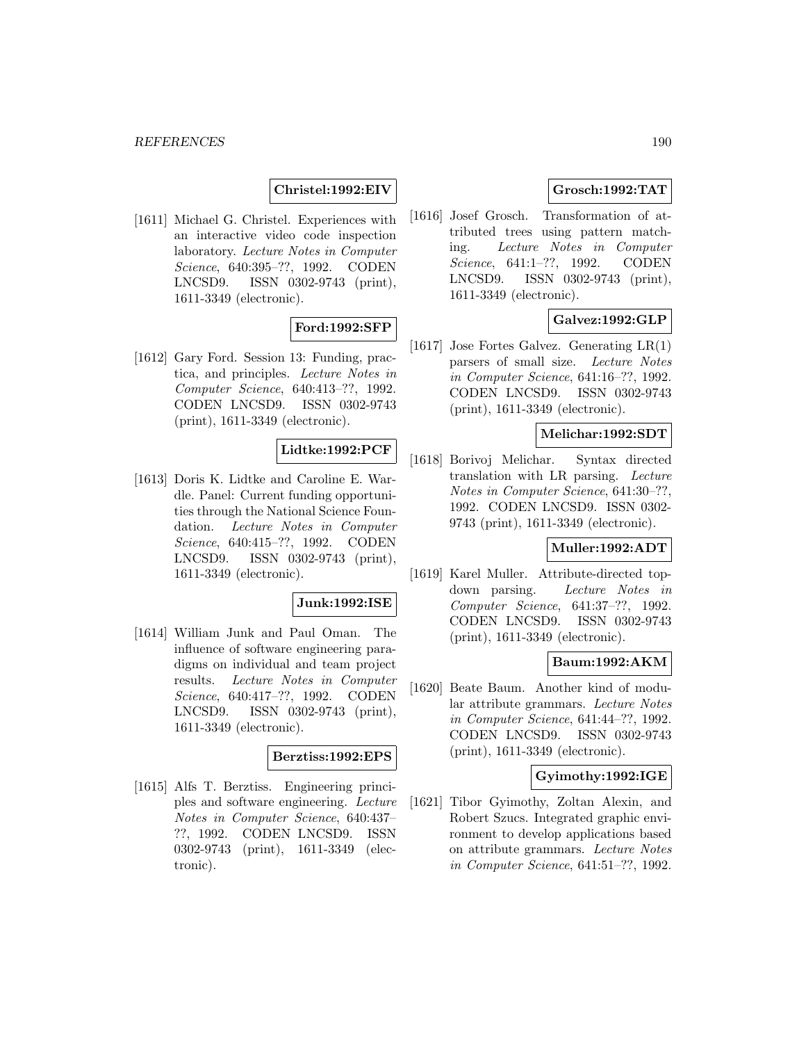**Christel:1992:EIV**

[1611] Michael G. Christel. Experiences with an interactive video code inspection laboratory. *Lecture Notes in Computer Science*, 640:395–??, 1992. CODEN LNCSD9. ISSN 0302-9743 (print), 1611-3349 (electronic).

**Ford:1992:SFP**

[1612] Gary Ford. Session 13: Funding, practica, and principles. *Lecture Notes in Computer Science*, 640:413–??, 1992. CODEN LNCSD9. ISSN 0302-9743 (print), 1611-3349 (electronic).

**Lidtke:1992:PCF**

[1613] Doris K. Lidtke and Caroline E. Wardle. Panel: Current funding opportunities through the National Science Foundation. *Lecture Notes in Computer Science*, 640:415–??, 1992. CODEN LNCSD9. ISSN 0302-9743 (print), 1611-3349 (electronic).

**Junk:1992:ISE**

[1614] William Junk and Paul Oman. The influence of software engineering paradigms on individual and team project results. *Lecture Notes in Computer Science*, 640:417–??, 1992. CODEN LNCSD9. ISSN 0302-9743 (print), 1611-3349 (electronic).

**Berztiss:1992:EPS**

[1615] Alfs T. Berztiss. Engineering principles and software engineering. *Lecture Notes in Computer Science*, 640:437–??, 1992. CODEN LNCSD9. ISSN 0302-9743 (print), 1611-3349 (electronic).

**Grosch:1992:TAT**

[1616] Josef Grosch. Transformation of attributed trees using pattern matching. *Lecture Notes in Computer Science*, 641:1–??, 1992. CODEN LNCSD9. ISSN 0302-9743 (print), 1611-3349 (electronic).

**Galvez:1992:GLP**

[1617] Jose Fortes Galvez. Generating LR(1) parsers of small size. *Lecture Notes in Computer Science*, 641:16–??, 1992. CODEN LNCSD9. ISSN 0302-9743 (print), 1611-3349 (electronic).

**Melichar:1992:SDT**

[1618] Borivoj Melichar. Syntax directed translation with LR parsing. *Lecture Notes in Computer Science*, 641:30–??, 1992. CODEN LNCSD9. ISSN 0302-9743 (print), 1611-3349 (electronic).

**Muller:1992:ADT**

[1619] Karel Muller. Attribute-directed top-down parsing. *Lecture Notes in Computer Science*, 641:37–??, 1992. CODEN LNCSD9. ISSN 0302-9743 (print), 1611-3349 (electronic).

**Baum:1992:AKM**

[1620] Beate Baum. Another kind of modular attribute grammars. *Lecture Notes in Computer Science*, 641:44–??, 1992. CODEN LNCSD9. ISSN 0302-9743 (print), 1611-3349 (electronic).

**Gyimothy:1992:IGE**

[1621] Tibor Gyimothy, Zoltan Alexin, and Robert Szucs. Integrated graphic environment to develop applications based on attribute grammars. *Lecture Notes in Computer Science*, 641:51–??, 1992.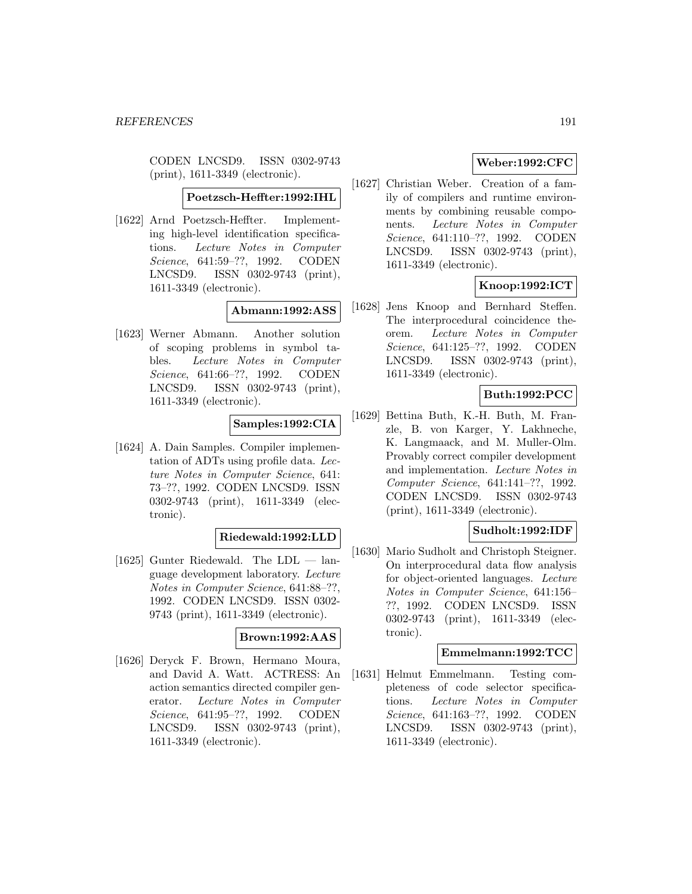CODEN LNCSD9. ISSN 0302-9743 (print), 1611-3349 (electronic).

**Poetzsch-Heffter:1992:IHL**

[1622] Arnd Poetzsch-Heffter. Implementing high-level identification specifications. *Lecture Notes in Computer Science*, 641:59–??, 1992. CODEN LNCSD9. ISSN 0302-9743 (print), 1611-3349 (electronic).

**Abmann:1992:ASS**

[1623] Werner Abmann. Another solution of scoping problems in symbol tables. *Lecture Notes in Computer Science*, 641:66–??, 1992. CODEN LNCSD9. ISSN 0302-9743 (print), 1611-3349 (electronic).

**Samples:1992:CIA**

[1624] A. Dain Samples. Compiler implementation of ADTs using profile data. *Lecture Notes in Computer Science*, 641: 73–??, 1992. CODEN LNCSD9. ISSN 0302-9743 (print), 1611-3349 (electronic).

**Riedewald:1992:LLD**

[1625] Gunter Riedewald. The LDL — language development laboratory. *Lecture Notes in Computer Science*, 641:88–??, 1992. CODEN LNCSD9. ISSN 0302-9743 (print), 1611-3349 (electronic).

**Brown:1992:AAS**

[1626] Deryck F. Brown, Hermano Moura, and David A. Watt. ACTRESS: An action semantics directed compiler generator. *Lecture Notes in Computer Science*, 641:95–??, 1992. CODEN LNCSD9. ISSN 0302-9743 (print), 1611-3349 (electronic).

**Weber:1992:CFC**

[1627] Christian Weber. Creation of a family of compilers and runtime environments by combining reusable components. *Lecture Notes in Computer Science*, 641:110–??, 1992. CODEN LNCSD9. ISSN 0302-9743 (print), 1611-3349 (electronic).

**Knoop:1992:ICT**

[1628] Jens Knoop and Bernhard Steffen. The interprocedural coincidence theorem. *Lecture Notes in Computer Science*, 641:125–??, 1992. CODEN LNCSD9. ISSN 0302-9743 (print), 1611-3349 (electronic).

**Buth:1992:PCC**

[1629] Bettina Buth, K.-H. Buth, M. Franzle, B. von Karger, Y. Lakhneche, K. Langmaack, and M. Muller-Olm. Provably correct compiler development and implementation. *Lecture Notes in Computer Science*, 641:141–??, 1992. CODEN LNCSD9. ISSN 0302-9743 (print), 1611-3349 (electronic).

**Sudholt:1992:IDF**

[1630] Mario Sudholt and Christoph Steigner. On interprocedural data flow analysis for object-oriented languages. *Lecture Notes in Computer Science*, 641:156–??, 1992. CODEN LNCSD9. ISSN 0302-9743 (print), 1611-3349 (electronic).

**Emmelmann:1992:TCC**

[1631] Helmut Emmelmann. Testing completeness of code selector specifications. *Lecture Notes in Computer Science*, 641:163–??, 1992. CODEN LNCSD9. ISSN 0302-9743 (print), 1611-3349 (electronic).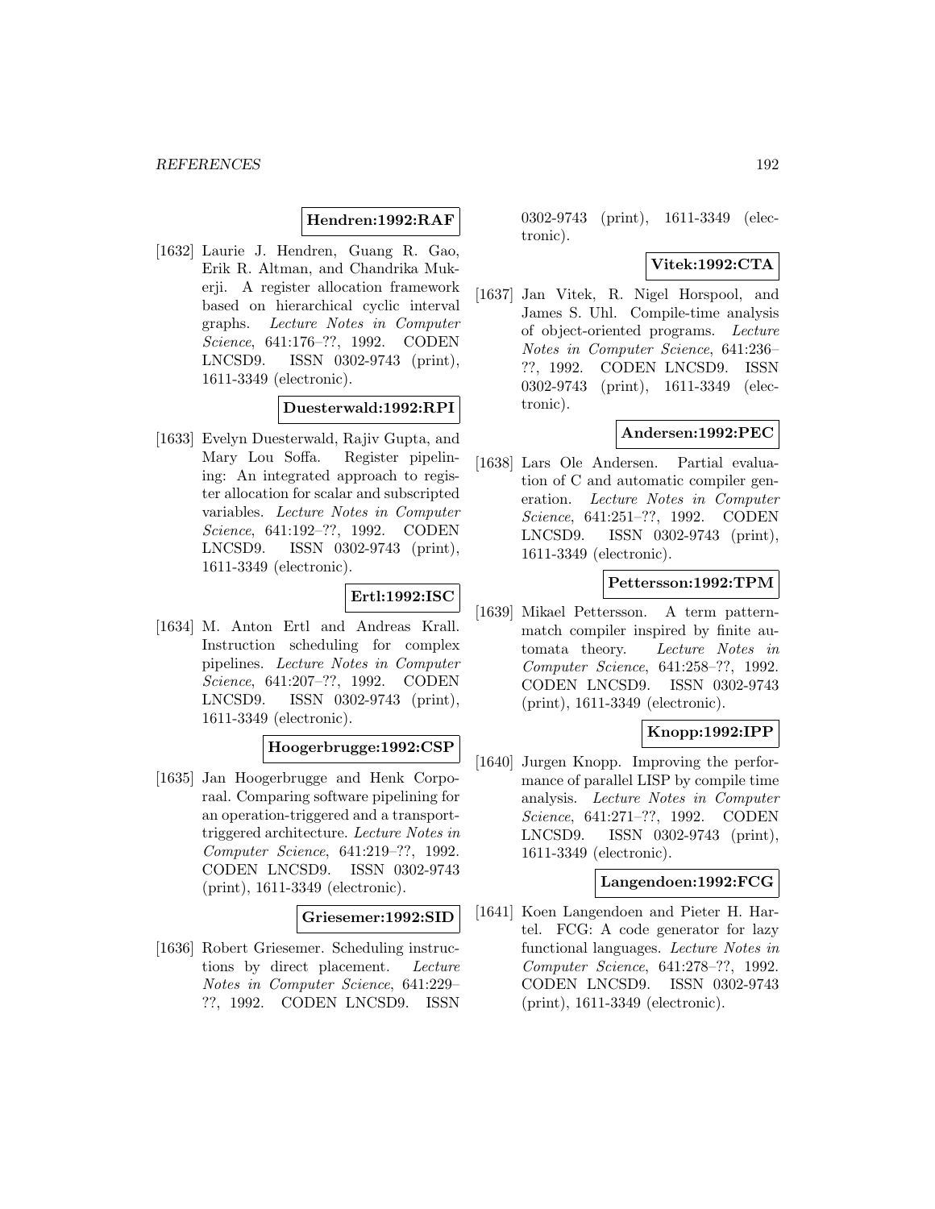**Hendren:1992:RAF**

[1632] Laurie J. Hendren, Guang R. Gao, Erik R. Altman, and Chandrika Mukerji. A register allocation framework based on hierarchical cyclic interval graphs. *Lecture Notes in Computer Science*, 641:176–??, 1992. CODEN LNCSD9. ISSN 0302-9743 (print), 1611-3349 (electronic).

**Duesterwald:1992:RPI**

[1633] Evelyn Duesterwald, Rajiv Gupta, and Mary Lou Soffa. Register pipelining: An integrated approach to register allocation for scalar and subscripted variables. *Lecture Notes in Computer Science*, 641:192–??, 1992. CODEN LNCSD9. ISSN 0302-9743 (print), 1611-3349 (electronic).

**Ertl:1992:ISC**

[1634] M. Anton Ertl and Andreas Krall. Instruction scheduling for complex pipelines. *Lecture Notes in Computer Science*, 641:207–??, 1992. CODEN LNCSD9. ISSN 0302-9743 (print), 1611-3349 (electronic).

**Hoogerbrugge:1992:CSP**

[1635] Jan Hoogerbrugge and Henk Corporaal. Comparing software pipelining for an operation-triggered and a transport-triggered architecture. *Lecture Notes in Computer Science*, 641:219–??, 1992. CODEN LNCSD9. ISSN 0302-9743 (print), 1611-3349 (electronic).

**Griesemer:1992:SID**

[1636] Robert Griesemer. Scheduling instructions by direct placement. *Lecture Notes in Computer Science*, 641:229–??, 1992. CODEN LNCSD9. ISSN 0302-9743 (print), 1611-3349 (electronic).

**Vitek:1992:CTA**

[1637] Jan Vitek, R. Nigel Horspool, and James S. Uhl. Compile-time analysis of object-oriented programs. *Lecture Notes in Computer Science*, 641:236–??, 1992. CODEN LNCSD9. ISSN 0302-9743 (print), 1611-3349 (electronic).

**Andersen:1992:PEC**

[1638] Lars Ole Andersen. Partial evaluation of C and automatic compiler generation. *Lecture Notes in Computer Science*, 641:251–??, 1992. CODEN LNCSD9. ISSN 0302-9743 (print), 1611-3349 (electronic).

**Pettersson:1992:TPM**

[1639] Mikael Pettersson. A term pattern-match compiler inspired by finite automata theory. *Lecture Notes in Computer Science*, 641:258–??, 1992. CODEN LNCSD9. ISSN 0302-9743 (print), 1611-3349 (electronic).

**Knopp:1992:IPP**

[1640] Jurgen Knopp. Improving the performance of parallel LISP by compile time analysis. *Lecture Notes in Computer Science*, 641:271–??, 1992. CODEN LNCSD9. ISSN 0302-9743 (print), 1611-3349 (electronic).

**Langendoen:1992:FCG**

[1641] Koen Langendoen and Pieter H. Hartel. FCG: A code generator for lazy functional languages. *Lecture Notes in Computer Science*, 641:278–??, 1992. CODEN LNCSD9. ISSN 0302-9743 (print), 1611-3349 (electronic).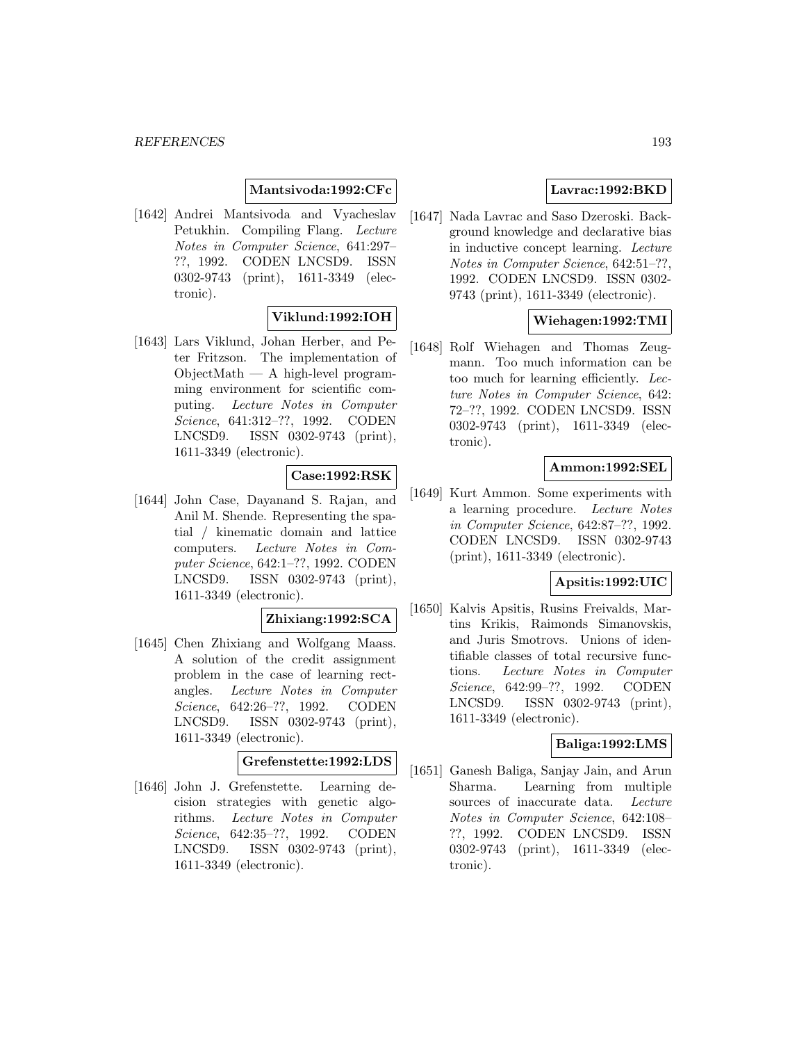**Mantsivoda:1992:CFc**

[1642] Andrei Mantsivoda and Vyacheslav Petukhin. Compiling Flang. *Lecture Notes in Computer Science*, 641:297–??, 1992. CODEN LNCSD9. ISSN 0302-9743 (print), 1611-3349 (electronic).

**Viklund:1992:IOH**

[1643] Lars Viklund, Johan Herber, and Peter Fritzson. The implementation of ObjectMath — A high-level programming environment for scientific computing. *Lecture Notes in Computer Science*, 641:312–??, 1992. CODEN LNCSD9. ISSN 0302-9743 (print), 1611-3349 (electronic).

**Case:1992:RSK**

[1644] John Case, Dayanand S. Rajan, and Anil M. Shende. Representing the spatial / kinematic domain and lattice computers. *Lecture Notes in Computer Science*, 642:1–??, 1992. CODEN LNCSD9. ISSN 0302-9743 (print), 1611-3349 (electronic).

**Zhixiang:1992:SCA**

[1645] Chen Zhixiang and Wolfgang Maass. A solution of the credit assignment problem in the case of learning rectangles. *Lecture Notes in Computer Science*, 642:26–??, 1992. CODEN LNCSD9. ISSN 0302-9743 (print), 1611-3349 (electronic).

**Grefenstette:1992:LDS**

[1646] John J. Grefenstette. Learning decision strategies with genetic algorithms. *Lecture Notes in Computer Science*, 642:35–??, 1992. CODEN LNCSD9. ISSN 0302-9743 (print), 1611-3349 (electronic).

**Lavrac:1992:BKD**

[1647] Nada Lavrac and Saso Dzeroski. Background knowledge and declarative bias in inductive concept learning. *Lecture Notes in Computer Science*, 642:51–??, 1992. CODEN LNCSD9. ISSN 0302-9743 (print), 1611-3349 (electronic).

**Wiehagen:1992:TMI**

[1648] Rolf Wiehagen and Thomas Zeugmann. Too much information can be too much for learning efficiently. *Lecture Notes in Computer Science*, 642:72–??, 1992. CODEN LNCSD9. ISSN 0302-9743 (print), 1611-3349 (electronic).

**Ammon:1992:SEL**

[1649] Kurt Ammon. Some experiments with a learning procedure. *Lecture Notes in Computer Science*, 642:87–??, 1992. CODEN LNCSD9. ISSN 0302-9743 (print), 1611-3349 (electronic).

**Apsitis:1992:UIC**

[1650] Kalvis Apsitis, Rusins Freivalds, Martins Krikis, Raimonds Simanovskis, and Juris Smotrovs. Unions of identifiable classes of total recursive functions. *Lecture Notes in Computer Science*, 642:99–??, 1992. CODEN LNCSD9. ISSN 0302-9743 (print), 1611-3349 (electronic).

**Baliga:1992:LMS**

[1651] Ganesh Baliga, Sanjay Jain, and Arun Sharma. Learning from multiple sources of inaccurate data. *Lecture Notes in Computer Science*, 642:108–??, 1992. CODEN LNCSD9. ISSN 0302-9743 (print), 1611-3349 (electronic).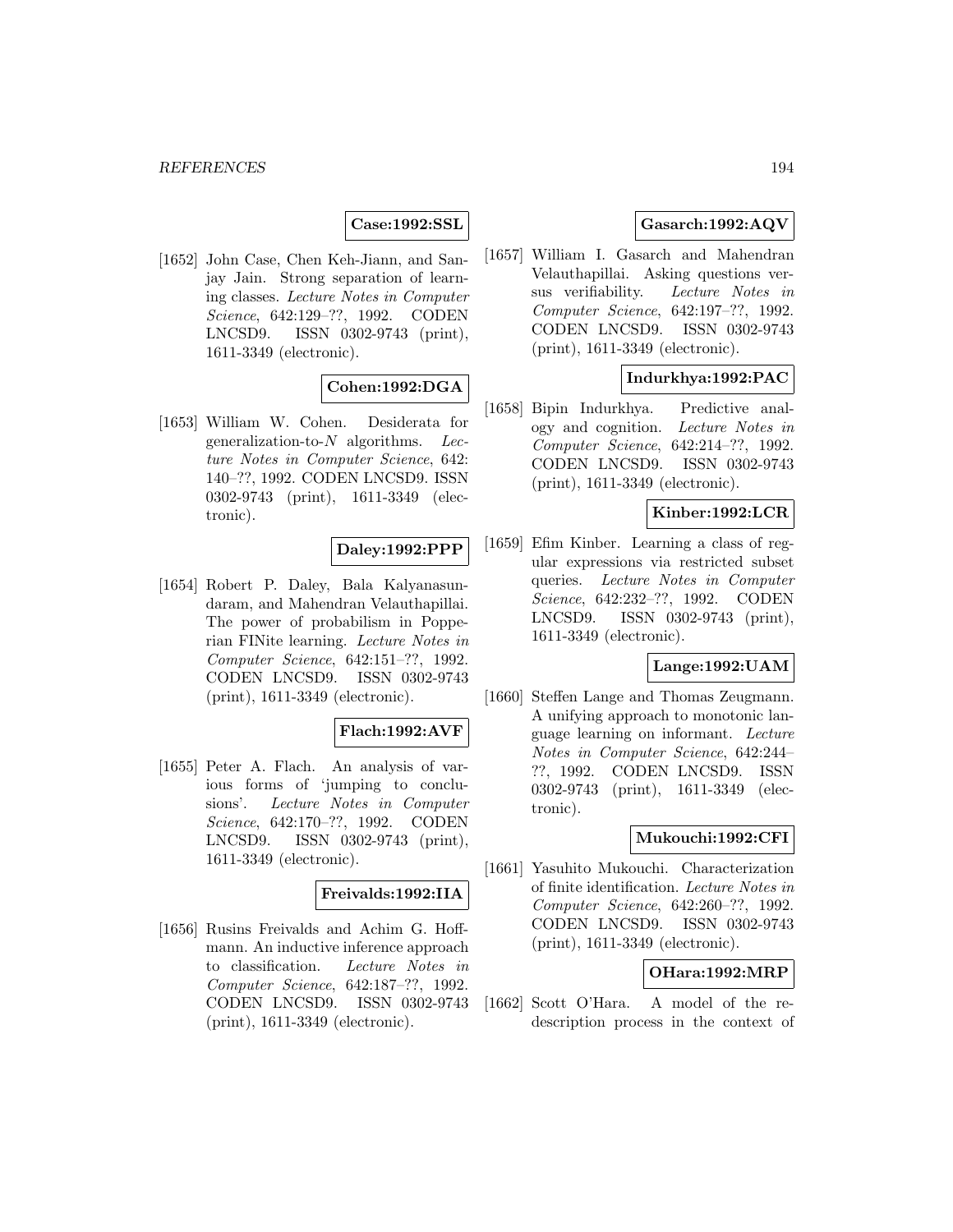**Case:1992:SSL**

[1652] John Case, Chen Keh-Jiann, and Sanjay Jain. Strong separation of learning classes. *Lecture Notes in Computer Science*, 642:129–??, 1992. CODEN LNCSD9. ISSN 0302-9743 (print), 1611-3349 (electronic).

**Cohen:1992:DGA**

[1653] William W. Cohen. Desiderata for generalization-to-$N$ algorithms. *Lecture Notes in Computer Science*, 642: 140–??, 1992. CODEN LNCSD9. ISSN 0302-9743 (print), 1611-3349 (electronic).

**Daley:1992:PPP**

[1654] Robert P. Daley, Bala Kalyanasundaram, and Mahendran Velauthapillai. The power of probabilism in Popperian FINite learning. *Lecture Notes in Computer Science*, 642:151–??, 1992. CODEN LNCSD9. ISSN 0302-9743 (print), 1611-3349 (electronic).

**Flach:1992:AVF**

[1655] Peter A. Flach. An analysis of various forms of 'jumping to conclusions'. *Lecture Notes in Computer Science*, 642:170–??, 1992. CODEN LNCSD9. ISSN 0302-9743 (print), 1611-3349 (electronic).

**Freivalds:1992:IIA**

[1656] Rusins Freivalds and Achim G. Hoffmann. An inductive inference approach to classification. *Lecture Notes in Computer Science*, 642:187–??, 1992. CODEN LNCSD9. ISSN 0302-9743 (print), 1611-3349 (electronic).

**Gasarch:1992:AQV**

[1657] William I. Gasarch and Mahendran Velauthapillai. Asking questions versus verifiability. *Lecture Notes in Computer Science*, 642:197–??, 1992. CODEN LNCSD9. ISSN 0302-9743 (print), 1611-3349 (electronic).

**Indurkhya:1992:PAC**

[1658] Bipin Indurkhya. Predictive analogy and cognition. *Lecture Notes in Computer Science*, 642:214–??, 1992. CODEN LNCSD9. ISSN 0302-9743 (print), 1611-3349 (electronic).

**Kinber:1992:LCR**

[1659] Efim Kinber. Learning a class of regular expressions via restricted subset queries. *Lecture Notes in Computer Science*, 642:232–??, 1992. CODEN LNCSD9. ISSN 0302-9743 (print), 1611-3349 (electronic).

**Lange:1992:UAM**

[1660] Steffen Lange and Thomas Zeugmann. A unifying approach to monotonic language learning on informant. *Lecture Notes in Computer Science*, 642:244–??, 1992. CODEN LNCSD9. ISSN 0302-9743 (print), 1611-3349 (electronic).

**Mukouchi:1992:CFI**

[1661] Yasuhito Mukouchi. Characterization of finite identification. *Lecture Notes in Computer Science*, 642:260–??, 1992. CODEN LNCSD9. ISSN 0302-9743 (print), 1611-3349 (electronic).

**OHara:1992:MRP**

[1662] Scott O'Hara. A model of the redescription process in the context of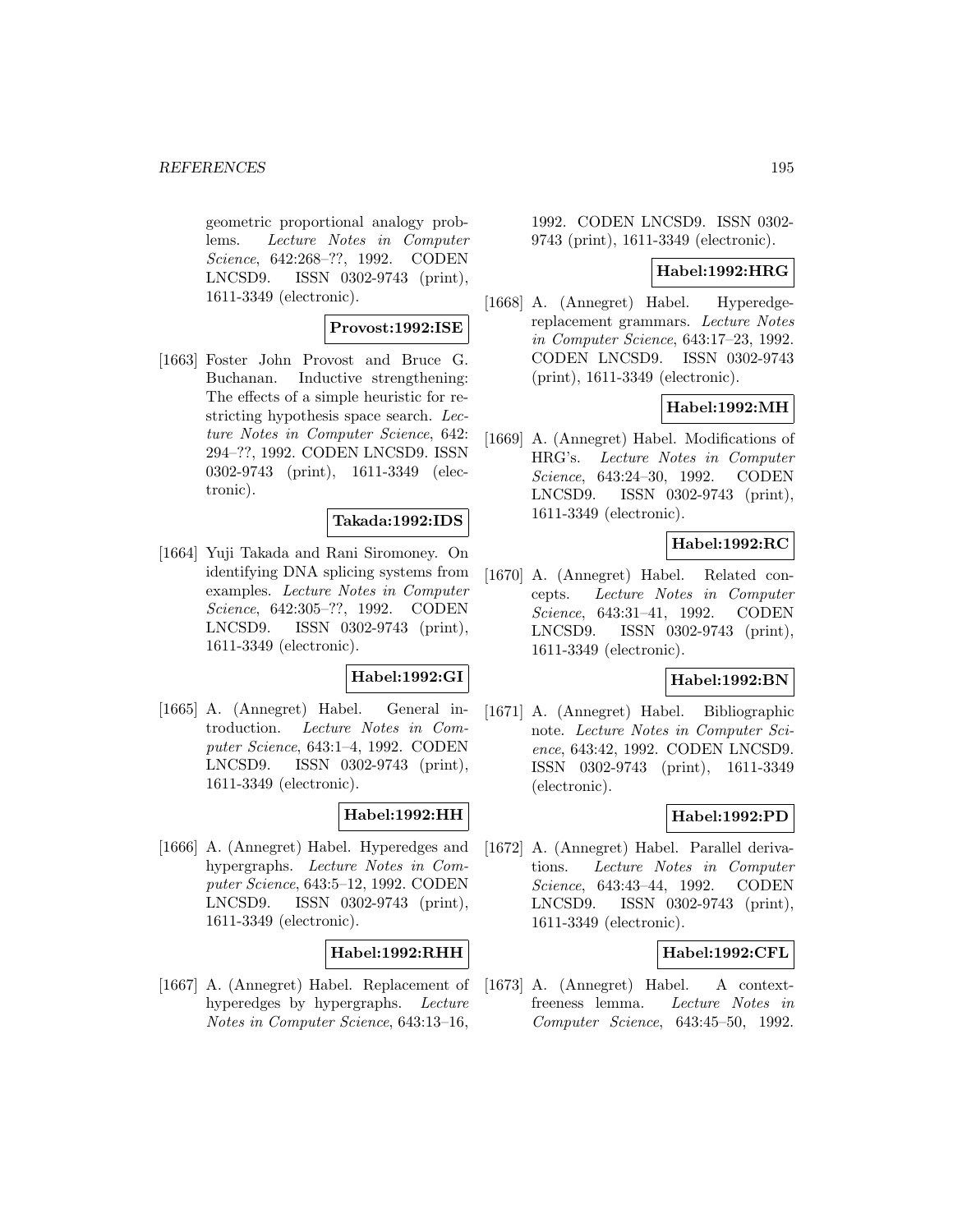geometric proportional analogy problems. *Lecture Notes in Computer Science*, 642:268–??, 1992. CODEN LNCSD9. ISSN 0302-9743 (print), 1611-3349 (electronic).

**Provost:1992:ISE**

[1663] Foster John Provost and Bruce G. Buchanan. Inductive strengthening: The effects of a simple heuristic for restricting hypothesis space search. *Lecture Notes in Computer Science*, 642: 294–??, 1992. CODEN LNCSD9. ISSN 0302-9743 (print), 1611-3349 (electronic).

**Takada:1992:IDS**

[1664] Yuji Takada and Rani Siromoney. On identifying DNA splicing systems from examples. *Lecture Notes in Computer Science*, 642:305–??, 1992. CODEN LNCSD9. ISSN 0302-9743 (print), 1611-3349 (electronic).

**Habel:1992:GI**

[1665] A. (Annegret) Habel. General introduction. *Lecture Notes in Computer Science*, 643:1–4, 1992. CODEN LNCSD9. ISSN 0302-9743 (print), 1611-3349 (electronic).

**Habel:1992:HH**

[1666] A. (Annegret) Habel. Hyperedges and hypergraphs. *Lecture Notes in Computer Science*, 643:5–12, 1992. CODEN LNCSD9. ISSN 0302-9743 (print), 1611-3349 (electronic).

**Habel:1992:RHH**

[1667] A. (Annegret) Habel. Replacement of hyperedges by hypergraphs. *Lecture Notes in Computer Science*, 643:13–16, 1992. CODEN LNCSD9. ISSN 0302-9743 (print), 1611-3349 (electronic).

**Habel:1992:HRG**

[1668] A. (Annegret) Habel. Hyperedge-replacement grammars. *Lecture Notes in Computer Science*, 643:17–23, 1992. CODEN LNCSD9. ISSN 0302-9743 (print), 1611-3349 (electronic).

**Habel:1992:MH**

[1669] A. (Annegret) Habel. Modifications of HRG's. *Lecture Notes in Computer Science*, 643:24–30, 1992. CODEN LNCSD9. ISSN 0302-9743 (print), 1611-3349 (electronic).

**Habel:1992:RC**

[1670] A. (Annegret) Habel. Related concepts. *Lecture Notes in Computer Science*, 643:31–41, 1992. CODEN LNCSD9. ISSN 0302-9743 (print), 1611-3349 (electronic).

**Habel:1992:BN**

[1671] A. (Annegret) Habel. Bibliographic note. *Lecture Notes in Computer Science*, 643:42, 1992. CODEN LNCSD9. ISSN 0302-9743 (print), 1611-3349 (electronic).

**Habel:1992:PD**

[1672] A. (Annegret) Habel. Parallel derivations. *Lecture Notes in Computer Science*, 643:43–44, 1992. CODEN LNCSD9. ISSN 0302-9743 (print), 1611-3349 (electronic).

**Habel:1992:CFL**

[1673] A. (Annegret) Habel. A context-freeness lemma. *Lecture Notes in Computer Science*, 643:45–50, 1992.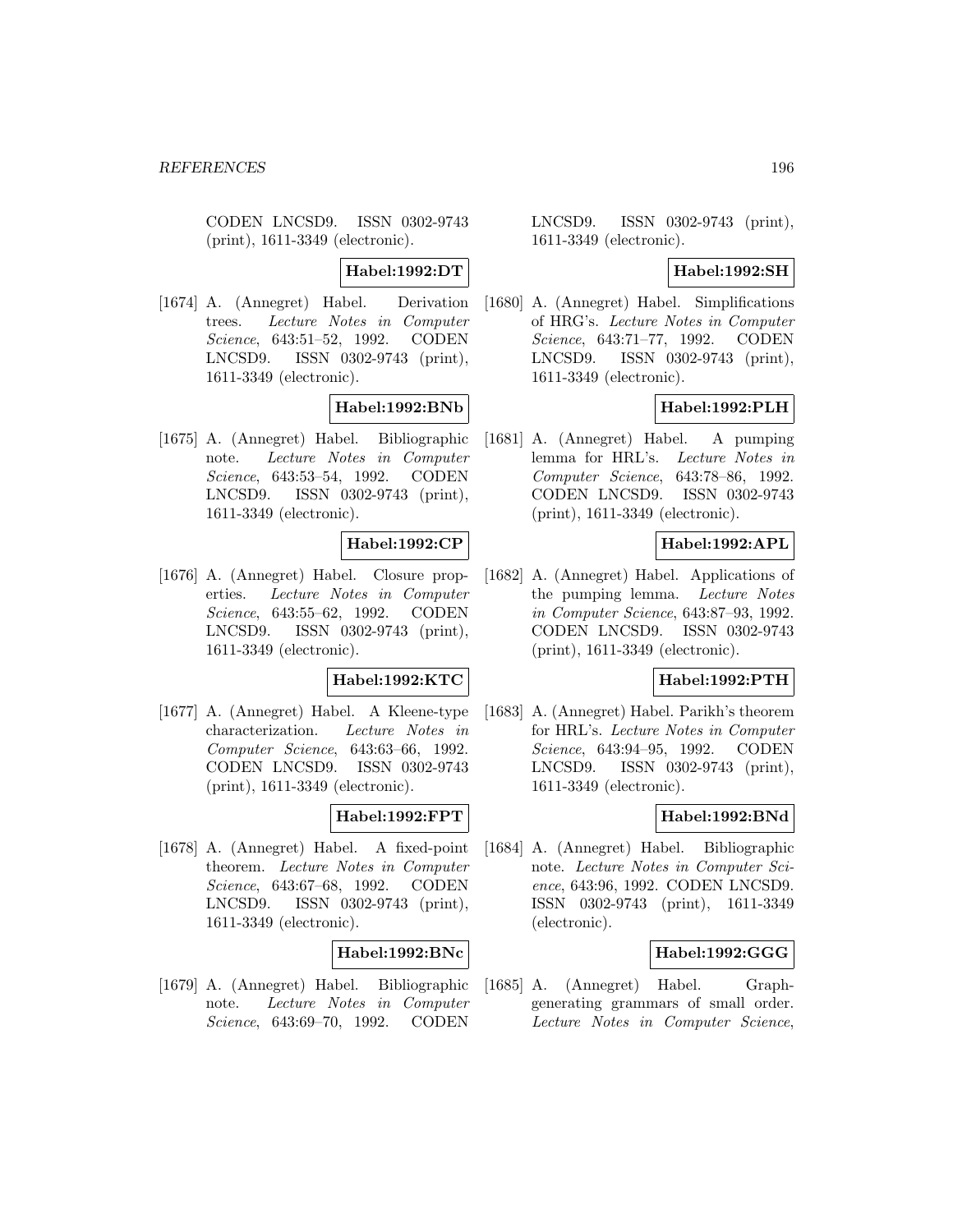CODEN LNCSD9. ISSN 0302-9743 (print), 1611-3349 (electronic).

**Habel:1992:DT**

[1674] A. (Annegret) Habel. Derivation trees. *Lecture Notes in Computer Science*, 643:51–52, 1992. CODEN LNCSD9. ISSN 0302-9743 (print), 1611-3349 (electronic).

**Habel:1992:BNb**

[1675] A. (Annegret) Habel. Bibliographic note. *Lecture Notes in Computer Science*, 643:53–54, 1992. CODEN LNCSD9. ISSN 0302-9743 (print), 1611-3349 (electronic).

**Habel:1992:CP**

[1676] A. (Annegret) Habel. Closure properties. *Lecture Notes in Computer Science*, 643:55–62, 1992. CODEN LNCSD9. ISSN 0302-9743 (print), 1611-3349 (electronic).

**Habel:1992:KTC**

[1677] A. (Annegret) Habel. A Kleene-type characterization. *Lecture Notes in Computer Science*, 643:63–66, 1992. CODEN LNCSD9. ISSN 0302-9743 (print), 1611-3349 (electronic).

**Habel:1992:FPT**

[1678] A. (Annegret) Habel. A fixed-point theorem. *Lecture Notes in Computer Science*, 643:67–68, 1992. CODEN LNCSD9. ISSN 0302-9743 (print), 1611-3349 (electronic).

**Habel:1992:BNc**

[1679] A. (Annegret) Habel. Bibliographic note. *Lecture Notes in Computer Science*, 643:69–70, 1992. CODEN LNCSD9. ISSN 0302-9743 (print), 1611-3349 (electronic).

**Habel:1992:SH**

[1680] A. (Annegret) Habel. Simplifications of HRG's. *Lecture Notes in Computer Science*, 643:71–77, 1992. CODEN LNCSD9. ISSN 0302-9743 (print), 1611-3349 (electronic).

**Habel:1992:PLH**

[1681] A. (Annegret) Habel. A pumping lemma for HRL's. *Lecture Notes in Computer Science*, 643:78–86, 1992. CODEN LNCSD9. ISSN 0302-9743 (print), 1611-3349 (electronic).

**Habel:1992:APL**

[1682] A. (Annegret) Habel. Applications of the pumping lemma. *Lecture Notes in Computer Science*, 643:87–93, 1992. CODEN LNCSD9. ISSN 0302-9743 (print), 1611-3349 (electronic).

**Habel:1992:PTH**

[1683] A. (Annegret) Habel. Parikh's theorem for HRL's. *Lecture Notes in Computer Science*, 643:94–95, 1992. CODEN LNCSD9. ISSN 0302-9743 (print), 1611-3349 (electronic).

**Habel:1992:BNd**

[1684] A. (Annegret) Habel. Bibliographic note. *Lecture Notes in Computer Science*, 643:96, 1992. CODEN LNCSD9. ISSN 0302-9743 (print), 1611-3349 (electronic).

**Habel:1992:GGG**

[1685] A. (Annegret) Habel. Graph-generating grammars of small order. *Lecture Notes in Computer Science*,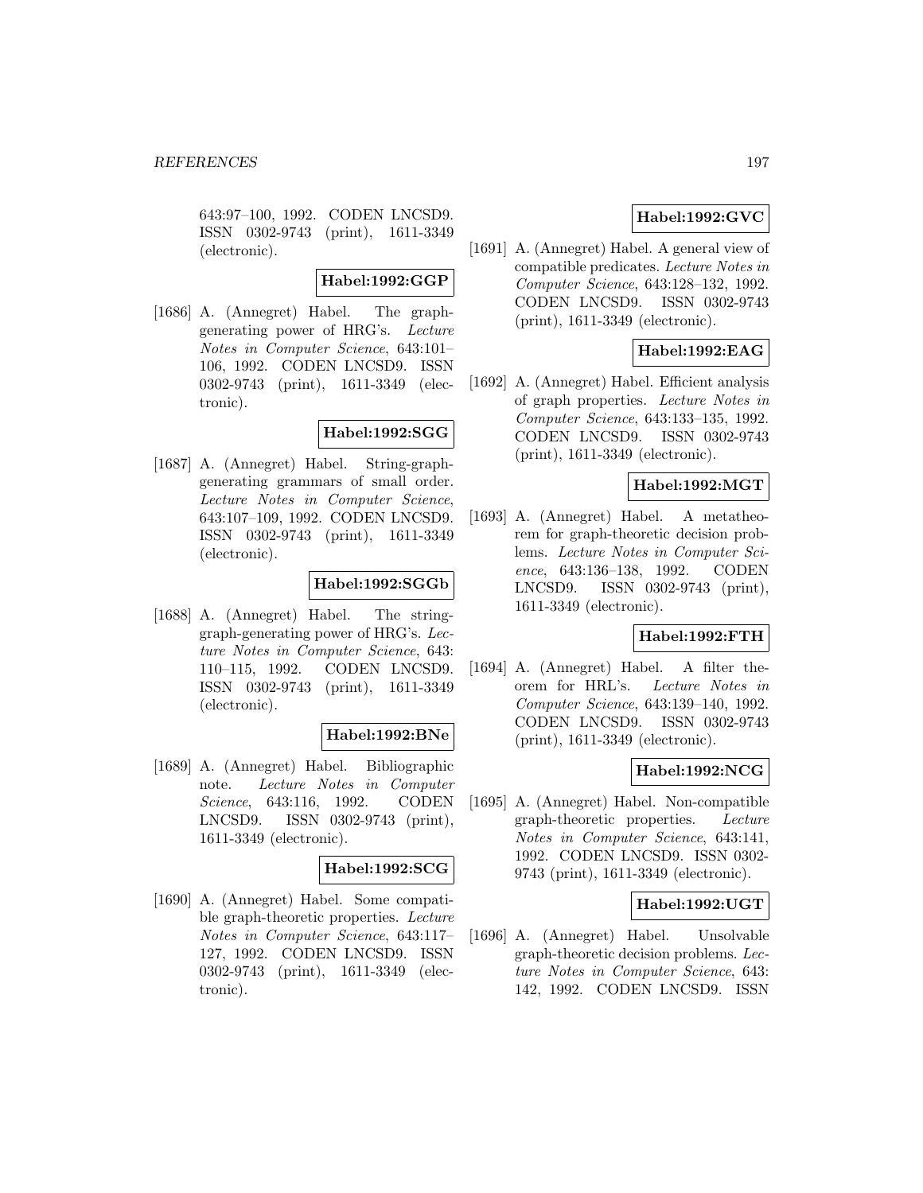643:97–100, 1992. CODEN LNCSD9. ISSN 0302-9743 (print), 1611-3349 (electronic).

**Habel:1992:GGP**

[1686] A. (Annegret) Habel. The graph-generating power of HRG's. *Lecture Notes in Computer Science*, 643:101–106, 1992. CODEN LNCSD9. ISSN 0302-9743 (print), 1611-3349 (electronic).

**Habel:1992:SGG**

[1687] A. (Annegret) Habel. String-graph-generating grammars of small order. *Lecture Notes in Computer Science*, 643:107–109, 1992. CODEN LNCSD9. ISSN 0302-9743 (print), 1611-3349 (electronic).

**Habel:1992:SGGb**

[1688] A. (Annegret) Habel. The string-graph-generating power of HRG's. *Lecture Notes in Computer Science*, 643: 110–115, 1992. CODEN LNCSD9. ISSN 0302-9743 (print), 1611-3349 (electronic).

**Habel:1992:BNe**

[1689] A. (Annegret) Habel. Bibliographic note. *Lecture Notes in Computer Science*, 643:116, 1992. CODEN LNCSD9. ISSN 0302-9743 (print), 1611-3349 (electronic).

**Habel:1992:SCG**

[1690] A. (Annegret) Habel. Some compatible graph-theoretic properties. *Lecture Notes in Computer Science*, 643:117–127, 1992. CODEN LNCSD9. ISSN 0302-9743 (print), 1611-3349 (electronic).

**Habel:1992:GVC**

[1691] A. (Annegret) Habel. A general view of compatible predicates. *Lecture Notes in Computer Science*, 643:128–132, 1992. CODEN LNCSD9. ISSN 0302-9743 (print), 1611-3349 (electronic).

**Habel:1992:EAG**

[1692] A. (Annegret) Habel. Efficient analysis of graph properties. *Lecture Notes in Computer Science*, 643:133–135, 1992. CODEN LNCSD9. ISSN 0302-9743 (print), 1611-3349 (electronic).

**Habel:1992:MGT**

[1693] A. (Annegret) Habel. A metatheorem for graph-theoretic decision problems. *Lecture Notes in Computer Science*, 643:136–138, 1992. CODEN LNCSD9. ISSN 0302-9743 (print), 1611-3349 (electronic).

**Habel:1992:FTH**

[1694] A. (Annegret) Habel. A filter theorem for HRL's. *Lecture Notes in Computer Science*, 643:139–140, 1992. CODEN LNCSD9. ISSN 0302-9743 (print), 1611-3349 (electronic).

**Habel:1992:NCG**

[1695] A. (Annegret) Habel. Non-compatible graph-theoretic properties. *Lecture Notes in Computer Science*, 643:141, 1992. CODEN LNCSD9. ISSN 0302-9743 (print), 1611-3349 (electronic).

**Habel:1992:UGT**

[1696] A. (Annegret) Habel. Unsolvable graph-theoretic decision problems. *Lecture Notes in Computer Science*, 643: 142, 1992. CODEN LNCSD9. ISSN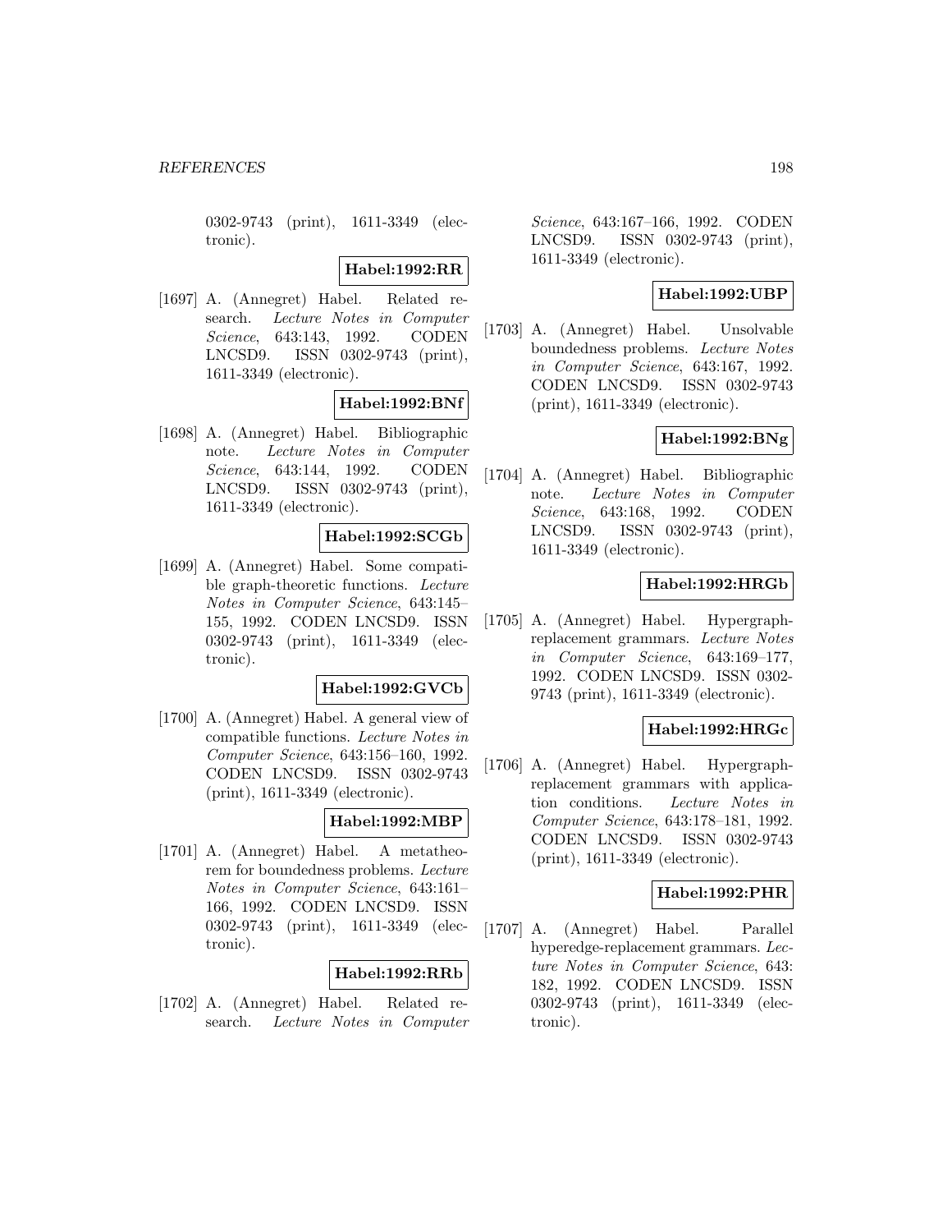0302-9743 (print), 1611-3349 (electronic).

**Habel:1992:RR**

[1697] A. (Annegret) Habel. Related research. *Lecture Notes in Computer Science*, 643:143, 1992. CODEN LNCSD9. ISSN 0302-9743 (print), 1611-3349 (electronic).

**Habel:1992:BNf**

[1698] A. (Annegret) Habel. Bibliographic note. *Lecture Notes in Computer Science*, 643:144, 1992. CODEN LNCSD9. ISSN 0302-9743 (print), 1611-3349 (electronic).

**Habel:1992:SCGb**

[1699] A. (Annegret) Habel. Some compatible graph-theoretic functions. *Lecture Notes in Computer Science*, 643:145–155, 1992. CODEN LNCSD9. ISSN 0302-9743 (print), 1611-3349 (electronic).

**Habel:1992:GVCb**

[1700] A. (Annegret) Habel. A general view of compatible functions. *Lecture Notes in Computer Science*, 643:156–160, 1992. CODEN LNCSD9. ISSN 0302-9743 (print), 1611-3349 (electronic).

**Habel:1992:MBP**

[1701] A. (Annegret) Habel. A metatheorem for boundedness problems. *Lecture Notes in Computer Science*, 643:161–166, 1992. CODEN LNCSD9. ISSN 0302-9743 (print), 1611-3349 (electronic).

**Habel:1992:RRb**

[1702] A. (Annegret) Habel. Related research. *Lecture Notes in Computer Science*, 643:167–166, 1992. CODEN LNCSD9. ISSN 0302-9743 (print), 1611-3349 (electronic).

**Habel:1992:UBP**

[1703] A. (Annegret) Habel. Unsolvable boundedness problems. *Lecture Notes in Computer Science*, 643:167, 1992. CODEN LNCSD9. ISSN 0302-9743 (print), 1611-3349 (electronic).

**Habel:1992:BNg**

[1704] A. (Annegret) Habel. Bibliographic note. *Lecture Notes in Computer Science*, 643:168, 1992. CODEN LNCSD9. ISSN 0302-9743 (print), 1611-3349 (electronic).

**Habel:1992:HRGb**

[1705] A. (Annegret) Habel. Hypergraph-replacement grammars. *Lecture Notes in Computer Science*, 643:169–177, 1992. CODEN LNCSD9. ISSN 0302-9743 (print), 1611-3349 (electronic).

**Habel:1992:HRGc**

[1706] A. (Annegret) Habel. Hypergraph-replacement grammars with application conditions. *Lecture Notes in Computer Science*, 643:178–181, 1992. CODEN LNCSD9. ISSN 0302-9743 (print), 1611-3349 (electronic).

**Habel:1992:PHR**

[1707] A. (Annegret) Habel. Parallel hyperedge-replacement grammars. *Lecture Notes in Computer Science*, 643:182, 1992. CODEN LNCSD9. ISSN 0302-9743 (print), 1611-3349 (electronic).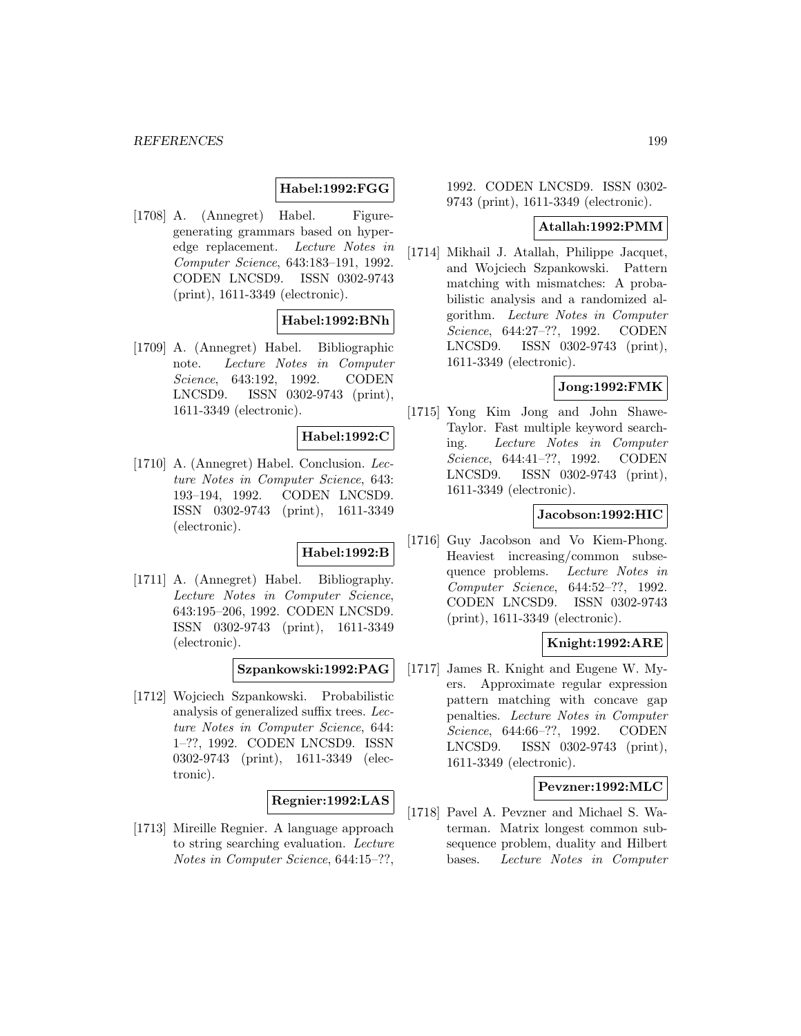**Habel:1992:FGG**

[1708] A. (Annegret) Habel. Figure-generating grammars based on hyperedge replacement. *Lecture Notes in Computer Science*, 643:183–191, 1992. CODEN LNCSD9. ISSN 0302-9743 (print), 1611-3349 (electronic).

**Habel:1992:BNh**

[1709] A. (Annegret) Habel. Bibliographic note. *Lecture Notes in Computer Science*, 643:192, 1992. CODEN LNCSD9. ISSN 0302-9743 (print), 1611-3349 (electronic).

**Habel:1992:C**

[1710] A. (Annegret) Habel. Conclusion. *Lecture Notes in Computer Science*, 643: 193–194, 1992. CODEN LNCSD9. ISSN 0302-9743 (print), 1611-3349 (electronic).

**Habel:1992:B**

[1711] A. (Annegret) Habel. Bibliography. *Lecture Notes in Computer Science*, 643:195–206, 1992. CODEN LNCSD9. ISSN 0302-9743 (print), 1611-3349 (electronic).

**Szpankowski:1992:PAG**

[1712] Wojciech Szpankowski. Probabilistic analysis of generalized suffix trees. *Lecture Notes in Computer Science*, 644: 1–??, 1992. CODEN LNCSD9. ISSN 0302-9743 (print), 1611-3349 (electronic).

**Regnier:1992:LAS**

[1713] Mireille Regnier. A language approach to string searching evaluation. *Lecture Notes in Computer Science*, 644:15–??, 1992. CODEN LNCSD9. ISSN 0302-9743 (print), 1611-3349 (electronic).

**Atallah:1992:PMM**

[1714] Mikhail J. Atallah, Philippe Jacquet, and Wojciech Szpankowski. Pattern matching with mismatches: A probabilistic analysis and a randomized algorithm. *Lecture Notes in Computer Science*, 644:27–??, 1992. CODEN LNCSD9. ISSN 0302-9743 (print), 1611-3349 (electronic).

**Jong:1992:FMK**

[1715] Yong Kim Jong and John Shawe-Taylor. Fast multiple keyword searching. *Lecture Notes in Computer Science*, 644:41–??, 1992. CODEN LNCSD9. ISSN 0302-9743 (print), 1611-3349 (electronic).

**Jacobson:1992:HIC**

[1716] Guy Jacobson and Vo Kiem-Phong. Heaviest increasing/common subsequence problems. *Lecture Notes in Computer Science*, 644:52–??, 1992. CODEN LNCSD9. ISSN 0302-9743 (print), 1611-3349 (electronic).

**Knight:1992:ARE**

[1717] James R. Knight and Eugene W. Myers. Approximate regular expression pattern matching with concave gap penalties. *Lecture Notes in Computer Science*, 644:66–??, 1992. CODEN LNCSD9. ISSN 0302-9743 (print), 1611-3349 (electronic).

**Pevzner:1992:MLC**

[1718] Pavel A. Pevzner and Michael S. Waterman. Matrix longest common subsequence problem, duality and Hilbert bases. *Lecture Notes in Computer*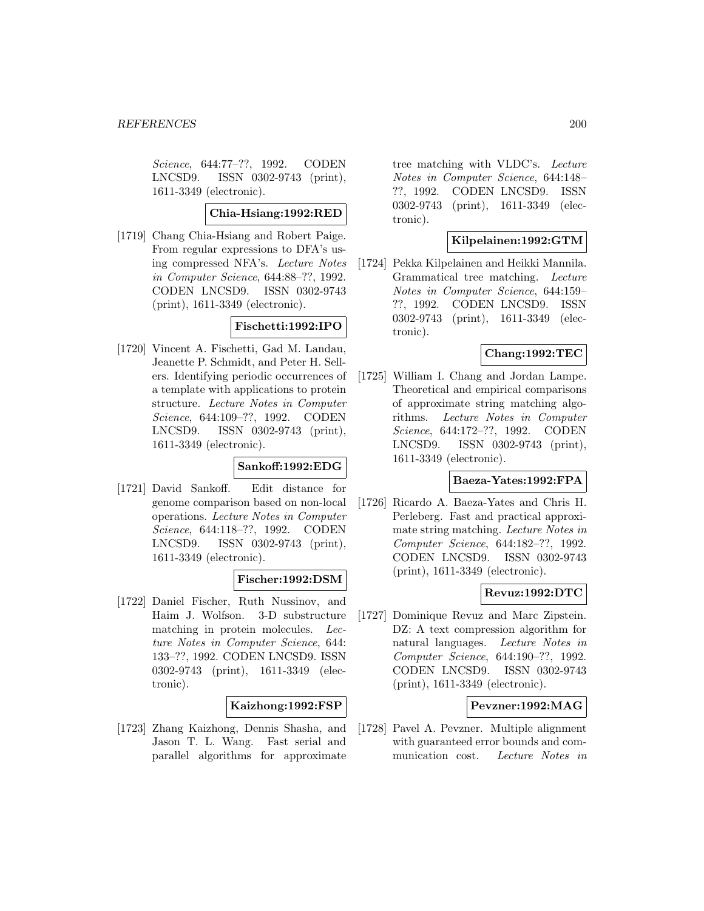*Science*, 644:77–??, 1992. CODEN LNCSD9. ISSN 0302-9743 (print), 1611-3349 (electronic).

**Chia-Hsiang:1992:RED**

[1719] Chang Chia-Hsiang and Robert Paige. From regular expressions to DFA's using compressed NFA's. *Lecture Notes in Computer Science*, 644:88–??, 1992. CODEN LNCSD9. ISSN 0302-9743 (print), 1611-3349 (electronic).

**Fischetti:1992:IPO**

[1720] Vincent A. Fischetti, Gad M. Landau, Jeanette P. Schmidt, and Peter H. Sellers. Identifying periodic occurrences of a template with applications to protein structure. *Lecture Notes in Computer Science*, 644:109–??, 1992. CODEN LNCSD9. ISSN 0302-9743 (print), 1611-3349 (electronic).

**Sankoff:1992:EDG**

[1721] David Sankoff. Edit distance for genome comparison based on non-local operations. *Lecture Notes in Computer Science*, 644:118–??, 1992. CODEN LNCSD9. ISSN 0302-9743 (print), 1611-3349 (electronic).

**Fischer:1992:DSM**

[1722] Daniel Fischer, Ruth Nussinov, and Haim J. Wolfson. 3-D substructure matching in protein molecules. *Lecture Notes in Computer Science*, 644: 133–??, 1992. CODEN LNCSD9. ISSN 0302-9743 (print), 1611-3349 (electronic).

**Kaizhong:1992:FSP**

[1723] Zhang Kaizhong, Dennis Shasha, and Jason T. L. Wang. Fast serial and parallel algorithms for approximate tree matching with VLDC's. *Lecture Notes in Computer Science*, 644:148–??, 1992. CODEN LNCSD9. ISSN 0302-9743 (print), 1611-3349 (electronic).

**Kilpelainen:1992:GTM**

[1724] Pekka Kilpelainen and Heikki Mannila. Grammatical tree matching. *Lecture Notes in Computer Science*, 644:159–??, 1992. CODEN LNCSD9. ISSN 0302-9743 (print), 1611-3349 (electronic).

**Chang:1992:TEC**

[1725] William I. Chang and Jordan Lampe. Theoretical and empirical comparisons of approximate string matching algorithms. *Lecture Notes in Computer Science*, 644:172–??, 1992. CODEN LNCSD9. ISSN 0302-9743 (print), 1611-3349 (electronic).

**Baeza-Yates:1992:FPA**

[1726] Ricardo A. Baeza-Yates and Chris H. Perleberg. Fast and practical approximate string matching. *Lecture Notes in Computer Science*, 644:182–??, 1992. CODEN LNCSD9. ISSN 0302-9743 (print), 1611-3349 (electronic).

**Revuz:1992:DTC**

[1727] Dominique Revuz and Marc Zipstein. DZ: A text compression algorithm for natural languages. *Lecture Notes in Computer Science*, 644:190–??, 1992. CODEN LNCSD9. ISSN 0302-9743 (print), 1611-3349 (electronic).

**Pevzner:1992:MAG**

[1728] Pavel A. Pevzner. Multiple alignment with guaranteed error bounds and communication cost. *Lecture Notes in*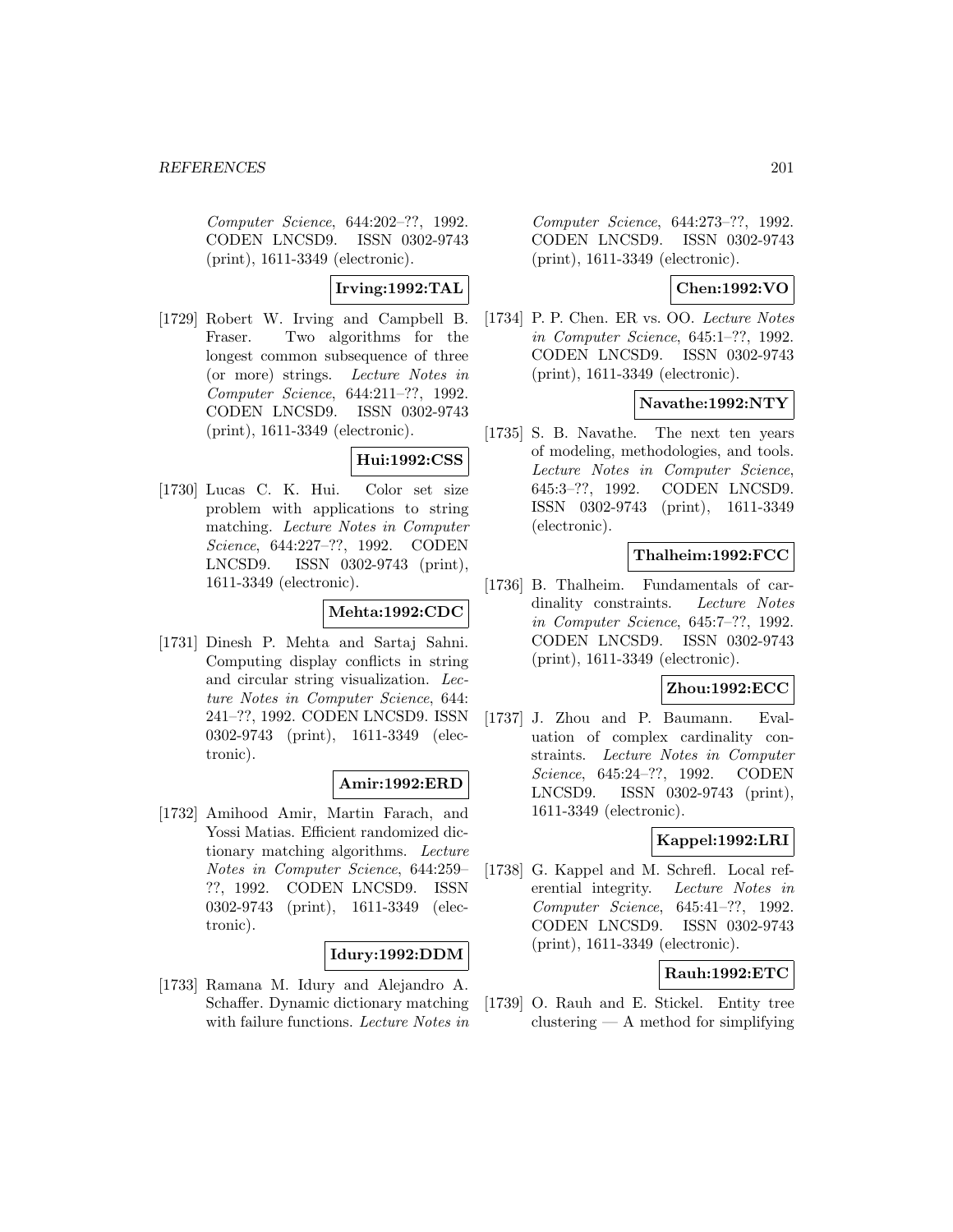Computer Science, 644:202–??, 1992. CODEN LNCSD9. ISSN 0302-9743 (print), 1611-3349 (electronic).

**Irving:1992:TAL**

[1729] Robert W. Irving and Campbell B. Fraser. Two algorithms for the longest common subsequence of three (or more) strings. *Lecture Notes in Computer Science*, 644:211–??, 1992. CODEN LNCSD9. ISSN 0302-9743 (print), 1611-3349 (electronic).

**Hui:1992:CSS**

[1730] Lucas C. K. Hui. Color set size problem with applications to string matching. *Lecture Notes in Computer Science*, 644:227–??, 1992. CODEN LNCSD9. ISSN 0302-9743 (print), 1611-3349 (electronic).

**Mehta:1992:CDC**

[1731] Dinesh P. Mehta and Sartaj Sahni. Computing display conflicts in string and circular string visualization. *Lecture Notes in Computer Science*, 644: 241–??, 1992. CODEN LNCSD9. ISSN 0302-9743 (print), 1611-3349 (electronic).

**Amir:1992:ERD**

[1732] Amihood Amir, Martin Farach, and Yossi Matias. Efficient randomized dictionary matching algorithms. *Lecture Notes in Computer Science*, 644:259–??, 1992. CODEN LNCSD9. ISSN 0302-9743 (print), 1611-3349 (electronic).

**Idury:1992:DDM**

[1733] Ramana M. Idury and Alejandro A. Schaffer. Dynamic dictionary matching with failure functions. *Lecture Notes in Computer Science*, 644:273–??, 1992. CODEN LNCSD9. ISSN 0302-9743 (print), 1611-3349 (electronic).

**Chen:1992:VO**

[1734] P. P. Chen. ER vs. OO. *Lecture Notes in Computer Science*, 645:1–??, 1992. CODEN LNCSD9. ISSN 0302-9743 (print), 1611-3349 (electronic).

**Navathe:1992:NTY**

[1735] S. B. Navathe. The next ten years of modeling, methodologies, and tools. *Lecture Notes in Computer Science*, 645:3–??, 1992. CODEN LNCSD9. ISSN 0302-9743 (print), 1611-3349 (electronic).

**Thalheim:1992:FCC**

[1736] B. Thalheim. Fundamentals of cardinality constraints. *Lecture Notes in Computer Science*, 645:7–??, 1992. CODEN LNCSD9. ISSN 0302-9743 (print), 1611-3349 (electronic).

**Zhou:1992:ECC**

[1737] J. Zhou and P. Baumann. Evaluation of complex cardinality constraints. *Lecture Notes in Computer Science*, 645:24–??, 1992. CODEN LNCSD9. ISSN 0302-9743 (print), 1611-3349 (electronic).

**Kappel:1992:LRI**

[1738] G. Kappel and M. Schrefl. Local referential integrity. *Lecture Notes in Computer Science*, 645:41–??, 1992. CODEN LNCSD9. ISSN 0302-9743 (print), 1611-3349 (electronic).

**Rauh:1992:ETC**

[1739] O. Rauh and E. Stickel. Entity tree clustering — A method for simplifying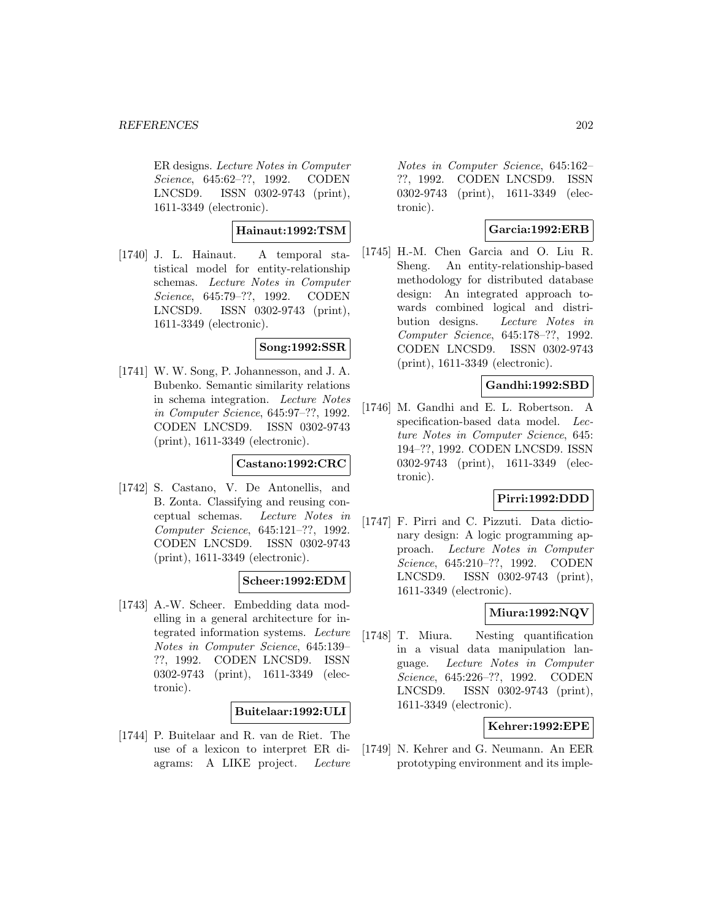ER designs. *Lecture Notes in Computer Science*, 645:62–??, 1992. CODEN LNCSD9. ISSN 0302-9743 (print), 1611-3349 (electronic).

**Hainaut:1992:TSM**

[1740] J. L. Hainaut. A temporal statistical model for entity-relationship schemas. *Lecture Notes in Computer Science*, 645:79–??, 1992. CODEN LNCSD9. ISSN 0302-9743 (print), 1611-3349 (electronic).

**Song:1992:SSR**

[1741] W. W. Song, P. Johannesson, and J. A. Bubenko. Semantic similarity relations in schema integration. *Lecture Notes in Computer Science*, 645:97–??, 1992. CODEN LNCSD9. ISSN 0302-9743 (print), 1611-3349 (electronic).

**Castano:1992:CRC**

[1742] S. Castano, V. De Antonellis, and B. Zonta. Classifying and reusing conceptual schemas. *Lecture Notes in Computer Science*, 645:121–??, 1992. CODEN LNCSD9. ISSN 0302-9743 (print), 1611-3349 (electronic).

**Scheer:1992:EDM**

[1743] A.-W. Scheer. Embedding data modelling in a general architecture for integrated information systems. *Lecture Notes in Computer Science*, 645:139–??, 1992. CODEN LNCSD9. ISSN 0302-9743 (print), 1611-3349 (electronic).

**Buitelaar:1992:ULI**

[1744] P. Buitelaar and R. van de Riet. The use of a lexicon to interpret ER diagrams: A LIKE project. *Lecture Notes in Computer Science*, 645:162–??, 1992. CODEN LNCSD9. ISSN 0302-9743 (print), 1611-3349 (electronic).

**Garcia:1992:ERB**

[1745] H.-M. Chen Garcia and O. Liu R. Sheng. An entity-relationship-based methodology for distributed database design: An integrated approach towards combined logical and distribution designs. *Lecture Notes in Computer Science*, 645:178–??, 1992. CODEN LNCSD9. ISSN 0302-9743 (print), 1611-3349 (electronic).

**Gandhi:1992:SBD**

[1746] M. Gandhi and E. L. Robertson. A specification-based data model. *Lecture Notes in Computer Science*, 645:194–??, 1992. CODEN LNCSD9. ISSN 0302-9743 (print), 1611-3349 (electronic).

**Pirri:1992:DDD**

[1747] F. Pirri and C. Pizzuti. Data dictionary design: A logic programming approach. *Lecture Notes in Computer Science*, 645:210–??, 1992. CODEN LNCSD9. ISSN 0302-9743 (print), 1611-3349 (electronic).

**Miura:1992:NQV**

[1748] T. Miura. Nesting quantification in a visual data manipulation language. *Lecture Notes in Computer Science*, 645:226–??, 1992. CODEN LNCSD9. ISSN 0302-9743 (print), 1611-3349 (electronic).

**Kehrer:1992:EPE**

[1749] N. Kehrer and G. Neumann. An EER prototyping environment and its imple-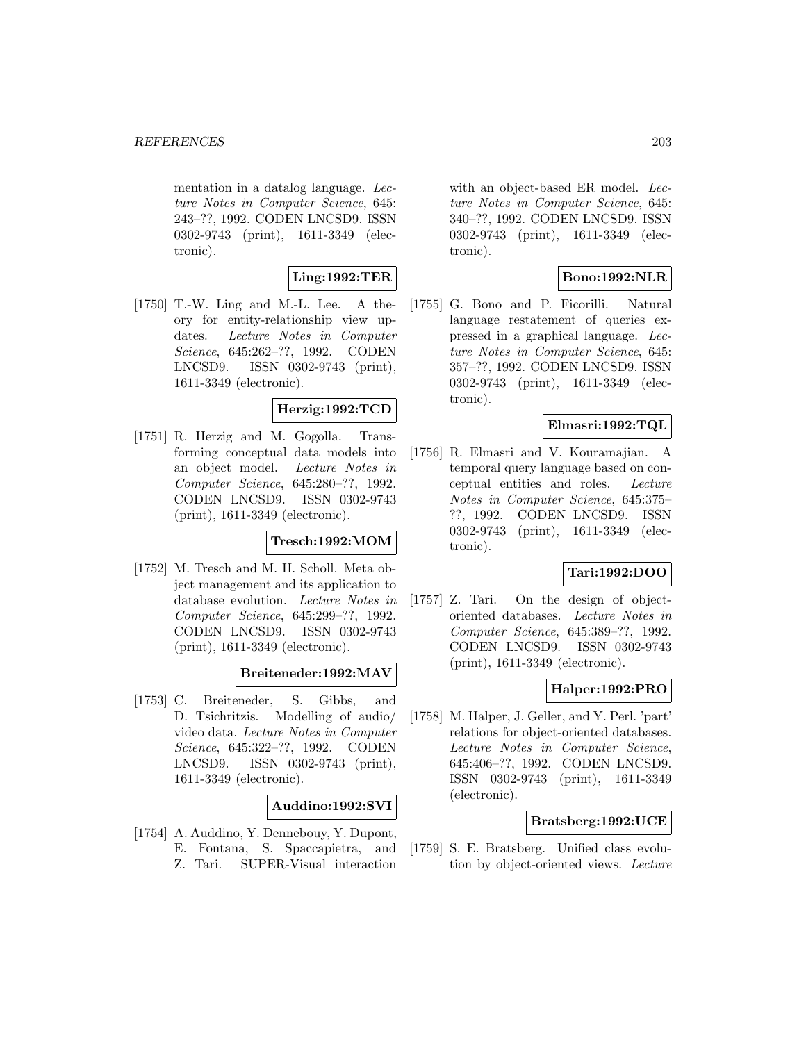mentation in a datalog language. *Lecture Notes in Computer Science*, 645: 243–??, 1992. CODEN LNCSD9. ISSN 0302-9743 (print), 1611-3349 (electronic).

**Ling:1992:TER**

[1750] T.-W. Ling and M.-L. Lee. A theory for entity-relationship view updates. *Lecture Notes in Computer Science*, 645:262–??, 1992. CODEN LNCSD9. ISSN 0302-9743 (print), 1611-3349 (electronic).

**Herzig:1992:TCD**

[1751] R. Herzig and M. Gogolla. Transforming conceptual data models into an object model. *Lecture Notes in Computer Science*, 645:280–??, 1992. CODEN LNCSD9. ISSN 0302-9743 (print), 1611-3349 (electronic).

**Tresch:1992:MOM**

[1752] M. Tresch and M. H. Scholl. Meta object management and its application to database evolution. *Lecture Notes in Computer Science*, 645:299–??, 1992. CODEN LNCSD9. ISSN 0302-9743 (print), 1611-3349 (electronic).

**Breiteneder:1992:MAV**

[1753] C. Breiteneder, S. Gibbs, and D. Tsichritzis. Modelling of audio/ video data. *Lecture Notes in Computer Science*, 645:322–??, 1992. CODEN LNCSD9. ISSN 0302-9743 (print), 1611-3349 (electronic).

**Auddino:1992:SVI**

[1754] A. Auddino, Y. Dennebouy, Y. Dupont, E. Fontana, S. Spaccapietra, and Z. Tari. SUPER-Visual interaction with an object-based ER model. *Lecture Notes in Computer Science*, 645: 340–??, 1992. CODEN LNCSD9. ISSN 0302-9743 (print), 1611-3349 (electronic).

**Bono:1992:NLR**

[1755] G. Bono and P. Ficorilli. Natural language restatement of queries expressed in a graphical language. *Lecture Notes in Computer Science*, 645: 357–??, 1992. CODEN LNCSD9. ISSN 0302-9743 (print), 1611-3349 (electronic).

**Elmasri:1992:TQL**

[1756] R. Elmasri and V. Kouramajian. A temporal query language based on conceptual entities and roles. *Lecture Notes in Computer Science*, 645:375–??, 1992. CODEN LNCSD9. ISSN 0302-9743 (print), 1611-3349 (electronic).

**Tari:1992:DOO**

[1757] Z. Tari. On the design of object-oriented databases. *Lecture Notes in Computer Science*, 645:389–??, 1992. CODEN LNCSD9. ISSN 0302-9743 (print), 1611-3349 (electronic).

**Halper:1992:PRO**

[1758] M. Halper, J. Geller, and Y. Perl. 'part' relations for object-oriented databases. *Lecture Notes in Computer Science*, 645:406–??, 1992. CODEN LNCSD9. ISSN 0302-9743 (print), 1611-3349 (electronic).

**Bratsberg:1992:UCE**

[1759] S. E. Bratsberg. Unified class evolution by object-oriented views. *Lecture*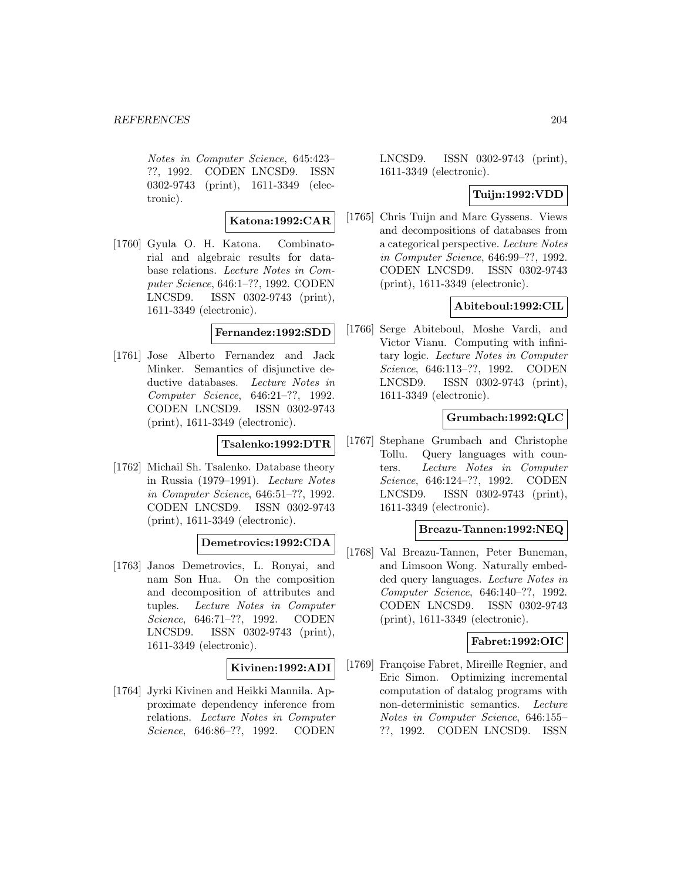*Notes in Computer Science*, 645:423–??, 1992. CODEN LNCSD9. ISSN 0302-9743 (print), 1611-3349 (electronic).

**Katona:1992:CAR**

[1760] Gyula O. H. Katona. Combinatorial and algebraic results for database relations. *Lecture Notes in Computer Science*, 646:1–??, 1992. CODEN LNCSD9. ISSN 0302-9743 (print), 1611-3349 (electronic).

**Fernandez:1992:SDD**

[1761] Jose Alberto Fernandez and Jack Minker. Semantics of disjunctive deductive databases. *Lecture Notes in Computer Science*, 646:21–??, 1992. CODEN LNCSD9. ISSN 0302-9743 (print), 1611-3349 (electronic).

**Tsalenko:1992:DTR**

[1762] Michail Sh. Tsalenko. Database theory in Russia (1979–1991). *Lecture Notes in Computer Science*, 646:51–??, 1992. CODEN LNCSD9. ISSN 0302-9743 (print), 1611-3349 (electronic).

**Demetrovics:1992:CDA**

[1763] Janos Demetrovics, L. Ronyai, and nam Son Hua. On the composition and decomposition of attributes and tuples. *Lecture Notes in Computer Science*, 646:71–??, 1992. CODEN LNCSD9. ISSN 0302-9743 (print), 1611-3349 (electronic).

**Kivinen:1992:ADI**

[1764] Jyrki Kivinen and Heikki Mannila. Approximate dependency inference from relations. *Lecture Notes in Computer Science*, 646:86–??, 1992. CODEN LNCSD9. ISSN 0302-9743 (print), 1611-3349 (electronic).

**Tuijn:1992:VDD**

[1765] Chris Tuijn and Marc Gyssens. Views and decompositions of databases from a categorical perspective. *Lecture Notes in Computer Science*, 646:99–??, 1992. CODEN LNCSD9. ISSN 0302-9743 (print), 1611-3349 (electronic).

**Abiteboul:1992:CIL**

[1766] Serge Abiteboul, Moshe Vardi, and Victor Vianu. Computing with infinitary logic. *Lecture Notes in Computer Science*, 646:113–??, 1992. CODEN LNCSD9. ISSN 0302-9743 (print), 1611-3349 (electronic).

**Grumbach:1992:QLC**

[1767] Stephane Grumbach and Christophe Tollu. Query languages with counters. *Lecture Notes in Computer Science*, 646:124–??, 1992. CODEN LNCSD9. ISSN 0302-9743 (print), 1611-3349 (electronic).

**Breazu-Tannen:1992:NEQ**

[1768] Val Breazu-Tannen, Peter Buneman, and Limsoon Wong. Naturally embedded query languages. *Lecture Notes in Computer Science*, 646:140–??, 1992. CODEN LNCSD9. ISSN 0302-9743 (print), 1611-3349 (electronic).

**Fabret:1992:OIC**

[1769] Françoise Fabret, Mireille Regnier, and Eric Simon. Optimizing incremental computation of datalog programs with non-deterministic semantics. *Lecture Notes in Computer Science*, 646:155–??, 1992. CODEN LNCSD9. ISSN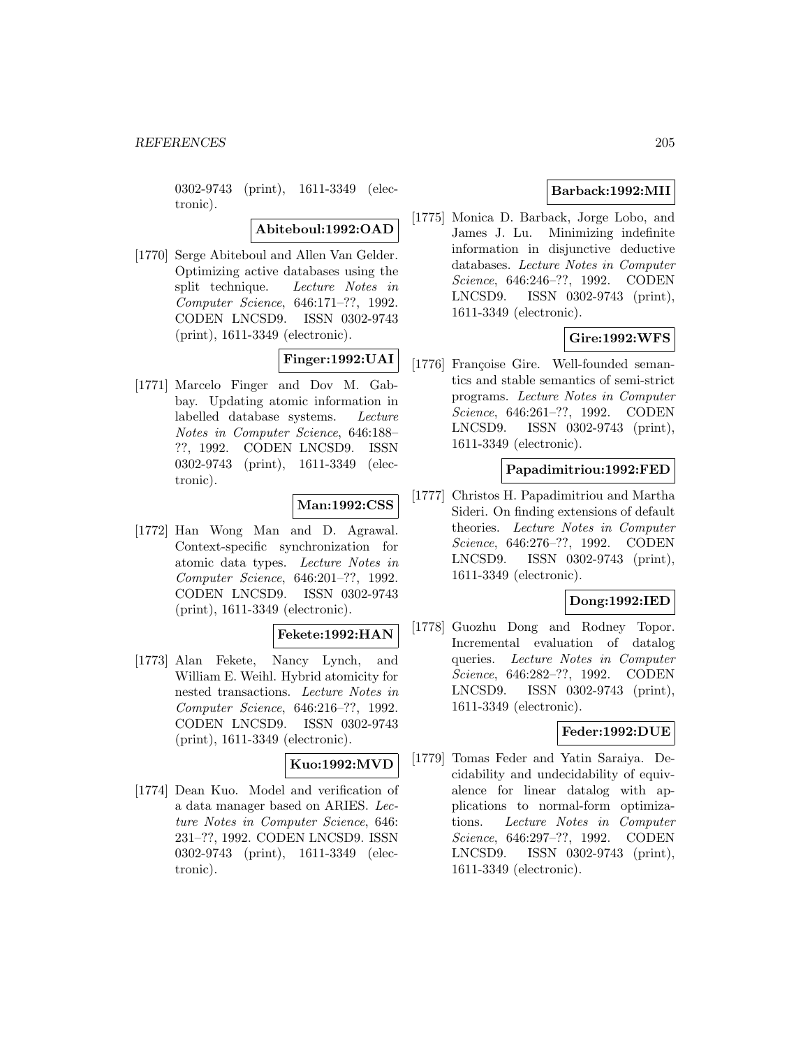0302-9743 (print), 1611-3349 (electronic).

**Abiteboul:1992:OAD**

[1770] Serge Abiteboul and Allen Van Gelder. Optimizing active databases using the split technique. *Lecture Notes in Computer Science*, 646:171–??, 1992. CODEN LNCSD9. ISSN 0302-9743 (print), 1611-3349 (electronic).

**Finger:1992:UAI**

[1771] Marcelo Finger and Dov M. Gabbay. Updating atomic information in labelled database systems. *Lecture Notes in Computer Science*, 646:188–??, 1992. CODEN LNCSD9. ISSN 0302-9743 (print), 1611-3349 (electronic).

**Man:1992:CSS**

[1772] Han Wong Man and D. Agrawal. Context-specific synchronization for atomic data types. *Lecture Notes in Computer Science*, 646:201–??, 1992. CODEN LNCSD9. ISSN 0302-9743 (print), 1611-3349 (electronic).

**Fekete:1992:HAN**

[1773] Alan Fekete, Nancy Lynch, and William E. Weihl. Hybrid atomicity for nested transactions. *Lecture Notes in Computer Science*, 646:216–??, 1992. CODEN LNCSD9. ISSN 0302-9743 (print), 1611-3349 (electronic).

**Kuo:1992:MVD**

[1774] Dean Kuo. Model and verification of a data manager based on ARIES. *Lecture Notes in Computer Science*, 646: 231–??, 1992. CODEN LNCSD9. ISSN 0302-9743 (print), 1611-3349 (electronic).

**Barback:1992:MII**

[1775] Monica D. Barback, Jorge Lobo, and James J. Lu. Minimizing indefinite information in disjunctive deductive databases. *Lecture Notes in Computer Science*, 646:246–??, 1992. CODEN LNCSD9. ISSN 0302-9743 (print), 1611-3349 (electronic).

**Gire:1992:WFS**

[1776] Françoise Gire. Well-founded semantics and stable semantics of semi-strict programs. *Lecture Notes in Computer Science*, 646:261–??, 1992. CODEN LNCSD9. ISSN 0302-9743 (print), 1611-3349 (electronic).

**Papadimitriou:1992:FED**

[1777] Christos H. Papadimitriou and Martha Sideri. On finding extensions of default theories. *Lecture Notes in Computer Science*, 646:276–??, 1992. CODEN LNCSD9. ISSN 0302-9743 (print), 1611-3349 (electronic).

**Dong:1992:IED**

[1778] Guozhu Dong and Rodney Topor. Incremental evaluation of datalog queries. *Lecture Notes in Computer Science*, 646:282–??, 1992. CODEN LNCSD9. ISSN 0302-9743 (print), 1611-3349 (electronic).

**Feder:1992:DUE**

[1779] Tomas Feder and Yatin Saraiya. Decidability and undecidability of equivalence for linear datalog with applications to normal-form optimizations. *Lecture Notes in Computer Science*, 646:297–??, 1992. CODEN LNCSD9. ISSN 0302-9743 (print), 1611-3349 (electronic).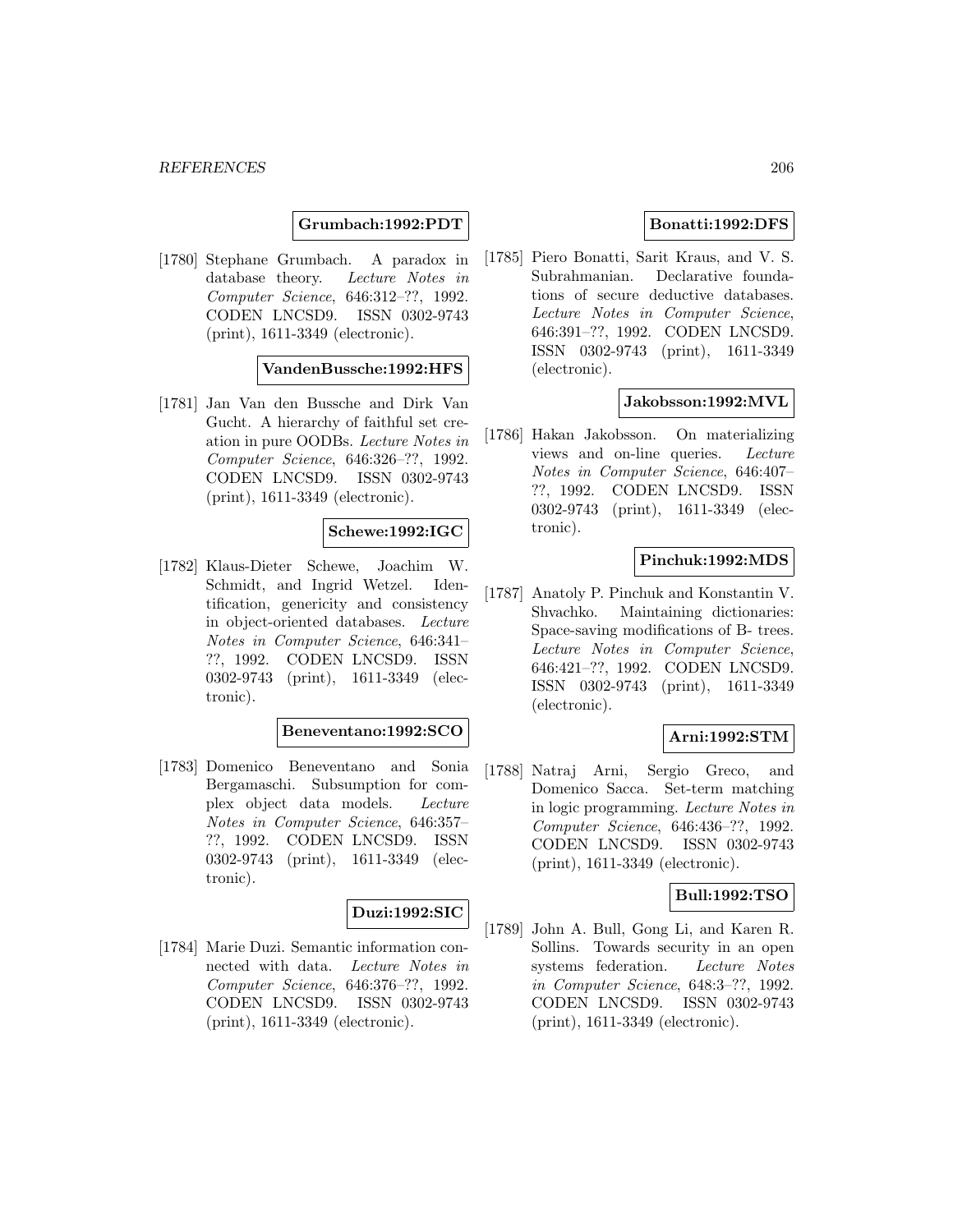**Grumbach:1992:PDT**

[1780] Stephane Grumbach. A paradox in database theory. *Lecture Notes in Computer Science*, 646:312–??, 1992. CODEN LNCSD9. ISSN 0302-9743 (print), 1611-3349 (electronic).

**VandenBussche:1992:HFS**

[1781] Jan Van den Bussche and Dirk Van Gucht. A hierarchy of faithful set creation in pure OODBs. *Lecture Notes in Computer Science*, 646:326–??, 1992. CODEN LNCSD9. ISSN 0302-9743 (print), 1611-3349 (electronic).

**Schewe:1992:IGC**

[1782] Klaus-Dieter Schewe, Joachim W. Schmidt, and Ingrid Wetzel. Identification, genericity and consistency in object-oriented databases. *Lecture Notes in Computer Science*, 646:341–??, 1992. CODEN LNCSD9. ISSN 0302-9743 (print), 1611-3349 (electronic).

**Beneventano:1992:SCO**

[1783] Domenico Beneventano and Sonia Bergamaschi. Subsumption for complex object data models. *Lecture Notes in Computer Science*, 646:357–??, 1992. CODEN LNCSD9. ISSN 0302-9743 (print), 1611-3349 (electronic).

**Duzi:1992:SIC**

[1784] Marie Duzi. Semantic information connected with data. *Lecture Notes in Computer Science*, 646:376–??, 1992. CODEN LNCSD9. ISSN 0302-9743 (print), 1611-3349 (electronic).

**Bonatti:1992:DFS**

[1785] Piero Bonatti, Sarit Kraus, and V. S. Subrahmanian. Declarative foundations of secure deductive databases. *Lecture Notes in Computer Science*, 646:391–??, 1992. CODEN LNCSD9. ISSN 0302-9743 (print), 1611-3349 (electronic).

**Jakobsson:1992:MVL**

[1786] Hakan Jakobsson. On materializing views and on-line queries. *Lecture Notes in Computer Science*, 646:407–??, 1992. CODEN LNCSD9. ISSN 0302-9743 (print), 1611-3349 (electronic).

**Pinchuk:1992:MDS**

[1787] Anatoly P. Pinchuk and Konstantin V. Shvachko. Maintaining dictionaries: Space-saving modifications of B- trees. *Lecture Notes in Computer Science*, 646:421–??, 1992. CODEN LNCSD9. ISSN 0302-9743 (print), 1611-3349 (electronic).

**Arni:1992:STM**

[1788] Natraj Arni, Sergio Greco, and Domenico Sacca. Set-term matching in logic programming. *Lecture Notes in Computer Science*, 646:436–??, 1992. CODEN LNCSD9. ISSN 0302-9743 (print), 1611-3349 (electronic).

**Bull:1992:TSO**

[1789] John A. Bull, Gong Li, and Karen R. Sollins. Towards security in an open systems federation. *Lecture Notes in Computer Science*, 648:3–??, 1992. CODEN LNCSD9. ISSN 0302-9743 (print), 1611-3349 (electronic).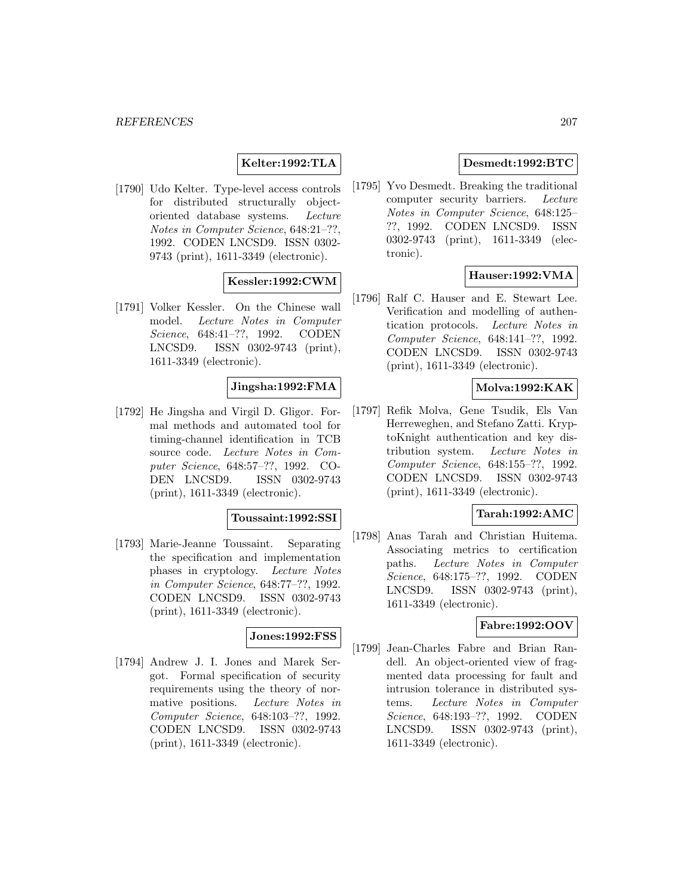**Kelter:1992:TLA**

[1790] Udo Kelter. Type-level access controls for distributed structurally object-oriented database systems. *Lecture Notes in Computer Science*, 648:21–??, 1992. CODEN LNCSD9. ISSN 0302-9743 (print), 1611-3349 (electronic).

**Kessler:1992:CWM**

[1791] Volker Kessler. On the Chinese wall model. *Lecture Notes in Computer Science*, 648:41–??, 1992. CODEN LNCSD9. ISSN 0302-9743 (print), 1611-3349 (electronic).

**Jingsha:1992:FMA**

[1792] He Jingsha and Virgil D. Gligor. Formal methods and automated tool for timing-channel identification in TCB source code. *Lecture Notes in Computer Science*, 648:57–??, 1992. CODEN LNCSD9. ISSN 0302-9743 (print), 1611-3349 (electronic).

**Toussaint:1992:SSI**

[1793] Marie-Jeanne Toussaint. Separating the specification and implementation phases in cryptology. *Lecture Notes in Computer Science*, 648:77–??, 1992. CODEN LNCSD9. ISSN 0302-9743 (print), 1611-3349 (electronic).

**Jones:1992:FSS**

[1794] Andrew J. I. Jones and Marek Sergot. Formal specification of security requirements using the theory of normative positions. *Lecture Notes in Computer Science*, 648:103–??, 1992. CODEN LNCSD9. ISSN 0302-9743 (print), 1611-3349 (electronic).

**Desmedt:1992:BTC**

[1795] Yvo Desmedt. Breaking the traditional computer security barriers. *Lecture Notes in Computer Science*, 648:125–??, 1992. CODEN LNCSD9. ISSN 0302-9743 (print), 1611-3349 (electronic).

**Hauser:1992:VMA**

[1796] Ralf C. Hauser and E. Stewart Lee. Verification and modelling of authentication protocols. *Lecture Notes in Computer Science*, 648:141–??, 1992. CODEN LNCSD9. ISSN 0302-9743 (print), 1611-3349 (electronic).

**Molva:1992:KAK**

[1797] Refik Molva, Gene Tsudik, Els Van Herreweghen, and Stefano Zatti. KryptoKnight authentication and key distribution system. *Lecture Notes in Computer Science*, 648:155–??, 1992. CODEN LNCSD9. ISSN 0302-9743 (print), 1611-3349 (electronic).

**Tarah:1992:AMC**

[1798] Anas Tarah and Christian Huitema. Associating metrics to certification paths. *Lecture Notes in Computer Science*, 648:175–??, 1992. CODEN LNCSD9. ISSN 0302-9743 (print), 1611-3349 (electronic).

**Fabre:1992:OOV**

[1799] Jean-Charles Fabre and Brian Randell. An object-oriented view of fragmented data processing for fault and intrusion tolerance in distributed systems. *Lecture Notes in Computer Science*, 648:193–??, 1992. CODEN LNCSD9. ISSN 0302-9743 (print), 1611-3349 (electronic).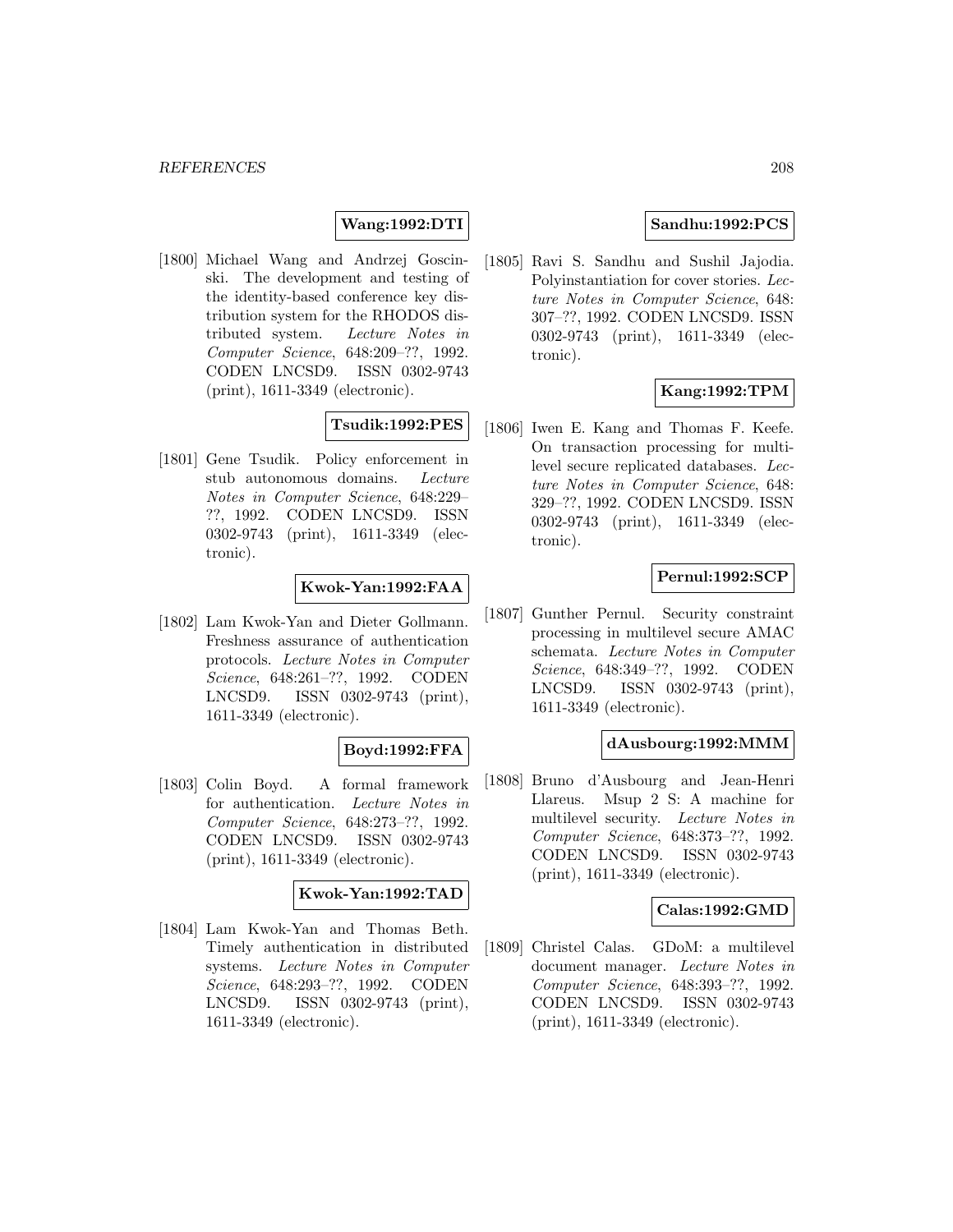**Wang:1992:DTI**

[1800] Michael Wang and Andrzej Goscinski. The development and testing of the identity-based conference key distribution system for the RHODOS distributed system. *Lecture Notes in Computer Science*, 648:209–??, 1992. CODEN LNCSD9. ISSN 0302-9743 (print), 1611-3349 (electronic).

**Tsudik:1992:PES**

[1801] Gene Tsudik. Policy enforcement in stub autonomous domains. *Lecture Notes in Computer Science*, 648:229–??, 1992. CODEN LNCSD9. ISSN 0302-9743 (print), 1611-3349 (electronic).

**Kwok-Yan:1992:FAA**

[1802] Lam Kwok-Yan and Dieter Gollmann. Freshness assurance of authentication protocols. *Lecture Notes in Computer Science*, 648:261–??, 1992. CODEN LNCSD9. ISSN 0302-9743 (print), 1611-3349 (electronic).

**Boyd:1992:FFA**

[1803] Colin Boyd. A formal framework for authentication. *Lecture Notes in Computer Science*, 648:273–??, 1992. CODEN LNCSD9. ISSN 0302-9743 (print), 1611-3349 (electronic).

**Kwok-Yan:1992:TAD**

[1804] Lam Kwok-Yan and Thomas Beth. Timely authentication in distributed systems. *Lecture Notes in Computer Science*, 648:293–??, 1992. CODEN LNCSD9. ISSN 0302-9743 (print), 1611-3349 (electronic).

**Sandhu:1992:PCS**

[1805] Ravi S. Sandhu and Sushil Jajodia. Polyinstantiation for cover stories. *Lecture Notes in Computer Science*, 648: 307–??, 1992. CODEN LNCSD9. ISSN 0302-9743 (print), 1611-3349 (electronic).

**Kang:1992:TPM**

[1806] Iwen E. Kang and Thomas F. Keefe. On transaction processing for multilevel secure replicated databases. *Lecture Notes in Computer Science*, 648: 329–??, 1992. CODEN LNCSD9. ISSN 0302-9743 (print), 1611-3349 (electronic).

**Pernul:1992:SCP**

[1807] Gunther Pernul. Security constraint processing in multilevel secure AMAC schemata. *Lecture Notes in Computer Science*, 648:349–??, 1992. CODEN LNCSD9. ISSN 0302-9743 (print), 1611-3349 (electronic).

**dAusbourg:1992:MMM**

[1808] Bruno d'Ausbourg and Jean-Henri Llareus. Msup 2 S: A machine for multilevel security. *Lecture Notes in Computer Science*, 648:373–??, 1992. CODEN LNCSD9. ISSN 0302-9743 (print), 1611-3349 (electronic).

**Calas:1992:GMD**

[1809] Christel Calas. GDoM: a multilevel document manager. *Lecture Notes in Computer Science*, 648:393–??, 1992. CODEN LNCSD9. ISSN 0302-9743 (print), 1611-3349 (electronic).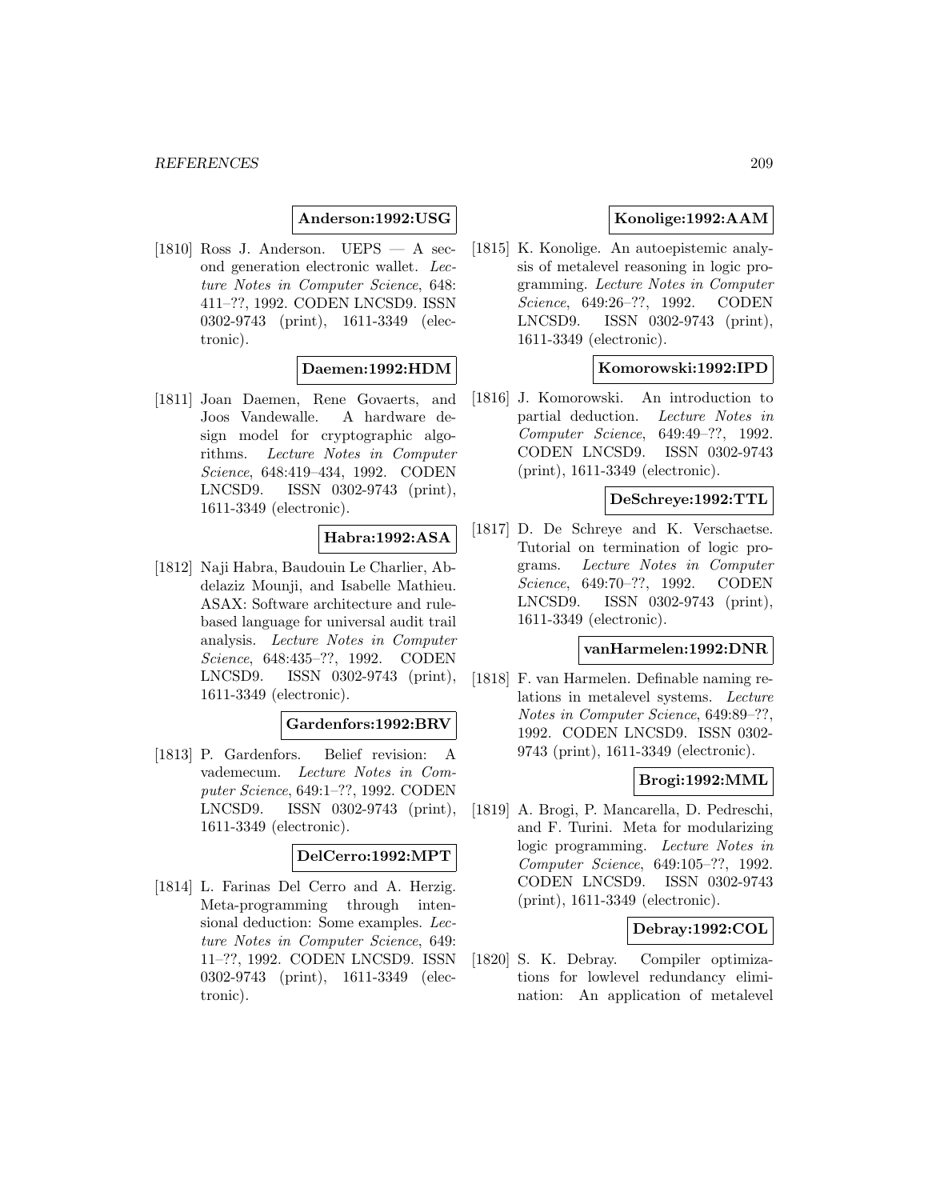**Anderson:1992:USG**

[1810] Ross J. Anderson. UEPS — A second generation electronic wallet. *Lecture Notes in Computer Science*, 648: 411–??, 1992. CODEN LNCSD9. ISSN 0302-9743 (print), 1611-3349 (electronic).

**Daemen:1992:HDM**

[1811] Joan Daemen, Rene Govaerts, and Joos Vandewalle. A hardware design model for cryptographic algorithms. *Lecture Notes in Computer Science*, 648:419–434, 1992. CODEN LNCSD9. ISSN 0302-9743 (print), 1611-3349 (electronic).

**Habra:1992:ASA**

[1812] Naji Habra, Baudouin Le Charlier, Abdelaziz Mounji, and Isabelle Mathieu. ASAX: Software architecture and rule-based language for universal audit trail analysis. *Lecture Notes in Computer Science*, 648:435–??, 1992. CODEN LNCSD9. ISSN 0302-9743 (print), 1611-3349 (electronic).

**Gardenfors:1992:BRV**

[1813] P. Gardenfors. Belief revision: A vademecum. *Lecture Notes in Computer Science*, 649:1–??, 1992. CODEN LNCSD9. ISSN 0302-9743 (print), 1611-3349 (electronic).

**DelCerro:1992:MPT**

[1814] L. Farinas Del Cerro and A. Herzig. Meta-programming through intensional deduction: Some examples. *Lecture Notes in Computer Science*, 649: 11–??, 1992. CODEN LNCSD9. ISSN 0302-9743 (print), 1611-3349 (electronic).

**Konolige:1992:AAM**

[1815] K. Konolige. An autoepistemic analysis of metalevel reasoning in logic programming. *Lecture Notes in Computer Science*, 649:26–??, 1992. CODEN LNCSD9. ISSN 0302-9743 (print), 1611-3349 (electronic).

**Komorowski:1992:IPD**

[1816] J. Komorowski. An introduction to partial deduction. *Lecture Notes in Computer Science*, 649:49–??, 1992. CODEN LNCSD9. ISSN 0302-9743 (print), 1611-3349 (electronic).

**DeSchreye:1992:TTL**

[1817] D. De Schreye and K. Verschaetse. Tutorial on termination of logic programs. *Lecture Notes in Computer Science*, 649:70–??, 1992. CODEN LNCSD9. ISSN 0302-9743 (print), 1611-3349 (electronic).

**vanHarmelen:1992:DNR**

[1818] F. van Harmelen. Definable naming relations in metalevel systems. *Lecture Notes in Computer Science*, 649:89–??, 1992. CODEN LNCSD9. ISSN 0302-9743 (print), 1611-3349 (electronic).

**Brogi:1992:MML**

[1819] A. Brogi, P. Mancarella, D. Pedreschi, and F. Turini. Meta for modularizing logic programming. *Lecture Notes in Computer Science*, 649:105–??, 1992. CODEN LNCSD9. ISSN 0302-9743 (print), 1611-3349 (electronic).

**Debray:1992:COL**

[1820] S. K. Debray. Compiler optimizations for lowlevel redundancy elimination: An application of metalevel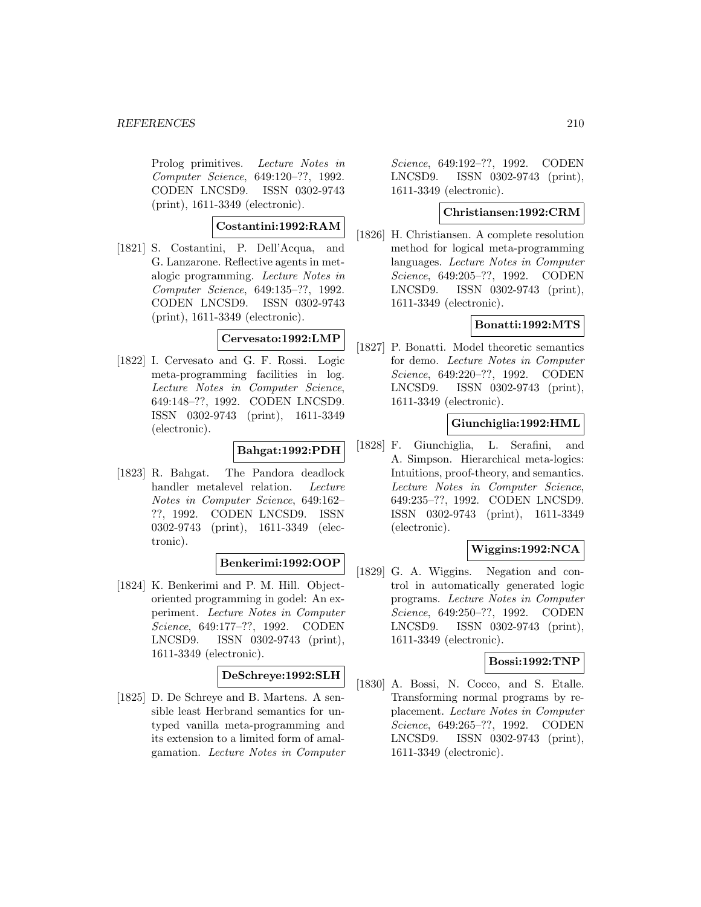Prolog primitives. *Lecture Notes in Computer Science*, 649:120–??, 1992. CODEN LNCSD9. ISSN 0302-9743 (print), 1611-3349 (electronic).

**Costantini:1992:RAM**

[1821] S. Costantini, P. Dell'Acqua, and G. Lanzarone. Reflective agents in metalogic programming. *Lecture Notes in Computer Science*, 649:135–??, 1992. CODEN LNCSD9. ISSN 0302-9743 (print), 1611-3349 (electronic).

**Cervesato:1992:LMP**

[1822] I. Cervesato and G. F. Rossi. Logic meta-programming facilities in log. *Lecture Notes in Computer Science*, 649:148–??, 1992. CODEN LNCSD9. ISSN 0302-9743 (print), 1611-3349 (electronic).

**Bahgat:1992:PDH**

[1823] R. Bahgat. The Pandora deadlock handler metalevel relation. *Lecture Notes in Computer Science*, 649:162–??, 1992. CODEN LNCSD9. ISSN 0302-9743 (print), 1611-3349 (electronic).

**Benkerimi:1992:OOP**

[1824] K. Benkerimi and P. M. Hill. Object-oriented programming in godel: An experiment. *Lecture Notes in Computer Science*, 649:177–??, 1992. CODEN LNCSD9. ISSN 0302-9743 (print), 1611-3349 (electronic).

**DeSchreye:1992:SLH**

[1825] D. De Schreye and B. Martens. A sensible least Herbrand semantics for untyped vanilla meta-programming and its extension to a limited form of amalgamation. *Lecture Notes in Computer Science*, 649:192–??, 1992. CODEN LNCSD9. ISSN 0302-9743 (print), 1611-3349 (electronic).

**Christiansen:1992:CRM**

[1826] H. Christiansen. A complete resolution method for logical meta-programming languages. *Lecture Notes in Computer Science*, 649:205–??, 1992. CODEN LNCSD9. ISSN 0302-9743 (print), 1611-3349 (electronic).

**Bonatti:1992:MTS**

[1827] P. Bonatti. Model theoretic semantics for demo. *Lecture Notes in Computer Science*, 649:220–??, 1992. CODEN LNCSD9. ISSN 0302-9743 (print), 1611-3349 (electronic).

**Giunchiglia:1992:HML**

[1828] F. Giunchiglia, L. Serafini, and A. Simpson. Hierarchical meta-logics: Intuitions, proof-theory, and semantics. *Lecture Notes in Computer Science*, 649:235–??, 1992. CODEN LNCSD9. ISSN 0302-9743 (print), 1611-3349 (electronic).

**Wiggins:1992:NCA**

[1829] G. A. Wiggins. Negation and control in automatically generated logic programs. *Lecture Notes in Computer Science*, 649:250–??, 1992. CODEN LNCSD9. ISSN 0302-9743 (print), 1611-3349 (electronic).

**Bossi:1992:TNP**

[1830] A. Bossi, N. Cocco, and S. Etalle. Transforming normal programs by replacement. *Lecture Notes in Computer Science*, 649:265–??, 1992. CODEN LNCSD9. ISSN 0302-9743 (print), 1611-3349 (electronic).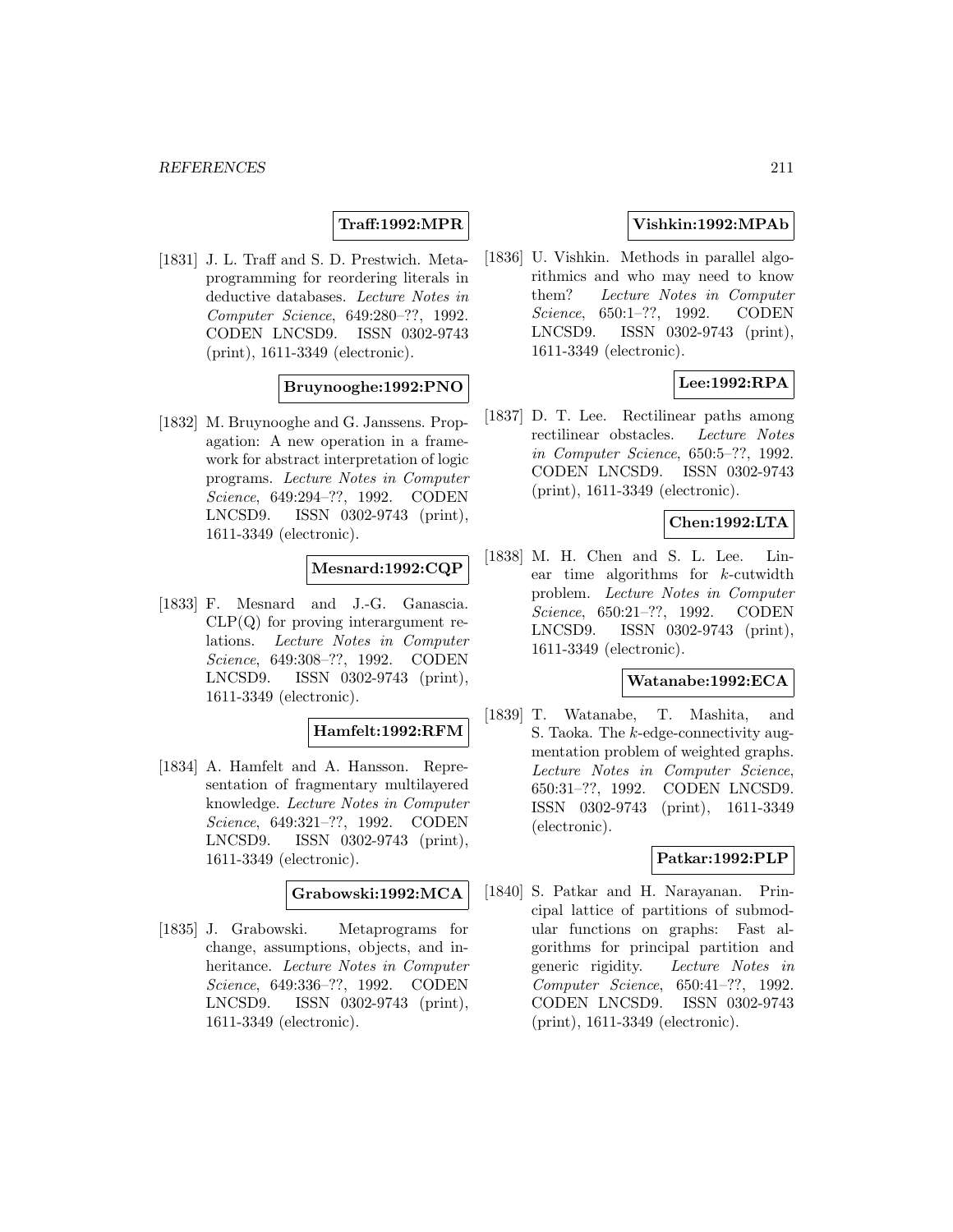**Traff:1992:MPR**

[1831] J. L. Traff and S. D. Prestwich. Metaprogramming for reordering literals in deductive databases. *Lecture Notes in Computer Science*, 649:280–??, 1992. CODEN LNCSD9. ISSN 0302-9743 (print), 1611-3349 (electronic).

**Bruynooghe:1992:PNO**

[1832] M. Bruynooghe and G. Janssens. Propagation: A new operation in a framework for abstract interpretation of logic programs. *Lecture Notes in Computer Science*, 649:294–??, 1992. CODEN LNCSD9. ISSN 0302-9743 (print), 1611-3349 (electronic).

**Mesnard:1992:CQP**

[1833] F. Mesnard and J.-G. Ganascia. CLP(Q) for proving interargument relations. *Lecture Notes in Computer Science*, 649:308–??, 1992. CODEN LNCSD9. ISSN 0302-9743 (print), 1611-3349 (electronic).

**Hamfelt:1992:RFM**

[1834] A. Hamfelt and A. Hansson. Representation of fragmentary multilayered knowledge. *Lecture Notes in Computer Science*, 649:321–??, 1992. CODEN LNCSD9. ISSN 0302-9743 (print), 1611-3349 (electronic).

**Grabowski:1992:MCA**

[1835] J. Grabowski. Metaprograms for change, assumptions, objects, and inheritance. *Lecture Notes in Computer Science*, 649:336–??, 1992. CODEN LNCSD9. ISSN 0302-9743 (print), 1611-3349 (electronic).

**Vishkin:1992:MPAb**

[1836] U. Vishkin. Methods in parallel algorithmics and who may need to know them? *Lecture Notes in Computer Science*, 650:1–??, 1992. CODEN LNCSD9. ISSN 0302-9743 (print), 1611-3349 (electronic).

**Lee:1992:RPA**

[1837] D. T. Lee. Rectilinear paths among rectilinear obstacles. *Lecture Notes in Computer Science*, 650:5–??, 1992. CODEN LNCSD9. ISSN 0302-9743 (print), 1611-3349 (electronic).

**Chen:1992:LTA**

[1838] M. H. Chen and S. L. Lee. Linear time algorithms for $k$-cutwidth problem. *Lecture Notes in Computer Science*, 650:21–??, 1992. CODEN LNCSD9. ISSN 0302-9743 (print), 1611-3349 (electronic).

**Watanabe:1992:ECA**

[1839] T. Watanabe, T. Mashita, and S. Taoka. The $k$-edge-connectivity augmentation problem of weighted graphs. *Lecture Notes in Computer Science*, 650:31–??, 1992. CODEN LNCSD9. ISSN 0302-9743 (print), 1611-3349 (electronic).

**Patkar:1992:PLP**

[1840] S. Patkar and H. Narayanan. Principal lattice of partitions of submodular functions on graphs: Fast algorithms for principal partition and generic rigidity. *Lecture Notes in Computer Science*, 650:41–??, 1992. CODEN LNCSD9. ISSN 0302-9743 (print), 1611-3349 (electronic).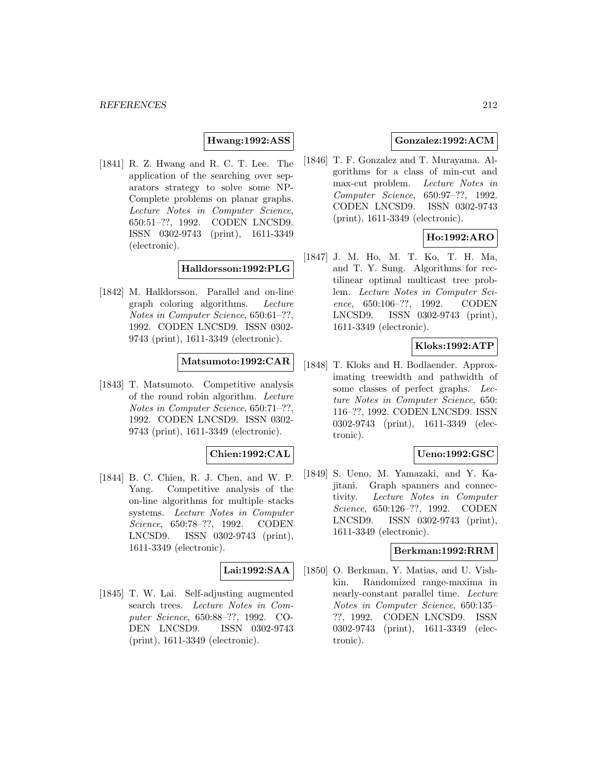**Hwang:1992:ASS**

[1841] R. Z. Hwang and R. C. T. Lee. The application of the searching over separators strategy to solve some NP-Complete problems on planar graphs. *Lecture Notes in Computer Science*, 650:51–??, 1992. CODEN LNCSD9. ISSN 0302-9743 (print), 1611-3349 (electronic).

**Halldorsson:1992:PLG**

[1842] M. Halldorsson. Parallel and on-line graph coloring algorithms. *Lecture Notes in Computer Science*, 650:61–??, 1992. CODEN LNCSD9. ISSN 0302-9743 (print), 1611-3349 (electronic).

**Matsumoto:1992:CAR**

[1843] T. Matsumoto. Competitive analysis of the round robin algorithm. *Lecture Notes in Computer Science*, 650:71–??, 1992. CODEN LNCSD9. ISSN 0302-9743 (print), 1611-3349 (electronic).

**Chien:1992:CAL**

[1844] B. C. Chien, R. J. Chen, and W. P. Yang. Competitive analysis of the on-line algorithms for multiple stacks systems. *Lecture Notes in Computer Science*, 650:78–??, 1992. CODEN LNCSD9. ISSN 0302-9743 (print), 1611-3349 (electronic).

**Lai:1992:SAA**

[1845] T. W. Lai. Self-adjusting augmented search trees. *Lecture Notes in Computer Science*, 650:88–??, 1992. CODEN LNCSD9. ISSN 0302-9743 (print), 1611-3349 (electronic).

**Gonzalez:1992:ACM**

[1846] T. F. Gonzalez and T. Murayama. Algorithms for a class of min-cut and max-cut problem. *Lecture Notes in Computer Science*, 650:97–??, 1992. CODEN LNCSD9. ISSN 0302-9743 (print), 1611-3349 (electronic).

**Ho:1992:ARO**

[1847] J. M. Ho, M. T. Ko, T. H. Ma, and T. Y. Sung. Algorithms for rectilinear optimal multicast tree problem. *Lecture Notes in Computer Science*, 650:106–??, 1992. CODEN LNCSD9. ISSN 0302-9743 (print), 1611-3349 (electronic).

**Kloks:1992:ATP**

[1848] T. Kloks and H. Bodlaender. Approximating treewidth and pathwidth of some classes of perfect graphs. *Lecture Notes in Computer Science*, 650: 116–??, 1992. CODEN LNCSD9. ISSN 0302-9743 (print), 1611-3349 (electronic).

**Ueno:1992:GSC**

[1849] S. Ueno, M. Yamazaki, and Y. Kajitani. Graph spanners and connectivity. *Lecture Notes in Computer Science*, 650:126–??, 1992. CODEN LNCSD9. ISSN 0302-9743 (print), 1611-3349 (electronic).

**Berkman:1992:RRM**

[1850] O. Berkman, Y. Matias, and U. Vishkin. Randomized range-maxima in nearly-constant parallel time. *Lecture Notes in Computer Science*, 650:135–??, 1992. CODEN LNCSD9. ISSN 0302-9743 (print), 1611-3349 (electronic).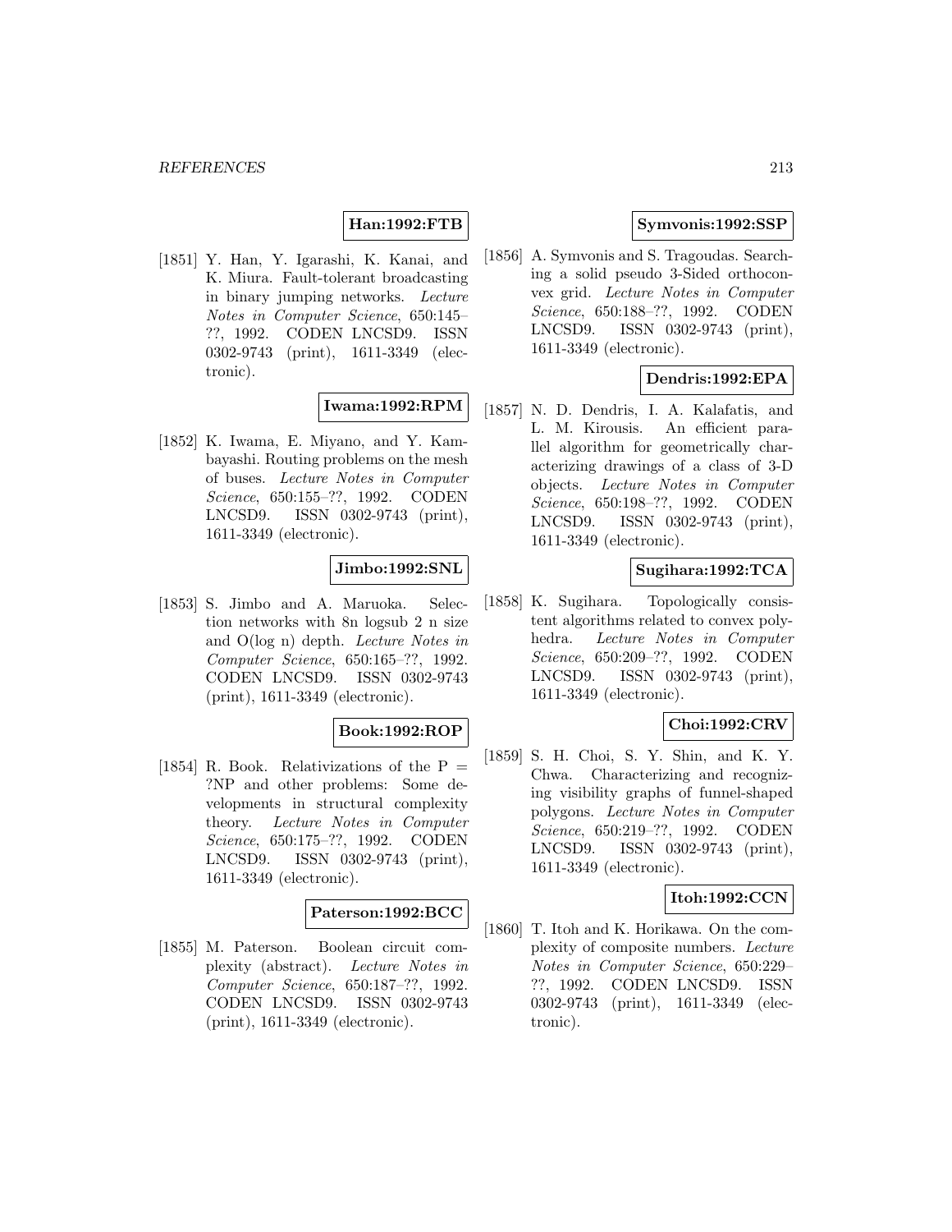**Han:1992:FTB**

[1851] Y. Han, Y. Igarashi, K. Kanai, and K. Miura. Fault-tolerant broadcasting in binary jumping networks. *Lecture Notes in Computer Science*, 650:145–??, 1992. CODEN LNCSD9. ISSN 0302-9743 (print), 1611-3349 (electronic).

**Iwama:1992:RPM**

[1852] K. Iwama, E. Miyano, and Y. Kambayashi. Routing problems on the mesh of buses. *Lecture Notes in Computer Science*, 650:155–??, 1992. CODEN LNCSD9. ISSN 0302-9743 (print), 1611-3349 (electronic).

**Jimbo:1992:SNL**

[1853] S. Jimbo and A. Maruoka. Selection networks with 8n logsub 2 n size and O(log n) depth. *Lecture Notes in Computer Science*, 650:165–??, 1992. CODEN LNCSD9. ISSN 0302-9743 (print), 1611-3349 (electronic).

**Book:1992:ROP**

[1854] R. Book. Relativizations of the P = ?NP and other problems: Some developments in structural complexity theory. *Lecture Notes in Computer Science*, 650:175–??, 1992. CODEN LNCSD9. ISSN 0302-9743 (print), 1611-3349 (electronic).

**Paterson:1992:BCC**

[1855] M. Paterson. Boolean circuit complexity (abstract). *Lecture Notes in Computer Science*, 650:187–??, 1992. CODEN LNCSD9. ISSN 0302-9743 (print), 1611-3349 (electronic).

**Symvonis:1992:SSP**

[1856] A. Symvonis and S. Tragoudas. Searching a solid pseudo 3-Sided orthoconvex grid. *Lecture Notes in Computer Science*, 650:188–??, 1992. CODEN LNCSD9. ISSN 0302-9743 (print), 1611-3349 (electronic).

**Dendris:1992:EPA**

[1857] N. D. Dendris, I. A. Kalafatis, and L. M. Kirousis. An efficient parallel algorithm for geometrically characterizing drawings of a class of 3-D objects. *Lecture Notes in Computer Science*, 650:198–??, 1992. CODEN LNCSD9. ISSN 0302-9743 (print), 1611-3349 (electronic).

**Sugihara:1992:TCA**

[1858] K. Sugihara. Topologically consistent algorithms related to convex polyhedra. *Lecture Notes in Computer Science*, 650:209–??, 1992. CODEN LNCSD9. ISSN 0302-9743 (print), 1611-3349 (electronic).

**Choi:1992:CRV**

[1859] S. H. Choi, S. Y. Shin, and K. Y. Chwa. Characterizing and recognizing visibility graphs of funnel-shaped polygons. *Lecture Notes in Computer Science*, 650:219–??, 1992. CODEN LNCSD9. ISSN 0302-9743 (print), 1611-3349 (electronic).

**Itoh:1992:CCN**

[1860] T. Itoh and K. Horikawa. On the complexity of composite numbers. *Lecture Notes in Computer Science*, 650:229–??, 1992. CODEN LNCSD9. ISSN 0302-9743 (print), 1611-3349 (electronic).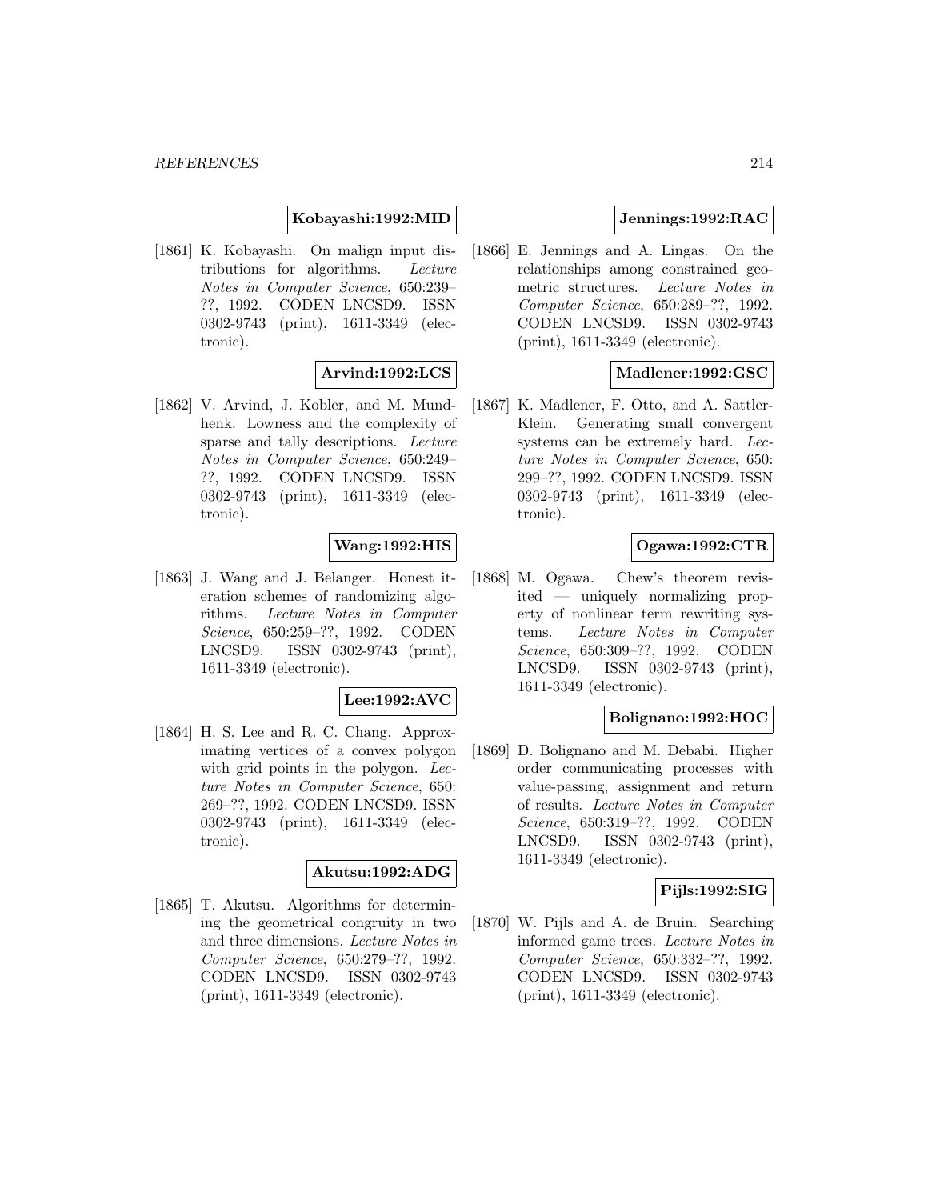**Kobayashi:1992:MID**

[1861] K. Kobayashi. On malign input distributions for algorithms. *Lecture Notes in Computer Science*, 650:239–??, 1992. CODEN LNCSD9. ISSN 0302-9743 (print), 1611-3349 (electronic).

**Arvind:1992:LCS**

[1862] V. Arvind, J. Kobler, and M. Mundhenk. Lowness and the complexity of sparse and tally descriptions. *Lecture Notes in Computer Science*, 650:249–??, 1992. CODEN LNCSD9. ISSN 0302-9743 (print), 1611-3349 (electronic).

**Wang:1992:HIS**

[1863] J. Wang and J. Belanger. Honest iteration schemes of randomizing algorithms. *Lecture Notes in Computer Science*, 650:259–??, 1992. CODEN LNCSD9. ISSN 0302-9743 (print), 1611-3349 (electronic).

**Lee:1992:AVC**

[1864] H. S. Lee and R. C. Chang. Approximating vertices of a convex polygon with grid points in the polygon. *Lecture Notes in Computer Science*, 650: 269–??, 1992. CODEN LNCSD9. ISSN 0302-9743 (print), 1611-3349 (electronic).

**Akutsu:1992:ADG**

[1865] T. Akutsu. Algorithms for determining the geometrical congruity in two and three dimensions. *Lecture Notes in Computer Science*, 650:279–??, 1992. CODEN LNCSD9. ISSN 0302-9743 (print), 1611-3349 (electronic).

**Jennings:1992:RAC**

[1866] E. Jennings and A. Lingas. On the relationships among constrained geometric structures. *Lecture Notes in Computer Science*, 650:289–??, 1992. CODEN LNCSD9. ISSN 0302-9743 (print), 1611-3349 (electronic).

**Madlener:1992:GSC**

[1867] K. Madlener, F. Otto, and A. Sattler-Klein. Generating small convergent systems can be extremely hard. *Lecture Notes in Computer Science*, 650: 299–??, 1992. CODEN LNCSD9. ISSN 0302-9743 (print), 1611-3349 (electronic).

**Ogawa:1992:CTR**

[1868] M. Ogawa. Chew's theorem revisited — uniquely normalizing property of nonlinear term rewriting systems. *Lecture Notes in Computer Science*, 650:309–??, 1992. CODEN LNCSD9. ISSN 0302-9743 (print), 1611-3349 (electronic).

**Bolignano:1992:HOC**

[1869] D. Bolignano and M. Debabi. Higher order communicating processes with value-passing, assignment and return of results. *Lecture Notes in Computer Science*, 650:319–??, 1992. CODEN LNCSD9. ISSN 0302-9743 (print), 1611-3349 (electronic).

**Pijls:1992:SIG**

[1870] W. Pijls and A. de Bruin. Searching informed game trees. *Lecture Notes in Computer Science*, 650:332–??, 1992. CODEN LNCSD9. ISSN 0302-9743 (print), 1611-3349 (electronic).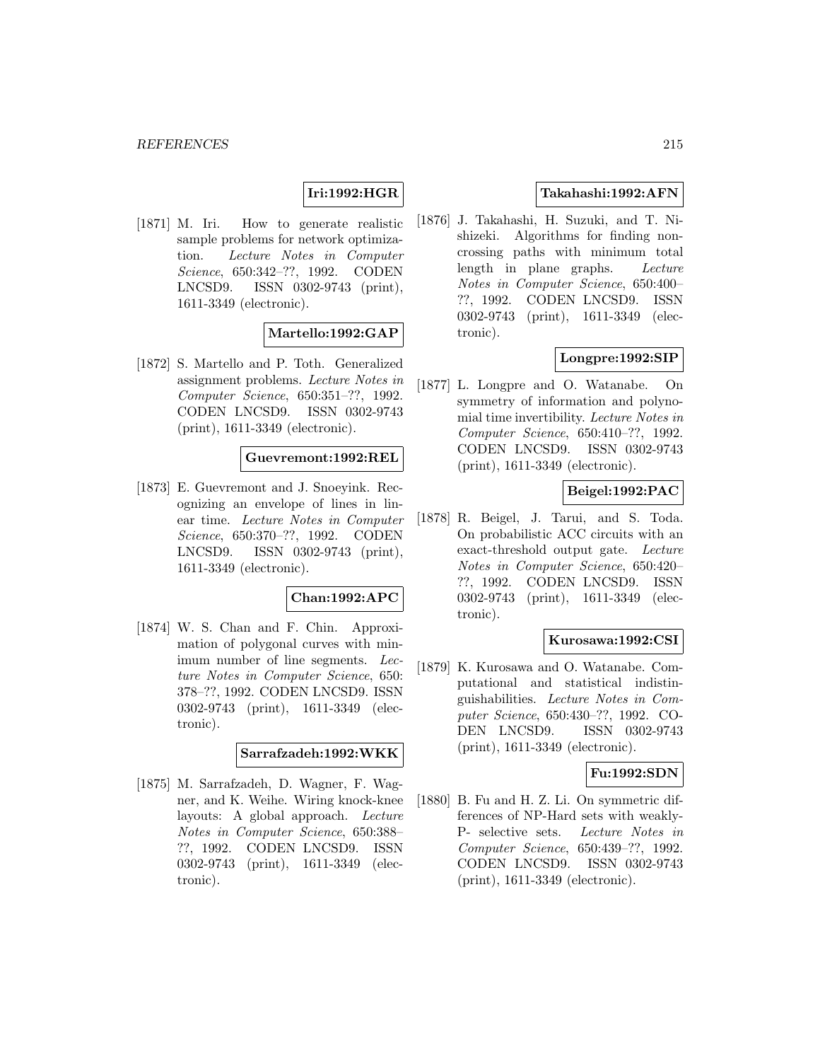**Iri:1992:HGR**

[1871] M. Iri. How to generate realistic sample problems for network optimization. *Lecture Notes in Computer Science*, 650:342–??, 1992. CODEN LNCSD9. ISSN 0302-9743 (print), 1611-3349 (electronic).

**Martello:1992:GAP**

[1872] S. Martello and P. Toth. Generalized assignment problems. *Lecture Notes in Computer Science*, 650:351–??, 1992. CODEN LNCSD9. ISSN 0302-9743 (print), 1611-3349 (electronic).

**Guevremont:1992:REL**

[1873] E. Guevremont and J. Snoeyink. Recognizing an envelope of lines in linear time. *Lecture Notes in Computer Science*, 650:370–??, 1992. CODEN LNCSD9. ISSN 0302-9743 (print), 1611-3349 (electronic).

**Chan:1992:APC**

[1874] W. S. Chan and F. Chin. Approximation of polygonal curves with minimum number of line segments. *Lecture Notes in Computer Science*, 650: 378–??, 1992. CODEN LNCSD9. ISSN 0302-9743 (print), 1611-3349 (electronic).

**Sarrafzadeh:1992:WKK**

[1875] M. Sarrafzadeh, D. Wagner, F. Wagner, and K. Weihe. Wiring knock-knee layouts: A global approach. *Lecture Notes in Computer Science*, 650:388–??, 1992. CODEN LNCSD9. ISSN 0302-9743 (print), 1611-3349 (electronic).

**Takahashi:1992:AFN**

[1876] J. Takahashi, H. Suzuki, and T. Nishizeki. Algorithms for finding non-crossing paths with minimum total length in plane graphs. *Lecture Notes in Computer Science*, 650:400–??, 1992. CODEN LNCSD9. ISSN 0302-9743 (print), 1611-3349 (electronic).

**Longpre:1992:SIP**

[1877] L. Longpre and O. Watanabe. On symmetry of information and polynomial time invertibility. *Lecture Notes in Computer Science*, 650:410–??, 1992. CODEN LNCSD9. ISSN 0302-9743 (print), 1611-3349 (electronic).

**Beigel:1992:PAC**

[1878] R. Beigel, J. Tarui, and S. Toda. On probabilistic ACC circuits with an exact-threshold output gate. *Lecture Notes in Computer Science*, 650:420–??, 1992. CODEN LNCSD9. ISSN 0302-9743 (print), 1611-3349 (electronic).

**Kurosawa:1992:CSI**

[1879] K. Kurosawa and O. Watanabe. Computational and statistical indistinguishabilities. *Lecture Notes in Computer Science*, 650:430–??, 1992. CODEN LNCSD9. ISSN 0302-9743 (print), 1611-3349 (electronic).

**Fu:1992:SDN**

[1880] B. Fu and H. Z. Li. On symmetric differences of NP-Hard sets with weakly-P- selective sets. *Lecture Notes in Computer Science*, 650:439–??, 1992. CODEN LNCSD9. ISSN 0302-9743 (print), 1611-3349 (electronic).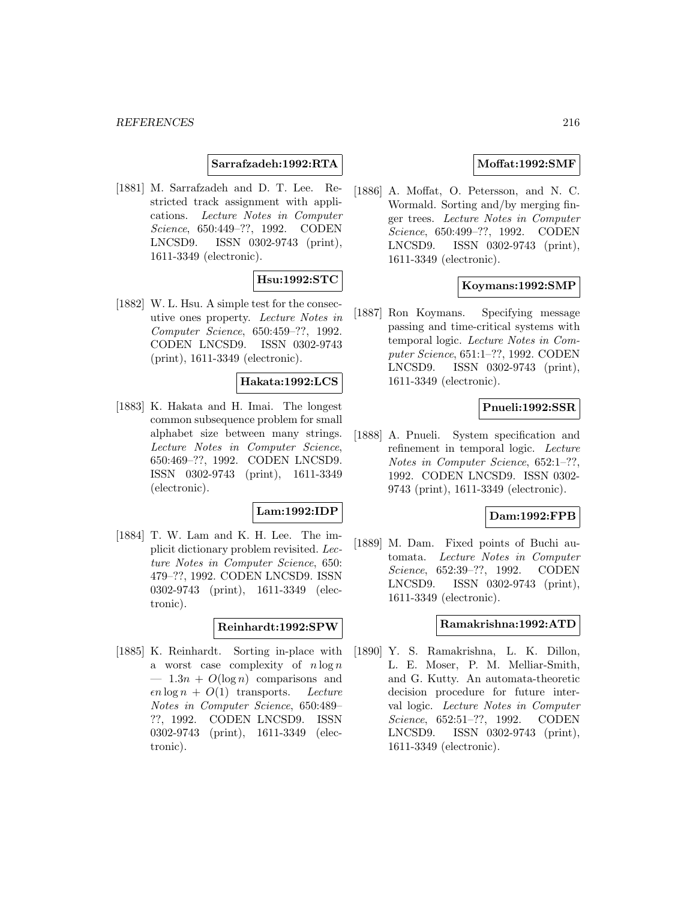**Sarrafzadeh:1992:RTA**

[1881] M. Sarrafzadeh and D. T. Lee. Restricted track assignment with applications. *Lecture Notes in Computer Science*, 650:449–??, 1992. CODEN LNCSD9. ISSN 0302-9743 (print), 1611-3349 (electronic).

**Hsu:1992:STC**

[1882] W. L. Hsu. A simple test for the consecutive ones property. *Lecture Notes in Computer Science*, 650:459–??, 1992. CODEN LNCSD9. ISSN 0302-9743 (print), 1611-3349 (electronic).

**Hakata:1992:LCS**

[1883] K. Hakata and H. Imai. The longest common subsequence problem for small alphabet size between many strings. *Lecture Notes in Computer Science*, 650:469–??, 1992. CODEN LNCSD9. ISSN 0302-9743 (print), 1611-3349 (electronic).

**Lam:1992:IDP**

[1884] T. W. Lam and K. H. Lee. The implicit dictionary problem revisited. *Lecture Notes in Computer Science*, 650: 479–??, 1992. CODEN LNCSD9. ISSN 0302-9743 (print), 1611-3349 (electronic).

**Reinhardt:1992:SPW**

[1885] K. Reinhardt. Sorting in-place with a worst case complexity of $n \log n$ — $1.3n + O(\log n)$ comparisons and $\epsilon n \log n + O(1)$ transports. *Lecture Notes in Computer Science*, 650:489–??, 1992. CODEN LNCSD9. ISSN 0302-9743 (print), 1611-3349 (electronic).

**Moffat:1992:SMF**

[1886] A. Moffat, O. Petersson, and N. C. Wormald. Sorting and/by merging finger trees. *Lecture Notes in Computer Science*, 650:499–??, 1992. CODEN LNCSD9. ISSN 0302-9743 (print), 1611-3349 (electronic).

**Koymans:1992:SMP**

[1887] Ron Koymans. Specifying message passing and time-critical systems with temporal logic. *Lecture Notes in Computer Science*, 651:1–??, 1992. CODEN LNCSD9. ISSN 0302-9743 (print), 1611-3349 (electronic).

**Pnueli:1992:SSR**

[1888] A. Pnueli. System specification and refinement in temporal logic. *Lecture Notes in Computer Science*, 652:1–??, 1992. CODEN LNCSD9. ISSN 0302-9743 (print), 1611-3349 (electronic).

**Dam:1992:FPB**

[1889] M. Dam. Fixed points of Buchi automata. *Lecture Notes in Computer Science*, 652:39–??, 1992. CODEN LNCSD9. ISSN 0302-9743 (print), 1611-3349 (electronic).

**Ramakrishna:1992:ATD**

[1890] Y. S. Ramakrishna, L. K. Dillon, L. E. Moser, P. M. Melliar-Smith, and G. Kutty. An automata-theoretic decision procedure for future interval logic. *Lecture Notes in Computer Science*, 652:51–??, 1992. CODEN LNCSD9. ISSN 0302-9743 (print), 1611-3349 (electronic).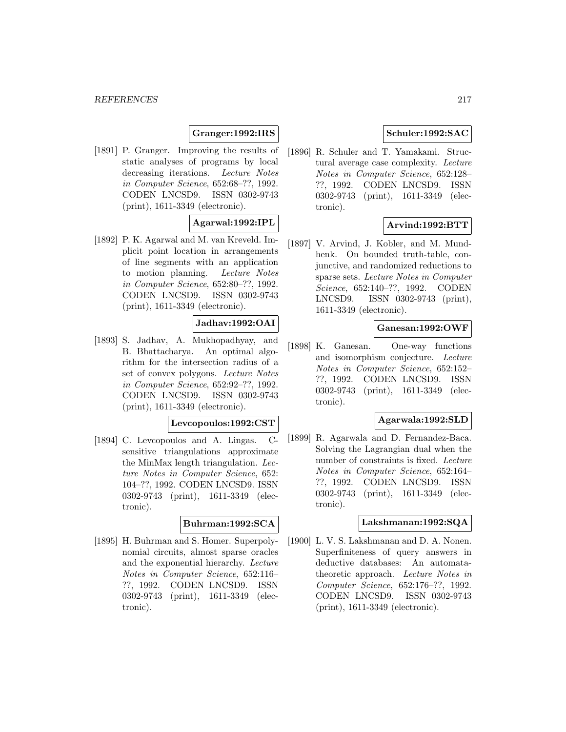**Granger:1992:IRS**

[1891] P. Granger. Improving the results of static analyses of programs by local decreasing iterations. *Lecture Notes in Computer Science*, 652:68–??, 1992. CODEN LNCSD9. ISSN 0302-9743 (print), 1611-3349 (electronic).

**Agarwal:1992:IPL**

[1892] P. K. Agarwal and M. van Kreveld. Implicit point location in arrangements of line segments with an application to motion planning. *Lecture Notes in Computer Science*, 652:80–??, 1992. CODEN LNCSD9. ISSN 0302-9743 (print), 1611-3349 (electronic).

**Jadhav:1992:OAI**

[1893] S. Jadhav, A. Mukhopadhyay, and B. Bhattacharya. An optimal algorithm for the intersection radius of a set of convex polygons. *Lecture Notes in Computer Science*, 652:92–??, 1992. CODEN LNCSD9. ISSN 0302-9743 (print), 1611-3349 (electronic).

**Levcopoulos:1992:CST**

[1894] C. Levcopoulos and A. Lingas. C-sensitive triangulations approximate the MinMax length triangulation. *Lecture Notes in Computer Science*, 652: 104–??, 1992. CODEN LNCSD9. ISSN 0302-9743 (print), 1611-3349 (electronic).

**Buhrman:1992:SCA**

[1895] H. Buhrman and S. Homer. Superpolynomial circuits, almost sparse oracles and the exponential hierarchy. *Lecture Notes in Computer Science*, 652:116–??, 1992. CODEN LNCSD9. ISSN 0302-9743 (print), 1611-3349 (electronic).

**Schuler:1992:SAC**

[1896] R. Schuler and T. Yamakami. Structural average case complexity. *Lecture Notes in Computer Science*, 652:128–??, 1992. CODEN LNCSD9. ISSN 0302-9743 (print), 1611-3349 (electronic).

**Arvind:1992:BTT**

[1897] V. Arvind, J. Kobler, and M. Mundhenk. On bounded truth-table, conjunctive, and randomized reductions to sparse sets. *Lecture Notes in Computer Science*, 652:140–??, 1992. CODEN LNCSD9. ISSN 0302-9743 (print), 1611-3349 (electronic).

**Ganesan:1992:OWF**

[1898] K. Ganesan. One-way functions and isomorphism conjecture. *Lecture Notes in Computer Science*, 652:152–??, 1992. CODEN LNCSD9. ISSN 0302-9743 (print), 1611-3349 (electronic).

**Agarwala:1992:SLD**

[1899] R. Agarwala and D. Fernandez-Baca. Solving the Lagrangian dual when the number of constraints is fixed. *Lecture Notes in Computer Science*, 652:164–??, 1992. CODEN LNCSD9. ISSN 0302-9743 (print), 1611-3349 (electronic).

**Lakshmanan:1992:SQA**

[1900] L. V. S. Lakshmanan and D. A. Nonen. Superfiniteness of query answers in deductive databases: An automata-theoretic approach. *Lecture Notes in Computer Science*, 652:176–??, 1992. CODEN LNCSD9. ISSN 0302-9743 (print), 1611-3349 (electronic).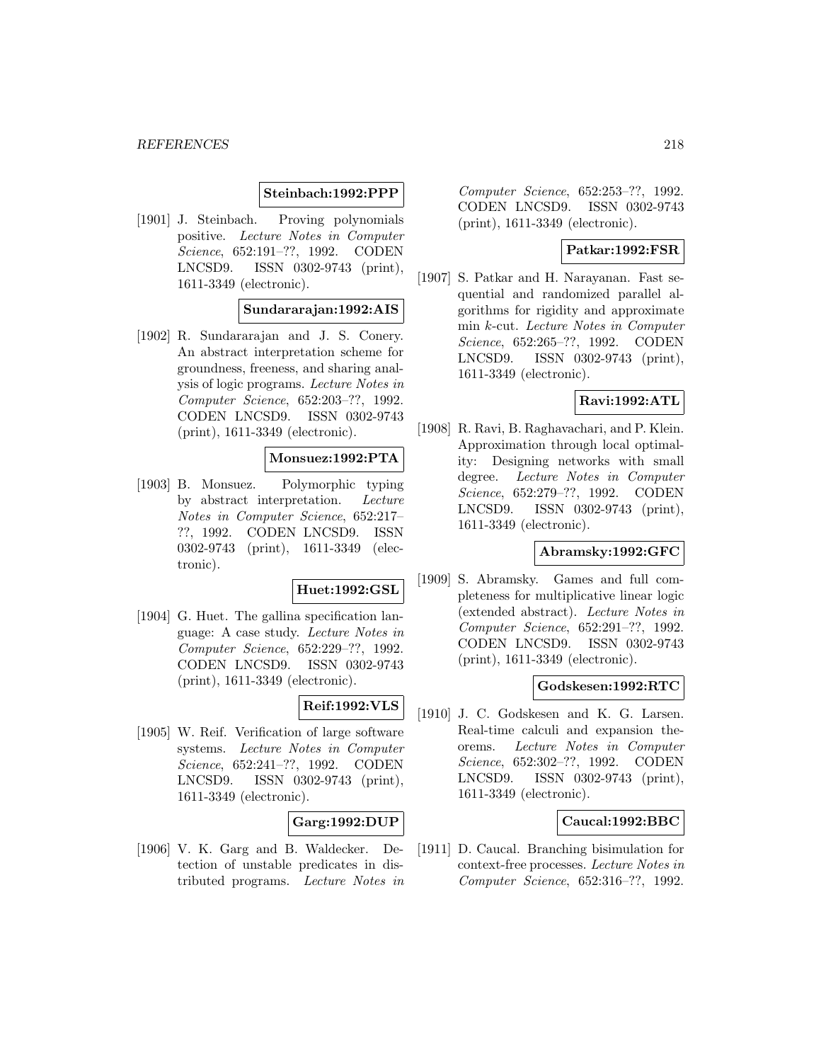**Steinbach:1992:PPP**

[1901] J. Steinbach. Proving polynomials positive. *Lecture Notes in Computer Science*, 652:191–??, 1992. CODEN LNCSD9. ISSN 0302-9743 (print), 1611-3349 (electronic).

**Sundararajan:1992:AIS**

[1902] R. Sundararajan and J. S. Conery. An abstract interpretation scheme for groundness, freeness, and sharing analysis of logic programs. *Lecture Notes in Computer Science*, 652:203–??, 1992. CODEN LNCSD9. ISSN 0302-9743 (print), 1611-3349 (electronic).

**Monsuez:1992:PTA**

[1903] B. Monsuez. Polymorphic typing by abstract interpretation. *Lecture Notes in Computer Science*, 652:217–??, 1992. CODEN LNCSD9. ISSN 0302-9743 (print), 1611-3349 (electronic).

**Huet:1992:GSL**

[1904] G. Huet. The gallina specification language: A case study. *Lecture Notes in Computer Science*, 652:229–??, 1992. CODEN LNCSD9. ISSN 0302-9743 (print), 1611-3349 (electronic).

**Reif:1992:VLS**

[1905] W. Reif. Verification of large software systems. *Lecture Notes in Computer Science*, 652:241–??, 1992. CODEN LNCSD9. ISSN 0302-9743 (print), 1611-3349 (electronic).

**Garg:1992:DUP**

[1906] V. K. Garg and B. Waldecker. Detection of unstable predicates in distributed programs. *Lecture Notes in Computer Science*, 652:253–??, 1992. CODEN LNCSD9. ISSN 0302-9743 (print), 1611-3349 (electronic).

**Patkar:1992:FSR**

[1907] S. Patkar and H. Narayanan. Fast sequential and randomized parallel algorithms for rigidity and approximate min $k$-cut. *Lecture Notes in Computer Science*, 652:265–??, 1992. CODEN LNCSD9. ISSN 0302-9743 (print), 1611-3349 (electronic).

**Ravi:1992:ATL**

[1908] R. Ravi, B. Raghavachari, and P. Klein. Approximation through local optimality: Designing networks with small degree. *Lecture Notes in Computer Science*, 652:279–??, 1992. CODEN LNCSD9. ISSN 0302-9743 (print), 1611-3349 (electronic).

**Abramsky:1992:GFC**

[1909] S. Abramsky. Games and full completeness for multiplicative linear logic (extended abstract). *Lecture Notes in Computer Science*, 652:291–??, 1992. CODEN LNCSD9. ISSN 0302-9743 (print), 1611-3349 (electronic).

**Godskesen:1992:RTC**

[1910] J. C. Godskesen and K. G. Larsen. Real-time calculi and expansion theorems. *Lecture Notes in Computer Science*, 652:302–??, 1992. CODEN LNCSD9. ISSN 0302-9743 (print), 1611-3349 (electronic).

**Caucal:1992:BBC**

[1911] D. Caucal. Branching bisimulation for context-free processes. *Lecture Notes in Computer Science*, 652:316–??, 1992.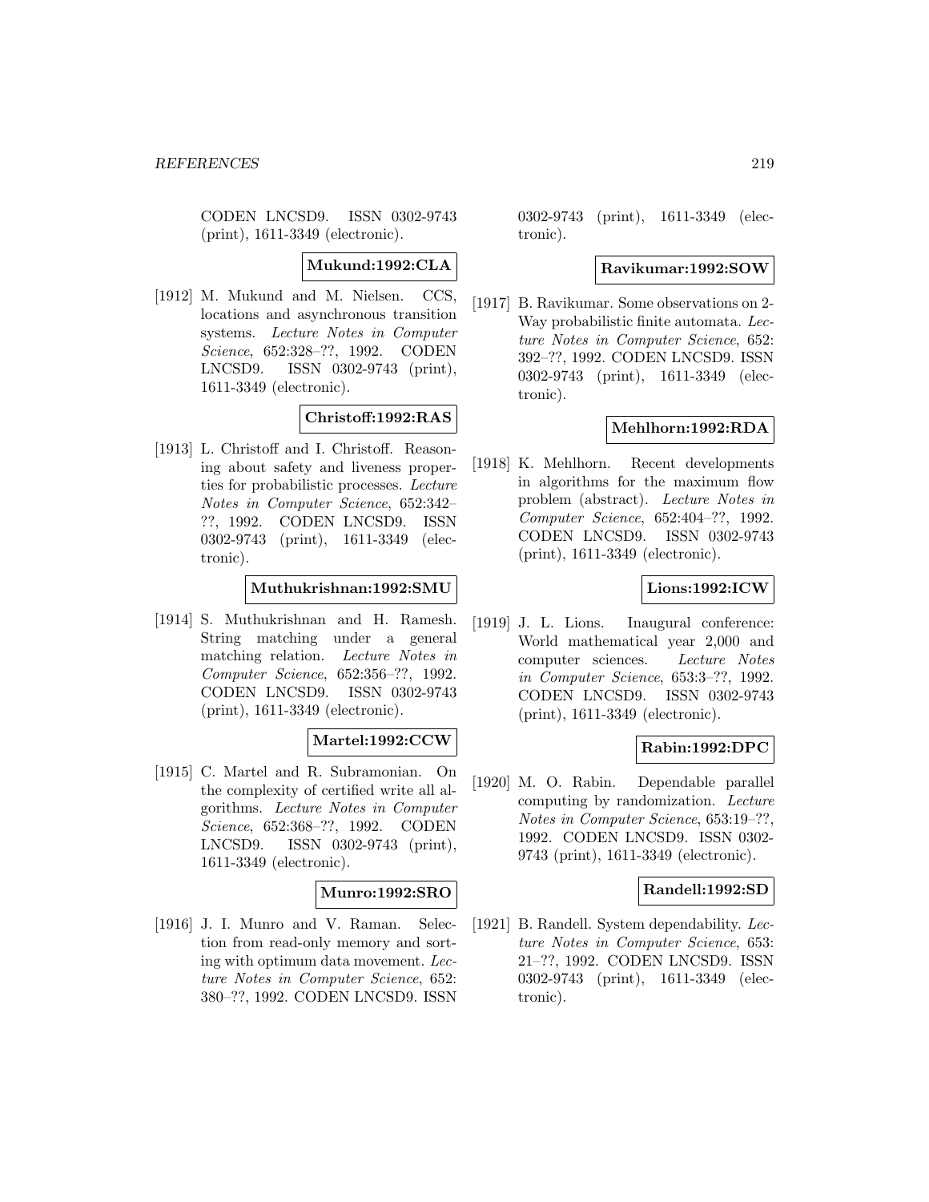CODEN LNCSD9. ISSN 0302-9743 (print), 1611-3349 (electronic).

**Mukund:1992:CLA**

[1912] M. Mukund and M. Nielsen. CCS, locations and asynchronous transition systems. *Lecture Notes in Computer Science*, 652:328–??, 1992. CODEN LNCSD9. ISSN 0302-9743 (print), 1611-3349 (electronic).

**Christoff:1992:RAS**

[1913] L. Christoff and I. Christoff. Reasoning about safety and liveness properties for probabilistic processes. *Lecture Notes in Computer Science*, 652:342–??, 1992. CODEN LNCSD9. ISSN 0302-9743 (print), 1611-3349 (electronic).

**Muthukrishnan:1992:SMU**

[1914] S. Muthukrishnan and H. Ramesh. String matching under a general matching relation. *Lecture Notes in Computer Science*, 652:356–??, 1992. CODEN LNCSD9. ISSN 0302-9743 (print), 1611-3349 (electronic).

**Martel:1992:CCW**

[1915] C. Martel and R. Subramonian. On the complexity of certified write all algorithms. *Lecture Notes in Computer Science*, 652:368–??, 1992. CODEN LNCSD9. ISSN 0302-9743 (print), 1611-3349 (electronic).

**Munro:1992:SRO**

[1916] J. I. Munro and V. Raman. Selection from read-only memory and sorting with optimum data movement. *Lecture Notes in Computer Science*, 652:380–??, 1992. CODEN LNCSD9. ISSN 0302-9743 (print), 1611-3349 (electronic).

**Ravikumar:1992:SOW**

[1917] B. Ravikumar. Some observations on 2-Way probabilistic finite automata. *Lecture Notes in Computer Science*, 652:392–??, 1992. CODEN LNCSD9. ISSN 0302-9743 (print), 1611-3349 (electronic).

**Mehlhorn:1992:RDA**

[1918] K. Mehlhorn. Recent developments in algorithms for the maximum flow problem (abstract). *Lecture Notes in Computer Science*, 652:404–??, 1992. CODEN LNCSD9. ISSN 0302-9743 (print), 1611-3349 (electronic).

**Lions:1992:ICW**

[1919] J. L. Lions. Inaugural conference: World mathematical year 2,000 and computer sciences. *Lecture Notes in Computer Science*, 653:3–??, 1992. CODEN LNCSD9. ISSN 0302-9743 (print), 1611-3349 (electronic).

**Rabin:1992:DPC**

[1920] M. O. Rabin. Dependable parallel computing by randomization. *Lecture Notes in Computer Science*, 653:19–??, 1992. CODEN LNCSD9. ISSN 0302-9743 (print), 1611-3349 (electronic).

**Randell:1992:SD**

[1921] B. Randell. System dependability. *Lecture Notes in Computer Science*, 653:21–??, 1992. CODEN LNCSD9. ISSN 0302-9743 (print), 1611-3349 (electronic).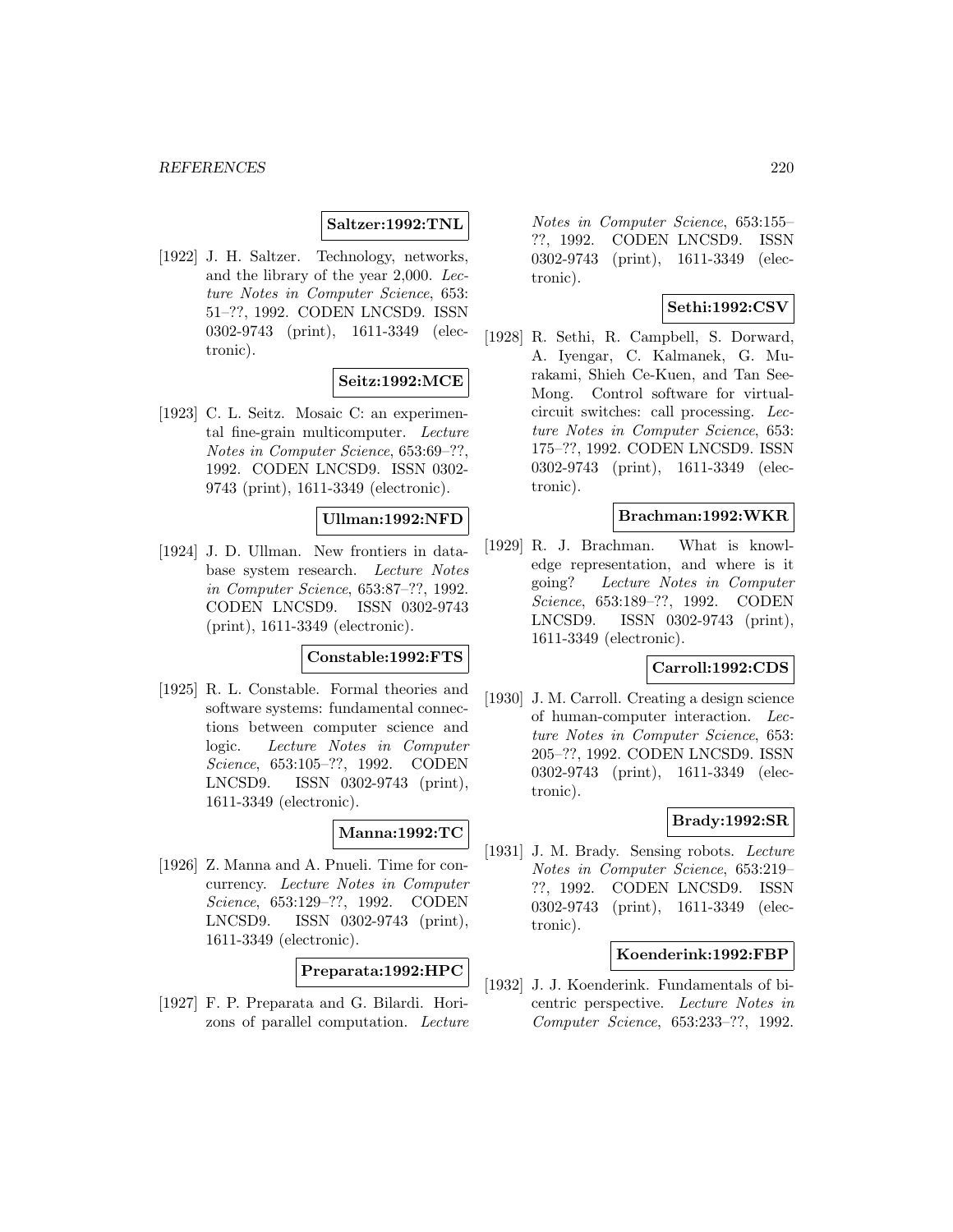**Saltzer:1992:TNL**

[1922] J. H. Saltzer. Technology, networks, and the library of the year 2,000. *Lecture Notes in Computer Science*, 653: 51–??, 1992. CODEN LNCSD9. ISSN 0302-9743 (print), 1611-3349 (electronic).

**Seitz:1992:MCE**

[1923] C. L. Seitz. Mosaic C: an experimental fine-grain multicomputer. *Lecture Notes in Computer Science*, 653:69–??, 1992. CODEN LNCSD9. ISSN 0302-9743 (print), 1611-3349 (electronic).

**Ullman:1992:NFD**

[1924] J. D. Ullman. New frontiers in database system research. *Lecture Notes in Computer Science*, 653:87–??, 1992. CODEN LNCSD9. ISSN 0302-9743 (print), 1611-3349 (electronic).

**Constable:1992:FTS**

[1925] R. L. Constable. Formal theories and software systems: fundamental connections between computer science and logic. *Lecture Notes in Computer Science*, 653:105–??, 1992. CODEN LNCSD9. ISSN 0302-9743 (print), 1611-3349 (electronic).

**Manna:1992:TC**

[1926] Z. Manna and A. Pnueli. Time for concurrency. *Lecture Notes in Computer Science*, 653:129–??, 1992. CODEN LNCSD9. ISSN 0302-9743 (print), 1611-3349 (electronic).

**Preparata:1992:HPC**

[1927] F. P. Preparata and G. Bilardi. Horizons of parallel computation. *Lecture Notes in Computer Science*, 653:155–??, 1992. CODEN LNCSD9. ISSN 0302-9743 (print), 1611-3349 (electronic).

**Sethi:1992:CSV**

[1928] R. Sethi, R. Campbell, S. Dorward, A. Iyengar, C. Kalmanek, G. Murakami, Shieh Ce-Kuen, and Tan See-Mong. Control software for virtual-circuit switches: call processing. *Lecture Notes in Computer Science*, 653: 175–??, 1992. CODEN LNCSD9. ISSN 0302-9743 (print), 1611-3349 (electronic).

**Brachman:1992:WKR**

[1929] R. J. Brachman. What is knowledge representation, and where is it going? *Lecture Notes in Computer Science*, 653:189–??, 1992. CODEN LNCSD9. ISSN 0302-9743 (print), 1611-3349 (electronic).

**Carroll:1992:CDS**

[1930] J. M. Carroll. Creating a design science of human-computer interaction. *Lecture Notes in Computer Science*, 653: 205–??, 1992. CODEN LNCSD9. ISSN 0302-9743 (print), 1611-3349 (electronic).

**Brady:1992:SR**

[1931] J. M. Brady. Sensing robots. *Lecture Notes in Computer Science*, 653:219–??, 1992. CODEN LNCSD9. ISSN 0302-9743 (print), 1611-3349 (electronic).

**Koenderink:1992:FBP**

[1932] J. J. Koenderink. Fundamentals of bicentric perspective. *Lecture Notes in Computer Science*, 653:233–??, 1992.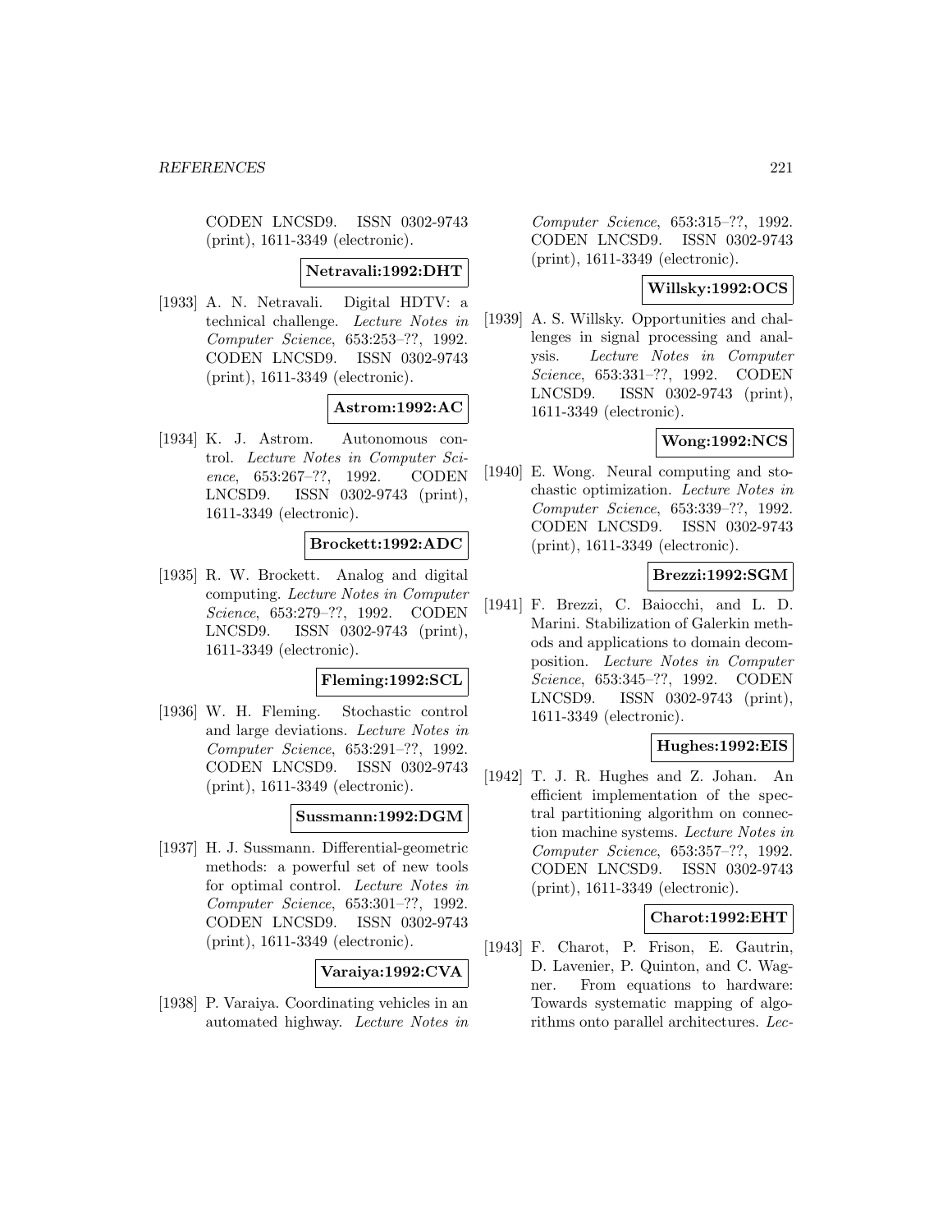CODEN LNCSD9. ISSN 0302-9743 (print), 1611-3349 (electronic).

**Netravali:1992:DHT**

[1933] A. N. Netravali. Digital HDTV: a technical challenge. *Lecture Notes in Computer Science*, 653:253–??, 1992. CODEN LNCSD9. ISSN 0302-9743 (print), 1611-3349 (electronic).

**Astrom:1992:AC**

[1934] K. J. Astrom. Autonomous control. *Lecture Notes in Computer Science*, 653:267–??, 1992. CODEN LNCSD9. ISSN 0302-9743 (print), 1611-3349 (electronic).

**Brockett:1992:ADC**

[1935] R. W. Brockett. Analog and digital computing. *Lecture Notes in Computer Science*, 653:279–??, 1992. CODEN LNCSD9. ISSN 0302-9743 (print), 1611-3349 (electronic).

**Fleming:1992:SCL**

[1936] W. H. Fleming. Stochastic control and large deviations. *Lecture Notes in Computer Science*, 653:291–??, 1992. CODEN LNCSD9. ISSN 0302-9743 (print), 1611-3349 (electronic).

**Sussmann:1992:DGM**

[1937] H. J. Sussmann. Differential-geometric methods: a powerful set of new tools for optimal control. *Lecture Notes in Computer Science*, 653:301–??, 1992. CODEN LNCSD9. ISSN 0302-9743 (print), 1611-3349 (electronic).

**Varaiya:1992:CVA**

[1938] P. Varaiya. Coordinating vehicles in an automated highway. *Lecture Notes in Computer Science*, 653:315–??, 1992. CODEN LNCSD9. ISSN 0302-9743 (print), 1611-3349 (electronic).

**Willsky:1992:OCS**

[1939] A. S. Willsky. Opportunities and challenges in signal processing and analysis. *Lecture Notes in Computer Science*, 653:331–??, 1992. CODEN LNCSD9. ISSN 0302-9743 (print), 1611-3349 (electronic).

**Wong:1992:NCS**

[1940] E. Wong. Neural computing and stochastic optimization. *Lecture Notes in Computer Science*, 653:339–??, 1992. CODEN LNCSD9. ISSN 0302-9743 (print), 1611-3349 (electronic).

**Brezzi:1992:SGM**

[1941] F. Brezzi, C. Baiocchi, and L. D. Marini. Stabilization of Galerkin methods and applications to domain decomposition. *Lecture Notes in Computer Science*, 653:345–??, 1992. CODEN LNCSD9. ISSN 0302-9743 (print), 1611-3349 (electronic).

**Hughes:1992:EIS**

[1942] T. J. R. Hughes and Z. Johan. An efficient implementation of the spectral partitioning algorithm on connection machine systems. *Lecture Notes in Computer Science*, 653:357–??, 1992. CODEN LNCSD9. ISSN 0302-9743 (print), 1611-3349 (electronic).

**Charot:1992:EHT**

[1943] F. Charot, P. Frison, E. Gautrin, D. Lavenier, P. Quinton, and C. Wagner. From equations to hardware: Towards systematic mapping of algorithms onto parallel architectures. *Lec-*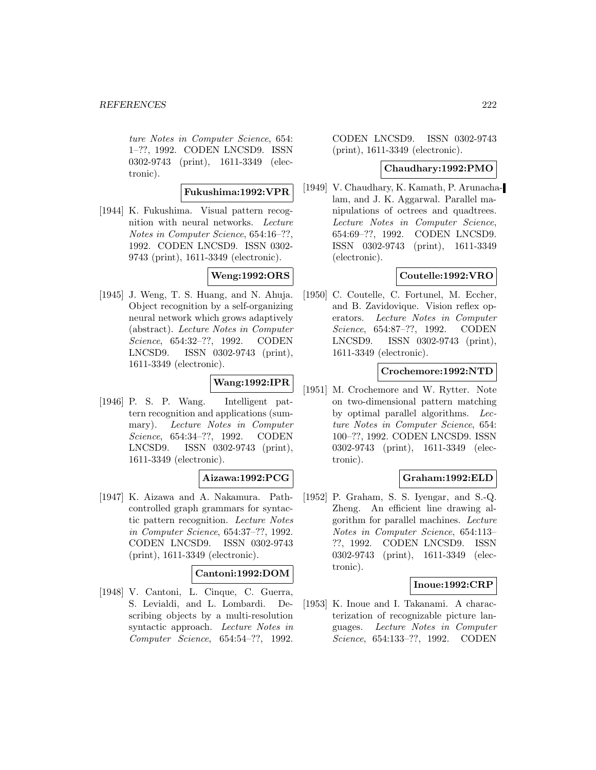ture Notes in Computer Science, 654: 1–??, 1992. CODEN LNCSD9. ISSN 0302-9743 (print), 1611-3349 (electronic).

**Fukushima:1992:VPR**

[1944] K. Fukushima. Visual pattern recognition with neural networks. *Lecture Notes in Computer Science*, 654:16–??, 1992. CODEN LNCSD9. ISSN 0302-9743 (print), 1611-3349 (electronic).

**Weng:1992:ORS**

[1945] J. Weng, T. S. Huang, and N. Ahuja. Object recognition by a self-organizing neural network which grows adaptively (abstract). *Lecture Notes in Computer Science*, 654:32–??, 1992. CODEN LNCSD9. ISSN 0302-9743 (print), 1611-3349 (electronic).

**Wang:1992:IPR**

[1946] P. S. P. Wang. Intelligent pattern recognition and applications (summary). *Lecture Notes in Computer Science*, 654:34–??, 1992. CODEN LNCSD9. ISSN 0302-9743 (print), 1611-3349 (electronic).

**Aizawa:1992:PCG**

[1947] K. Aizawa and A. Nakamura. Path-controlled graph grammars for syntactic pattern recognition. *Lecture Notes in Computer Science*, 654:37–??, 1992. CODEN LNCSD9. ISSN 0302-9743 (print), 1611-3349 (electronic).

**Cantoni:1992:DOM**

[1948] V. Cantoni, L. Cinque, C. Guerra, S. Levialdi, and L. Lombardi. Describing objects by a multi-resolution syntactic approach. *Lecture Notes in Computer Science*, 654:54–??, 1992. CODEN LNCSD9. ISSN 0302-9743 (print), 1611-3349 (electronic).

**Chaudhary:1992:PMO**

[1949] V. Chaudhary, K. Kamath, P. Arunachalam, and J. K. Aggarwal. Parallel manipulations of octrees and quadtrees. *Lecture Notes in Computer Science*, 654:69–??, 1992. CODEN LNCSD9. ISSN 0302-9743 (print), 1611-3349 (electronic).

**Coutelle:1992:VRO**

[1950] C. Coutelle, C. Fortunel, M. Eccher, and B. Zavidovique. Vision reflex operators. *Lecture Notes in Computer Science*, 654:87–??, 1992. CODEN LNCSD9. ISSN 0302-9743 (print), 1611-3349 (electronic).

**Crochemore:1992:NTD**

[1951] M. Crochemore and W. Rytter. Note on two-dimensional pattern matching by optimal parallel algorithms. *Lecture Notes in Computer Science*, 654: 100–??, 1992. CODEN LNCSD9. ISSN 0302-9743 (print), 1611-3349 (electronic).

**Graham:1992:ELD**

[1952] P. Graham, S. S. Iyengar, and S.-Q. Zheng. An efficient line drawing algorithm for parallel machines. *Lecture Notes in Computer Science*, 654:113–??, 1992. CODEN LNCSD9. ISSN 0302-9743 (print), 1611-3349 (electronic).

**Inoue:1992:CRP**

[1953] K. Inoue and I. Takanami. A characterization of recognizable picture languages. *Lecture Notes in Computer Science*, 654:133–??, 1992. CODEN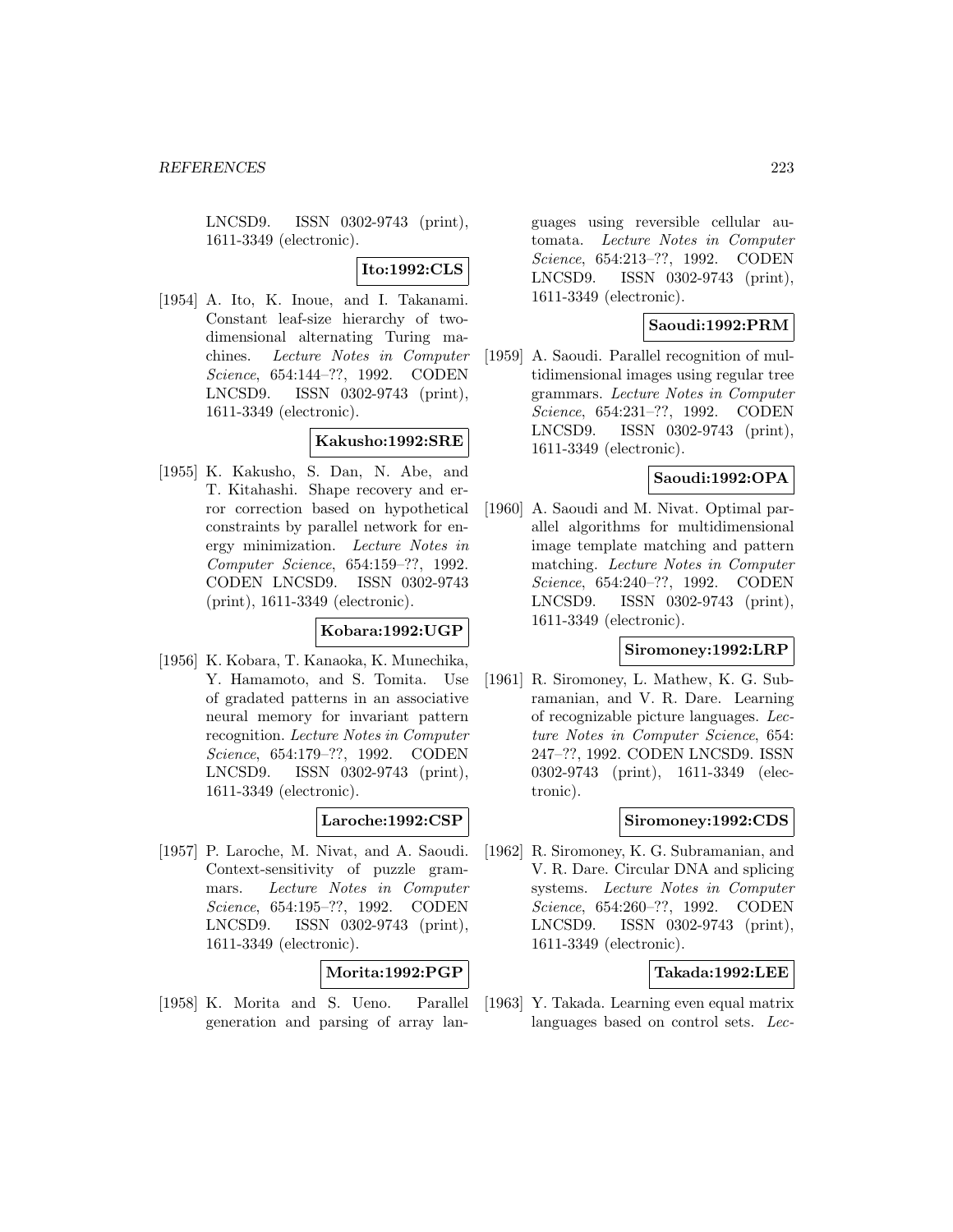LNCSD9. ISSN 0302-9743 (print), 1611-3349 (electronic).

**Ito:1992:CLS**

[1954] A. Ito, K. Inoue, and I. Takanami. Constant leaf-size hierarchy of two-dimensional alternating Turing machines. *Lecture Notes in Computer Science*, 654:144–??, 1992. CODEN LNCSD9. ISSN 0302-9743 (print), 1611-3349 (electronic).

**Kakusho:1992:SRE**

[1955] K. Kakusho, S. Dan, N. Abe, and T. Kitahashi. Shape recovery and error correction based on hypothetical constraints by parallel network for energy minimization. *Lecture Notes in Computer Science*, 654:159–??, 1992. CODEN LNCSD9. ISSN 0302-9743 (print), 1611-3349 (electronic).

**Kobara:1992:UGP**

[1956] K. Kobara, T. Kanaoka, K. Munechika, Y. Hamamoto, and S. Tomita. Use of gradated patterns in an associative neural memory for invariant pattern recognition. *Lecture Notes in Computer Science*, 654:179–??, 1992. CODEN LNCSD9. ISSN 0302-9743 (print), 1611-3349 (electronic).

**Laroche:1992:CSP**

[1957] P. Laroche, M. Nivat, and A. Saoudi. Context-sensitivity of puzzle grammars. *Lecture Notes in Computer Science*, 654:195–??, 1992. CODEN LNCSD9. ISSN 0302-9743 (print), 1611-3349 (electronic).

**Morita:1992:PGP**

[1958] K. Morita and S. Ueno. Parallel generation and parsing of array languages using reversible cellular automata. *Lecture Notes in Computer Science*, 654:213–??, 1992. CODEN LNCSD9. ISSN 0302-9743 (print), 1611-3349 (electronic).

**Saoudi:1992:PRM**

[1959] A. Saoudi. Parallel recognition of multidimensional images using regular tree grammars. *Lecture Notes in Computer Science*, 654:231–??, 1992. CODEN LNCSD9. ISSN 0302-9743 (print), 1611-3349 (electronic).

**Saoudi:1992:OPA**

[1960] A. Saoudi and M. Nivat. Optimal parallel algorithms for multidimensional image template matching and pattern matching. *Lecture Notes in Computer Science*, 654:240–??, 1992. CODEN LNCSD9. ISSN 0302-9743 (print), 1611-3349 (electronic).

**Siromoney:1992:LRP**

[1961] R. Siromoney, L. Mathew, K. G. Subramanian, and V. R. Dare. Learning of recognizable picture languages. *Lecture Notes in Computer Science*, 654: 247–??, 1992. CODEN LNCSD9. ISSN 0302-9743 (print), 1611-3349 (electronic).

**Siromoney:1992:CDS**

[1962] R. Siromoney, K. G. Subramanian, and V. R. Dare. Circular DNA and splicing systems. *Lecture Notes in Computer Science*, 654:260–??, 1992. CODEN LNCSD9. ISSN 0302-9743 (print), 1611-3349 (electronic).

**Takada:1992:LEE**

[1963] Y. Takada. Learning even equal matrix languages based on control sets. *Lec-*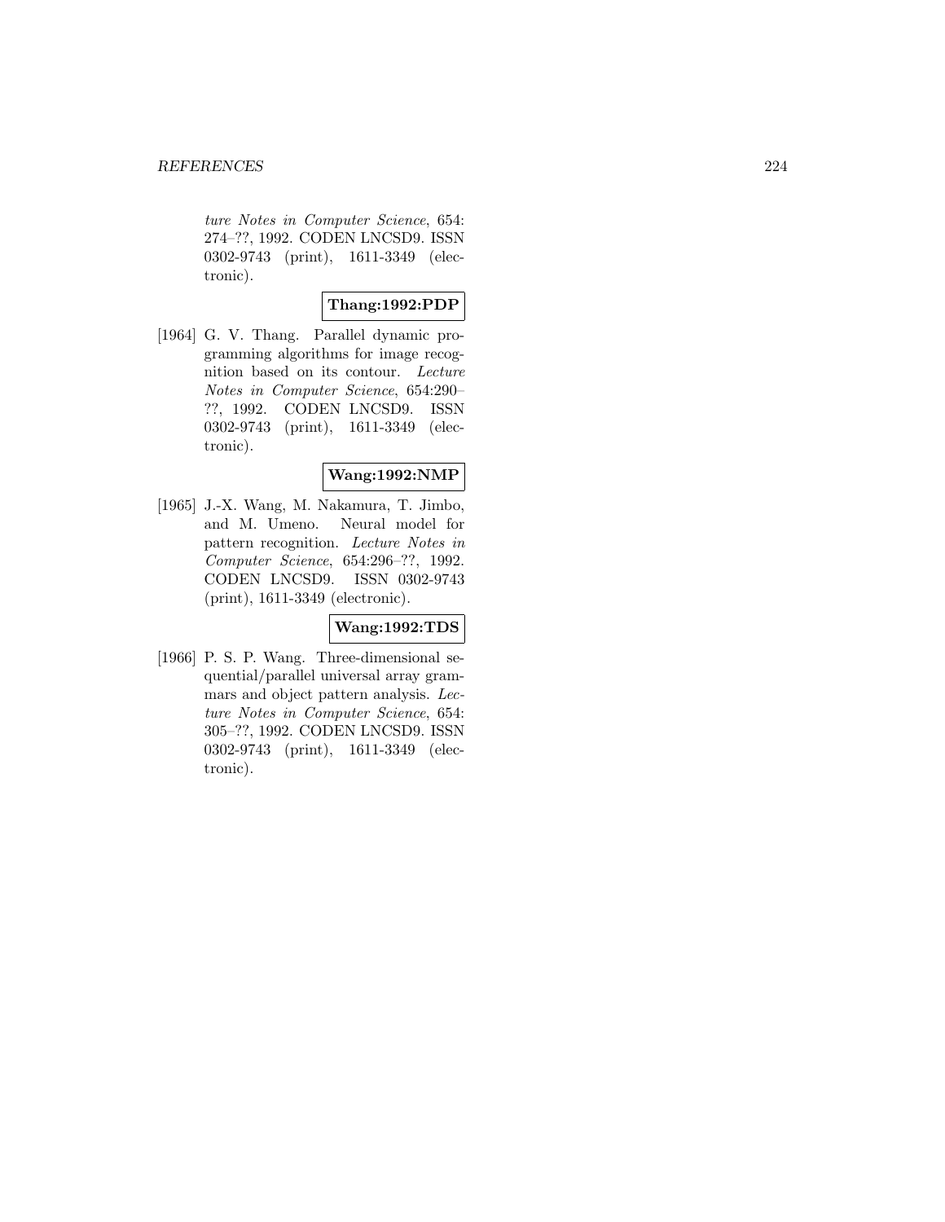ture Notes in Computer Science*, 654: 274–??, 1992. CODEN LNCSD9. ISSN 0302-9743 (print), 1611-3349 (electronic).

**Thang:1992:PDP**

[1964] G. V. Thang. Parallel dynamic programming algorithms for image recognition based on its contour. *Lecture Notes in Computer Science*, 654:290–??, 1992. CODEN LNCSD9. ISSN 0302-9743 (print), 1611-3349 (electronic).

**Wang:1992:NMP**

[1965] J.-X. Wang, M. Nakamura, T. Jimbo, and M. Umeno. Neural model for pattern recognition. *Lecture Notes in Computer Science*, 654:296–??, 1992. CODEN LNCSD9. ISSN 0302-9743 (print), 1611-3349 (electronic).

**Wang:1992:TDS**

[1966] P. S. P. Wang. Three-dimensional sequential/parallel universal array grammars and object pattern analysis. *Lecture Notes in Computer Science*, 654: 305–??, 1992. CODEN LNCSD9. ISSN 0302-9743 (print), 1611-3349 (electronic).